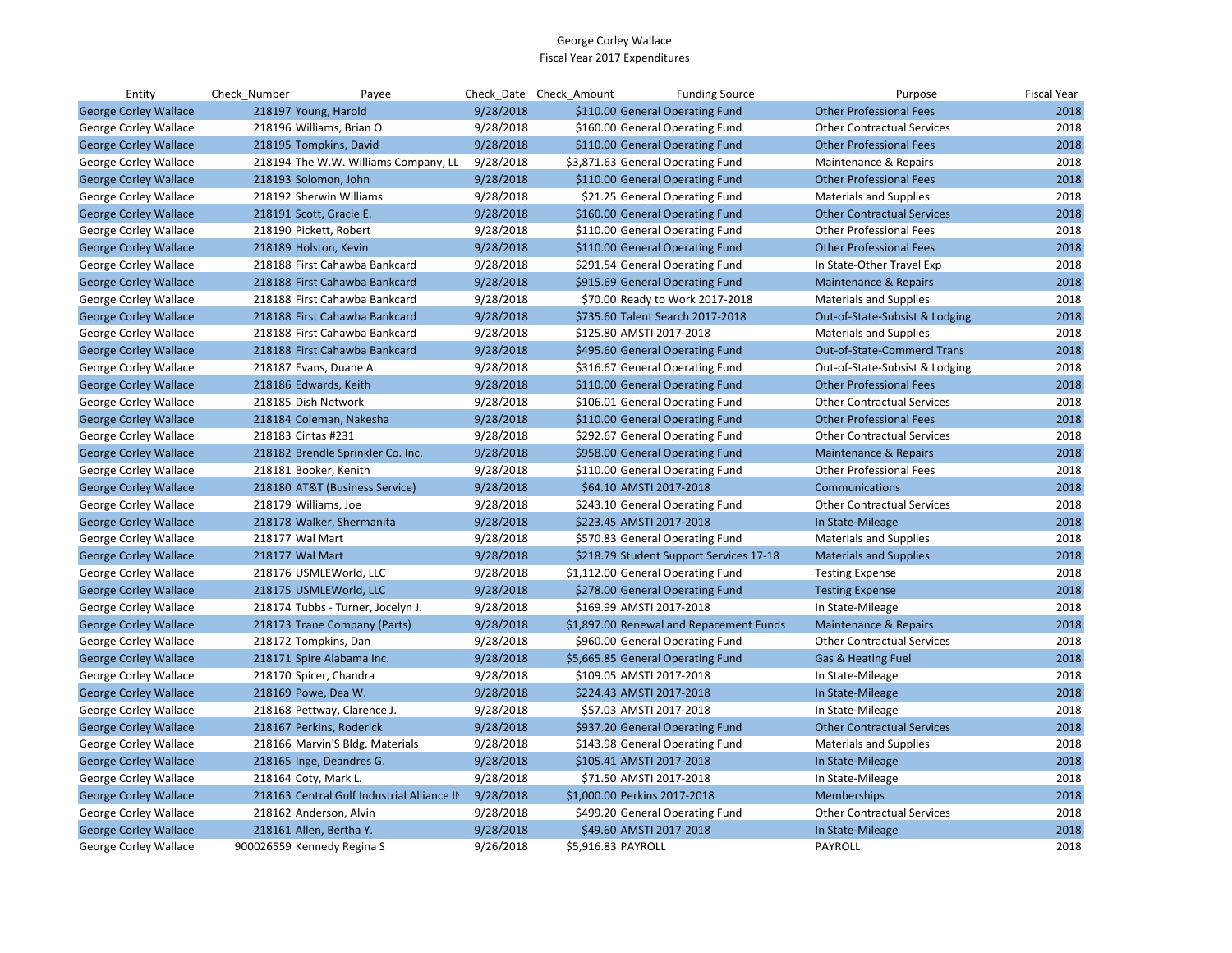# George Corley Wallace
## Fiscal Year 2017 Expenditures

| Entity | Check_Number | Payee | Check_Date | Check_Amount | Funding Source | Purpose | Fiscal Year |
|---|---|---|---|---|---|---|---|
| George Corley Wallace | 218197 | Young, Harold | 9/28/2018 | $110.00 | General Operating Fund | Other Professional Fees | 2018 |
| George Corley Wallace | 218196 | Williams, Brian O. | 9/28/2018 | $160.00 | General Operating Fund | Other Contractual Services | 2018 |
| George Corley Wallace | 218195 | Tompkins, David | 9/28/2018 | $110.00 | General Operating Fund | Other Professional Fees | 2018 |
| George Corley Wallace | 218194 | The W.W. Williams Company, LL | 9/28/2018 | $3,871.63 | General Operating Fund | Maintenance & Repairs | 2018 |
| George Corley Wallace | 218193 | Solomon, John | 9/28/2018 | $110.00 | General Operating Fund | Other Professional Fees | 2018 |
| George Corley Wallace | 218192 | Sherwin Williams | 9/28/2018 | $21.25 | General Operating Fund | Materials and Supplies | 2018 |
| George Corley Wallace | 218191 | Scott, Gracie E. | 9/28/2018 | $160.00 | General Operating Fund | Other Contractual Services | 2018 |
| George Corley Wallace | 218190 | Pickett, Robert | 9/28/2018 | $110.00 | General Operating Fund | Other Professional Fees | 2018 |
| George Corley Wallace | 218189 | Holston, Kevin | 9/28/2018 | $110.00 | General Operating Fund | Other Professional Fees | 2018 |
| George Corley Wallace | 218188 | First Cahawba Bankcard | 9/28/2018 | $291.54 | General Operating Fund | In State-Other Travel Exp | 2018 |
| George Corley Wallace | 218188 | First Cahawba Bankcard | 9/28/2018 | $915.69 | General Operating Fund | Maintenance & Repairs | 2018 |
| George Corley Wallace | 218188 | First Cahawba Bankcard | 9/28/2018 | $70.00 | Ready to Work 2017-2018 | Materials and Supplies | 2018 |
| George Corley Wallace | 218188 | First Cahawba Bankcard | 9/28/2018 | $735.60 | Talent Search 2017-2018 | Out-of-State-Subsist & Lodging | 2018 |
| George Corley Wallace | 218188 | First Cahawba Bankcard | 9/28/2018 | $125.80 | AMSTI 2017-2018 | Materials and Supplies | 2018 |
| George Corley Wallace | 218188 | First Cahawba Bankcard | 9/28/2018 | $495.60 | General Operating Fund | Out-of-State-Commercl Trans | 2018 |
| George Corley Wallace | 218187 | Evans, Duane A. | 9/28/2018 | $316.67 | General Operating Fund | Out-of-State-Subsist & Lodging | 2018 |
| George Corley Wallace | 218186 | Edwards, Keith | 9/28/2018 | $110.00 | General Operating Fund | Other Professional Fees | 2018 |
| George Corley Wallace | 218185 | Dish Network | 9/28/2018 | $106.01 | General Operating Fund | Other Contractual Services | 2018 |
| George Corley Wallace | 218184 | Coleman, Nakesha | 9/28/2018 | $110.00 | General Operating Fund | Other Professional Fees | 2018 |
| George Corley Wallace | 218183 | Cintas #231 | 9/28/2018 | $292.67 | General Operating Fund | Other Contractual Services | 2018 |
| George Corley Wallace | 218182 | Brendle Sprinkler Co. Inc. | 9/28/2018 | $958.00 | General Operating Fund | Maintenance & Repairs | 2018 |
| George Corley Wallace | 218181 | Booker, Kenith | 9/28/2018 | $110.00 | General Operating Fund | Other Professional Fees | 2018 |
| George Corley Wallace | 218180 | AT&T (Business Service) | 9/28/2018 | $64.10 | AMSTI 2017-2018 | Communications | 2018 |
| George Corley Wallace | 218179 | Williams, Joe | 9/28/2018 | $243.10 | General Operating Fund | Other Contractual Services | 2018 |
| George Corley Wallace | 218178 | Walker, Shermanita | 9/28/2018 | $223.45 | AMSTI 2017-2018 | In State-Mileage | 2018 |
| George Corley Wallace | 218177 | Wal Mart | 9/28/2018 | $570.83 | General Operating Fund | Materials and Supplies | 2018 |
| George Corley Wallace | 218177 | Wal Mart | 9/28/2018 | $218.79 | Student Support Services 17-18 | Materials and Supplies | 2018 |
| George Corley Wallace | 218176 | USMLEWorld, LLC | 9/28/2018 | $1,112.00 | General Operating Fund | Testing Expense | 2018 |
| George Corley Wallace | 218175 | USMLEWorld, LLC | 9/28/2018 | $278.00 | General Operating Fund | Testing Expense | 2018 |
| George Corley Wallace | 218174 | Tubbs - Turner, Jocelyn J. | 9/28/2018 | $169.99 | AMSTI 2017-2018 | In State-Mileage | 2018 |
| George Corley Wallace | 218173 | Trane Company (Parts) | 9/28/2018 | $1,897.00 | Renewal and Repacement Funds | Maintenance & Repairs | 2018 |
| George Corley Wallace | 218172 | Tompkins, Dan | 9/28/2018 | $960.00 | General Operating Fund | Other Contractual Services | 2018 |
| George Corley Wallace | 218171 | Spire Alabama Inc. | 9/28/2018 | $5,665.85 | General Operating Fund | Gas & Heating Fuel | 2018 |
| George Corley Wallace | 218170 | Spicer, Chandra | 9/28/2018 | $109.05 | AMSTI 2017-2018 | In State-Mileage | 2018 |
| George Corley Wallace | 218169 | Powe, Dea W. | 9/28/2018 | $224.43 | AMSTI 2017-2018 | In State-Mileage | 2018 |
| George Corley Wallace | 218168 | Pettway, Clarence J. | 9/28/2018 | $57.03 | AMSTI 2017-2018 | In State-Mileage | 2018 |
| George Corley Wallace | 218167 | Perkins, Roderick | 9/28/2018 | $937.20 | General Operating Fund | Other Contractual Services | 2018 |
| George Corley Wallace | 218166 | Marvin'S Bldg. Materials | 9/28/2018 | $143.98 | General Operating Fund | Materials and Supplies | 2018 |
| George Corley Wallace | 218165 | Inge, Deandres G. | 9/28/2018 | $105.41 | AMSTI 2017-2018 | In State-Mileage | 2018 |
| George Corley Wallace | 218164 | Coty, Mark L. | 9/28/2018 | $71.50 | AMSTI 2017-2018 | In State-Mileage | 2018 |
| George Corley Wallace | 218163 | Central Gulf Industrial Alliance IN | 9/28/2018 | $1,000.00 | Perkins 2017-2018 | Memberships | 2018 |
| George Corley Wallace | 218162 | Anderson, Alvin | 9/28/2018 | $499.20 | General Operating Fund | Other Contractual Services | 2018 |
| George Corley Wallace | 218161 | Allen, Bertha Y. | 9/28/2018 | $49.60 | AMSTI 2017-2018 | In State-Mileage | 2018 |
| George Corley Wallace | 900026559 | Kennedy Regina S | 9/26/2018 | $5,916.83 | PAYROLL | PAYROLL | 2018 |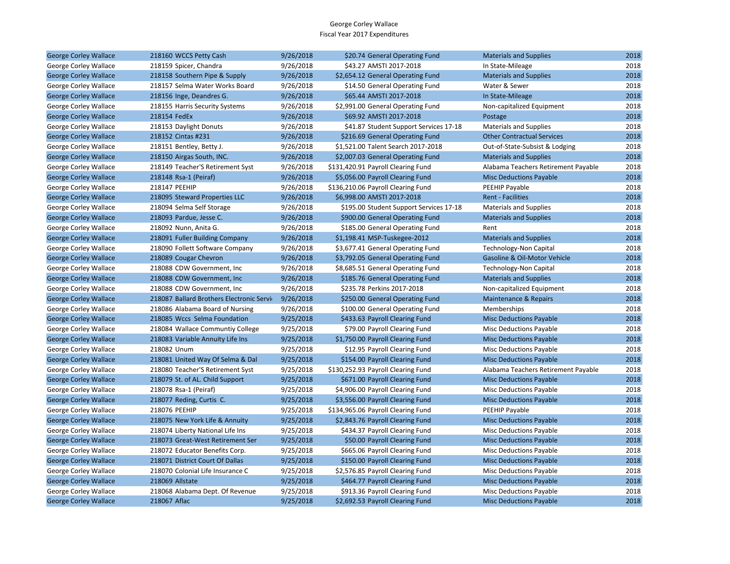George Corley Wallace
Fiscal Year 2017 Expenditures

| | | | | | | |
|---|---|---|---|---|---|---|
| George Corley Wallace | 218160 WCCS Petty Cash | 9/26/2018 | $20.74 | General Operating Fund | Materials and Supplies | 2018 |
| George Corley Wallace | 218159 Spicer, Chandra | 9/26/2018 | $43.27 | AMSTI 2017-2018 | In State-Mileage | 2018 |
| George Corley Wallace | 218158 Southern Pipe & Supply | 9/26/2018 | $2,654.12 | General Operating Fund | Materials and Supplies | 2018 |
| George Corley Wallace | 218157 Selma Water Works Board | 9/26/2018 | $14.50 | General Operating Fund | Water & Sewer | 2018 |
| George Corley Wallace | 218156 Inge, Deandres G. | 9/26/2018 | $65.44 | AMSTI 2017-2018 | In State-Mileage | 2018 |
| George Corley Wallace | 218155 Harris Security Systems | 9/26/2018 | $2,991.00 | General Operating Fund | Non-capitalized Equipment | 2018 |
| George Corley Wallace | 218154 FedEx | 9/26/2018 | $69.92 | AMSTI 2017-2018 | Postage | 2018 |
| George Corley Wallace | 218153 Daylight Donuts | 9/26/2018 | $41.87 | Student Support Services 17-18 | Materials and Supplies | 2018 |
| George Corley Wallace | 218152 Cintas #231 | 9/26/2018 | $216.69 | General Operating Fund | Other Contractual Services | 2018 |
| George Corley Wallace | 218151 Bentley, Betty J. | 9/26/2018 | $1,521.00 | Talent Search 2017-2018 | Out-of-State-Subsist & Lodging | 2018 |
| George Corley Wallace | 218150 Airgas South, INC. | 9/26/2018 | $2,007.03 | General Operating Fund | Materials and Supplies | 2018 |
| George Corley Wallace | 218149 Teacher'S Retirement Syst | 9/26/2018 | $131,420.91 | Payroll Clearing Fund | Alabama Teachers Retirement Payable | 2018 |
| George Corley Wallace | 218148 Rsa-1 (Peiraf) | 9/26/2018 | $5,056.00 | Payroll Clearing Fund | Misc Deductions Payable | 2018 |
| George Corley Wallace | 218147 PEEHIP | 9/26/2018 | $136,210.06 | Payroll Clearing Fund | PEEHIP Payable | 2018 |
| George Corley Wallace | 218095 Steward Properties LLC | 9/26/2018 | $6,998.00 | AMSTI 2017-2018 | Rent - Facilities | 2018 |
| George Corley Wallace | 218094 Selma Self Storage | 9/26/2018 | $195.00 | Student Support Services 17-18 | Materials and Supplies | 2018 |
| George Corley Wallace | 218093 Pardue, Jesse C. | 9/26/2018 | $900.00 | General Operating Fund | Materials and Supplies | 2018 |
| George Corley Wallace | 218092 Nunn, Anita G. | 9/26/2018 | $185.00 | General Operating Fund | Rent | 2018 |
| George Corley Wallace | 218091 Fuller Building Company | 9/26/2018 | $1,198.41 | MSP-Tuskegee-2012 | Materials and Supplies | 2018 |
| George Corley Wallace | 218090 Follett Software Company | 9/26/2018 | $3,677.41 | General Operating Fund | Technology-Non Capital | 2018 |
| George Corley Wallace | 218089 Cougar Chevron | 9/26/2018 | $3,792.05 | General Operating Fund | Gasoline & Oil-Motor Vehicle | 2018 |
| George Corley Wallace | 218088 CDW Government, Inc | 9/26/2018 | $8,685.51 | General Operating Fund | Technology-Non Capital | 2018 |
| George Corley Wallace | 218088 CDW Government, Inc | 9/26/2018 | $185.76 | General Operating Fund | Materials and Supplies | 2018 |
| George Corley Wallace | 218088 CDW Government, Inc | 9/26/2018 | $235.78 | Perkins 2017-2018 | Non-capitalized Equipment | 2018 |
| George Corley Wallace | 218087 Ballard Brothers Electronic Servi | 9/26/2018 | $250.00 | General Operating Fund | Maintenance & Repairs | 2018 |
| George Corley Wallace | 218086 Alabama Board of Nursing | 9/26/2018 | $100.00 | General Operating Fund | Memberships | 2018 |
| George Corley Wallace | 218085 Wccs Selma Foundation | 9/25/2018 | $433.63 | Payroll Clearing Fund | Misc Deductions Payable | 2018 |
| George Corley Wallace | 218084 Wallace Communtiy College | 9/25/2018 | $79.00 | Payroll Clearing Fund | Misc Deductions Payable | 2018 |
| George Corley Wallace | 218083 Variable Annuity Life Ins | 9/25/2018 | $1,750.00 | Payroll Clearing Fund | Misc Deductions Payable | 2018 |
| George Corley Wallace | 218082 Unum | 9/25/2018 | $12.95 | Payroll Clearing Fund | Misc Deductions Payable | 2018 |
| George Corley Wallace | 218081 United Way Of Selma & Dal | 9/25/2018 | $154.00 | Payroll Clearing Fund | Misc Deductions Payable | 2018 |
| George Corley Wallace | 218080 Teacher'S Retirement Syst | 9/25/2018 | $130,252.93 | Payroll Clearing Fund | Alabama Teachers Retirement Payable | 2018 |
| George Corley Wallace | 218079 St. of AL. Child Support | 9/25/2018 | $671.00 | Payroll Clearing Fund | Misc Deductions Payable | 2018 |
| George Corley Wallace | 218078 Rsa-1 (Peiraf) | 9/25/2018 | $4,906.00 | Payroll Clearing Fund | Misc Deductions Payable | 2018 |
| George Corley Wallace | 218077 Reding, Curtis C. | 9/25/2018 | $3,556.00 | Payroll Clearing Fund | Misc Deductions Payable | 2018 |
| George Corley Wallace | 218076 PEEHIP | 9/25/2018 | $134,965.06 | Payroll Clearing Fund | PEEHIP Payable | 2018 |
| George Corley Wallace | 218075 New York Life & Annuity | 9/25/2018 | $2,843.76 | Payroll Clearing Fund | Misc Deductions Payable | 2018 |
| George Corley Wallace | 218074 Liberty National Life Ins | 9/25/2018 | $434.37 | Payroll Clearing Fund | Misc Deductions Payable | 2018 |
| George Corley Wallace | 218073 Great-West Retirement Ser | 9/25/2018 | $50.00 | Payroll Clearing Fund | Misc Deductions Payable | 2018 |
| George Corley Wallace | 218072 Educator Benefits Corp. | 9/25/2018 | $665.06 | Payroll Clearing Fund | Misc Deductions Payable | 2018 |
| George Corley Wallace | 218071 District Court Of Dallas | 9/25/2018 | $150.00 | Payroll Clearing Fund | Misc Deductions Payable | 2018 |
| George Corley Wallace | 218070 Colonial Life Insurance C | 9/25/2018 | $2,576.85 | Payroll Clearing Fund | Misc Deductions Payable | 2018 |
| George Corley Wallace | 218069 Allstate | 9/25/2018 | $464.77 | Payroll Clearing Fund | Misc Deductions Payable | 2018 |
| George Corley Wallace | 218068 Alabama Dept. Of Revenue | 9/25/2018 | $913.36 | Payroll Clearing Fund | Misc Deductions Payable | 2018 |
| George Corley Wallace | 218067 Aflac | 9/25/2018 | $2,692.53 | Payroll Clearing Fund | Misc Deductions Payable | 2018 |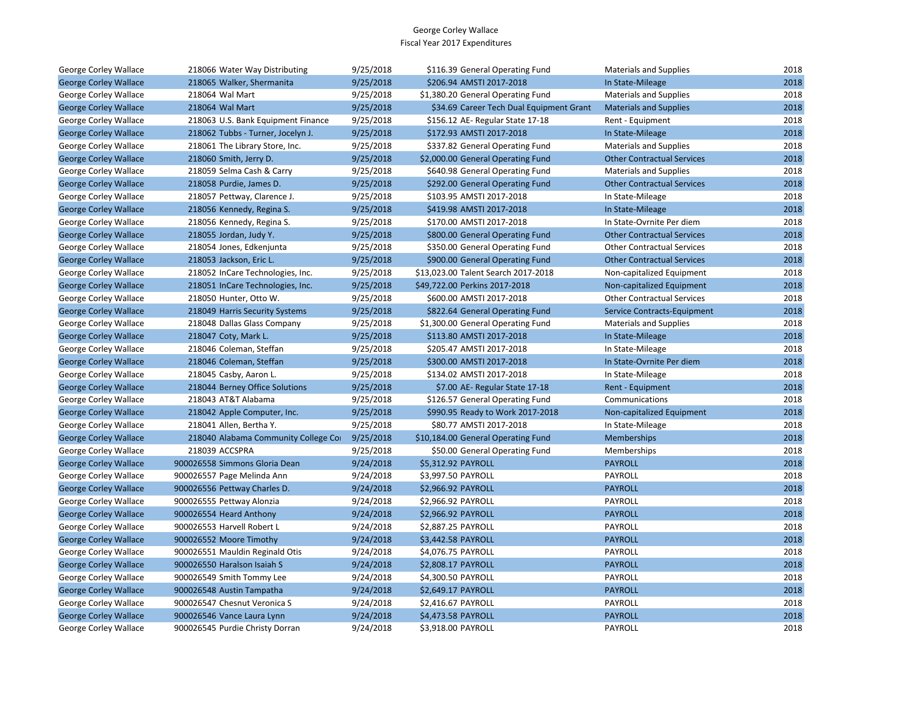George Corley Wallace
Fiscal Year 2017 Expenditures

| | | | | | | |
|---|---|---|---|---|---|---|
| George Corley Wallace | 218066 Water Way Distributing | 9/25/2018 | $116.39 | General Operating Fund | Materials and Supplies | 2018 |
| George Corley Wallace | 218065 Walker, Shermanita | 9/25/2018 | $206.94 | AMSTI 2017-2018 | In State-Mileage | 2018 |
| George Corley Wallace | 218064 Wal Mart | 9/25/2018 | $1,380.20 | General Operating Fund | Materials and Supplies | 2018 |
| George Corley Wallace | 218064 Wal Mart | 9/25/2018 | $34.69 | Career Tech Dual Equipment Grant | Materials and Supplies | 2018 |
| George Corley Wallace | 218063 U.S. Bank Equipment Finance | 9/25/2018 | $156.12 | AE- Regular State 17-18 | Rent - Equipment | 2018 |
| George Corley Wallace | 218062 Tubbs - Turner, Jocelyn J. | 9/25/2018 | $172.93 | AMSTI 2017-2018 | In State-Mileage | 2018 |
| George Corley Wallace | 218061 The Library Store, Inc. | 9/25/2018 | $337.82 | General Operating Fund | Materials and Supplies | 2018 |
| George Corley Wallace | 218060 Smith, Jerry D. | 9/25/2018 | $2,000.00 | General Operating Fund | Other Contractual Services | 2018 |
| George Corley Wallace | 218059 Selma Cash & Carry | 9/25/2018 | $640.98 | General Operating Fund | Materials and Supplies | 2018 |
| George Corley Wallace | 218058 Purdie, James D. | 9/25/2018 | $292.00 | General Operating Fund | Other Contractual Services | 2018 |
| George Corley Wallace | 218057 Pettway, Clarence J. | 9/25/2018 | $103.95 | AMSTI 2017-2018 | In State-Mileage | 2018 |
| George Corley Wallace | 218056 Kennedy, Regina S. | 9/25/2018 | $419.98 | AMSTI 2017-2018 | In State-Mileage | 2018 |
| George Corley Wallace | 218056 Kennedy, Regina S. | 9/25/2018 | $170.00 | AMSTI 2017-2018 | In State-Ovrnite Per diem | 2018 |
| George Corley Wallace | 218055 Jordan, Judy Y. | 9/25/2018 | $800.00 | General Operating Fund | Other Contractual Services | 2018 |
| George Corley Wallace | 218054 Jones, Edkenjunta | 9/25/2018 | $350.00 | General Operating Fund | Other Contractual Services | 2018 |
| George Corley Wallace | 218053 Jackson, Eric L. | 9/25/2018 | $900.00 | General Operating Fund | Other Contractual Services | 2018 |
| George Corley Wallace | 218052 InCare Technologies, Inc. | 9/25/2018 | $13,023.00 | Talent Search 2017-2018 | Non-capitalized Equipment | 2018 |
| George Corley Wallace | 218051 InCare Technologies, Inc. | 9/25/2018 | $49,722.00 | Perkins 2017-2018 | Non-capitalized Equipment | 2018 |
| George Corley Wallace | 218050 Hunter, Otto W. | 9/25/2018 | $600.00 | AMSTI 2017-2018 | Other Contractual Services | 2018 |
| George Corley Wallace | 218049 Harris Security Systems | 9/25/2018 | $822.64 | General Operating Fund | Service Contracts-Equipment | 2018 |
| George Corley Wallace | 218048 Dallas Glass Company | 9/25/2018 | $1,300.00 | General Operating Fund | Materials and Supplies | 2018 |
| George Corley Wallace | 218047 Coty, Mark L. | 9/25/2018 | $113.80 | AMSTI 2017-2018 | In State-Mileage | 2018 |
| George Corley Wallace | 218046 Coleman, Steffan | 9/25/2018 | $205.47 | AMSTI 2017-2018 | In State-Mileage | 2018 |
| George Corley Wallace | 218046 Coleman, Steffan | 9/25/2018 | $300.00 | AMSTI 2017-2018 | In State-Ovrnite Per diem | 2018 |
| George Corley Wallace | 218045 Casby, Aaron L. | 9/25/2018 | $134.02 | AMSTI 2017-2018 | In State-Mileage | 2018 |
| George Corley Wallace | 218044 Berney Office Solutions | 9/25/2018 | $7.00 | AE- Regular State 17-18 | Rent - Equipment | 2018 |
| George Corley Wallace | 218043 AT&T Alabama | 9/25/2018 | $126.57 | General Operating Fund | Communications | 2018 |
| George Corley Wallace | 218042 Apple Computer, Inc. | 9/25/2018 | $990.95 | Ready to Work 2017-2018 | Non-capitalized Equipment | 2018 |
| George Corley Wallace | 218041 Allen, Bertha Y. | 9/25/2018 | $80.77 | AMSTI 2017-2018 | In State-Mileage | 2018 |
| George Corley Wallace | 218040 Alabama Community College Coı | 9/25/2018 | $10,184.00 | General Operating Fund | Memberships | 2018 |
| George Corley Wallace | 218039 ACCSPRA | 9/25/2018 | $50.00 | General Operating Fund | Memberships | 2018 |
| George Corley Wallace | 900026558 Simmons Gloria Dean | 9/24/2018 | $5,312.92 | PAYROLL | PAYROLL | 2018 |
| George Corley Wallace | 900026557 Page Melinda Ann | 9/24/2018 | $3,997.50 | PAYROLL | PAYROLL | 2018 |
| George Corley Wallace | 900026556 Pettway Charles D. | 9/24/2018 | $2,966.92 | PAYROLL | PAYROLL | 2018 |
| George Corley Wallace | 900026555 Pettway Alonzia | 9/24/2018 | $2,966.92 | PAYROLL | PAYROLL | 2018 |
| George Corley Wallace | 900026554 Heard Anthony | 9/24/2018 | $2,966.92 | PAYROLL | PAYROLL | 2018 |
| George Corley Wallace | 900026553 Harvell Robert L | 9/24/2018 | $2,887.25 | PAYROLL | PAYROLL | 2018 |
| George Corley Wallace | 900026552 Moore Timothy | 9/24/2018 | $3,442.58 | PAYROLL | PAYROLL | 2018 |
| George Corley Wallace | 900026551 Mauldin Reginald Otis | 9/24/2018 | $4,076.75 | PAYROLL | PAYROLL | 2018 |
| George Corley Wallace | 900026550 Haralson Isaiah S | 9/24/2018 | $2,808.17 | PAYROLL | PAYROLL | 2018 |
| George Corley Wallace | 900026549 Smith Tommy Lee | 9/24/2018 | $4,300.50 | PAYROLL | PAYROLL | 2018 |
| George Corley Wallace | 900026548 Austin Tampatha | 9/24/2018 | $2,649.17 | PAYROLL | PAYROLL | 2018 |
| George Corley Wallace | 900026547 Chesnut Veronica S | 9/24/2018 | $2,416.67 | PAYROLL | PAYROLL | 2018 |
| George Corley Wallace | 900026546 Vance Laura Lynn | 9/24/2018 | $4,473.58 | PAYROLL | PAYROLL | 2018 |
| George Corley Wallace | 900026545 Purdie Christy Dorran | 9/24/2018 | $3,918.00 | PAYROLL | PAYROLL | 2018 |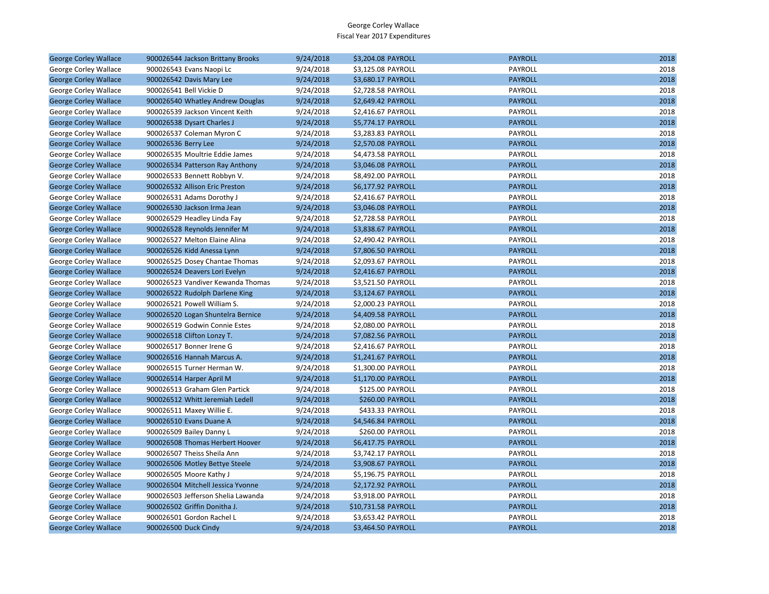George Corley Wallace
Fiscal Year 2017 Expenditures

| | | | | | | |
|---|---|---|---|---|---|---|
| George Corley Wallace | 900026544 Jackson Brittany Brooks | 9/24/2018 | $3,204.08 PAYROLL | PAYROLL | | 2018 |
| George Corley Wallace | 900026543 Evans Naopi Lc | 9/24/2018 | $3,125.08 PAYROLL | PAYROLL | | 2018 |
| George Corley Wallace | 900026542 Davis Mary Lee | 9/24/2018 | $3,680.17 PAYROLL | PAYROLL | | 2018 |
| George Corley Wallace | 900026541 Bell Vickie D | 9/24/2018 | $2,728.58 PAYROLL | PAYROLL | | 2018 |
| George Corley Wallace | 900026540 Whatley Andrew Douglas | 9/24/2018 | $2,649.42 PAYROLL | PAYROLL | | 2018 |
| George Corley Wallace | 900026539 Jackson Vincent Keith | 9/24/2018 | $2,416.67 PAYROLL | PAYROLL | | 2018 |
| George Corley Wallace | 900026538 Dysart Charles J | 9/24/2018 | $5,774.17 PAYROLL | PAYROLL | | 2018 |
| George Corley Wallace | 900026537 Coleman Myron C | 9/24/2018 | $3,283.83 PAYROLL | PAYROLL | | 2018 |
| George Corley Wallace | 900026536 Berry Lee | 9/24/2018 | $2,570.08 PAYROLL | PAYROLL | | 2018 |
| George Corley Wallace | 900026535 Moultrie Eddie James | 9/24/2018 | $4,473.58 PAYROLL | PAYROLL | | 2018 |
| George Corley Wallace | 900026534 Patterson Ray Anthony | 9/24/2018 | $3,046.08 PAYROLL | PAYROLL | | 2018 |
| George Corley Wallace | 900026533 Bennett Robbyn V. | 9/24/2018 | $8,492.00 PAYROLL | PAYROLL | | 2018 |
| George Corley Wallace | 900026532 Allison Eric Preston | 9/24/2018 | $6,177.92 PAYROLL | PAYROLL | | 2018 |
| George Corley Wallace | 900026531 Adams Dorothy J | 9/24/2018 | $2,416.67 PAYROLL | PAYROLL | | 2018 |
| George Corley Wallace | 900026530 Jackson Irma Jean | 9/24/2018 | $3,046.08 PAYROLL | PAYROLL | | 2018 |
| George Corley Wallace | 900026529 Headley Linda Fay | 9/24/2018 | $2,728.58 PAYROLL | PAYROLL | | 2018 |
| George Corley Wallace | 900026528 Reynolds Jennifer M | 9/24/2018 | $3,838.67 PAYROLL | PAYROLL | | 2018 |
| George Corley Wallace | 900026527 Melton Elaine Alina | 9/24/2018 | $2,490.42 PAYROLL | PAYROLL | | 2018 |
| George Corley Wallace | 900026526 Kidd Anessa Lynn | 9/24/2018 | $7,806.50 PAYROLL | PAYROLL | | 2018 |
| George Corley Wallace | 900026525 Dosey Chantae Thomas | 9/24/2018 | $2,093.67 PAYROLL | PAYROLL | | 2018 |
| George Corley Wallace | 900026524 Deavers Lori Evelyn | 9/24/2018 | $2,416.67 PAYROLL | PAYROLL | | 2018 |
| George Corley Wallace | 900026523 Vandiver Kewanda Thomas | 9/24/2018 | $3,521.50 PAYROLL | PAYROLL | | 2018 |
| George Corley Wallace | 900026522 Rudolph Darlene King | 9/24/2018 | $3,124.67 PAYROLL | PAYROLL | | 2018 |
| George Corley Wallace | 900026521 Powell William S. | 9/24/2018 | $2,000.23 PAYROLL | PAYROLL | | 2018 |
| George Corley Wallace | 900026520 Logan Shuntelra Bernice | 9/24/2018 | $4,409.58 PAYROLL | PAYROLL | | 2018 |
| George Corley Wallace | 900026519 Godwin Connie Estes | 9/24/2018 | $2,080.00 PAYROLL | PAYROLL | | 2018 |
| George Corley Wallace | 900026518 Clifton Lonzy T. | 9/24/2018 | $7,082.56 PAYROLL | PAYROLL | | 2018 |
| George Corley Wallace | 900026517 Bonner Irene G | 9/24/2018 | $2,416.67 PAYROLL | PAYROLL | | 2018 |
| George Corley Wallace | 900026516 Hannah Marcus A. | 9/24/2018 | $1,241.67 PAYROLL | PAYROLL | | 2018 |
| George Corley Wallace | 900026515 Turner Herman W. | 9/24/2018 | $1,300.00 PAYROLL | PAYROLL | | 2018 |
| George Corley Wallace | 900026514 Harper April M | 9/24/2018 | $1,170.00 PAYROLL | PAYROLL | | 2018 |
| George Corley Wallace | 900026513 Graham Glen Partick | 9/24/2018 | $125.00 PAYROLL | PAYROLL | | 2018 |
| George Corley Wallace | 900026512 Whitt Jeremiah Ledell | 9/24/2018 | $260.00 PAYROLL | PAYROLL | | 2018 |
| George Corley Wallace | 900026511 Maxey Willie E. | 9/24/2018 | $433.33 PAYROLL | PAYROLL | | 2018 |
| George Corley Wallace | 900026510 Evans Duane A | 9/24/2018 | $4,546.84 PAYROLL | PAYROLL | | 2018 |
| George Corley Wallace | 900026509 Bailey Danny L | 9/24/2018 | $260.00 PAYROLL | PAYROLL | | 2018 |
| George Corley Wallace | 900026508 Thomas Herbert Hoover | 9/24/2018 | $6,417.75 PAYROLL | PAYROLL | | 2018 |
| George Corley Wallace | 900026507 Theiss Sheila Ann | 9/24/2018 | $3,742.17 PAYROLL | PAYROLL | | 2018 |
| George Corley Wallace | 900026506 Motley Bettye Steele | 9/24/2018 | $3,908.67 PAYROLL | PAYROLL | | 2018 |
| George Corley Wallace | 900026505 Moore Kathy J | 9/24/2018 | $5,196.75 PAYROLL | PAYROLL | | 2018 |
| George Corley Wallace | 900026504 Mitchell Jessica Yvonne | 9/24/2018 | $2,172.92 PAYROLL | PAYROLL | | 2018 |
| George Corley Wallace | 900026503 Jefferson Shelia Lawanda | 9/24/2018 | $3,918.00 PAYROLL | PAYROLL | | 2018 |
| George Corley Wallace | 900026502 Griffin Donitha J. | 9/24/2018 | $10,731.58 PAYROLL | PAYROLL | | 2018 |
| George Corley Wallace | 900026501 Gordon Rachel L | 9/24/2018 | $3,653.42 PAYROLL | PAYROLL | | 2018 |
| George Corley Wallace | 900026500 Duck Cindy | 9/24/2018 | $3,464.50 PAYROLL | PAYROLL | | 2018 |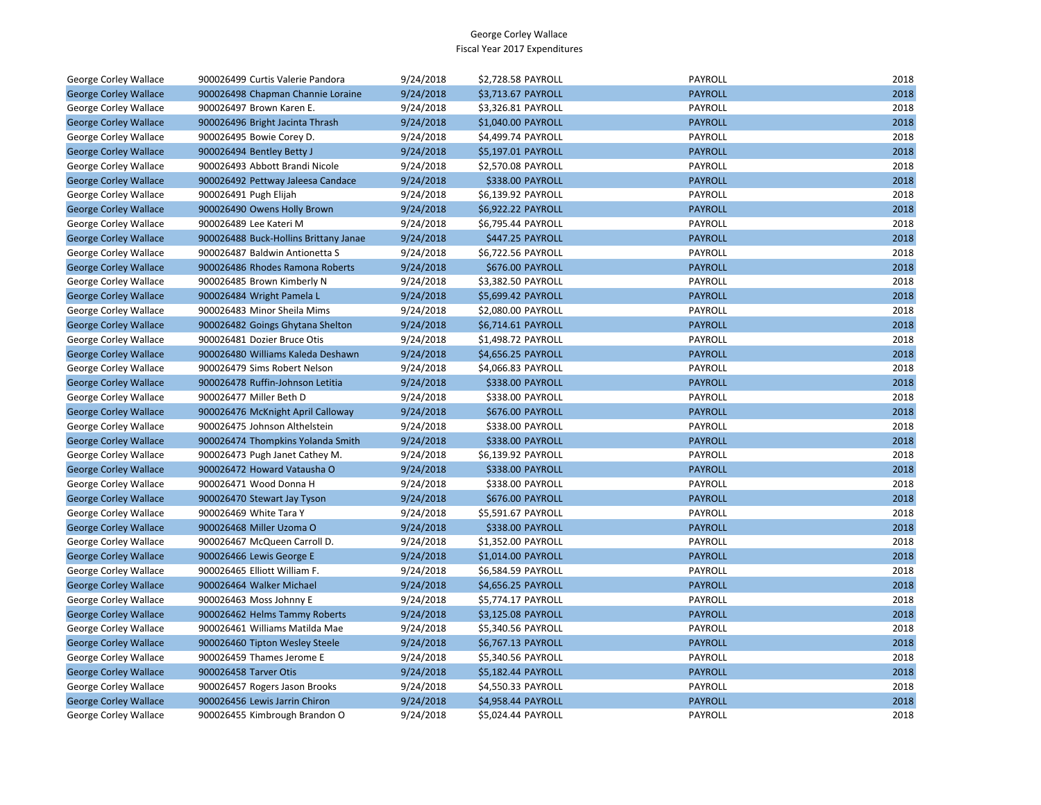| George Corley Wallace | 900026499 | Curtis Valerie Pandora | 9/24/2018 | $2,728.58 | PAYROLL | PAYROLL | 2018 |
|---|---|---|---|---|---|---|---|
| George Corley Wallace | 900026498 | Chapman Channie Loraine | 9/24/2018 | $3,713.67 | PAYROLL | PAYROLL | 2018 |
| George Corley Wallace | 900026497 | Brown Karen E. | 9/24/2018 | $3,326.81 | PAYROLL | PAYROLL | 2018 |
| George Corley Wallace | 900026496 | Bright Jacinta Thrash | 9/24/2018 | $1,040.00 | PAYROLL | PAYROLL | 2018 |
| George Corley Wallace | 900026495 | Bowie Corey D. | 9/24/2018 | $4,499.74 | PAYROLL | PAYROLL | 2018 |
| George Corley Wallace | 900026494 | Bentley Betty J | 9/24/2018 | $5,197.01 | PAYROLL | PAYROLL | 2018 |
| George Corley Wallace | 900026493 | Abbott Brandi Nicole | 9/24/2018 | $2,570.08 | PAYROLL | PAYROLL | 2018 |
| George Corley Wallace | 900026492 | Pettway Jaleesa Candace | 9/24/2018 | $338.00 | PAYROLL | PAYROLL | 2018 |
| George Corley Wallace | 900026491 | Pugh Elijah | 9/24/2018 | $6,139.92 | PAYROLL | PAYROLL | 2018 |
| George Corley Wallace | 900026490 | Owens Holly Brown | 9/24/2018 | $6,922.22 | PAYROLL | PAYROLL | 2018 |
| George Corley Wallace | 900026489 | Lee Kateri M | 9/24/2018 | $6,795.44 | PAYROLL | PAYROLL | 2018 |
| George Corley Wallace | 900026488 | Buck-Hollins Brittany Janae | 9/24/2018 | $447.25 | PAYROLL | PAYROLL | 2018 |
| George Corley Wallace | 900026487 | Baldwin Antionetta S | 9/24/2018 | $6,722.56 | PAYROLL | PAYROLL | 2018 |
| George Corley Wallace | 900026486 | Rhodes Ramona Roberts | 9/24/2018 | $676.00 | PAYROLL | PAYROLL | 2018 |
| George Corley Wallace | 900026485 | Brown Kimberly N | 9/24/2018 | $3,382.50 | PAYROLL | PAYROLL | 2018 |
| George Corley Wallace | 900026484 | Wright Pamela L | 9/24/2018 | $5,699.42 | PAYROLL | PAYROLL | 2018 |
| George Corley Wallace | 900026483 | Minor Sheila Mims | 9/24/2018 | $2,080.00 | PAYROLL | PAYROLL | 2018 |
| George Corley Wallace | 900026482 | Goings Ghytana Shelton | 9/24/2018 | $6,714.61 | PAYROLL | PAYROLL | 2018 |
| George Corley Wallace | 900026481 | Dozier Bruce Otis | 9/24/2018 | $1,498.72 | PAYROLL | PAYROLL | 2018 |
| George Corley Wallace | 900026480 | Williams Kaleda Deshawn | 9/24/2018 | $4,656.25 | PAYROLL | PAYROLL | 2018 |
| George Corley Wallace | 900026479 | Sims Robert Nelson | 9/24/2018 | $4,066.83 | PAYROLL | PAYROLL | 2018 |
| George Corley Wallace | 900026478 | Ruffin-Johnson Letitia | 9/24/2018 | $338.00 | PAYROLL | PAYROLL | 2018 |
| George Corley Wallace | 900026477 | Miller Beth D | 9/24/2018 | $338.00 | PAYROLL | PAYROLL | 2018 |
| George Corley Wallace | 900026476 | McKnight April Calloway | 9/24/2018 | $676.00 | PAYROLL | PAYROLL | 2018 |
| George Corley Wallace | 900026475 | Johnson Althelstein | 9/24/2018 | $338.00 | PAYROLL | PAYROLL | 2018 |
| George Corley Wallace | 900026474 | Thompkins Yolanda Smith | 9/24/2018 | $338.00 | PAYROLL | PAYROLL | 2018 |
| George Corley Wallace | 900026473 | Pugh Janet Cathey M. | 9/24/2018 | $6,139.92 | PAYROLL | PAYROLL | 2018 |
| George Corley Wallace | 900026472 | Howard Vatausha O | 9/24/2018 | $338.00 | PAYROLL | PAYROLL | 2018 |
| George Corley Wallace | 900026471 | Wood Donna H | 9/24/2018 | $338.00 | PAYROLL | PAYROLL | 2018 |
| George Corley Wallace | 900026470 | Stewart Jay Tyson | 9/24/2018 | $676.00 | PAYROLL | PAYROLL | 2018 |
| George Corley Wallace | 900026469 | White Tara Y | 9/24/2018 | $5,591.67 | PAYROLL | PAYROLL | 2018 |
| George Corley Wallace | 900026468 | Miller Uzoma O | 9/24/2018 | $338.00 | PAYROLL | PAYROLL | 2018 |
| George Corley Wallace | 900026467 | McQueen Carroll D. | 9/24/2018 | $1,352.00 | PAYROLL | PAYROLL | 2018 |
| George Corley Wallace | 900026466 | Lewis George E | 9/24/2018 | $1,014.00 | PAYROLL | PAYROLL | 2018 |
| George Corley Wallace | 900026465 | Elliott William F. | 9/24/2018 | $6,584.59 | PAYROLL | PAYROLL | 2018 |
| George Corley Wallace | 900026464 | Walker Michael | 9/24/2018 | $4,656.25 | PAYROLL | PAYROLL | 2018 |
| George Corley Wallace | 900026463 | Moss Johnny E | 9/24/2018 | $5,774.17 | PAYROLL | PAYROLL | 2018 |
| George Corley Wallace | 900026462 | Helms Tammy Roberts | 9/24/2018 | $3,125.08 | PAYROLL | PAYROLL | 2018 |
| George Corley Wallace | 900026461 | Williams Matilda Mae | 9/24/2018 | $5,340.56 | PAYROLL | PAYROLL | 2018 |
| George Corley Wallace | 900026460 | Tipton Wesley Steele | 9/24/2018 | $6,767.13 | PAYROLL | PAYROLL | 2018 |
| George Corley Wallace | 900026459 | Thames Jerome E | 9/24/2018 | $5,340.56 | PAYROLL | PAYROLL | 2018 |
| George Corley Wallace | 900026458 | Tarver Otis | 9/24/2018 | $5,182.44 | PAYROLL | PAYROLL | 2018 |
| George Corley Wallace | 900026457 | Rogers Jason Brooks | 9/24/2018 | $4,550.33 | PAYROLL | PAYROLL | 2018 |
| George Corley Wallace | 900026456 | Lewis Jarrin Chiron | 9/24/2018 | $4,958.44 | PAYROLL | PAYROLL | 2018 |
| George Corley Wallace | 900026455 | Kimbrough Brandon O | 9/24/2018 | $5,024.44 | PAYROLL | PAYROLL | 2018 |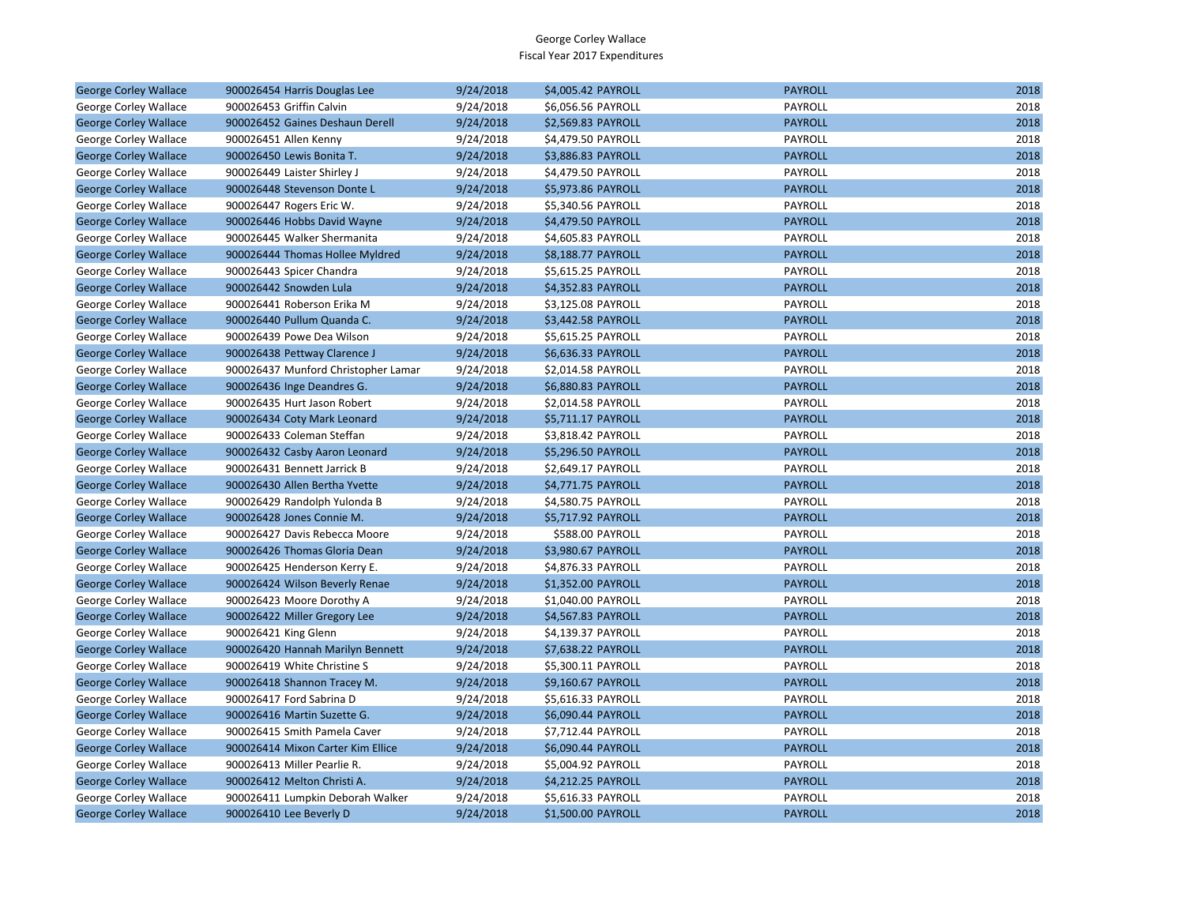George Corley Wallace
Fiscal Year 2017 Expenditures

| | | | | | | |
|---|---|---|---|---|---|---|
| George Corley Wallace | 900026454 Harris Douglas Lee | 9/24/2018 | $4,005.42 | PAYROLL | PAYROLL | 2018 |
| George Corley Wallace | 900026453 Griffin Calvin | 9/24/2018 | $6,056.56 | PAYROLL | PAYROLL | 2018 |
| George Corley Wallace | 900026452 Gaines Deshaun Derell | 9/24/2018 | $2,569.83 | PAYROLL | PAYROLL | 2018 |
| George Corley Wallace | 900026451 Allen Kenny | 9/24/2018 | $4,479.50 | PAYROLL | PAYROLL | 2018 |
| George Corley Wallace | 900026450 Lewis Bonita T. | 9/24/2018 | $3,886.83 | PAYROLL | PAYROLL | 2018 |
| George Corley Wallace | 900026449 Laister Shirley J | 9/24/2018 | $4,479.50 | PAYROLL | PAYROLL | 2018 |
| George Corley Wallace | 900026448 Stevenson Donte L | 9/24/2018 | $5,973.86 | PAYROLL | PAYROLL | 2018 |
| George Corley Wallace | 900026447 Rogers Eric W. | 9/24/2018 | $5,340.56 | PAYROLL | PAYROLL | 2018 |
| George Corley Wallace | 900026446 Hobbs David Wayne | 9/24/2018 | $4,479.50 | PAYROLL | PAYROLL | 2018 |
| George Corley Wallace | 900026445 Walker Shermanita | 9/24/2018 | $4,605.83 | PAYROLL | PAYROLL | 2018 |
| George Corley Wallace | 900026444 Thomas Hollee Myldred | 9/24/2018 | $8,188.77 | PAYROLL | PAYROLL | 2018 |
| George Corley Wallace | 900026443 Spicer Chandra | 9/24/2018 | $5,615.25 | PAYROLL | PAYROLL | 2018 |
| George Corley Wallace | 900026442 Snowden Lula | 9/24/2018 | $4,352.83 | PAYROLL | PAYROLL | 2018 |
| George Corley Wallace | 900026441 Roberson Erika M | 9/24/2018 | $3,125.08 | PAYROLL | PAYROLL | 2018 |
| George Corley Wallace | 900026440 Pullum Quanda C. | 9/24/2018 | $3,442.58 | PAYROLL | PAYROLL | 2018 |
| George Corley Wallace | 900026439 Powe Dea Wilson | 9/24/2018 | $5,615.25 | PAYROLL | PAYROLL | 2018 |
| George Corley Wallace | 900026438 Pettway Clarence J | 9/24/2018 | $6,636.33 | PAYROLL | PAYROLL | 2018 |
| George Corley Wallace | 900026437 Munford Christopher Lamar | 9/24/2018 | $2,014.58 | PAYROLL | PAYROLL | 2018 |
| George Corley Wallace | 900026436 Inge Deandres G. | 9/24/2018 | $6,880.83 | PAYROLL | PAYROLL | 2018 |
| George Corley Wallace | 900026435 Hurt Jason Robert | 9/24/2018 | $2,014.58 | PAYROLL | PAYROLL | 2018 |
| George Corley Wallace | 900026434 Coty Mark Leonard | 9/24/2018 | $5,711.17 | PAYROLL | PAYROLL | 2018 |
| George Corley Wallace | 900026433 Coleman Steffan | 9/24/2018 | $3,818.42 | PAYROLL | PAYROLL | 2018 |
| George Corley Wallace | 900026432 Casby Aaron Leonard | 9/24/2018 | $5,296.50 | PAYROLL | PAYROLL | 2018 |
| George Corley Wallace | 900026431 Bennett Jarrick B | 9/24/2018 | $2,649.17 | PAYROLL | PAYROLL | 2018 |
| George Corley Wallace | 900026430 Allen Bertha Yvette | 9/24/2018 | $4,771.75 | PAYROLL | PAYROLL | 2018 |
| George Corley Wallace | 900026429 Randolph Yulonda B | 9/24/2018 | $4,580.75 | PAYROLL | PAYROLL | 2018 |
| George Corley Wallace | 900026428 Jones Connie M. | 9/24/2018 | $5,717.92 | PAYROLL | PAYROLL | 2018 |
| George Corley Wallace | 900026427 Davis Rebecca Moore | 9/24/2018 | $588.00 | PAYROLL | PAYROLL | 2018 |
| George Corley Wallace | 900026426 Thomas Gloria Dean | 9/24/2018 | $3,980.67 | PAYROLL | PAYROLL | 2018 |
| George Corley Wallace | 900026425 Henderson Kerry E. | 9/24/2018 | $4,876.33 | PAYROLL | PAYROLL | 2018 |
| George Corley Wallace | 900026424 Wilson Beverly Renae | 9/24/2018 | $1,352.00 | PAYROLL | PAYROLL | 2018 |
| George Corley Wallace | 900026423 Moore Dorothy A | 9/24/2018 | $1,040.00 | PAYROLL | PAYROLL | 2018 |
| George Corley Wallace | 900026422 Miller Gregory Lee | 9/24/2018 | $4,567.83 | PAYROLL | PAYROLL | 2018 |
| George Corley Wallace | 900026421 King Glenn | 9/24/2018 | $4,139.37 | PAYROLL | PAYROLL | 2018 |
| George Corley Wallace | 900026420 Hannah Marilyn Bennett | 9/24/2018 | $7,638.22 | PAYROLL | PAYROLL | 2018 |
| George Corley Wallace | 900026419 White Christine S | 9/24/2018 | $5,300.11 | PAYROLL | PAYROLL | 2018 |
| George Corley Wallace | 900026418 Shannon Tracey M. | 9/24/2018 | $9,160.67 | PAYROLL | PAYROLL | 2018 |
| George Corley Wallace | 900026417 Ford Sabrina D | 9/24/2018 | $5,616.33 | PAYROLL | PAYROLL | 2018 |
| George Corley Wallace | 900026416 Martin Suzette G. | 9/24/2018 | $6,090.44 | PAYROLL | PAYROLL | 2018 |
| George Corley Wallace | 900026415 Smith Pamela Caver | 9/24/2018 | $7,712.44 | PAYROLL | PAYROLL | 2018 |
| George Corley Wallace | 900026414 Mixon Carter Kim Ellice | 9/24/2018 | $6,090.44 | PAYROLL | PAYROLL | 2018 |
| George Corley Wallace | 900026413 Miller Pearlie R. | 9/24/2018 | $5,004.92 | PAYROLL | PAYROLL | 2018 |
| George Corley Wallace | 900026412 Melton Christi A. | 9/24/2018 | $4,212.25 | PAYROLL | PAYROLL | 2018 |
| George Corley Wallace | 900026411 Lumpkin Deborah Walker | 9/24/2018 | $5,616.33 | PAYROLL | PAYROLL | 2018 |
| George Corley Wallace | 900026410 Lee Beverly D | 9/24/2018 | $1,500.00 | PAYROLL | PAYROLL | 2018 |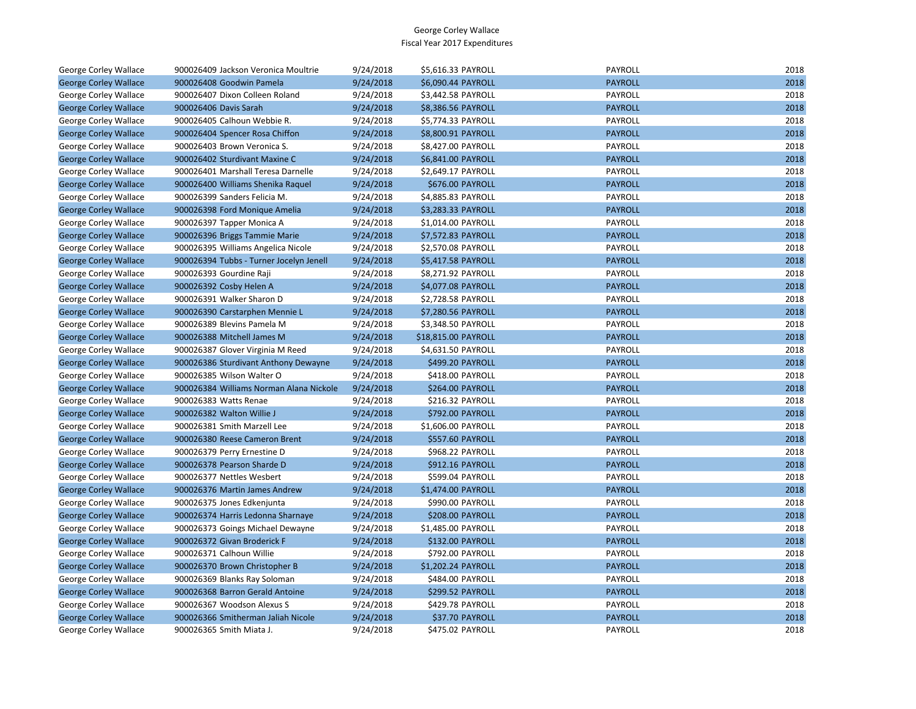George Corley Wallace
Fiscal Year 2017 Expenditures

| | | | | | | |
|---|---|---|---|---|---|---|
| George Corley Wallace | 900026409 Jackson Veronica Moultrie | 9/24/2018 | $5,616.33 | PAYROLL | PAYROLL | 2018 |
| George Corley Wallace | 900026408 Goodwin Pamela | 9/24/2018 | $6,090.44 | PAYROLL | PAYROLL | 2018 |
| George Corley Wallace | 900026407 Dixon Colleen Roland | 9/24/2018 | $3,442.58 | PAYROLL | PAYROLL | 2018 |
| George Corley Wallace | 900026406 Davis Sarah | 9/24/2018 | $8,386.56 | PAYROLL | PAYROLL | 2018 |
| George Corley Wallace | 900026405 Calhoun Webbie R. | 9/24/2018 | $5,774.33 | PAYROLL | PAYROLL | 2018 |
| George Corley Wallace | 900026404 Spencer Rosa Chiffon | 9/24/2018 | $8,800.91 | PAYROLL | PAYROLL | 2018 |
| George Corley Wallace | 900026403 Brown Veronica S. | 9/24/2018 | $8,427.00 | PAYROLL | PAYROLL | 2018 |
| George Corley Wallace | 900026402 Sturdivant Maxine C | 9/24/2018 | $6,841.00 | PAYROLL | PAYROLL | 2018 |
| George Corley Wallace | 900026401 Marshall Teresa Darnelle | 9/24/2018 | $2,649.17 | PAYROLL | PAYROLL | 2018 |
| George Corley Wallace | 900026400 Williams Shenika Raquel | 9/24/2018 | $676.00 | PAYROLL | PAYROLL | 2018 |
| George Corley Wallace | 900026399 Sanders Felicia M. | 9/24/2018 | $4,885.83 | PAYROLL | PAYROLL | 2018 |
| George Corley Wallace | 900026398 Ford Monique Amelia | 9/24/2018 | $3,283.33 | PAYROLL | PAYROLL | 2018 |
| George Corley Wallace | 900026397 Tapper Monica A | 9/24/2018 | $1,014.00 | PAYROLL | PAYROLL | 2018 |
| George Corley Wallace | 900026396 Briggs Tammie Marie | 9/24/2018 | $7,572.83 | PAYROLL | PAYROLL | 2018 |
| George Corley Wallace | 900026395 Williams Angelica Nicole | 9/24/2018 | $2,570.08 | PAYROLL | PAYROLL | 2018 |
| George Corley Wallace | 900026394 Tubbs - Turner Jocelyn Jenell | 9/24/2018 | $5,417.58 | PAYROLL | PAYROLL | 2018 |
| George Corley Wallace | 900026393 Gourdine Raji | 9/24/2018 | $8,271.92 | PAYROLL | PAYROLL | 2018 |
| George Corley Wallace | 900026392 Cosby Helen A | 9/24/2018 | $4,077.08 | PAYROLL | PAYROLL | 2018 |
| George Corley Wallace | 900026391 Walker Sharon D | 9/24/2018 | $2,728.58 | PAYROLL | PAYROLL | 2018 |
| George Corley Wallace | 900026390 Carstarphen Mennie L | 9/24/2018 | $7,280.56 | PAYROLL | PAYROLL | 2018 |
| George Corley Wallace | 900026389 Blevins Pamela M | 9/24/2018 | $3,348.50 | PAYROLL | PAYROLL | 2018 |
| George Corley Wallace | 900026388 Mitchell James M | 9/24/2018 | $18,815.00 | PAYROLL | PAYROLL | 2018 |
| George Corley Wallace | 900026387 Glover Virginia M Reed | 9/24/2018 | $4,631.50 | PAYROLL | PAYROLL | 2018 |
| George Corley Wallace | 900026386 Sturdivant Anthony Dewayne | 9/24/2018 | $499.20 | PAYROLL | PAYROLL | 2018 |
| George Corley Wallace | 900026385 Wilson Walter O | 9/24/2018 | $418.00 | PAYROLL | PAYROLL | 2018 |
| George Corley Wallace | 900026384 Williams Norman Alana Nickole | 9/24/2018 | $264.00 | PAYROLL | PAYROLL | 2018 |
| George Corley Wallace | 900026383 Watts Renae | 9/24/2018 | $216.32 | PAYROLL | PAYROLL | 2018 |
| George Corley Wallace | 900026382 Walton Willie J | 9/24/2018 | $792.00 | PAYROLL | PAYROLL | 2018 |
| George Corley Wallace | 900026381 Smith Marzell Lee | 9/24/2018 | $1,606.00 | PAYROLL | PAYROLL | 2018 |
| George Corley Wallace | 900026380 Reese Cameron Brent | 9/24/2018 | $557.60 | PAYROLL | PAYROLL | 2018 |
| George Corley Wallace | 900026379 Perry Ernestine D | 9/24/2018 | $968.22 | PAYROLL | PAYROLL | 2018 |
| George Corley Wallace | 900026378 Pearson Sharde D | 9/24/2018 | $912.16 | PAYROLL | PAYROLL | 2018 |
| George Corley Wallace | 900026377 Nettles Wesbert | 9/24/2018 | $599.04 | PAYROLL | PAYROLL | 2018 |
| George Corley Wallace | 900026376 Martin James Andrew | 9/24/2018 | $1,474.00 | PAYROLL | PAYROLL | 2018 |
| George Corley Wallace | 900026375 Jones Edkenjunta | 9/24/2018 | $990.00 | PAYROLL | PAYROLL | 2018 |
| George Corley Wallace | 900026374 Harris Ledonna Sharnaye | 9/24/2018 | $208.00 | PAYROLL | PAYROLL | 2018 |
| George Corley Wallace | 900026373 Goings Michael Dewayne | 9/24/2018 | $1,485.00 | PAYROLL | PAYROLL | 2018 |
| George Corley Wallace | 900026372 Givan Broderick F | 9/24/2018 | $132.00 | PAYROLL | PAYROLL | 2018 |
| George Corley Wallace | 900026371 Calhoun Willie | 9/24/2018 | $792.00 | PAYROLL | PAYROLL | 2018 |
| George Corley Wallace | 900026370 Brown Christopher B | 9/24/2018 | $1,202.24 | PAYROLL | PAYROLL | 2018 |
| George Corley Wallace | 900026369 Blanks Ray Soloman | 9/24/2018 | $484.00 | PAYROLL | PAYROLL | 2018 |
| George Corley Wallace | 900026368 Barron Gerald Antoine | 9/24/2018 | $299.52 | PAYROLL | PAYROLL | 2018 |
| George Corley Wallace | 900026367 Woodson Alexus S | 9/24/2018 | $429.78 | PAYROLL | PAYROLL | 2018 |
| George Corley Wallace | 900026366 Smitherman Jaliah Nicole | 9/24/2018 | $37.70 | PAYROLL | PAYROLL | 2018 |
| George Corley Wallace | 900026365 Smith Miata J. | 9/24/2018 | $475.02 | PAYROLL | PAYROLL | 2018 |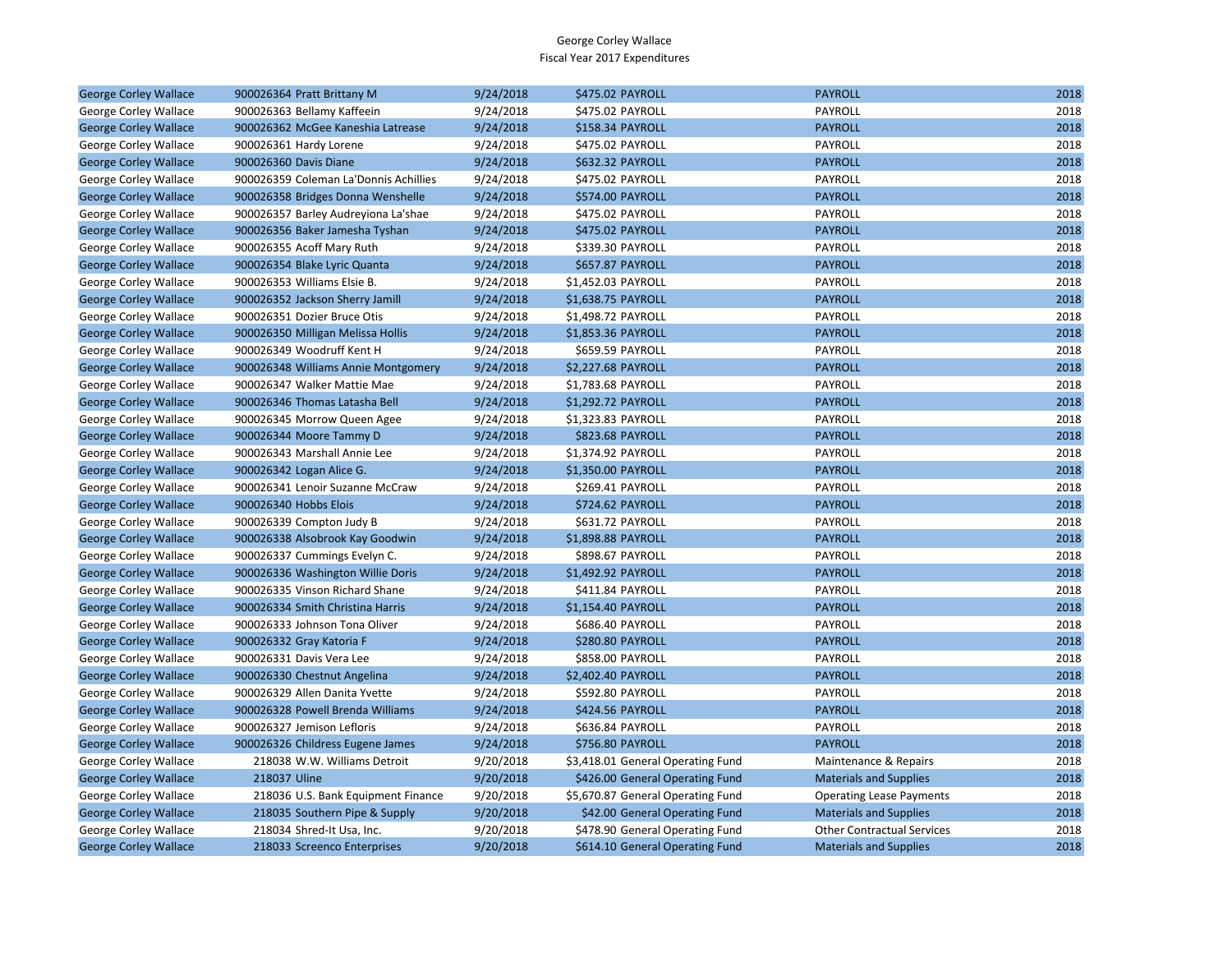George Corley Wallace
Fiscal Year 2017 Expenditures

| | | | | | | |
|---|---|---|---|---|---|---|
| George Corley Wallace | 900026364 Pratt Brittany M | 9/24/2018 | $475.02 | PAYROLL | PAYROLL | 2018 |
| George Corley Wallace | 900026363 Bellamy Kaffeein | 9/24/2018 | $475.02 | PAYROLL | PAYROLL | 2018 |
| George Corley Wallace | 900026362 McGee Kaneshia Latrease | 9/24/2018 | $158.34 | PAYROLL | PAYROLL | 2018 |
| George Corley Wallace | 900026361 Hardy Lorene | 9/24/2018 | $475.02 | PAYROLL | PAYROLL | 2018 |
| George Corley Wallace | 900026360 Davis Diane | 9/24/2018 | $632.32 | PAYROLL | PAYROLL | 2018 |
| George Corley Wallace | 900026359 Coleman La'Donnis Achillies | 9/24/2018 | $475.02 | PAYROLL | PAYROLL | 2018 |
| George Corley Wallace | 900026358 Bridges Donna Wenshelle | 9/24/2018 | $574.00 | PAYROLL | PAYROLL | 2018 |
| George Corley Wallace | 900026357 Barley Audreyiona La'shae | 9/24/2018 | $475.02 | PAYROLL | PAYROLL | 2018 |
| George Corley Wallace | 900026356 Baker Jamesha Tyshan | 9/24/2018 | $475.02 | PAYROLL | PAYROLL | 2018 |
| George Corley Wallace | 900026355 Acoff Mary Ruth | 9/24/2018 | $339.30 | PAYROLL | PAYROLL | 2018 |
| George Corley Wallace | 900026354 Blake Lyric Quanta | 9/24/2018 | $657.87 | PAYROLL | PAYROLL | 2018 |
| George Corley Wallace | 900026353 Williams Elsie B. | 9/24/2018 | $1,452.03 | PAYROLL | PAYROLL | 2018 |
| George Corley Wallace | 900026352 Jackson Sherry Jamill | 9/24/2018 | $1,638.75 | PAYROLL | PAYROLL | 2018 |
| George Corley Wallace | 900026351 Dozier Bruce Otis | 9/24/2018 | $1,498.72 | PAYROLL | PAYROLL | 2018 |
| George Corley Wallace | 900026350 Milligan Melissa Hollis | 9/24/2018 | $1,853.36 | PAYROLL | PAYROLL | 2018 |
| George Corley Wallace | 900026349 Woodruff Kent H | 9/24/2018 | $659.59 | PAYROLL | PAYROLL | 2018 |
| George Corley Wallace | 900026348 Williams Annie Montgomery | 9/24/2018 | $2,227.68 | PAYROLL | PAYROLL | 2018 |
| George Corley Wallace | 900026347 Walker Mattie Mae | 9/24/2018 | $1,783.68 | PAYROLL | PAYROLL | 2018 |
| George Corley Wallace | 900026346 Thomas Latasha Bell | 9/24/2018 | $1,292.72 | PAYROLL | PAYROLL | 2018 |
| George Corley Wallace | 900026345 Morrow Queen Agee | 9/24/2018 | $1,323.83 | PAYROLL | PAYROLL | 2018 |
| George Corley Wallace | 900026344 Moore Tammy D | 9/24/2018 | $823.68 | PAYROLL | PAYROLL | 2018 |
| George Corley Wallace | 900026343 Marshall Annie Lee | 9/24/2018 | $1,374.92 | PAYROLL | PAYROLL | 2018 |
| George Corley Wallace | 900026342 Logan Alice G. | 9/24/2018 | $1,350.00 | PAYROLL | PAYROLL | 2018 |
| George Corley Wallace | 900026341 Lenoir Suzanne McCraw | 9/24/2018 | $269.41 | PAYROLL | PAYROLL | 2018 |
| George Corley Wallace | 900026340 Hobbs Elois | 9/24/2018 | $724.62 | PAYROLL | PAYROLL | 2018 |
| George Corley Wallace | 900026339 Compton Judy B | 9/24/2018 | $631.72 | PAYROLL | PAYROLL | 2018 |
| George Corley Wallace | 900026338 Alsobrook Kay Goodwin | 9/24/2018 | $1,898.88 | PAYROLL | PAYROLL | 2018 |
| George Corley Wallace | 900026337 Cummings Evelyn C. | 9/24/2018 | $898.67 | PAYROLL | PAYROLL | 2018 |
| George Corley Wallace | 900026336 Washington Willie Doris | 9/24/2018 | $1,492.92 | PAYROLL | PAYROLL | 2018 |
| George Corley Wallace | 900026335 Vinson Richard Shane | 9/24/2018 | $411.84 | PAYROLL | PAYROLL | 2018 |
| George Corley Wallace | 900026334 Smith Christina Harris | 9/24/2018 | $1,154.40 | PAYROLL | PAYROLL | 2018 |
| George Corley Wallace | 900026333 Johnson Tona Oliver | 9/24/2018 | $686.40 | PAYROLL | PAYROLL | 2018 |
| George Corley Wallace | 900026332 Gray Katoria F | 9/24/2018 | $280.80 | PAYROLL | PAYROLL | 2018 |
| George Corley Wallace | 900026331 Davis Vera Lee | 9/24/2018 | $858.00 | PAYROLL | PAYROLL | 2018 |
| George Corley Wallace | 900026330 Chestnut Angelina | 9/24/2018 | $2,402.40 | PAYROLL | PAYROLL | 2018 |
| George Corley Wallace | 900026329 Allen Danita Yvette | 9/24/2018 | $592.80 | PAYROLL | PAYROLL | 2018 |
| George Corley Wallace | 900026328 Powell Brenda Williams | 9/24/2018 | $424.56 | PAYROLL | PAYROLL | 2018 |
| George Corley Wallace | 900026327 Jemison Lefloris | 9/24/2018 | $636.84 | PAYROLL | PAYROLL | 2018 |
| George Corley Wallace | 900026326 Childress Eugene James | 9/24/2018 | $756.80 | PAYROLL | PAYROLL | 2018 |
| George Corley Wallace | 218038 W.W. Williams Detroit | 9/20/2018 | $3,418.01 | General Operating Fund | Maintenance & Repairs | 2018 |
| George Corley Wallace | 218037 Uline | 9/20/2018 | $426.00 | General Operating Fund | Materials and Supplies | 2018 |
| George Corley Wallace | 218036 U.S. Bank Equipment Finance | 9/20/2018 | $5,670.87 | General Operating Fund | Operating Lease Payments | 2018 |
| George Corley Wallace | 218035 Southern Pipe & Supply | 9/20/2018 | $42.00 | General Operating Fund | Materials and Supplies | 2018 |
| George Corley Wallace | 218034 Shred-It Usa, Inc. | 9/20/2018 | $478.90 | General Operating Fund | Other Contractual Services | 2018 |
| George Corley Wallace | 218033 Screenco Enterprises | 9/20/2018 | $614.10 | General Operating Fund | Materials and Supplies | 2018 |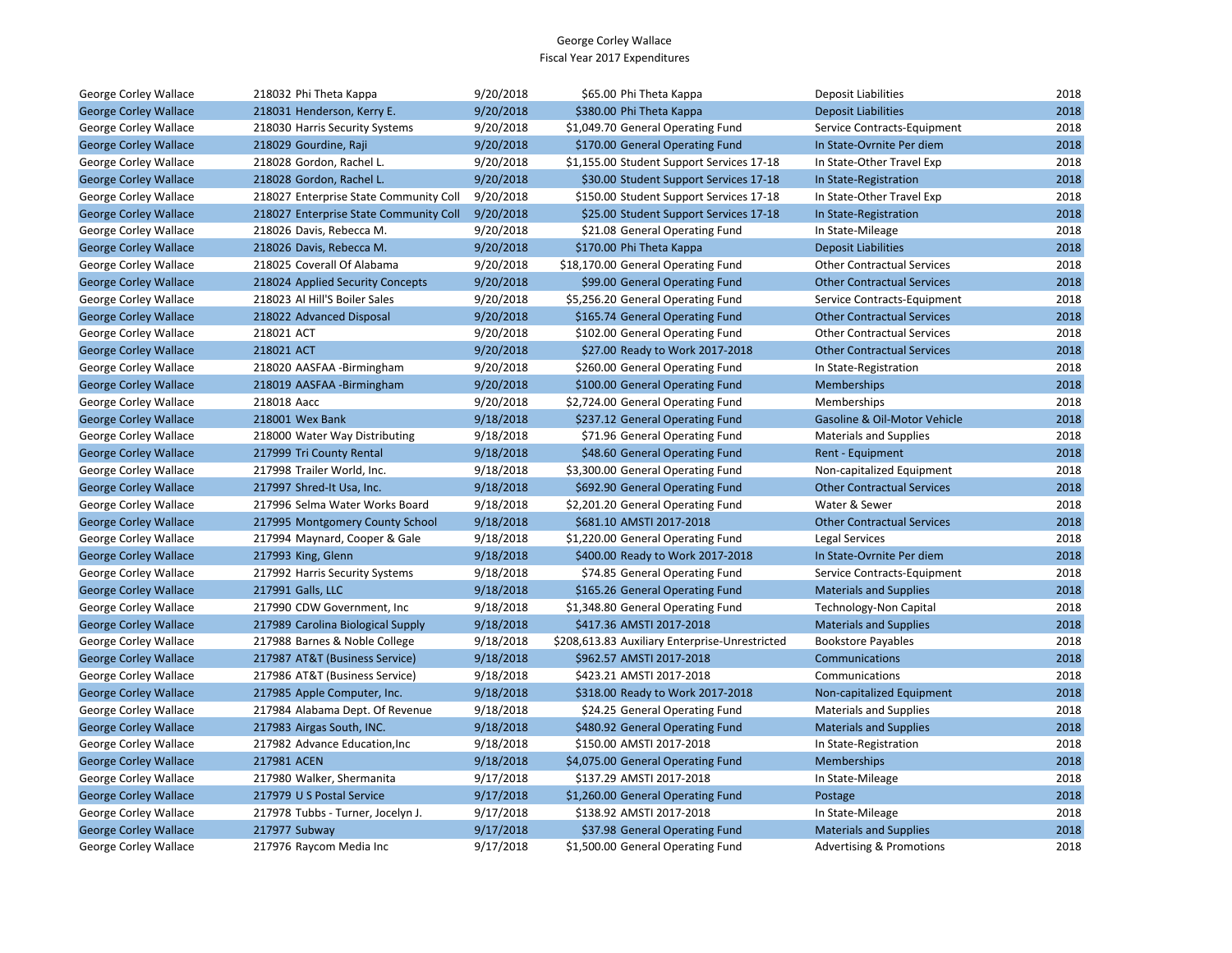George Corley Wallace
Fiscal Year 2017 Expenditures

| | | | | | | |
|---|---|---|---|---|---|---|
| George Corley Wallace | 218032 Phi Theta Kappa | 9/20/2018 | $65.00 | Phi Theta Kappa | Deposit Liabilities | 2018 |
| George Corley Wallace | 218031 Henderson, Kerry E. | 9/20/2018 | $380.00 | Phi Theta Kappa | Deposit Liabilities | 2018 |
| George Corley Wallace | 218030 Harris Security Systems | 9/20/2018 | $1,049.70 | General Operating Fund | Service Contracts-Equipment | 2018 |
| George Corley Wallace | 218029 Gourdine, Raji | 9/20/2018 | $170.00 | General Operating Fund | In State-Ovrnite Per diem | 2018 |
| George Corley Wallace | 218028 Gordon, Rachel L. | 9/20/2018 | $1,155.00 | Student Support Services 17-18 | In State-Other Travel Exp | 2018 |
| George Corley Wallace | 218028 Gordon, Rachel L. | 9/20/2018 | $30.00 | Student Support Services 17-18 | In State-Registration | 2018 |
| George Corley Wallace | 218027 Enterprise State Community Coll | 9/20/2018 | $150.00 | Student Support Services 17-18 | In State-Other Travel Exp | 2018 |
| George Corley Wallace | 218027 Enterprise State Community Coll | 9/20/2018 | $25.00 | Student Support Services 17-18 | In State-Registration | 2018 |
| George Corley Wallace | 218026 Davis, Rebecca M. | 9/20/2018 | $21.08 | General Operating Fund | In State-Mileage | 2018 |
| George Corley Wallace | 218026 Davis, Rebecca M. | 9/20/2018 | $170.00 | Phi Theta Kappa | Deposit Liabilities | 2018 |
| George Corley Wallace | 218025 Coverall Of Alabama | 9/20/2018 | $18,170.00 | General Operating Fund | Other Contractual Services | 2018 |
| George Corley Wallace | 218024 Applied Security Concepts | 9/20/2018 | $99.00 | General Operating Fund | Other Contractual Services | 2018 |
| George Corley Wallace | 218023 Al Hill'S Boiler Sales | 9/20/2018 | $5,256.20 | General Operating Fund | Service Contracts-Equipment | 2018 |
| George Corley Wallace | 218022 Advanced Disposal | 9/20/2018 | $165.74 | General Operating Fund | Other Contractual Services | 2018 |
| George Corley Wallace | 218021 ACT | 9/20/2018 | $102.00 | General Operating Fund | Other Contractual Services | 2018 |
| George Corley Wallace | 218021 ACT | 9/20/2018 | $27.00 | Ready to Work 2017-2018 | Other Contractual Services | 2018 |
| George Corley Wallace | 218020 AASFAA -Birmingham | 9/20/2018 | $260.00 | General Operating Fund | In State-Registration | 2018 |
| George Corley Wallace | 218019 AASFAA -Birmingham | 9/20/2018 | $100.00 | General Operating Fund | Memberships | 2018 |
| George Corley Wallace | 218018 Aacc | 9/20/2018 | $2,724.00 | General Operating Fund | Memberships | 2018 |
| George Corley Wallace | 218001 Wex Bank | 9/18/2018 | $237.12 | General Operating Fund | Gasoline & Oil-Motor Vehicle | 2018 |
| George Corley Wallace | 218000 Water Way Distributing | 9/18/2018 | $71.96 | General Operating Fund | Materials and Supplies | 2018 |
| George Corley Wallace | 217999 Tri County Rental | 9/18/2018 | $48.60 | General Operating Fund | Rent - Equipment | 2018 |
| George Corley Wallace | 217998 Trailer World, Inc. | 9/18/2018 | $3,300.00 | General Operating Fund | Non-capitalized Equipment | 2018 |
| George Corley Wallace | 217997 Shred-It Usa, Inc. | 9/18/2018 | $692.90 | General Operating Fund | Other Contractual Services | 2018 |
| George Corley Wallace | 217996 Selma Water Works Board | 9/18/2018 | $2,201.20 | General Operating Fund | Water & Sewer | 2018 |
| George Corley Wallace | 217995 Montgomery County School | 9/18/2018 | $681.10 | AMSTI 2017-2018 | Other Contractual Services | 2018 |
| George Corley Wallace | 217994 Maynard, Cooper & Gale | 9/18/2018 | $1,220.00 | General Operating Fund | Legal Services | 2018 |
| George Corley Wallace | 217993 King, Glenn | 9/18/2018 | $400.00 | Ready to Work 2017-2018 | In State-Ovrnite Per diem | 2018 |
| George Corley Wallace | 217992 Harris Security Systems | 9/18/2018 | $74.85 | General Operating Fund | Service Contracts-Equipment | 2018 |
| George Corley Wallace | 217991 Galls, LLC | 9/18/2018 | $165.26 | General Operating Fund | Materials and Supplies | 2018 |
| George Corley Wallace | 217990 CDW Government, Inc | 9/18/2018 | $1,348.80 | General Operating Fund | Technology-Non Capital | 2018 |
| George Corley Wallace | 217989 Carolina Biological Supply | 9/18/2018 | $417.36 | AMSTI 2017-2018 | Materials and Supplies | 2018 |
| George Corley Wallace | 217988 Barnes & Noble College | 9/18/2018 | $208,613.83 | Auxiliary Enterprise-Unrestricted | Bookstore Payables | 2018 |
| George Corley Wallace | 217987 AT&T (Business Service) | 9/18/2018 | $962.57 | AMSTI 2017-2018 | Communications | 2018 |
| George Corley Wallace | 217986 AT&T (Business Service) | 9/18/2018 | $423.21 | AMSTI 2017-2018 | Communications | 2018 |
| George Corley Wallace | 217985 Apple Computer, Inc. | 9/18/2018 | $318.00 | Ready to Work 2017-2018 | Non-capitalized Equipment | 2018 |
| George Corley Wallace | 217984 Alabama Dept. Of Revenue | 9/18/2018 | $24.25 | General Operating Fund | Materials and Supplies | 2018 |
| George Corley Wallace | 217983 Airgas South, INC. | 9/18/2018 | $480.92 | General Operating Fund | Materials and Supplies | 2018 |
| George Corley Wallace | 217982 Advance Education,Inc | 9/18/2018 | $150.00 | AMSTI 2017-2018 | In State-Registration | 2018 |
| George Corley Wallace | 217981 ACEN | 9/18/2018 | $4,075.00 | General Operating Fund | Memberships | 2018 |
| George Corley Wallace | 217980 Walker, Shermanita | 9/17/2018 | $137.29 | AMSTI 2017-2018 | In State-Mileage | 2018 |
| George Corley Wallace | 217979 U S Postal Service | 9/17/2018 | $1,260.00 | General Operating Fund | Postage | 2018 |
| George Corley Wallace | 217978 Tubbs - Turner, Jocelyn J. | 9/17/2018 | $138.92 | AMSTI 2017-2018 | In State-Mileage | 2018 |
| George Corley Wallace | 217977 Subway | 9/17/2018 | $37.98 | General Operating Fund | Materials and Supplies | 2018 |
| George Corley Wallace | 217976 Raycom Media Inc | 9/17/2018 | $1,500.00 | General Operating Fund | Advertising & Promotions | 2018 |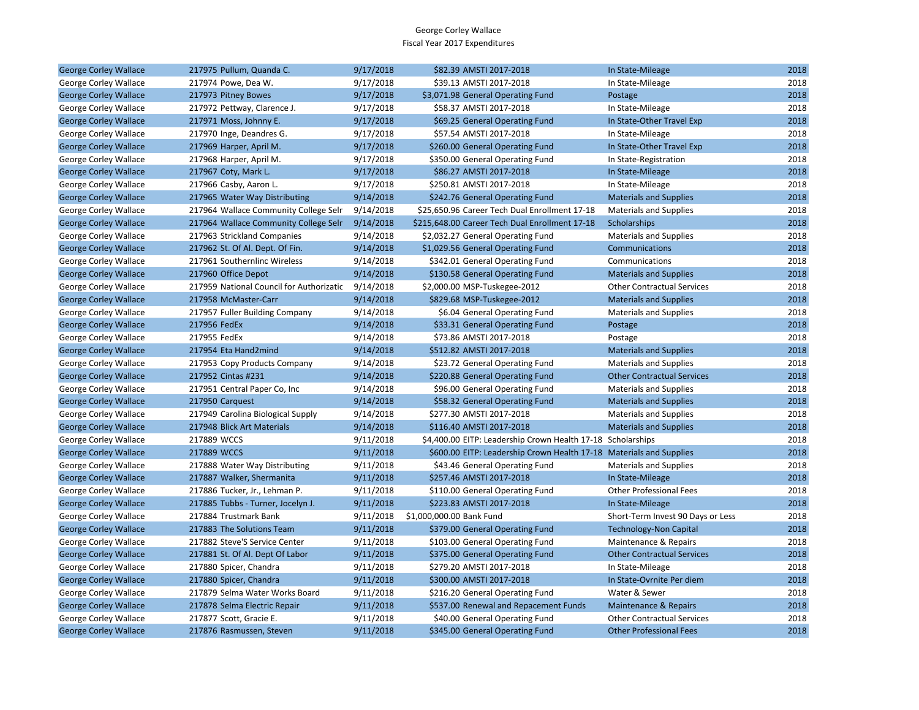George Corley Wallace
Fiscal Year 2017 Expenditures

| | | | | | | |
|---|---|---|---|---|---|---|
| George Corley Wallace | 217975 Pullum, Quanda C. | 9/17/2018 | $82.39 | AMSTI 2017-2018 | In State-Mileage | 2018 |
| George Corley Wallace | 217974 Powe, Dea W. | 9/17/2018 | $39.13 | AMSTI 2017-2018 | In State-Mileage | 2018 |
| George Corley Wallace | 217973 Pitney Bowes | 9/17/2018 | $3,071.98 | General Operating Fund | Postage | 2018 |
| George Corley Wallace | 217972 Pettway, Clarence J. | 9/17/2018 | $58.37 | AMSTI 2017-2018 | In State-Mileage | 2018 |
| George Corley Wallace | 217971 Moss, Johnny E. | 9/17/2018 | $69.25 | General Operating Fund | In State-Other Travel Exp | 2018 |
| George Corley Wallace | 217970 Inge, Deandres G. | 9/17/2018 | $57.54 | AMSTI 2017-2018 | In State-Mileage | 2018 |
| George Corley Wallace | 217969 Harper, April M. | 9/17/2018 | $260.00 | General Operating Fund | In State-Other Travel Exp | 2018 |
| George Corley Wallace | 217968 Harper, April M. | 9/17/2018 | $350.00 | General Operating Fund | In State-Registration | 2018 |
| George Corley Wallace | 217967 Coty, Mark L. | 9/17/2018 | $86.27 | AMSTI 2017-2018 | In State-Mileage | 2018 |
| George Corley Wallace | 217966 Casby, Aaron L. | 9/17/2018 | $250.81 | AMSTI 2017-2018 | In State-Mileage | 2018 |
| George Corley Wallace | 217965 Water Way Distributing | 9/14/2018 | $242.76 | General Operating Fund | Materials and Supplies | 2018 |
| George Corley Wallace | 217964 Wallace Community College Selr | 9/14/2018 | $25,650.96 | Career Tech Dual Enrollment 17-18 | Materials and Supplies | 2018 |
| George Corley Wallace | 217964 Wallace Community College Selr | 9/14/2018 | $215,648.00 | Career Tech Dual Enrollment 17-18 | Scholarships | 2018 |
| George Corley Wallace | 217963 Strickland Companies | 9/14/2018 | $2,032.27 | General Operating Fund | Materials and Supplies | 2018 |
| George Corley Wallace | 217962 St. Of Al. Dept. Of Fin. | 9/14/2018 | $1,029.56 | General Operating Fund | Communications | 2018 |
| George Corley Wallace | 217961 Southernlinc Wireless | 9/14/2018 | $342.01 | General Operating Fund | Communications | 2018 |
| George Corley Wallace | 217960 Office Depot | 9/14/2018 | $130.58 | General Operating Fund | Materials and Supplies | 2018 |
| George Corley Wallace | 217959 National Council for Authorizatic | 9/14/2018 | $2,000.00 | MSP-Tuskegee-2012 | Other Contractual Services | 2018 |
| George Corley Wallace | 217958 McMaster-Carr | 9/14/2018 | $829.68 | MSP-Tuskegee-2012 | Materials and Supplies | 2018 |
| George Corley Wallace | 217957 Fuller Building Company | 9/14/2018 | $6.04 | General Operating Fund | Materials and Supplies | 2018 |
| George Corley Wallace | 217956 FedEx | 9/14/2018 | $33.31 | General Operating Fund | Postage | 2018 |
| George Corley Wallace | 217955 FedEx | 9/14/2018 | $73.86 | AMSTI 2017-2018 | Postage | 2018 |
| George Corley Wallace | 217954 Eta Hand2mind | 9/14/2018 | $512.82 | AMSTI 2017-2018 | Materials and Supplies | 2018 |
| George Corley Wallace | 217953 Copy Products Company | 9/14/2018 | $23.72 | General Operating Fund | Materials and Supplies | 2018 |
| George Corley Wallace | 217952 Cintas #231 | 9/14/2018 | $220.88 | General Operating Fund | Other Contractual Services | 2018 |
| George Corley Wallace | 217951 Central Paper Co, Inc | 9/14/2018 | $96.00 | General Operating Fund | Materials and Supplies | 2018 |
| George Corley Wallace | 217950 Carquest | 9/14/2018 | $58.32 | General Operating Fund | Materials and Supplies | 2018 |
| George Corley Wallace | 217949 Carolina Biological Supply | 9/14/2018 | $277.30 | AMSTI 2017-2018 | Materials and Supplies | 2018 |
| George Corley Wallace | 217948 Blick Art Materials | 9/14/2018 | $116.40 | AMSTI 2017-2018 | Materials and Supplies | 2018 |
| George Corley Wallace | 217889 WCCS | 9/11/2018 | $4,400.00 | EITP: Leadership Crown Health 17-18 | Scholarships | 2018 |
| George Corley Wallace | 217889 WCCS | 9/11/2018 | $600.00 | EITP: Leadership Crown Health 17-18 | Materials and Supplies | 2018 |
| George Corley Wallace | 217888 Water Way Distributing | 9/11/2018 | $43.46 | General Operating Fund | Materials and Supplies | 2018 |
| George Corley Wallace | 217887 Walker, Shermanita | 9/11/2018 | $257.46 | AMSTI 2017-2018 | In State-Mileage | 2018 |
| George Corley Wallace | 217886 Tucker, Jr., Lehman P. | 9/11/2018 | $110.00 | General Operating Fund | Other Professional Fees | 2018 |
| George Corley Wallace | 217885 Tubbs - Turner, Jocelyn J. | 9/11/2018 | $223.83 | AMSTI 2017-2018 | In State-Mileage | 2018 |
| George Corley Wallace | 217884 Trustmark Bank | 9/11/2018 | $1,000,000.00 | Bank Fund | Short-Term Invest 90 Days or Less | 2018 |
| George Corley Wallace | 217883 The Solutions Team | 9/11/2018 | $379.00 | General Operating Fund | Technology-Non Capital | 2018 |
| George Corley Wallace | 217882 Steve'S Service Center | 9/11/2018 | $103.00 | General Operating Fund | Maintenance & Repairs | 2018 |
| George Corley Wallace | 217881 St. Of Al. Dept Of Labor | 9/11/2018 | $375.00 | General Operating Fund | Other Contractual Services | 2018 |
| George Corley Wallace | 217880 Spicer, Chandra | 9/11/2018 | $279.20 | AMSTI 2017-2018 | In State-Mileage | 2018 |
| George Corley Wallace | 217880 Spicer, Chandra | 9/11/2018 | $300.00 | AMSTI 2017-2018 | In State-Ovrnite Per diem | 2018 |
| George Corley Wallace | 217879 Selma Water Works Board | 9/11/2018 | $216.20 | General Operating Fund | Water & Sewer | 2018 |
| George Corley Wallace | 217878 Selma Electric Repair | 9/11/2018 | $537.00 | Renewal and Repacement Funds | Maintenance & Repairs | 2018 |
| George Corley Wallace | 217877 Scott, Gracie E. | 9/11/2018 | $40.00 | General Operating Fund | Other Contractual Services | 2018 |
| George Corley Wallace | 217876 Rasmussen, Steven | 9/11/2018 | $345.00 | General Operating Fund | Other Professional Fees | 2018 |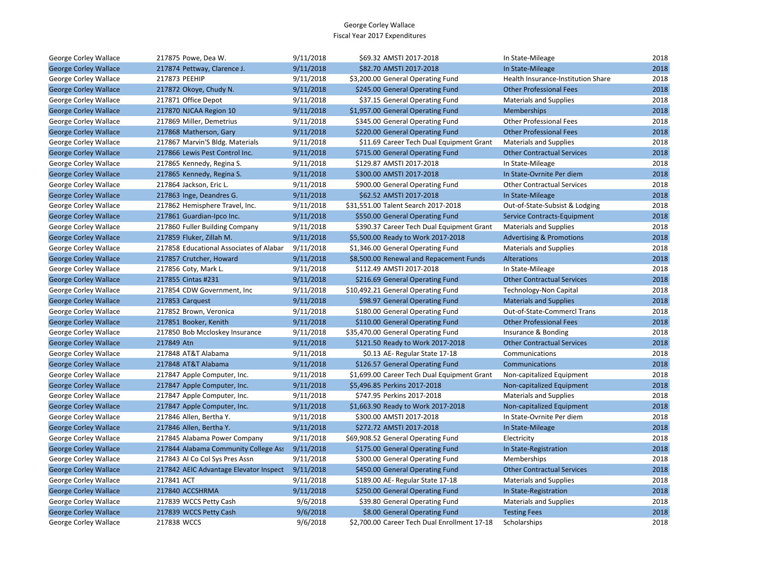George Corley Wallace
Fiscal Year 2017 Expenditures

| | | | | | | |
|---|---|---|---|---|---|---|
| George Corley Wallace | 217875 Powe, Dea W. | 9/11/2018 | $69.32 | AMSTI 2017-2018 | In State-Mileage | 2018 |
| George Corley Wallace | 217874 Pettway, Clarence J. | 9/11/2018 | $82.70 | AMSTI 2017-2018 | In State-Mileage | 2018 |
| George Corley Wallace | 217873 PEEHIP | 9/11/2018 | $3,200.00 | General Operating Fund | Health Insurance-Institution Share | 2018 |
| George Corley Wallace | 217872 Okoye, Chudy N. | 9/11/2018 | $245.00 | General Operating Fund | Other Professional Fees | 2018 |
| George Corley Wallace | 217871 Office Depot | 9/11/2018 | $37.15 | General Operating Fund | Materials and Supplies | 2018 |
| George Corley Wallace | 217870 NJCAA Region 10 | 9/11/2018 | $1,957.00 | General Operating Fund | Memberships | 2018 |
| George Corley Wallace | 217869 Miller, Demetrius | 9/11/2018 | $345.00 | General Operating Fund | Other Professional Fees | 2018 |
| George Corley Wallace | 217868 Matherson, Gary | 9/11/2018 | $220.00 | General Operating Fund | Other Professional Fees | 2018 |
| George Corley Wallace | 217867 Marvin'S Bldg. Materials | 9/11/2018 | $11.69 | Career Tech Dual Equipment Grant | Materials and Supplies | 2018 |
| George Corley Wallace | 217866 Lewis Pest Control Inc. | 9/11/2018 | $715.00 | General Operating Fund | Other Contractual Services | 2018 |
| George Corley Wallace | 217865 Kennedy, Regina S. | 9/11/2018 | $129.87 | AMSTI 2017-2018 | In State-Mileage | 2018 |
| George Corley Wallace | 217865 Kennedy, Regina S. | 9/11/2018 | $300.00 | AMSTI 2017-2018 | In State-Ovrnite Per diem | 2018 |
| George Corley Wallace | 217864 Jackson, Eric L. | 9/11/2018 | $900.00 | General Operating Fund | Other Contractual Services | 2018 |
| George Corley Wallace | 217863 Inge, Deandres G. | 9/11/2018 | $62.52 | AMSTI 2017-2018 | In State-Mileage | 2018 |
| George Corley Wallace | 217862 Hemisphere Travel, Inc. | 9/11/2018 | $31,551.00 | Talent Search 2017-2018 | Out-of-State-Subsist & Lodging | 2018 |
| George Corley Wallace | 217861 Guardian-Ipco Inc. | 9/11/2018 | $550.00 | General Operating Fund | Service Contracts-Equipment | 2018 |
| George Corley Wallace | 217860 Fuller Building Company | 9/11/2018 | $390.37 | Career Tech Dual Equipment Grant | Materials and Supplies | 2018 |
| George Corley Wallace | 217859 Fluker, Zillah M. | 9/11/2018 | $5,500.00 | Ready to Work 2017-2018 | Advertising & Promotions | 2018 |
| George Corley Wallace | 217858 Educational Associates of Alabar | 9/11/2018 | $1,346.00 | General Operating Fund | Materials and Supplies | 2018 |
| George Corley Wallace | 217857 Crutcher, Howard | 9/11/2018 | $8,500.00 | Renewal and Repacement Funds | Alterations | 2018 |
| George Corley Wallace | 217856 Coty, Mark L. | 9/11/2018 | $112.49 | AMSTI 2017-2018 | In State-Mileage | 2018 |
| George Corley Wallace | 217855 Cintas #231 | 9/11/2018 | $216.69 | General Operating Fund | Other Contractual Services | 2018 |
| George Corley Wallace | 217854 CDW Government, Inc | 9/11/2018 | $10,492.21 | General Operating Fund | Technology-Non Capital | 2018 |
| George Corley Wallace | 217853 Carquest | 9/11/2018 | $98.97 | General Operating Fund | Materials and Supplies | 2018 |
| George Corley Wallace | 217852 Brown, Veronica | 9/11/2018 | $180.00 | General Operating Fund | Out-of-State-Commercl Trans | 2018 |
| George Corley Wallace | 217851 Booker, Kenith | 9/11/2018 | $110.00 | General Operating Fund | Other Professional Fees | 2018 |
| George Corley Wallace | 217850 Bob Mccloskey Insurance | 9/11/2018 | $35,470.00 | General Operating Fund | Insurance & Bonding | 2018 |
| George Corley Wallace | 217849 Atn | 9/11/2018 | $121.50 | Ready to Work 2017-2018 | Other Contractual Services | 2018 |
| George Corley Wallace | 217848 AT&T Alabama | 9/11/2018 | $0.13 | AE- Regular State 17-18 | Communications | 2018 |
| George Corley Wallace | 217848 AT&T Alabama | 9/11/2018 | $126.57 | General Operating Fund | Communications | 2018 |
| George Corley Wallace | 217847 Apple Computer, Inc. | 9/11/2018 | $1,699.00 | Career Tech Dual Equipment Grant | Non-capitalized Equipment | 2018 |
| George Corley Wallace | 217847 Apple Computer, Inc. | 9/11/2018 | $5,496.85 | Perkins 2017-2018 | Non-capitalized Equipment | 2018 |
| George Corley Wallace | 217847 Apple Computer, Inc. | 9/11/2018 | $747.95 | Perkins 2017-2018 | Materials and Supplies | 2018 |
| George Corley Wallace | 217847 Apple Computer, Inc. | 9/11/2018 | $1,663.90 | Ready to Work 2017-2018 | Non-capitalized Equipment | 2018 |
| George Corley Wallace | 217846 Allen, Bertha Y. | 9/11/2018 | $300.00 | AMSTI 2017-2018 | In State-Ovrnite Per diem | 2018 |
| George Corley Wallace | 217846 Allen, Bertha Y. | 9/11/2018 | $272.72 | AMSTI 2017-2018 | In State-Mileage | 2018 |
| George Corley Wallace | 217845 Alabama Power Company | 9/11/2018 | $69,908.52 | General Operating Fund | Electricity | 2018 |
| George Corley Wallace | 217844 Alabama Community College Ass | 9/11/2018 | $175.00 | General Operating Fund | In State-Registration | 2018 |
| George Corley Wallace | 217843 Al Co Col Sys Pres Assn | 9/11/2018 | $300.00 | General Operating Fund | Memberships | 2018 |
| George Corley Wallace | 217842 AEIC Advantage Elevator Inspect | 9/11/2018 | $450.00 | General Operating Fund | Other Contractual Services | 2018 |
| George Corley Wallace | 217841 ACT | 9/11/2018 | $189.00 | AE- Regular State 17-18 | Materials and Supplies | 2018 |
| George Corley Wallace | 217840 ACCSHRMA | 9/11/2018 | $250.00 | General Operating Fund | In State-Registration | 2018 |
| George Corley Wallace | 217839 WCCS Petty Cash | 9/6/2018 | $39.80 | General Operating Fund | Materials and Supplies | 2018 |
| George Corley Wallace | 217839 WCCS Petty Cash | 9/6/2018 | $8.00 | General Operating Fund | Testing Fees | 2018 |
| George Corley Wallace | 217838 WCCS | 9/6/2018 | $2,700.00 | Career Tech Dual Enrollment 17-18 | Scholarships | 2018 |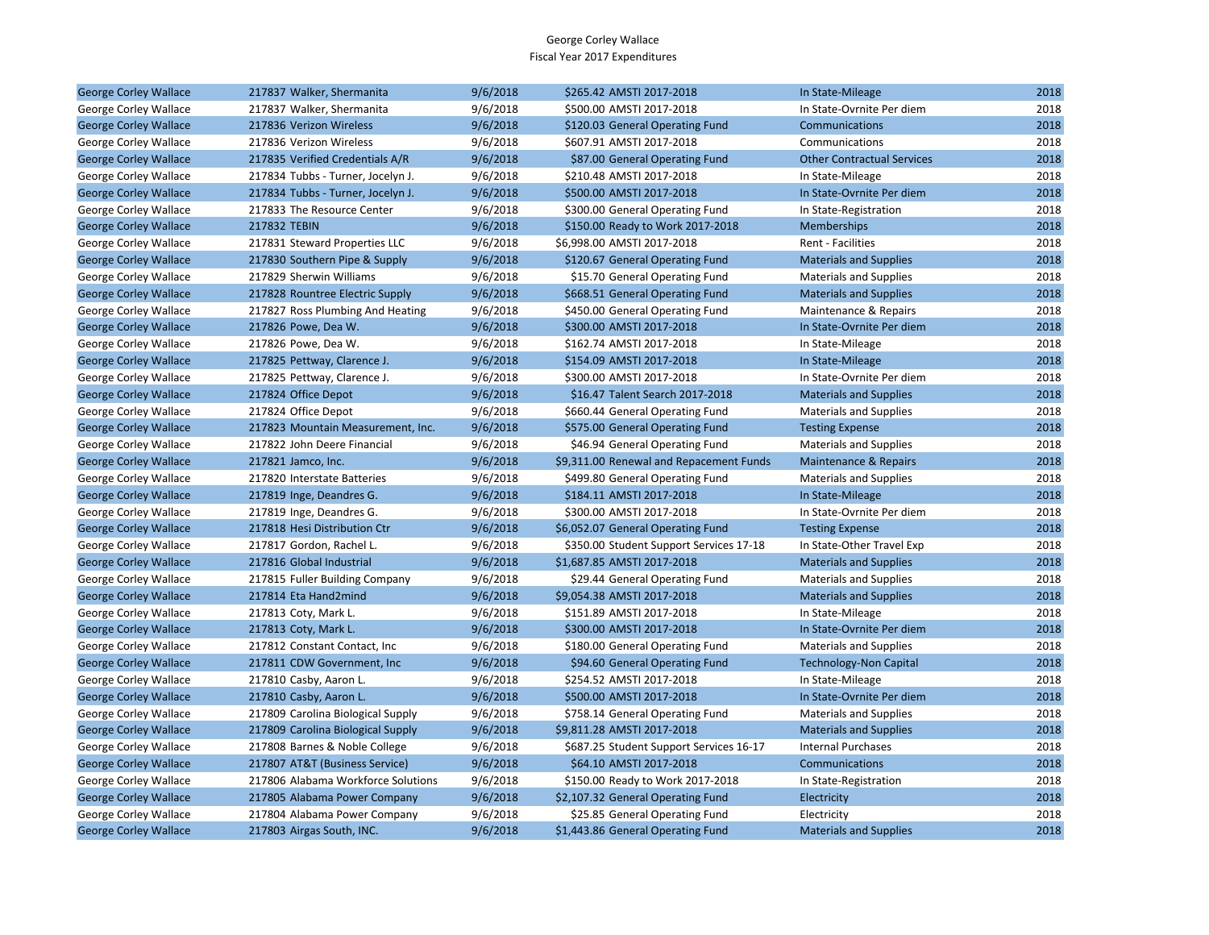# George Corley Wallace
## Fiscal Year 2017 Expenditures

| | | | | | |
|---|---|---|---|---|---|
| George Corley Wallace | 217837 Walker, Shermanita | 9/6/2018 | $265.42 AMSTI 2017-2018 | In State-Mileage | 2018 |
| George Corley Wallace | 217837 Walker, Shermanita | 9/6/2018 | $500.00 AMSTI 2017-2018 | In State-Ovrnite Per diem | 2018 |
| George Corley Wallace | 217836 Verizon Wireless | 9/6/2018 | $120.03 General Operating Fund | Communications | 2018 |
| George Corley Wallace | 217836 Verizon Wireless | 9/6/2018 | $607.91 AMSTI 2017-2018 | Communications | 2018 |
| George Corley Wallace | 217835 Verified Credentials A/R | 9/6/2018 | $87.00 General Operating Fund | Other Contractual Services | 2018 |
| George Corley Wallace | 217834 Tubbs - Turner, Jocelyn J. | 9/6/2018 | $210.48 AMSTI 2017-2018 | In State-Mileage | 2018 |
| George Corley Wallace | 217834 Tubbs - Turner, Jocelyn J. | 9/6/2018 | $500.00 AMSTI 2017-2018 | In State-Ovrnite Per diem | 2018 |
| George Corley Wallace | 217833 The Resource Center | 9/6/2018 | $300.00 General Operating Fund | In State-Registration | 2018 |
| George Corley Wallace | 217832 TEBIN | 9/6/2018 | $150.00 Ready to Work 2017-2018 | Memberships | 2018 |
| George Corley Wallace | 217831 Steward Properties LLC | 9/6/2018 | $6,998.00 AMSTI 2017-2018 | Rent - Facilities | 2018 |
| George Corley Wallace | 217830 Southern Pipe & Supply | 9/6/2018 | $120.67 General Operating Fund | Materials and Supplies | 2018 |
| George Corley Wallace | 217829 Sherwin Williams | 9/6/2018 | $15.70 General Operating Fund | Materials and Supplies | 2018 |
| George Corley Wallace | 217828 Rountree Electric Supply | 9/6/2018 | $668.51 General Operating Fund | Materials and Supplies | 2018 |
| George Corley Wallace | 217827 Ross Plumbing And Heating | 9/6/2018 | $450.00 General Operating Fund | Maintenance & Repairs | 2018 |
| George Corley Wallace | 217826 Powe, Dea W. | 9/6/2018 | $300.00 AMSTI 2017-2018 | In State-Ovrnite Per diem | 2018 |
| George Corley Wallace | 217826 Powe, Dea W. | 9/6/2018 | $162.74 AMSTI 2017-2018 | In State-Mileage | 2018 |
| George Corley Wallace | 217825 Pettway, Clarence J. | 9/6/2018 | $154.09 AMSTI 2017-2018 | In State-Mileage | 2018 |
| George Corley Wallace | 217825 Pettway, Clarence J. | 9/6/2018 | $300.00 AMSTI 2017-2018 | In State-Ovrnite Per diem | 2018 |
| George Corley Wallace | 217824 Office Depot | 9/6/2018 | $16.47 Talent Search 2017-2018 | Materials and Supplies | 2018 |
| George Corley Wallace | 217824 Office Depot | 9/6/2018 | $660.44 General Operating Fund | Materials and Supplies | 2018 |
| George Corley Wallace | 217823 Mountain Measurement, Inc. | 9/6/2018 | $575.00 General Operating Fund | Testing Expense | 2018 |
| George Corley Wallace | 217822 John Deere Financial | 9/6/2018 | $46.94 General Operating Fund | Materials and Supplies | 2018 |
| George Corley Wallace | 217821 Jamco, Inc. | 9/6/2018 | $9,311.00 Renewal and Repacement Funds | Maintenance & Repairs | 2018 |
| George Corley Wallace | 217820 Interstate Batteries | 9/6/2018 | $499.80 General Operating Fund | Materials and Supplies | 2018 |
| George Corley Wallace | 217819 Inge, Deandres G. | 9/6/2018 | $184.11 AMSTI 2017-2018 | In State-Mileage | 2018 |
| George Corley Wallace | 217819 Inge, Deandres G. | 9/6/2018 | $300.00 AMSTI 2017-2018 | In State-Ovrnite Per diem | 2018 |
| George Corley Wallace | 217818 Hesi Distribution Ctr | 9/6/2018 | $6,052.07 General Operating Fund | Testing Expense | 2018 |
| George Corley Wallace | 217817 Gordon, Rachel L. | 9/6/2018 | $350.00 Student Support Services 17-18 | In State-Other Travel Exp | 2018 |
| George Corley Wallace | 217816 Global Industrial | 9/6/2018 | $1,687.85 AMSTI 2017-2018 | Materials and Supplies | 2018 |
| George Corley Wallace | 217815 Fuller Building Company | 9/6/2018 | $29.44 General Operating Fund | Materials and Supplies | 2018 |
| George Corley Wallace | 217814 Eta Hand2mind | 9/6/2018 | $9,054.38 AMSTI 2017-2018 | Materials and Supplies | 2018 |
| George Corley Wallace | 217813 Coty, Mark L. | 9/6/2018 | $151.89 AMSTI 2017-2018 | In State-Mileage | 2018 |
| George Corley Wallace | 217813 Coty, Mark L. | 9/6/2018 | $300.00 AMSTI 2017-2018 | In State-Ovrnite Per diem | 2018 |
| George Corley Wallace | 217812 Constant Contact, Inc | 9/6/2018 | $180.00 General Operating Fund | Materials and Supplies | 2018 |
| George Corley Wallace | 217811 CDW Government, Inc | 9/6/2018 | $94.60 General Operating Fund | Technology-Non Capital | 2018 |
| George Corley Wallace | 217810 Casby, Aaron L. | 9/6/2018 | $254.52 AMSTI 2017-2018 | In State-Mileage | 2018 |
| George Corley Wallace | 217810 Casby, Aaron L. | 9/6/2018 | $500.00 AMSTI 2017-2018 | In State-Ovrnite Per diem | 2018 |
| George Corley Wallace | 217809 Carolina Biological Supply | 9/6/2018 | $758.14 General Operating Fund | Materials and Supplies | 2018 |
| George Corley Wallace | 217809 Carolina Biological Supply | 9/6/2018 | $9,811.28 AMSTI 2017-2018 | Materials and Supplies | 2018 |
| George Corley Wallace | 217808 Barnes & Noble College | 9/6/2018 | $687.25 Student Support Services 16-17 | Internal Purchases | 2018 |
| George Corley Wallace | 217807 AT&T (Business Service) | 9/6/2018 | $64.10 AMSTI 2017-2018 | Communications | 2018 |
| George Corley Wallace | 217806 Alabama Workforce Solutions | 9/6/2018 | $150.00 Ready to Work 2017-2018 | In State-Registration | 2018 |
| George Corley Wallace | 217805 Alabama Power Company | 9/6/2018 | $2,107.32 General Operating Fund | Electricity | 2018 |
| George Corley Wallace | 217804 Alabama Power Company | 9/6/2018 | $25.85 General Operating Fund | Electricity | 2018 |
| George Corley Wallace | 217803 Airgas South, INC. | 9/6/2018 | $1,443.86 General Operating Fund | Materials and Supplies | 2018 |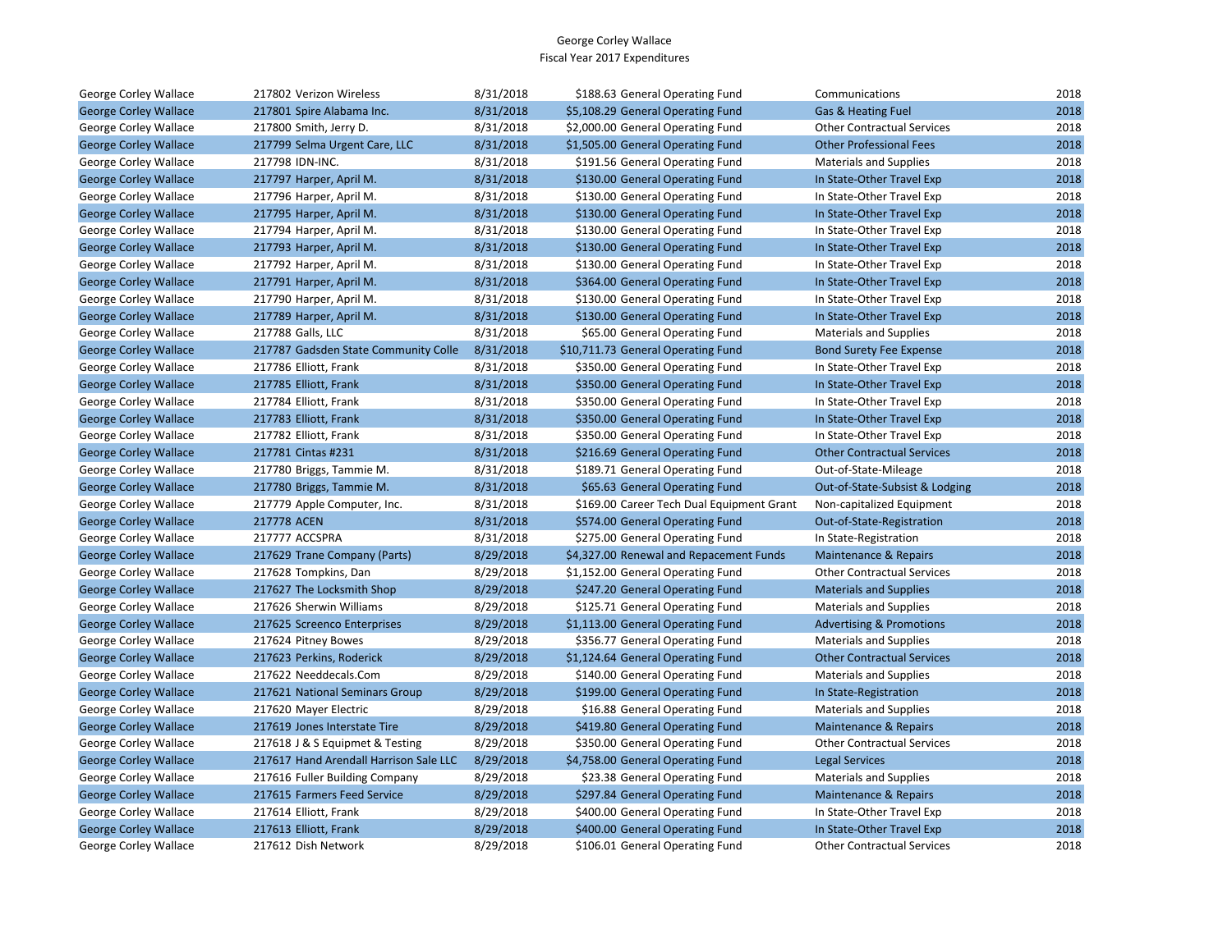George Corley Wallace
Fiscal Year 2017 Expenditures

| | | | | | | |
|---|---|---|---|---|---|---|
| George Corley Wallace | 217802 Verizon Wireless | 8/31/2018 | $188.63 | General Operating Fund | Communications | 2018 |
| George Corley Wallace | 217801 Spire Alabama Inc. | 8/31/2018 | $5,108.29 | General Operating Fund | Gas & Heating Fuel | 2018 |
| George Corley Wallace | 217800 Smith, Jerry D. | 8/31/2018 | $2,000.00 | General Operating Fund | Other Contractual Services | 2018 |
| George Corley Wallace | 217799 Selma Urgent Care, LLC | 8/31/2018 | $1,505.00 | General Operating Fund | Other Professional Fees | 2018 |
| George Corley Wallace | 217798 IDN-INC. | 8/31/2018 | $191.56 | General Operating Fund | Materials and Supplies | 2018 |
| George Corley Wallace | 217797 Harper, April M. | 8/31/2018 | $130.00 | General Operating Fund | In State-Other Travel Exp | 2018 |
| George Corley Wallace | 217796 Harper, April M. | 8/31/2018 | $130.00 | General Operating Fund | In State-Other Travel Exp | 2018 |
| George Corley Wallace | 217795 Harper, April M. | 8/31/2018 | $130.00 | General Operating Fund | In State-Other Travel Exp | 2018 |
| George Corley Wallace | 217794 Harper, April M. | 8/31/2018 | $130.00 | General Operating Fund | In State-Other Travel Exp | 2018 |
| George Corley Wallace | 217793 Harper, April M. | 8/31/2018 | $130.00 | General Operating Fund | In State-Other Travel Exp | 2018 |
| George Corley Wallace | 217792 Harper, April M. | 8/31/2018 | $130.00 | General Operating Fund | In State-Other Travel Exp | 2018 |
| George Corley Wallace | 217791 Harper, April M. | 8/31/2018 | $364.00 | General Operating Fund | In State-Other Travel Exp | 2018 |
| George Corley Wallace | 217790 Harper, April M. | 8/31/2018 | $130.00 | General Operating Fund | In State-Other Travel Exp | 2018 |
| George Corley Wallace | 217789 Harper, April M. | 8/31/2018 | $130.00 | General Operating Fund | In State-Other Travel Exp | 2018 |
| George Corley Wallace | 217788 Galls, LLC | 8/31/2018 | $65.00 | General Operating Fund | Materials and Supplies | 2018 |
| George Corley Wallace | 217787 Gadsden State Community Colle | 8/31/2018 | $10,711.73 | General Operating Fund | Bond Surety Fee Expense | 2018 |
| George Corley Wallace | 217786 Elliott, Frank | 8/31/2018 | $350.00 | General Operating Fund | In State-Other Travel Exp | 2018 |
| George Corley Wallace | 217785 Elliott, Frank | 8/31/2018 | $350.00 | General Operating Fund | In State-Other Travel Exp | 2018 |
| George Corley Wallace | 217784 Elliott, Frank | 8/31/2018 | $350.00 | General Operating Fund | In State-Other Travel Exp | 2018 |
| George Corley Wallace | 217783 Elliott, Frank | 8/31/2018 | $350.00 | General Operating Fund | In State-Other Travel Exp | 2018 |
| George Corley Wallace | 217782 Elliott, Frank | 8/31/2018 | $350.00 | General Operating Fund | In State-Other Travel Exp | 2018 |
| George Corley Wallace | 217781 Cintas #231 | 8/31/2018 | $216.69 | General Operating Fund | Other Contractual Services | 2018 |
| George Corley Wallace | 217780 Briggs, Tammie M. | 8/31/2018 | $189.71 | General Operating Fund | Out-of-State-Mileage | 2018 |
| George Corley Wallace | 217780 Briggs, Tammie M. | 8/31/2018 | $65.63 | General Operating Fund | Out-of-State-Subsist & Lodging | 2018 |
| George Corley Wallace | 217779 Apple Computer, Inc. | 8/31/2018 | $169.00 | Career Tech Dual Equipment Grant | Non-capitalized Equipment | 2018 |
| George Corley Wallace | 217778 ACEN | 8/31/2018 | $574.00 | General Operating Fund | Out-of-State-Registration | 2018 |
| George Corley Wallace | 217777 ACCSPRA | 8/31/2018 | $275.00 | General Operating Fund | In State-Registration | 2018 |
| George Corley Wallace | 217629 Trane Company (Parts) | 8/29/2018 | $4,327.00 | Renewal and Repacement Funds | Maintenance & Repairs | 2018 |
| George Corley Wallace | 217628 Tompkins, Dan | 8/29/2018 | $1,152.00 | General Operating Fund | Other Contractual Services | 2018 |
| George Corley Wallace | 217627 The Locksmith Shop | 8/29/2018 | $247.20 | General Operating Fund | Materials and Supplies | 2018 |
| George Corley Wallace | 217626 Sherwin Williams | 8/29/2018 | $125.71 | General Operating Fund | Materials and Supplies | 2018 |
| George Corley Wallace | 217625 Screenco Enterprises | 8/29/2018 | $1,113.00 | General Operating Fund | Advertising & Promotions | 2018 |
| George Corley Wallace | 217624 Pitney Bowes | 8/29/2018 | $356.77 | General Operating Fund | Materials and Supplies | 2018 |
| George Corley Wallace | 217623 Perkins, Roderick | 8/29/2018 | $1,124.64 | General Operating Fund | Other Contractual Services | 2018 |
| George Corley Wallace | 217622 Needdecals.Com | 8/29/2018 | $140.00 | General Operating Fund | Materials and Supplies | 2018 |
| George Corley Wallace | 217621 National Seminars Group | 8/29/2018 | $199.00 | General Operating Fund | In State-Registration | 2018 |
| George Corley Wallace | 217620 Mayer Electric | 8/29/2018 | $16.88 | General Operating Fund | Materials and Supplies | 2018 |
| George Corley Wallace | 217619 Jones Interstate Tire | 8/29/2018 | $419.80 | General Operating Fund | Maintenance & Repairs | 2018 |
| George Corley Wallace | 217618 J & S Equipmet & Testing | 8/29/2018 | $350.00 | General Operating Fund | Other Contractual Services | 2018 |
| George Corley Wallace | 217617 Hand Arendall Harrison Sale LLC | 8/29/2018 | $4,758.00 | General Operating Fund | Legal Services | 2018 |
| George Corley Wallace | 217616 Fuller Building Company | 8/29/2018 | $23.38 | General Operating Fund | Materials and Supplies | 2018 |
| George Corley Wallace | 217615 Farmers Feed Service | 8/29/2018 | $297.84 | General Operating Fund | Maintenance & Repairs | 2018 |
| George Corley Wallace | 217614 Elliott, Frank | 8/29/2018 | $400.00 | General Operating Fund | In State-Other Travel Exp | 2018 |
| George Corley Wallace | 217613 Elliott, Frank | 8/29/2018 | $400.00 | General Operating Fund | In State-Other Travel Exp | 2018 |
| George Corley Wallace | 217612 Dish Network | 8/29/2018 | $106.01 | General Operating Fund | Other Contractual Services | 2018 |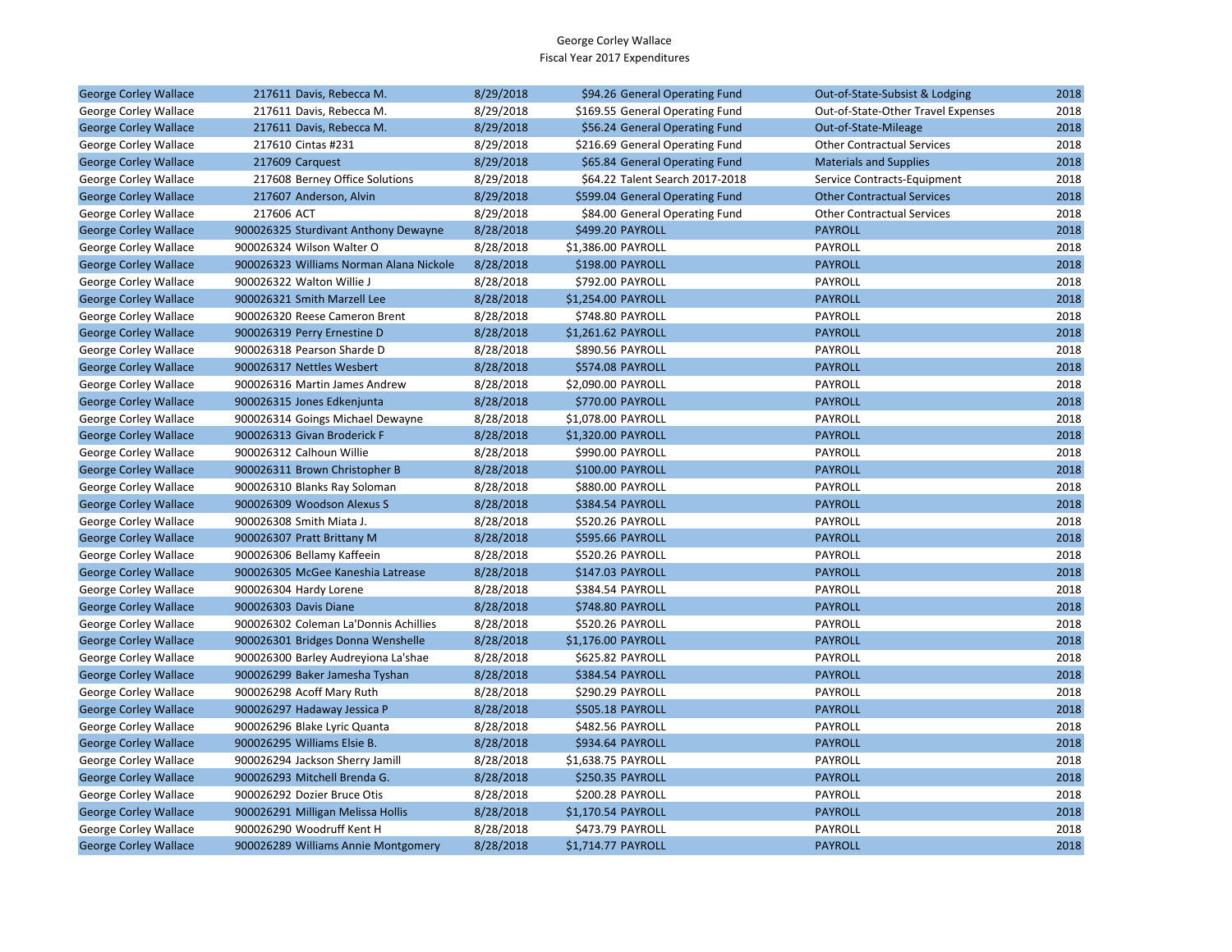George Corley Wallace
Fiscal Year 2017 Expenditures

| | | | | | | | |
|---|---|---|---|---|---|---|---|
| George Corley Wallace | 217611 | Davis, Rebecca M. | 8/29/2018 | $94.26 | General Operating Fund | Out-of-State-Subsist & Lodging | 2018 |
| George Corley Wallace | 217611 | Davis, Rebecca M. | 8/29/2018 | $169.55 | General Operating Fund | Out-of-State-Other Travel Expenses | 2018 |
| George Corley Wallace | 217611 | Davis, Rebecca M. | 8/29/2018 | $56.24 | General Operating Fund | Out-of-State-Mileage | 2018 |
| George Corley Wallace | 217610 | Cintas #231 | 8/29/2018 | $216.69 | General Operating Fund | Other Contractual Services | 2018 |
| George Corley Wallace | 217609 | Carquest | 8/29/2018 | $65.84 | General Operating Fund | Materials and Supplies | 2018 |
| George Corley Wallace | 217608 | Berney Office Solutions | 8/29/2018 | $64.22 | Talent Search 2017-2018 | Service Contracts-Equipment | 2018 |
| George Corley Wallace | 217607 | Anderson, Alvin | 8/29/2018 | $599.04 | General Operating Fund | Other Contractual Services | 2018 |
| George Corley Wallace | 217606 | ACT | 8/29/2018 | $84.00 | General Operating Fund | Other Contractual Services | 2018 |
| George Corley Wallace | 900026325 | Sturdivant Anthony Dewayne | 8/28/2018 | $499.20 | PAYROLL | PAYROLL | 2018 |
| George Corley Wallace | 900026324 | Wilson Walter O | 8/28/2018 | $1,386.00 | PAYROLL | PAYROLL | 2018 |
| George Corley Wallace | 900026323 | Williams Norman Alana Nickole | 8/28/2018 | $198.00 | PAYROLL | PAYROLL | 2018 |
| George Corley Wallace | 900026322 | Walton Willie J | 8/28/2018 | $792.00 | PAYROLL | PAYROLL | 2018 |
| George Corley Wallace | 900026321 | Smith Marzell Lee | 8/28/2018 | $1,254.00 | PAYROLL | PAYROLL | 2018 |
| George Corley Wallace | 900026320 | Reese Cameron Brent | 8/28/2018 | $748.80 | PAYROLL | PAYROLL | 2018 |
| George Corley Wallace | 900026319 | Perry Ernestine D | 8/28/2018 | $1,261.62 | PAYROLL | PAYROLL | 2018 |
| George Corley Wallace | 900026318 | Pearson Sharde D | 8/28/2018 | $890.56 | PAYROLL | PAYROLL | 2018 |
| George Corley Wallace | 900026317 | Nettles Wesbert | 8/28/2018 | $574.08 | PAYROLL | PAYROLL | 2018 |
| George Corley Wallace | 900026316 | Martin James Andrew | 8/28/2018 | $2,090.00 | PAYROLL | PAYROLL | 2018 |
| George Corley Wallace | 900026315 | Jones Edkenjunta | 8/28/2018 | $770.00 | PAYROLL | PAYROLL | 2018 |
| George Corley Wallace | 900026314 | Goings Michael Dewayne | 8/28/2018 | $1,078.00 | PAYROLL | PAYROLL | 2018 |
| George Corley Wallace | 900026313 | Givan Broderick F | 8/28/2018 | $1,320.00 | PAYROLL | PAYROLL | 2018 |
| George Corley Wallace | 900026312 | Calhoun Willie | 8/28/2018 | $990.00 | PAYROLL | PAYROLL | 2018 |
| George Corley Wallace | 900026311 | Brown Christopher B | 8/28/2018 | $100.00 | PAYROLL | PAYROLL | 2018 |
| George Corley Wallace | 900026310 | Blanks Ray Soloman | 8/28/2018 | $880.00 | PAYROLL | PAYROLL | 2018 |
| George Corley Wallace | 900026309 | Woodson Alexus S | 8/28/2018 | $384.54 | PAYROLL | PAYROLL | 2018 |
| George Corley Wallace | 900026308 | Smith Miata J. | 8/28/2018 | $520.26 | PAYROLL | PAYROLL | 2018 |
| George Corley Wallace | 900026307 | Pratt Brittany M | 8/28/2018 | $595.66 | PAYROLL | PAYROLL | 2018 |
| George Corley Wallace | 900026306 | Bellamy Kaffeein | 8/28/2018 | $520.26 | PAYROLL | PAYROLL | 2018 |
| George Corley Wallace | 900026305 | McGee Kaneshia Latrease | 8/28/2018 | $147.03 | PAYROLL | PAYROLL | 2018 |
| George Corley Wallace | 900026304 | Hardy Lorene | 8/28/2018 | $384.54 | PAYROLL | PAYROLL | 2018 |
| George Corley Wallace | 900026303 | Davis Diane | 8/28/2018 | $748.80 | PAYROLL | PAYROLL | 2018 |
| George Corley Wallace | 900026302 | Coleman La'Donnis Achillies | 8/28/2018 | $520.26 | PAYROLL | PAYROLL | 2018 |
| George Corley Wallace | 900026301 | Bridges Donna Wenshelle | 8/28/2018 | $1,176.00 | PAYROLL | PAYROLL | 2018 |
| George Corley Wallace | 900026300 | Barley Audreyiona La'shae | 8/28/2018 | $625.82 | PAYROLL | PAYROLL | 2018 |
| George Corley Wallace | 900026299 | Baker Jamesha Tyshan | 8/28/2018 | $384.54 | PAYROLL | PAYROLL | 2018 |
| George Corley Wallace | 900026298 | Acoff Mary Ruth | 8/28/2018 | $290.29 | PAYROLL | PAYROLL | 2018 |
| George Corley Wallace | 900026297 | Hadaway Jessica P | 8/28/2018 | $505.18 | PAYROLL | PAYROLL | 2018 |
| George Corley Wallace | 900026296 | Blake Lyric Quanta | 8/28/2018 | $482.56 | PAYROLL | PAYROLL | 2018 |
| George Corley Wallace | 900026295 | Williams Elsie B. | 8/28/2018 | $934.64 | PAYROLL | PAYROLL | 2018 |
| George Corley Wallace | 900026294 | Jackson Sherry Jamill | 8/28/2018 | $1,638.75 | PAYROLL | PAYROLL | 2018 |
| George Corley Wallace | 900026293 | Mitchell Brenda G. | 8/28/2018 | $250.35 | PAYROLL | PAYROLL | 2018 |
| George Corley Wallace | 900026292 | Dozier Bruce Otis | 8/28/2018 | $200.28 | PAYROLL | PAYROLL | 2018 |
| George Corley Wallace | 900026291 | Milligan Melissa Hollis | 8/28/2018 | $1,170.54 | PAYROLL | PAYROLL | 2018 |
| George Corley Wallace | 900026290 | Woodruff Kent H | 8/28/2018 | $473.79 | PAYROLL | PAYROLL | 2018 |
| George Corley Wallace | 900026289 | Williams Annie Montgomery | 8/28/2018 | $1,714.77 | PAYROLL | PAYROLL | 2018 |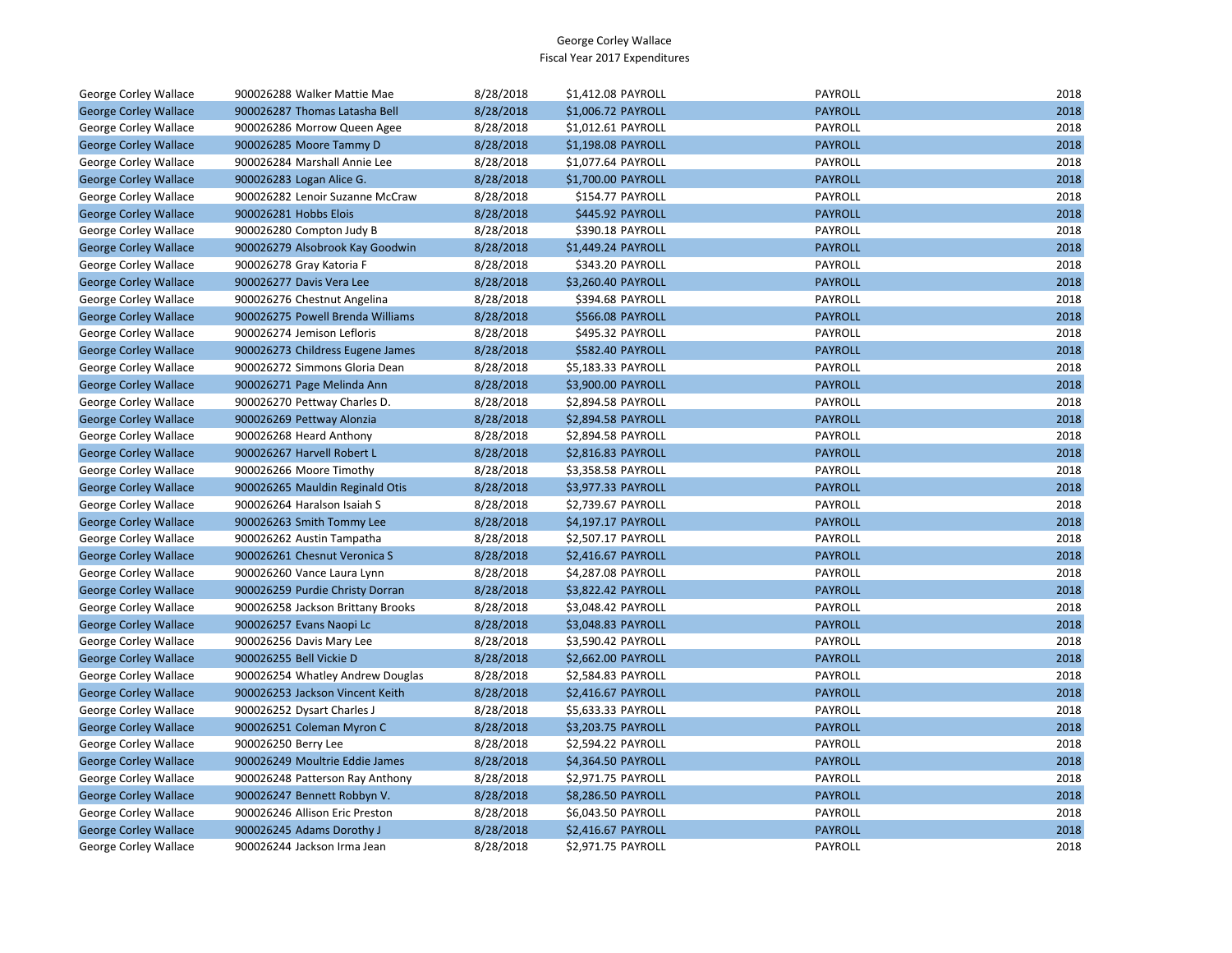George Corley Wallace
Fiscal Year 2017 Expenditures

| | | | | | |
|---|---|---|---|---|---|
| George Corley Wallace | 900026288 Walker Mattie Mae | 8/28/2018 | $1,412.08 PAYROLL | PAYROLL | 2018 |
| George Corley Wallace | 900026287 Thomas Latasha Bell | 8/28/2018 | $1,006.72 PAYROLL | PAYROLL | 2018 |
| George Corley Wallace | 900026286 Morrow Queen Agee | 8/28/2018 | $1,012.61 PAYROLL | PAYROLL | 2018 |
| George Corley Wallace | 900026285 Moore Tammy D | 8/28/2018 | $1,198.08 PAYROLL | PAYROLL | 2018 |
| George Corley Wallace | 900026284 Marshall Annie Lee | 8/28/2018 | $1,077.64 PAYROLL | PAYROLL | 2018 |
| George Corley Wallace | 900026283 Logan Alice G. | 8/28/2018 | $1,700.00 PAYROLL | PAYROLL | 2018 |
| George Corley Wallace | 900026282 Lenoir Suzanne McCraw | 8/28/2018 | $154.77 PAYROLL | PAYROLL | 2018 |
| George Corley Wallace | 900026281 Hobbs Elois | 8/28/2018 | $445.92 PAYROLL | PAYROLL | 2018 |
| George Corley Wallace | 900026280 Compton Judy B | 8/28/2018 | $390.18 PAYROLL | PAYROLL | 2018 |
| George Corley Wallace | 900026279 Alsobrook Kay Goodwin | 8/28/2018 | $1,449.24 PAYROLL | PAYROLL | 2018 |
| George Corley Wallace | 900026278 Gray Katoria F | 8/28/2018 | $343.20 PAYROLL | PAYROLL | 2018 |
| George Corley Wallace | 900026277 Davis Vera Lee | 8/28/2018 | $3,260.40 PAYROLL | PAYROLL | 2018 |
| George Corley Wallace | 900026276 Chestnut Angelina | 8/28/2018 | $394.68 PAYROLL | PAYROLL | 2018 |
| George Corley Wallace | 900026275 Powell Brenda Williams | 8/28/2018 | $566.08 PAYROLL | PAYROLL | 2018 |
| George Corley Wallace | 900026274 Jemison Lefloris | 8/28/2018 | $495.32 PAYROLL | PAYROLL | 2018 |
| George Corley Wallace | 900026273 Childress Eugene James | 8/28/2018 | $582.40 PAYROLL | PAYROLL | 2018 |
| George Corley Wallace | 900026272 Simmons Gloria Dean | 8/28/2018 | $5,183.33 PAYROLL | PAYROLL | 2018 |
| George Corley Wallace | 900026271 Page Melinda Ann | 8/28/2018 | $3,900.00 PAYROLL | PAYROLL | 2018 |
| George Corley Wallace | 900026270 Pettway Charles D. | 8/28/2018 | $2,894.58 PAYROLL | PAYROLL | 2018 |
| George Corley Wallace | 900026269 Pettway Alonzia | 8/28/2018 | $2,894.58 PAYROLL | PAYROLL | 2018 |
| George Corley Wallace | 900026268 Heard Anthony | 8/28/2018 | $2,894.58 PAYROLL | PAYROLL | 2018 |
| George Corley Wallace | 900026267 Harvell Robert L | 8/28/2018 | $2,816.83 PAYROLL | PAYROLL | 2018 |
| George Corley Wallace | 900026266 Moore Timothy | 8/28/2018 | $3,358.58 PAYROLL | PAYROLL | 2018 |
| George Corley Wallace | 900026265 Mauldin Reginald Otis | 8/28/2018 | $3,977.33 PAYROLL | PAYROLL | 2018 |
| George Corley Wallace | 900026264 Haralson Isaiah S | 8/28/2018 | $2,739.67 PAYROLL | PAYROLL | 2018 |
| George Corley Wallace | 900026263 Smith Tommy Lee | 8/28/2018 | $4,197.17 PAYROLL | PAYROLL | 2018 |
| George Corley Wallace | 900026262 Austin Tampatha | 8/28/2018 | $2,507.17 PAYROLL | PAYROLL | 2018 |
| George Corley Wallace | 900026261 Chesnut Veronica S | 8/28/2018 | $2,416.67 PAYROLL | PAYROLL | 2018 |
| George Corley Wallace | 900026260 Vance Laura Lynn | 8/28/2018 | $4,287.08 PAYROLL | PAYROLL | 2018 |
| George Corley Wallace | 900026259 Purdie Christy Dorran | 8/28/2018 | $3,822.42 PAYROLL | PAYROLL | 2018 |
| George Corley Wallace | 900026258 Jackson Brittany Brooks | 8/28/2018 | $3,048.42 PAYROLL | PAYROLL | 2018 |
| George Corley Wallace | 900026257 Evans Naopi Lc | 8/28/2018 | $3,048.83 PAYROLL | PAYROLL | 2018 |
| George Corley Wallace | 900026256 Davis Mary Lee | 8/28/2018 | $3,590.42 PAYROLL | PAYROLL | 2018 |
| George Corley Wallace | 900026255 Bell Vickie D | 8/28/2018 | $2,662.00 PAYROLL | PAYROLL | 2018 |
| George Corley Wallace | 900026254 Whatley Andrew Douglas | 8/28/2018 | $2,584.83 PAYROLL | PAYROLL | 2018 |
| George Corley Wallace | 900026253 Jackson Vincent Keith | 8/28/2018 | $2,416.67 PAYROLL | PAYROLL | 2018 |
| George Corley Wallace | 900026252 Dysart Charles J | 8/28/2018 | $5,633.33 PAYROLL | PAYROLL | 2018 |
| George Corley Wallace | 900026251 Coleman Myron C | 8/28/2018 | $3,203.75 PAYROLL | PAYROLL | 2018 |
| George Corley Wallace | 900026250 Berry Lee | 8/28/2018 | $2,594.22 PAYROLL | PAYROLL | 2018 |
| George Corley Wallace | 900026249 Moultrie Eddie James | 8/28/2018 | $4,364.50 PAYROLL | PAYROLL | 2018 |
| George Corley Wallace | 900026248 Patterson Ray Anthony | 8/28/2018 | $2,971.75 PAYROLL | PAYROLL | 2018 |
| George Corley Wallace | 900026247 Bennett Robbyn V. | 8/28/2018 | $8,286.50 PAYROLL | PAYROLL | 2018 |
| George Corley Wallace | 900026246 Allison Eric Preston | 8/28/2018 | $6,043.50 PAYROLL | PAYROLL | 2018 |
| George Corley Wallace | 900026245 Adams Dorothy J | 8/28/2018 | $2,416.67 PAYROLL | PAYROLL | 2018 |
| George Corley Wallace | 900026244 Jackson Irma Jean | 8/28/2018 | $2,971.75 PAYROLL | PAYROLL | 2018 |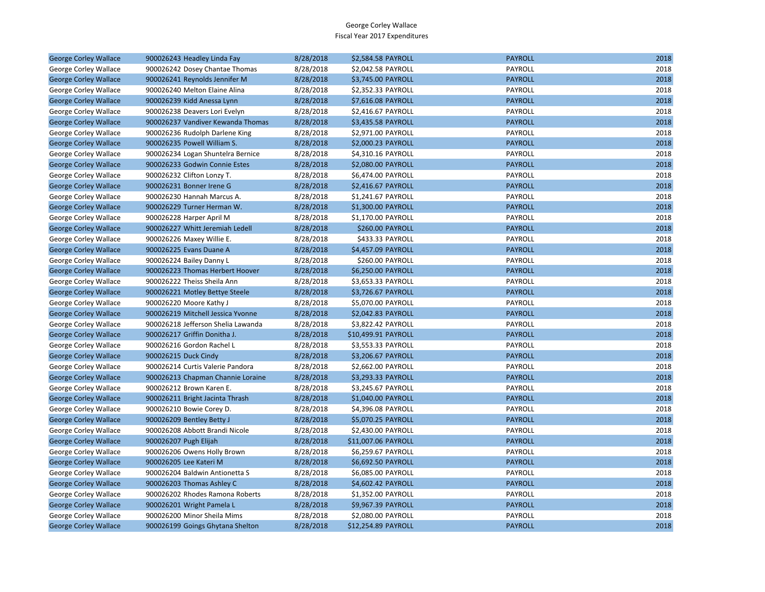George Corley Wallace
Fiscal Year 2017 Expenditures

| | | | | | | |
|---|---|---|---|---|---|---|
| George Corley Wallace | 900026243 Headley Linda Fay | 8/28/2018 | $2,584.58 | PAYROLL | PAYROLL | 2018 |
| George Corley Wallace | 900026242 Dosey Chantae Thomas | 8/28/2018 | $2,042.58 | PAYROLL | PAYROLL | 2018 |
| George Corley Wallace | 900026241 Reynolds Jennifer M | 8/28/2018 | $3,745.00 | PAYROLL | PAYROLL | 2018 |
| George Corley Wallace | 900026240 Melton Elaine Alina | 8/28/2018 | $2,352.33 | PAYROLL | PAYROLL | 2018 |
| George Corley Wallace | 900026239 Kidd Anessa Lynn | 8/28/2018 | $7,616.08 | PAYROLL | PAYROLL | 2018 |
| George Corley Wallace | 900026238 Deavers Lori Evelyn | 8/28/2018 | $2,416.67 | PAYROLL | PAYROLL | 2018 |
| George Corley Wallace | 900026237 Vandiver Kewanda Thomas | 8/28/2018 | $3,435.58 | PAYROLL | PAYROLL | 2018 |
| George Corley Wallace | 900026236 Rudolph Darlene King | 8/28/2018 | $2,971.00 | PAYROLL | PAYROLL | 2018 |
| George Corley Wallace | 900026235 Powell William S. | 8/28/2018 | $2,000.23 | PAYROLL | PAYROLL | 2018 |
| George Corley Wallace | 900026234 Logan Shuntelra Bernice | 8/28/2018 | $4,310.16 | PAYROLL | PAYROLL | 2018 |
| George Corley Wallace | 900026233 Godwin Connie Estes | 8/28/2018 | $2,080.00 | PAYROLL | PAYROLL | 2018 |
| George Corley Wallace | 900026232 Clifton Lonzy T. | 8/28/2018 | $6,474.00 | PAYROLL | PAYROLL | 2018 |
| George Corley Wallace | 900026231 Bonner Irene G | 8/28/2018 | $2,416.67 | PAYROLL | PAYROLL | 2018 |
| George Corley Wallace | 900026230 Hannah Marcus A. | 8/28/2018 | $1,241.67 | PAYROLL | PAYROLL | 2018 |
| George Corley Wallace | 900026229 Turner Herman W. | 8/28/2018 | $1,300.00 | PAYROLL | PAYROLL | 2018 |
| George Corley Wallace | 900026228 Harper April M | 8/28/2018 | $1,170.00 | PAYROLL | PAYROLL | 2018 |
| George Corley Wallace | 900026227 Whitt Jeremiah Ledell | 8/28/2018 | $260.00 | PAYROLL | PAYROLL | 2018 |
| George Corley Wallace | 900026226 Maxey Willie E. | 8/28/2018 | $433.33 | PAYROLL | PAYROLL | 2018 |
| George Corley Wallace | 900026225 Evans Duane A | 8/28/2018 | $4,457.09 | PAYROLL | PAYROLL | 2018 |
| George Corley Wallace | 900026224 Bailey Danny L | 8/28/2018 | $260.00 | PAYROLL | PAYROLL | 2018 |
| George Corley Wallace | 900026223 Thomas Herbert Hoover | 8/28/2018 | $6,250.00 | PAYROLL | PAYROLL | 2018 |
| George Corley Wallace | 900026222 Theiss Sheila Ann | 8/28/2018 | $3,653.33 | PAYROLL | PAYROLL | 2018 |
| George Corley Wallace | 900026221 Motley Bettye Steele | 8/28/2018 | $3,726.67 | PAYROLL | PAYROLL | 2018 |
| George Corley Wallace | 900026220 Moore Kathy J | 8/28/2018 | $5,070.00 | PAYROLL | PAYROLL | 2018 |
| George Corley Wallace | 900026219 Mitchell Jessica Yvonne | 8/28/2018 | $2,042.83 | PAYROLL | PAYROLL | 2018 |
| George Corley Wallace | 900026218 Jefferson Shelia Lawanda | 8/28/2018 | $3,822.42 | PAYROLL | PAYROLL | 2018 |
| George Corley Wallace | 900026217 Griffin Donitha J. | 8/28/2018 | $10,499.91 | PAYROLL | PAYROLL | 2018 |
| George Corley Wallace | 900026216 Gordon Rachel L | 8/28/2018 | $3,553.33 | PAYROLL | PAYROLL | 2018 |
| George Corley Wallace | 900026215 Duck Cindy | 8/28/2018 | $3,206.67 | PAYROLL | PAYROLL | 2018 |
| George Corley Wallace | 900026214 Curtis Valerie Pandora | 8/28/2018 | $2,662.00 | PAYROLL | PAYROLL | 2018 |
| George Corley Wallace | 900026213 Chapman Channie Loraine | 8/28/2018 | $3,293.33 | PAYROLL | PAYROLL | 2018 |
| George Corley Wallace | 900026212 Brown Karen E. | 8/28/2018 | $3,245.67 | PAYROLL | PAYROLL | 2018 |
| George Corley Wallace | 900026211 Bright Jacinta Thrash | 8/28/2018 | $1,040.00 | PAYROLL | PAYROLL | 2018 |
| George Corley Wallace | 900026210 Bowie Corey D. | 8/28/2018 | $4,396.08 | PAYROLL | PAYROLL | 2018 |
| George Corley Wallace | 900026209 Bentley Betty J | 8/28/2018 | $5,070.25 | PAYROLL | PAYROLL | 2018 |
| George Corley Wallace | 900026208 Abbott Brandi Nicole | 8/28/2018 | $2,430.00 | PAYROLL | PAYROLL | 2018 |
| George Corley Wallace | 900026207 Pugh Elijah | 8/28/2018 | $11,007.06 | PAYROLL | PAYROLL | 2018 |
| George Corley Wallace | 900026206 Owens Holly Brown | 8/28/2018 | $6,259.67 | PAYROLL | PAYROLL | 2018 |
| George Corley Wallace | 900026205 Lee Kateri M | 8/28/2018 | $6,692.50 | PAYROLL | PAYROLL | 2018 |
| George Corley Wallace | 900026204 Baldwin Antionetta S | 8/28/2018 | $6,085.00 | PAYROLL | PAYROLL | 2018 |
| George Corley Wallace | 900026203 Thomas Ashley C | 8/28/2018 | $4,602.42 | PAYROLL | PAYROLL | 2018 |
| George Corley Wallace | 900026202 Rhodes Ramona Roberts | 8/28/2018 | $1,352.00 | PAYROLL | PAYROLL | 2018 |
| George Corley Wallace | 900026201 Wright Pamela L | 8/28/2018 | $9,967.39 | PAYROLL | PAYROLL | 2018 |
| George Corley Wallace | 900026200 Minor Sheila Mims | 8/28/2018 | $2,080.00 | PAYROLL | PAYROLL | 2018 |
| George Corley Wallace | 900026199 Goings Ghytana Shelton | 8/28/2018 | $12,254.89 | PAYROLL | PAYROLL | 2018 |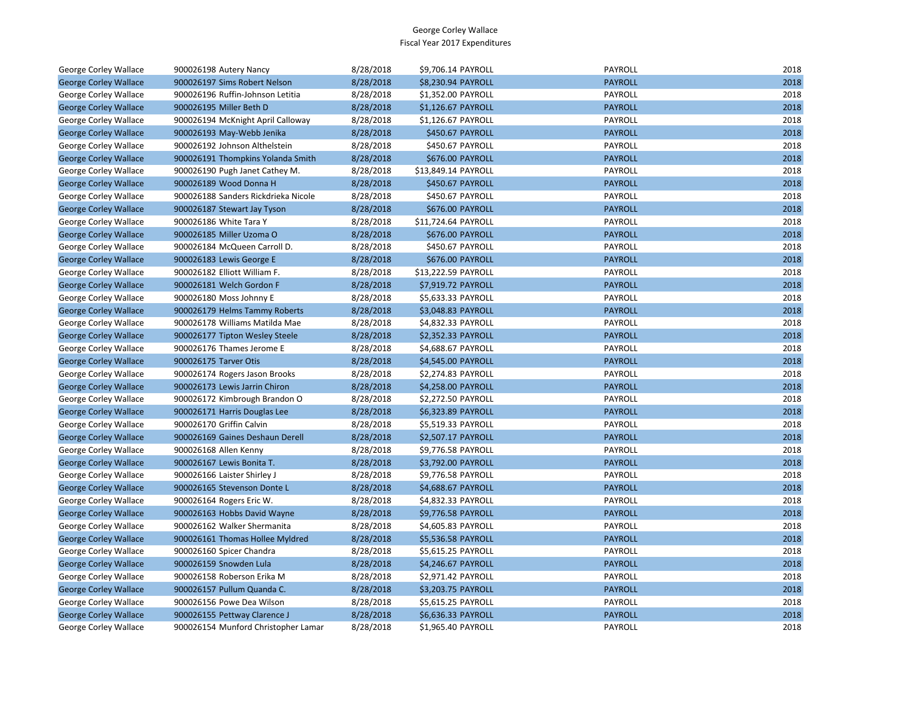George Corley Wallace
Fiscal Year 2017 Expenditures

| | | | | | | | |
|---|---|---|---|---|---|---|---|
| George Corley Wallace | 900026198 | Autery Nancy | 8/28/2018 | $9,706.14 | PAYROLL | PAYROLL | 2018 |
| George Corley Wallace | 900026197 | Sims Robert Nelson | 8/28/2018 | $8,230.94 | PAYROLL | PAYROLL | 2018 |
| George Corley Wallace | 900026196 | Ruffin-Johnson Letitia | 8/28/2018 | $1,352.00 | PAYROLL | PAYROLL | 2018 |
| George Corley Wallace | 900026195 | Miller Beth D | 8/28/2018 | $1,126.67 | PAYROLL | PAYROLL | 2018 |
| George Corley Wallace | 900026194 | McKnight April Calloway | 8/28/2018 | $1,126.67 | PAYROLL | PAYROLL | 2018 |
| George Corley Wallace | 900026193 | May-Webb Jenika | 8/28/2018 | $450.67 | PAYROLL | PAYROLL | 2018 |
| George Corley Wallace | 900026192 | Johnson Althelstein | 8/28/2018 | $450.67 | PAYROLL | PAYROLL | 2018 |
| George Corley Wallace | 900026191 | Thompkins Yolanda Smith | 8/28/2018 | $676.00 | PAYROLL | PAYROLL | 2018 |
| George Corley Wallace | 900026190 | Pugh Janet Cathey M. | 8/28/2018 | $13,849.14 | PAYROLL | PAYROLL | 2018 |
| George Corley Wallace | 900026189 | Wood Donna H | 8/28/2018 | $450.67 | PAYROLL | PAYROLL | 2018 |
| George Corley Wallace | 900026188 | Sanders Rickdrieka Nicole | 8/28/2018 | $450.67 | PAYROLL | PAYROLL | 2018 |
| George Corley Wallace | 900026187 | Stewart Jay Tyson | 8/28/2018 | $676.00 | PAYROLL | PAYROLL | 2018 |
| George Corley Wallace | 900026186 | White Tara Y | 8/28/2018 | $11,724.64 | PAYROLL | PAYROLL | 2018 |
| George Corley Wallace | 900026185 | Miller Uzoma O | 8/28/2018 | $676.00 | PAYROLL | PAYROLL | 2018 |
| George Corley Wallace | 900026184 | McQueen Carroll D. | 8/28/2018 | $450.67 | PAYROLL | PAYROLL | 2018 |
| George Corley Wallace | 900026183 | Lewis George E | 8/28/2018 | $676.00 | PAYROLL | PAYROLL | 2018 |
| George Corley Wallace | 900026182 | Elliott William F. | 8/28/2018 | $13,222.59 | PAYROLL | PAYROLL | 2018 |
| George Corley Wallace | 900026181 | Welch Gordon F | 8/28/2018 | $7,919.72 | PAYROLL | PAYROLL | 2018 |
| George Corley Wallace | 900026180 | Moss Johnny E | 8/28/2018 | $5,633.33 | PAYROLL | PAYROLL | 2018 |
| George Corley Wallace | 900026179 | Helms Tammy Roberts | 8/28/2018 | $3,048.83 | PAYROLL | PAYROLL | 2018 |
| George Corley Wallace | 900026178 | Williams Matilda Mae | 8/28/2018 | $4,832.33 | PAYROLL | PAYROLL | 2018 |
| George Corley Wallace | 900026177 | Tipton Wesley Steele | 8/28/2018 | $2,352.33 | PAYROLL | PAYROLL | 2018 |
| George Corley Wallace | 900026176 | Thames Jerome E | 8/28/2018 | $4,688.67 | PAYROLL | PAYROLL | 2018 |
| George Corley Wallace | 900026175 | Tarver Otis | 8/28/2018 | $4,545.00 | PAYROLL | PAYROLL | 2018 |
| George Corley Wallace | 900026174 | Rogers Jason Brooks | 8/28/2018 | $2,274.83 | PAYROLL | PAYROLL | 2018 |
| George Corley Wallace | 900026173 | Lewis Jarrin Chiron | 8/28/2018 | $4,258.00 | PAYROLL | PAYROLL | 2018 |
| George Corley Wallace | 900026172 | Kimbrough Brandon O | 8/28/2018 | $2,272.50 | PAYROLL | PAYROLL | 2018 |
| George Corley Wallace | 900026171 | Harris Douglas Lee | 8/28/2018 | $6,323.89 | PAYROLL | PAYROLL | 2018 |
| George Corley Wallace | 900026170 | Griffin Calvin | 8/28/2018 | $5,519.33 | PAYROLL | PAYROLL | 2018 |
| George Corley Wallace | 900026169 | Gaines Deshaun Derell | 8/28/2018 | $2,507.17 | PAYROLL | PAYROLL | 2018 |
| George Corley Wallace | 900026168 | Allen Kenny | 8/28/2018 | $9,776.58 | PAYROLL | PAYROLL | 2018 |
| George Corley Wallace | 900026167 | Lewis Bonita T. | 8/28/2018 | $3,792.00 | PAYROLL | PAYROLL | 2018 |
| George Corley Wallace | 900026166 | Laister Shirley J | 8/28/2018 | $9,776.58 | PAYROLL | PAYROLL | 2018 |
| George Corley Wallace | 900026165 | Stevenson Donte L | 8/28/2018 | $4,688.67 | PAYROLL | PAYROLL | 2018 |
| George Corley Wallace | 900026164 | Rogers Eric W. | 8/28/2018 | $4,832.33 | PAYROLL | PAYROLL | 2018 |
| George Corley Wallace | 900026163 | Hobbs David Wayne | 8/28/2018 | $9,776.58 | PAYROLL | PAYROLL | 2018 |
| George Corley Wallace | 900026162 | Walker Shermanita | 8/28/2018 | $4,605.83 | PAYROLL | PAYROLL | 2018 |
| George Corley Wallace | 900026161 | Thomas Hollee Myldred | 8/28/2018 | $5,536.58 | PAYROLL | PAYROLL | 2018 |
| George Corley Wallace | 900026160 | Spicer Chandra | 8/28/2018 | $5,615.25 | PAYROLL | PAYROLL | 2018 |
| George Corley Wallace | 900026159 | Snowden Lula | 8/28/2018 | $4,246.67 | PAYROLL | PAYROLL | 2018 |
| George Corley Wallace | 900026158 | Roberson Erika M | 8/28/2018 | $2,971.42 | PAYROLL | PAYROLL | 2018 |
| George Corley Wallace | 900026157 | Pullum Quanda C. | 8/28/2018 | $3,203.75 | PAYROLL | PAYROLL | 2018 |
| George Corley Wallace | 900026156 | Powe Dea Wilson | 8/28/2018 | $5,615.25 | PAYROLL | PAYROLL | 2018 |
| George Corley Wallace | 900026155 | Pettway Clarence J | 8/28/2018 | $6,636.33 | PAYROLL | PAYROLL | 2018 |
| George Corley Wallace | 900026154 | Munford Christopher Lamar | 8/28/2018 | $1,965.40 | PAYROLL | PAYROLL | 2018 |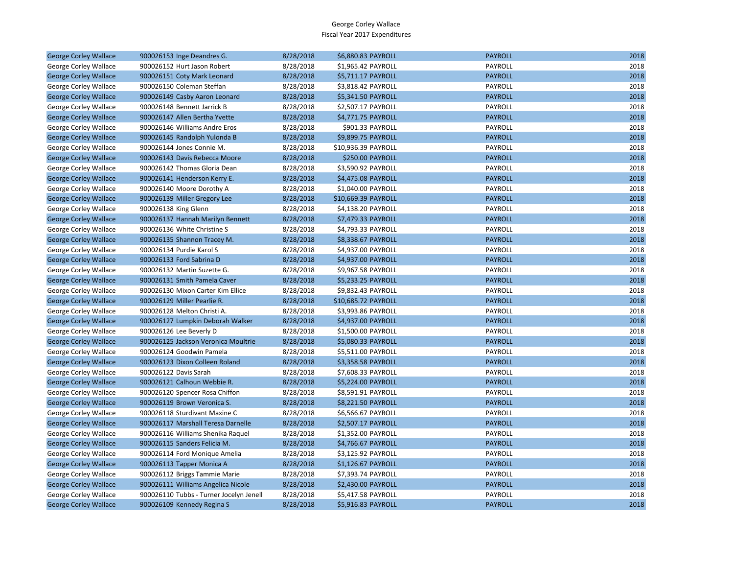George Corley Wallace
Fiscal Year 2017 Expenditures

| | | | | | | |
|---|---|---|---|---|---|---|
| George Corley Wallace | 900026153 Inge Deandres G. | 8/28/2018 | $6,880.83 | PAYROLL | PAYROLL | 2018 |
| George Corley Wallace | 900026152 Hurt Jason Robert | 8/28/2018 | $1,965.42 | PAYROLL | PAYROLL | 2018 |
| George Corley Wallace | 900026151 Coty Mark Leonard | 8/28/2018 | $5,711.17 | PAYROLL | PAYROLL | 2018 |
| George Corley Wallace | 900026150 Coleman Steffan | 8/28/2018 | $3,818.42 | PAYROLL | PAYROLL | 2018 |
| George Corley Wallace | 900026149 Casby Aaron Leonard | 8/28/2018 | $5,341.50 | PAYROLL | PAYROLL | 2018 |
| George Corley Wallace | 900026148 Bennett Jarrick B | 8/28/2018 | $2,507.17 | PAYROLL | PAYROLL | 2018 |
| George Corley Wallace | 900026147 Allen Bertha Yvette | 8/28/2018 | $4,771.75 | PAYROLL | PAYROLL | 2018 |
| George Corley Wallace | 900026146 Williams Andre Eros | 8/28/2018 | $901.33 | PAYROLL | PAYROLL | 2018 |
| George Corley Wallace | 900026145 Randolph Yulonda B | 8/28/2018 | $9,899.75 | PAYROLL | PAYROLL | 2018 |
| George Corley Wallace | 900026144 Jones Connie M. | 8/28/2018 | $10,936.39 | PAYROLL | PAYROLL | 2018 |
| George Corley Wallace | 900026143 Davis Rebecca Moore | 8/28/2018 | $250.00 | PAYROLL | PAYROLL | 2018 |
| George Corley Wallace | 900026142 Thomas Gloria Dean | 8/28/2018 | $3,590.92 | PAYROLL | PAYROLL | 2018 |
| George Corley Wallace | 900026141 Henderson Kerry E. | 8/28/2018 | $4,475.08 | PAYROLL | PAYROLL | 2018 |
| George Corley Wallace | 900026140 Moore Dorothy A | 8/28/2018 | $1,040.00 | PAYROLL | PAYROLL | 2018 |
| George Corley Wallace | 900026139 Miller Gregory Lee | 8/28/2018 | $10,669.39 | PAYROLL | PAYROLL | 2018 |
| George Corley Wallace | 900026138 King Glenn | 8/28/2018 | $4,138.20 | PAYROLL | PAYROLL | 2018 |
| George Corley Wallace | 900026137 Hannah Marilyn Bennett | 8/28/2018 | $7,479.33 | PAYROLL | PAYROLL | 2018 |
| George Corley Wallace | 900026136 White Christine S | 8/28/2018 | $4,793.33 | PAYROLL | PAYROLL | 2018 |
| George Corley Wallace | 900026135 Shannon Tracey M. | 8/28/2018 | $8,338.67 | PAYROLL | PAYROLL | 2018 |
| George Corley Wallace | 900026134 Purdie Karol S | 8/28/2018 | $4,937.00 | PAYROLL | PAYROLL | 2018 |
| George Corley Wallace | 900026133 Ford Sabrina D | 8/28/2018 | $4,937.00 | PAYROLL | PAYROLL | 2018 |
| George Corley Wallace | 900026132 Martin Suzette G. | 8/28/2018 | $9,967.58 | PAYROLL | PAYROLL | 2018 |
| George Corley Wallace | 900026131 Smith Pamela Caver | 8/28/2018 | $5,233.25 | PAYROLL | PAYROLL | 2018 |
| George Corley Wallace | 900026130 Mixon Carter Kim Ellice | 8/28/2018 | $9,832.43 | PAYROLL | PAYROLL | 2018 |
| George Corley Wallace | 900026129 Miller Pearlie R. | 8/28/2018 | $10,685.72 | PAYROLL | PAYROLL | 2018 |
| George Corley Wallace | 900026128 Melton Christi A. | 8/28/2018 | $3,993.86 | PAYROLL | PAYROLL | 2018 |
| George Corley Wallace | 900026127 Lumpkin Deborah Walker | 8/28/2018 | $4,937.00 | PAYROLL | PAYROLL | 2018 |
| George Corley Wallace | 900026126 Lee Beverly D | 8/28/2018 | $1,500.00 | PAYROLL | PAYROLL | 2018 |
| George Corley Wallace | 900026125 Jackson Veronica Moultrie | 8/28/2018 | $5,080.33 | PAYROLL | PAYROLL | 2018 |
| George Corley Wallace | 900026124 Goodwin Pamela | 8/28/2018 | $5,511.00 | PAYROLL | PAYROLL | 2018 |
| George Corley Wallace | 900026123 Dixon Colleen Roland | 8/28/2018 | $3,358.58 | PAYROLL | PAYROLL | 2018 |
| George Corley Wallace | 900026122 Davis Sarah | 8/28/2018 | $7,608.33 | PAYROLL | PAYROLL | 2018 |
| George Corley Wallace | 900026121 Calhoun Webbie R. | 8/28/2018 | $5,224.00 | PAYROLL | PAYROLL | 2018 |
| George Corley Wallace | 900026120 Spencer Rosa Chiffon | 8/28/2018 | $8,591.91 | PAYROLL | PAYROLL | 2018 |
| George Corley Wallace | 900026119 Brown Veronica S. | 8/28/2018 | $8,221.50 | PAYROLL | PAYROLL | 2018 |
| George Corley Wallace | 900026118 Sturdivant Maxine C | 8/28/2018 | $6,566.67 | PAYROLL | PAYROLL | 2018 |
| George Corley Wallace | 900026117 Marshall Teresa Darnelle | 8/28/2018 | $2,507.17 | PAYROLL | PAYROLL | 2018 |
| George Corley Wallace | 900026116 Williams Shenika Raquel | 8/28/2018 | $1,352.00 | PAYROLL | PAYROLL | 2018 |
| George Corley Wallace | 900026115 Sanders Felicia M. | 8/28/2018 | $4,766.67 | PAYROLL | PAYROLL | 2018 |
| George Corley Wallace | 900026114 Ford Monique Amelia | 8/28/2018 | $3,125.92 | PAYROLL | PAYROLL | 2018 |
| George Corley Wallace | 900026113 Tapper Monica A | 8/28/2018 | $1,126.67 | PAYROLL | PAYROLL | 2018 |
| George Corley Wallace | 900026112 Briggs Tammie Marie | 8/28/2018 | $7,393.74 | PAYROLL | PAYROLL | 2018 |
| George Corley Wallace | 900026111 Williams Angelica Nicole | 8/28/2018 | $2,430.00 | PAYROLL | PAYROLL | 2018 |
| George Corley Wallace | 900026110 Tubbs - Turner Jocelyn Jenell | 8/28/2018 | $5,417.58 | PAYROLL | PAYROLL | 2018 |
| George Corley Wallace | 900026109 Kennedy Regina S | 8/28/2018 | $5,916.83 | PAYROLL | PAYROLL | 2018 |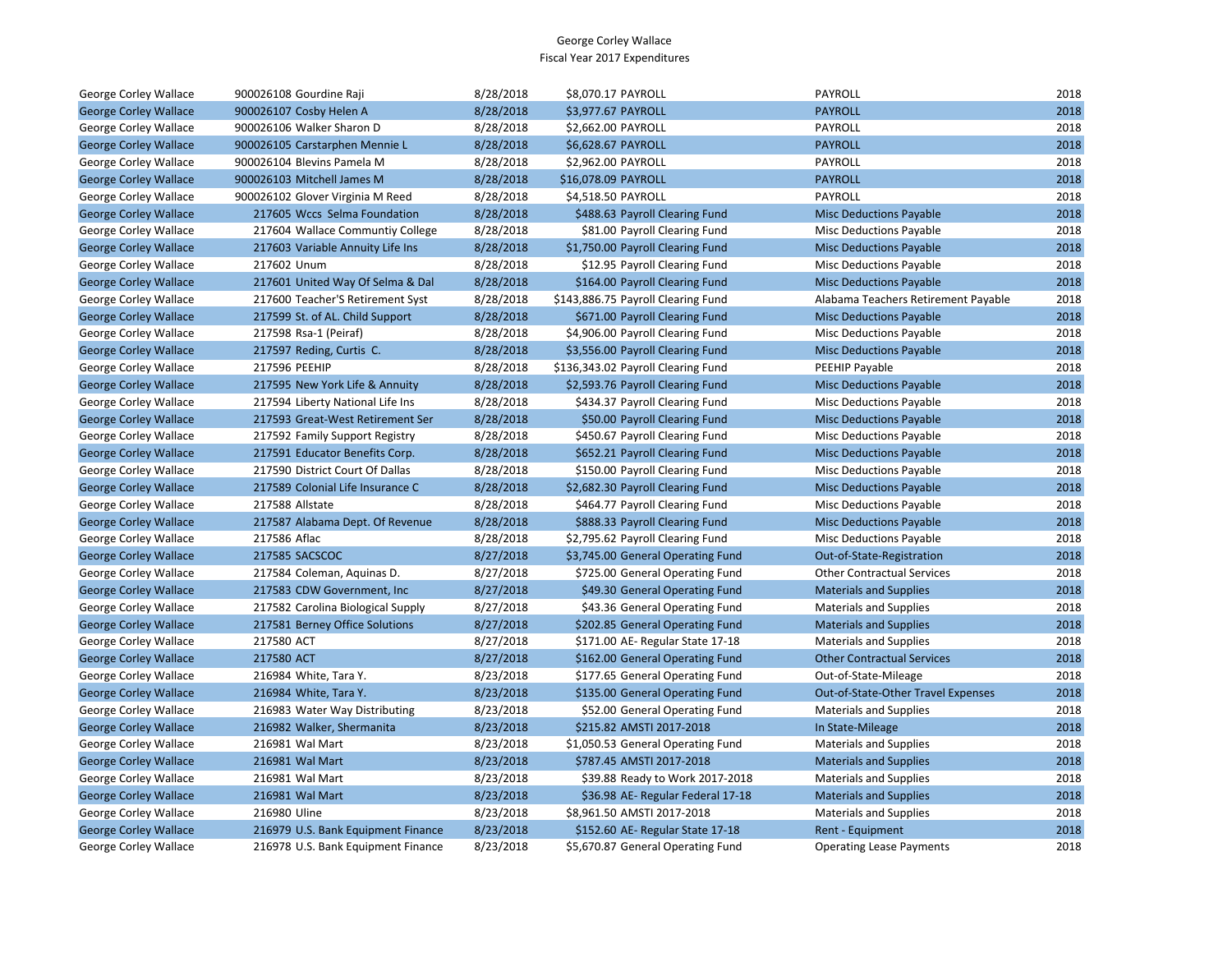George Corley Wallace
Fiscal Year 2017 Expenditures

| | | | | | | |
|---|---|---|---|---|---|---|
| George Corley Wallace | 900026108 Gourdine Raji | 8/28/2018 | $8,070.17 | PAYROLL | PAYROLL | 2018 |
| George Corley Wallace | 900026107 Cosby Helen A | 8/28/2018 | $3,977.67 | PAYROLL | PAYROLL | 2018 |
| George Corley Wallace | 900026106 Walker Sharon D | 8/28/2018 | $2,662.00 | PAYROLL | PAYROLL | 2018 |
| George Corley Wallace | 900026105 Carstarphen Mennie L | 8/28/2018 | $6,628.67 | PAYROLL | PAYROLL | 2018 |
| George Corley Wallace | 900026104 Blevins Pamela M | 8/28/2018 | $2,962.00 | PAYROLL | PAYROLL | 2018 |
| George Corley Wallace | 900026103 Mitchell James M | 8/28/2018 | $16,078.09 | PAYROLL | PAYROLL | 2018 |
| George Corley Wallace | 900026102 Glover Virginia M Reed | 8/28/2018 | $4,518.50 | PAYROLL | PAYROLL | 2018 |
| George Corley Wallace | 217605 Wccs Selma Foundation | 8/28/2018 | $488.63 | Payroll Clearing Fund | Misc Deductions Payable | 2018 |
| George Corley Wallace | 217604 Wallace Communtiy College | 8/28/2018 | $81.00 | Payroll Clearing Fund | Misc Deductions Payable | 2018 |
| George Corley Wallace | 217603 Variable Annuity Life Ins | 8/28/2018 | $1,750.00 | Payroll Clearing Fund | Misc Deductions Payable | 2018 |
| George Corley Wallace | 217602 Unum | 8/28/2018 | $12.95 | Payroll Clearing Fund | Misc Deductions Payable | 2018 |
| George Corley Wallace | 217601 United Way Of Selma & Dal | 8/28/2018 | $164.00 | Payroll Clearing Fund | Misc Deductions Payable | 2018 |
| George Corley Wallace | 217600 Teacher'S Retirement Syst | 8/28/2018 | $143,886.75 | Payroll Clearing Fund | Alabama Teachers Retirement Payable | 2018 |
| George Corley Wallace | 217599 St. of AL. Child Support | 8/28/2018 | $671.00 | Payroll Clearing Fund | Misc Deductions Payable | 2018 |
| George Corley Wallace | 217598 Rsa-1 (Peiraf) | 8/28/2018 | $4,906.00 | Payroll Clearing Fund | Misc Deductions Payable | 2018 |
| George Corley Wallace | 217597 Reding, Curtis C. | 8/28/2018 | $3,556.00 | Payroll Clearing Fund | Misc Deductions Payable | 2018 |
| George Corley Wallace | 217596 PEEHIP | 8/28/2018 | $136,343.02 | Payroll Clearing Fund | PEEHIP Payable | 2018 |
| George Corley Wallace | 217595 New York Life & Annuity | 8/28/2018 | $2,593.76 | Payroll Clearing Fund | Misc Deductions Payable | 2018 |
| George Corley Wallace | 217594 Liberty National Life Ins | 8/28/2018 | $434.37 | Payroll Clearing Fund | Misc Deductions Payable | 2018 |
| George Corley Wallace | 217593 Great-West Retirement Ser | 8/28/2018 | $50.00 | Payroll Clearing Fund | Misc Deductions Payable | 2018 |
| George Corley Wallace | 217592 Family Support Registry | 8/28/2018 | $450.67 | Payroll Clearing Fund | Misc Deductions Payable | 2018 |
| George Corley Wallace | 217591 Educator Benefits Corp. | 8/28/2018 | $652.21 | Payroll Clearing Fund | Misc Deductions Payable | 2018 |
| George Corley Wallace | 217590 District Court Of Dallas | 8/28/2018 | $150.00 | Payroll Clearing Fund | Misc Deductions Payable | 2018 |
| George Corley Wallace | 217589 Colonial Life Insurance C | 8/28/2018 | $2,682.30 | Payroll Clearing Fund | Misc Deductions Payable | 2018 |
| George Corley Wallace | 217588 Allstate | 8/28/2018 | $464.77 | Payroll Clearing Fund | Misc Deductions Payable | 2018 |
| George Corley Wallace | 217587 Alabama Dept. Of Revenue | 8/28/2018 | $888.33 | Payroll Clearing Fund | Misc Deductions Payable | 2018 |
| George Corley Wallace | 217586 Aflac | 8/28/2018 | $2,795.62 | Payroll Clearing Fund | Misc Deductions Payable | 2018 |
| George Corley Wallace | 217585 SACSCOC | 8/27/2018 | $3,745.00 | General Operating Fund | Out-of-State-Registration | 2018 |
| George Corley Wallace | 217584 Coleman, Aquinas D. | 8/27/2018 | $725.00 | General Operating Fund | Other Contractual Services | 2018 |
| George Corley Wallace | 217583 CDW Government, Inc | 8/27/2018 | $49.30 | General Operating Fund | Materials and Supplies | 2018 |
| George Corley Wallace | 217582 Carolina Biological Supply | 8/27/2018 | $43.36 | General Operating Fund | Materials and Supplies | 2018 |
| George Corley Wallace | 217581 Berney Office Solutions | 8/27/2018 | $202.85 | General Operating Fund | Materials and Supplies | 2018 |
| George Corley Wallace | 217580 ACT | 8/27/2018 | $171.00 | AE- Regular State 17-18 | Materials and Supplies | 2018 |
| George Corley Wallace | 217580 ACT | 8/27/2018 | $162.00 | General Operating Fund | Other Contractual Services | 2018 |
| George Corley Wallace | 216984 White, Tara Y. | 8/23/2018 | $177.65 | General Operating Fund | Out-of-State-Mileage | 2018 |
| George Corley Wallace | 216984 White, Tara Y. | 8/23/2018 | $135.00 | General Operating Fund | Out-of-State-Other Travel Expenses | 2018 |
| George Corley Wallace | 216983 Water Way Distributing | 8/23/2018 | $52.00 | General Operating Fund | Materials and Supplies | 2018 |
| George Corley Wallace | 216982 Walker, Shermanita | 8/23/2018 | $215.82 | AMSTI 2017-2018 | In State-Mileage | 2018 |
| George Corley Wallace | 216981 Wal Mart | 8/23/2018 | $1,050.53 | General Operating Fund | Materials and Supplies | 2018 |
| George Corley Wallace | 216981 Wal Mart | 8/23/2018 | $787.45 | AMSTI 2017-2018 | Materials and Supplies | 2018 |
| George Corley Wallace | 216981 Wal Mart | 8/23/2018 | $39.88 | Ready to Work 2017-2018 | Materials and Supplies | 2018 |
| George Corley Wallace | 216981 Wal Mart | 8/23/2018 | $36.98 | AE- Regular Federal 17-18 | Materials and Supplies | 2018 |
| George Corley Wallace | 216980 Uline | 8/23/2018 | $8,961.50 | AMSTI 2017-2018 | Materials and Supplies | 2018 |
| George Corley Wallace | 216979 U.S. Bank Equipment Finance | 8/23/2018 | $152.60 | AE- Regular State 17-18 | Rent - Equipment | 2018 |
| George Corley Wallace | 216978 U.S. Bank Equipment Finance | 8/23/2018 | $5,670.87 | General Operating Fund | Operating Lease Payments | 2018 |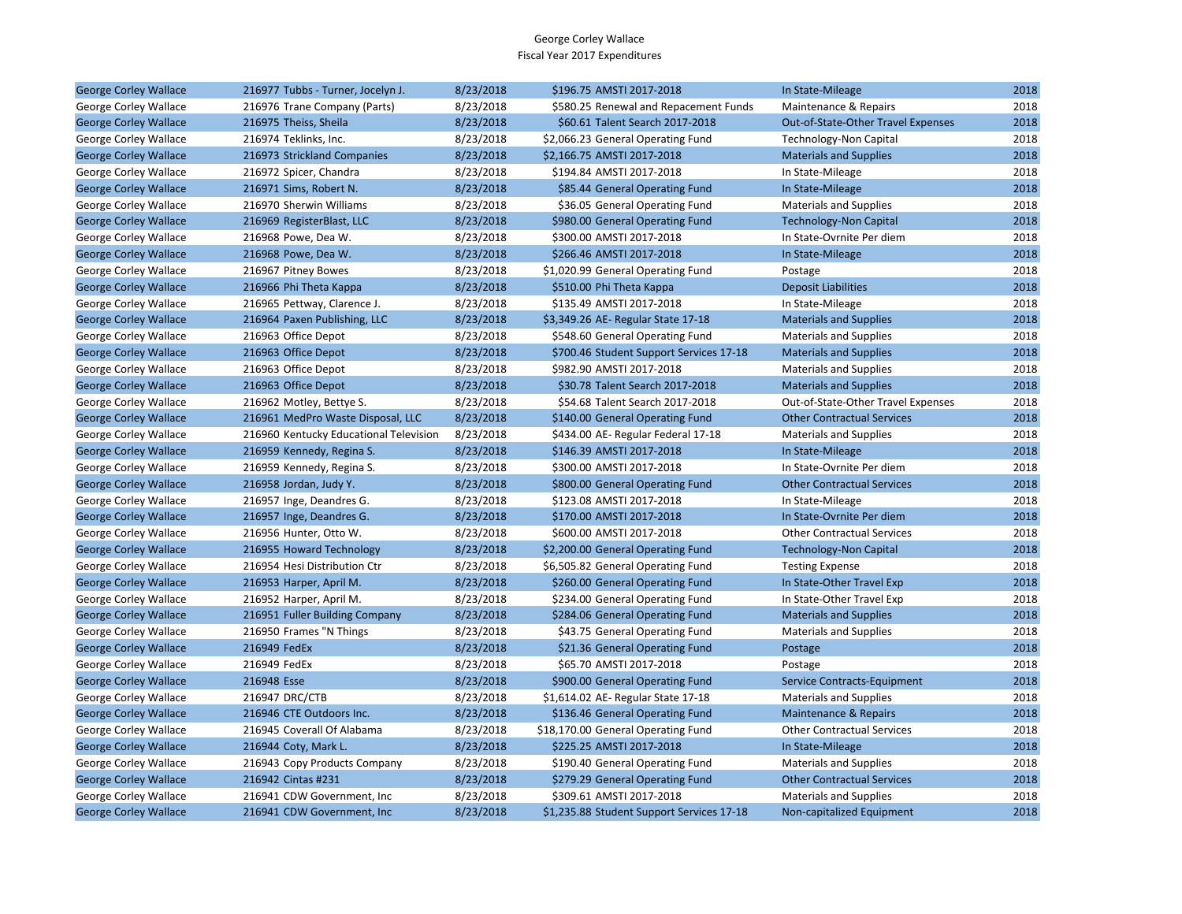George Corley Wallace
Fiscal Year 2017 Expenditures

| | | | | | | |
|---|---|---|---|---|---|---|
| George Corley Wallace | 216977 Tubbs - Turner, Jocelyn J. | 8/23/2018 | $196.75 | AMSTI 2017-2018 | In State-Mileage | 2018 |
| George Corley Wallace | 216976 Trane Company (Parts) | 8/23/2018 | $580.25 | Renewal and Repacement Funds | Maintenance & Repairs | 2018 |
| George Corley Wallace | 216975 Theiss, Sheila | 8/23/2018 | $60.61 | Talent Search 2017-2018 | Out-of-State-Other Travel Expenses | 2018 |
| George Corley Wallace | 216974 Teklinks, Inc. | 8/23/2018 | $2,066.23 | General Operating Fund | Technology-Non Capital | 2018 |
| George Corley Wallace | 216973 Strickland Companies | 8/23/2018 | $2,166.75 | AMSTI 2017-2018 | Materials and Supplies | 2018 |
| George Corley Wallace | 216972 Spicer, Chandra | 8/23/2018 | $194.84 | AMSTI 2017-2018 | In State-Mileage | 2018 |
| George Corley Wallace | 216971 Sims, Robert N. | 8/23/2018 | $85.44 | General Operating Fund | In State-Mileage | 2018 |
| George Corley Wallace | 216970 Sherwin Williams | 8/23/2018 | $36.05 | General Operating Fund | Materials and Supplies | 2018 |
| George Corley Wallace | 216969 RegisterBlast, LLC | 8/23/2018 | $980.00 | General Operating Fund | Technology-Non Capital | 2018 |
| George Corley Wallace | 216968 Powe, Dea W. | 8/23/2018 | $300.00 | AMSTI 2017-2018 | In State-Ovrnite Per diem | 2018 |
| George Corley Wallace | 216968 Powe, Dea W. | 8/23/2018 | $266.46 | AMSTI 2017-2018 | In State-Mileage | 2018 |
| George Corley Wallace | 216967 Pitney Bowes | 8/23/2018 | $1,020.99 | General Operating Fund | Postage | 2018 |
| George Corley Wallace | 216966 Phi Theta Kappa | 8/23/2018 | $510.00 | Phi Theta Kappa | Deposit Liabilities | 2018 |
| George Corley Wallace | 216965 Pettway, Clarence J. | 8/23/2018 | $135.49 | AMSTI 2017-2018 | In State-Mileage | 2018 |
| George Corley Wallace | 216964 Paxen Publishing, LLC | 8/23/2018 | $3,349.26 | AE- Regular State 17-18 | Materials and Supplies | 2018 |
| George Corley Wallace | 216963 Office Depot | 8/23/2018 | $548.60 | General Operating Fund | Materials and Supplies | 2018 |
| George Corley Wallace | 216963 Office Depot | 8/23/2018 | $700.46 | Student Support Services 17-18 | Materials and Supplies | 2018 |
| George Corley Wallace | 216963 Office Depot | 8/23/2018 | $982.90 | AMSTI 2017-2018 | Materials and Supplies | 2018 |
| George Corley Wallace | 216963 Office Depot | 8/23/2018 | $30.78 | Talent Search 2017-2018 | Materials and Supplies | 2018 |
| George Corley Wallace | 216962 Motley, Bettye S. | 8/23/2018 | $54.68 | Talent Search 2017-2018 | Out-of-State-Other Travel Expenses | 2018 |
| George Corley Wallace | 216961 MedPro Waste Disposal, LLC | 8/23/2018 | $140.00 | General Operating Fund | Other Contractual Services | 2018 |
| George Corley Wallace | 216960 Kentucky Educational Television | 8/23/2018 | $434.00 | AE- Regular Federal 17-18 | Materials and Supplies | 2018 |
| George Corley Wallace | 216959 Kennedy, Regina S. | 8/23/2018 | $146.39 | AMSTI 2017-2018 | In State-Mileage | 2018 |
| George Corley Wallace | 216959 Kennedy, Regina S. | 8/23/2018 | $300.00 | AMSTI 2017-2018 | In State-Ovrnite Per diem | 2018 |
| George Corley Wallace | 216958 Jordan, Judy Y. | 8/23/2018 | $800.00 | General Operating Fund | Other Contractual Services | 2018 |
| George Corley Wallace | 216957 Inge, Deandres G. | 8/23/2018 | $123.08 | AMSTI 2017-2018 | In State-Mileage | 2018 |
| George Corley Wallace | 216957 Inge, Deandres G. | 8/23/2018 | $170.00 | AMSTI 2017-2018 | In State-Ovrnite Per diem | 2018 |
| George Corley Wallace | 216956 Hunter, Otto W. | 8/23/2018 | $600.00 | AMSTI 2017-2018 | Other Contractual Services | 2018 |
| George Corley Wallace | 216955 Howard Technology | 8/23/2018 | $2,200.00 | General Operating Fund | Technology-Non Capital | 2018 |
| George Corley Wallace | 216954 Hesi Distribution Ctr | 8/23/2018 | $6,505.82 | General Operating Fund | Testing Expense | 2018 |
| George Corley Wallace | 216953 Harper, April M. | 8/23/2018 | $260.00 | General Operating Fund | In State-Other Travel Exp | 2018 |
| George Corley Wallace | 216952 Harper, April M. | 8/23/2018 | $234.00 | General Operating Fund | In State-Other Travel Exp | 2018 |
| George Corley Wallace | 216951 Fuller Building Company | 8/23/2018 | $284.06 | General Operating Fund | Materials and Supplies | 2018 |
| George Corley Wallace | 216950 Frames "N Things | 8/23/2018 | $43.75 | General Operating Fund | Materials and Supplies | 2018 |
| George Corley Wallace | 216949 FedEx | 8/23/2018 | $21.36 | General Operating Fund | Postage | 2018 |
| George Corley Wallace | 216949 FedEx | 8/23/2018 | $65.70 | AMSTI 2017-2018 | Postage | 2018 |
| George Corley Wallace | 216948 Esse | 8/23/2018 | $900.00 | General Operating Fund | Service Contracts-Equipment | 2018 |
| George Corley Wallace | 216947 DRC/CTB | 8/23/2018 | $1,614.02 | AE- Regular State 17-18 | Materials and Supplies | 2018 |
| George Corley Wallace | 216946 CTE Outdoors Inc. | 8/23/2018 | $136.46 | General Operating Fund | Maintenance & Repairs | 2018 |
| George Corley Wallace | 216945 Coverall Of Alabama | 8/23/2018 | $18,170.00 | General Operating Fund | Other Contractual Services | 2018 |
| George Corley Wallace | 216944 Coty, Mark L. | 8/23/2018 | $225.25 | AMSTI 2017-2018 | In State-Mileage | 2018 |
| George Corley Wallace | 216943 Copy Products Company | 8/23/2018 | $190.40 | General Operating Fund | Materials and Supplies | 2018 |
| George Corley Wallace | 216942 Cintas #231 | 8/23/2018 | $279.29 | General Operating Fund | Other Contractual Services | 2018 |
| George Corley Wallace | 216941 CDW Government, Inc | 8/23/2018 | $309.61 | AMSTI 2017-2018 | Materials and Supplies | 2018 |
| George Corley Wallace | 216941 CDW Government, Inc | 8/23/2018 | $1,235.88 | Student Support Services 17-18 | Non-capitalized Equipment | 2018 |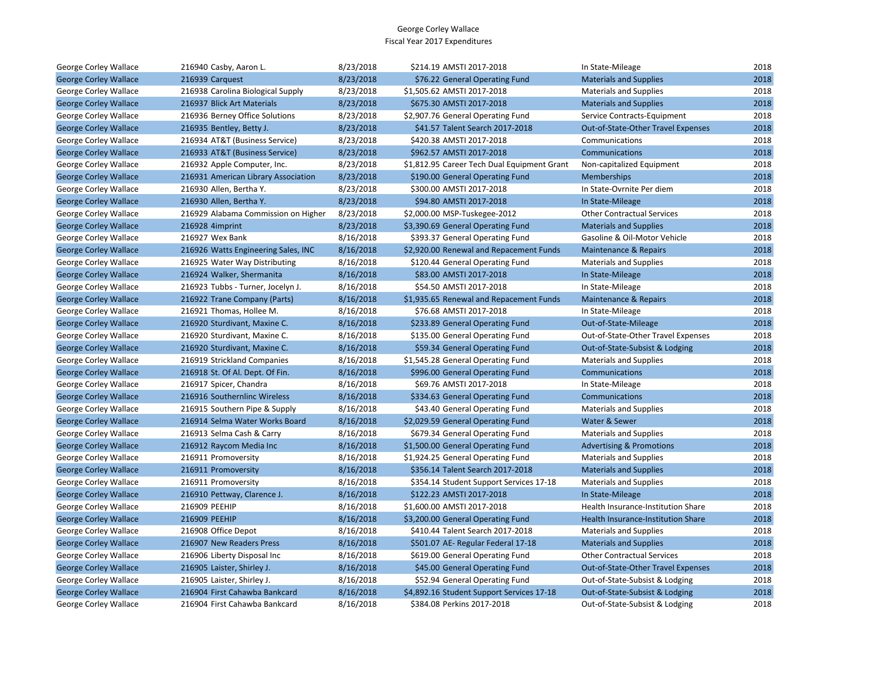# George Corley Wallace
## Fiscal Year 2017 Expenditures

| | | | | | | |
|---|---|---|---|---|---|---|
| George Corley Wallace | 216940 Casby, Aaron L. | 8/23/2018 | $214.19 | AMSTI 2017-2018 | In State-Mileage | 2018 |
| George Corley Wallace | 216939 Carquest | 8/23/2018 | $76.22 | General Operating Fund | Materials and Supplies | 2018 |
| George Corley Wallace | 216938 Carolina Biological Supply | 8/23/2018 | $1,505.62 | AMSTI 2017-2018 | Materials and Supplies | 2018 |
| George Corley Wallace | 216937 Blick Art Materials | 8/23/2018 | $675.30 | AMSTI 2017-2018 | Materials and Supplies | 2018 |
| George Corley Wallace | 216936 Berney Office Solutions | 8/23/2018 | $2,907.76 | General Operating Fund | Service Contracts-Equipment | 2018 |
| George Corley Wallace | 216935 Bentley, Betty J. | 8/23/2018 | $41.57 | Talent Search 2017-2018 | Out-of-State-Other Travel Expenses | 2018 |
| George Corley Wallace | 216934 AT&T (Business Service) | 8/23/2018 | $420.38 | AMSTI 2017-2018 | Communications | 2018 |
| George Corley Wallace | 216933 AT&T (Business Service) | 8/23/2018 | $962.57 | AMSTI 2017-2018 | Communications | 2018 |
| George Corley Wallace | 216932 Apple Computer, Inc. | 8/23/2018 | $1,812.95 | Career Tech Dual Equipment Grant | Non-capitalized Equipment | 2018 |
| George Corley Wallace | 216931 American Library Association | 8/23/2018 | $190.00 | General Operating Fund | Memberships | 2018 |
| George Corley Wallace | 216930 Allen, Bertha Y. | 8/23/2018 | $300.00 | AMSTI 2017-2018 | In State-Ovrnite Per diem | 2018 |
| George Corley Wallace | 216930 Allen, Bertha Y. | 8/23/2018 | $94.80 | AMSTI 2017-2018 | In State-Mileage | 2018 |
| George Corley Wallace | 216929 Alabama Commission on Higher | 8/23/2018 | $2,000.00 | MSP-Tuskegee-2012 | Other Contractual Services | 2018 |
| George Corley Wallace | 216928 4imprint | 8/23/2018 | $3,390.69 | General Operating Fund | Materials and Supplies | 2018 |
| George Corley Wallace | 216927 Wex Bank | 8/16/2018 | $393.37 | General Operating Fund | Gasoline & Oil-Motor Vehicle | 2018 |
| George Corley Wallace | 216926 Watts Engineering Sales, INC | 8/16/2018 | $2,920.00 | Renewal and Repacement Funds | Maintenance & Repairs | 2018 |
| George Corley Wallace | 216925 Water Way Distributing | 8/16/2018 | $120.44 | General Operating Fund | Materials and Supplies | 2018 |
| George Corley Wallace | 216924 Walker, Shermanita | 8/16/2018 | $83.00 | AMSTI 2017-2018 | In State-Mileage | 2018 |
| George Corley Wallace | 216923 Tubbs - Turner, Jocelyn J. | 8/16/2018 | $54.50 | AMSTI 2017-2018 | In State-Mileage | 2018 |
| George Corley Wallace | 216922 Trane Company (Parts) | 8/16/2018 | $1,935.65 | Renewal and Repacement Funds | Maintenance & Repairs | 2018 |
| George Corley Wallace | 216921 Thomas, Hollee M. | 8/16/2018 | $76.68 | AMSTI 2017-2018 | In State-Mileage | 2018 |
| George Corley Wallace | 216920 Sturdivant, Maxine C. | 8/16/2018 | $233.89 | General Operating Fund | Out-of-State-Mileage | 2018 |
| George Corley Wallace | 216920 Sturdivant, Maxine C. | 8/16/2018 | $135.00 | General Operating Fund | Out-of-State-Other Travel Expenses | 2018 |
| George Corley Wallace | 216920 Sturdivant, Maxine C. | 8/16/2018 | $59.34 | General Operating Fund | Out-of-State-Subsist & Lodging | 2018 |
| George Corley Wallace | 216919 Strickland Companies | 8/16/2018 | $1,545.28 | General Operating Fund | Materials and Supplies | 2018 |
| George Corley Wallace | 216918 St. Of Al. Dept. Of Fin. | 8/16/2018 | $996.00 | General Operating Fund | Communications | 2018 |
| George Corley Wallace | 216917 Spicer, Chandra | 8/16/2018 | $69.76 | AMSTI 2017-2018 | In State-Mileage | 2018 |
| George Corley Wallace | 216916 Southernlinc Wireless | 8/16/2018 | $334.63 | General Operating Fund | Communications | 2018 |
| George Corley Wallace | 216915 Southern Pipe & Supply | 8/16/2018 | $43.40 | General Operating Fund | Materials and Supplies | 2018 |
| George Corley Wallace | 216914 Selma Water Works Board | 8/16/2018 | $2,029.59 | General Operating Fund | Water & Sewer | 2018 |
| George Corley Wallace | 216913 Selma Cash & Carry | 8/16/2018 | $679.34 | General Operating Fund | Materials and Supplies | 2018 |
| George Corley Wallace | 216912 Raycom Media Inc | 8/16/2018 | $1,500.00 | General Operating Fund | Advertising & Promotions | 2018 |
| George Corley Wallace | 216911 Promoversity | 8/16/2018 | $1,924.25 | General Operating Fund | Materials and Supplies | 2018 |
| George Corley Wallace | 216911 Promoversity | 8/16/2018 | $356.14 | Talent Search 2017-2018 | Materials and Supplies | 2018 |
| George Corley Wallace | 216911 Promoversity | 8/16/2018 | $354.14 | Student Support Services 17-18 | Materials and Supplies | 2018 |
| George Corley Wallace | 216910 Pettway, Clarence J. | 8/16/2018 | $122.23 | AMSTI 2017-2018 | In State-Mileage | 2018 |
| George Corley Wallace | 216909 PEEHIP | 8/16/2018 | $1,600.00 | AMSTI 2017-2018 | Health Insurance-Institution Share | 2018 |
| George Corley Wallace | 216909 PEEHIP | 8/16/2018 | $3,200.00 | General Operating Fund | Health Insurance-Institution Share | 2018 |
| George Corley Wallace | 216908 Office Depot | 8/16/2018 | $410.44 | Talent Search 2017-2018 | Materials and Supplies | 2018 |
| George Corley Wallace | 216907 New Readers Press | 8/16/2018 | $501.07 | AE- Regular Federal 17-18 | Materials and Supplies | 2018 |
| George Corley Wallace | 216906 Liberty Disposal Inc | 8/16/2018 | $619.00 | General Operating Fund | Other Contractual Services | 2018 |
| George Corley Wallace | 216905 Laister, Shirley J. | 8/16/2018 | $45.00 | General Operating Fund | Out-of-State-Other Travel Expenses | 2018 |
| George Corley Wallace | 216905 Laister, Shirley J. | 8/16/2018 | $52.94 | General Operating Fund | Out-of-State-Subsist & Lodging | 2018 |
| George Corley Wallace | 216904 First Cahawba Bankcard | 8/16/2018 | $4,892.16 | Student Support Services 17-18 | Out-of-State-Subsist & Lodging | 2018 |
| George Corley Wallace | 216904 First Cahawba Bankcard | 8/16/2018 | $384.08 | Perkins 2017-2018 | Out-of-State-Subsist & Lodging | 2018 |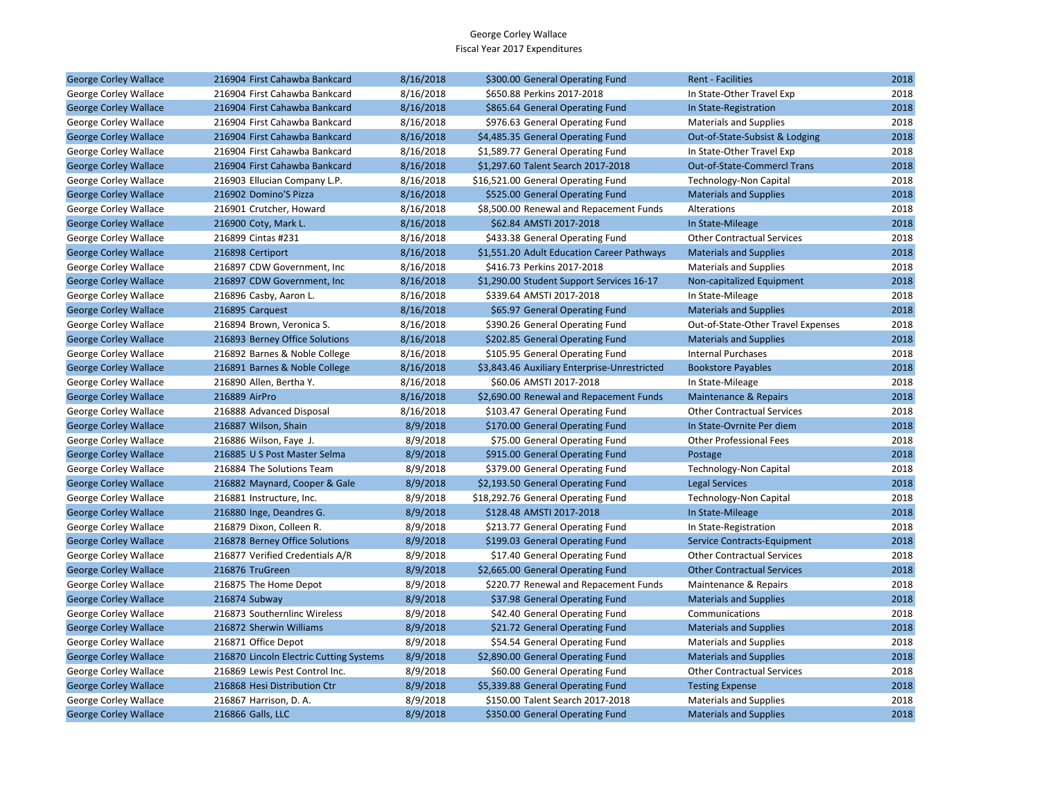George Corley Wallace
Fiscal Year 2017 Expenditures

| | | | | | | |
|---|---|---|---|---|---|---|
| George Corley Wallace | 216904 First Cahawba Bankcard | 8/16/2018 | $300.00 | General Operating Fund | Rent - Facilities | 2018 |
| George Corley Wallace | 216904 First Cahawba Bankcard | 8/16/2018 | $650.88 | Perkins 2017-2018 | In State-Other Travel Exp | 2018 |
| George Corley Wallace | 216904 First Cahawba Bankcard | 8/16/2018 | $865.64 | General Operating Fund | In State-Registration | 2018 |
| George Corley Wallace | 216904 First Cahawba Bankcard | 8/16/2018 | $976.63 | General Operating Fund | Materials and Supplies | 2018 |
| George Corley Wallace | 216904 First Cahawba Bankcard | 8/16/2018 | $4,485.35 | General Operating Fund | Out-of-State-Subsist & Lodging | 2018 |
| George Corley Wallace | 216904 First Cahawba Bankcard | 8/16/2018 | $1,589.77 | General Operating Fund | In State-Other Travel Exp | 2018 |
| George Corley Wallace | 216904 First Cahawba Bankcard | 8/16/2018 | $1,297.60 | Talent Search 2017-2018 | Out-of-State-Commercl Trans | 2018 |
| George Corley Wallace | 216903 Ellucian Company L.P. | 8/16/2018 | $16,521.00 | General Operating Fund | Technology-Non Capital | 2018 |
| George Corley Wallace | 216902 Domino'S Pizza | 8/16/2018 | $525.00 | General Operating Fund | Materials and Supplies | 2018 |
| George Corley Wallace | 216901 Crutcher, Howard | 8/16/2018 | $8,500.00 | Renewal and Repacement Funds | Alterations | 2018 |
| George Corley Wallace | 216900 Coty, Mark L. | 8/16/2018 | $62.84 | AMSTI 2017-2018 | In State-Mileage | 2018 |
| George Corley Wallace | 216899 Cintas #231 | 8/16/2018 | $433.38 | General Operating Fund | Other Contractual Services | 2018 |
| George Corley Wallace | 216898 Certiport | 8/16/2018 | $1,551.20 | Adult Education Career Pathways | Materials and Supplies | 2018 |
| George Corley Wallace | 216897 CDW Government, Inc | 8/16/2018 | $416.73 | Perkins 2017-2018 | Materials and Supplies | 2018 |
| George Corley Wallace | 216897 CDW Government, Inc | 8/16/2018 | $1,290.00 | Student Support Services 16-17 | Non-capitalized Equipment | 2018 |
| George Corley Wallace | 216896 Casby, Aaron L. | 8/16/2018 | $339.64 | AMSTI 2017-2018 | In State-Mileage | 2018 |
| George Corley Wallace | 216895 Carquest | 8/16/2018 | $65.97 | General Operating Fund | Materials and Supplies | 2018 |
| George Corley Wallace | 216894 Brown, Veronica S. | 8/16/2018 | $390.26 | General Operating Fund | Out-of-State-Other Travel Expenses | 2018 |
| George Corley Wallace | 216893 Berney Office Solutions | 8/16/2018 | $202.85 | General Operating Fund | Materials and Supplies | 2018 |
| George Corley Wallace | 216892 Barnes & Noble College | 8/16/2018 | $105.95 | General Operating Fund | Internal Purchases | 2018 |
| George Corley Wallace | 216891 Barnes & Noble College | 8/16/2018 | $3,843.46 | Auxiliary Enterprise-Unrestricted | Bookstore Payables | 2018 |
| George Corley Wallace | 216890 Allen, Bertha Y. | 8/16/2018 | $60.06 | AMSTI 2017-2018 | In State-Mileage | 2018 |
| George Corley Wallace | 216889 AirPro | 8/16/2018 | $2,690.00 | Renewal and Repacement Funds | Maintenance & Repairs | 2018 |
| George Corley Wallace | 216888 Advanced Disposal | 8/16/2018 | $103.47 | General Operating Fund | Other Contractual Services | 2018 |
| George Corley Wallace | 216887 Wilson, Shain | 8/9/2018 | $170.00 | General Operating Fund | In State-Ovrnite Per diem | 2018 |
| George Corley Wallace | 216886 Wilson, Faye J. | 8/9/2018 | $75.00 | General Operating Fund | Other Professional Fees | 2018 |
| George Corley Wallace | 216885 U S Post Master Selma | 8/9/2018 | $915.00 | General Operating Fund | Postage | 2018 |
| George Corley Wallace | 216884 The Solutions Team | 8/9/2018 | $379.00 | General Operating Fund | Technology-Non Capital | 2018 |
| George Corley Wallace | 216882 Maynard, Cooper & Gale | 8/9/2018 | $2,193.50 | General Operating Fund | Legal Services | 2018 |
| George Corley Wallace | 216881 Instructure, Inc. | 8/9/2018 | $18,292.76 | General Operating Fund | Technology-Non Capital | 2018 |
| George Corley Wallace | 216880 Inge, Deandres G. | 8/9/2018 | $128.48 | AMSTI 2017-2018 | In State-Mileage | 2018 |
| George Corley Wallace | 216879 Dixon, Colleen R. | 8/9/2018 | $213.77 | General Operating Fund | In State-Registration | 2018 |
| George Corley Wallace | 216878 Berney Office Solutions | 8/9/2018 | $199.03 | General Operating Fund | Service Contracts-Equipment | 2018 |
| George Corley Wallace | 216877 Verified Credentials A/R | 8/9/2018 | $17.40 | General Operating Fund | Other Contractual Services | 2018 |
| George Corley Wallace | 216876 TruGreen | 8/9/2018 | $2,665.00 | General Operating Fund | Other Contractual Services | 2018 |
| George Corley Wallace | 216875 The Home Depot | 8/9/2018 | $220.77 | Renewal and Repacement Funds | Maintenance & Repairs | 2018 |
| George Corley Wallace | 216874 Subway | 8/9/2018 | $37.98 | General Operating Fund | Materials and Supplies | 2018 |
| George Corley Wallace | 216873 Southernlinc Wireless | 8/9/2018 | $42.40 | General Operating Fund | Communications | 2018 |
| George Corley Wallace | 216872 Sherwin Williams | 8/9/2018 | $21.72 | General Operating Fund | Materials and Supplies | 2018 |
| George Corley Wallace | 216871 Office Depot | 8/9/2018 | $54.54 | General Operating Fund | Materials and Supplies | 2018 |
| George Corley Wallace | 216870 Lincoln Electric Cutting Systems | 8/9/2018 | $2,890.00 | General Operating Fund | Materials and Supplies | 2018 |
| George Corley Wallace | 216869 Lewis Pest Control Inc. | 8/9/2018 | $60.00 | General Operating Fund | Other Contractual Services | 2018 |
| George Corley Wallace | 216868 Hesi Distribution Ctr | 8/9/2018 | $5,339.88 | General Operating Fund | Testing Expense | 2018 |
| George Corley Wallace | 216867 Harrison, D. A. | 8/9/2018 | $150.00 | Talent Search 2017-2018 | Materials and Supplies | 2018 |
| George Corley Wallace | 216866 Galls, LLC | 8/9/2018 | $350.00 | General Operating Fund | Materials and Supplies | 2018 |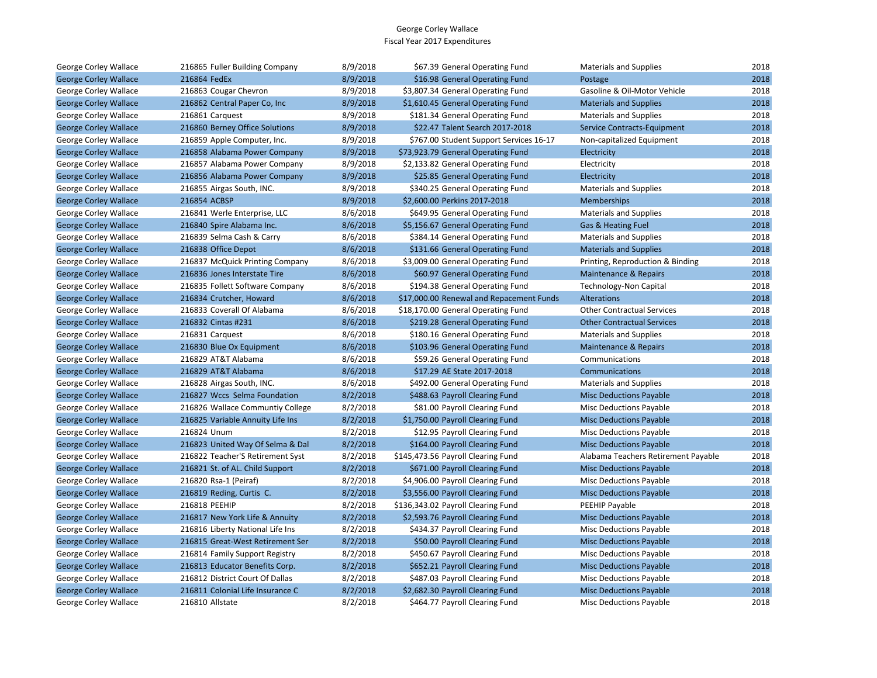George Corley Wallace
Fiscal Year 2017 Expenditures

| | | | | | | |
|---|---|---|---|---|---|---|
| George Corley Wallace | 216865 Fuller Building Company | 8/9/2018 | $67.39 | General Operating Fund | Materials and Supplies | 2018 |
| George Corley Wallace | 216864 FedEx | 8/9/2018 | $16.98 | General Operating Fund | Postage | 2018 |
| George Corley Wallace | 216863 Cougar Chevron | 8/9/2018 | $3,807.34 | General Operating Fund | Gasoline & Oil-Motor Vehicle | 2018 |
| George Corley Wallace | 216862 Central Paper Co, Inc | 8/9/2018 | $1,610.45 | General Operating Fund | Materials and Supplies | 2018 |
| George Corley Wallace | 216861 Carquest | 8/9/2018 | $181.34 | General Operating Fund | Materials and Supplies | 2018 |
| George Corley Wallace | 216860 Berney Office Solutions | 8/9/2018 | $22.47 | Talent Search 2017-2018 | Service Contracts-Equipment | 2018 |
| George Corley Wallace | 216859 Apple Computer, Inc. | 8/9/2018 | $767.00 | Student Support Services 16-17 | Non-capitalized Equipment | 2018 |
| George Corley Wallace | 216858 Alabama Power Company | 8/9/2018 | $73,923.79 | General Operating Fund | Electricity | 2018 |
| George Corley Wallace | 216857 Alabama Power Company | 8/9/2018 | $2,133.82 | General Operating Fund | Electricity | 2018 |
| George Corley Wallace | 216856 Alabama Power Company | 8/9/2018 | $25.85 | General Operating Fund | Electricity | 2018 |
| George Corley Wallace | 216855 Airgas South, INC. | 8/9/2018 | $340.25 | General Operating Fund | Materials and Supplies | 2018 |
| George Corley Wallace | 216854 ACBSP | 8/9/2018 | $2,600.00 | Perkins 2017-2018 | Memberships | 2018 |
| George Corley Wallace | 216841 Werle Enterprise, LLC | 8/6/2018 | $649.95 | General Operating Fund | Materials and Supplies | 2018 |
| George Corley Wallace | 216840 Spire Alabama Inc. | 8/6/2018 | $5,156.67 | General Operating Fund | Gas & Heating Fuel | 2018 |
| George Corley Wallace | 216839 Selma Cash & Carry | 8/6/2018 | $384.14 | General Operating Fund | Materials and Supplies | 2018 |
| George Corley Wallace | 216838 Office Depot | 8/6/2018 | $131.66 | General Operating Fund | Materials and Supplies | 2018 |
| George Corley Wallace | 216837 McQuick Printing Company | 8/6/2018 | $3,009.00 | General Operating Fund | Printing, Reproduction & Binding | 2018 |
| George Corley Wallace | 216836 Jones Interstate Tire | 8/6/2018 | $60.97 | General Operating Fund | Maintenance & Repairs | 2018 |
| George Corley Wallace | 216835 Follett Software Company | 8/6/2018 | $194.38 | General Operating Fund | Technology-Non Capital | 2018 |
| George Corley Wallace | 216834 Crutcher, Howard | 8/6/2018 | $17,000.00 | Renewal and Repacement Funds | Alterations | 2018 |
| George Corley Wallace | 216833 Coverall Of Alabama | 8/6/2018 | $18,170.00 | General Operating Fund | Other Contractual Services | 2018 |
| George Corley Wallace | 216832 Cintas #231 | 8/6/2018 | $219.28 | General Operating Fund | Other Contractual Services | 2018 |
| George Corley Wallace | 216831 Carquest | 8/6/2018 | $180.16 | General Operating Fund | Materials and Supplies | 2018 |
| George Corley Wallace | 216830 Blue Ox Equipment | 8/6/2018 | $103.96 | General Operating Fund | Maintenance & Repairs | 2018 |
| George Corley Wallace | 216829 AT&T Alabama | 8/6/2018 | $59.26 | General Operating Fund | Communications | 2018 |
| George Corley Wallace | 216829 AT&T Alabama | 8/6/2018 | $17.29 | AE State 2017-2018 | Communications | 2018 |
| George Corley Wallace | 216828 Airgas South, INC. | 8/6/2018 | $492.00 | General Operating Fund | Materials and Supplies | 2018 |
| George Corley Wallace | 216827 Wccs Selma Foundation | 8/2/2018 | $488.63 | Payroll Clearing Fund | Misc Deductions Payable | 2018 |
| George Corley Wallace | 216826 Wallace Communtiy College | 8/2/2018 | $81.00 | Payroll Clearing Fund | Misc Deductions Payable | 2018 |
| George Corley Wallace | 216825 Variable Annuity Life Ins | 8/2/2018 | $1,750.00 | Payroll Clearing Fund | Misc Deductions Payable | 2018 |
| George Corley Wallace | 216824 Unum | 8/2/2018 | $12.95 | Payroll Clearing Fund | Misc Deductions Payable | 2018 |
| George Corley Wallace | 216823 United Way Of Selma & Dal | 8/2/2018 | $164.00 | Payroll Clearing Fund | Misc Deductions Payable | 2018 |
| George Corley Wallace | 216822 Teacher'S Retirement Syst | 8/2/2018 | $145,473.56 | Payroll Clearing Fund | Alabama Teachers Retirement Payable | 2018 |
| George Corley Wallace | 216821 St. of AL. Child Support | 8/2/2018 | $671.00 | Payroll Clearing Fund | Misc Deductions Payable | 2018 |
| George Corley Wallace | 216820 Rsa-1 (Peiraf) | 8/2/2018 | $4,906.00 | Payroll Clearing Fund | Misc Deductions Payable | 2018 |
| George Corley Wallace | 216819 Reding, Curtis C. | 8/2/2018 | $3,556.00 | Payroll Clearing Fund | Misc Deductions Payable | 2018 |
| George Corley Wallace | 216818 PEEHIP | 8/2/2018 | $136,343.02 | Payroll Clearing Fund | PEEHIP Payable | 2018 |
| George Corley Wallace | 216817 New York Life & Annuity | 8/2/2018 | $2,593.76 | Payroll Clearing Fund | Misc Deductions Payable | 2018 |
| George Corley Wallace | 216816 Liberty National Life Ins | 8/2/2018 | $434.37 | Payroll Clearing Fund | Misc Deductions Payable | 2018 |
| George Corley Wallace | 216815 Great-West Retirement Ser | 8/2/2018 | $50.00 | Payroll Clearing Fund | Misc Deductions Payable | 2018 |
| George Corley Wallace | 216814 Family Support Registry | 8/2/2018 | $450.67 | Payroll Clearing Fund | Misc Deductions Payable | 2018 |
| George Corley Wallace | 216813 Educator Benefits Corp. | 8/2/2018 | $652.21 | Payroll Clearing Fund | Misc Deductions Payable | 2018 |
| George Corley Wallace | 216812 District Court Of Dallas | 8/2/2018 | $487.03 | Payroll Clearing Fund | Misc Deductions Payable | 2018 |
| George Corley Wallace | 216811 Colonial Life Insurance C | 8/2/2018 | $2,682.30 | Payroll Clearing Fund | Misc Deductions Payable | 2018 |
| George Corley Wallace | 216810 Allstate | 8/2/2018 | $464.77 | Payroll Clearing Fund | Misc Deductions Payable | 2018 |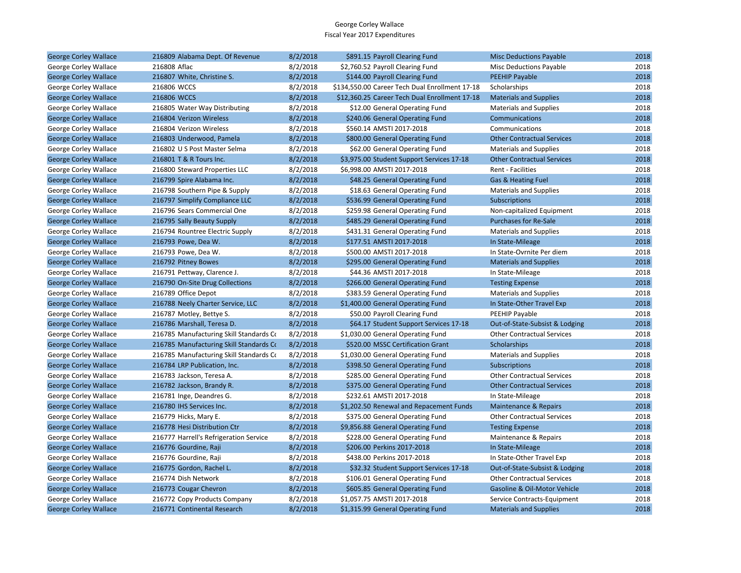George Corley Wallace
Fiscal Year 2017 Expenditures

| | | | | | | |
|---|---|---|---|---|---|---|
| George Corley Wallace | 216809 Alabama Dept. Of Revenue | 8/2/2018 | $891.15 | Payroll Clearing Fund | Misc Deductions Payable | 2018 |
| George Corley Wallace | 216808 Aflac | 8/2/2018 | $2,760.52 | Payroll Clearing Fund | Misc Deductions Payable | 2018 |
| George Corley Wallace | 216807 White, Christine S. | 8/2/2018 | $144.00 | Payroll Clearing Fund | PEEHIP Payable | 2018 |
| George Corley Wallace | 216806 WCCS | 8/2/2018 | $134,550.00 | Career Tech Dual Enrollment 17-18 | Scholarships | 2018 |
| George Corley Wallace | 216806 WCCS | 8/2/2018 | $12,360.25 | Career Tech Dual Enrollment 17-18 | Materials and Supplies | 2018 |
| George Corley Wallace | 216805 Water Way Distributing | 8/2/2018 | $12.00 | General Operating Fund | Materials and Supplies | 2018 |
| George Corley Wallace | 216804 Verizon Wireless | 8/2/2018 | $240.06 | General Operating Fund | Communications | 2018 |
| George Corley Wallace | 216804 Verizon Wireless | 8/2/2018 | $560.14 | AMSTI 2017-2018 | Communications | 2018 |
| George Corley Wallace | 216803 Underwood, Pamela | 8/2/2018 | $800.00 | General Operating Fund | Other Contractual Services | 2018 |
| George Corley Wallace | 216802 U S Post Master Selma | 8/2/2018 | $62.00 | General Operating Fund | Materials and Supplies | 2018 |
| George Corley Wallace | 216801 T & R Tours Inc. | 8/2/2018 | $3,975.00 | Student Support Services 17-18 | Other Contractual Services | 2018 |
| George Corley Wallace | 216800 Steward Properties LLC | 8/2/2018 | $6,998.00 | AMSTI 2017-2018 | Rent - Facilities | 2018 |
| George Corley Wallace | 216799 Spire Alabama Inc. | 8/2/2018 | $48.25 | General Operating Fund | Gas & Heating Fuel | 2018 |
| George Corley Wallace | 216798 Southern Pipe & Supply | 8/2/2018 | $18.63 | General Operating Fund | Materials and Supplies | 2018 |
| George Corley Wallace | 216797 Simplify Compliance LLC | 8/2/2018 | $536.99 | General Operating Fund | Subscriptions | 2018 |
| George Corley Wallace | 216796 Sears Commercial One | 8/2/2018 | $259.98 | General Operating Fund | Non-capitalized Equipment | 2018 |
| George Corley Wallace | 216795 Sally Beauty Supply | 8/2/2018 | $485.29 | General Operating Fund | Purchases for Re-Sale | 2018 |
| George Corley Wallace | 216794 Rountree Electric Supply | 8/2/2018 | $431.31 | General Operating Fund | Materials and Supplies | 2018 |
| George Corley Wallace | 216793 Powe, Dea W. | 8/2/2018 | $177.51 | AMSTI 2017-2018 | In State-Mileage | 2018 |
| George Corley Wallace | 216793 Powe, Dea W. | 8/2/2018 | $500.00 | AMSTI 2017-2018 | In State-Ovrnite Per diem | 2018 |
| George Corley Wallace | 216792 Pitney Bowes | 8/2/2018 | $295.00 | General Operating Fund | Materials and Supplies | 2018 |
| George Corley Wallace | 216791 Pettway, Clarence J. | 8/2/2018 | $44.36 | AMSTI 2017-2018 | In State-Mileage | 2018 |
| George Corley Wallace | 216790 On-Site Drug Collections | 8/2/2018 | $266.00 | General Operating Fund | Testing Expense | 2018 |
| George Corley Wallace | 216789 Office Depot | 8/2/2018 | $383.59 | General Operating Fund | Materials and Supplies | 2018 |
| George Corley Wallace | 216788 Neely Charter Service, LLC | 8/2/2018 | $1,400.00 | General Operating Fund | In State-Other Travel Exp | 2018 |
| George Corley Wallace | 216787 Motley, Bettye S. | 8/2/2018 | $50.00 | Payroll Clearing Fund | PEEHIP Payable | 2018 |
| George Corley Wallace | 216786 Marshall, Teresa D. | 8/2/2018 | $64.17 | Student Support Services 17-18 | Out-of-State-Subsist & Lodging | 2018 |
| George Corley Wallace | 216785 Manufacturing Skill Standards Co | 8/2/2018 | $1,030.00 | General Operating Fund | Other Contractual Services | 2018 |
| George Corley Wallace | 216785 Manufacturing Skill Standards Co | 8/2/2018 | $520.00 | MSSC Certification Grant | Scholarships | 2018 |
| George Corley Wallace | 216785 Manufacturing Skill Standards Co | 8/2/2018 | $1,030.00 | General Operating Fund | Materials and Supplies | 2018 |
| George Corley Wallace | 216784 LRP Publication, Inc. | 8/2/2018 | $398.50 | General Operating Fund | Subscriptions | 2018 |
| George Corley Wallace | 216783 Jackson, Teresa A. | 8/2/2018 | $285.00 | General Operating Fund | Other Contractual Services | 2018 |
| George Corley Wallace | 216782 Jackson, Brandy R. | 8/2/2018 | $375.00 | General Operating Fund | Other Contractual Services | 2018 |
| George Corley Wallace | 216781 Inge, Deandres G. | 8/2/2018 | $232.61 | AMSTI 2017-2018 | In State-Mileage | 2018 |
| George Corley Wallace | 216780 IHS Services Inc. | 8/2/2018 | $1,202.50 | Renewal and Repacement Funds | Maintenance & Repairs | 2018 |
| George Corley Wallace | 216779 Hicks, Mary E. | 8/2/2018 | $375.00 | General Operating Fund | Other Contractual Services | 2018 |
| George Corley Wallace | 216778 Hesi Distribution Ctr | 8/2/2018 | $9,856.88 | General Operating Fund | Testing Expense | 2018 |
| George Corley Wallace | 216777 Harrell's Refrigeration Service | 8/2/2018 | $228.00 | General Operating Fund | Maintenance & Repairs | 2018 |
| George Corley Wallace | 216776 Gourdine, Raji | 8/2/2018 | $206.00 | Perkins 2017-2018 | In State-Mileage | 2018 |
| George Corley Wallace | 216776 Gourdine, Raji | 8/2/2018 | $438.00 | Perkins 2017-2018 | In State-Other Travel Exp | 2018 |
| George Corley Wallace | 216775 Gordon, Rachel L. | 8/2/2018 | $32.32 | Student Support Services 17-18 | Out-of-State-Subsist & Lodging | 2018 |
| George Corley Wallace | 216774 Dish Network | 8/2/2018 | $106.01 | General Operating Fund | Other Contractual Services | 2018 |
| George Corley Wallace | 216773 Cougar Chevron | 8/2/2018 | $605.85 | General Operating Fund | Gasoline & Oil-Motor Vehicle | 2018 |
| George Corley Wallace | 216772 Copy Products Company | 8/2/2018 | $1,057.75 | AMSTI 2017-2018 | Service Contracts-Equipment | 2018 |
| George Corley Wallace | 216771 Continental Research | 8/2/2018 | $1,315.99 | General Operating Fund | Materials and Supplies | 2018 |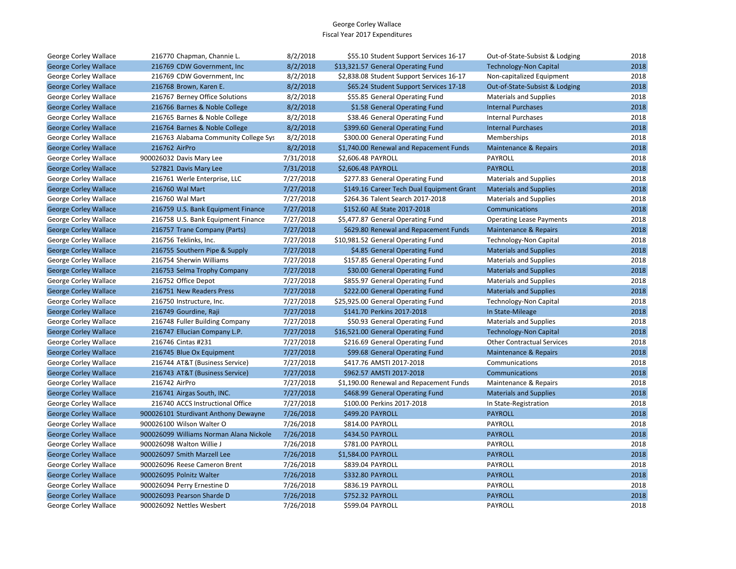# George Corley Wallace
## Fiscal Year 2017 Expenditures

| | | | | | | |
|---|---|---|---|---|---|---|
| George Corley Wallace | 216770 Chapman, Channie L. | 8/2/2018 | $55.10 | Student Support Services 16-17 | Out-of-State-Subsist & Lodging | 2018 |
| George Corley Wallace | 216769 CDW Government, Inc | 8/2/2018 | $13,321.57 | General Operating Fund | Technology-Non Capital | 2018 |
| George Corley Wallace | 216769 CDW Government, Inc | 8/2/2018 | $2,838.08 | Student Support Services 16-17 | Non-capitalized Equipment | 2018 |
| George Corley Wallace | 216768 Brown, Karen E. | 8/2/2018 | $65.24 | Student Support Services 17-18 | Out-of-State-Subsist & Lodging | 2018 |
| George Corley Wallace | 216767 Berney Office Solutions | 8/2/2018 | $55.85 | General Operating Fund | Materials and Supplies | 2018 |
| George Corley Wallace | 216766 Barnes & Noble College | 8/2/2018 | $1.58 | General Operating Fund | Internal Purchases | 2018 |
| George Corley Wallace | 216765 Barnes & Noble College | 8/2/2018 | $38.46 | General Operating Fund | Internal Purchases | 2018 |
| George Corley Wallace | 216764 Barnes & Noble College | 8/2/2018 | $399.60 | General Operating Fund | Internal Purchases | 2018 |
| George Corley Wallace | 216763 Alabama Community College Sys | 8/2/2018 | $300.00 | General Operating Fund | Memberships | 2018 |
| George Corley Wallace | 216762 AirPro | 8/2/2018 | $1,740.00 | Renewal and Repacement Funds | Maintenance & Repairs | 2018 |
| George Corley Wallace | 900026032 Davis Mary Lee | 7/31/2018 | $2,606.48 | PAYROLL | PAYROLL | 2018 |
| George Corley Wallace | 527821 Davis Mary Lee | 7/31/2018 | $2,606.48 | PAYROLL | PAYROLL | 2018 |
| George Corley Wallace | 216761 Werle Enterprise, LLC | 7/27/2018 | $277.83 | General Operating Fund | Materials and Supplies | 2018 |
| George Corley Wallace | 216760 Wal Mart | 7/27/2018 | $149.16 | Career Tech Dual Equipment Grant | Materials and Supplies | 2018 |
| George Corley Wallace | 216760 Wal Mart | 7/27/2018 | $264.36 | Talent Search 2017-2018 | Materials and Supplies | 2018 |
| George Corley Wallace | 216759 U.S. Bank Equipment Finance | 7/27/2018 | $152.60 | AE State 2017-2018 | Communications | 2018 |
| George Corley Wallace | 216758 U.S. Bank Equipment Finance | 7/27/2018 | $5,477.87 | General Operating Fund | Operating Lease Payments | 2018 |
| George Corley Wallace | 216757 Trane Company (Parts) | 7/27/2018 | $629.80 | Renewal and Repacement Funds | Maintenance & Repairs | 2018 |
| George Corley Wallace | 216756 Teklinks, Inc. | 7/27/2018 | $10,981.52 | General Operating Fund | Technology-Non Capital | 2018 |
| George Corley Wallace | 216755 Southern Pipe & Supply | 7/27/2018 | $4.85 | General Operating Fund | Materials and Supplies | 2018 |
| George Corley Wallace | 216754 Sherwin Williams | 7/27/2018 | $157.85 | General Operating Fund | Materials and Supplies | 2018 |
| George Corley Wallace | 216753 Selma Trophy Company | 7/27/2018 | $30.00 | General Operating Fund | Materials and Supplies | 2018 |
| George Corley Wallace | 216752 Office Depot | 7/27/2018 | $855.97 | General Operating Fund | Materials and Supplies | 2018 |
| George Corley Wallace | 216751 New Readers Press | 7/27/2018 | $222.00 | General Operating Fund | Materials and Supplies | 2018 |
| George Corley Wallace | 216750 Instructure, Inc. | 7/27/2018 | $25,925.00 | General Operating Fund | Technology-Non Capital | 2018 |
| George Corley Wallace | 216749 Gourdine, Raji | 7/27/2018 | $141.70 | Perkins 2017-2018 | In State-Mileage | 2018 |
| George Corley Wallace | 216748 Fuller Building Company | 7/27/2018 | $50.93 | General Operating Fund | Materials and Supplies | 2018 |
| George Corley Wallace | 216747 Ellucian Company L.P. | 7/27/2018 | $16,521.00 | General Operating Fund | Technology-Non Capital | 2018 |
| George Corley Wallace | 216746 Cintas #231 | 7/27/2018 | $216.69 | General Operating Fund | Other Contractual Services | 2018 |
| George Corley Wallace | 216745 Blue Ox Equipment | 7/27/2018 | $99.68 | General Operating Fund | Maintenance & Repairs | 2018 |
| George Corley Wallace | 216744 AT&T (Business Service) | 7/27/2018 | $417.76 | AMSTI 2017-2018 | Communications | 2018 |
| George Corley Wallace | 216743 AT&T (Business Service) | 7/27/2018 | $962.57 | AMSTI 2017-2018 | Communications | 2018 |
| George Corley Wallace | 216742 AirPro | 7/27/2018 | $1,190.00 | Renewal and Repacement Funds | Maintenance & Repairs | 2018 |
| George Corley Wallace | 216741 Airgas South, INC. | 7/27/2018 | $468.99 | General Operating Fund | Materials and Supplies | 2018 |
| George Corley Wallace | 216740 ACCS Instructional Office | 7/27/2018 | $100.00 | Perkins 2017-2018 | In State-Registration | 2018 |
| George Corley Wallace | 900026101 Sturdivant Anthony Dewayne | 7/26/2018 | $499.20 | PAYROLL | PAYROLL | 2018 |
| George Corley Wallace | 900026100 Wilson Walter O | 7/26/2018 | $814.00 | PAYROLL | PAYROLL | 2018 |
| George Corley Wallace | 900026099 Williams Norman Alana Nickole | 7/26/2018 | $434.50 | PAYROLL | PAYROLL | 2018 |
| George Corley Wallace | 900026098 Walton Willie J | 7/26/2018 | $781.00 | PAYROLL | PAYROLL | 2018 |
| George Corley Wallace | 900026097 Smith Marzell Lee | 7/26/2018 | $1,584.00 | PAYROLL | PAYROLL | 2018 |
| George Corley Wallace | 900026096 Reese Cameron Brent | 7/26/2018 | $839.04 | PAYROLL | PAYROLL | 2018 |
| George Corley Wallace | 900026095 Polnitz Walter | 7/26/2018 | $332.80 | PAYROLL | PAYROLL | 2018 |
| George Corley Wallace | 900026094 Perry Ernestine D | 7/26/2018 | $836.19 | PAYROLL | PAYROLL | 2018 |
| George Corley Wallace | 900026093 Pearson Sharde D | 7/26/2018 | $752.32 | PAYROLL | PAYROLL | 2018 |
| George Corley Wallace | 900026092 Nettles Wesbert | 7/26/2018 | $599.04 | PAYROLL | PAYROLL | 2018 |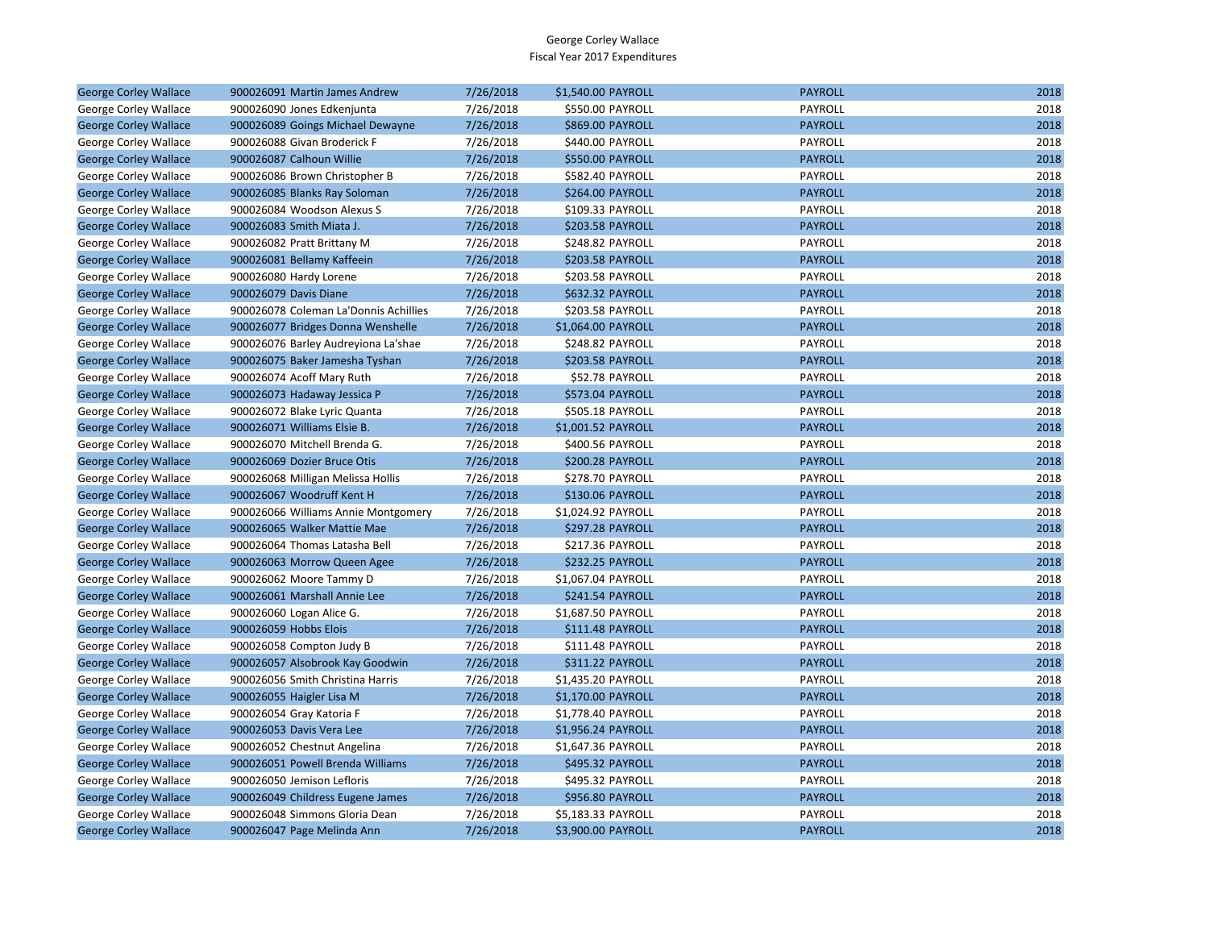George Corley Wallace
Fiscal Year 2017 Expenditures

| | | | | | | |
|---|---|---|---|---|---|---|
| George Corley Wallace | 900026091 Martin James Andrew | 7/26/2018 | $1,540.00 | PAYROLL | PAYROLL | 2018 |
| George Corley Wallace | 900026090 Jones Edkenjunta | 7/26/2018 | $550.00 | PAYROLL | PAYROLL | 2018 |
| George Corley Wallace | 900026089 Goings Michael Dewayne | 7/26/2018 | $869.00 | PAYROLL | PAYROLL | 2018 |
| George Corley Wallace | 900026088 Givan Broderick F | 7/26/2018 | $440.00 | PAYROLL | PAYROLL | 2018 |
| George Corley Wallace | 900026087 Calhoun Willie | 7/26/2018 | $550.00 | PAYROLL | PAYROLL | 2018 |
| George Corley Wallace | 900026086 Brown Christopher B | 7/26/2018 | $582.40 | PAYROLL | PAYROLL | 2018 |
| George Corley Wallace | 900026085 Blanks Ray Soloman | 7/26/2018 | $264.00 | PAYROLL | PAYROLL | 2018 |
| George Corley Wallace | 900026084 Woodson Alexus S | 7/26/2018 | $109.33 | PAYROLL | PAYROLL | 2018 |
| George Corley Wallace | 900026083 Smith Miata J. | 7/26/2018 | $203.58 | PAYROLL | PAYROLL | 2018 |
| George Corley Wallace | 900026082 Pratt Brittany M | 7/26/2018 | $248.82 | PAYROLL | PAYROLL | 2018 |
| George Corley Wallace | 900026081 Bellamy Kaffeein | 7/26/2018 | $203.58 | PAYROLL | PAYROLL | 2018 |
| George Corley Wallace | 900026080 Hardy Lorene | 7/26/2018 | $203.58 | PAYROLL | PAYROLL | 2018 |
| George Corley Wallace | 900026079 Davis Diane | 7/26/2018 | $632.32 | PAYROLL | PAYROLL | 2018 |
| George Corley Wallace | 900026078 Coleman La'Donnis Achillies | 7/26/2018 | $203.58 | PAYROLL | PAYROLL | 2018 |
| George Corley Wallace | 900026077 Bridges Donna Wenshelle | 7/26/2018 | $1,064.00 | PAYROLL | PAYROLL | 2018 |
| George Corley Wallace | 900026076 Barley Audreyiona La'shae | 7/26/2018 | $248.82 | PAYROLL | PAYROLL | 2018 |
| George Corley Wallace | 900026075 Baker Jamesha Tyshan | 7/26/2018 | $203.58 | PAYROLL | PAYROLL | 2018 |
| George Corley Wallace | 900026074 Acoff Mary Ruth | 7/26/2018 | $52.78 | PAYROLL | PAYROLL | 2018 |
| George Corley Wallace | 900026073 Hadaway Jessica P | 7/26/2018 | $573.04 | PAYROLL | PAYROLL | 2018 |
| George Corley Wallace | 900026072 Blake Lyric Quanta | 7/26/2018 | $505.18 | PAYROLL | PAYROLL | 2018 |
| George Corley Wallace | 900026071 Williams Elsie B. | 7/26/2018 | $1,001.52 | PAYROLL | PAYROLL | 2018 |
| George Corley Wallace | 900026070 Mitchell Brenda G. | 7/26/2018 | $400.56 | PAYROLL | PAYROLL | 2018 |
| George Corley Wallace | 900026069 Dozier Bruce Otis | 7/26/2018 | $200.28 | PAYROLL | PAYROLL | 2018 |
| George Corley Wallace | 900026068 Milligan Melissa Hollis | 7/26/2018 | $278.70 | PAYROLL | PAYROLL | 2018 |
| George Corley Wallace | 900026067 Woodruff Kent H | 7/26/2018 | $130.06 | PAYROLL | PAYROLL | 2018 |
| George Corley Wallace | 900026066 Williams Annie Montgomery | 7/26/2018 | $1,024.92 | PAYROLL | PAYROLL | 2018 |
| George Corley Wallace | 900026065 Walker Mattie Mae | 7/26/2018 | $297.28 | PAYROLL | PAYROLL | 2018 |
| George Corley Wallace | 900026064 Thomas Latasha Bell | 7/26/2018 | $217.36 | PAYROLL | PAYROLL | 2018 |
| George Corley Wallace | 900026063 Morrow Queen Agee | 7/26/2018 | $232.25 | PAYROLL | PAYROLL | 2018 |
| George Corley Wallace | 900026062 Moore Tammy D | 7/26/2018 | $1,067.04 | PAYROLL | PAYROLL | 2018 |
| George Corley Wallace | 900026061 Marshall Annie Lee | 7/26/2018 | $241.54 | PAYROLL | PAYROLL | 2018 |
| George Corley Wallace | 900026060 Logan Alice G. | 7/26/2018 | $1,687.50 | PAYROLL | PAYROLL | 2018 |
| George Corley Wallace | 900026059 Hobbs Elois | 7/26/2018 | $111.48 | PAYROLL | PAYROLL | 2018 |
| George Corley Wallace | 900026058 Compton Judy B | 7/26/2018 | $111.48 | PAYROLL | PAYROLL | 2018 |
| George Corley Wallace | 900026057 Alsobrook Kay Goodwin | 7/26/2018 | $311.22 | PAYROLL | PAYROLL | 2018 |
| George Corley Wallace | 900026056 Smith Christina Harris | 7/26/2018 | $1,435.20 | PAYROLL | PAYROLL | 2018 |
| George Corley Wallace | 900026055 Haigler Lisa M | 7/26/2018 | $1,170.00 | PAYROLL | PAYROLL | 2018 |
| George Corley Wallace | 900026054 Gray Katoria F | 7/26/2018 | $1,778.40 | PAYROLL | PAYROLL | 2018 |
| George Corley Wallace | 900026053 Davis Vera Lee | 7/26/2018 | $1,956.24 | PAYROLL | PAYROLL | 2018 |
| George Corley Wallace | 900026052 Chestnut Angelina | 7/26/2018 | $1,647.36 | PAYROLL | PAYROLL | 2018 |
| George Corley Wallace | 900026051 Powell Brenda Williams | 7/26/2018 | $495.32 | PAYROLL | PAYROLL | 2018 |
| George Corley Wallace | 900026050 Jemison Lefloris | 7/26/2018 | $495.32 | PAYROLL | PAYROLL | 2018 |
| George Corley Wallace | 900026049 Childress Eugene James | 7/26/2018 | $956.80 | PAYROLL | PAYROLL | 2018 |
| George Corley Wallace | 900026048 Simmons Gloria Dean | 7/26/2018 | $5,183.33 | PAYROLL | PAYROLL | 2018 |
| George Corley Wallace | 900026047 Page Melinda Ann | 7/26/2018 | $3,900.00 | PAYROLL | PAYROLL | 2018 |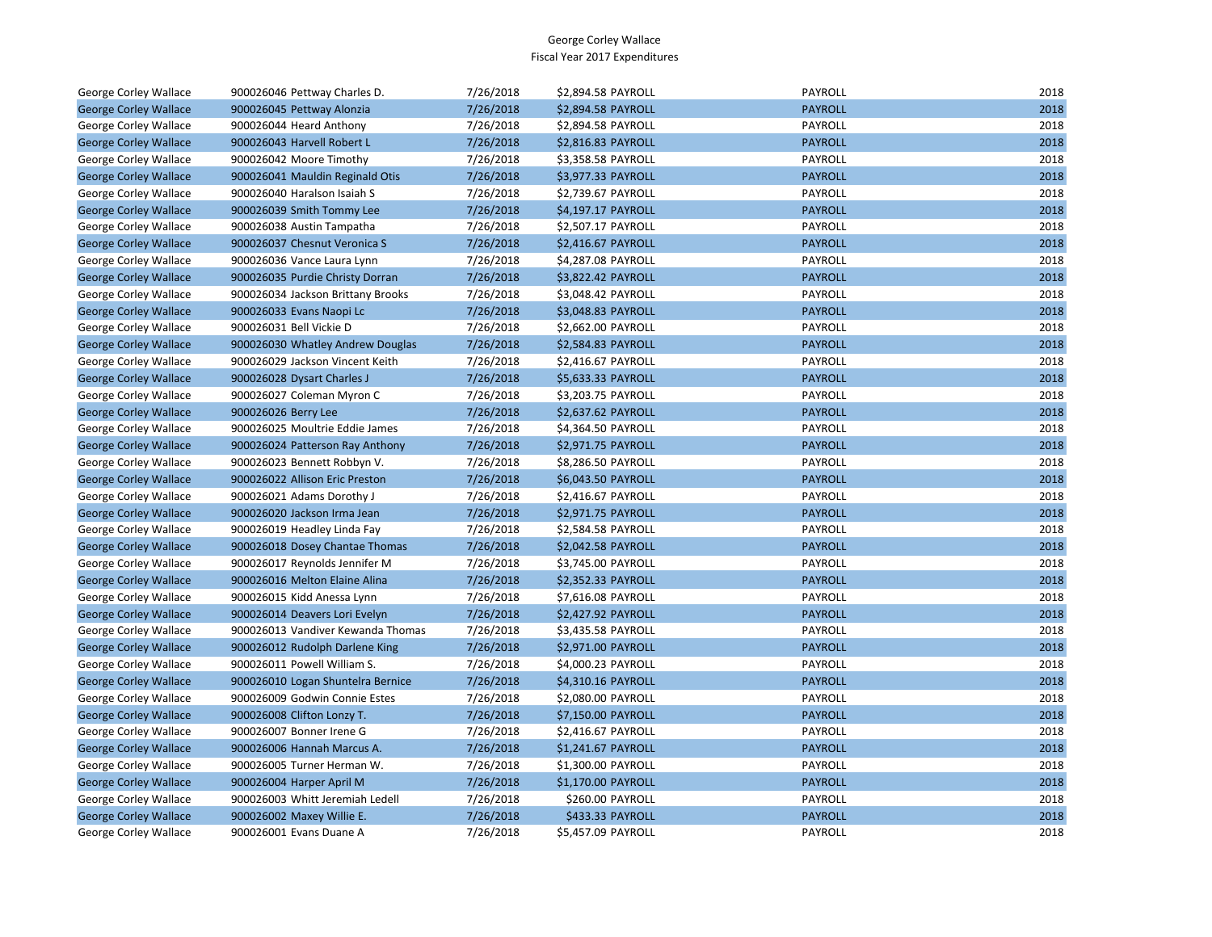George Corley Wallace
Fiscal Year 2017 Expenditures

| | | | | | | |
|---|---|---|---|---|---|---|
| George Corley Wallace | 900026046 Pettway Charles D. | 7/26/2018 | $2,894.58 | PAYROLL | PAYROLL | 2018 |
| George Corley Wallace | 900026045 Pettway Alonzia | 7/26/2018 | $2,894.58 | PAYROLL | PAYROLL | 2018 |
| George Corley Wallace | 900026044 Heard Anthony | 7/26/2018 | $2,894.58 | PAYROLL | PAYROLL | 2018 |
| George Corley Wallace | 900026043 Harvell Robert L | 7/26/2018 | $2,816.83 | PAYROLL | PAYROLL | 2018 |
| George Corley Wallace | 900026042 Moore Timothy | 7/26/2018 | $3,358.58 | PAYROLL | PAYROLL | 2018 |
| George Corley Wallace | 900026041 Mauldin Reginald Otis | 7/26/2018 | $3,977.33 | PAYROLL | PAYROLL | 2018 |
| George Corley Wallace | 900026040 Haralson Isaiah S | 7/26/2018 | $2,739.67 | PAYROLL | PAYROLL | 2018 |
| George Corley Wallace | 900026039 Smith Tommy Lee | 7/26/2018 | $4,197.17 | PAYROLL | PAYROLL | 2018 |
| George Corley Wallace | 900026038 Austin Tampatha | 7/26/2018 | $2,507.17 | PAYROLL | PAYROLL | 2018 |
| George Corley Wallace | 900026037 Chesnut Veronica S | 7/26/2018 | $2,416.67 | PAYROLL | PAYROLL | 2018 |
| George Corley Wallace | 900026036 Vance Laura Lynn | 7/26/2018 | $4,287.08 | PAYROLL | PAYROLL | 2018 |
| George Corley Wallace | 900026035 Purdie Christy Dorran | 7/26/2018 | $3,822.42 | PAYROLL | PAYROLL | 2018 |
| George Corley Wallace | 900026034 Jackson Brittany Brooks | 7/26/2018 | $3,048.42 | PAYROLL | PAYROLL | 2018 |
| George Corley Wallace | 900026033 Evans Naopi Lc | 7/26/2018 | $3,048.83 | PAYROLL | PAYROLL | 2018 |
| George Corley Wallace | 900026031 Bell Vickie D | 7/26/2018 | $2,662.00 | PAYROLL | PAYROLL | 2018 |
| George Corley Wallace | 900026030 Whatley Andrew Douglas | 7/26/2018 | $2,584.83 | PAYROLL | PAYROLL | 2018 |
| George Corley Wallace | 900026029 Jackson Vincent Keith | 7/26/2018 | $2,416.67 | PAYROLL | PAYROLL | 2018 |
| George Corley Wallace | 900026028 Dysart Charles J | 7/26/2018 | $5,633.33 | PAYROLL | PAYROLL | 2018 |
| George Corley Wallace | 900026027 Coleman Myron C | 7/26/2018 | $3,203.75 | PAYROLL | PAYROLL | 2018 |
| George Corley Wallace | 900026026 Berry Lee | 7/26/2018 | $2,637.62 | PAYROLL | PAYROLL | 2018 |
| George Corley Wallace | 900026025 Moultrie Eddie James | 7/26/2018 | $4,364.50 | PAYROLL | PAYROLL | 2018 |
| George Corley Wallace | 900026024 Patterson Ray Anthony | 7/26/2018 | $2,971.75 | PAYROLL | PAYROLL | 2018 |
| George Corley Wallace | 900026023 Bennett Robbyn V. | 7/26/2018 | $8,286.50 | PAYROLL | PAYROLL | 2018 |
| George Corley Wallace | 900026022 Allison Eric Preston | 7/26/2018 | $6,043.50 | PAYROLL | PAYROLL | 2018 |
| George Corley Wallace | 900026021 Adams Dorothy J | 7/26/2018 | $2,416.67 | PAYROLL | PAYROLL | 2018 |
| George Corley Wallace | 900026020 Jackson Irma Jean | 7/26/2018 | $2,971.75 | PAYROLL | PAYROLL | 2018 |
| George Corley Wallace | 900026019 Headley Linda Fay | 7/26/2018 | $2,584.58 | PAYROLL | PAYROLL | 2018 |
| George Corley Wallace | 900026018 Dosey Chantae Thomas | 7/26/2018 | $2,042.58 | PAYROLL | PAYROLL | 2018 |
| George Corley Wallace | 900026017 Reynolds Jennifer M | 7/26/2018 | $3,745.00 | PAYROLL | PAYROLL | 2018 |
| George Corley Wallace | 900026016 Melton Elaine Alina | 7/26/2018 | $2,352.33 | PAYROLL | PAYROLL | 2018 |
| George Corley Wallace | 900026015 Kidd Anessa Lynn | 7/26/2018 | $7,616.08 | PAYROLL | PAYROLL | 2018 |
| George Corley Wallace | 900026014 Deavers Lori Evelyn | 7/26/2018 | $2,427.92 | PAYROLL | PAYROLL | 2018 |
| George Corley Wallace | 900026013 Vandiver Kewanda Thomas | 7/26/2018 | $3,435.58 | PAYROLL | PAYROLL | 2018 |
| George Corley Wallace | 900026012 Rudolph Darlene King | 7/26/2018 | $2,971.00 | PAYROLL | PAYROLL | 2018 |
| George Corley Wallace | 900026011 Powell William S. | 7/26/2018 | $4,000.23 | PAYROLL | PAYROLL | 2018 |
| George Corley Wallace | 900026010 Logan Shuntelra Bernice | 7/26/2018 | $4,310.16 | PAYROLL | PAYROLL | 2018 |
| George Corley Wallace | 900026009 Godwin Connie Estes | 7/26/2018 | $2,080.00 | PAYROLL | PAYROLL | 2018 |
| George Corley Wallace | 900026008 Clifton Lonzy T. | 7/26/2018 | $7,150.00 | PAYROLL | PAYROLL | 2018 |
| George Corley Wallace | 900026007 Bonner Irene G | 7/26/2018 | $2,416.67 | PAYROLL | PAYROLL | 2018 |
| George Corley Wallace | 900026006 Hannah Marcus A. | 7/26/2018 | $1,241.67 | PAYROLL | PAYROLL | 2018 |
| George Corley Wallace | 900026005 Turner Herman W. | 7/26/2018 | $1,300.00 | PAYROLL | PAYROLL | 2018 |
| George Corley Wallace | 900026004 Harper April M | 7/26/2018 | $1,170.00 | PAYROLL | PAYROLL | 2018 |
| George Corley Wallace | 900026003 Whitt Jeremiah Ledell | 7/26/2018 | $260.00 | PAYROLL | PAYROLL | 2018 |
| George Corley Wallace | 900026002 Maxey Willie E. | 7/26/2018 | $433.33 | PAYROLL | PAYROLL | 2018 |
| George Corley Wallace | 900026001 Evans Duane A | 7/26/2018 | $5,457.09 | PAYROLL | PAYROLL | 2018 |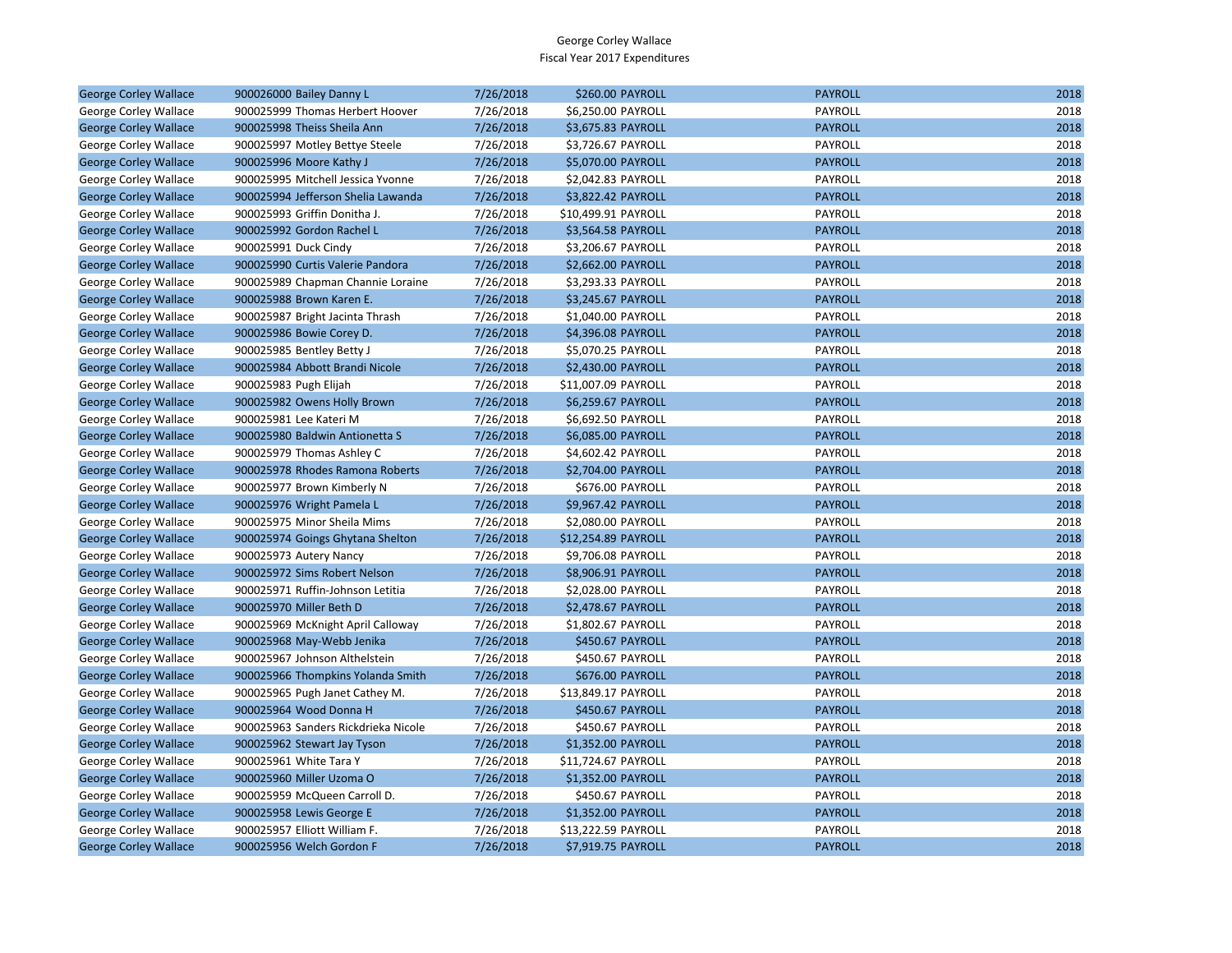George Corley Wallace
Fiscal Year 2017 Expenditures

| | | | | | | |
|---|---|---|---|---|---|---|
| George Corley Wallace | 900026000 Bailey Danny L | 7/26/2018 | $260.00 | PAYROLL | PAYROLL | 2018 |
| George Corley Wallace | 900025999 Thomas Herbert Hoover | 7/26/2018 | $6,250.00 | PAYROLL | PAYROLL | 2018 |
| George Corley Wallace | 900025998 Theiss Sheila Ann | 7/26/2018 | $3,675.83 | PAYROLL | PAYROLL | 2018 |
| George Corley Wallace | 900025997 Motley Bettye Steele | 7/26/2018 | $3,726.67 | PAYROLL | PAYROLL | 2018 |
| George Corley Wallace | 900025996 Moore Kathy J | 7/26/2018 | $5,070.00 | PAYROLL | PAYROLL | 2018 |
| George Corley Wallace | 900025995 Mitchell Jessica Yvonne | 7/26/2018 | $2,042.83 | PAYROLL | PAYROLL | 2018 |
| George Corley Wallace | 900025994 Jefferson Shelia Lawanda | 7/26/2018 | $3,822.42 | PAYROLL | PAYROLL | 2018 |
| George Corley Wallace | 900025993 Griffin Donitha J. | 7/26/2018 | $10,499.91 | PAYROLL | PAYROLL | 2018 |
| George Corley Wallace | 900025992 Gordon Rachel L | 7/26/2018 | $3,564.58 | PAYROLL | PAYROLL | 2018 |
| George Corley Wallace | 900025991 Duck Cindy | 7/26/2018 | $3,206.67 | PAYROLL | PAYROLL | 2018 |
| George Corley Wallace | 900025990 Curtis Valerie Pandora | 7/26/2018 | $2,662.00 | PAYROLL | PAYROLL | 2018 |
| George Corley Wallace | 900025989 Chapman Channie Loraine | 7/26/2018 | $3,293.33 | PAYROLL | PAYROLL | 2018 |
| George Corley Wallace | 900025988 Brown Karen E. | 7/26/2018 | $3,245.67 | PAYROLL | PAYROLL | 2018 |
| George Corley Wallace | 900025987 Bright Jacinta Thrash | 7/26/2018 | $1,040.00 | PAYROLL | PAYROLL | 2018 |
| George Corley Wallace | 900025986 Bowie Corey D. | 7/26/2018 | $4,396.08 | PAYROLL | PAYROLL | 2018 |
| George Corley Wallace | 900025985 Bentley Betty J | 7/26/2018 | $5,070.25 | PAYROLL | PAYROLL | 2018 |
| George Corley Wallace | 900025984 Abbott Brandi Nicole | 7/26/2018 | $2,430.00 | PAYROLL | PAYROLL | 2018 |
| George Corley Wallace | 900025983 Pugh Elijah | 7/26/2018 | $11,007.09 | PAYROLL | PAYROLL | 2018 |
| George Corley Wallace | 900025982 Owens Holly Brown | 7/26/2018 | $6,259.67 | PAYROLL | PAYROLL | 2018 |
| George Corley Wallace | 900025981 Lee Kateri M | 7/26/2018 | $6,692.50 | PAYROLL | PAYROLL | 2018 |
| George Corley Wallace | 900025980 Baldwin Antionetta S | 7/26/2018 | $6,085.00 | PAYROLL | PAYROLL | 2018 |
| George Corley Wallace | 900025979 Thomas Ashley C | 7/26/2018 | $4,602.42 | PAYROLL | PAYROLL | 2018 |
| George Corley Wallace | 900025978 Rhodes Ramona Roberts | 7/26/2018 | $2,704.00 | PAYROLL | PAYROLL | 2018 |
| George Corley Wallace | 900025977 Brown Kimberly N | 7/26/2018 | $676.00 | PAYROLL | PAYROLL | 2018 |
| George Corley Wallace | 900025976 Wright Pamela L | 7/26/2018 | $9,967.42 | PAYROLL | PAYROLL | 2018 |
| George Corley Wallace | 900025975 Minor Sheila Mims | 7/26/2018 | $2,080.00 | PAYROLL | PAYROLL | 2018 |
| George Corley Wallace | 900025974 Goings Ghytana Shelton | 7/26/2018 | $12,254.89 | PAYROLL | PAYROLL | 2018 |
| George Corley Wallace | 900025973 Autery Nancy | 7/26/2018 | $9,706.08 | PAYROLL | PAYROLL | 2018 |
| George Corley Wallace | 900025972 Sims Robert Nelson | 7/26/2018 | $8,906.91 | PAYROLL | PAYROLL | 2018 |
| George Corley Wallace | 900025971 Ruffin-Johnson Letitia | 7/26/2018 | $2,028.00 | PAYROLL | PAYROLL | 2018 |
| George Corley Wallace | 900025970 Miller Beth D | 7/26/2018 | $2,478.67 | PAYROLL | PAYROLL | 2018 |
| George Corley Wallace | 900025969 McKnight April Calloway | 7/26/2018 | $1,802.67 | PAYROLL | PAYROLL | 2018 |
| George Corley Wallace | 900025968 May-Webb Jenika | 7/26/2018 | $450.67 | PAYROLL | PAYROLL | 2018 |
| George Corley Wallace | 900025967 Johnson Althelstein | 7/26/2018 | $450.67 | PAYROLL | PAYROLL | 2018 |
| George Corley Wallace | 900025966 Thompkins Yolanda Smith | 7/26/2018 | $676.00 | PAYROLL | PAYROLL | 2018 |
| George Corley Wallace | 900025965 Pugh Janet Cathey M. | 7/26/2018 | $13,849.17 | PAYROLL | PAYROLL | 2018 |
| George Corley Wallace | 900025964 Wood Donna H | 7/26/2018 | $450.67 | PAYROLL | PAYROLL | 2018 |
| George Corley Wallace | 900025963 Sanders Rickdrieka Nicole | 7/26/2018 | $450.67 | PAYROLL | PAYROLL | 2018 |
| George Corley Wallace | 900025962 Stewart Jay Tyson | 7/26/2018 | $1,352.00 | PAYROLL | PAYROLL | 2018 |
| George Corley Wallace | 900025961 White Tara Y | 7/26/2018 | $11,724.67 | PAYROLL | PAYROLL | 2018 |
| George Corley Wallace | 900025960 Miller Uzoma O | 7/26/2018 | $1,352.00 | PAYROLL | PAYROLL | 2018 |
| George Corley Wallace | 900025959 McQueen Carroll D. | 7/26/2018 | $450.67 | PAYROLL | PAYROLL | 2018 |
| George Corley Wallace | 900025958 Lewis George E | 7/26/2018 | $1,352.00 | PAYROLL | PAYROLL | 2018 |
| George Corley Wallace | 900025957 Elliott William F. | 7/26/2018 | $13,222.59 | PAYROLL | PAYROLL | 2018 |
| George Corley Wallace | 900025956 Welch Gordon F | 7/26/2018 | $7,919.75 | PAYROLL | PAYROLL | 2018 |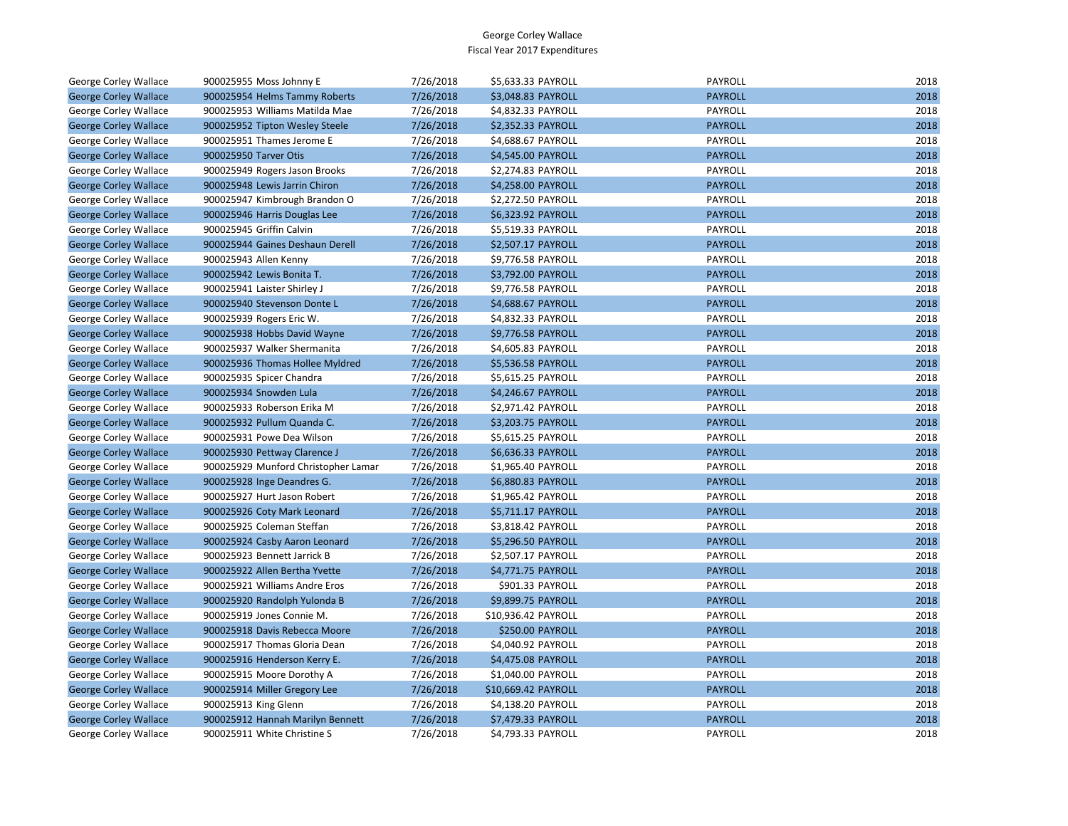George Corley Wallace
Fiscal Year 2017 Expenditures

| | | | | | | |
|---|---|---|---|---|---|---|
| George Corley Wallace | 900025955 Moss Johnny E | 7/26/2018 | $5,633.33 PAYROLL | | PAYROLL | 2018 |
| George Corley Wallace | 900025954 Helms Tammy Roberts | 7/26/2018 | $3,048.83 PAYROLL | | PAYROLL | 2018 |
| George Corley Wallace | 900025953 Williams Matilda Mae | 7/26/2018 | $4,832.33 PAYROLL | | PAYROLL | 2018 |
| George Corley Wallace | 900025952 Tipton Wesley Steele | 7/26/2018 | $2,352.33 PAYROLL | | PAYROLL | 2018 |
| George Corley Wallace | 900025951 Thames Jerome E | 7/26/2018 | $4,688.67 PAYROLL | | PAYROLL | 2018 |
| George Corley Wallace | 900025950 Tarver Otis | 7/26/2018 | $4,545.00 PAYROLL | | PAYROLL | 2018 |
| George Corley Wallace | 900025949 Rogers Jason Brooks | 7/26/2018 | $2,274.83 PAYROLL | | PAYROLL | 2018 |
| George Corley Wallace | 900025948 Lewis Jarrin Chiron | 7/26/2018 | $4,258.00 PAYROLL | | PAYROLL | 2018 |
| George Corley Wallace | 900025947 Kimbrough Brandon O | 7/26/2018 | $2,272.50 PAYROLL | | PAYROLL | 2018 |
| George Corley Wallace | 900025946 Harris Douglas Lee | 7/26/2018 | $6,323.92 PAYROLL | | PAYROLL | 2018 |
| George Corley Wallace | 900025945 Griffin Calvin | 7/26/2018 | $5,519.33 PAYROLL | | PAYROLL | 2018 |
| George Corley Wallace | 900025944 Gaines Deshaun Derell | 7/26/2018 | $2,507.17 PAYROLL | | PAYROLL | 2018 |
| George Corley Wallace | 900025943 Allen Kenny | 7/26/2018 | $9,776.58 PAYROLL | | PAYROLL | 2018 |
| George Corley Wallace | 900025942 Lewis Bonita T. | 7/26/2018 | $3,792.00 PAYROLL | | PAYROLL | 2018 |
| George Corley Wallace | 900025941 Laister Shirley J | 7/26/2018 | $9,776.58 PAYROLL | | PAYROLL | 2018 |
| George Corley Wallace | 900025940 Stevenson Donte L | 7/26/2018 | $4,688.67 PAYROLL | | PAYROLL | 2018 |
| George Corley Wallace | 900025939 Rogers Eric W. | 7/26/2018 | $4,832.33 PAYROLL | | PAYROLL | 2018 |
| George Corley Wallace | 900025938 Hobbs David Wayne | 7/26/2018 | $9,776.58 PAYROLL | | PAYROLL | 2018 |
| George Corley Wallace | 900025937 Walker Shermanita | 7/26/2018 | $4,605.83 PAYROLL | | PAYROLL | 2018 |
| George Corley Wallace | 900025936 Thomas Hollee Myldred | 7/26/2018 | $5,536.58 PAYROLL | | PAYROLL | 2018 |
| George Corley Wallace | 900025935 Spicer Chandra | 7/26/2018 | $5,615.25 PAYROLL | | PAYROLL | 2018 |
| George Corley Wallace | 900025934 Snowden Lula | 7/26/2018 | $4,246.67 PAYROLL | | PAYROLL | 2018 |
| George Corley Wallace | 900025933 Roberson Erika M | 7/26/2018 | $2,971.42 PAYROLL | | PAYROLL | 2018 |
| George Corley Wallace | 900025932 Pullum Quanda C. | 7/26/2018 | $3,203.75 PAYROLL | | PAYROLL | 2018 |
| George Corley Wallace | 900025931 Powe Dea Wilson | 7/26/2018 | $5,615.25 PAYROLL | | PAYROLL | 2018 |
| George Corley Wallace | 900025930 Pettway Clarence J | 7/26/2018 | $6,636.33 PAYROLL | | PAYROLL | 2018 |
| George Corley Wallace | 900025929 Munford Christopher Lamar | 7/26/2018 | $1,965.40 PAYROLL | | PAYROLL | 2018 |
| George Corley Wallace | 900025928 Inge Deandres G. | 7/26/2018 | $6,880.83 PAYROLL | | PAYROLL | 2018 |
| George Corley Wallace | 900025927 Hurt Jason Robert | 7/26/2018 | $1,965.42 PAYROLL | | PAYROLL | 2018 |
| George Corley Wallace | 900025926 Coty Mark Leonard | 7/26/2018 | $5,711.17 PAYROLL | | PAYROLL | 2018 |
| George Corley Wallace | 900025925 Coleman Steffan | 7/26/2018 | $3,818.42 PAYROLL | | PAYROLL | 2018 |
| George Corley Wallace | 900025924 Casby Aaron Leonard | 7/26/2018 | $5,296.50 PAYROLL | | PAYROLL | 2018 |
| George Corley Wallace | 900025923 Bennett Jarrick B | 7/26/2018 | $2,507.17 PAYROLL | | PAYROLL | 2018 |
| George Corley Wallace | 900025922 Allen Bertha Yvette | 7/26/2018 | $4,771.75 PAYROLL | | PAYROLL | 2018 |
| George Corley Wallace | 900025921 Williams Andre Eros | 7/26/2018 | $901.33 PAYROLL | | PAYROLL | 2018 |
| George Corley Wallace | 900025920 Randolph Yulonda B | 7/26/2018 | $9,899.75 PAYROLL | | PAYROLL | 2018 |
| George Corley Wallace | 900025919 Jones Connie M. | 7/26/2018 | $10,936.42 PAYROLL | | PAYROLL | 2018 |
| George Corley Wallace | 900025918 Davis Rebecca Moore | 7/26/2018 | $250.00 PAYROLL | | PAYROLL | 2018 |
| George Corley Wallace | 900025917 Thomas Gloria Dean | 7/26/2018 | $4,040.92 PAYROLL | | PAYROLL | 2018 |
| George Corley Wallace | 900025916 Henderson Kerry E. | 7/26/2018 | $4,475.08 PAYROLL | | PAYROLL | 2018 |
| George Corley Wallace | 900025915 Moore Dorothy A | 7/26/2018 | $1,040.00 PAYROLL | | PAYROLL | 2018 |
| George Corley Wallace | 900025914 Miller Gregory Lee | 7/26/2018 | $10,669.42 PAYROLL | | PAYROLL | 2018 |
| George Corley Wallace | 900025913 King Glenn | 7/26/2018 | $4,138.20 PAYROLL | | PAYROLL | 2018 |
| George Corley Wallace | 900025912 Hannah Marilyn Bennett | 7/26/2018 | $7,479.33 PAYROLL | | PAYROLL | 2018 |
| George Corley Wallace | 900025911 White Christine S | 7/26/2018 | $4,793.33 PAYROLL | | PAYROLL | 2018 |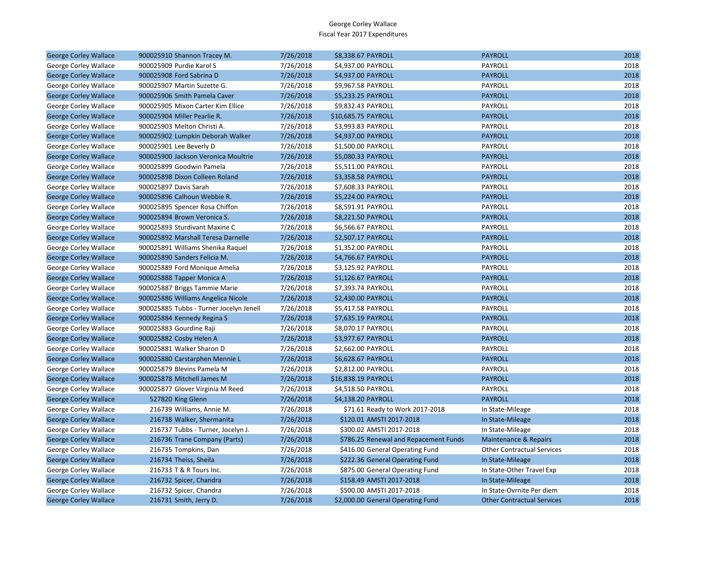George Corley Wallace
Fiscal Year 2017 Expenditures

| | | | | | | |
|---|---|---|---|---|---|---|
| George Corley Wallace | 900025910 Shannon Tracey M. | 7/26/2018 | $8,338.67 | PAYROLL | PAYROLL | 2018 |
| George Corley Wallace | 900025909 Purdie Karol S | 7/26/2018 | $4,937.00 | PAYROLL | PAYROLL | 2018 |
| George Corley Wallace | 900025908 Ford Sabrina D | 7/26/2018 | $4,937.00 | PAYROLL | PAYROLL | 2018 |
| George Corley Wallace | 900025907 Martin Suzette G. | 7/26/2018 | $9,967.58 | PAYROLL | PAYROLL | 2018 |
| George Corley Wallace | 900025906 Smith Pamela Caver | 7/26/2018 | $5,233.25 | PAYROLL | PAYROLL | 2018 |
| George Corley Wallace | 900025905 Mixon Carter Kim Ellice | 7/26/2018 | $9,832.43 | PAYROLL | PAYROLL | 2018 |
| George Corley Wallace | 900025904 Miller Pearlie R. | 7/26/2018 | $10,685.75 | PAYROLL | PAYROLL | 2018 |
| George Corley Wallace | 900025903 Melton Christi A. | 7/26/2018 | $3,993.83 | PAYROLL | PAYROLL | 2018 |
| George Corley Wallace | 900025902 Lumpkin Deborah Walker | 7/26/2018 | $4,937.00 | PAYROLL | PAYROLL | 2018 |
| George Corley Wallace | 900025901 Lee Beverly D | 7/26/2018 | $1,500.00 | PAYROLL | PAYROLL | 2018 |
| George Corley Wallace | 900025900 Jackson Veronica Moultrie | 7/26/2018 | $5,080.33 | PAYROLL | PAYROLL | 2018 |
| George Corley Wallace | 900025899 Goodwin Pamela | 7/26/2018 | $5,511.00 | PAYROLL | PAYROLL | 2018 |
| George Corley Wallace | 900025898 Dixon Colleen Roland | 7/26/2018 | $3,358.58 | PAYROLL | PAYROLL | 2018 |
| George Corley Wallace | 900025897 Davis Sarah | 7/26/2018 | $7,608.33 | PAYROLL | PAYROLL | 2018 |
| George Corley Wallace | 900025896 Calhoun Webbie R. | 7/26/2018 | $5,224.00 | PAYROLL | PAYROLL | 2018 |
| George Corley Wallace | 900025895 Spencer Rosa Chiffon | 7/26/2018 | $8,591.91 | PAYROLL | PAYROLL | 2018 |
| George Corley Wallace | 900025894 Brown Veronica S. | 7/26/2018 | $8,221.50 | PAYROLL | PAYROLL | 2018 |
| George Corley Wallace | 900025893 Sturdivant Maxine C | 7/26/2018 | $6,566.67 | PAYROLL | PAYROLL | 2018 |
| George Corley Wallace | 900025892 Marshall Teresa Darnelle | 7/26/2018 | $2,507.17 | PAYROLL | PAYROLL | 2018 |
| George Corley Wallace | 900025891 Williams Shenika Raquel | 7/26/2018 | $1,352.00 | PAYROLL | PAYROLL | 2018 |
| George Corley Wallace | 900025890 Sanders Felicia M. | 7/26/2018 | $4,766.67 | PAYROLL | PAYROLL | 2018 |
| George Corley Wallace | 900025889 Ford Monique Amelia | 7/26/2018 | $3,125.92 | PAYROLL | PAYROLL | 2018 |
| George Corley Wallace | 900025888 Tapper Monica A | 7/26/2018 | $1,126.67 | PAYROLL | PAYROLL | 2018 |
| George Corley Wallace | 900025887 Briggs Tammie Marie | 7/26/2018 | $7,393.74 | PAYROLL | PAYROLL | 2018 |
| George Corley Wallace | 900025886 Williams Angelica Nicole | 7/26/2018 | $2,430.00 | PAYROLL | PAYROLL | 2018 |
| George Corley Wallace | 900025885 Tubbs - Turner Jocelyn Jenell | 7/26/2018 | $5,417.58 | PAYROLL | PAYROLL | 2018 |
| George Corley Wallace | 900025884 Kennedy Regina S | 7/26/2018 | $7,635.19 | PAYROLL | PAYROLL | 2018 |
| George Corley Wallace | 900025883 Gourdine Raji | 7/26/2018 | $8,070.17 | PAYROLL | PAYROLL | 2018 |
| George Corley Wallace | 900025882 Cosby Helen A | 7/26/2018 | $3,977.67 | PAYROLL | PAYROLL | 2018 |
| George Corley Wallace | 900025881 Walker Sharon D | 7/26/2018 | $2,662.00 | PAYROLL | PAYROLL | 2018 |
| George Corley Wallace | 900025880 Carstarphen Mennie L | 7/26/2018 | $6,628.67 | PAYROLL | PAYROLL | 2018 |
| George Corley Wallace | 900025879 Blevins Pamela M | 7/26/2018 | $2,812.00 | PAYROLL | PAYROLL | 2018 |
| George Corley Wallace | 900025878 Mitchell James M | 7/26/2018 | $16,838.19 | PAYROLL | PAYROLL | 2018 |
| George Corley Wallace | 900025877 Glover Virginia M Reed | 7/26/2018 | $4,518.50 | PAYROLL | PAYROLL | 2018 |
| George Corley Wallace | 527820 King Glenn | 7/26/2018 | $4,138.20 | PAYROLL | PAYROLL | 2018 |
| George Corley Wallace | 216739 Williams, Annie M. | 7/26/2018 | $71.61 | Ready to Work 2017-2018 | In State-Mileage | 2018 |
| George Corley Wallace | 216738 Walker, Shermanita | 7/26/2018 | $120.01 | AMSTI 2017-2018 | In State-Mileage | 2018 |
| George Corley Wallace | 216737 Tubbs - Turner, Jocelyn J. | 7/26/2018 | $300.02 | AMSTI 2017-2018 | In State-Mileage | 2018 |
| George Corley Wallace | 216736 Trane Company (Parts) | 7/26/2018 | $786.25 | Renewal and Repacement Funds | Maintenance & Repairs | 2018 |
| George Corley Wallace | 216735 Tompkins, Dan | 7/26/2018 | $416.00 | General Operating Fund | Other Contractual Services | 2018 |
| George Corley Wallace | 216734 Theiss, Sheila | 7/26/2018 | $222.36 | General Operating Fund | In State-Mileage | 2018 |
| George Corley Wallace | 216733 T & R Tours Inc. | 7/26/2018 | $875.00 | General Operating Fund | In State-Other Travel Exp | 2018 |
| George Corley Wallace | 216732 Spicer, Chandra | 7/26/2018 | $158.49 | AMSTI 2017-2018 | In State-Mileage | 2018 |
| George Corley Wallace | 216732 Spicer, Chandra | 7/26/2018 | $500.00 | AMSTI 2017-2018 | In State-Ovrnite Per diem | 2018 |
| George Corley Wallace | 216731 Smith, Jerry D. | 7/26/2018 | $2,000.00 | General Operating Fund | Other Contractual Services | 2018 |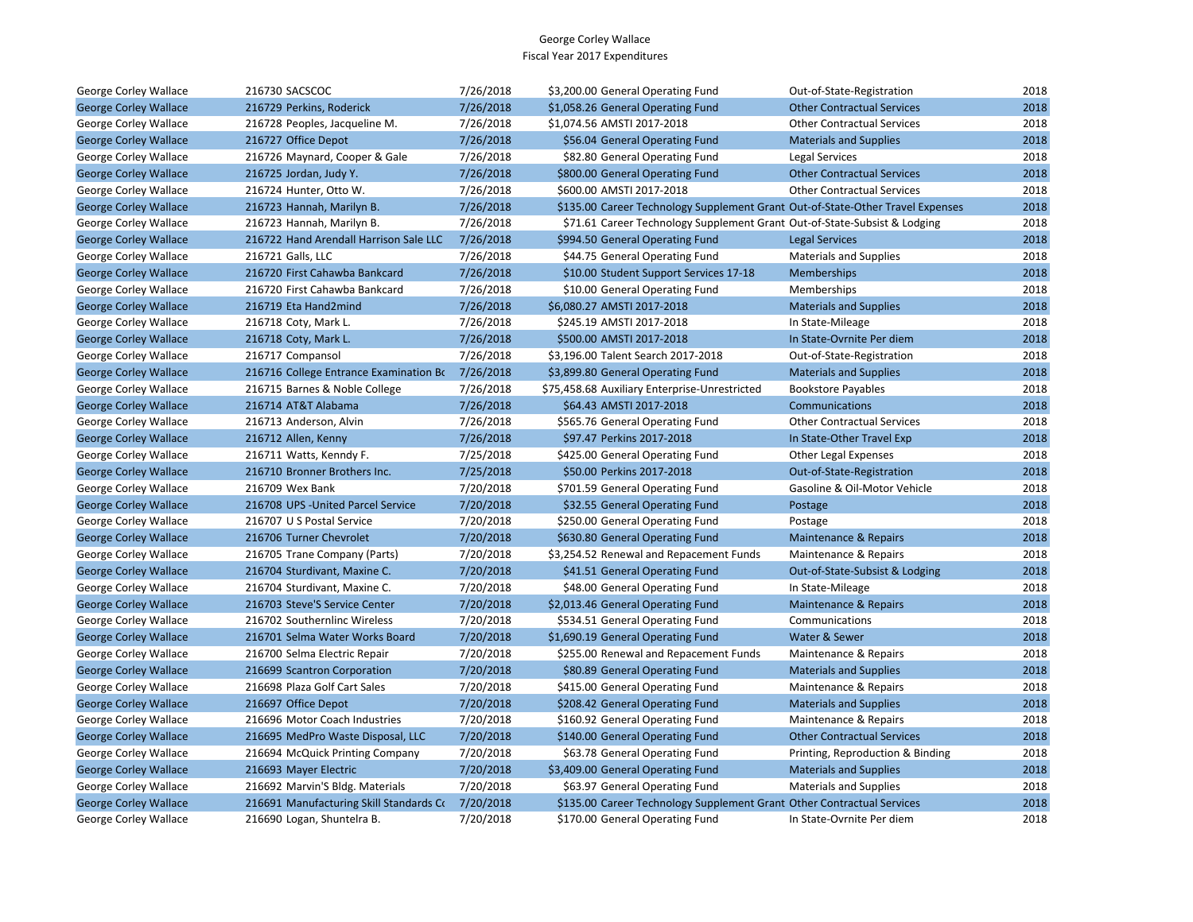George Corley Wallace
Fiscal Year 2017 Expenditures

| | | | | | | |
|---|---|---|---|---|---|---|
| George Corley Wallace | 216730 SACSCOC | 7/26/2018 | $3,200.00 | General Operating Fund | Out-of-State-Registration | 2018 |
| George Corley Wallace | 216729 Perkins, Roderick | 7/26/2018 | $1,058.26 | General Operating Fund | Other Contractual Services | 2018 |
| George Corley Wallace | 216728 Peoples, Jacqueline M. | 7/26/2018 | $1,074.56 | AMSTI 2017-2018 | Other Contractual Services | 2018 |
| George Corley Wallace | 216727 Office Depot | 7/26/2018 | $56.04 | General Operating Fund | Materials and Supplies | 2018 |
| George Corley Wallace | 216726 Maynard, Cooper & Gale | 7/26/2018 | $82.80 | General Operating Fund | Legal Services | 2018 |
| George Corley Wallace | 216725 Jordan, Judy Y. | 7/26/2018 | $800.00 | General Operating Fund | Other Contractual Services | 2018 |
| George Corley Wallace | 216724 Hunter, Otto W. | 7/26/2018 | $600.00 | AMSTI 2017-2018 | Other Contractual Services | 2018 |
| George Corley Wallace | 216723 Hannah, Marilyn B. | 7/26/2018 | $135.00 | Career Technology Supplement Grant | Out-of-State-Other Travel Expenses | 2018 |
| George Corley Wallace | 216723 Hannah, Marilyn B. | 7/26/2018 | $71.61 | Career Technology Supplement Grant | Out-of-State-Subsist & Lodging | 2018 |
| George Corley Wallace | 216722 Hand Arendall Harrison Sale LLC | 7/26/2018 | $994.50 | General Operating Fund | Legal Services | 2018 |
| George Corley Wallace | 216721 Galls, LLC | 7/26/2018 | $44.75 | General Operating Fund | Materials and Supplies | 2018 |
| George Corley Wallace | 216720 First Cahawba Bankcard | 7/26/2018 | $10.00 | Student Support Services 17-18 | Memberships | 2018 |
| George Corley Wallace | 216720 First Cahawba Bankcard | 7/26/2018 | $10.00 | General Operating Fund | Memberships | 2018 |
| George Corley Wallace | 216719 Eta Hand2mind | 7/26/2018 | $6,080.27 | AMSTI 2017-2018 | Materials and Supplies | 2018 |
| George Corley Wallace | 216718 Coty, Mark L. | 7/26/2018 | $245.19 | AMSTI 2017-2018 | In State-Mileage | 2018 |
| George Corley Wallace | 216718 Coty, Mark L. | 7/26/2018 | $500.00 | AMSTI 2017-2018 | In State-Ovrnite Per diem | 2018 |
| George Corley Wallace | 216717 Compansol | 7/26/2018 | $3,196.00 | Talent Search 2017-2018 | Out-of-State-Registration | 2018 |
| George Corley Wallace | 216716 College Entrance Examination Bo | 7/26/2018 | $3,899.80 | General Operating Fund | Materials and Supplies | 2018 |
| George Corley Wallace | 216715 Barnes & Noble College | 7/26/2018 | $75,458.68 | Auxiliary Enterprise-Unrestricted | Bookstore Payables | 2018 |
| George Corley Wallace | 216714 AT&T Alabama | 7/26/2018 | $64.43 | AMSTI 2017-2018 | Communications | 2018 |
| George Corley Wallace | 216713 Anderson, Alvin | 7/26/2018 | $565.76 | General Operating Fund | Other Contractual Services | 2018 |
| George Corley Wallace | 216712 Allen, Kenny | 7/26/2018 | $97.47 | Perkins 2017-2018 | In State-Other Travel Exp | 2018 |
| George Corley Wallace | 216711 Watts, Kenndy F. | 7/25/2018 | $425.00 | General Operating Fund | Other Legal Expenses | 2018 |
| George Corley Wallace | 216710 Bronner Brothers Inc. | 7/25/2018 | $50.00 | Perkins 2017-2018 | Out-of-State-Registration | 2018 |
| George Corley Wallace | 216709 Wex Bank | 7/20/2018 | $701.59 | General Operating Fund | Gasoline & Oil-Motor Vehicle | 2018 |
| George Corley Wallace | 216708 UPS -United Parcel Service | 7/20/2018 | $32.55 | General Operating Fund | Postage | 2018 |
| George Corley Wallace | 216707 U S Postal Service | 7/20/2018 | $250.00 | General Operating Fund | Postage | 2018 |
| George Corley Wallace | 216706 Turner Chevrolet | 7/20/2018 | $630.80 | General Operating Fund | Maintenance & Repairs | 2018 |
| George Corley Wallace | 216705 Trane Company (Parts) | 7/20/2018 | $3,254.52 | Renewal and Repacement Funds | Maintenance & Repairs | 2018 |
| George Corley Wallace | 216704 Sturdivant, Maxine C. | 7/20/2018 | $41.51 | General Operating Fund | Out-of-State-Subsist & Lodging | 2018 |
| George Corley Wallace | 216704 Sturdivant, Maxine C. | 7/20/2018 | $48.00 | General Operating Fund | In State-Mileage | 2018 |
| George Corley Wallace | 216703 Steve'S Service Center | 7/20/2018 | $2,013.46 | General Operating Fund | Maintenance & Repairs | 2018 |
| George Corley Wallace | 216702 Southernlinc Wireless | 7/20/2018 | $534.51 | General Operating Fund | Communications | 2018 |
| George Corley Wallace | 216701 Selma Water Works Board | 7/20/2018 | $1,690.19 | General Operating Fund | Water & Sewer | 2018 |
| George Corley Wallace | 216700 Selma Electric Repair | 7/20/2018 | $255.00 | Renewal and Repacement Funds | Maintenance & Repairs | 2018 |
| George Corley Wallace | 216699 Scantron Corporation | 7/20/2018 | $80.89 | General Operating Fund | Materials and Supplies | 2018 |
| George Corley Wallace | 216698 Plaza Golf Cart Sales | 7/20/2018 | $415.00 | General Operating Fund | Maintenance & Repairs | 2018 |
| George Corley Wallace | 216697 Office Depot | 7/20/2018 | $208.42 | General Operating Fund | Materials and Supplies | 2018 |
| George Corley Wallace | 216696 Motor Coach Industries | 7/20/2018 | $160.92 | General Operating Fund | Maintenance & Repairs | 2018 |
| George Corley Wallace | 216695 MedPro Waste Disposal, LLC | 7/20/2018 | $140.00 | General Operating Fund | Other Contractual Services | 2018 |
| George Corley Wallace | 216694 McQuick Printing Company | 7/20/2018 | $63.78 | General Operating Fund | Printing, Reproduction & Binding | 2018 |
| George Corley Wallace | 216693 Mayer Electric | 7/20/2018 | $3,409.00 | General Operating Fund | Materials and Supplies | 2018 |
| George Corley Wallace | 216692 Marvin'S Bldg. Materials | 7/20/2018 | $63.97 | General Operating Fund | Materials and Supplies | 2018 |
| George Corley Wallace | 216691 Manufacturing Skill Standards Co | 7/20/2018 | $135.00 | Career Technology Supplement Grant | Other Contractual Services | 2018 |
| George Corley Wallace | 216690 Logan, Shuntelra B. | 7/20/2018 | $170.00 | General Operating Fund | In State-Ovrnite Per diem | 2018 |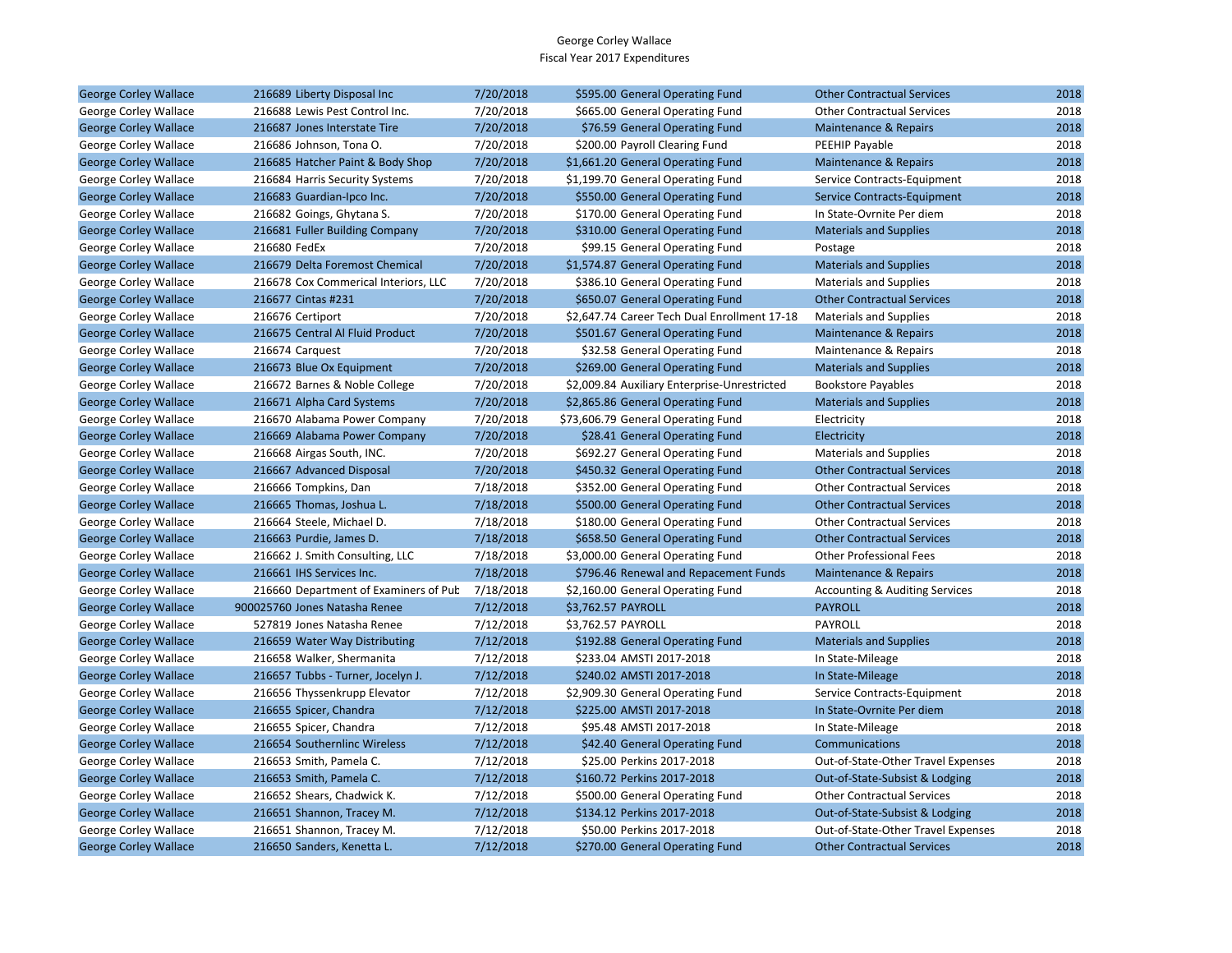George Corley Wallace
Fiscal Year 2017 Expenditures

| | | | | | | |
|---|---|---|---|---|---|---|
| George Corley Wallace | 216689 Liberty Disposal Inc | 7/20/2018 | $595.00 | General Operating Fund | Other Contractual Services | 2018 |
| George Corley Wallace | 216688 Lewis Pest Control Inc. | 7/20/2018 | $665.00 | General Operating Fund | Other Contractual Services | 2018 |
| George Corley Wallace | 216687 Jones Interstate Tire | 7/20/2018 | $76.59 | General Operating Fund | Maintenance & Repairs | 2018 |
| George Corley Wallace | 216686 Johnson, Tona O. | 7/20/2018 | $200.00 | Payroll Clearing Fund | PEEHIP Payable | 2018 |
| George Corley Wallace | 216685 Hatcher Paint & Body Shop | 7/20/2018 | $1,661.20 | General Operating Fund | Maintenance & Repairs | 2018 |
| George Corley Wallace | 216684 Harris Security Systems | 7/20/2018 | $1,199.70 | General Operating Fund | Service Contracts-Equipment | 2018 |
| George Corley Wallace | 216683 Guardian-Ipco Inc. | 7/20/2018 | $550.00 | General Operating Fund | Service Contracts-Equipment | 2018 |
| George Corley Wallace | 216682 Goings, Ghytana S. | 7/20/2018 | $170.00 | General Operating Fund | In State-Ovrnite Per diem | 2018 |
| George Corley Wallace | 216681 Fuller Building Company | 7/20/2018 | $310.00 | General Operating Fund | Materials and Supplies | 2018 |
| George Corley Wallace | 216680 FedEx | 7/20/2018 | $99.15 | General Operating Fund | Postage | 2018 |
| George Corley Wallace | 216679 Delta Foremost Chemical | 7/20/2018 | $1,574.87 | General Operating Fund | Materials and Supplies | 2018 |
| George Corley Wallace | 216678 Cox Commerical Interiors, LLC | 7/20/2018 | $386.10 | General Operating Fund | Materials and Supplies | 2018 |
| George Corley Wallace | 216677 Cintas #231 | 7/20/2018 | $650.07 | General Operating Fund | Other Contractual Services | 2018 |
| George Corley Wallace | 216676 Certiport | 7/20/2018 | $2,647.74 | Career Tech Dual Enrollment 17-18 | Materials and Supplies | 2018 |
| George Corley Wallace | 216675 Central Al Fluid Product | 7/20/2018 | $501.67 | General Operating Fund | Maintenance & Repairs | 2018 |
| George Corley Wallace | 216674 Carquest | 7/20/2018 | $32.58 | General Operating Fund | Maintenance & Repairs | 2018 |
| George Corley Wallace | 216673 Blue Ox Equipment | 7/20/2018 | $269.00 | General Operating Fund | Materials and Supplies | 2018 |
| George Corley Wallace | 216672 Barnes & Noble College | 7/20/2018 | $2,009.84 | Auxiliary Enterprise-Unrestricted | Bookstore Payables | 2018 |
| George Corley Wallace | 216671 Alpha Card Systems | 7/20/2018 | $2,865.86 | General Operating Fund | Materials and Supplies | 2018 |
| George Corley Wallace | 216670 Alabama Power Company | 7/20/2018 | $73,606.79 | General Operating Fund | Electricity | 2018 |
| George Corley Wallace | 216669 Alabama Power Company | 7/20/2018 | $28.41 | General Operating Fund | Electricity | 2018 |
| George Corley Wallace | 216668 Airgas South, INC. | 7/20/2018 | $692.27 | General Operating Fund | Materials and Supplies | 2018 |
| George Corley Wallace | 216667 Advanced Disposal | 7/20/2018 | $450.32 | General Operating Fund | Other Contractual Services | 2018 |
| George Corley Wallace | 216666 Tompkins, Dan | 7/18/2018 | $352.00 | General Operating Fund | Other Contractual Services | 2018 |
| George Corley Wallace | 216665 Thomas, Joshua L. | 7/18/2018 | $500.00 | General Operating Fund | Other Contractual Services | 2018 |
| George Corley Wallace | 216664 Steele, Michael D. | 7/18/2018 | $180.00 | General Operating Fund | Other Contractual Services | 2018 |
| George Corley Wallace | 216663 Purdie, James D. | 7/18/2018 | $658.50 | General Operating Fund | Other Contractual Services | 2018 |
| George Corley Wallace | 216662 J. Smith Consulting, LLC | 7/18/2018 | $3,000.00 | General Operating Fund | Other Professional Fees | 2018 |
| George Corley Wallace | 216661 IHS Services Inc. | 7/18/2018 | $796.46 | Renewal and Repacement Funds | Maintenance & Repairs | 2018 |
| George Corley Wallace | 216660 Department of Examiners of Pub | 7/18/2018 | $2,160.00 | General Operating Fund | Accounting & Auditing Services | 2018 |
| George Corley Wallace | 900025760 Jones Natasha Renee | 7/12/2018 | $3,762.57 | PAYROLL | PAYROLL | 2018 |
| George Corley Wallace | 527819 Jones Natasha Renee | 7/12/2018 | $3,762.57 | PAYROLL | PAYROLL | 2018 |
| George Corley Wallace | 216659 Water Way Distributing | 7/12/2018 | $192.88 | General Operating Fund | Materials and Supplies | 2018 |
| George Corley Wallace | 216658 Walker, Shermanita | 7/12/2018 | $233.04 | AMSTI 2017-2018 | In State-Mileage | 2018 |
| George Corley Wallace | 216657 Tubbs - Turner, Jocelyn J. | 7/12/2018 | $240.02 | AMSTI 2017-2018 | In State-Mileage | 2018 |
| George Corley Wallace | 216656 Thyssenkrupp Elevator | 7/12/2018 | $2,909.30 | General Operating Fund | Service Contracts-Equipment | 2018 |
| George Corley Wallace | 216655 Spicer, Chandra | 7/12/2018 | $225.00 | AMSTI 2017-2018 | In State-Ovrnite Per diem | 2018 |
| George Corley Wallace | 216655 Spicer, Chandra | 7/12/2018 | $95.48 | AMSTI 2017-2018 | In State-Mileage | 2018 |
| George Corley Wallace | 216654 Southernlinc Wireless | 7/12/2018 | $42.40 | General Operating Fund | Communications | 2018 |
| George Corley Wallace | 216653 Smith, Pamela C. | 7/12/2018 | $25.00 | Perkins 2017-2018 | Out-of-State-Other Travel Expenses | 2018 |
| George Corley Wallace | 216653 Smith, Pamela C. | 7/12/2018 | $160.72 | Perkins 2017-2018 | Out-of-State-Subsist & Lodging | 2018 |
| George Corley Wallace | 216652 Shears, Chadwick K. | 7/12/2018 | $500.00 | General Operating Fund | Other Contractual Services | 2018 |
| George Corley Wallace | 216651 Shannon, Tracey M. | 7/12/2018 | $134.12 | Perkins 2017-2018 | Out-of-State-Subsist & Lodging | 2018 |
| George Corley Wallace | 216651 Shannon, Tracey M. | 7/12/2018 | $50.00 | Perkins 2017-2018 | Out-of-State-Other Travel Expenses | 2018 |
| George Corley Wallace | 216650 Sanders, Kenetta L. | 7/12/2018 | $270.00 | General Operating Fund | Other Contractual Services | 2018 |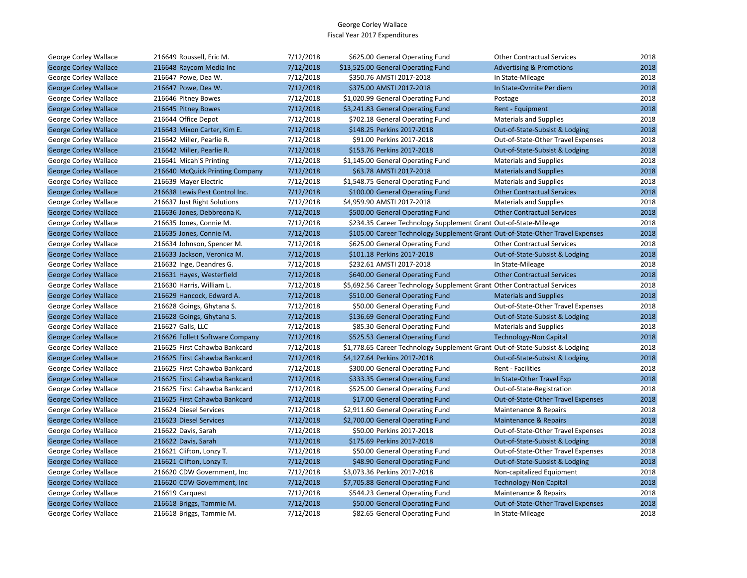George Corley Wallace
Fiscal Year 2017 Expenditures

| | | | | | | | |
|---|---|---|---|---|---|---|---|
| George Corley Wallace | 216649 | Roussell, Eric M. | 7/12/2018 | $625.00 | General Operating Fund | Other Contractual Services | 2018 |
| George Corley Wallace | 216648 | Raycom Media Inc | 7/12/2018 | $13,525.00 | General Operating Fund | Advertising & Promotions | 2018 |
| George Corley Wallace | 216647 | Powe, Dea W. | 7/12/2018 | $350.76 | AMSTI 2017-2018 | In State-Mileage | 2018 |
| George Corley Wallace | 216647 | Powe, Dea W. | 7/12/2018 | $375.00 | AMSTI 2017-2018 | In State-Ovrnite Per diem | 2018 |
| George Corley Wallace | 216646 | Pitney Bowes | 7/12/2018 | $1,020.99 | General Operating Fund | Postage | 2018 |
| George Corley Wallace | 216645 | Pitney Bowes | 7/12/2018 | $3,241.83 | General Operating Fund | Rent - Equipment | 2018 |
| George Corley Wallace | 216644 | Office Depot | 7/12/2018 | $702.18 | General Operating Fund | Materials and Supplies | 2018 |
| George Corley Wallace | 216643 | Mixon Carter, Kim E. | 7/12/2018 | $148.25 | Perkins 2017-2018 | Out-of-State-Subsist & Lodging | 2018 |
| George Corley Wallace | 216642 | Miller, Pearlie R. | 7/12/2018 | $91.00 | Perkins 2017-2018 | Out-of-State-Other Travel Expenses | 2018 |
| George Corley Wallace | 216642 | Miller, Pearlie R. | 7/12/2018 | $153.76 | Perkins 2017-2018 | Out-of-State-Subsist & Lodging | 2018 |
| George Corley Wallace | 216641 | Micah'S Printing | 7/12/2018 | $1,145.00 | General Operating Fund | Materials and Supplies | 2018 |
| George Corley Wallace | 216640 | McQuick Printing Company | 7/12/2018 | $63.78 | AMSTI 2017-2018 | Materials and Supplies | 2018 |
| George Corley Wallace | 216639 | Mayer Electric | 7/12/2018 | $1,548.75 | General Operating Fund | Materials and Supplies | 2018 |
| George Corley Wallace | 216638 | Lewis Pest Control Inc. | 7/12/2018 | $100.00 | General Operating Fund | Other Contractual Services | 2018 |
| George Corley Wallace | 216637 | Just Right Solutions | 7/12/2018 | $4,959.90 | AMSTI 2017-2018 | Materials and Supplies | 2018 |
| George Corley Wallace | 216636 | Jones, Debbreona K. | 7/12/2018 | $500.00 | General Operating Fund | Other Contractual Services | 2018 |
| George Corley Wallace | 216635 | Jones, Connie M. | 7/12/2018 | $234.35 | Career Technology Supplement Grant | Out-of-State-Mileage | 2018 |
| George Corley Wallace | 216635 | Jones, Connie M. | 7/12/2018 | $105.00 | Career Technology Supplement Grant | Out-of-State-Other Travel Expenses | 2018 |
| George Corley Wallace | 216634 | Johnson, Spencer M. | 7/12/2018 | $625.00 | General Operating Fund | Other Contractual Services | 2018 |
| George Corley Wallace | 216633 | Jackson, Veronica M. | 7/12/2018 | $101.18 | Perkins 2017-2018 | Out-of-State-Subsist & Lodging | 2018 |
| George Corley Wallace | 216632 | Inge, Deandres G. | 7/12/2018 | $232.61 | AMSTI 2017-2018 | In State-Mileage | 2018 |
| George Corley Wallace | 216631 | Hayes, Westerfield | 7/12/2018 | $640.00 | General Operating Fund | Other Contractual Services | 2018 |
| George Corley Wallace | 216630 | Harris, William L. | 7/12/2018 | $5,692.56 | Career Technology Supplement Grant | Other Contractual Services | 2018 |
| George Corley Wallace | 216629 | Hancock, Edward A. | 7/12/2018 | $510.00 | General Operating Fund | Materials and Supplies | 2018 |
| George Corley Wallace | 216628 | Goings, Ghytana S. | 7/12/2018 | $50.00 | General Operating Fund | Out-of-State-Other Travel Expenses | 2018 |
| George Corley Wallace | 216628 | Goings, Ghytana S. | 7/12/2018 | $136.69 | General Operating Fund | Out-of-State-Subsist & Lodging | 2018 |
| George Corley Wallace | 216627 | Galls, LLC | 7/12/2018 | $85.30 | General Operating Fund | Materials and Supplies | 2018 |
| George Corley Wallace | 216626 | Follett Software Company | 7/12/2018 | $525.53 | General Operating Fund | Technology-Non Capital | 2018 |
| George Corley Wallace | 216625 | First Cahawba Bankcard | 7/12/2018 | $1,778.65 | Career Technology Supplement Grant | Out-of-State-Subsist & Lodging | 2018 |
| George Corley Wallace | 216625 | First Cahawba Bankcard | 7/12/2018 | $4,127.64 | Perkins 2017-2018 | Out-of-State-Subsist & Lodging | 2018 |
| George Corley Wallace | 216625 | First Cahawba Bankcard | 7/12/2018 | $300.00 | General Operating Fund | Rent - Facilities | 2018 |
| George Corley Wallace | 216625 | First Cahawba Bankcard | 7/12/2018 | $333.35 | General Operating Fund | In State-Other Travel Exp | 2018 |
| George Corley Wallace | 216625 | First Cahawba Bankcard | 7/12/2018 | $525.00 | General Operating Fund | Out-of-State-Registration | 2018 |
| George Corley Wallace | 216625 | First Cahawba Bankcard | 7/12/2018 | $17.00 | General Operating Fund | Out-of-State-Other Travel Expenses | 2018 |
| George Corley Wallace | 216624 | Diesel Services | 7/12/2018 | $2,911.60 | General Operating Fund | Maintenance & Repairs | 2018 |
| George Corley Wallace | 216623 | Diesel Services | 7/12/2018 | $2,700.00 | General Operating Fund | Maintenance & Repairs | 2018 |
| George Corley Wallace | 216622 | Davis, Sarah | 7/12/2018 | $50.00 | Perkins 2017-2018 | Out-of-State-Other Travel Expenses | 2018 |
| George Corley Wallace | 216622 | Davis, Sarah | 7/12/2018 | $175.69 | Perkins 2017-2018 | Out-of-State-Subsist & Lodging | 2018 |
| George Corley Wallace | 216621 | Clifton, Lonzy T. | 7/12/2018 | $50.00 | General Operating Fund | Out-of-State-Other Travel Expenses | 2018 |
| George Corley Wallace | 216621 | Clifton, Lonzy T. | 7/12/2018 | $48.90 | General Operating Fund | Out-of-State-Subsist & Lodging | 2018 |
| George Corley Wallace | 216620 | CDW Government, Inc | 7/12/2018 | $3,073.36 | Perkins 2017-2018 | Non-capitalized Equipment | 2018 |
| George Corley Wallace | 216620 | CDW Government, Inc | 7/12/2018 | $7,705.88 | General Operating Fund | Technology-Non Capital | 2018 |
| George Corley Wallace | 216619 | Carquest | 7/12/2018 | $544.23 | General Operating Fund | Maintenance & Repairs | 2018 |
| George Corley Wallace | 216618 | Briggs, Tammie M. | 7/12/2018 | $50.00 | General Operating Fund | Out-of-State-Other Travel Expenses | 2018 |
| George Corley Wallace | 216618 | Briggs, Tammie M. | 7/12/2018 | $82.65 | General Operating Fund | In State-Mileage | 2018 |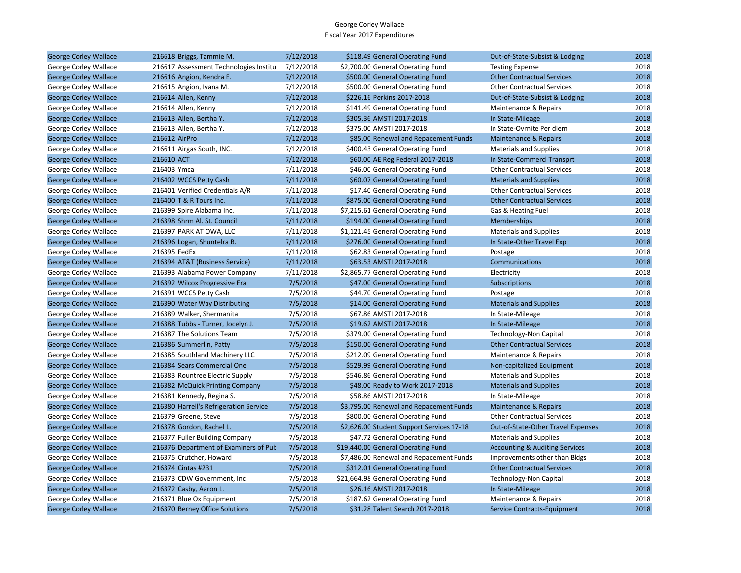George Corley Wallace
Fiscal Year 2017 Expenditures

| | | | | | | |
|---|---|---|---|---|---|---|
| George Corley Wallace | 216618 Briggs, Tammie M. | 7/12/2018 | $118.49 | General Operating Fund | Out-of-State-Subsist & Lodging | 2018 |
| George Corley Wallace | 216617 Assessment Technologies Institu | 7/12/2018 | $2,700.00 | General Operating Fund | Testing Expense | 2018 |
| George Corley Wallace | 216616 Angion, Kendra E. | 7/12/2018 | $500.00 | General Operating Fund | Other Contractual Services | 2018 |
| George Corley Wallace | 216615 Angion, Ivana M. | 7/12/2018 | $500.00 | General Operating Fund | Other Contractual Services | 2018 |
| George Corley Wallace | 216614 Allen, Kenny | 7/12/2018 | $226.16 | Perkins 2017-2018 | Out-of-State-Subsist & Lodging | 2018 |
| George Corley Wallace | 216614 Allen, Kenny | 7/12/2018 | $141.49 | General Operating Fund | Maintenance & Repairs | 2018 |
| George Corley Wallace | 216613 Allen, Bertha Y. | 7/12/2018 | $305.36 | AMSTI 2017-2018 | In State-Mileage | 2018 |
| George Corley Wallace | 216613 Allen, Bertha Y. | 7/12/2018 | $375.00 | AMSTI 2017-2018 | In State-Ovrnite Per diem | 2018 |
| George Corley Wallace | 216612 AirPro | 7/12/2018 | $85.00 | Renewal and Repacement Funds | Maintenance & Repairs | 2018 |
| George Corley Wallace | 216611 Airgas South, INC. | 7/12/2018 | $400.43 | General Operating Fund | Materials and Supplies | 2018 |
| George Corley Wallace | 216610 ACT | 7/12/2018 | $60.00 | AE Reg Federal 2017-2018 | In State-Commercl Transprt | 2018 |
| George Corley Wallace | 216403 Ymca | 7/11/2018 | $46.00 | General Operating Fund | Other Contractual Services | 2018 |
| George Corley Wallace | 216402 WCCS Petty Cash | 7/11/2018 | $60.07 | General Operating Fund | Materials and Supplies | 2018 |
| George Corley Wallace | 216401 Verified Credentials A/R | 7/11/2018 | $17.40 | General Operating Fund | Other Contractual Services | 2018 |
| George Corley Wallace | 216400 T & R Tours Inc. | 7/11/2018 | $875.00 | General Operating Fund | Other Contractual Services | 2018 |
| George Corley Wallace | 216399 Spire Alabama Inc. | 7/11/2018 | $7,215.61 | General Operating Fund | Gas & Heating Fuel | 2018 |
| George Corley Wallace | 216398 Shrm Al. St. Council | 7/11/2018 | $194.00 | General Operating Fund | Memberships | 2018 |
| George Corley Wallace | 216397 PARK AT OWA, LLC | 7/11/2018 | $1,121.45 | General Operating Fund | Materials and Supplies | 2018 |
| George Corley Wallace | 216396 Logan, Shuntelra B. | 7/11/2018 | $276.00 | General Operating Fund | In State-Other Travel Exp | 2018 |
| George Corley Wallace | 216395 FedEx | 7/11/2018 | $62.83 | General Operating Fund | Postage | 2018 |
| George Corley Wallace | 216394 AT&T (Business Service) | 7/11/2018 | $63.53 | AMSTI 2017-2018 | Communications | 2018 |
| George Corley Wallace | 216393 Alabama Power Company | 7/11/2018 | $2,865.77 | General Operating Fund | Electricity | 2018 |
| George Corley Wallace | 216392 Wilcox Progressive Era | 7/5/2018 | $47.00 | General Operating Fund | Subscriptions | 2018 |
| George Corley Wallace | 216391 WCCS Petty Cash | 7/5/2018 | $44.70 | General Operating Fund | Postage | 2018 |
| George Corley Wallace | 216390 Water Way Distributing | 7/5/2018 | $14.00 | General Operating Fund | Materials and Supplies | 2018 |
| George Corley Wallace | 216389 Walker, Shermanita | 7/5/2018 | $67.86 | AMSTI 2017-2018 | In State-Mileage | 2018 |
| George Corley Wallace | 216388 Tubbs - Turner, Jocelyn J. | 7/5/2018 | $19.62 | AMSTI 2017-2018 | In State-Mileage | 2018 |
| George Corley Wallace | 216387 The Solutions Team | 7/5/2018 | $379.00 | General Operating Fund | Technology-Non Capital | 2018 |
| George Corley Wallace | 216386 Summerlin, Patty | 7/5/2018 | $150.00 | General Operating Fund | Other Contractual Services | 2018 |
| George Corley Wallace | 216385 Southland Machinery LLC | 7/5/2018 | $212.09 | General Operating Fund | Maintenance & Repairs | 2018 |
| George Corley Wallace | 216384 Sears Commercial One | 7/5/2018 | $529.99 | General Operating Fund | Non-capitalized Equipment | 2018 |
| George Corley Wallace | 216383 Rountree Electric Supply | 7/5/2018 | $546.86 | General Operating Fund | Materials and Supplies | 2018 |
| George Corley Wallace | 216382 McQuick Printing Company | 7/5/2018 | $48.00 | Ready to Work 2017-2018 | Materials and Supplies | 2018 |
| George Corley Wallace | 216381 Kennedy, Regina S. | 7/5/2018 | $58.86 | AMSTI 2017-2018 | In State-Mileage | 2018 |
| George Corley Wallace | 216380 Harrell's Refrigeration Service | 7/5/2018 | $3,795.00 | Renewal and Repacement Funds | Maintenance & Repairs | 2018 |
| George Corley Wallace | 216379 Greene, Steve | 7/5/2018 | $800.00 | General Operating Fund | Other Contractual Services | 2018 |
| George Corley Wallace | 216378 Gordon, Rachel L. | 7/5/2018 | $2,626.00 | Student Support Services 17-18 | Out-of-State-Other Travel Expenses | 2018 |
| George Corley Wallace | 216377 Fuller Building Company | 7/5/2018 | $47.72 | General Operating Fund | Materials and Supplies | 2018 |
| George Corley Wallace | 216376 Department of Examiners of Pub | 7/5/2018 | $19,440.00 | General Operating Fund | Accounting & Auditing Services | 2018 |
| George Corley Wallace | 216375 Crutcher, Howard | 7/5/2018 | $7,486.00 | Renewal and Repacement Funds | Improvements other than Bldgs | 2018 |
| George Corley Wallace | 216374 Cintas #231 | 7/5/2018 | $312.01 | General Operating Fund | Other Contractual Services | 2018 |
| George Corley Wallace | 216373 CDW Government, Inc | 7/5/2018 | $21,664.98 | General Operating Fund | Technology-Non Capital | 2018 |
| George Corley Wallace | 216372 Casby, Aaron L. | 7/5/2018 | $26.16 | AMSTI 2017-2018 | In State-Mileage | 2018 |
| George Corley Wallace | 216371 Blue Ox Equipment | 7/5/2018 | $187.62 | General Operating Fund | Maintenance & Repairs | 2018 |
| George Corley Wallace | 216370 Berney Office Solutions | 7/5/2018 | $31.28 | Talent Search 2017-2018 | Service Contracts-Equipment | 2018 |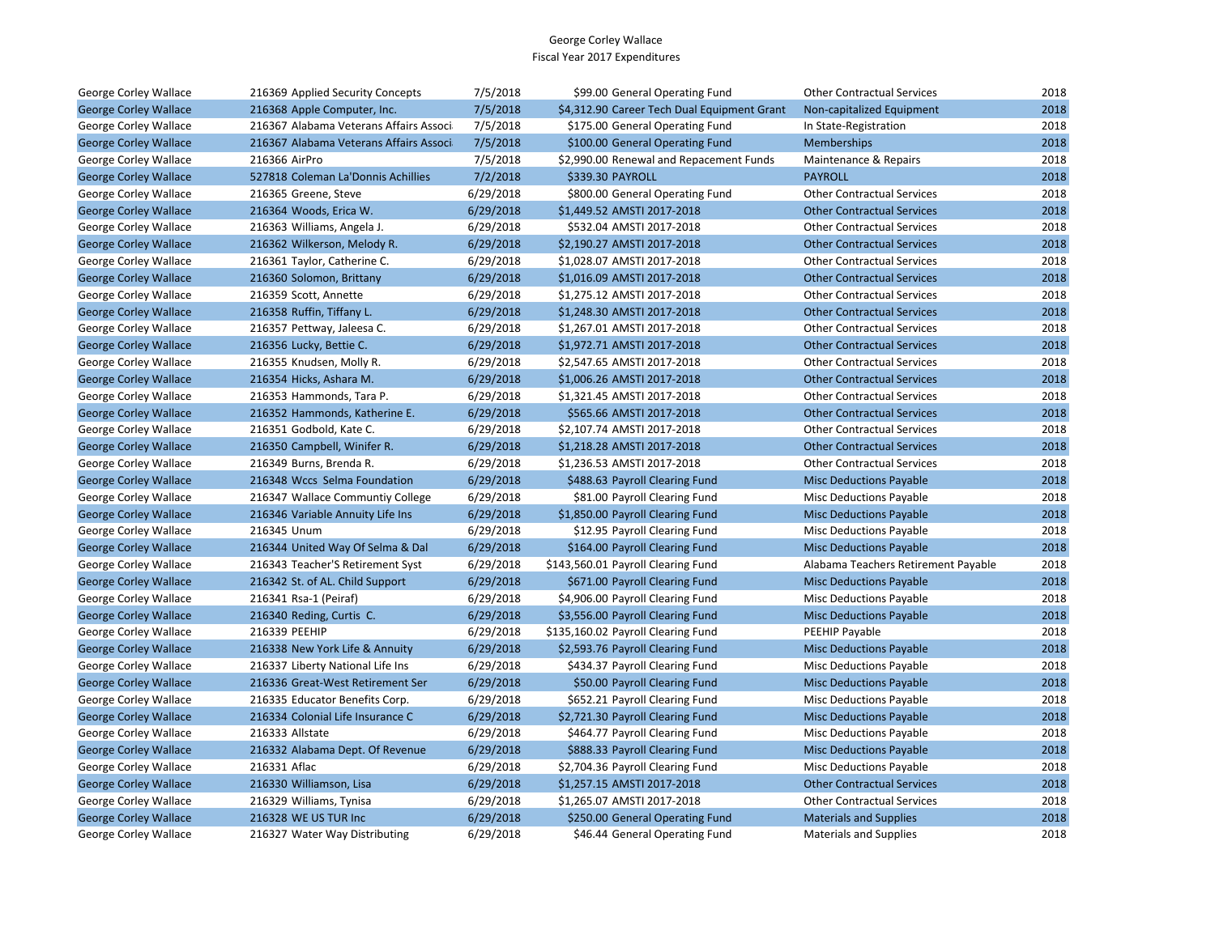George Corley Wallace
Fiscal Year 2017 Expenditures

| | | | | | | |
|---|---|---|---|---|---|---|
| George Corley Wallace | 216369 Applied Security Concepts | 7/5/2018 | $99.00 | General Operating Fund | Other Contractual Services | 2018 |
| George Corley Wallace | 216368 Apple Computer, Inc. | 7/5/2018 | $4,312.90 | Career Tech Dual Equipment Grant | Non-capitalized Equipment | 2018 |
| George Corley Wallace | 216367 Alabama Veterans Affairs Associ | 7/5/2018 | $175.00 | General Operating Fund | In State-Registration | 2018 |
| George Corley Wallace | 216367 Alabama Veterans Affairs Associ | 7/5/2018 | $100.00 | General Operating Fund | Memberships | 2018 |
| George Corley Wallace | 216366 AirPro | 7/5/2018 | $2,990.00 | Renewal and Repacement Funds | Maintenance & Repairs | 2018 |
| George Corley Wallace | 527818 Coleman La'Donnis Achillies | 7/2/2018 | $339.30 | PAYROLL | PAYROLL | 2018 |
| George Corley Wallace | 216365 Greene, Steve | 6/29/2018 | $800.00 | General Operating Fund | Other Contractual Services | 2018 |
| George Corley Wallace | 216364 Woods, Erica W. | 6/29/2018 | $1,449.52 | AMSTI 2017-2018 | Other Contractual Services | 2018 |
| George Corley Wallace | 216363 Williams, Angela J. | 6/29/2018 | $532.04 | AMSTI 2017-2018 | Other Contractual Services | 2018 |
| George Corley Wallace | 216362 Wilkerson, Melody R. | 6/29/2018 | $2,190.27 | AMSTI 2017-2018 | Other Contractual Services | 2018 |
| George Corley Wallace | 216361 Taylor, Catherine C. | 6/29/2018 | $1,028.07 | AMSTI 2017-2018 | Other Contractual Services | 2018 |
| George Corley Wallace | 216360 Solomon, Brittany | 6/29/2018 | $1,016.09 | AMSTI 2017-2018 | Other Contractual Services | 2018 |
| George Corley Wallace | 216359 Scott, Annette | 6/29/2018 | $1,275.12 | AMSTI 2017-2018 | Other Contractual Services | 2018 |
| George Corley Wallace | 216358 Ruffin, Tiffany L. | 6/29/2018 | $1,248.30 | AMSTI 2017-2018 | Other Contractual Services | 2018 |
| George Corley Wallace | 216357 Pettway, Jaleesa C. | 6/29/2018 | $1,267.01 | AMSTI 2017-2018 | Other Contractual Services | 2018 |
| George Corley Wallace | 216356 Lucky, Bettie C. | 6/29/2018 | $1,972.71 | AMSTI 2017-2018 | Other Contractual Services | 2018 |
| George Corley Wallace | 216355 Knudsen, Molly R. | 6/29/2018 | $2,547.65 | AMSTI 2017-2018 | Other Contractual Services | 2018 |
| George Corley Wallace | 216354 Hicks, Ashara M. | 6/29/2018 | $1,006.26 | AMSTI 2017-2018 | Other Contractual Services | 2018 |
| George Corley Wallace | 216353 Hammonds, Tara P. | 6/29/2018 | $1,321.45 | AMSTI 2017-2018 | Other Contractual Services | 2018 |
| George Corley Wallace | 216352 Hammonds, Katherine E. | 6/29/2018 | $565.66 | AMSTI 2017-2018 | Other Contractual Services | 2018 |
| George Corley Wallace | 216351 Godbold, Kate C. | 6/29/2018 | $2,107.74 | AMSTI 2017-2018 | Other Contractual Services | 2018 |
| George Corley Wallace | 216350 Campbell, Winifer R. | 6/29/2018 | $1,218.28 | AMSTI 2017-2018 | Other Contractual Services | 2018 |
| George Corley Wallace | 216349 Burns, Brenda R. | 6/29/2018 | $1,236.53 | AMSTI 2017-2018 | Other Contractual Services | 2018 |
| George Corley Wallace | 216348 Wccs Selma Foundation | 6/29/2018 | $488.63 | Payroll Clearing Fund | Misc Deductions Payable | 2018 |
| George Corley Wallace | 216347 Wallace Communtiy College | 6/29/2018 | $81.00 | Payroll Clearing Fund | Misc Deductions Payable | 2018 |
| George Corley Wallace | 216346 Variable Annuity Life Ins | 6/29/2018 | $1,850.00 | Payroll Clearing Fund | Misc Deductions Payable | 2018 |
| George Corley Wallace | 216345 Unum | 6/29/2018 | $12.95 | Payroll Clearing Fund | Misc Deductions Payable | 2018 |
| George Corley Wallace | 216344 United Way Of Selma & Dal | 6/29/2018 | $164.00 | Payroll Clearing Fund | Misc Deductions Payable | 2018 |
| George Corley Wallace | 216343 Teacher'S Retirement Syst | 6/29/2018 | $143,560.01 | Payroll Clearing Fund | Alabama Teachers Retirement Payable | 2018 |
| George Corley Wallace | 216342 St. of AL. Child Support | 6/29/2018 | $671.00 | Payroll Clearing Fund | Misc Deductions Payable | 2018 |
| George Corley Wallace | 216341 Rsa-1 (Peiraf) | 6/29/2018 | $4,906.00 | Payroll Clearing Fund | Misc Deductions Payable | 2018 |
| George Corley Wallace | 216340 Reding, Curtis C. | 6/29/2018 | $3,556.00 | Payroll Clearing Fund | Misc Deductions Payable | 2018 |
| George Corley Wallace | 216339 PEEHIP | 6/29/2018 | $135,160.02 | Payroll Clearing Fund | PEEHIP Payable | 2018 |
| George Corley Wallace | 216338 New York Life & Annuity | 6/29/2018 | $2,593.76 | Payroll Clearing Fund | Misc Deductions Payable | 2018 |
| George Corley Wallace | 216337 Liberty National Life Ins | 6/29/2018 | $434.37 | Payroll Clearing Fund | Misc Deductions Payable | 2018 |
| George Corley Wallace | 216336 Great-West Retirement Ser | 6/29/2018 | $50.00 | Payroll Clearing Fund | Misc Deductions Payable | 2018 |
| George Corley Wallace | 216335 Educator Benefits Corp. | 6/29/2018 | $652.21 | Payroll Clearing Fund | Misc Deductions Payable | 2018 |
| George Corley Wallace | 216334 Colonial Life Insurance C | 6/29/2018 | $2,721.30 | Payroll Clearing Fund | Misc Deductions Payable | 2018 |
| George Corley Wallace | 216333 Allstate | 6/29/2018 | $464.77 | Payroll Clearing Fund | Misc Deductions Payable | 2018 |
| George Corley Wallace | 216332 Alabama Dept. Of Revenue | 6/29/2018 | $888.33 | Payroll Clearing Fund | Misc Deductions Payable | 2018 |
| George Corley Wallace | 216331 Aflac | 6/29/2018 | $2,704.36 | Payroll Clearing Fund | Misc Deductions Payable | 2018 |
| George Corley Wallace | 216330 Williamson, Lisa | 6/29/2018 | $1,257.15 | AMSTI 2017-2018 | Other Contractual Services | 2018 |
| George Corley Wallace | 216329 Williams, Tynisa | 6/29/2018 | $1,265.07 | AMSTI 2017-2018 | Other Contractual Services | 2018 |
| George Corley Wallace | 216328 WE US TUR Inc | 6/29/2018 | $250.00 | General Operating Fund | Materials and Supplies | 2018 |
| George Corley Wallace | 216327 Water Way Distributing | 6/29/2018 | $46.44 | General Operating Fund | Materials and Supplies | 2018 |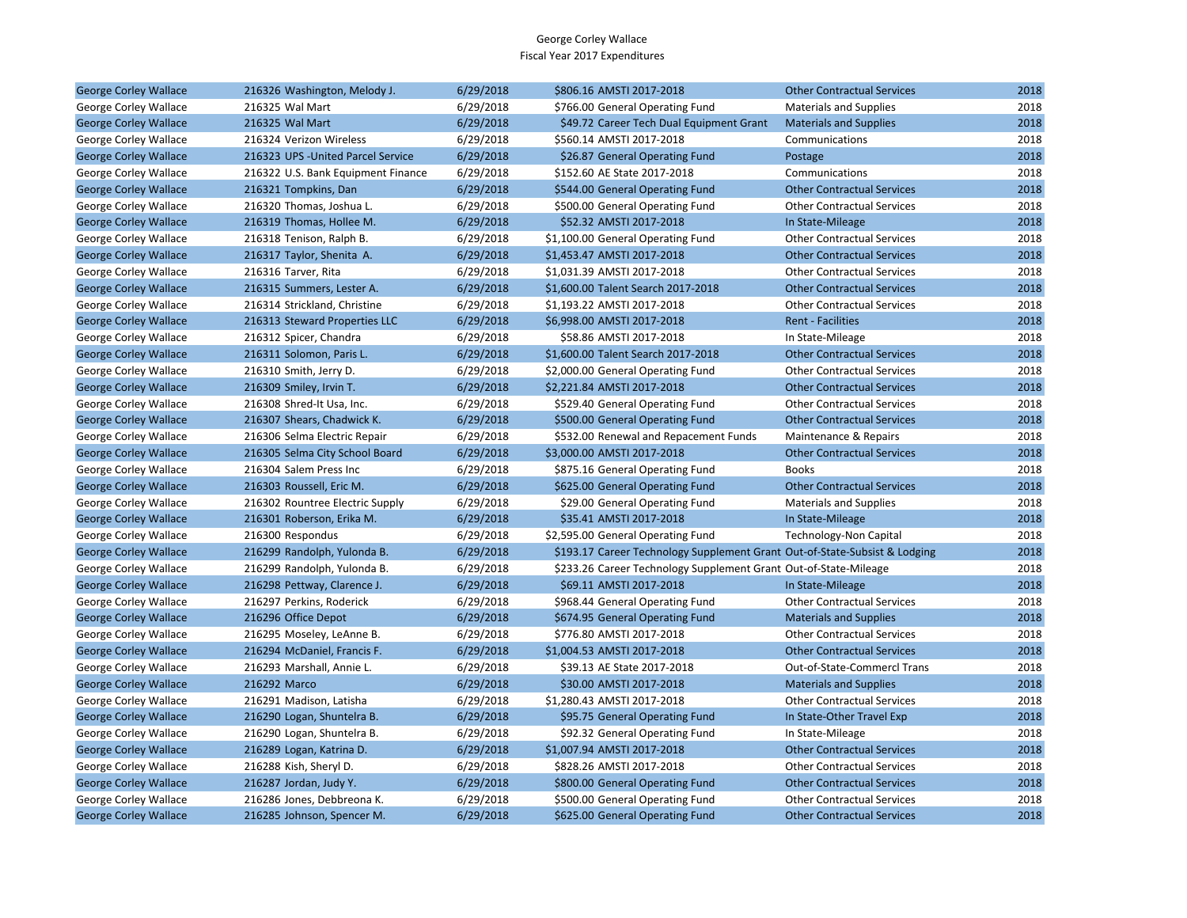George Corley Wallace
Fiscal Year 2017 Expenditures

| | | | | | | |
|---|---|---|---|---|---|---|
| George Corley Wallace | 216326 Washington, Melody J. | 6/29/2018 | $806.16 | AMSTI 2017-2018 | Other Contractual Services | 2018 |
| George Corley Wallace | 216325 Wal Mart | 6/29/2018 | $766.00 | General Operating Fund | Materials and Supplies | 2018 |
| George Corley Wallace | 216325 Wal Mart | 6/29/2018 | $49.72 | Career Tech Dual Equipment Grant | Materials and Supplies | 2018 |
| George Corley Wallace | 216324 Verizon Wireless | 6/29/2018 | $560.14 | AMSTI 2017-2018 | Communications | 2018 |
| George Corley Wallace | 216323 UPS -United Parcel Service | 6/29/2018 | $26.87 | General Operating Fund | Postage | 2018 |
| George Corley Wallace | 216322 U.S. Bank Equipment Finance | 6/29/2018 | $152.60 | AE State 2017-2018 | Communications | 2018 |
| George Corley Wallace | 216321 Tompkins, Dan | 6/29/2018 | $544.00 | General Operating Fund | Other Contractual Services | 2018 |
| George Corley Wallace | 216320 Thomas, Joshua L. | 6/29/2018 | $500.00 | General Operating Fund | Other Contractual Services | 2018 |
| George Corley Wallace | 216319 Thomas, Hollee M. | 6/29/2018 | $52.32 | AMSTI 2017-2018 | In State-Mileage | 2018 |
| George Corley Wallace | 216318 Tenison, Ralph B. | 6/29/2018 | $1,100.00 | General Operating Fund | Other Contractual Services | 2018 |
| George Corley Wallace | 216317 Taylor, Shenita A. | 6/29/2018 | $1,453.47 | AMSTI 2017-2018 | Other Contractual Services | 2018 |
| George Corley Wallace | 216316 Tarver, Rita | 6/29/2018 | $1,031.39 | AMSTI 2017-2018 | Other Contractual Services | 2018 |
| George Corley Wallace | 216315 Summers, Lester A. | 6/29/2018 | $1,600.00 | Talent Search 2017-2018 | Other Contractual Services | 2018 |
| George Corley Wallace | 216314 Strickland, Christine | 6/29/2018 | $1,193.22 | AMSTI 2017-2018 | Other Contractual Services | 2018 |
| George Corley Wallace | 216313 Steward Properties LLC | 6/29/2018 | $6,998.00 | AMSTI 2017-2018 | Rent - Facilities | 2018 |
| George Corley Wallace | 216312 Spicer, Chandra | 6/29/2018 | $58.86 | AMSTI 2017-2018 | In State-Mileage | 2018 |
| George Corley Wallace | 216311 Solomon, Paris L. | 6/29/2018 | $1,600.00 | Talent Search 2017-2018 | Other Contractual Services | 2018 |
| George Corley Wallace | 216310 Smith, Jerry D. | 6/29/2018 | $2,000.00 | General Operating Fund | Other Contractual Services | 2018 |
| George Corley Wallace | 216309 Smiley, Irvin T. | 6/29/2018 | $2,221.84 | AMSTI 2017-2018 | Other Contractual Services | 2018 |
| George Corley Wallace | 216308 Shred-It Usa, Inc. | 6/29/2018 | $529.40 | General Operating Fund | Other Contractual Services | 2018 |
| George Corley Wallace | 216307 Shears, Chadwick K. | 6/29/2018 | $500.00 | General Operating Fund | Other Contractual Services | 2018 |
| George Corley Wallace | 216306 Selma Electric Repair | 6/29/2018 | $532.00 | Renewal and Repacement Funds | Maintenance & Repairs | 2018 |
| George Corley Wallace | 216305 Selma City School Board | 6/29/2018 | $3,000.00 | AMSTI 2017-2018 | Other Contractual Services | 2018 |
| George Corley Wallace | 216304 Salem Press Inc | 6/29/2018 | $875.16 | General Operating Fund | Books | 2018 |
| George Corley Wallace | 216303 Roussell, Eric M. | 6/29/2018 | $625.00 | General Operating Fund | Other Contractual Services | 2018 |
| George Corley Wallace | 216302 Rountree Electric Supply | 6/29/2018 | $29.00 | General Operating Fund | Materials and Supplies | 2018 |
| George Corley Wallace | 216301 Roberson, Erika M. | 6/29/2018 | $35.41 | AMSTI 2017-2018 | In State-Mileage | 2018 |
| George Corley Wallace | 216300 Respondus | 6/29/2018 | $2,595.00 | General Operating Fund | Technology-Non Capital | 2018 |
| George Corley Wallace | 216299 Randolph, Yulonda B. | 6/29/2018 | $193.17 | Career Technology Supplement Grant | Out-of-State-Subsist & Lodging | 2018 |
| George Corley Wallace | 216299 Randolph, Yulonda B. | 6/29/2018 | $233.26 | Career Technology Supplement Grant | Out-of-State-Mileage | 2018 |
| George Corley Wallace | 216298 Pettway, Clarence J. | 6/29/2018 | $69.11 | AMSTI 2017-2018 | In State-Mileage | 2018 |
| George Corley Wallace | 216297 Perkins, Roderick | 6/29/2018 | $968.44 | General Operating Fund | Other Contractual Services | 2018 |
| George Corley Wallace | 216296 Office Depot | 6/29/2018 | $674.95 | General Operating Fund | Materials and Supplies | 2018 |
| George Corley Wallace | 216295 Moseley, LeAnne B. | 6/29/2018 | $776.80 | AMSTI 2017-2018 | Other Contractual Services | 2018 |
| George Corley Wallace | 216294 McDaniel, Francis F. | 6/29/2018 | $1,004.53 | AMSTI 2017-2018 | Other Contractual Services | 2018 |
| George Corley Wallace | 216293 Marshall, Annie L. | 6/29/2018 | $39.13 | AE State 2017-2018 | Out-of-State-Commercl Trans | 2018 |
| George Corley Wallace | 216292 Marco | 6/29/2018 | $30.00 | AMSTI 2017-2018 | Materials and Supplies | 2018 |
| George Corley Wallace | 216291 Madison, Latisha | 6/29/2018 | $1,280.43 | AMSTI 2017-2018 | Other Contractual Services | 2018 |
| George Corley Wallace | 216290 Logan, Shuntelra B. | 6/29/2018 | $95.75 | General Operating Fund | In State-Other Travel Exp | 2018 |
| George Corley Wallace | 216290 Logan, Shuntelra B. | 6/29/2018 | $92.32 | General Operating Fund | In State-Mileage | 2018 |
| George Corley Wallace | 216289 Logan, Katrina D. | 6/29/2018 | $1,007.94 | AMSTI 2017-2018 | Other Contractual Services | 2018 |
| George Corley Wallace | 216288 Kish, Sheryl D. | 6/29/2018 | $828.26 | AMSTI 2017-2018 | Other Contractual Services | 2018 |
| George Corley Wallace | 216287 Jordan, Judy Y. | 6/29/2018 | $800.00 | General Operating Fund | Other Contractual Services | 2018 |
| George Corley Wallace | 216286 Jones, Debbreona K. | 6/29/2018 | $500.00 | General Operating Fund | Other Contractual Services | 2018 |
| George Corley Wallace | 216285 Johnson, Spencer M. | 6/29/2018 | $625.00 | General Operating Fund | Other Contractual Services | 2018 |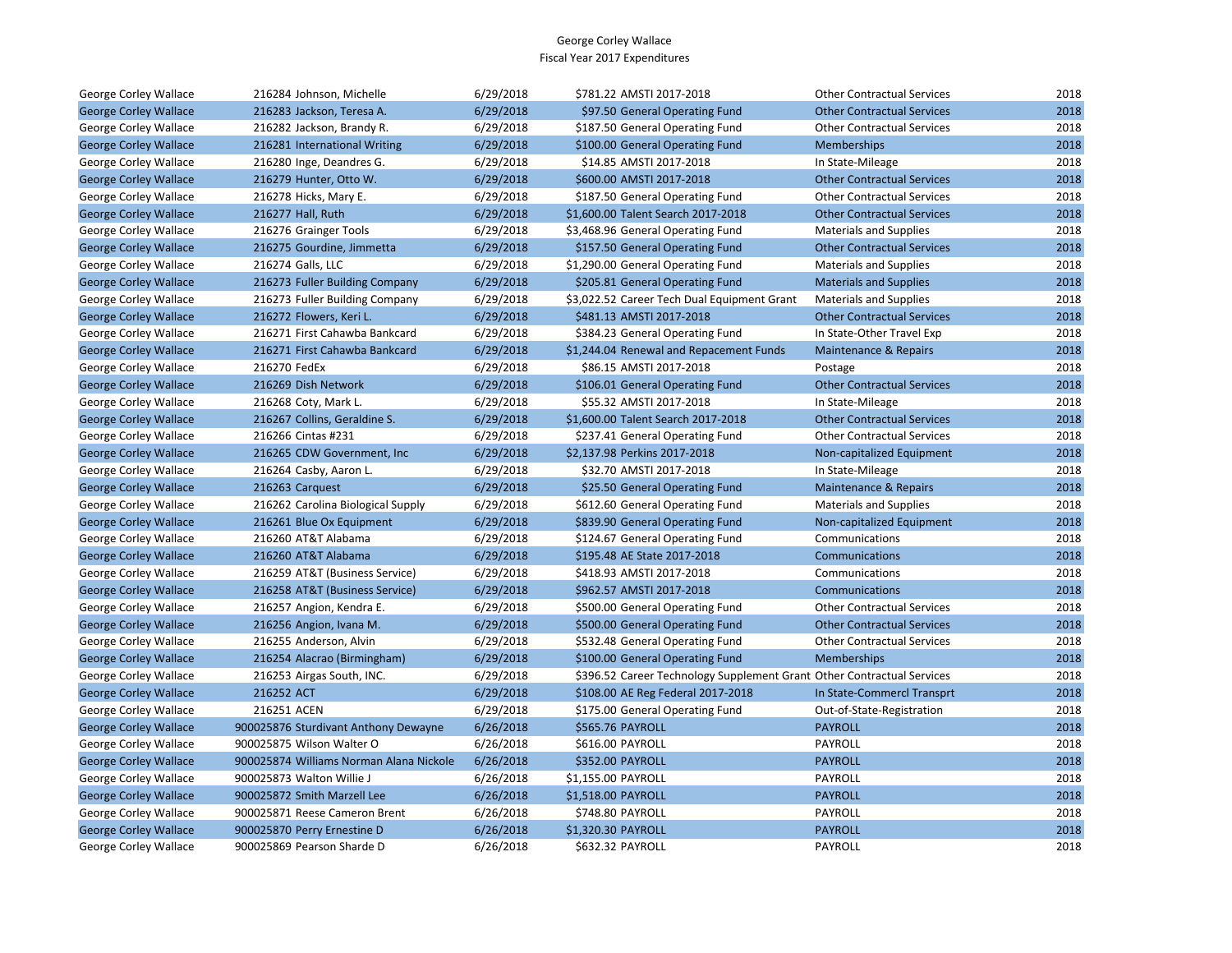George Corley Wallace
Fiscal Year 2017 Expenditures

| | | | | | |
|---|---|---|---|---|---|
| George Corley Wallace | 216284 Johnson, Michelle | 6/29/2018 | $781.22 AMSTI 2017-2018 | Other Contractual Services | 2018 |
| George Corley Wallace | 216283 Jackson, Teresa A. | 6/29/2018 | $97.50 General Operating Fund | Other Contractual Services | 2018 |
| George Corley Wallace | 216282 Jackson, Brandy R. | 6/29/2018 | $187.50 General Operating Fund | Other Contractual Services | 2018 |
| George Corley Wallace | 216281 International Writing | 6/29/2018 | $100.00 General Operating Fund | Memberships | 2018 |
| George Corley Wallace | 216280 Inge, Deandres G. | 6/29/2018 | $14.85 AMSTI 2017-2018 | In State-Mileage | 2018 |
| George Corley Wallace | 216279 Hunter, Otto W. | 6/29/2018 | $600.00 AMSTI 2017-2018 | Other Contractual Services | 2018 |
| George Corley Wallace | 216278 Hicks, Mary E. | 6/29/2018 | $187.50 General Operating Fund | Other Contractual Services | 2018 |
| George Corley Wallace | 216277 Hall, Ruth | 6/29/2018 | $1,600.00 Talent Search 2017-2018 | Other Contractual Services | 2018 |
| George Corley Wallace | 216276 Grainger Tools | 6/29/2018 | $3,468.96 General Operating Fund | Materials and Supplies | 2018 |
| George Corley Wallace | 216275 Gourdine, Jimmetta | 6/29/2018 | $157.50 General Operating Fund | Other Contractual Services | 2018 |
| George Corley Wallace | 216274 Galls, LLC | 6/29/2018 | $1,290.00 General Operating Fund | Materials and Supplies | 2018 |
| George Corley Wallace | 216273 Fuller Building Company | 6/29/2018 | $205.81 General Operating Fund | Materials and Supplies | 2018 |
| George Corley Wallace | 216273 Fuller Building Company | 6/29/2018 | $3,022.52 Career Tech Dual Equipment Grant | Materials and Supplies | 2018 |
| George Corley Wallace | 216272 Flowers, Keri L. | 6/29/2018 | $481.13 AMSTI 2017-2018 | Other Contractual Services | 2018 |
| George Corley Wallace | 216271 First Cahawba Bankcard | 6/29/2018 | $384.23 General Operating Fund | In State-Other Travel Exp | 2018 |
| George Corley Wallace | 216271 First Cahawba Bankcard | 6/29/2018 | $1,244.04 Renewal and Repacement Funds | Maintenance & Repairs | 2018 |
| George Corley Wallace | 216270 FedEx | 6/29/2018 | $86.15 AMSTI 2017-2018 | Postage | 2018 |
| George Corley Wallace | 216269 Dish Network | 6/29/2018 | $106.01 General Operating Fund | Other Contractual Services | 2018 |
| George Corley Wallace | 216268 Coty, Mark L. | 6/29/2018 | $55.32 AMSTI 2017-2018 | In State-Mileage | 2018 |
| George Corley Wallace | 216267 Collins, Geraldine S. | 6/29/2018 | $1,600.00 Talent Search 2017-2018 | Other Contractual Services | 2018 |
| George Corley Wallace | 216266 Cintas #231 | 6/29/2018 | $237.41 General Operating Fund | Other Contractual Services | 2018 |
| George Corley Wallace | 216265 CDW Government, Inc | 6/29/2018 | $2,137.98 Perkins 2017-2018 | Non-capitalized Equipment | 2018 |
| George Corley Wallace | 216264 Casby, Aaron L. | 6/29/2018 | $32.70 AMSTI 2017-2018 | In State-Mileage | 2018 |
| George Corley Wallace | 216263 Carquest | 6/29/2018 | $25.50 General Operating Fund | Maintenance & Repairs | 2018 |
| George Corley Wallace | 216262 Carolina Biological Supply | 6/29/2018 | $612.60 General Operating Fund | Materials and Supplies | 2018 |
| George Corley Wallace | 216261 Blue Ox Equipment | 6/29/2018 | $839.90 General Operating Fund | Non-capitalized Equipment | 2018 |
| George Corley Wallace | 216260 AT&T Alabama | 6/29/2018 | $124.67 General Operating Fund | Communications | 2018 |
| George Corley Wallace | 216260 AT&T Alabama | 6/29/2018 | $195.48 AE State 2017-2018 | Communications | 2018 |
| George Corley Wallace | 216259 AT&T (Business Service) | 6/29/2018 | $418.93 AMSTI 2017-2018 | Communications | 2018 |
| George Corley Wallace | 216258 AT&T (Business Service) | 6/29/2018 | $962.57 AMSTI 2017-2018 | Communications | 2018 |
| George Corley Wallace | 216257 Angion, Kendra E. | 6/29/2018 | $500.00 General Operating Fund | Other Contractual Services | 2018 |
| George Corley Wallace | 216256 Angion, Ivana M. | 6/29/2018 | $500.00 General Operating Fund | Other Contractual Services | 2018 |
| George Corley Wallace | 216255 Anderson, Alvin | 6/29/2018 | $532.48 General Operating Fund | Other Contractual Services | 2018 |
| George Corley Wallace | 216254 Alacrao (Birmingham) | 6/29/2018 | $100.00 General Operating Fund | Memberships | 2018 |
| George Corley Wallace | 216253 Airgas South, INC. | 6/29/2018 | $396.52 Career Technology Supplement Grant | Other Contractual Services | 2018 |
| George Corley Wallace | 216252 ACT | 6/29/2018 | $108.00 AE Reg Federal 2017-2018 | In State-Commercl Transprt | 2018 |
| George Corley Wallace | 216251 ACEN | 6/29/2018 | $175.00 General Operating Fund | Out-of-State-Registration | 2018 |
| George Corley Wallace | 900025876 Sturdivant Anthony Dewayne | 6/26/2018 | $565.76 PAYROLL | PAYROLL | 2018 |
| George Corley Wallace | 900025875 Wilson Walter O | 6/26/2018 | $616.00 PAYROLL | PAYROLL | 2018 |
| George Corley Wallace | 900025874 Williams Norman Alana Nickole | 6/26/2018 | $352.00 PAYROLL | PAYROLL | 2018 |
| George Corley Wallace | 900025873 Walton Willie J | 6/26/2018 | $1,155.00 PAYROLL | PAYROLL | 2018 |
| George Corley Wallace | 900025872 Smith Marzell Lee | 6/26/2018 | $1,518.00 PAYROLL | PAYROLL | 2018 |
| George Corley Wallace | 900025871 Reese Cameron Brent | 6/26/2018 | $748.80 PAYROLL | PAYROLL | 2018 |
| George Corley Wallace | 900025870 Perry Ernestine D | 6/26/2018 | $1,320.30 PAYROLL | PAYROLL | 2018 |
| George Corley Wallace | 900025869 Pearson Sharde D | 6/26/2018 | $632.32 PAYROLL | PAYROLL | 2018 |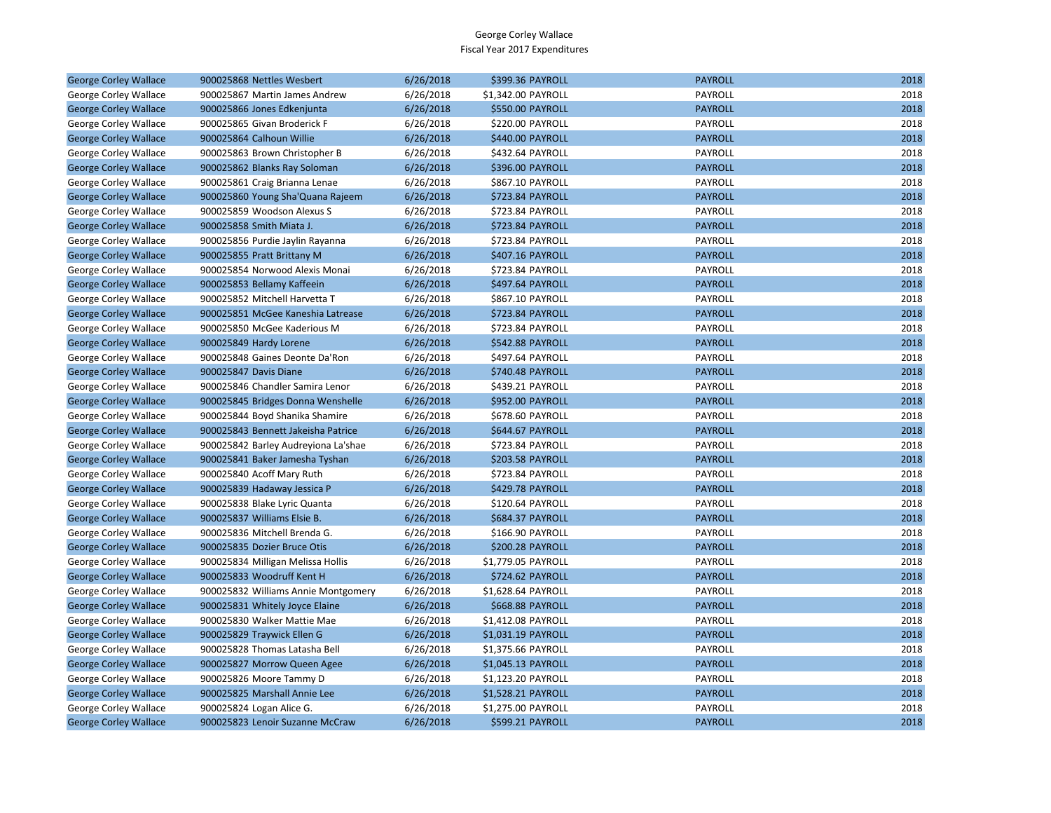George Corley Wallace
Fiscal Year 2017 Expenditures

| | | | | | | |
|---|---|---|---|---|---|---|
| George Corley Wallace | 900025868 | Nettles Wesbert | 6/26/2018 | $399.36 | PAYROLL | PAYROLL | 2018 |
| George Corley Wallace | 900025867 | Martin James Andrew | 6/26/2018 | $1,342.00 | PAYROLL | PAYROLL | 2018 |
| George Corley Wallace | 900025866 | Jones Edkenjunta | 6/26/2018 | $550.00 | PAYROLL | PAYROLL | 2018 |
| George Corley Wallace | 900025865 | Givan Broderick F | 6/26/2018 | $220.00 | PAYROLL | PAYROLL | 2018 |
| George Corley Wallace | 900025864 | Calhoun Willie | 6/26/2018 | $440.00 | PAYROLL | PAYROLL | 2018 |
| George Corley Wallace | 900025863 | Brown Christopher B | 6/26/2018 | $432.64 | PAYROLL | PAYROLL | 2018 |
| George Corley Wallace | 900025862 | Blanks Ray Soloman | 6/26/2018 | $396.00 | PAYROLL | PAYROLL | 2018 |
| George Corley Wallace | 900025861 | Craig Brianna Lenae | 6/26/2018 | $867.10 | PAYROLL | PAYROLL | 2018 |
| George Corley Wallace | 900025860 | Young Sha'Quana Rajeem | 6/26/2018 | $723.84 | PAYROLL | PAYROLL | 2018 |
| George Corley Wallace | 900025859 | Woodson Alexus S | 6/26/2018 | $723.84 | PAYROLL | PAYROLL | 2018 |
| George Corley Wallace | 900025858 | Smith Miata J. | 6/26/2018 | $723.84 | PAYROLL | PAYROLL | 2018 |
| George Corley Wallace | 900025856 | Purdie Jaylin Rayanna | 6/26/2018 | $723.84 | PAYROLL | PAYROLL | 2018 |
| George Corley Wallace | 900025855 | Pratt Brittany M | 6/26/2018 | $407.16 | PAYROLL | PAYROLL | 2018 |
| George Corley Wallace | 900025854 | Norwood Alexis Monai | 6/26/2018 | $723.84 | PAYROLL | PAYROLL | 2018 |
| George Corley Wallace | 900025853 | Bellamy Kaffeein | 6/26/2018 | $497.64 | PAYROLL | PAYROLL | 2018 |
| George Corley Wallace | 900025852 | Mitchell Harvetta T | 6/26/2018 | $867.10 | PAYROLL | PAYROLL | 2018 |
| George Corley Wallace | 900025851 | McGee Kaneshia Latrease | 6/26/2018 | $723.84 | PAYROLL | PAYROLL | 2018 |
| George Corley Wallace | 900025850 | McGee Kaderious M | 6/26/2018 | $723.84 | PAYROLL | PAYROLL | 2018 |
| George Corley Wallace | 900025849 | Hardy Lorene | 6/26/2018 | $542.88 | PAYROLL | PAYROLL | 2018 |
| George Corley Wallace | 900025848 | Gaines Deonte Da'Ron | 6/26/2018 | $497.64 | PAYROLL | PAYROLL | 2018 |
| George Corley Wallace | 900025847 | Davis Diane | 6/26/2018 | $740.48 | PAYROLL | PAYROLL | 2018 |
| George Corley Wallace | 900025846 | Chandler Samira Lenor | 6/26/2018 | $439.21 | PAYROLL | PAYROLL | 2018 |
| George Corley Wallace | 900025845 | Bridges Donna Wenshelle | 6/26/2018 | $952.00 | PAYROLL | PAYROLL | 2018 |
| George Corley Wallace | 900025844 | Boyd Shanika Shamire | 6/26/2018 | $678.60 | PAYROLL | PAYROLL | 2018 |
| George Corley Wallace | 900025843 | Bennett Jakeisha Patrice | 6/26/2018 | $644.67 | PAYROLL | PAYROLL | 2018 |
| George Corley Wallace | 900025842 | Barley Audreyiona La'shae | 6/26/2018 | $723.84 | PAYROLL | PAYROLL | 2018 |
| George Corley Wallace | 900025841 | Baker Jamesha Tyshan | 6/26/2018 | $203.58 | PAYROLL | PAYROLL | 2018 |
| George Corley Wallace | 900025840 | Acoff Mary Ruth | 6/26/2018 | $723.84 | PAYROLL | PAYROLL | 2018 |
| George Corley Wallace | 900025839 | Hadaway Jessica P | 6/26/2018 | $429.78 | PAYROLL | PAYROLL | 2018 |
| George Corley Wallace | 900025838 | Blake Lyric Quanta | 6/26/2018 | $120.64 | PAYROLL | PAYROLL | 2018 |
| George Corley Wallace | 900025837 | Williams Elsie B. | 6/26/2018 | $684.37 | PAYROLL | PAYROLL | 2018 |
| George Corley Wallace | 900025836 | Mitchell Brenda G. | 6/26/2018 | $166.90 | PAYROLL | PAYROLL | 2018 |
| George Corley Wallace | 900025835 | Dozier Bruce Otis | 6/26/2018 | $200.28 | PAYROLL | PAYROLL | 2018 |
| George Corley Wallace | 900025834 | Milligan Melissa Hollis | 6/26/2018 | $1,779.05 | PAYROLL | PAYROLL | 2018 |
| George Corley Wallace | 900025833 | Woodruff Kent H | 6/26/2018 | $724.62 | PAYROLL | PAYROLL | 2018 |
| George Corley Wallace | 900025832 | Williams Annie Montgomery | 6/26/2018 | $1,628.64 | PAYROLL | PAYROLL | 2018 |
| George Corley Wallace | 900025831 | Whitely Joyce Elaine | 6/26/2018 | $668.88 | PAYROLL | PAYROLL | 2018 |
| George Corley Wallace | 900025830 | Walker Mattie Mae | 6/26/2018 | $1,412.08 | PAYROLL | PAYROLL | 2018 |
| George Corley Wallace | 900025829 | Traywick Ellen G | 6/26/2018 | $1,031.19 | PAYROLL | PAYROLL | 2018 |
| George Corley Wallace | 900025828 | Thomas Latasha Bell | 6/26/2018 | $1,375.66 | PAYROLL | PAYROLL | 2018 |
| George Corley Wallace | 900025827 | Morrow Queen Agee | 6/26/2018 | $1,045.13 | PAYROLL | PAYROLL | 2018 |
| George Corley Wallace | 900025826 | Moore Tammy D | 6/26/2018 | $1,123.20 | PAYROLL | PAYROLL | 2018 |
| George Corley Wallace | 900025825 | Marshall Annie Lee | 6/26/2018 | $1,528.21 | PAYROLL | PAYROLL | 2018 |
| George Corley Wallace | 900025824 | Logan Alice G. | 6/26/2018 | $1,275.00 | PAYROLL | PAYROLL | 2018 |
| George Corley Wallace | 900025823 | Lenoir Suzanne McCraw | 6/26/2018 | $599.21 | PAYROLL | PAYROLL | 2018 |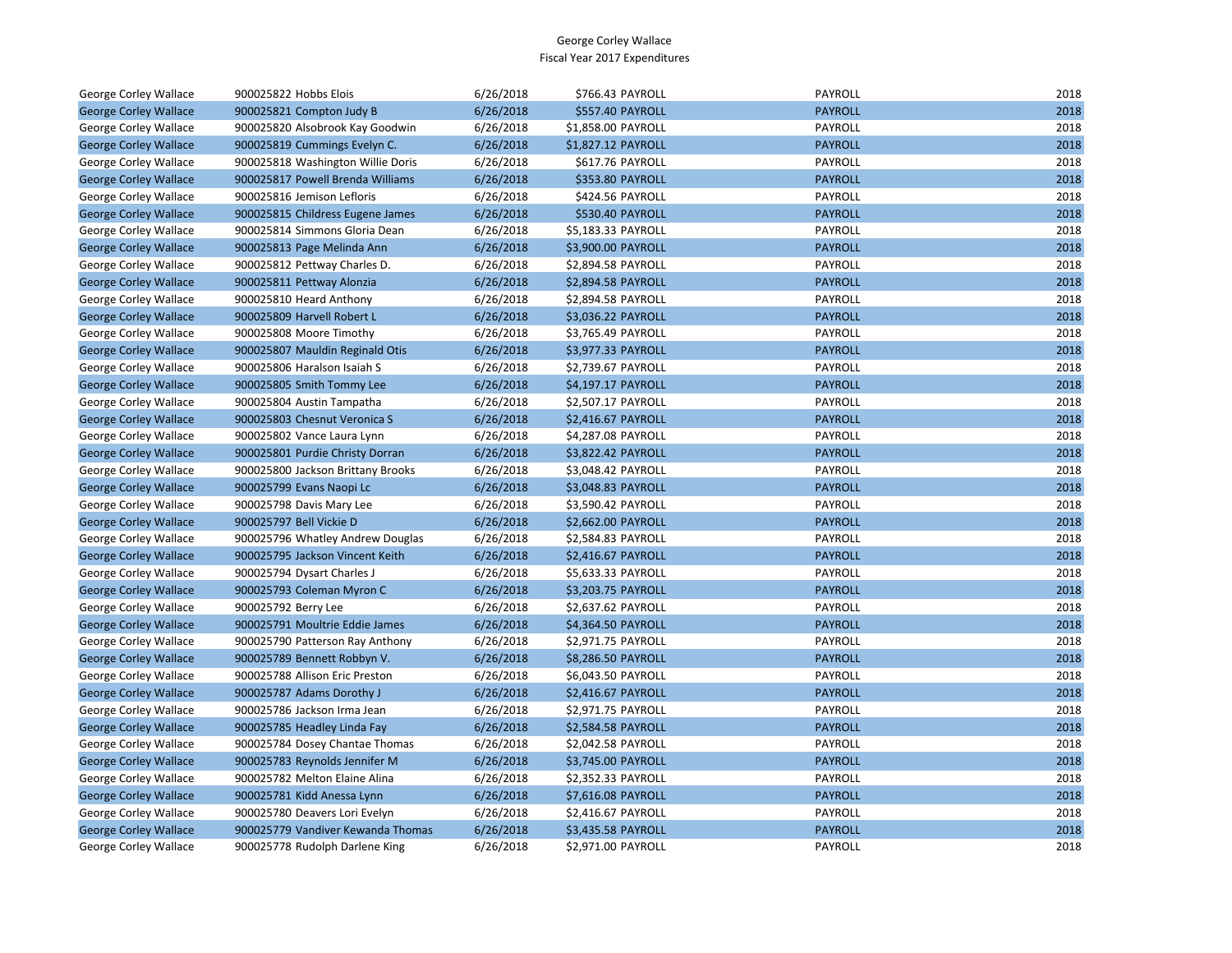George Corley Wallace
Fiscal Year 2017 Expenditures

| | | | | | | | |
|---|---|---|---|---|---|---|---|
| George Corley Wallace | 900025822 | Hobbs Elois | 6/26/2018 | $766.43 | PAYROLL | PAYROLL | 2018 |
| George Corley Wallace | 900025821 | Compton Judy B | 6/26/2018 | $557.40 | PAYROLL | PAYROLL | 2018 |
| George Corley Wallace | 900025820 | Alsobrook Kay Goodwin | 6/26/2018 | $1,858.00 | PAYROLL | PAYROLL | 2018 |
| George Corley Wallace | 900025819 | Cummings Evelyn C. | 6/26/2018 | $1,827.12 | PAYROLL | PAYROLL | 2018 |
| George Corley Wallace | 900025818 | Washington Willie Doris | 6/26/2018 | $617.76 | PAYROLL | PAYROLL | 2018 |
| George Corley Wallace | 900025817 | Powell Brenda Williams | 6/26/2018 | $353.80 | PAYROLL | PAYROLL | 2018 |
| George Corley Wallace | 900025816 | Jemison Lefloris | 6/26/2018 | $424.56 | PAYROLL | PAYROLL | 2018 |
| George Corley Wallace | 900025815 | Childress Eugene James | 6/26/2018 | $530.40 | PAYROLL | PAYROLL | 2018 |
| George Corley Wallace | 900025814 | Simmons Gloria Dean | 6/26/2018 | $5,183.33 | PAYROLL | PAYROLL | 2018 |
| George Corley Wallace | 900025813 | Page Melinda Ann | 6/26/2018 | $3,900.00 | PAYROLL | PAYROLL | 2018 |
| George Corley Wallace | 900025812 | Pettway Charles D. | 6/26/2018 | $2,894.58 | PAYROLL | PAYROLL | 2018 |
| George Corley Wallace | 900025811 | Pettway Alonzia | 6/26/2018 | $2,894.58 | PAYROLL | PAYROLL | 2018 |
| George Corley Wallace | 900025810 | Heard Anthony | 6/26/2018 | $2,894.58 | PAYROLL | PAYROLL | 2018 |
| George Corley Wallace | 900025809 | Harvell Robert L | 6/26/2018 | $3,036.22 | PAYROLL | PAYROLL | 2018 |
| George Corley Wallace | 900025808 | Moore Timothy | 6/26/2018 | $3,765.49 | PAYROLL | PAYROLL | 2018 |
| George Corley Wallace | 900025807 | Mauldin Reginald Otis | 6/26/2018 | $3,977.33 | PAYROLL | PAYROLL | 2018 |
| George Corley Wallace | 900025806 | Haralson Isaiah S | 6/26/2018 | $2,739.67 | PAYROLL | PAYROLL | 2018 |
| George Corley Wallace | 900025805 | Smith Tommy Lee | 6/26/2018 | $4,197.17 | PAYROLL | PAYROLL | 2018 |
| George Corley Wallace | 900025804 | Austin Tampatha | 6/26/2018 | $2,507.17 | PAYROLL | PAYROLL | 2018 |
| George Corley Wallace | 900025803 | Chesnut Veronica S | 6/26/2018 | $2,416.67 | PAYROLL | PAYROLL | 2018 |
| George Corley Wallace | 900025802 | Vance Laura Lynn | 6/26/2018 | $4,287.08 | PAYROLL | PAYROLL | 2018 |
| George Corley Wallace | 900025801 | Purdie Christy Dorran | 6/26/2018 | $3,822.42 | PAYROLL | PAYROLL | 2018 |
| George Corley Wallace | 900025800 | Jackson Brittany Brooks | 6/26/2018 | $3,048.42 | PAYROLL | PAYROLL | 2018 |
| George Corley Wallace | 900025799 | Evans Naopi Lc | 6/26/2018 | $3,048.83 | PAYROLL | PAYROLL | 2018 |
| George Corley Wallace | 900025798 | Davis Mary Lee | 6/26/2018 | $3,590.42 | PAYROLL | PAYROLL | 2018 |
| George Corley Wallace | 900025797 | Bell Vickie D | 6/26/2018 | $2,662.00 | PAYROLL | PAYROLL | 2018 |
| George Corley Wallace | 900025796 | Whatley Andrew Douglas | 6/26/2018 | $2,584.83 | PAYROLL | PAYROLL | 2018 |
| George Corley Wallace | 900025795 | Jackson Vincent Keith | 6/26/2018 | $2,416.67 | PAYROLL | PAYROLL | 2018 |
| George Corley Wallace | 900025794 | Dysart Charles J | 6/26/2018 | $5,633.33 | PAYROLL | PAYROLL | 2018 |
| George Corley Wallace | 900025793 | Coleman Myron C | 6/26/2018 | $3,203.75 | PAYROLL | PAYROLL | 2018 |
| George Corley Wallace | 900025792 | Berry Lee | 6/26/2018 | $2,637.62 | PAYROLL | PAYROLL | 2018 |
| George Corley Wallace | 900025791 | Moultrie Eddie James | 6/26/2018 | $4,364.50 | PAYROLL | PAYROLL | 2018 |
| George Corley Wallace | 900025790 | Patterson Ray Anthony | 6/26/2018 | $2,971.75 | PAYROLL | PAYROLL | 2018 |
| George Corley Wallace | 900025789 | Bennett Robbyn V. | 6/26/2018 | $8,286.50 | PAYROLL | PAYROLL | 2018 |
| George Corley Wallace | 900025788 | Allison Eric Preston | 6/26/2018 | $6,043.50 | PAYROLL | PAYROLL | 2018 |
| George Corley Wallace | 900025787 | Adams Dorothy J | 6/26/2018 | $2,416.67 | PAYROLL | PAYROLL | 2018 |
| George Corley Wallace | 900025786 | Jackson Irma Jean | 6/26/2018 | $2,971.75 | PAYROLL | PAYROLL | 2018 |
| George Corley Wallace | 900025785 | Headley Linda Fay | 6/26/2018 | $2,584.58 | PAYROLL | PAYROLL | 2018 |
| George Corley Wallace | 900025784 | Dosey Chantae Thomas | 6/26/2018 | $2,042.58 | PAYROLL | PAYROLL | 2018 |
| George Corley Wallace | 900025783 | Reynolds Jennifer M | 6/26/2018 | $3,745.00 | PAYROLL | PAYROLL | 2018 |
| George Corley Wallace | 900025782 | Melton Elaine Alina | 6/26/2018 | $2,352.33 | PAYROLL | PAYROLL | 2018 |
| George Corley Wallace | 900025781 | Kidd Anessa Lynn | 6/26/2018 | $7,616.08 | PAYROLL | PAYROLL | 2018 |
| George Corley Wallace | 900025780 | Deavers Lori Evelyn | 6/26/2018 | $2,416.67 | PAYROLL | PAYROLL | 2018 |
| George Corley Wallace | 900025779 | Vandiver Kewanda Thomas | 6/26/2018 | $3,435.58 | PAYROLL | PAYROLL | 2018 |
| George Corley Wallace | 900025778 | Rudolph Darlene King | 6/26/2018 | $2,971.00 | PAYROLL | PAYROLL | 2018 |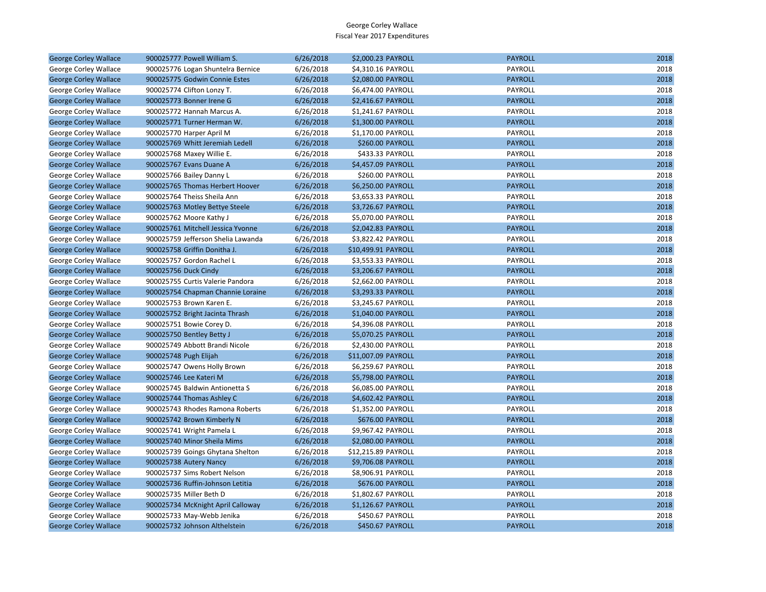George Corley Wallace
Fiscal Year 2017 Expenditures

| | | | | | | |
|---|---|---|---|---|---|---|
| George Corley Wallace | 900025777 Powell William S. | 6/26/2018 | $2,000.23 | PAYROLL | PAYROLL | 2018 |
| George Corley Wallace | 900025776 Logan Shuntelra Bernice | 6/26/2018 | $4,310.16 | PAYROLL | PAYROLL | 2018 |
| George Corley Wallace | 900025775 Godwin Connie Estes | 6/26/2018 | $2,080.00 | PAYROLL | PAYROLL | 2018 |
| George Corley Wallace | 900025774 Clifton Lonzy T. | 6/26/2018 | $6,474.00 | PAYROLL | PAYROLL | 2018 |
| George Corley Wallace | 900025773 Bonner Irene G | 6/26/2018 | $2,416.67 | PAYROLL | PAYROLL | 2018 |
| George Corley Wallace | 900025772 Hannah Marcus A. | 6/26/2018 | $1,241.67 | PAYROLL | PAYROLL | 2018 |
| George Corley Wallace | 900025771 Turner Herman W. | 6/26/2018 | $1,300.00 | PAYROLL | PAYROLL | 2018 |
| George Corley Wallace | 900025770 Harper April M | 6/26/2018 | $1,170.00 | PAYROLL | PAYROLL | 2018 |
| George Corley Wallace | 900025769 Whitt Jeremiah Ledell | 6/26/2018 | $260.00 | PAYROLL | PAYROLL | 2018 |
| George Corley Wallace | 900025768 Maxey Willie E. | 6/26/2018 | $433.33 | PAYROLL | PAYROLL | 2018 |
| George Corley Wallace | 900025767 Evans Duane A | 6/26/2018 | $4,457.09 | PAYROLL | PAYROLL | 2018 |
| George Corley Wallace | 900025766 Bailey Danny L | 6/26/2018 | $260.00 | PAYROLL | PAYROLL | 2018 |
| George Corley Wallace | 900025765 Thomas Herbert Hoover | 6/26/2018 | $6,250.00 | PAYROLL | PAYROLL | 2018 |
| George Corley Wallace | 900025764 Theiss Sheila Ann | 6/26/2018 | $3,653.33 | PAYROLL | PAYROLL | 2018 |
| George Corley Wallace | 900025763 Motley Bettye Steele | 6/26/2018 | $3,726.67 | PAYROLL | PAYROLL | 2018 |
| George Corley Wallace | 900025762 Moore Kathy J | 6/26/2018 | $5,070.00 | PAYROLL | PAYROLL | 2018 |
| George Corley Wallace | 900025761 Mitchell Jessica Yvonne | 6/26/2018 | $2,042.83 | PAYROLL | PAYROLL | 2018 |
| George Corley Wallace | 900025759 Jefferson Shelia Lawanda | 6/26/2018 | $3,822.42 | PAYROLL | PAYROLL | 2018 |
| George Corley Wallace | 900025758 Griffin Donitha J. | 6/26/2018 | $10,499.91 | PAYROLL | PAYROLL | 2018 |
| George Corley Wallace | 900025757 Gordon Rachel L | 6/26/2018 | $3,553.33 | PAYROLL | PAYROLL | 2018 |
| George Corley Wallace | 900025756 Duck Cindy | 6/26/2018 | $3,206.67 | PAYROLL | PAYROLL | 2018 |
| George Corley Wallace | 900025755 Curtis Valerie Pandora | 6/26/2018 | $2,662.00 | PAYROLL | PAYROLL | 2018 |
| George Corley Wallace | 900025754 Chapman Channie Loraine | 6/26/2018 | $3,293.33 | PAYROLL | PAYROLL | 2018 |
| George Corley Wallace | 900025753 Brown Karen E. | 6/26/2018 | $3,245.67 | PAYROLL | PAYROLL | 2018 |
| George Corley Wallace | 900025752 Bright Jacinta Thrash | 6/26/2018 | $1,040.00 | PAYROLL | PAYROLL | 2018 |
| George Corley Wallace | 900025751 Bowie Corey D. | 6/26/2018 | $4,396.08 | PAYROLL | PAYROLL | 2018 |
| George Corley Wallace | 900025750 Bentley Betty J | 6/26/2018 | $5,070.25 | PAYROLL | PAYROLL | 2018 |
| George Corley Wallace | 900025749 Abbott Brandi Nicole | 6/26/2018 | $2,430.00 | PAYROLL | PAYROLL | 2018 |
| George Corley Wallace | 900025748 Pugh Elijah | 6/26/2018 | $11,007.09 | PAYROLL | PAYROLL | 2018 |
| George Corley Wallace | 900025747 Owens Holly Brown | 6/26/2018 | $6,259.67 | PAYROLL | PAYROLL | 2018 |
| George Corley Wallace | 900025746 Lee Kateri M | 6/26/2018 | $5,798.00 | PAYROLL | PAYROLL | 2018 |
| George Corley Wallace | 900025745 Baldwin Antionetta S | 6/26/2018 | $6,085.00 | PAYROLL | PAYROLL | 2018 |
| George Corley Wallace | 900025744 Thomas Ashley C | 6/26/2018 | $4,602.42 | PAYROLL | PAYROLL | 2018 |
| George Corley Wallace | 900025743 Rhodes Ramona Roberts | 6/26/2018 | $1,352.00 | PAYROLL | PAYROLL | 2018 |
| George Corley Wallace | 900025742 Brown Kimberly N | 6/26/2018 | $676.00 | PAYROLL | PAYROLL | 2018 |
| George Corley Wallace | 900025741 Wright Pamela L | 6/26/2018 | $9,967.42 | PAYROLL | PAYROLL | 2018 |
| George Corley Wallace | 900025740 Minor Sheila Mims | 6/26/2018 | $2,080.00 | PAYROLL | PAYROLL | 2018 |
| George Corley Wallace | 900025739 Goings Ghytana Shelton | 6/26/2018 | $12,215.89 | PAYROLL | PAYROLL | 2018 |
| George Corley Wallace | 900025738 Autery Nancy | 6/26/2018 | $9,706.08 | PAYROLL | PAYROLL | 2018 |
| George Corley Wallace | 900025737 Sims Robert Nelson | 6/26/2018 | $8,906.91 | PAYROLL | PAYROLL | 2018 |
| George Corley Wallace | 900025736 Ruffin-Johnson Letitia | 6/26/2018 | $676.00 | PAYROLL | PAYROLL | 2018 |
| George Corley Wallace | 900025735 Miller Beth D | 6/26/2018 | $1,802.67 | PAYROLL | PAYROLL | 2018 |
| George Corley Wallace | 900025734 McKnight April Calloway | 6/26/2018 | $1,126.67 | PAYROLL | PAYROLL | 2018 |
| George Corley Wallace | 900025733 May-Webb Jenika | 6/26/2018 | $450.67 | PAYROLL | PAYROLL | 2018 |
| George Corley Wallace | 900025732 Johnson Althelstein | 6/26/2018 | $450.67 | PAYROLL | PAYROLL | 2018 |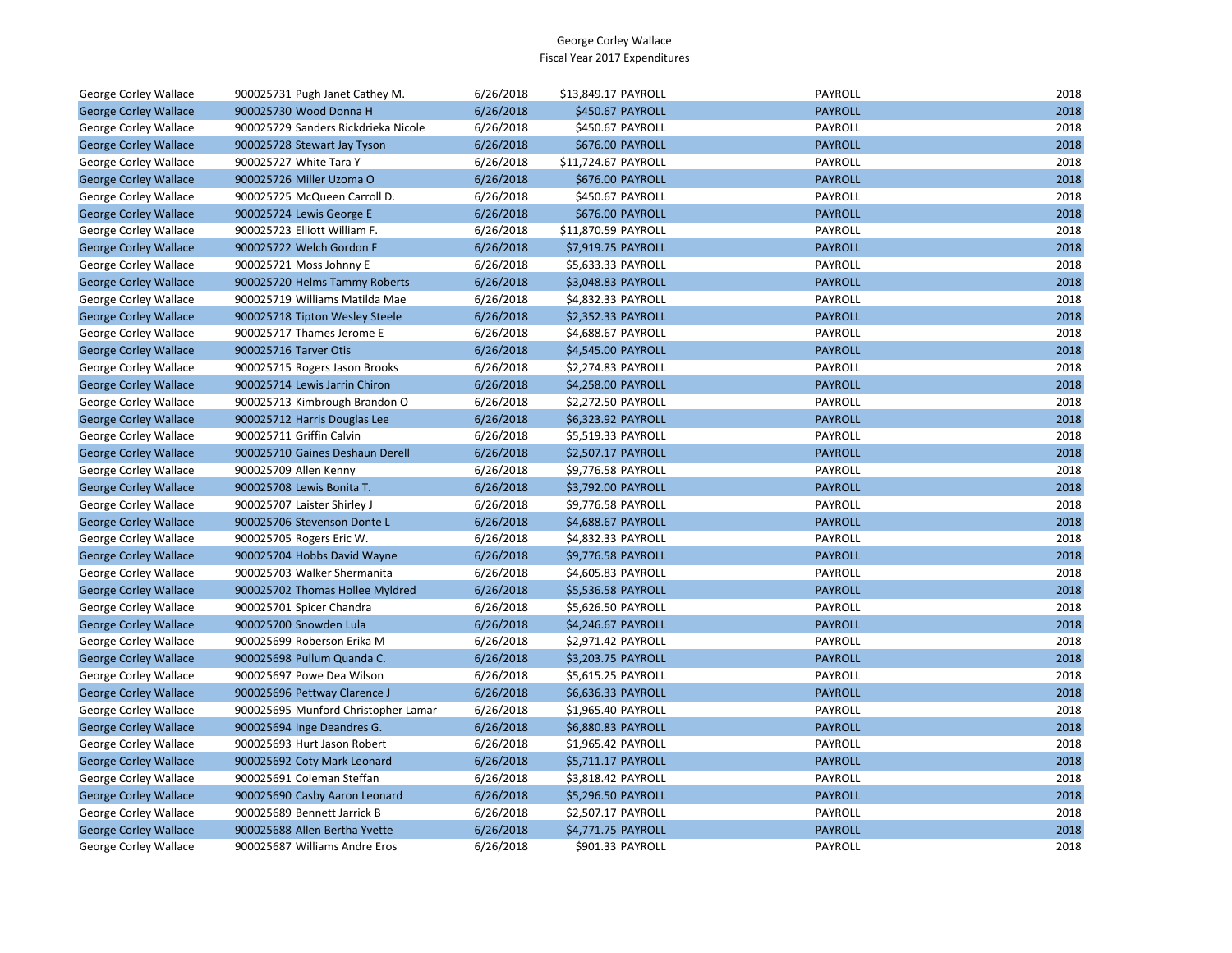George Corley Wallace
Fiscal Year 2017 Expenditures

| | | | | | |
|---|---|---|---|---|---|
| George Corley Wallace | 900025731 Pugh Janet Cathey M. | 6/26/2018 | $13,849.17 PAYROLL | PAYROLL | 2018 |
| George Corley Wallace | 900025730 Wood Donna H | 6/26/2018 | $450.67 PAYROLL | PAYROLL | 2018 |
| George Corley Wallace | 900025729 Sanders Rickdrieka Nicole | 6/26/2018 | $450.67 PAYROLL | PAYROLL | 2018 |
| George Corley Wallace | 900025728 Stewart Jay Tyson | 6/26/2018 | $676.00 PAYROLL | PAYROLL | 2018 |
| George Corley Wallace | 900025727 White Tara Y | 6/26/2018 | $11,724.67 PAYROLL | PAYROLL | 2018 |
| George Corley Wallace | 900025726 Miller Uzoma O | 6/26/2018 | $676.00 PAYROLL | PAYROLL | 2018 |
| George Corley Wallace | 900025725 McQueen Carroll D. | 6/26/2018 | $450.67 PAYROLL | PAYROLL | 2018 |
| George Corley Wallace | 900025724 Lewis George E | 6/26/2018 | $676.00 PAYROLL | PAYROLL | 2018 |
| George Corley Wallace | 900025723 Elliott William F. | 6/26/2018 | $11,870.59 PAYROLL | PAYROLL | 2018 |
| George Corley Wallace | 900025722 Welch Gordon F | 6/26/2018 | $7,919.75 PAYROLL | PAYROLL | 2018 |
| George Corley Wallace | 900025721 Moss Johnny E | 6/26/2018 | $5,633.33 PAYROLL | PAYROLL | 2018 |
| George Corley Wallace | 900025720 Helms Tammy Roberts | 6/26/2018 | $3,048.83 PAYROLL | PAYROLL | 2018 |
| George Corley Wallace | 900025719 Williams Matilda Mae | 6/26/2018 | $4,832.33 PAYROLL | PAYROLL | 2018 |
| George Corley Wallace | 900025718 Tipton Wesley Steele | 6/26/2018 | $2,352.33 PAYROLL | PAYROLL | 2018 |
| George Corley Wallace | 900025717 Thames Jerome E | 6/26/2018 | $4,688.67 PAYROLL | PAYROLL | 2018 |
| George Corley Wallace | 900025716 Tarver Otis | 6/26/2018 | $4,545.00 PAYROLL | PAYROLL | 2018 |
| George Corley Wallace | 900025715 Rogers Jason Brooks | 6/26/2018 | $2,274.83 PAYROLL | PAYROLL | 2018 |
| George Corley Wallace | 900025714 Lewis Jarrin Chiron | 6/26/2018 | $4,258.00 PAYROLL | PAYROLL | 2018 |
| George Corley Wallace | 900025713 Kimbrough Brandon O | 6/26/2018 | $2,272.50 PAYROLL | PAYROLL | 2018 |
| George Corley Wallace | 900025712 Harris Douglas Lee | 6/26/2018 | $6,323.92 PAYROLL | PAYROLL | 2018 |
| George Corley Wallace | 900025711 Griffin Calvin | 6/26/2018 | $5,519.33 PAYROLL | PAYROLL | 2018 |
| George Corley Wallace | 900025710 Gaines Deshaun Derell | 6/26/2018 | $2,507.17 PAYROLL | PAYROLL | 2018 |
| George Corley Wallace | 900025709 Allen Kenny | 6/26/2018 | $9,776.58 PAYROLL | PAYROLL | 2018 |
| George Corley Wallace | 900025708 Lewis Bonita T. | 6/26/2018 | $3,792.00 PAYROLL | PAYROLL | 2018 |
| George Corley Wallace | 900025707 Laister Shirley J | 6/26/2018 | $9,776.58 PAYROLL | PAYROLL | 2018 |
| George Corley Wallace | 900025706 Stevenson Donte L | 6/26/2018 | $4,688.67 PAYROLL | PAYROLL | 2018 |
| George Corley Wallace | 900025705 Rogers Eric W. | 6/26/2018 | $4,832.33 PAYROLL | PAYROLL | 2018 |
| George Corley Wallace | 900025704 Hobbs David Wayne | 6/26/2018 | $9,776.58 PAYROLL | PAYROLL | 2018 |
| George Corley Wallace | 900025703 Walker Shermanita | 6/26/2018 | $4,605.83 PAYROLL | PAYROLL | 2018 |
| George Corley Wallace | 900025702 Thomas Hollee Myldred | 6/26/2018 | $5,536.58 PAYROLL | PAYROLL | 2018 |
| George Corley Wallace | 900025701 Spicer Chandra | 6/26/2018 | $5,626.50 PAYROLL | PAYROLL | 2018 |
| George Corley Wallace | 900025700 Snowden Lula | 6/26/2018 | $4,246.67 PAYROLL | PAYROLL | 2018 |
| George Corley Wallace | 900025699 Roberson Erika M | 6/26/2018 | $2,971.42 PAYROLL | PAYROLL | 2018 |
| George Corley Wallace | 900025698 Pullum Quanda C. | 6/26/2018 | $3,203.75 PAYROLL | PAYROLL | 2018 |
| George Corley Wallace | 900025697 Powe Dea Wilson | 6/26/2018 | $5,615.25 PAYROLL | PAYROLL | 2018 |
| George Corley Wallace | 900025696 Pettway Clarence J | 6/26/2018 | $6,636.33 PAYROLL | PAYROLL | 2018 |
| George Corley Wallace | 900025695 Munford Christopher Lamar | 6/26/2018 | $1,965.40 PAYROLL | PAYROLL | 2018 |
| George Corley Wallace | 900025694 Inge Deandres G. | 6/26/2018 | $6,880.83 PAYROLL | PAYROLL | 2018 |
| George Corley Wallace | 900025693 Hurt Jason Robert | 6/26/2018 | $1,965.42 PAYROLL | PAYROLL | 2018 |
| George Corley Wallace | 900025692 Coty Mark Leonard | 6/26/2018 | $5,711.17 PAYROLL | PAYROLL | 2018 |
| George Corley Wallace | 900025691 Coleman Steffan | 6/26/2018 | $3,818.42 PAYROLL | PAYROLL | 2018 |
| George Corley Wallace | 900025690 Casby Aaron Leonard | 6/26/2018 | $5,296.50 PAYROLL | PAYROLL | 2018 |
| George Corley Wallace | 900025689 Bennett Jarrick B | 6/26/2018 | $2,507.17 PAYROLL | PAYROLL | 2018 |
| George Corley Wallace | 900025688 Allen Bertha Yvette | 6/26/2018 | $4,771.75 PAYROLL | PAYROLL | 2018 |
| George Corley Wallace | 900025687 Williams Andre Eros | 6/26/2018 | $901.33 PAYROLL | PAYROLL | 2018 |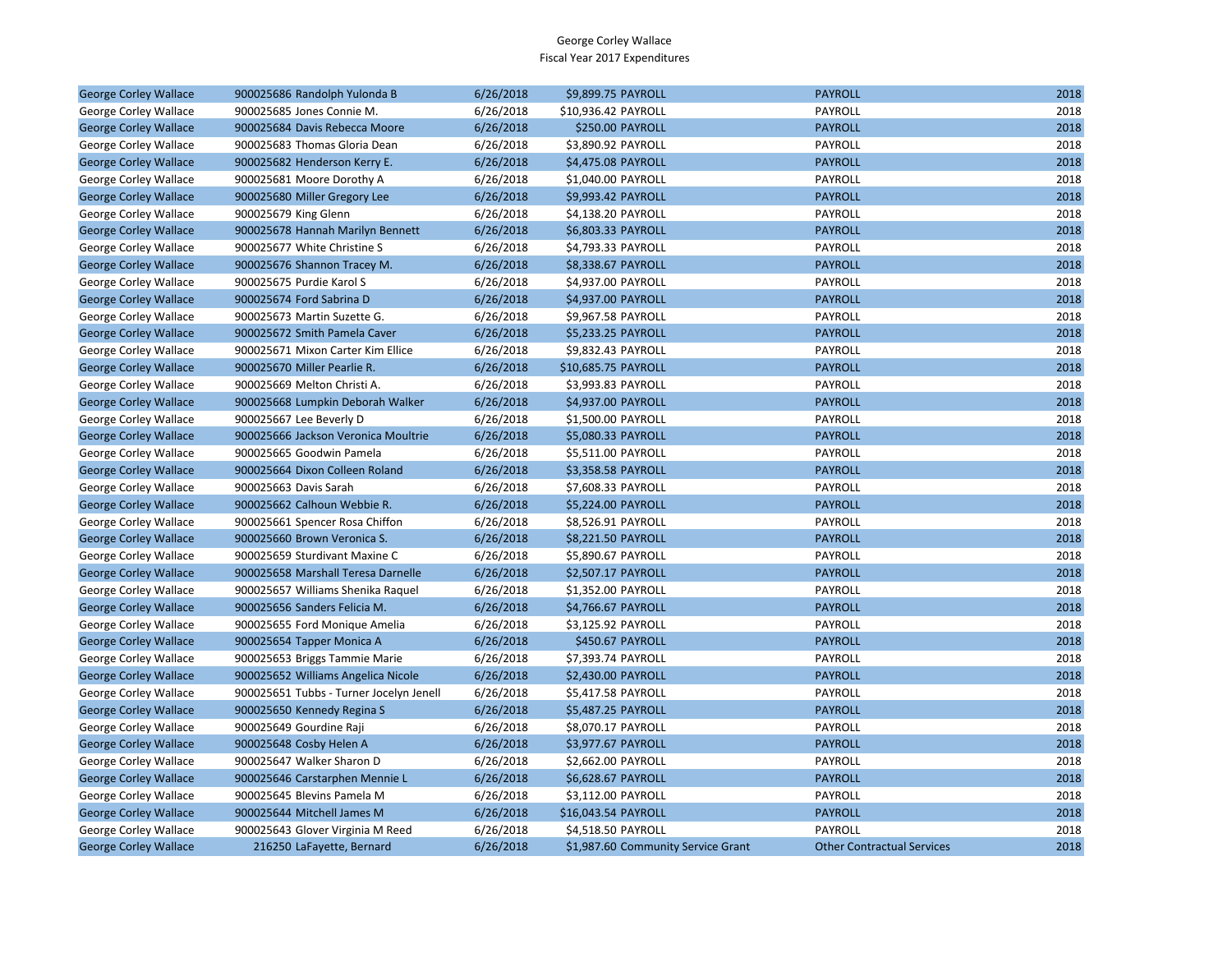George Corley Wallace
Fiscal Year 2017 Expenditures

| | | | | | | |
|---|---|---|---|---|---|---|
| George Corley Wallace | 900025686 | Randolph Yulonda B | 6/26/2018 | $9,899.75 | PAYROLL | PAYROLL | 2018 |
| George Corley Wallace | 900025685 | Jones Connie M. | 6/26/2018 | $10,936.42 | PAYROLL | PAYROLL | 2018 |
| George Corley Wallace | 900025684 | Davis Rebecca Moore | 6/26/2018 | $250.00 | PAYROLL | PAYROLL | 2018 |
| George Corley Wallace | 900025683 | Thomas Gloria Dean | 6/26/2018 | $3,890.92 | PAYROLL | PAYROLL | 2018 |
| George Corley Wallace | 900025682 | Henderson Kerry E. | 6/26/2018 | $4,475.08 | PAYROLL | PAYROLL | 2018 |
| George Corley Wallace | 900025681 | Moore Dorothy A | 6/26/2018 | $1,040.00 | PAYROLL | PAYROLL | 2018 |
| George Corley Wallace | 900025680 | Miller Gregory Lee | 6/26/2018 | $9,993.42 | PAYROLL | PAYROLL | 2018 |
| George Corley Wallace | 900025679 | King Glenn | 6/26/2018 | $4,138.20 | PAYROLL | PAYROLL | 2018 |
| George Corley Wallace | 900025678 | Hannah Marilyn Bennett | 6/26/2018 | $6,803.33 | PAYROLL | PAYROLL | 2018 |
| George Corley Wallace | 900025677 | White Christine S | 6/26/2018 | $4,793.33 | PAYROLL | PAYROLL | 2018 |
| George Corley Wallace | 900025676 | Shannon Tracey M. | 6/26/2018 | $8,338.67 | PAYROLL | PAYROLL | 2018 |
| George Corley Wallace | 900025675 | Purdie Karol S | 6/26/2018 | $4,937.00 | PAYROLL | PAYROLL | 2018 |
| George Corley Wallace | 900025674 | Ford Sabrina D | 6/26/2018 | $4,937.00 | PAYROLL | PAYROLL | 2018 |
| George Corley Wallace | 900025673 | Martin Suzette G. | 6/26/2018 | $9,967.58 | PAYROLL | PAYROLL | 2018 |
| George Corley Wallace | 900025672 | Smith Pamela Caver | 6/26/2018 | $5,233.25 | PAYROLL | PAYROLL | 2018 |
| George Corley Wallace | 900025671 | Mixon Carter Kim Ellice | 6/26/2018 | $9,832.43 | PAYROLL | PAYROLL | 2018 |
| George Corley Wallace | 900025670 | Miller Pearlie R. | 6/26/2018 | $10,685.75 | PAYROLL | PAYROLL | 2018 |
| George Corley Wallace | 900025669 | Melton Christi A. | 6/26/2018 | $3,993.83 | PAYROLL | PAYROLL | 2018 |
| George Corley Wallace | 900025668 | Lumpkin Deborah Walker | 6/26/2018 | $4,937.00 | PAYROLL | PAYROLL | 2018 |
| George Corley Wallace | 900025667 | Lee Beverly D | 6/26/2018 | $1,500.00 | PAYROLL | PAYROLL | 2018 |
| George Corley Wallace | 900025666 | Jackson Veronica Moultrie | 6/26/2018 | $5,080.33 | PAYROLL | PAYROLL | 2018 |
| George Corley Wallace | 900025665 | Goodwin Pamela | 6/26/2018 | $5,511.00 | PAYROLL | PAYROLL | 2018 |
| George Corley Wallace | 900025664 | Dixon Colleen Roland | 6/26/2018 | $3,358.58 | PAYROLL | PAYROLL | 2018 |
| George Corley Wallace | 900025663 | Davis Sarah | 6/26/2018 | $7,608.33 | PAYROLL | PAYROLL | 2018 |
| George Corley Wallace | 900025662 | Calhoun Webbie R. | 6/26/2018 | $5,224.00 | PAYROLL | PAYROLL | 2018 |
| George Corley Wallace | 900025661 | Spencer Rosa Chiffon | 6/26/2018 | $8,526.91 | PAYROLL | PAYROLL | 2018 |
| George Corley Wallace | 900025660 | Brown Veronica S. | 6/26/2018 | $8,221.50 | PAYROLL | PAYROLL | 2018 |
| George Corley Wallace | 900025659 | Sturdivant Maxine C | 6/26/2018 | $5,890.67 | PAYROLL | PAYROLL | 2018 |
| George Corley Wallace | 900025658 | Marshall Teresa Darnelle | 6/26/2018 | $2,507.17 | PAYROLL | PAYROLL | 2018 |
| George Corley Wallace | 900025657 | Williams Shenika Raquel | 6/26/2018 | $1,352.00 | PAYROLL | PAYROLL | 2018 |
| George Corley Wallace | 900025656 | Sanders Felicia M. | 6/26/2018 | $4,766.67 | PAYROLL | PAYROLL | 2018 |
| George Corley Wallace | 900025655 | Ford Monique Amelia | 6/26/2018 | $3,125.92 | PAYROLL | PAYROLL | 2018 |
| George Corley Wallace | 900025654 | Tapper Monica A | 6/26/2018 | $450.67 | PAYROLL | PAYROLL | 2018 |
| George Corley Wallace | 900025653 | Briggs Tammie Marie | 6/26/2018 | $7,393.74 | PAYROLL | PAYROLL | 2018 |
| George Corley Wallace | 900025652 | Williams Angelica Nicole | 6/26/2018 | $2,430.00 | PAYROLL | PAYROLL | 2018 |
| George Corley Wallace | 900025651 | Tubbs - Turner Jocelyn Jenell | 6/26/2018 | $5,417.58 | PAYROLL | PAYROLL | 2018 |
| George Corley Wallace | 900025650 | Kennedy Regina S | 6/26/2018 | $5,487.25 | PAYROLL | PAYROLL | 2018 |
| George Corley Wallace | 900025649 | Gourdine Raji | 6/26/2018 | $8,070.17 | PAYROLL | PAYROLL | 2018 |
| George Corley Wallace | 900025648 | Cosby Helen A | 6/26/2018 | $3,977.67 | PAYROLL | PAYROLL | 2018 |
| George Corley Wallace | 900025647 | Walker Sharon D | 6/26/2018 | $2,662.00 | PAYROLL | PAYROLL | 2018 |
| George Corley Wallace | 900025646 | Carstarphen Mennie L | 6/26/2018 | $6,628.67 | PAYROLL | PAYROLL | 2018 |
| George Corley Wallace | 900025645 | Blevins Pamela M | 6/26/2018 | $3,112.00 | PAYROLL | PAYROLL | 2018 |
| George Corley Wallace | 900025644 | Mitchell James M | 6/26/2018 | $16,043.54 | PAYROLL | PAYROLL | 2018 |
| George Corley Wallace | 900025643 | Glover Virginia M Reed | 6/26/2018 | $4,518.50 | PAYROLL | PAYROLL | 2018 |
| George Corley Wallace | 216250 | LaFayette, Bernard | 6/26/2018 | $1,987.60 | Community Service Grant | Other Contractual Services | 2018 |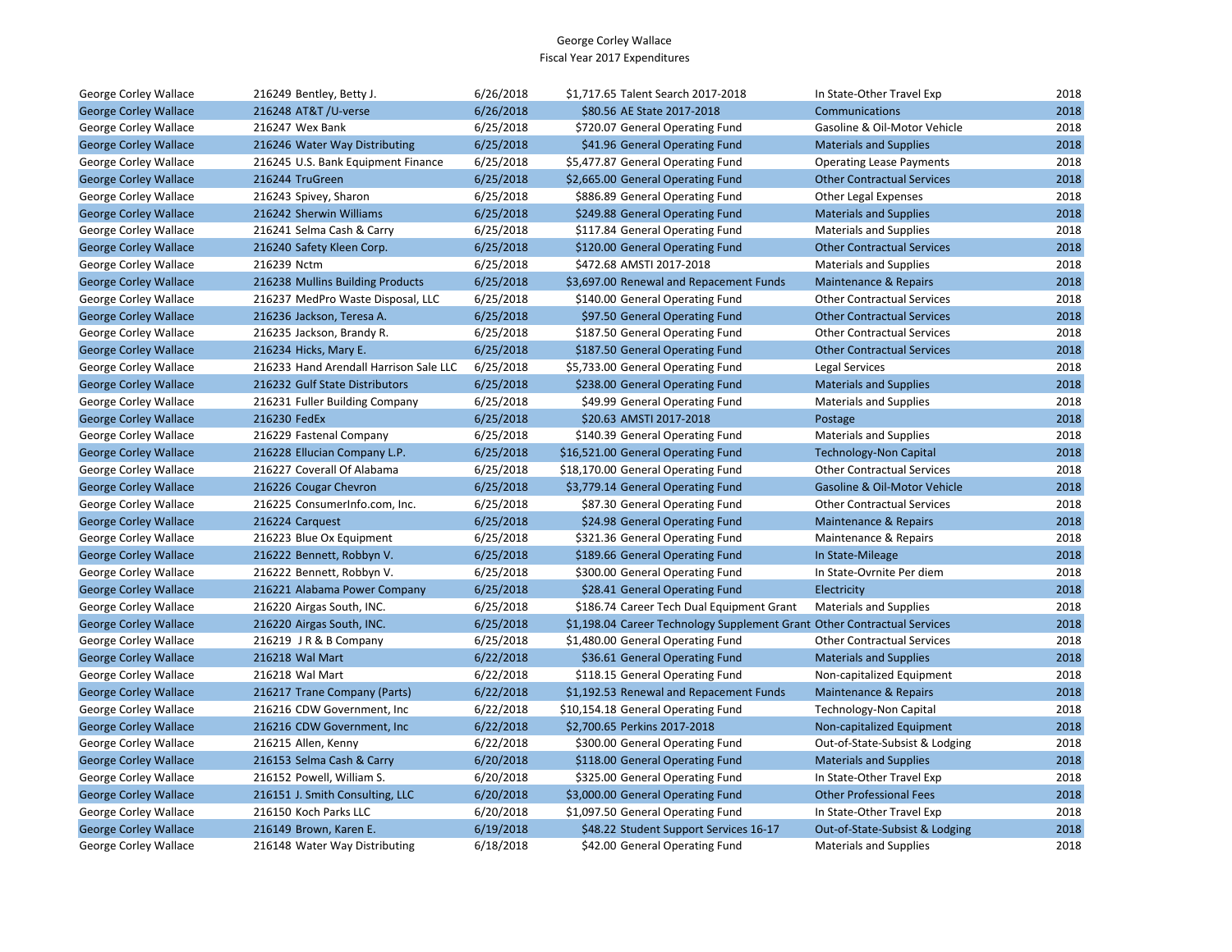George Corley Wallace
Fiscal Year 2017 Expenditures

| | | | | | | |
|---|---|---|---|---|---|---|
| George Corley Wallace | 216249 Bentley, Betty J. | 6/26/2018 | $1,717.65 | Talent Search 2017-2018 | In State-Other Travel Exp | 2018 |
| George Corley Wallace | 216248 AT&T /U-verse | 6/26/2018 | $80.56 | AE State 2017-2018 | Communications | 2018 |
| George Corley Wallace | 216247 Wex Bank | 6/25/2018 | $720.07 | General Operating Fund | Gasoline & Oil-Motor Vehicle | 2018 |
| George Corley Wallace | 216246 Water Way Distributing | 6/25/2018 | $41.96 | General Operating Fund | Materials and Supplies | 2018 |
| George Corley Wallace | 216245 U.S. Bank Equipment Finance | 6/25/2018 | $5,477.87 | General Operating Fund | Operating Lease Payments | 2018 |
| George Corley Wallace | 216244 TruGreen | 6/25/2018 | $2,665.00 | General Operating Fund | Other Contractual Services | 2018 |
| George Corley Wallace | 216243 Spivey, Sharon | 6/25/2018 | $886.89 | General Operating Fund | Other Legal Expenses | 2018 |
| George Corley Wallace | 216242 Sherwin Williams | 6/25/2018 | $249.88 | General Operating Fund | Materials and Supplies | 2018 |
| George Corley Wallace | 216241 Selma Cash & Carry | 6/25/2018 | $117.84 | General Operating Fund | Materials and Supplies | 2018 |
| George Corley Wallace | 216240 Safety Kleen Corp. | 6/25/2018 | $120.00 | General Operating Fund | Other Contractual Services | 2018 |
| George Corley Wallace | 216239 Nctm | 6/25/2018 | $472.68 | AMSTI 2017-2018 | Materials and Supplies | 2018 |
| George Corley Wallace | 216238 Mullins Building Products | 6/25/2018 | $3,697.00 | Renewal and Repacement Funds | Maintenance & Repairs | 2018 |
| George Corley Wallace | 216237 MedPro Waste Disposal, LLC | 6/25/2018 | $140.00 | General Operating Fund | Other Contractual Services | 2018 |
| George Corley Wallace | 216236 Jackson, Teresa A. | 6/25/2018 | $97.50 | General Operating Fund | Other Contractual Services | 2018 |
| George Corley Wallace | 216235 Jackson, Brandy R. | 6/25/2018 | $187.50 | General Operating Fund | Other Contractual Services | 2018 |
| George Corley Wallace | 216234 Hicks, Mary E. | 6/25/2018 | $187.50 | General Operating Fund | Other Contractual Services | 2018 |
| George Corley Wallace | 216233 Hand Arendall Harrison Sale LLC | 6/25/2018 | $5,733.00 | General Operating Fund | Legal Services | 2018 |
| George Corley Wallace | 216232 Gulf State Distributors | 6/25/2018 | $238.00 | General Operating Fund | Materials and Supplies | 2018 |
| George Corley Wallace | 216231 Fuller Building Company | 6/25/2018 | $49.99 | General Operating Fund | Materials and Supplies | 2018 |
| George Corley Wallace | 216230 FedEx | 6/25/2018 | $20.63 | AMSTI 2017-2018 | Postage | 2018 |
| George Corley Wallace | 216229 Fastenal Company | 6/25/2018 | $140.39 | General Operating Fund | Materials and Supplies | 2018 |
| George Corley Wallace | 216228 Ellucian Company L.P. | 6/25/2018 | $16,521.00 | General Operating Fund | Technology-Non Capital | 2018 |
| George Corley Wallace | 216227 Coverall Of Alabama | 6/25/2018 | $18,170.00 | General Operating Fund | Other Contractual Services | 2018 |
| George Corley Wallace | 216226 Cougar Chevron | 6/25/2018 | $3,779.14 | General Operating Fund | Gasoline & Oil-Motor Vehicle | 2018 |
| George Corley Wallace | 216225 ConsumerInfo.com, Inc. | 6/25/2018 | $87.30 | General Operating Fund | Other Contractual Services | 2018 |
| George Corley Wallace | 216224 Carquest | 6/25/2018 | $24.98 | General Operating Fund | Maintenance & Repairs | 2018 |
| George Corley Wallace | 216223 Blue Ox Equipment | 6/25/2018 | $321.36 | General Operating Fund | Maintenance & Repairs | 2018 |
| George Corley Wallace | 216222 Bennett, Robbyn V. | 6/25/2018 | $189.66 | General Operating Fund | In State-Mileage | 2018 |
| George Corley Wallace | 216222 Bennett, Robbyn V. | 6/25/2018 | $300.00 | General Operating Fund | In State-Ovrnite Per diem | 2018 |
| George Corley Wallace | 216221 Alabama Power Company | 6/25/2018 | $28.41 | General Operating Fund | Electricity | 2018 |
| George Corley Wallace | 216220 Airgas South, INC. | 6/25/2018 | $186.74 | Career Tech Dual Equipment Grant | Materials and Supplies | 2018 |
| George Corley Wallace | 216220 Airgas South, INC. | 6/25/2018 | $1,198.04 | Career Technology Supplement Grant | Other Contractual Services | 2018 |
| George Corley Wallace | 216219 J R & B Company | 6/25/2018 | $1,480.00 | General Operating Fund | Other Contractual Services | 2018 |
| George Corley Wallace | 216218 Wal Mart | 6/22/2018 | $36.61 | General Operating Fund | Materials and Supplies | 2018 |
| George Corley Wallace | 216218 Wal Mart | 6/22/2018 | $118.15 | General Operating Fund | Non-capitalized Equipment | 2018 |
| George Corley Wallace | 216217 Trane Company (Parts) | 6/22/2018 | $1,192.53 | Renewal and Repacement Funds | Maintenance & Repairs | 2018 |
| George Corley Wallace | 216216 CDW Government, Inc | 6/22/2018 | $10,154.18 | General Operating Fund | Technology-Non Capital | 2018 |
| George Corley Wallace | 216216 CDW Government, Inc | 6/22/2018 | $2,700.65 | Perkins 2017-2018 | Non-capitalized Equipment | 2018 |
| George Corley Wallace | 216215 Allen, Kenny | 6/22/2018 | $300.00 | General Operating Fund | Out-of-State-Subsist & Lodging | 2018 |
| George Corley Wallace | 216153 Selma Cash & Carry | 6/20/2018 | $118.00 | General Operating Fund | Materials and Supplies | 2018 |
| George Corley Wallace | 216152 Powell, William S. | 6/20/2018 | $325.00 | General Operating Fund | In State-Other Travel Exp | 2018 |
| George Corley Wallace | 216151 J. Smith Consulting, LLC | 6/20/2018 | $3,000.00 | General Operating Fund | Other Professional Fees | 2018 |
| George Corley Wallace | 216150 Koch Parks LLC | 6/20/2018 | $1,097.50 | General Operating Fund | In State-Other Travel Exp | 2018 |
| George Corley Wallace | 216149 Brown, Karen E. | 6/19/2018 | $48.22 | Student Support Services 16-17 | Out-of-State-Subsist & Lodging | 2018 |
| George Corley Wallace | 216148 Water Way Distributing | 6/18/2018 | $42.00 | General Operating Fund | Materials and Supplies | 2018 |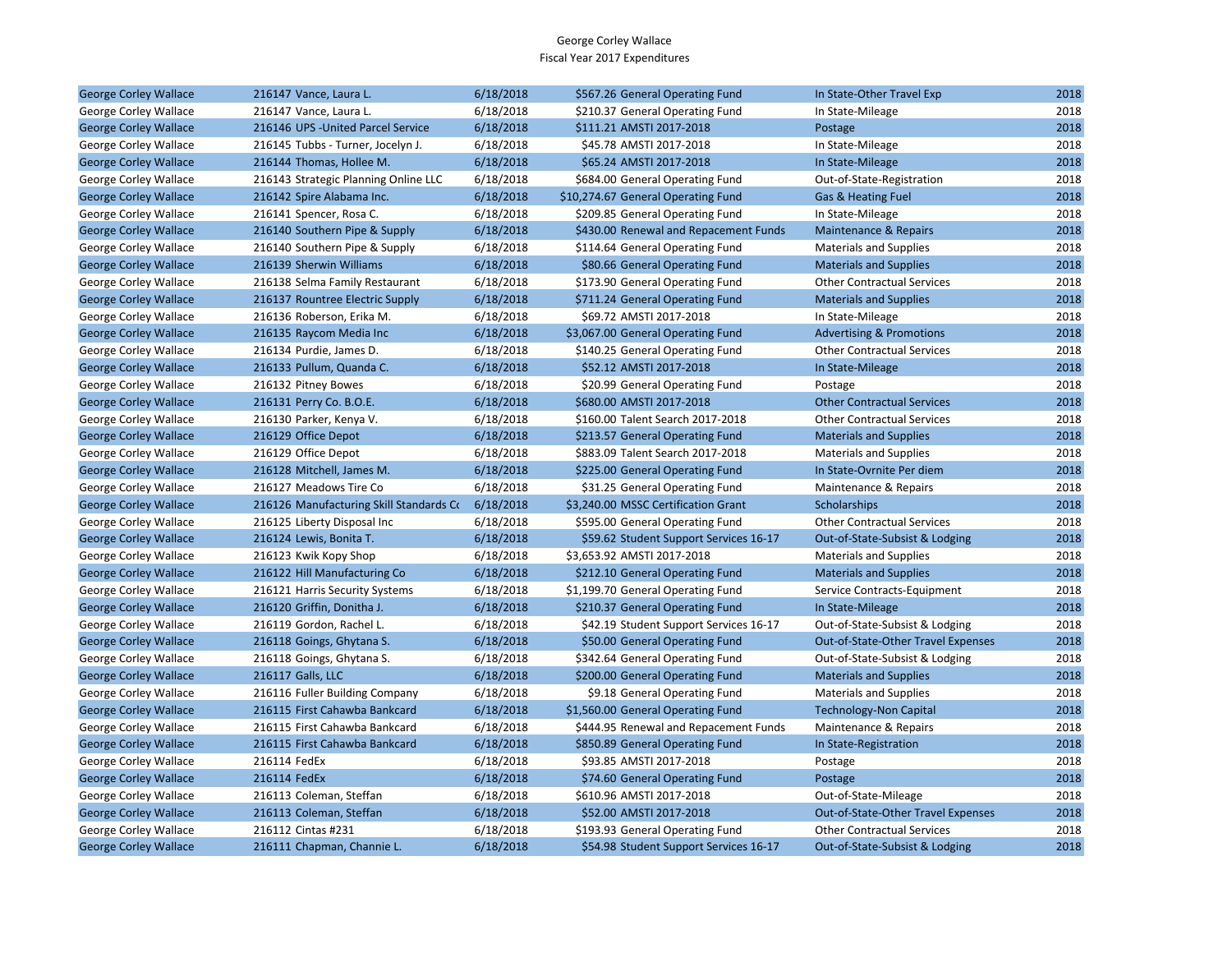George Corley Wallace
Fiscal Year 2017 Expenditures

| | | | | | | |
|---|---|---|---|---|---|---|
| George Corley Wallace | 216147 Vance, Laura L. | 6/18/2018 | $567.26 | General Operating Fund | In State-Other Travel Exp | 2018 |
| George Corley Wallace | 216147 Vance, Laura L. | 6/18/2018 | $210.37 | General Operating Fund | In State-Mileage | 2018 |
| George Corley Wallace | 216146 UPS -United Parcel Service | 6/18/2018 | $111.21 | AMSTI 2017-2018 | Postage | 2018 |
| George Corley Wallace | 216145 Tubbs - Turner, Jocelyn J. | 6/18/2018 | $45.78 | AMSTI 2017-2018 | In State-Mileage | 2018 |
| George Corley Wallace | 216144 Thomas, Hollee M. | 6/18/2018 | $65.24 | AMSTI 2017-2018 | In State-Mileage | 2018 |
| George Corley Wallace | 216143 Strategic Planning Online LLC | 6/18/2018 | $684.00 | General Operating Fund | Out-of-State-Registration | 2018 |
| George Corley Wallace | 216142 Spire Alabama Inc. | 6/18/2018 | $10,274.67 | General Operating Fund | Gas & Heating Fuel | 2018 |
| George Corley Wallace | 216141 Spencer, Rosa C. | 6/18/2018 | $209.85 | General Operating Fund | In State-Mileage | 2018 |
| George Corley Wallace | 216140 Southern Pipe & Supply | 6/18/2018 | $430.00 | Renewal and Repacement Funds | Maintenance & Repairs | 2018 |
| George Corley Wallace | 216140 Southern Pipe & Supply | 6/18/2018 | $114.64 | General Operating Fund | Materials and Supplies | 2018 |
| George Corley Wallace | 216139 Sherwin Williams | 6/18/2018 | $80.66 | General Operating Fund | Materials and Supplies | 2018 |
| George Corley Wallace | 216138 Selma Family Restaurant | 6/18/2018 | $173.90 | General Operating Fund | Other Contractual Services | 2018 |
| George Corley Wallace | 216137 Rountree Electric Supply | 6/18/2018 | $711.24 | General Operating Fund | Materials and Supplies | 2018 |
| George Corley Wallace | 216136 Roberson, Erika M. | 6/18/2018 | $69.72 | AMSTI 2017-2018 | In State-Mileage | 2018 |
| George Corley Wallace | 216135 Raycom Media Inc | 6/18/2018 | $3,067.00 | General Operating Fund | Advertising & Promotions | 2018 |
| George Corley Wallace | 216134 Purdie, James D. | 6/18/2018 | $140.25 | General Operating Fund | Other Contractual Services | 2018 |
| George Corley Wallace | 216133 Pullum, Quanda C. | 6/18/2018 | $52.12 | AMSTI 2017-2018 | In State-Mileage | 2018 |
| George Corley Wallace | 216132 Pitney Bowes | 6/18/2018 | $20.99 | General Operating Fund | Postage | 2018 |
| George Corley Wallace | 216131 Perry Co. B.O.E. | 6/18/2018 | $680.00 | AMSTI 2017-2018 | Other Contractual Services | 2018 |
| George Corley Wallace | 216130 Parker, Kenya V. | 6/18/2018 | $160.00 | Talent Search 2017-2018 | Other Contractual Services | 2018 |
| George Corley Wallace | 216129 Office Depot | 6/18/2018 | $213.57 | General Operating Fund | Materials and Supplies | 2018 |
| George Corley Wallace | 216129 Office Depot | 6/18/2018 | $883.09 | Talent Search 2017-2018 | Materials and Supplies | 2018 |
| George Corley Wallace | 216128 Mitchell, James M. | 6/18/2018 | $225.00 | General Operating Fund | In State-Ovrnite Per diem | 2018 |
| George Corley Wallace | 216127 Meadows Tire Co | 6/18/2018 | $31.25 | General Operating Fund | Maintenance & Repairs | 2018 |
| George Corley Wallace | 216126 Manufacturing Skill Standards Co | 6/18/2018 | $3,240.00 | MSSC Certification Grant | Scholarships | 2018 |
| George Corley Wallace | 216125 Liberty Disposal Inc | 6/18/2018 | $595.00 | General Operating Fund | Other Contractual Services | 2018 |
| George Corley Wallace | 216124 Lewis, Bonita T. | 6/18/2018 | $59.62 | Student Support Services 16-17 | Out-of-State-Subsist & Lodging | 2018 |
| George Corley Wallace | 216123 Kwik Kopy Shop | 6/18/2018 | $3,653.92 | AMSTI 2017-2018 | Materials and Supplies | 2018 |
| George Corley Wallace | 216122 Hill Manufacturing Co | 6/18/2018 | $212.10 | General Operating Fund | Materials and Supplies | 2018 |
| George Corley Wallace | 216121 Harris Security Systems | 6/18/2018 | $1,199.70 | General Operating Fund | Service Contracts-Equipment | 2018 |
| George Corley Wallace | 216120 Griffin, Donitha J. | 6/18/2018 | $210.37 | General Operating Fund | In State-Mileage | 2018 |
| George Corley Wallace | 216119 Gordon, Rachel L. | 6/18/2018 | $42.19 | Student Support Services 16-17 | Out-of-State-Subsist & Lodging | 2018 |
| George Corley Wallace | 216118 Goings, Ghytana S. | 6/18/2018 | $50.00 | General Operating Fund | Out-of-State-Other Travel Expenses | 2018 |
| George Corley Wallace | 216118 Goings, Ghytana S. | 6/18/2018 | $342.64 | General Operating Fund | Out-of-State-Subsist & Lodging | 2018 |
| George Corley Wallace | 216117 Galls, LLC | 6/18/2018 | $200.00 | General Operating Fund | Materials and Supplies | 2018 |
| George Corley Wallace | 216116 Fuller Building Company | 6/18/2018 | $9.18 | General Operating Fund | Materials and Supplies | 2018 |
| George Corley Wallace | 216115 First Cahawba Bankcard | 6/18/2018 | $1,560.00 | General Operating Fund | Technology-Non Capital | 2018 |
| George Corley Wallace | 216115 First Cahawba Bankcard | 6/18/2018 | $444.95 | Renewal and Repacement Funds | Maintenance & Repairs | 2018 |
| George Corley Wallace | 216115 First Cahawba Bankcard | 6/18/2018 | $850.89 | General Operating Fund | In State-Registration | 2018 |
| George Corley Wallace | 216114 FedEx | 6/18/2018 | $93.85 | AMSTI 2017-2018 | Postage | 2018 |
| George Corley Wallace | 216114 FedEx | 6/18/2018 | $74.60 | General Operating Fund | Postage | 2018 |
| George Corley Wallace | 216113 Coleman, Steffan | 6/18/2018 | $610.96 | AMSTI 2017-2018 | Out-of-State-Mileage | 2018 |
| George Corley Wallace | 216113 Coleman, Steffan | 6/18/2018 | $52.00 | AMSTI 2017-2018 | Out-of-State-Other Travel Expenses | 2018 |
| George Corley Wallace | 216112 Cintas #231 | 6/18/2018 | $193.93 | General Operating Fund | Other Contractual Services | 2018 |
| George Corley Wallace | 216111 Chapman, Channie L. | 6/18/2018 | $54.98 | Student Support Services 16-17 | Out-of-State-Subsist & Lodging | 2018 |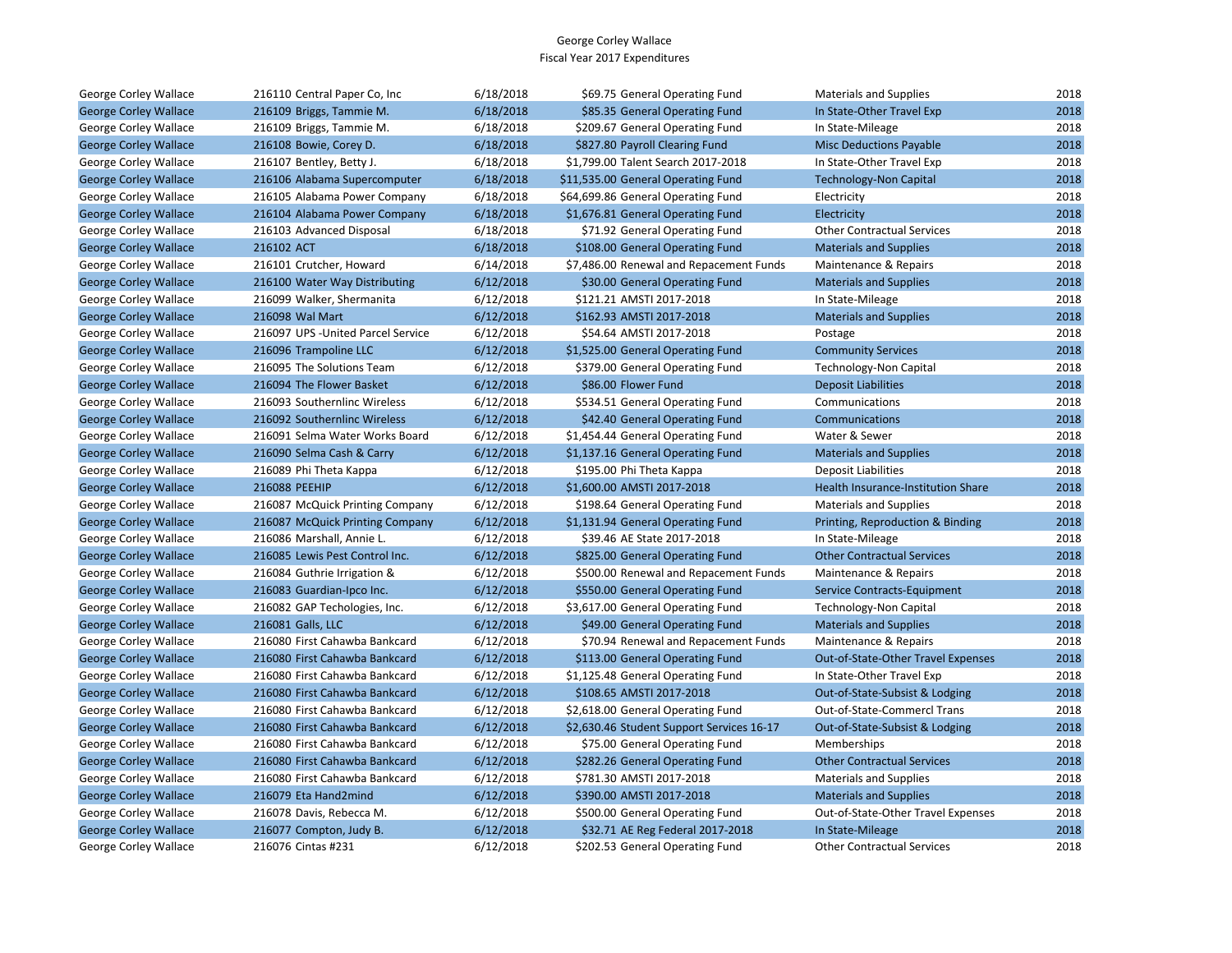George Corley Wallace
Fiscal Year 2017 Expenditures

| | | | | | | |
|---|---|---|---|---|---|---|
| George Corley Wallace | 216110 Central Paper Co, Inc | 6/18/2018 | $69.75 | General Operating Fund | Materials and Supplies | 2018 |
| George Corley Wallace | 216109 Briggs, Tammie M. | 6/18/2018 | $85.35 | General Operating Fund | In State-Other Travel Exp | 2018 |
| George Corley Wallace | 216109 Briggs, Tammie M. | 6/18/2018 | $209.67 | General Operating Fund | In State-Mileage | 2018 |
| George Corley Wallace | 216108 Bowie, Corey D. | 6/18/2018 | $827.80 | Payroll Clearing Fund | Misc Deductions Payable | 2018 |
| George Corley Wallace | 216107 Bentley, Betty J. | 6/18/2018 | $1,799.00 | Talent Search 2017-2018 | In State-Other Travel Exp | 2018 |
| George Corley Wallace | 216106 Alabama Supercomputer | 6/18/2018 | $11,535.00 | General Operating Fund | Technology-Non Capital | 2018 |
| George Corley Wallace | 216105 Alabama Power Company | 6/18/2018 | $64,699.86 | General Operating Fund | Electricity | 2018 |
| George Corley Wallace | 216104 Alabama Power Company | 6/18/2018 | $1,676.81 | General Operating Fund | Electricity | 2018 |
| George Corley Wallace | 216103 Advanced Disposal | 6/18/2018 | $71.92 | General Operating Fund | Other Contractual Services | 2018 |
| George Corley Wallace | 216102 ACT | 6/18/2018 | $108.00 | General Operating Fund | Materials and Supplies | 2018 |
| George Corley Wallace | 216101 Crutcher, Howard | 6/14/2018 | $7,486.00 | Renewal and Repacement Funds | Maintenance & Repairs | 2018 |
| George Corley Wallace | 216100 Water Way Distributing | 6/12/2018 | $30.00 | General Operating Fund | Materials and Supplies | 2018 |
| George Corley Wallace | 216099 Walker, Shermanita | 6/12/2018 | $121.21 | AMSTI 2017-2018 | In State-Mileage | 2018 |
| George Corley Wallace | 216098 Wal Mart | 6/12/2018 | $162.93 | AMSTI 2017-2018 | Materials and Supplies | 2018 |
| George Corley Wallace | 216097 UPS -United Parcel Service | 6/12/2018 | $54.64 | AMSTI 2017-2018 | Postage | 2018 |
| George Corley Wallace | 216096 Trampoline LLC | 6/12/2018 | $1,525.00 | General Operating Fund | Community Services | 2018 |
| George Corley Wallace | 216095 The Solutions Team | 6/12/2018 | $379.00 | General Operating Fund | Technology-Non Capital | 2018 |
| George Corley Wallace | 216094 The Flower Basket | 6/12/2018 | $86.00 | Flower Fund | Deposit Liabilities | 2018 |
| George Corley Wallace | 216093 Southernlinc Wireless | 6/12/2018 | $534.51 | General Operating Fund | Communications | 2018 |
| George Corley Wallace | 216092 Southernlinc Wireless | 6/12/2018 | $42.40 | General Operating Fund | Communications | 2018 |
| George Corley Wallace | 216091 Selma Water Works Board | 6/12/2018 | $1,454.44 | General Operating Fund | Water & Sewer | 2018 |
| George Corley Wallace | 216090 Selma Cash & Carry | 6/12/2018 | $1,137.16 | General Operating Fund | Materials and Supplies | 2018 |
| George Corley Wallace | 216089 Phi Theta Kappa | 6/12/2018 | $195.00 | Phi Theta Kappa | Deposit Liabilities | 2018 |
| George Corley Wallace | 216088 PEEHIP | 6/12/2018 | $1,600.00 | AMSTI 2017-2018 | Health Insurance-Institution Share | 2018 |
| George Corley Wallace | 216087 McQuick Printing Company | 6/12/2018 | $198.64 | General Operating Fund | Materials and Supplies | 2018 |
| George Corley Wallace | 216087 McQuick Printing Company | 6/12/2018 | $1,131.94 | General Operating Fund | Printing, Reproduction & Binding | 2018 |
| George Corley Wallace | 216086 Marshall, Annie L. | 6/12/2018 | $39.46 | AE State 2017-2018 | In State-Mileage | 2018 |
| George Corley Wallace | 216085 Lewis Pest Control Inc. | 6/12/2018 | $825.00 | General Operating Fund | Other Contractual Services | 2018 |
| George Corley Wallace | 216084 Guthrie Irrigation & | 6/12/2018 | $500.00 | Renewal and Repacement Funds | Maintenance & Repairs | 2018 |
| George Corley Wallace | 216083 Guardian-Ipco Inc. | 6/12/2018 | $550.00 | General Operating Fund | Service Contracts-Equipment | 2018 |
| George Corley Wallace | 216082 GAP Techologies, Inc. | 6/12/2018 | $3,617.00 | General Operating Fund | Technology-Non Capital | 2018 |
| George Corley Wallace | 216081 Galls, LLC | 6/12/2018 | $49.00 | General Operating Fund | Materials and Supplies | 2018 |
| George Corley Wallace | 216080 First Cahawba Bankcard | 6/12/2018 | $70.94 | Renewal and Repacement Funds | Maintenance & Repairs | 2018 |
| George Corley Wallace | 216080 First Cahawba Bankcard | 6/12/2018 | $113.00 | General Operating Fund | Out-of-State-Other Travel Expenses | 2018 |
| George Corley Wallace | 216080 First Cahawba Bankcard | 6/12/2018 | $1,125.48 | General Operating Fund | In State-Other Travel Exp | 2018 |
| George Corley Wallace | 216080 First Cahawba Bankcard | 6/12/2018 | $108.65 | AMSTI 2017-2018 | Out-of-State-Subsist & Lodging | 2018 |
| George Corley Wallace | 216080 First Cahawba Bankcard | 6/12/2018 | $2,618.00 | General Operating Fund | Out-of-State-Commercl Trans | 2018 |
| George Corley Wallace | 216080 First Cahawba Bankcard | 6/12/2018 | $2,630.46 | Student Support Services 16-17 | Out-of-State-Subsist & Lodging | 2018 |
| George Corley Wallace | 216080 First Cahawba Bankcard | 6/12/2018 | $75.00 | General Operating Fund | Memberships | 2018 |
| George Corley Wallace | 216080 First Cahawba Bankcard | 6/12/2018 | $282.26 | General Operating Fund | Other Contractual Services | 2018 |
| George Corley Wallace | 216080 First Cahawba Bankcard | 6/12/2018 | $781.30 | AMSTI 2017-2018 | Materials and Supplies | 2018 |
| George Corley Wallace | 216079 Eta Hand2mind | 6/12/2018 | $390.00 | AMSTI 2017-2018 | Materials and Supplies | 2018 |
| George Corley Wallace | 216078 Davis, Rebecca M. | 6/12/2018 | $500.00 | General Operating Fund | Out-of-State-Other Travel Expenses | 2018 |
| George Corley Wallace | 216077 Compton, Judy B. | 6/12/2018 | $32.71 | AE Reg Federal 2017-2018 | In State-Mileage | 2018 |
| George Corley Wallace | 216076 Cintas #231 | 6/12/2018 | $202.53 | General Operating Fund | Other Contractual Services | 2018 |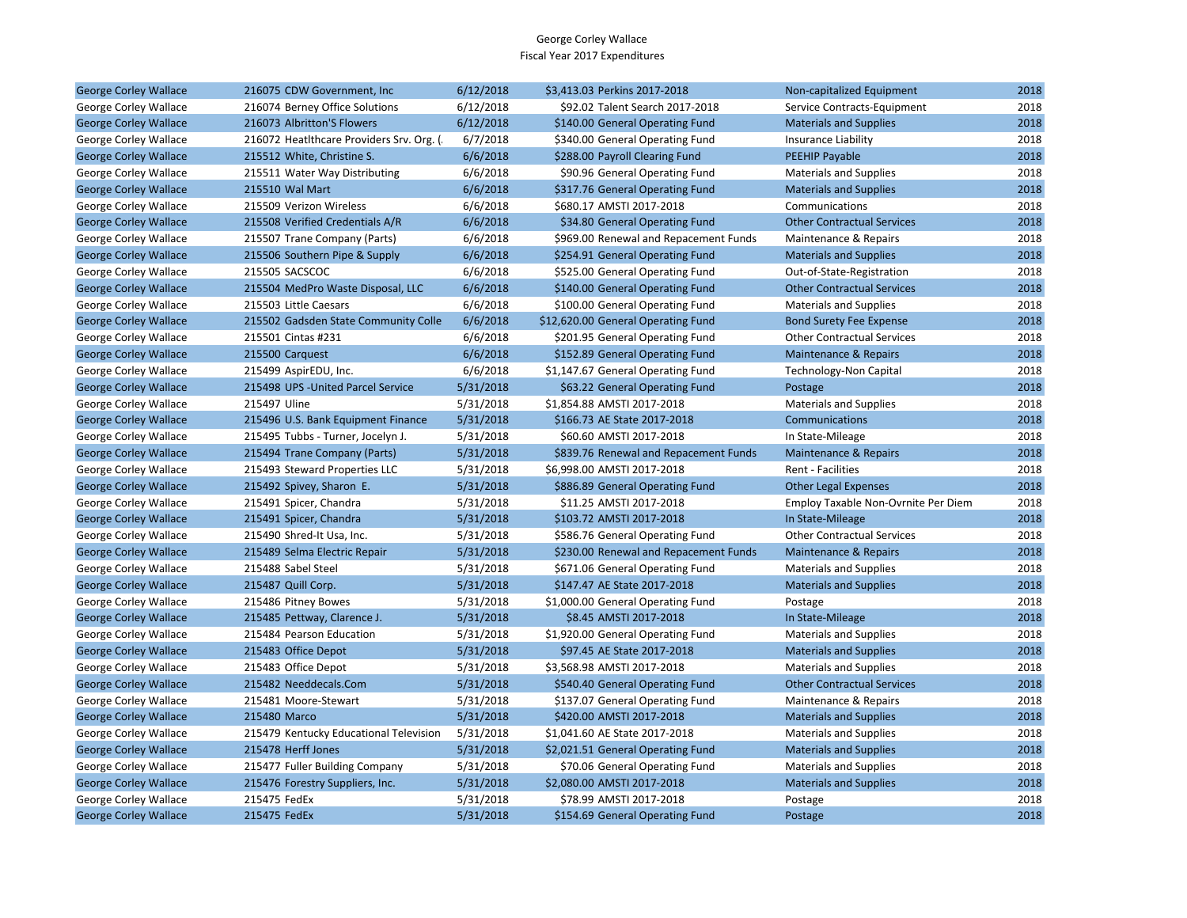George Corley Wallace
Fiscal Year 2017 Expenditures

| | | | | | | |
|---|---|---|---|---|---|---|
| George Corley Wallace | 216075 CDW Government, Inc | 6/12/2018 | $3,413.03 | Perkins 2017-2018 | Non-capitalized Equipment | 2018 |
| George Corley Wallace | 216074 Berney Office Solutions | 6/12/2018 | $92.02 | Talent Search 2017-2018 | Service Contracts-Equipment | 2018 |
| George Corley Wallace | 216073 Albritton'S Flowers | 6/12/2018 | $140.00 | General Operating Fund | Materials and Supplies | 2018 |
| George Corley Wallace | 216072 Heatlthcare Providers Srv. Org. (. | 6/7/2018 | $340.00 | General Operating Fund | Insurance Liability | 2018 |
| George Corley Wallace | 215512 White, Christine S. | 6/6/2018 | $288.00 | Payroll Clearing Fund | PEEHIP Payable | 2018 |
| George Corley Wallace | 215511 Water Way Distributing | 6/6/2018 | $90.96 | General Operating Fund | Materials and Supplies | 2018 |
| George Corley Wallace | 215510 Wal Mart | 6/6/2018 | $317.76 | General Operating Fund | Materials and Supplies | 2018 |
| George Corley Wallace | 215509 Verizon Wireless | 6/6/2018 | $680.17 | AMSTI 2017-2018 | Communications | 2018 |
| George Corley Wallace | 215508 Verified Credentials A/R | 6/6/2018 | $34.80 | General Operating Fund | Other Contractual Services | 2018 |
| George Corley Wallace | 215507 Trane Company (Parts) | 6/6/2018 | $969.00 | Renewal and Repacement Funds | Maintenance & Repairs | 2018 |
| George Corley Wallace | 215506 Southern Pipe & Supply | 6/6/2018 | $254.91 | General Operating Fund | Materials and Supplies | 2018 |
| George Corley Wallace | 215505 SACSCOC | 6/6/2018 | $525.00 | General Operating Fund | Out-of-State-Registration | 2018 |
| George Corley Wallace | 215504 MedPro Waste Disposal, LLC | 6/6/2018 | $140.00 | General Operating Fund | Other Contractual Services | 2018 |
| George Corley Wallace | 215503 Little Caesars | 6/6/2018 | $100.00 | General Operating Fund | Materials and Supplies | 2018 |
| George Corley Wallace | 215502 Gadsden State Community Colle | 6/6/2018 | $12,620.00 | General Operating Fund | Bond Surety Fee Expense | 2018 |
| George Corley Wallace | 215501 Cintas #231 | 6/6/2018 | $201.95 | General Operating Fund | Other Contractual Services | 2018 |
| George Corley Wallace | 215500 Carquest | 6/6/2018 | $152.89 | General Operating Fund | Maintenance & Repairs | 2018 |
| George Corley Wallace | 215499 AspirEDU, Inc. | 6/6/2018 | $1,147.67 | General Operating Fund | Technology-Non Capital | 2018 |
| George Corley Wallace | 215498 UPS -United Parcel Service | 5/31/2018 | $63.22 | General Operating Fund | Postage | 2018 |
| George Corley Wallace | 215497 Uline | 5/31/2018 | $1,854.88 | AMSTI 2017-2018 | Materials and Supplies | 2018 |
| George Corley Wallace | 215496 U.S. Bank Equipment Finance | 5/31/2018 | $166.73 | AE State 2017-2018 | Communications | 2018 |
| George Corley Wallace | 215495 Tubbs - Turner, Jocelyn J. | 5/31/2018 | $60.60 | AMSTI 2017-2018 | In State-Mileage | 2018 |
| George Corley Wallace | 215494 Trane Company (Parts) | 5/31/2018 | $839.76 | Renewal and Repacement Funds | Maintenance & Repairs | 2018 |
| George Corley Wallace | 215493 Steward Properties LLC | 5/31/2018 | $6,998.00 | AMSTI 2017-2018 | Rent - Facilities | 2018 |
| George Corley Wallace | 215492 Spivey, Sharon E. | 5/31/2018 | $886.89 | General Operating Fund | Other Legal Expenses | 2018 |
| George Corley Wallace | 215491 Spicer, Chandra | 5/31/2018 | $11.25 | AMSTI 2017-2018 | Employ Taxable Non-Ovrnite Per Diem | 2018 |
| George Corley Wallace | 215491 Spicer, Chandra | 5/31/2018 | $103.72 | AMSTI 2017-2018 | In State-Mileage | 2018 |
| George Corley Wallace | 215490 Shred-It Usa, Inc. | 5/31/2018 | $586.76 | General Operating Fund | Other Contractual Services | 2018 |
| George Corley Wallace | 215489 Selma Electric Repair | 5/31/2018 | $230.00 | Renewal and Repacement Funds | Maintenance & Repairs | 2018 |
| George Corley Wallace | 215488 Sabel Steel | 5/31/2018 | $671.06 | General Operating Fund | Materials and Supplies | 2018 |
| George Corley Wallace | 215487 Quill Corp. | 5/31/2018 | $147.47 | AE State 2017-2018 | Materials and Supplies | 2018 |
| George Corley Wallace | 215486 Pitney Bowes | 5/31/2018 | $1,000.00 | General Operating Fund | Postage | 2018 |
| George Corley Wallace | 215485 Pettway, Clarence J. | 5/31/2018 | $8.45 | AMSTI 2017-2018 | In State-Mileage | 2018 |
| George Corley Wallace | 215484 Pearson Education | 5/31/2018 | $1,920.00 | General Operating Fund | Materials and Supplies | 2018 |
| George Corley Wallace | 215483 Office Depot | 5/31/2018 | $97.45 | AE State 2017-2018 | Materials and Supplies | 2018 |
| George Corley Wallace | 215483 Office Depot | 5/31/2018 | $3,568.98 | AMSTI 2017-2018 | Materials and Supplies | 2018 |
| George Corley Wallace | 215482 Needdecals.Com | 5/31/2018 | $540.40 | General Operating Fund | Other Contractual Services | 2018 |
| George Corley Wallace | 215481 Moore-Stewart | 5/31/2018 | $137.07 | General Operating Fund | Maintenance & Repairs | 2018 |
| George Corley Wallace | 215480 Marco | 5/31/2018 | $420.00 | AMSTI 2017-2018 | Materials and Supplies | 2018 |
| George Corley Wallace | 215479 Kentucky Educational Television | 5/31/2018 | $1,041.60 | AE State 2017-2018 | Materials and Supplies | 2018 |
| George Corley Wallace | 215478 Herff Jones | 5/31/2018 | $2,021.51 | General Operating Fund | Materials and Supplies | 2018 |
| George Corley Wallace | 215477 Fuller Building Company | 5/31/2018 | $70.06 | General Operating Fund | Materials and Supplies | 2018 |
| George Corley Wallace | 215476 Forestry Suppliers, Inc. | 5/31/2018 | $2,080.00 | AMSTI 2017-2018 | Materials and Supplies | 2018 |
| George Corley Wallace | 215475 FedEx | 5/31/2018 | $78.99 | AMSTI 2017-2018 | Postage | 2018 |
| George Corley Wallace | 215475 FedEx | 5/31/2018 | $154.69 | General Operating Fund | Postage | 2018 |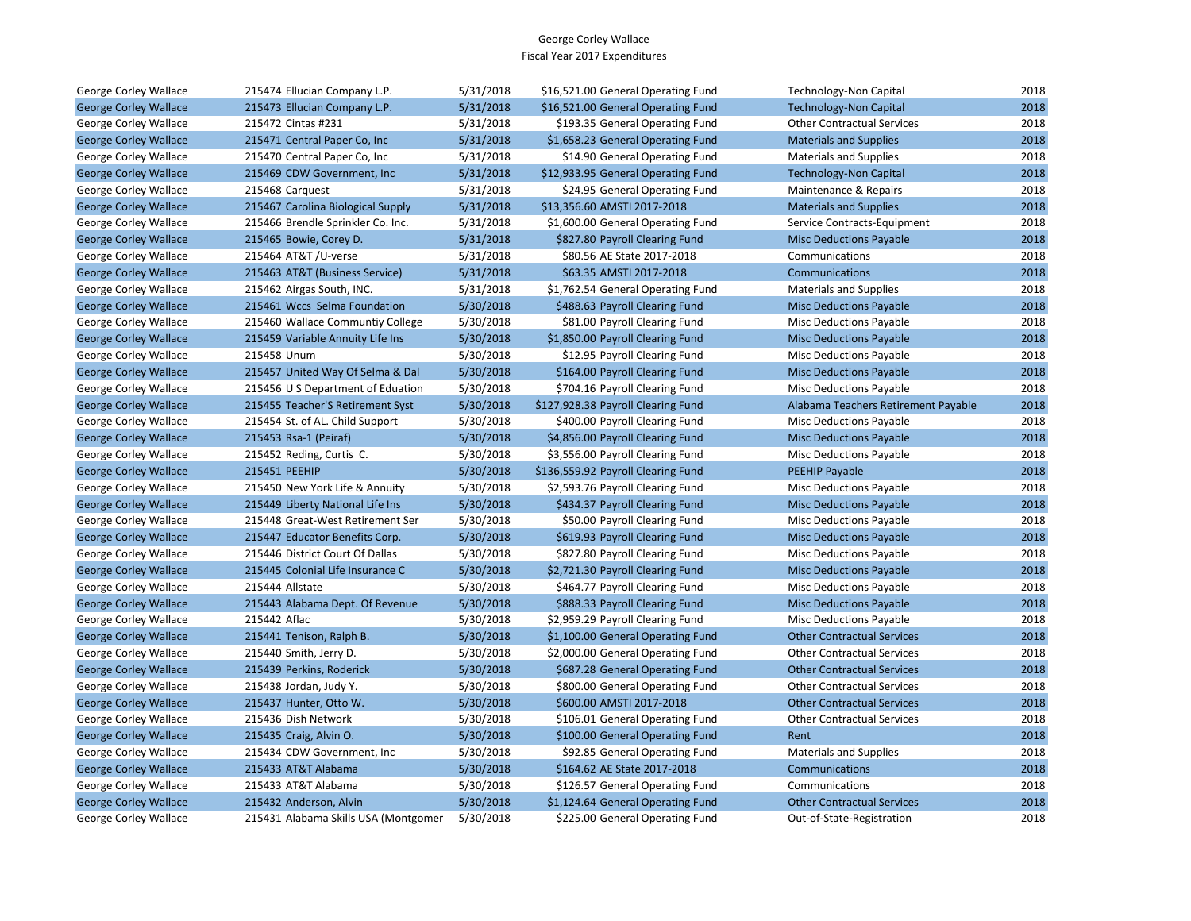George Corley Wallace
Fiscal Year 2017 Expenditures

| | | | | | | |
|---|---|---|---|---|---|---|
| George Corley Wallace | 215474 Ellucian Company L.P. | 5/31/2018 | $16,521.00 | General Operating Fund | Technology-Non Capital | 2018 |
| George Corley Wallace | 215473 Ellucian Company L.P. | 5/31/2018 | $16,521.00 | General Operating Fund | Technology-Non Capital | 2018 |
| George Corley Wallace | 215472 Cintas #231 | 5/31/2018 | $193.35 | General Operating Fund | Other Contractual Services | 2018 |
| George Corley Wallace | 215471 Central Paper Co, Inc | 5/31/2018 | $1,658.23 | General Operating Fund | Materials and Supplies | 2018 |
| George Corley Wallace | 215470 Central Paper Co, Inc | 5/31/2018 | $14.90 | General Operating Fund | Materials and Supplies | 2018 |
| George Corley Wallace | 215469 CDW Government, Inc | 5/31/2018 | $12,933.95 | General Operating Fund | Technology-Non Capital | 2018 |
| George Corley Wallace | 215468 Carquest | 5/31/2018 | $24.95 | General Operating Fund | Maintenance & Repairs | 2018 |
| George Corley Wallace | 215467 Carolina Biological Supply | 5/31/2018 | $13,356.60 | AMSTI 2017-2018 | Materials and Supplies | 2018 |
| George Corley Wallace | 215466 Brendle Sprinkler Co. Inc. | 5/31/2018 | $1,600.00 | General Operating Fund | Service Contracts-Equipment | 2018 |
| George Corley Wallace | 215465 Bowie, Corey D. | 5/31/2018 | $827.80 | Payroll Clearing Fund | Misc Deductions Payable | 2018 |
| George Corley Wallace | 215464 AT&T /U-verse | 5/31/2018 | $80.56 | AE State 2017-2018 | Communications | 2018 |
| George Corley Wallace | 215463 AT&T (Business Service) | 5/31/2018 | $63.35 | AMSTI 2017-2018 | Communications | 2018 |
| George Corley Wallace | 215462 Airgas South, INC. | 5/31/2018 | $1,762.54 | General Operating Fund | Materials and Supplies | 2018 |
| George Corley Wallace | 215461 Wccs Selma Foundation | 5/30/2018 | $488.63 | Payroll Clearing Fund | Misc Deductions Payable | 2018 |
| George Corley Wallace | 215460 Wallace Communtiy College | 5/30/2018 | $81.00 | Payroll Clearing Fund | Misc Deductions Payable | 2018 |
| George Corley Wallace | 215459 Variable Annuity Life Ins | 5/30/2018 | $1,850.00 | Payroll Clearing Fund | Misc Deductions Payable | 2018 |
| George Corley Wallace | 215458 Unum | 5/30/2018 | $12.95 | Payroll Clearing Fund | Misc Deductions Payable | 2018 |
| George Corley Wallace | 215457 United Way Of Selma & Dal | 5/30/2018 | $164.00 | Payroll Clearing Fund | Misc Deductions Payable | 2018 |
| George Corley Wallace | 215456 U S Department of Eduation | 5/30/2018 | $704.16 | Payroll Clearing Fund | Misc Deductions Payable | 2018 |
| George Corley Wallace | 215455 Teacher'S Retirement Syst | 5/30/2018 | $127,928.38 | Payroll Clearing Fund | Alabama Teachers Retirement Payable | 2018 |
| George Corley Wallace | 215454 St. of AL. Child Support | 5/30/2018 | $400.00 | Payroll Clearing Fund | Misc Deductions Payable | 2018 |
| George Corley Wallace | 215453 Rsa-1 (Peiraf) | 5/30/2018 | $4,856.00 | Payroll Clearing Fund | Misc Deductions Payable | 2018 |
| George Corley Wallace | 215452 Reding, Curtis C. | 5/30/2018 | $3,556.00 | Payroll Clearing Fund | Misc Deductions Payable | 2018 |
| George Corley Wallace | 215451 PEEHIP | 5/30/2018 | $136,559.92 | Payroll Clearing Fund | PEEHIP Payable | 2018 |
| George Corley Wallace | 215450 New York Life & Annuity | 5/30/2018 | $2,593.76 | Payroll Clearing Fund | Misc Deductions Payable | 2018 |
| George Corley Wallace | 215449 Liberty National Life Ins | 5/30/2018 | $434.37 | Payroll Clearing Fund | Misc Deductions Payable | 2018 |
| George Corley Wallace | 215448 Great-West Retirement Ser | 5/30/2018 | $50.00 | Payroll Clearing Fund | Misc Deductions Payable | 2018 |
| George Corley Wallace | 215447 Educator Benefits Corp. | 5/30/2018 | $619.93 | Payroll Clearing Fund | Misc Deductions Payable | 2018 |
| George Corley Wallace | 215446 District Court Of Dallas | 5/30/2018 | $827.80 | Payroll Clearing Fund | Misc Deductions Payable | 2018 |
| George Corley Wallace | 215445 Colonial Life Insurance C | 5/30/2018 | $2,721.30 | Payroll Clearing Fund | Misc Deductions Payable | 2018 |
| George Corley Wallace | 215444 Allstate | 5/30/2018 | $464.77 | Payroll Clearing Fund | Misc Deductions Payable | 2018 |
| George Corley Wallace | 215443 Alabama Dept. Of Revenue | 5/30/2018 | $888.33 | Payroll Clearing Fund | Misc Deductions Payable | 2018 |
| George Corley Wallace | 215442 Aflac | 5/30/2018 | $2,959.29 | Payroll Clearing Fund | Misc Deductions Payable | 2018 |
| George Corley Wallace | 215441 Tenison, Ralph B. | 5/30/2018 | $1,100.00 | General Operating Fund | Other Contractual Services | 2018 |
| George Corley Wallace | 215440 Smith, Jerry D. | 5/30/2018 | $2,000.00 | General Operating Fund | Other Contractual Services | 2018 |
| George Corley Wallace | 215439 Perkins, Roderick | 5/30/2018 | $687.28 | General Operating Fund | Other Contractual Services | 2018 |
| George Corley Wallace | 215438 Jordan, Judy Y. | 5/30/2018 | $800.00 | General Operating Fund | Other Contractual Services | 2018 |
| George Corley Wallace | 215437 Hunter, Otto W. | 5/30/2018 | $600.00 | AMSTI 2017-2018 | Other Contractual Services | 2018 |
| George Corley Wallace | 215436 Dish Network | 5/30/2018 | $106.01 | General Operating Fund | Other Contractual Services | 2018 |
| George Corley Wallace | 215435 Craig, Alvin O. | 5/30/2018 | $100.00 | General Operating Fund | Rent | 2018 |
| George Corley Wallace | 215434 CDW Government, Inc | 5/30/2018 | $92.85 | General Operating Fund | Materials and Supplies | 2018 |
| George Corley Wallace | 215433 AT&T Alabama | 5/30/2018 | $164.62 | AE State 2017-2018 | Communications | 2018 |
| George Corley Wallace | 215433 AT&T Alabama | 5/30/2018 | $126.57 | General Operating Fund | Communications | 2018 |
| George Corley Wallace | 215432 Anderson, Alvin | 5/30/2018 | $1,124.64 | General Operating Fund | Other Contractual Services | 2018 |
| George Corley Wallace | 215431 Alabama Skills USA (Montgomer | 5/30/2018 | $225.00 | General Operating Fund | Out-of-State-Registration | 2018 |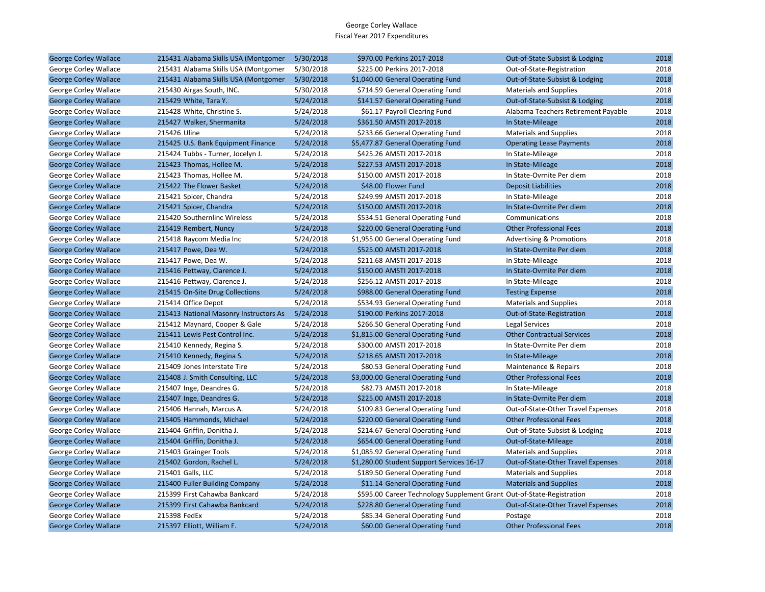George Corley Wallace
Fiscal Year 2017 Expenditures

| | | | | | | |
|---|---|---|---|---|---|---|
| George Corley Wallace | 215431 Alabama Skills USA (Montgomer | 5/30/2018 | $970.00 | Perkins 2017-2018 | Out-of-State-Subsist & Lodging | 2018 |
| George Corley Wallace | 215431 Alabama Skills USA (Montgomer | 5/30/2018 | $225.00 | Perkins 2017-2018 | Out-of-State-Registration | 2018 |
| George Corley Wallace | 215431 Alabama Skills USA (Montgomer | 5/30/2018 | $1,040.00 | General Operating Fund | Out-of-State-Subsist & Lodging | 2018 |
| George Corley Wallace | 215430 Airgas South, INC. | 5/30/2018 | $714.59 | General Operating Fund | Materials and Supplies | 2018 |
| George Corley Wallace | 215429 White, Tara Y. | 5/24/2018 | $141.57 | General Operating Fund | Out-of-State-Subsist & Lodging | 2018 |
| George Corley Wallace | 215428 White, Christine S. | 5/24/2018 | $61.17 | Payroll Clearing Fund | Alabama Teachers Retirement Payable | 2018 |
| George Corley Wallace | 215427 Walker, Shermanita | 5/24/2018 | $361.50 | AMSTI 2017-2018 | In State-Mileage | 2018 |
| George Corley Wallace | 215426 Uline | 5/24/2018 | $233.66 | General Operating Fund | Materials and Supplies | 2018 |
| George Corley Wallace | 215425 U.S. Bank Equipment Finance | 5/24/2018 | $5,477.87 | General Operating Fund | Operating Lease Payments | 2018 |
| George Corley Wallace | 215424 Tubbs - Turner, Jocelyn J. | 5/24/2018 | $425.26 | AMSTI 2017-2018 | In State-Mileage | 2018 |
| George Corley Wallace | 215423 Thomas, Hollee M. | 5/24/2018 | $227.53 | AMSTI 2017-2018 | In State-Mileage | 2018 |
| George Corley Wallace | 215423 Thomas, Hollee M. | 5/24/2018 | $150.00 | AMSTI 2017-2018 | In State-Ovrnite Per diem | 2018 |
| George Corley Wallace | 215422 The Flower Basket | 5/24/2018 | $48.00 | Flower Fund | Deposit Liabilities | 2018 |
| George Corley Wallace | 215421 Spicer, Chandra | 5/24/2018 | $249.99 | AMSTI 2017-2018 | In State-Mileage | 2018 |
| George Corley Wallace | 215421 Spicer, Chandra | 5/24/2018 | $150.00 | AMSTI 2017-2018 | In State-Ovrnite Per diem | 2018 |
| George Corley Wallace | 215420 Southernlinc Wireless | 5/24/2018 | $534.51 | General Operating Fund | Communications | 2018 |
| George Corley Wallace | 215419 Rembert, Nuncy | 5/24/2018 | $220.00 | General Operating Fund | Other Professional Fees | 2018 |
| George Corley Wallace | 215418 Raycom Media Inc | 5/24/2018 | $1,955.00 | General Operating Fund | Advertising & Promotions | 2018 |
| George Corley Wallace | 215417 Powe, Dea W. | 5/24/2018 | $525.00 | AMSTI 2017-2018 | In State-Ovrnite Per diem | 2018 |
| George Corley Wallace | 215417 Powe, Dea W. | 5/24/2018 | $211.68 | AMSTI 2017-2018 | In State-Mileage | 2018 |
| George Corley Wallace | 215416 Pettway, Clarence J. | 5/24/2018 | $150.00 | AMSTI 2017-2018 | In State-Ovrnite Per diem | 2018 |
| George Corley Wallace | 215416 Pettway, Clarence J. | 5/24/2018 | $256.12 | AMSTI 2017-2018 | In State-Mileage | 2018 |
| George Corley Wallace | 215415 On-Site Drug Collections | 5/24/2018 | $988.00 | General Operating Fund | Testing Expense | 2018 |
| George Corley Wallace | 215414 Office Depot | 5/24/2018 | $534.93 | General Operating Fund | Materials and Supplies | 2018 |
| George Corley Wallace | 215413 National Masonry Instructors As | 5/24/2018 | $190.00 | Perkins 2017-2018 | Out-of-State-Registration | 2018 |
| George Corley Wallace | 215412 Maynard, Cooper & Gale | 5/24/2018 | $266.50 | General Operating Fund | Legal Services | 2018 |
| George Corley Wallace | 215411 Lewis Pest Control Inc. | 5/24/2018 | $1,815.00 | General Operating Fund | Other Contractual Services | 2018 |
| George Corley Wallace | 215410 Kennedy, Regina S. | 5/24/2018 | $300.00 | AMSTI 2017-2018 | In State-Ovrnite Per diem | 2018 |
| George Corley Wallace | 215410 Kennedy, Regina S. | 5/24/2018 | $218.65 | AMSTI 2017-2018 | In State-Mileage | 2018 |
| George Corley Wallace | 215409 Jones Interstate Tire | 5/24/2018 | $80.53 | General Operating Fund | Maintenance & Repairs | 2018 |
| George Corley Wallace | 215408 J. Smith Consulting, LLC | 5/24/2018 | $3,000.00 | General Operating Fund | Other Professional Fees | 2018 |
| George Corley Wallace | 215407 Inge, Deandres G. | 5/24/2018 | $82.73 | AMSTI 2017-2018 | In State-Mileage | 2018 |
| George Corley Wallace | 215407 Inge, Deandres G. | 5/24/2018 | $225.00 | AMSTI 2017-2018 | In State-Ovrnite Per diem | 2018 |
| George Corley Wallace | 215406 Hannah, Marcus A. | 5/24/2018 | $109.83 | General Operating Fund | Out-of-State-Other Travel Expenses | 2018 |
| George Corley Wallace | 215405 Hammonds, Michael | 5/24/2018 | $220.00 | General Operating Fund | Other Professional Fees | 2018 |
| George Corley Wallace | 215404 Griffin, Donitha J. | 5/24/2018 | $214.67 | General Operating Fund | Out-of-State-Subsist & Lodging | 2018 |
| George Corley Wallace | 215404 Griffin, Donitha J. | 5/24/2018 | $654.00 | General Operating Fund | Out-of-State-Mileage | 2018 |
| George Corley Wallace | 215403 Grainger Tools | 5/24/2018 | $1,085.92 | General Operating Fund | Materials and Supplies | 2018 |
| George Corley Wallace | 215402 Gordon, Rachel L. | 5/24/2018 | $1,280.00 | Student Support Services 16-17 | Out-of-State-Other Travel Expenses | 2018 |
| George Corley Wallace | 215401 Galls, LLC | 5/24/2018 | $189.50 | General Operating Fund | Materials and Supplies | 2018 |
| George Corley Wallace | 215400 Fuller Building Company | 5/24/2018 | $11.14 | General Operating Fund | Materials and Supplies | 2018 |
| George Corley Wallace | 215399 First Cahawba Bankcard | 5/24/2018 | $595.00 | Career Technology Supplement Grant | Out-of-State-Registration | 2018 |
| George Corley Wallace | 215399 First Cahawba Bankcard | 5/24/2018 | $228.80 | General Operating Fund | Out-of-State-Other Travel Expenses | 2018 |
| George Corley Wallace | 215398 FedEx | 5/24/2018 | $85.34 | General Operating Fund | Postage | 2018 |
| George Corley Wallace | 215397 Elliott, William F. | 5/24/2018 | $60.00 | General Operating Fund | Other Professional Fees | 2018 |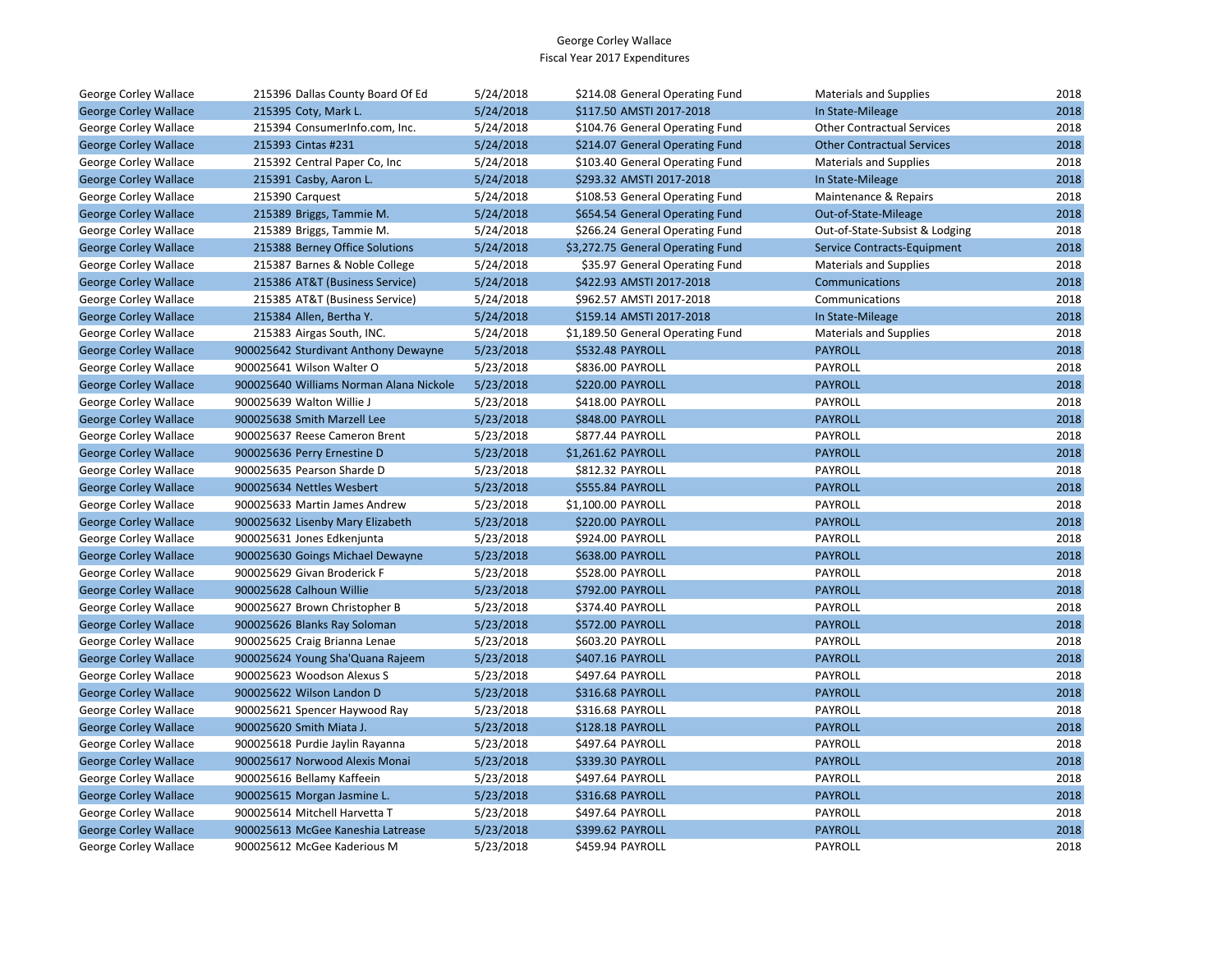George Corley Wallace
Fiscal Year 2017 Expenditures

| | | | | | | | |
|---|---|---|---|---|---|---|---|
| George Corley Wallace | 215396 | Dallas County Board Of Ed | 5/24/2018 | $214.08 | General Operating Fund | Materials and Supplies | 2018 |
| George Corley Wallace | 215395 | Coty, Mark L. | 5/24/2018 | $117.50 | AMSTI 2017-2018 | In State-Mileage | 2018 |
| George Corley Wallace | 215394 | ConsumerInfo.com, Inc. | 5/24/2018 | $104.76 | General Operating Fund | Other Contractual Services | 2018 |
| George Corley Wallace | 215393 | Cintas #231 | 5/24/2018 | $214.07 | General Operating Fund | Other Contractual Services | 2018 |
| George Corley Wallace | 215392 | Central Paper Co, Inc | 5/24/2018 | $103.40 | General Operating Fund | Materials and Supplies | 2018 |
| George Corley Wallace | 215391 | Casby, Aaron L. | 5/24/2018 | $293.32 | AMSTI 2017-2018 | In State-Mileage | 2018 |
| George Corley Wallace | 215390 | Carquest | 5/24/2018 | $108.53 | General Operating Fund | Maintenance & Repairs | 2018 |
| George Corley Wallace | 215389 | Briggs, Tammie M. | 5/24/2018 | $654.54 | General Operating Fund | Out-of-State-Mileage | 2018 |
| George Corley Wallace | 215389 | Briggs, Tammie M. | 5/24/2018 | $266.24 | General Operating Fund | Out-of-State-Subsist & Lodging | 2018 |
| George Corley Wallace | 215388 | Berney Office Solutions | 5/24/2018 | $3,272.75 | General Operating Fund | Service Contracts-Equipment | 2018 |
| George Corley Wallace | 215387 | Barnes & Noble College | 5/24/2018 | $35.97 | General Operating Fund | Materials and Supplies | 2018 |
| George Corley Wallace | 215386 | AT&T (Business Service) | 5/24/2018 | $422.93 | AMSTI 2017-2018 | Communications | 2018 |
| George Corley Wallace | 215385 | AT&T (Business Service) | 5/24/2018 | $962.57 | AMSTI 2017-2018 | Communications | 2018 |
| George Corley Wallace | 215384 | Allen, Bertha Y. | 5/24/2018 | $159.14 | AMSTI 2017-2018 | In State-Mileage | 2018 |
| George Corley Wallace | 215383 | Airgas South, INC. | 5/24/2018 | $1,189.50 | General Operating Fund | Materials and Supplies | 2018 |
| George Corley Wallace | 900025642 | Sturdivant Anthony Dewayne | 5/23/2018 | $532.48 | PAYROLL | PAYROLL | 2018 |
| George Corley Wallace | 900025641 | Wilson Walter O | 5/23/2018 | $836.00 | PAYROLL | PAYROLL | 2018 |
| George Corley Wallace | 900025640 | Williams Norman Alana Nickole | 5/23/2018 | $220.00 | PAYROLL | PAYROLL | 2018 |
| George Corley Wallace | 900025639 | Walton Willie J | 5/23/2018 | $418.00 | PAYROLL | PAYROLL | 2018 |
| George Corley Wallace | 900025638 | Smith Marzell Lee | 5/23/2018 | $848.00 | PAYROLL | PAYROLL | 2018 |
| George Corley Wallace | 900025637 | Reese Cameron Brent | 5/23/2018 | $877.44 | PAYROLL | PAYROLL | 2018 |
| George Corley Wallace | 900025636 | Perry Ernestine D | 5/23/2018 | $1,261.62 | PAYROLL | PAYROLL | 2018 |
| George Corley Wallace | 900025635 | Pearson Sharde D | 5/23/2018 | $812.32 | PAYROLL | PAYROLL | 2018 |
| George Corley Wallace | 900025634 | Nettles Wesbert | 5/23/2018 | $555.84 | PAYROLL | PAYROLL | 2018 |
| George Corley Wallace | 900025633 | Martin James Andrew | 5/23/2018 | $1,100.00 | PAYROLL | PAYROLL | 2018 |
| George Corley Wallace | 900025632 | Lisenby Mary Elizabeth | 5/23/2018 | $220.00 | PAYROLL | PAYROLL | 2018 |
| George Corley Wallace | 900025631 | Jones Edkenjunta | 5/23/2018 | $924.00 | PAYROLL | PAYROLL | 2018 |
| George Corley Wallace | 900025630 | Goings Michael Dewayne | 5/23/2018 | $638.00 | PAYROLL | PAYROLL | 2018 |
| George Corley Wallace | 900025629 | Givan Broderick F | 5/23/2018 | $528.00 | PAYROLL | PAYROLL | 2018 |
| George Corley Wallace | 900025628 | Calhoun Willie | 5/23/2018 | $792.00 | PAYROLL | PAYROLL | 2018 |
| George Corley Wallace | 900025627 | Brown Christopher B | 5/23/2018 | $374.40 | PAYROLL | PAYROLL | 2018 |
| George Corley Wallace | 900025626 | Blanks Ray Soloman | 5/23/2018 | $572.00 | PAYROLL | PAYROLL | 2018 |
| George Corley Wallace | 900025625 | Craig Brianna Lenae | 5/23/2018 | $603.20 | PAYROLL | PAYROLL | 2018 |
| George Corley Wallace | 900025624 | Young Sha'Quana Rajeem | 5/23/2018 | $407.16 | PAYROLL | PAYROLL | 2018 |
| George Corley Wallace | 900025623 | Woodson Alexus S | 5/23/2018 | $497.64 | PAYROLL | PAYROLL | 2018 |
| George Corley Wallace | 900025622 | Wilson Landon D | 5/23/2018 | $316.68 | PAYROLL | PAYROLL | 2018 |
| George Corley Wallace | 900025621 | Spencer Haywood Ray | 5/23/2018 | $316.68 | PAYROLL | PAYROLL | 2018 |
| George Corley Wallace | 900025620 | Smith Miata J. | 5/23/2018 | $128.18 | PAYROLL | PAYROLL | 2018 |
| George Corley Wallace | 900025618 | Purdie Jaylin Rayanna | 5/23/2018 | $497.64 | PAYROLL | PAYROLL | 2018 |
| George Corley Wallace | 900025617 | Norwood Alexis Monai | 5/23/2018 | $339.30 | PAYROLL | PAYROLL | 2018 |
| George Corley Wallace | 900025616 | Bellamy Kaffeein | 5/23/2018 | $497.64 | PAYROLL | PAYROLL | 2018 |
| George Corley Wallace | 900025615 | Morgan Jasmine L. | 5/23/2018 | $316.68 | PAYROLL | PAYROLL | 2018 |
| George Corley Wallace | 900025614 | Mitchell Harvetta T | 5/23/2018 | $497.64 | PAYROLL | PAYROLL | 2018 |
| George Corley Wallace | 900025613 | McGee Kaneshia Latrease | 5/23/2018 | $399.62 | PAYROLL | PAYROLL | 2018 |
| George Corley Wallace | 900025612 | McGee Kaderious M | 5/23/2018 | $459.94 | PAYROLL | PAYROLL | 2018 |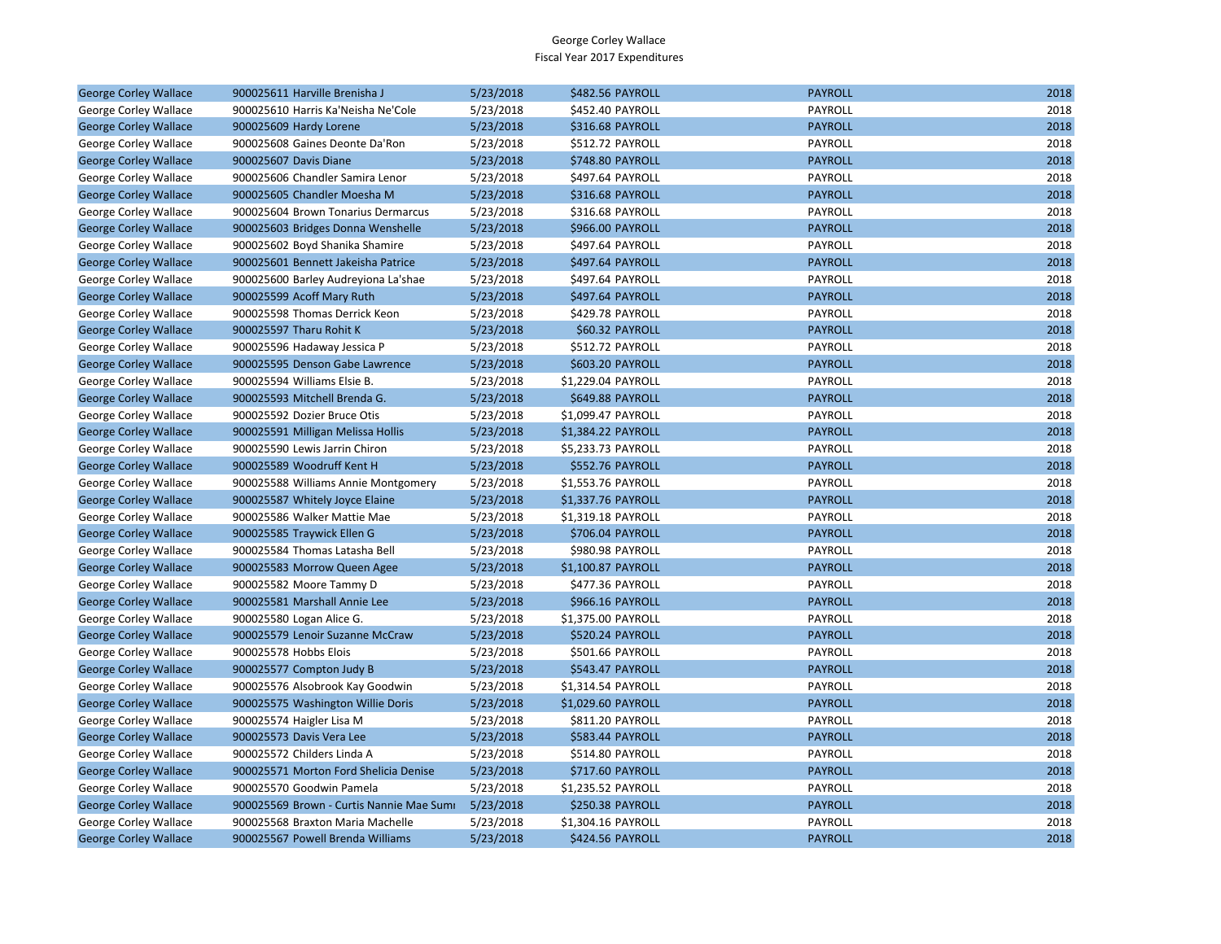George Corley Wallace
Fiscal Year 2017 Expenditures

| | | | | | |
|---|---|---|---|---|---|
| George Corley Wallace | 900025611 Harville Brenisha J | 5/23/2018 | $482.56 PAYROLL | PAYROLL | 2018 |
| George Corley Wallace | 900025610 Harris Ka'Neisha Ne'Cole | 5/23/2018 | $452.40 PAYROLL | PAYROLL | 2018 |
| George Corley Wallace | 900025609 Hardy Lorene | 5/23/2018 | $316.68 PAYROLL | PAYROLL | 2018 |
| George Corley Wallace | 900025608 Gaines Deonte Da'Ron | 5/23/2018 | $512.72 PAYROLL | PAYROLL | 2018 |
| George Corley Wallace | 900025607 Davis Diane | 5/23/2018 | $748.80 PAYROLL | PAYROLL | 2018 |
| George Corley Wallace | 900025606 Chandler Samira Lenor | 5/23/2018 | $497.64 PAYROLL | PAYROLL | 2018 |
| George Corley Wallace | 900025605 Chandler Moesha M | 5/23/2018 | $316.68 PAYROLL | PAYROLL | 2018 |
| George Corley Wallace | 900025604 Brown Tonarius Dermarcus | 5/23/2018 | $316.68 PAYROLL | PAYROLL | 2018 |
| George Corley Wallace | 900025603 Bridges Donna Wenshelle | 5/23/2018 | $966.00 PAYROLL | PAYROLL | 2018 |
| George Corley Wallace | 900025602 Boyd Shanika Shamire | 5/23/2018 | $497.64 PAYROLL | PAYROLL | 2018 |
| George Corley Wallace | 900025601 Bennett Jakeisha Patrice | 5/23/2018 | $497.64 PAYROLL | PAYROLL | 2018 |
| George Corley Wallace | 900025600 Barley Audreyiona La'shae | 5/23/2018 | $497.64 PAYROLL | PAYROLL | 2018 |
| George Corley Wallace | 900025599 Acoff Mary Ruth | 5/23/2018 | $497.64 PAYROLL | PAYROLL | 2018 |
| George Corley Wallace | 900025598 Thomas Derrick Keon | 5/23/2018 | $429.78 PAYROLL | PAYROLL | 2018 |
| George Corley Wallace | 900025597 Tharu Rohit K | 5/23/2018 | $60.32 PAYROLL | PAYROLL | 2018 |
| George Corley Wallace | 900025596 Hadaway Jessica P | 5/23/2018 | $512.72 PAYROLL | PAYROLL | 2018 |
| George Corley Wallace | 900025595 Denson Gabe Lawrence | 5/23/2018 | $603.20 PAYROLL | PAYROLL | 2018 |
| George Corley Wallace | 900025594 Williams Elsie B. | 5/23/2018 | $1,229.04 PAYROLL | PAYROLL | 2018 |
| George Corley Wallace | 900025593 Mitchell Brenda G. | 5/23/2018 | $649.88 PAYROLL | PAYROLL | 2018 |
| George Corley Wallace | 900025592 Dozier Bruce Otis | 5/23/2018 | $1,099.47 PAYROLL | PAYROLL | 2018 |
| George Corley Wallace | 900025591 Milligan Melissa Hollis | 5/23/2018 | $1,384.22 PAYROLL | PAYROLL | 2018 |
| George Corley Wallace | 900025590 Lewis Jarrin Chiron | 5/23/2018 | $5,233.73 PAYROLL | PAYROLL | 2018 |
| George Corley Wallace | 900025589 Woodruff Kent H | 5/23/2018 | $552.76 PAYROLL | PAYROLL | 2018 |
| George Corley Wallace | 900025588 Williams Annie Montgomery | 5/23/2018 | $1,553.76 PAYROLL | PAYROLL | 2018 |
| George Corley Wallace | 900025587 Whitely Joyce Elaine | 5/23/2018 | $1,337.76 PAYROLL | PAYROLL | 2018 |
| George Corley Wallace | 900025586 Walker Mattie Mae | 5/23/2018 | $1,319.18 PAYROLL | PAYROLL | 2018 |
| George Corley Wallace | 900025585 Traywick Ellen G | 5/23/2018 | $706.04 PAYROLL | PAYROLL | 2018 |
| George Corley Wallace | 900025584 Thomas Latasha Bell | 5/23/2018 | $980.98 PAYROLL | PAYROLL | 2018 |
| George Corley Wallace | 900025583 Morrow Queen Agee | 5/23/2018 | $1,100.87 PAYROLL | PAYROLL | 2018 |
| George Corley Wallace | 900025582 Moore Tammy D | 5/23/2018 | $477.36 PAYROLL | PAYROLL | 2018 |
| George Corley Wallace | 900025581 Marshall Annie Lee | 5/23/2018 | $966.16 PAYROLL | PAYROLL | 2018 |
| George Corley Wallace | 900025580 Logan Alice G. | 5/23/2018 | $1,375.00 PAYROLL | PAYROLL | 2018 |
| George Corley Wallace | 900025579 Lenoir Suzanne McCraw | 5/23/2018 | $520.24 PAYROLL | PAYROLL | 2018 |
| George Corley Wallace | 900025578 Hobbs Elois | 5/23/2018 | $501.66 PAYROLL | PAYROLL | 2018 |
| George Corley Wallace | 900025577 Compton Judy B | 5/23/2018 | $543.47 PAYROLL | PAYROLL | 2018 |
| George Corley Wallace | 900025576 Alsobrook Kay Goodwin | 5/23/2018 | $1,314.54 PAYROLL | PAYROLL | 2018 |
| George Corley Wallace | 900025575 Washington Willie Doris | 5/23/2018 | $1,029.60 PAYROLL | PAYROLL | 2018 |
| George Corley Wallace | 900025574 Haigler Lisa M | 5/23/2018 | $811.20 PAYROLL | PAYROLL | 2018 |
| George Corley Wallace | 900025573 Davis Vera Lee | 5/23/2018 | $583.44 PAYROLL | PAYROLL | 2018 |
| George Corley Wallace | 900025572 Childers Linda A | 5/23/2018 | $514.80 PAYROLL | PAYROLL | 2018 |
| George Corley Wallace | 900025571 Morton Ford Shelicia Denise | 5/23/2018 | $717.60 PAYROLL | PAYROLL | 2018 |
| George Corley Wallace | 900025570 Goodwin Pamela | 5/23/2018 | $1,235.52 PAYROLL | PAYROLL | 2018 |
| George Corley Wallace | 900025569 Brown - Curtis Nannie Mae Sumı | 5/23/2018 | $250.38 PAYROLL | PAYROLL | 2018 |
| George Corley Wallace | 900025568 Braxton Maria Machelle | 5/23/2018 | $1,304.16 PAYROLL | PAYROLL | 2018 |
| George Corley Wallace | 900025567 Powell Brenda Williams | 5/23/2018 | $424.56 PAYROLL | PAYROLL | 2018 |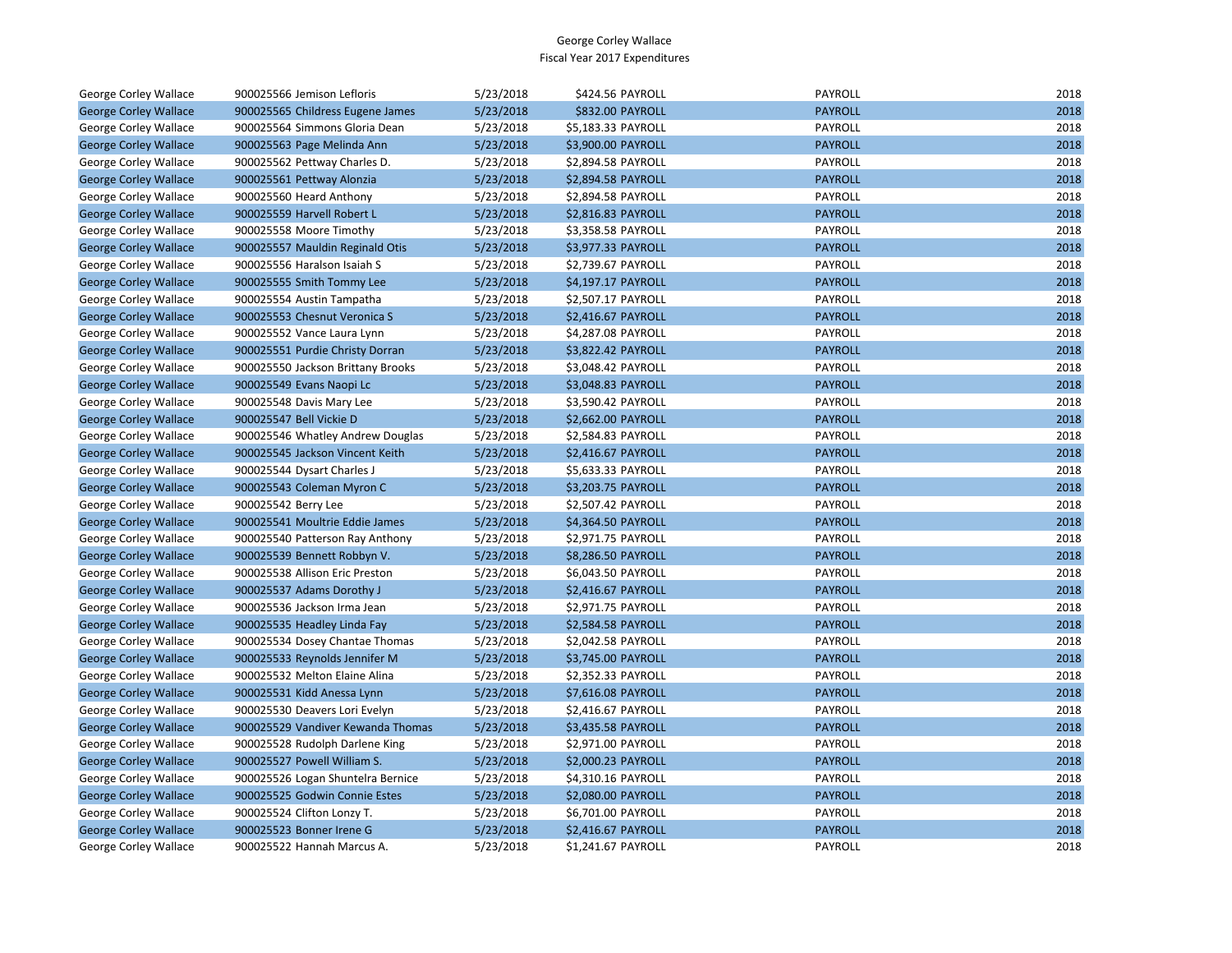George Corley Wallace
Fiscal Year 2017 Expenditures

| | | | | | |
|---|---|---|---|---|---|
| George Corley Wallace | 900025566 Jemison Lefloris | 5/23/2018 | $424.56 PAYROLL | PAYROLL | 2018 |
| George Corley Wallace | 900025565 Childress Eugene James | 5/23/2018 | $832.00 PAYROLL | PAYROLL | 2018 |
| George Corley Wallace | 900025564 Simmons Gloria Dean | 5/23/2018 | $5,183.33 PAYROLL | PAYROLL | 2018 |
| George Corley Wallace | 900025563 Page Melinda Ann | 5/23/2018 | $3,900.00 PAYROLL | PAYROLL | 2018 |
| George Corley Wallace | 900025562 Pettway Charles D. | 5/23/2018 | $2,894.58 PAYROLL | PAYROLL | 2018 |
| George Corley Wallace | 900025561 Pettway Alonzia | 5/23/2018 | $2,894.58 PAYROLL | PAYROLL | 2018 |
| George Corley Wallace | 900025560 Heard Anthony | 5/23/2018 | $2,894.58 PAYROLL | PAYROLL | 2018 |
| George Corley Wallace | 900025559 Harvell Robert L | 5/23/2018 | $2,816.83 PAYROLL | PAYROLL | 2018 |
| George Corley Wallace | 900025558 Moore Timothy | 5/23/2018 | $3,358.58 PAYROLL | PAYROLL | 2018 |
| George Corley Wallace | 900025557 Mauldin Reginald Otis | 5/23/2018 | $3,977.33 PAYROLL | PAYROLL | 2018 |
| George Corley Wallace | 900025556 Haralson Isaiah S | 5/23/2018 | $2,739.67 PAYROLL | PAYROLL | 2018 |
| George Corley Wallace | 900025555 Smith Tommy Lee | 5/23/2018 | $4,197.17 PAYROLL | PAYROLL | 2018 |
| George Corley Wallace | 900025554 Austin Tampatha | 5/23/2018 | $2,507.17 PAYROLL | PAYROLL | 2018 |
| George Corley Wallace | 900025553 Chesnut Veronica S | 5/23/2018 | $2,416.67 PAYROLL | PAYROLL | 2018 |
| George Corley Wallace | 900025552 Vance Laura Lynn | 5/23/2018 | $4,287.08 PAYROLL | PAYROLL | 2018 |
| George Corley Wallace | 900025551 Purdie Christy Dorran | 5/23/2018 | $3,822.42 PAYROLL | PAYROLL | 2018 |
| George Corley Wallace | 900025550 Jackson Brittany Brooks | 5/23/2018 | $3,048.42 PAYROLL | PAYROLL | 2018 |
| George Corley Wallace | 900025549 Evans Naopi Lc | 5/23/2018 | $3,048.83 PAYROLL | PAYROLL | 2018 |
| George Corley Wallace | 900025548 Davis Mary Lee | 5/23/2018 | $3,590.42 PAYROLL | PAYROLL | 2018 |
| George Corley Wallace | 900025547 Bell Vickie D | 5/23/2018 | $2,662.00 PAYROLL | PAYROLL | 2018 |
| George Corley Wallace | 900025546 Whatley Andrew Douglas | 5/23/2018 | $2,584.83 PAYROLL | PAYROLL | 2018 |
| George Corley Wallace | 900025545 Jackson Vincent Keith | 5/23/2018 | $2,416.67 PAYROLL | PAYROLL | 2018 |
| George Corley Wallace | 900025544 Dysart Charles J | 5/23/2018 | $5,633.33 PAYROLL | PAYROLL | 2018 |
| George Corley Wallace | 900025543 Coleman Myron C | 5/23/2018 | $3,203.75 PAYROLL | PAYROLL | 2018 |
| George Corley Wallace | 900025542 Berry Lee | 5/23/2018 | $2,507.42 PAYROLL | PAYROLL | 2018 |
| George Corley Wallace | 900025541 Moultrie Eddie James | 5/23/2018 | $4,364.50 PAYROLL | PAYROLL | 2018 |
| George Corley Wallace | 900025540 Patterson Ray Anthony | 5/23/2018 | $2,971.75 PAYROLL | PAYROLL | 2018 |
| George Corley Wallace | 900025539 Bennett Robbyn V. | 5/23/2018 | $8,286.50 PAYROLL | PAYROLL | 2018 |
| George Corley Wallace | 900025538 Allison Eric Preston | 5/23/2018 | $6,043.50 PAYROLL | PAYROLL | 2018 |
| George Corley Wallace | 900025537 Adams Dorothy J | 5/23/2018 | $2,416.67 PAYROLL | PAYROLL | 2018 |
| George Corley Wallace | 900025536 Jackson Irma Jean | 5/23/2018 | $2,971.75 PAYROLL | PAYROLL | 2018 |
| George Corley Wallace | 900025535 Headley Linda Fay | 5/23/2018 | $2,584.58 PAYROLL | PAYROLL | 2018 |
| George Corley Wallace | 900025534 Dosey Chantae Thomas | 5/23/2018 | $2,042.58 PAYROLL | PAYROLL | 2018 |
| George Corley Wallace | 900025533 Reynolds Jennifer M | 5/23/2018 | $3,745.00 PAYROLL | PAYROLL | 2018 |
| George Corley Wallace | 900025532 Melton Elaine Alina | 5/23/2018 | $2,352.33 PAYROLL | PAYROLL | 2018 |
| George Corley Wallace | 900025531 Kidd Anessa Lynn | 5/23/2018 | $7,616.08 PAYROLL | PAYROLL | 2018 |
| George Corley Wallace | 900025530 Deavers Lori Evelyn | 5/23/2018 | $2,416.67 PAYROLL | PAYROLL | 2018 |
| George Corley Wallace | 900025529 Vandiver Kewanda Thomas | 5/23/2018 | $3,435.58 PAYROLL | PAYROLL | 2018 |
| George Corley Wallace | 900025528 Rudolph Darlene King | 5/23/2018 | $2,971.00 PAYROLL | PAYROLL | 2018 |
| George Corley Wallace | 900025527 Powell William S. | 5/23/2018 | $2,000.23 PAYROLL | PAYROLL | 2018 |
| George Corley Wallace | 900025526 Logan Shuntelra Bernice | 5/23/2018 | $4,310.16 PAYROLL | PAYROLL | 2018 |
| George Corley Wallace | 900025525 Godwin Connie Estes | 5/23/2018 | $2,080.00 PAYROLL | PAYROLL | 2018 |
| George Corley Wallace | 900025524 Clifton Lonzy T. | 5/23/2018 | $6,701.00 PAYROLL | PAYROLL | 2018 |
| George Corley Wallace | 900025523 Bonner Irene G | 5/23/2018 | $2,416.67 PAYROLL | PAYROLL | 2018 |
| George Corley Wallace | 900025522 Hannah Marcus A. | 5/23/2018 | $1,241.67 PAYROLL | PAYROLL | 2018 |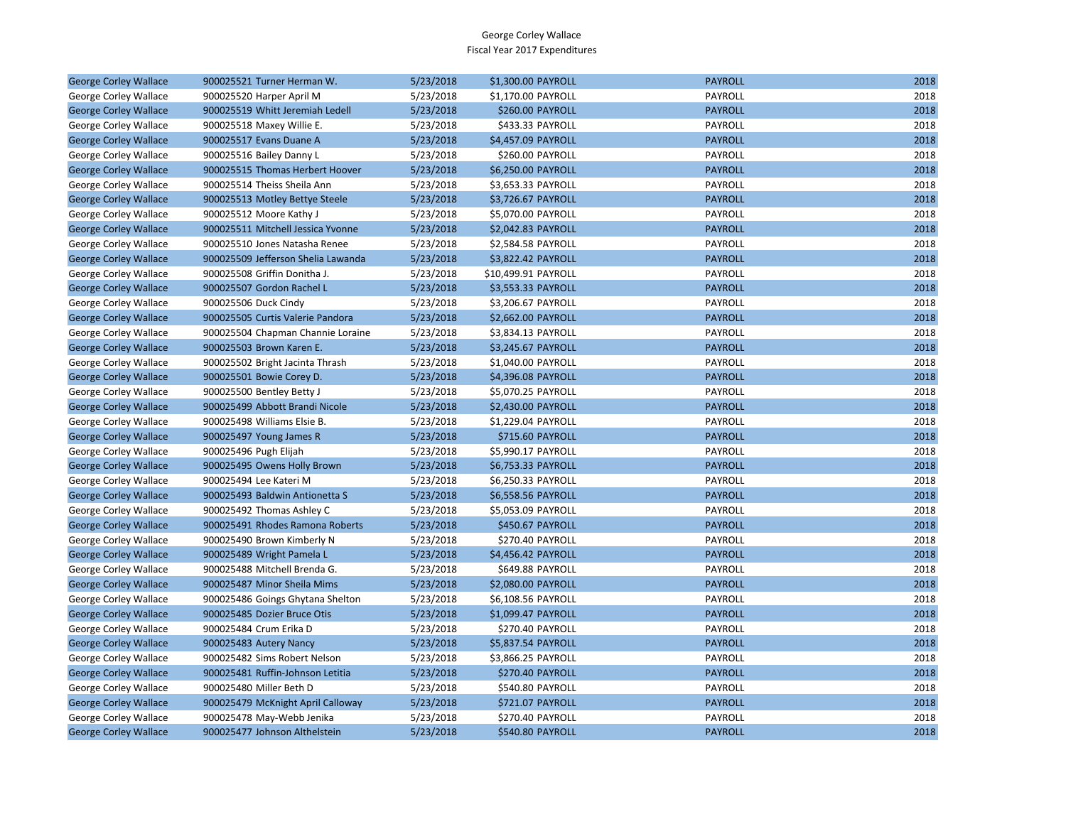George Corley Wallace
Fiscal Year 2017 Expenditures

| | | | | | | |
|---|---|---|---|---|---|---|
| George Corley Wallace | 900025521 Turner Herman W. | 5/23/2018 | $1,300.00 | PAYROLL | PAYROLL | 2018 |
| George Corley Wallace | 900025520 Harper April M | 5/23/2018 | $1,170.00 | PAYROLL | PAYROLL | 2018 |
| George Corley Wallace | 900025519 Whitt Jeremiah Ledell | 5/23/2018 | $260.00 | PAYROLL | PAYROLL | 2018 |
| George Corley Wallace | 900025518 Maxey Willie E. | 5/23/2018 | $433.33 | PAYROLL | PAYROLL | 2018 |
| George Corley Wallace | 900025517 Evans Duane A | 5/23/2018 | $4,457.09 | PAYROLL | PAYROLL | 2018 |
| George Corley Wallace | 900025516 Bailey Danny L | 5/23/2018 | $260.00 | PAYROLL | PAYROLL | 2018 |
| George Corley Wallace | 900025515 Thomas Herbert Hoover | 5/23/2018 | $6,250.00 | PAYROLL | PAYROLL | 2018 |
| George Corley Wallace | 900025514 Theiss Sheila Ann | 5/23/2018 | $3,653.33 | PAYROLL | PAYROLL | 2018 |
| George Corley Wallace | 900025513 Motley Bettye Steele | 5/23/2018 | $3,726.67 | PAYROLL | PAYROLL | 2018 |
| George Corley Wallace | 900025512 Moore Kathy J | 5/23/2018 | $5,070.00 | PAYROLL | PAYROLL | 2018 |
| George Corley Wallace | 900025511 Mitchell Jessica Yvonne | 5/23/2018 | $2,042.83 | PAYROLL | PAYROLL | 2018 |
| George Corley Wallace | 900025510 Jones Natasha Renee | 5/23/2018 | $2,584.58 | PAYROLL | PAYROLL | 2018 |
| George Corley Wallace | 900025509 Jefferson Shelia Lawanda | 5/23/2018 | $3,822.42 | PAYROLL | PAYROLL | 2018 |
| George Corley Wallace | 900025508 Griffin Donitha J. | 5/23/2018 | $10,499.91 | PAYROLL | PAYROLL | 2018 |
| George Corley Wallace | 900025507 Gordon Rachel L | 5/23/2018 | $3,553.33 | PAYROLL | PAYROLL | 2018 |
| George Corley Wallace | 900025506 Duck Cindy | 5/23/2018 | $3,206.67 | PAYROLL | PAYROLL | 2018 |
| George Corley Wallace | 900025505 Curtis Valerie Pandora | 5/23/2018 | $2,662.00 | PAYROLL | PAYROLL | 2018 |
| George Corley Wallace | 900025504 Chapman Channie Loraine | 5/23/2018 | $3,834.13 | PAYROLL | PAYROLL | 2018 |
| George Corley Wallace | 900025503 Brown Karen E. | 5/23/2018 | $3,245.67 | PAYROLL | PAYROLL | 2018 |
| George Corley Wallace | 900025502 Bright Jacinta Thrash | 5/23/2018 | $1,040.00 | PAYROLL | PAYROLL | 2018 |
| George Corley Wallace | 900025501 Bowie Corey D. | 5/23/2018 | $4,396.08 | PAYROLL | PAYROLL | 2018 |
| George Corley Wallace | 900025500 Bentley Betty J | 5/23/2018 | $5,070.25 | PAYROLL | PAYROLL | 2018 |
| George Corley Wallace | 900025499 Abbott Brandi Nicole | 5/23/2018 | $2,430.00 | PAYROLL | PAYROLL | 2018 |
| George Corley Wallace | 900025498 Williams Elsie B. | 5/23/2018 | $1,229.04 | PAYROLL | PAYROLL | 2018 |
| George Corley Wallace | 900025497 Young James R | 5/23/2018 | $715.60 | PAYROLL | PAYROLL | 2018 |
| George Corley Wallace | 900025496 Pugh Elijah | 5/23/2018 | $5,990.17 | PAYROLL | PAYROLL | 2018 |
| George Corley Wallace | 900025495 Owens Holly Brown | 5/23/2018 | $6,753.33 | PAYROLL | PAYROLL | 2018 |
| George Corley Wallace | 900025494 Lee Kateri M | 5/23/2018 | $6,250.33 | PAYROLL | PAYROLL | 2018 |
| George Corley Wallace | 900025493 Baldwin Antionetta S | 5/23/2018 | $6,558.56 | PAYROLL | PAYROLL | 2018 |
| George Corley Wallace | 900025492 Thomas Ashley C | 5/23/2018 | $5,053.09 | PAYROLL | PAYROLL | 2018 |
| George Corley Wallace | 900025491 Rhodes Ramona Roberts | 5/23/2018 | $450.67 | PAYROLL | PAYROLL | 2018 |
| George Corley Wallace | 900025490 Brown Kimberly N | 5/23/2018 | $270.40 | PAYROLL | PAYROLL | 2018 |
| George Corley Wallace | 900025489 Wright Pamela L | 5/23/2018 | $4,456.42 | PAYROLL | PAYROLL | 2018 |
| George Corley Wallace | 900025488 Mitchell Brenda G. | 5/23/2018 | $649.88 | PAYROLL | PAYROLL | 2018 |
| George Corley Wallace | 900025487 Minor Sheila Mims | 5/23/2018 | $2,080.00 | PAYROLL | PAYROLL | 2018 |
| George Corley Wallace | 900025486 Goings Ghytana Shelton | 5/23/2018 | $6,108.56 | PAYROLL | PAYROLL | 2018 |
| George Corley Wallace | 900025485 Dozier Bruce Otis | 5/23/2018 | $1,099.47 | PAYROLL | PAYROLL | 2018 |
| George Corley Wallace | 900025484 Crum Erika D | 5/23/2018 | $270.40 | PAYROLL | PAYROLL | 2018 |
| George Corley Wallace | 900025483 Autery Nancy | 5/23/2018 | $5,837.54 | PAYROLL | PAYROLL | 2018 |
| George Corley Wallace | 900025482 Sims Robert Nelson | 5/23/2018 | $3,866.25 | PAYROLL | PAYROLL | 2018 |
| George Corley Wallace | 900025481 Ruffin-Johnson Letitia | 5/23/2018 | $270.40 | PAYROLL | PAYROLL | 2018 |
| George Corley Wallace | 900025480 Miller Beth D | 5/23/2018 | $540.80 | PAYROLL | PAYROLL | 2018 |
| George Corley Wallace | 900025479 McKnight April Calloway | 5/23/2018 | $721.07 | PAYROLL | PAYROLL | 2018 |
| George Corley Wallace | 900025478 May-Webb Jenika | 5/23/2018 | $270.40 | PAYROLL | PAYROLL | 2018 |
| George Corley Wallace | 900025477 Johnson Althelstein | 5/23/2018 | $540.80 | PAYROLL | PAYROLL | 2018 |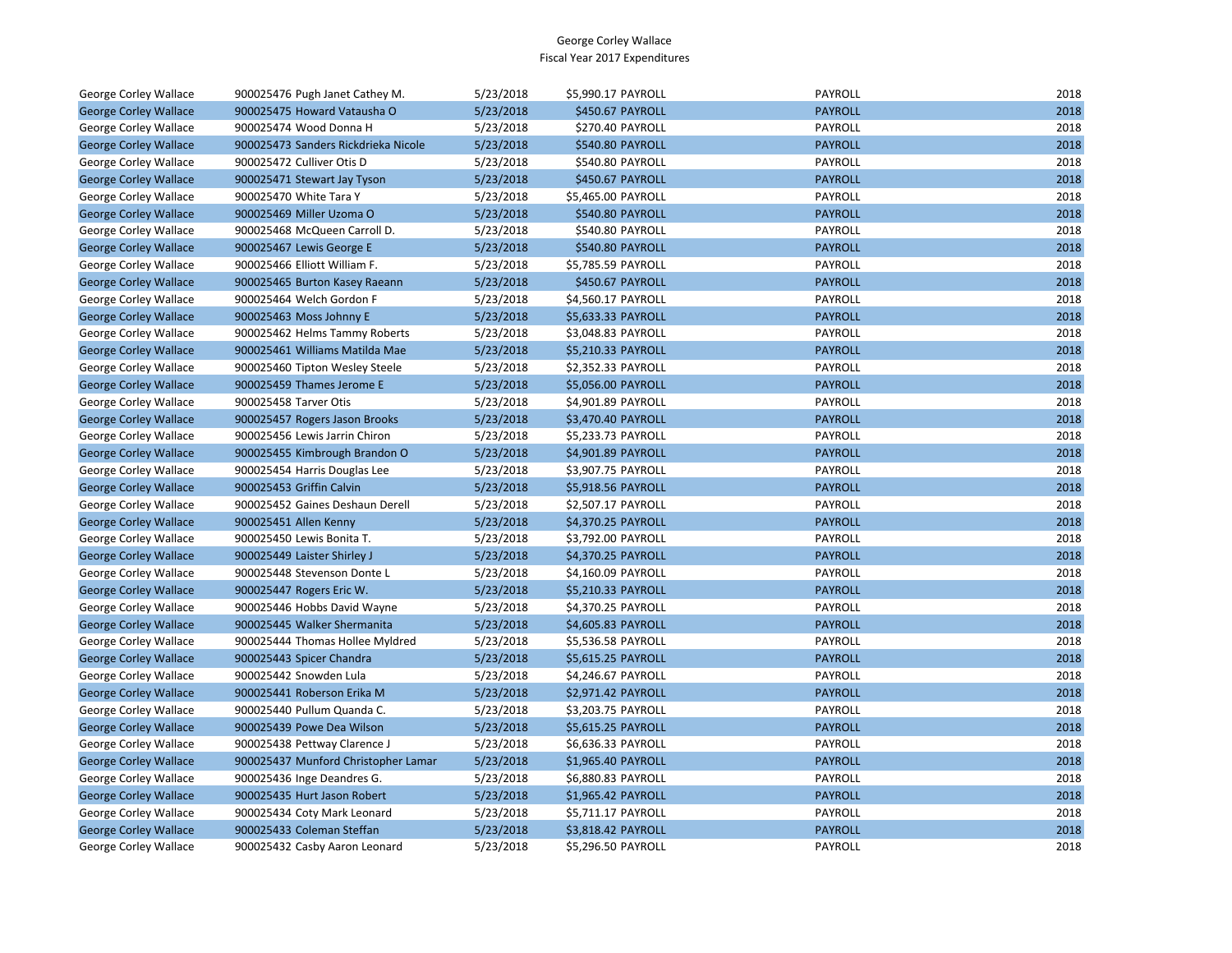George Corley Wallace
Fiscal Year 2017 Expenditures

| | | | | | | |
|---|---|---|---|---|---|---|
| George Corley Wallace | 900025476 Pugh Janet Cathey M. | 5/23/2018 | $5,990.17 | PAYROLL | PAYROLL | 2018 |
| George Corley Wallace | 900025475 Howard Vatausha O | 5/23/2018 | $450.67 | PAYROLL | PAYROLL | 2018 |
| George Corley Wallace | 900025474 Wood Donna H | 5/23/2018 | $270.40 | PAYROLL | PAYROLL | 2018 |
| George Corley Wallace | 900025473 Sanders Rickdrieka Nicole | 5/23/2018 | $540.80 | PAYROLL | PAYROLL | 2018 |
| George Corley Wallace | 900025472 Culliver Otis D | 5/23/2018 | $540.80 | PAYROLL | PAYROLL | 2018 |
| George Corley Wallace | 900025471 Stewart Jay Tyson | 5/23/2018 | $450.67 | PAYROLL | PAYROLL | 2018 |
| George Corley Wallace | 900025470 White Tara Y | 5/23/2018 | $5,465.00 | PAYROLL | PAYROLL | 2018 |
| George Corley Wallace | 900025469 Miller Uzoma O | 5/23/2018 | $540.80 | PAYROLL | PAYROLL | 2018 |
| George Corley Wallace | 900025468 McQueen Carroll D. | 5/23/2018 | $540.80 | PAYROLL | PAYROLL | 2018 |
| George Corley Wallace | 900025467 Lewis George E | 5/23/2018 | $540.80 | PAYROLL | PAYROLL | 2018 |
| George Corley Wallace | 900025466 Elliott William F. | 5/23/2018 | $5,785.59 | PAYROLL | PAYROLL | 2018 |
| George Corley Wallace | 900025465 Burton Kasey Raeann | 5/23/2018 | $450.67 | PAYROLL | PAYROLL | 2018 |
| George Corley Wallace | 900025464 Welch Gordon F | 5/23/2018 | $4,560.17 | PAYROLL | PAYROLL | 2018 |
| George Corley Wallace | 900025463 Moss Johnny E | 5/23/2018 | $5,633.33 | PAYROLL | PAYROLL | 2018 |
| George Corley Wallace | 900025462 Helms Tammy Roberts | 5/23/2018 | $3,048.83 | PAYROLL | PAYROLL | 2018 |
| George Corley Wallace | 900025461 Williams Matilda Mae | 5/23/2018 | $5,210.33 | PAYROLL | PAYROLL | 2018 |
| George Corley Wallace | 900025460 Tipton Wesley Steele | 5/23/2018 | $2,352.33 | PAYROLL | PAYROLL | 2018 |
| George Corley Wallace | 900025459 Thames Jerome E | 5/23/2018 | $5,056.00 | PAYROLL | PAYROLL | 2018 |
| George Corley Wallace | 900025458 Tarver Otis | 5/23/2018 | $4,901.89 | PAYROLL | PAYROLL | 2018 |
| George Corley Wallace | 900025457 Rogers Jason Brooks | 5/23/2018 | $3,470.40 | PAYROLL | PAYROLL | 2018 |
| George Corley Wallace | 900025456 Lewis Jarrin Chiron | 5/23/2018 | $5,233.73 | PAYROLL | PAYROLL | 2018 |
| George Corley Wallace | 900025455 Kimbrough Brandon O | 5/23/2018 | $4,901.89 | PAYROLL | PAYROLL | 2018 |
| George Corley Wallace | 900025454 Harris Douglas Lee | 5/23/2018 | $3,907.75 | PAYROLL | PAYROLL | 2018 |
| George Corley Wallace | 900025453 Griffin Calvin | 5/23/2018 | $5,918.56 | PAYROLL | PAYROLL | 2018 |
| George Corley Wallace | 900025452 Gaines Deshaun Derell | 5/23/2018 | $2,507.17 | PAYROLL | PAYROLL | 2018 |
| George Corley Wallace | 900025451 Allen Kenny | 5/23/2018 | $4,370.25 | PAYROLL | PAYROLL | 2018 |
| George Corley Wallace | 900025450 Lewis Bonita T. | 5/23/2018 | $3,792.00 | PAYROLL | PAYROLL | 2018 |
| George Corley Wallace | 900025449 Laister Shirley J | 5/23/2018 | $4,370.25 | PAYROLL | PAYROLL | 2018 |
| George Corley Wallace | 900025448 Stevenson Donte L | 5/23/2018 | $4,160.09 | PAYROLL | PAYROLL | 2018 |
| George Corley Wallace | 900025447 Rogers Eric W. | 5/23/2018 | $5,210.33 | PAYROLL | PAYROLL | 2018 |
| George Corley Wallace | 900025446 Hobbs David Wayne | 5/23/2018 | $4,370.25 | PAYROLL | PAYROLL | 2018 |
| George Corley Wallace | 900025445 Walker Shermanita | 5/23/2018 | $4,605.83 | PAYROLL | PAYROLL | 2018 |
| George Corley Wallace | 900025444 Thomas Hollee Myldred | 5/23/2018 | $5,536.58 | PAYROLL | PAYROLL | 2018 |
| George Corley Wallace | 900025443 Spicer Chandra | 5/23/2018 | $5,615.25 | PAYROLL | PAYROLL | 2018 |
| George Corley Wallace | 900025442 Snowden Lula | 5/23/2018 | $4,246.67 | PAYROLL | PAYROLL | 2018 |
| George Corley Wallace | 900025441 Roberson Erika M | 5/23/2018 | $2,971.42 | PAYROLL | PAYROLL | 2018 |
| George Corley Wallace | 900025440 Pullum Quanda C. | 5/23/2018 | $3,203.75 | PAYROLL | PAYROLL | 2018 |
| George Corley Wallace | 900025439 Powe Dea Wilson | 5/23/2018 | $5,615.25 | PAYROLL | PAYROLL | 2018 |
| George Corley Wallace | 900025438 Pettway Clarence J | 5/23/2018 | $6,636.33 | PAYROLL | PAYROLL | 2018 |
| George Corley Wallace | 900025437 Munford Christopher Lamar | 5/23/2018 | $1,965.40 | PAYROLL | PAYROLL | 2018 |
| George Corley Wallace | 900025436 Inge Deandres G. | 5/23/2018 | $6,880.83 | PAYROLL | PAYROLL | 2018 |
| George Corley Wallace | 900025435 Hurt Jason Robert | 5/23/2018 | $1,965.42 | PAYROLL | PAYROLL | 2018 |
| George Corley Wallace | 900025434 Coty Mark Leonard | 5/23/2018 | $5,711.17 | PAYROLL | PAYROLL | 2018 |
| George Corley Wallace | 900025433 Coleman Steffan | 5/23/2018 | $3,818.42 | PAYROLL | PAYROLL | 2018 |
| George Corley Wallace | 900025432 Casby Aaron Leonard | 5/23/2018 | $5,296.50 | PAYROLL | PAYROLL | 2018 |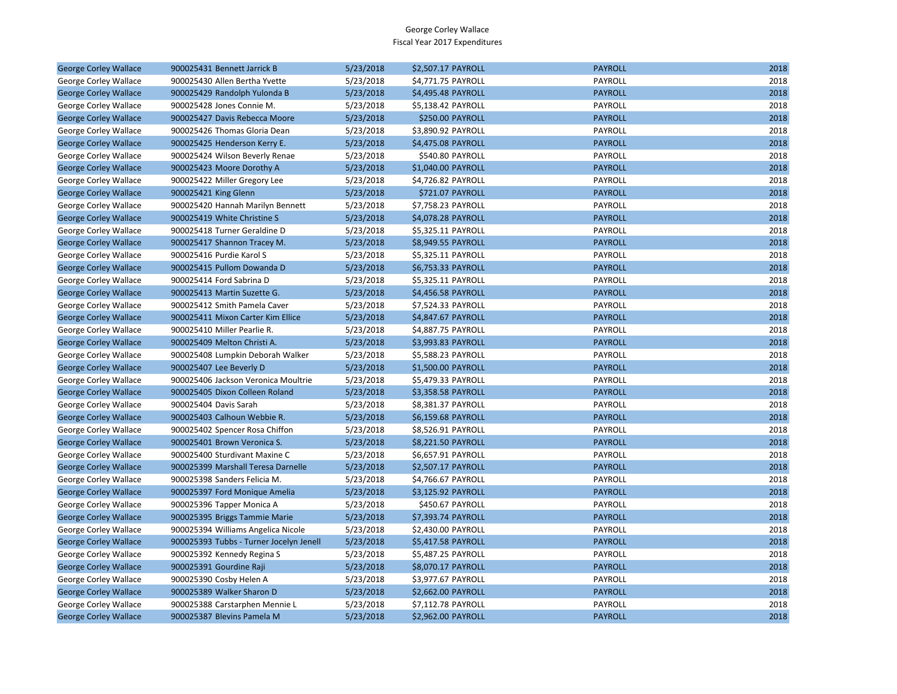George Corley Wallace
Fiscal Year 2017 Expenditures

| | | | | | |
|---|---|---|---|---|---|
| George Corley Wallace | 900025431 Bennett Jarrick B | 5/23/2018 | $2,507.17 PAYROLL | PAYROLL | 2018 |
| George Corley Wallace | 900025430 Allen Bertha Yvette | 5/23/2018 | $4,771.75 PAYROLL | PAYROLL | 2018 |
| George Corley Wallace | 900025429 Randolph Yulonda B | 5/23/2018 | $4,495.48 PAYROLL | PAYROLL | 2018 |
| George Corley Wallace | 900025428 Jones Connie M. | 5/23/2018 | $5,138.42 PAYROLL | PAYROLL | 2018 |
| George Corley Wallace | 900025427 Davis Rebecca Moore | 5/23/2018 | $250.00 PAYROLL | PAYROLL | 2018 |
| George Corley Wallace | 900025426 Thomas Gloria Dean | 5/23/2018 | $3,890.92 PAYROLL | PAYROLL | 2018 |
| George Corley Wallace | 900025425 Henderson Kerry E. | 5/23/2018 | $4,475.08 PAYROLL | PAYROLL | 2018 |
| George Corley Wallace | 900025424 Wilson Beverly Renae | 5/23/2018 | $540.80 PAYROLL | PAYROLL | 2018 |
| George Corley Wallace | 900025423 Moore Dorothy A | 5/23/2018 | $1,040.00 PAYROLL | PAYROLL | 2018 |
| George Corley Wallace | 900025422 Miller Gregory Lee | 5/23/2018 | $4,726.82 PAYROLL | PAYROLL | 2018 |
| George Corley Wallace | 900025421 King Glenn | 5/23/2018 | $721.07 PAYROLL | PAYROLL | 2018 |
| George Corley Wallace | 900025420 Hannah Marilyn Bennett | 5/23/2018 | $7,758.23 PAYROLL | PAYROLL | 2018 |
| George Corley Wallace | 900025419 White Christine S | 5/23/2018 | $4,078.28 PAYROLL | PAYROLL | 2018 |
| George Corley Wallace | 900025418 Turner Geraldine D | 5/23/2018 | $5,325.11 PAYROLL | PAYROLL | 2018 |
| George Corley Wallace | 900025417 Shannon Tracey M. | 5/23/2018 | $8,949.55 PAYROLL | PAYROLL | 2018 |
| George Corley Wallace | 900025416 Purdie Karol S | 5/23/2018 | $5,325.11 PAYROLL | PAYROLL | 2018 |
| George Corley Wallace | 900025415 Pullom Dowanda D | 5/23/2018 | $6,753.33 PAYROLL | PAYROLL | 2018 |
| George Corley Wallace | 900025414 Ford Sabrina D | 5/23/2018 | $5,325.11 PAYROLL | PAYROLL | 2018 |
| George Corley Wallace | 900025413 Martin Suzette G. | 5/23/2018 | $4,456.58 PAYROLL | PAYROLL | 2018 |
| George Corley Wallace | 900025412 Smith Pamela Caver | 5/23/2018 | $7,524.33 PAYROLL | PAYROLL | 2018 |
| George Corley Wallace | 900025411 Mixon Carter Kim Ellice | 5/23/2018 | $4,847.67 PAYROLL | PAYROLL | 2018 |
| George Corley Wallace | 900025410 Miller Pearlie R. | 5/23/2018 | $4,887.75 PAYROLL | PAYROLL | 2018 |
| George Corley Wallace | 900025409 Melton Christi A. | 5/23/2018 | $3,993.83 PAYROLL | PAYROLL | 2018 |
| George Corley Wallace | 900025408 Lumpkin Deborah Walker | 5/23/2018 | $5,588.23 PAYROLL | PAYROLL | 2018 |
| George Corley Wallace | 900025407 Lee Beverly D | 5/23/2018 | $1,500.00 PAYROLL | PAYROLL | 2018 |
| George Corley Wallace | 900025406 Jackson Veronica Moultrie | 5/23/2018 | $5,479.33 PAYROLL | PAYROLL | 2018 |
| George Corley Wallace | 900025405 Dixon Colleen Roland | 5/23/2018 | $3,358.58 PAYROLL | PAYROLL | 2018 |
| George Corley Wallace | 900025404 Davis Sarah | 5/23/2018 | $8,381.37 PAYROLL | PAYROLL | 2018 |
| George Corley Wallace | 900025403 Calhoun Webbie R. | 5/23/2018 | $6,159.68 PAYROLL | PAYROLL | 2018 |
| George Corley Wallace | 900025402 Spencer Rosa Chiffon | 5/23/2018 | $8,526.91 PAYROLL | PAYROLL | 2018 |
| George Corley Wallace | 900025401 Brown Veronica S. | 5/23/2018 | $8,221.50 PAYROLL | PAYROLL | 2018 |
| George Corley Wallace | 900025400 Sturdivant Maxine C | 5/23/2018 | $6,657.91 PAYROLL | PAYROLL | 2018 |
| George Corley Wallace | 900025399 Marshall Teresa Darnelle | 5/23/2018 | $2,507.17 PAYROLL | PAYROLL | 2018 |
| George Corley Wallace | 900025398 Sanders Felicia M. | 5/23/2018 | $4,766.67 PAYROLL | PAYROLL | 2018 |
| George Corley Wallace | 900025397 Ford Monique Amelia | 5/23/2018 | $3,125.92 PAYROLL | PAYROLL | 2018 |
| George Corley Wallace | 900025396 Tapper Monica A | 5/23/2018 | $450.67 PAYROLL | PAYROLL | 2018 |
| George Corley Wallace | 900025395 Briggs Tammie Marie | 5/23/2018 | $7,393.74 PAYROLL | PAYROLL | 2018 |
| George Corley Wallace | 900025394 Williams Angelica Nicole | 5/23/2018 | $2,430.00 PAYROLL | PAYROLL | 2018 |
| George Corley Wallace | 900025393 Tubbs - Turner Jocelyn Jenell | 5/23/2018 | $5,417.58 PAYROLL | PAYROLL | 2018 |
| George Corley Wallace | 900025392 Kennedy Regina S | 5/23/2018 | $5,487.25 PAYROLL | PAYROLL | 2018 |
| George Corley Wallace | 900025391 Gourdine Raji | 5/23/2018 | $8,070.17 PAYROLL | PAYROLL | 2018 |
| George Corley Wallace | 900025390 Cosby Helen A | 5/23/2018 | $3,977.67 PAYROLL | PAYROLL | 2018 |
| George Corley Wallace | 900025389 Walker Sharon D | 5/23/2018 | $2,662.00 PAYROLL | PAYROLL | 2018 |
| George Corley Wallace | 900025388 Carstarphen Mennie L | 5/23/2018 | $7,112.78 PAYROLL | PAYROLL | 2018 |
| George Corley Wallace | 900025387 Blevins Pamela M | 5/23/2018 | $2,962.00 PAYROLL | PAYROLL | 2018 |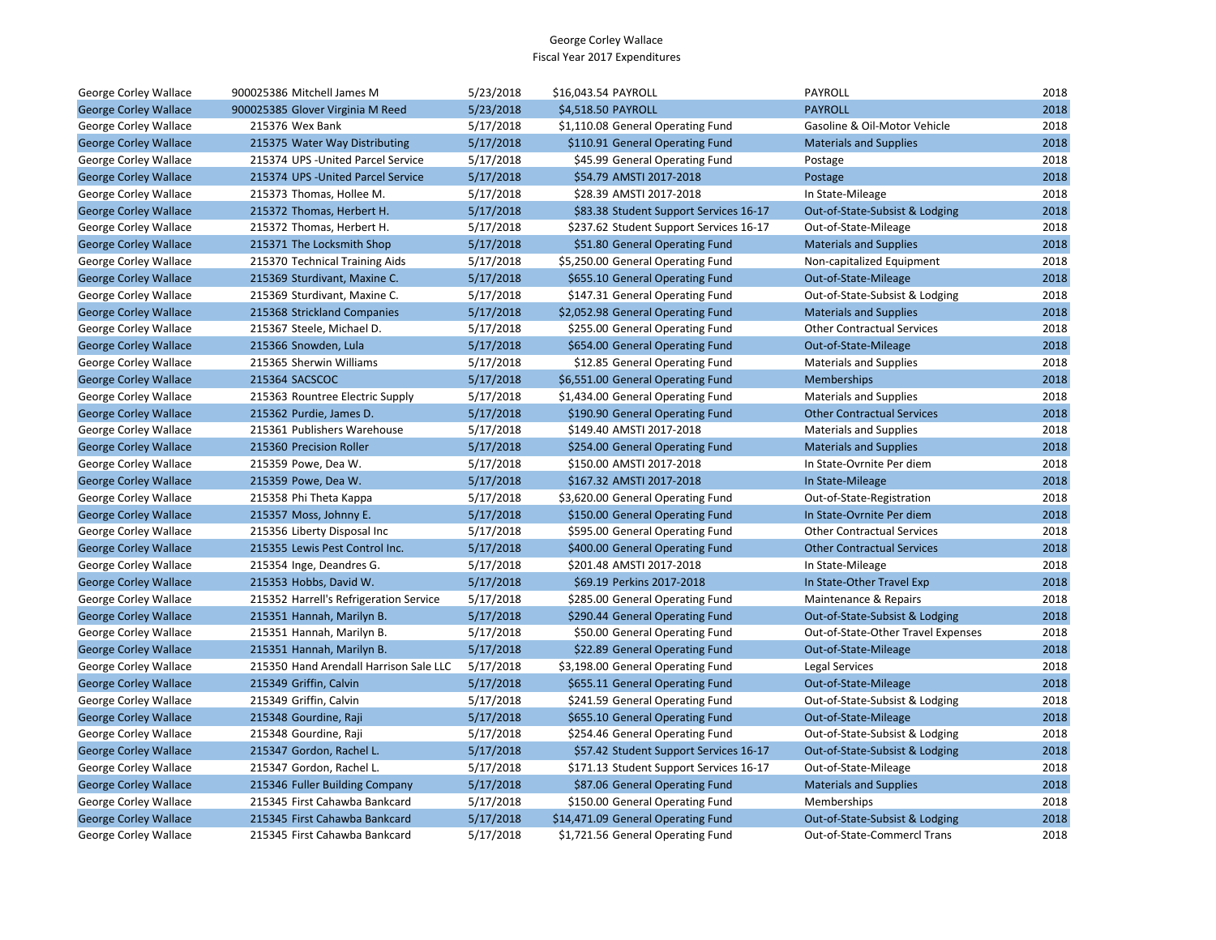George Corley Wallace
Fiscal Year 2017 Expenditures

| | | | | | | | |
|---|---|---|---|---|---|---|---|
| George Corley Wallace | 900025386 | Mitchell James M | 5/23/2018 | $16,043.54 | PAYROLL | PAYROLL | 2018 |
| George Corley Wallace | 900025385 | Glover Virginia M Reed | 5/23/2018 | $4,518.50 | PAYROLL | PAYROLL | 2018 |
| George Corley Wallace | 215376 | Wex Bank | 5/17/2018 | $1,110.08 | General Operating Fund | Gasoline & Oil-Motor Vehicle | 2018 |
| George Corley Wallace | 215375 | Water Way Distributing | 5/17/2018 | $110.91 | General Operating Fund | Materials and Supplies | 2018 |
| George Corley Wallace | 215374 | UPS -United Parcel Service | 5/17/2018 | $45.99 | General Operating Fund | Postage | 2018 |
| George Corley Wallace | 215374 | UPS -United Parcel Service | 5/17/2018 | $54.79 | AMSTI 2017-2018 | Postage | 2018 |
| George Corley Wallace | 215373 | Thomas, Hollee M. | 5/17/2018 | $28.39 | AMSTI 2017-2018 | In State-Mileage | 2018 |
| George Corley Wallace | 215372 | Thomas, Herbert H. | 5/17/2018 | $83.38 | Student Support Services 16-17 | Out-of-State-Subsist & Lodging | 2018 |
| George Corley Wallace | 215372 | Thomas, Herbert H. | 5/17/2018 | $237.62 | Student Support Services 16-17 | Out-of-State-Mileage | 2018 |
| George Corley Wallace | 215371 | The Locksmith Shop | 5/17/2018 | $51.80 | General Operating Fund | Materials and Supplies | 2018 |
| George Corley Wallace | 215370 | Technical Training Aids | 5/17/2018 | $5,250.00 | General Operating Fund | Non-capitalized Equipment | 2018 |
| George Corley Wallace | 215369 | Sturdivant, Maxine C. | 5/17/2018 | $655.10 | General Operating Fund | Out-of-State-Mileage | 2018 |
| George Corley Wallace | 215369 | Sturdivant, Maxine C. | 5/17/2018 | $147.31 | General Operating Fund | Out-of-State-Subsist & Lodging | 2018 |
| George Corley Wallace | 215368 | Strickland Companies | 5/17/2018 | $2,052.98 | General Operating Fund | Materials and Supplies | 2018 |
| George Corley Wallace | 215367 | Steele, Michael D. | 5/17/2018 | $255.00 | General Operating Fund | Other Contractual Services | 2018 |
| George Corley Wallace | 215366 | Snowden, Lula | 5/17/2018 | $654.00 | General Operating Fund | Out-of-State-Mileage | 2018 |
| George Corley Wallace | 215365 | Sherwin Williams | 5/17/2018 | $12.85 | General Operating Fund | Materials and Supplies | 2018 |
| George Corley Wallace | 215364 | SACSCOC | 5/17/2018 | $6,551.00 | General Operating Fund | Memberships | 2018 |
| George Corley Wallace | 215363 | Rountree Electric Supply | 5/17/2018 | $1,434.00 | General Operating Fund | Materials and Supplies | 2018 |
| George Corley Wallace | 215362 | Purdie, James D. | 5/17/2018 | $190.90 | General Operating Fund | Other Contractual Services | 2018 |
| George Corley Wallace | 215361 | Publishers Warehouse | 5/17/2018 | $149.40 | AMSTI 2017-2018 | Materials and Supplies | 2018 |
| George Corley Wallace | 215360 | Precision Roller | 5/17/2018 | $254.00 | General Operating Fund | Materials and Supplies | 2018 |
| George Corley Wallace | 215359 | Powe, Dea W. | 5/17/2018 | $150.00 | AMSTI 2017-2018 | In State-Ovrnite Per diem | 2018 |
| George Corley Wallace | 215359 | Powe, Dea W. | 5/17/2018 | $167.32 | AMSTI 2017-2018 | In State-Mileage | 2018 |
| George Corley Wallace | 215358 | Phi Theta Kappa | 5/17/2018 | $3,620.00 | General Operating Fund | Out-of-State-Registration | 2018 |
| George Corley Wallace | 215357 | Moss, Johnny E. | 5/17/2018 | $150.00 | General Operating Fund | In State-Ovrnite Per diem | 2018 |
| George Corley Wallace | 215356 | Liberty Disposal Inc | 5/17/2018 | $595.00 | General Operating Fund | Other Contractual Services | 2018 |
| George Corley Wallace | 215355 | Lewis Pest Control Inc. | 5/17/2018 | $400.00 | General Operating Fund | Other Contractual Services | 2018 |
| George Corley Wallace | 215354 | Inge, Deandres G. | 5/17/2018 | $201.48 | AMSTI 2017-2018 | In State-Mileage | 2018 |
| George Corley Wallace | 215353 | Hobbs, David W. | 5/17/2018 | $69.19 | Perkins 2017-2018 | In State-Other Travel Exp | 2018 |
| George Corley Wallace | 215352 | Harrell's Refrigeration Service | 5/17/2018 | $285.00 | General Operating Fund | Maintenance & Repairs | 2018 |
| George Corley Wallace | 215351 | Hannah, Marilyn B. | 5/17/2018 | $290.44 | General Operating Fund | Out-of-State-Subsist & Lodging | 2018 |
| George Corley Wallace | 215351 | Hannah, Marilyn B. | 5/17/2018 | $50.00 | General Operating Fund | Out-of-State-Other Travel Expenses | 2018 |
| George Corley Wallace | 215351 | Hannah, Marilyn B. | 5/17/2018 | $22.89 | General Operating Fund | Out-of-State-Mileage | 2018 |
| George Corley Wallace | 215350 | Hand Arendall Harrison Sale LLC | 5/17/2018 | $3,198.00 | General Operating Fund | Legal Services | 2018 |
| George Corley Wallace | 215349 | Griffin, Calvin | 5/17/2018 | $655.11 | General Operating Fund | Out-of-State-Mileage | 2018 |
| George Corley Wallace | 215349 | Griffin, Calvin | 5/17/2018 | $241.59 | General Operating Fund | Out-of-State-Subsist & Lodging | 2018 |
| George Corley Wallace | 215348 | Gourdine, Raji | 5/17/2018 | $655.10 | General Operating Fund | Out-of-State-Mileage | 2018 |
| George Corley Wallace | 215348 | Gourdine, Raji | 5/17/2018 | $254.46 | General Operating Fund | Out-of-State-Subsist & Lodging | 2018 |
| George Corley Wallace | 215347 | Gordon, Rachel L. | 5/17/2018 | $57.42 | Student Support Services 16-17 | Out-of-State-Subsist & Lodging | 2018 |
| George Corley Wallace | 215347 | Gordon, Rachel L. | 5/17/2018 | $171.13 | Student Support Services 16-17 | Out-of-State-Mileage | 2018 |
| George Corley Wallace | 215346 | Fuller Building Company | 5/17/2018 | $87.06 | General Operating Fund | Materials and Supplies | 2018 |
| George Corley Wallace | 215345 | First Cahawba Bankcard | 5/17/2018 | $150.00 | General Operating Fund | Memberships | 2018 |
| George Corley Wallace | 215345 | First Cahawba Bankcard | 5/17/2018 | $14,471.09 | General Operating Fund | Out-of-State-Subsist & Lodging | 2018 |
| George Corley Wallace | 215345 | First Cahawba Bankcard | 5/17/2018 | $1,721.56 | General Operating Fund | Out-of-State-Commercl Trans | 2018 |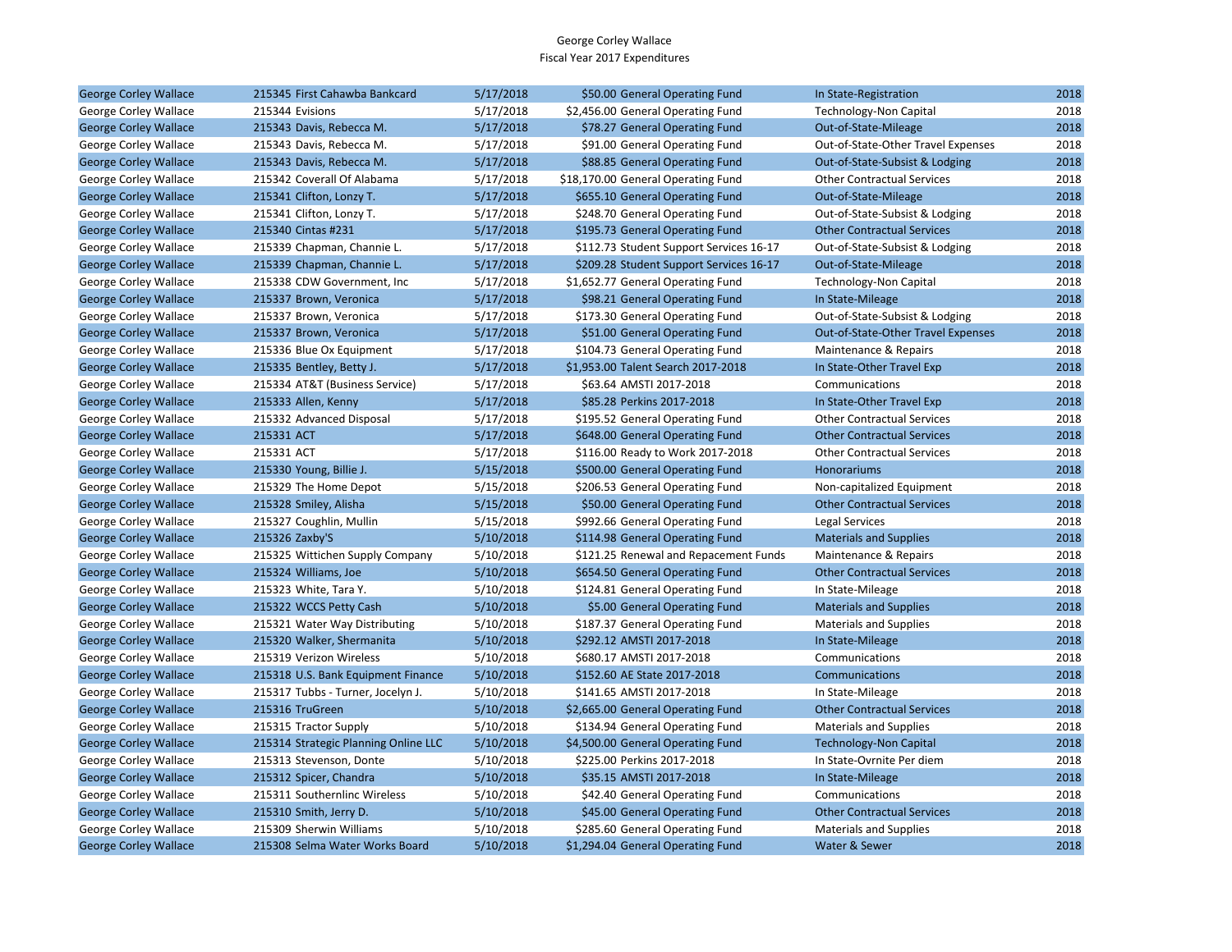George Corley Wallace
Fiscal Year 2017 Expenditures

| | | | | | | |
|---|---|---|---|---|---|---|
| George Corley Wallace | 215345 First Cahawba Bankcard | 5/17/2018 | $50.00 | General Operating Fund | In State-Registration | 2018 |
| George Corley Wallace | 215344 Evisions | 5/17/2018 | $2,456.00 | General Operating Fund | Technology-Non Capital | 2018 |
| George Corley Wallace | 215343 Davis, Rebecca M. | 5/17/2018 | $78.27 | General Operating Fund | Out-of-State-Mileage | 2018 |
| George Corley Wallace | 215343 Davis, Rebecca M. | 5/17/2018 | $91.00 | General Operating Fund | Out-of-State-Other Travel Expenses | 2018 |
| George Corley Wallace | 215343 Davis, Rebecca M. | 5/17/2018 | $88.85 | General Operating Fund | Out-of-State-Subsist & Lodging | 2018 |
| George Corley Wallace | 215342 Coverall Of Alabama | 5/17/2018 | $18,170.00 | General Operating Fund | Other Contractual Services | 2018 |
| George Corley Wallace | 215341 Clifton, Lonzy T. | 5/17/2018 | $655.10 | General Operating Fund | Out-of-State-Mileage | 2018 |
| George Corley Wallace | 215341 Clifton, Lonzy T. | 5/17/2018 | $248.70 | General Operating Fund | Out-of-State-Subsist & Lodging | 2018 |
| George Corley Wallace | 215340 Cintas #231 | 5/17/2018 | $195.73 | General Operating Fund | Other Contractual Services | 2018 |
| George Corley Wallace | 215339 Chapman, Channie L. | 5/17/2018 | $112.73 | Student Support Services 16-17 | Out-of-State-Subsist & Lodging | 2018 |
| George Corley Wallace | 215339 Chapman, Channie L. | 5/17/2018 | $209.28 | Student Support Services 16-17 | Out-of-State-Mileage | 2018 |
| George Corley Wallace | 215338 CDW Government, Inc | 5/17/2018 | $1,652.77 | General Operating Fund | Technology-Non Capital | 2018 |
| George Corley Wallace | 215337 Brown, Veronica | 5/17/2018 | $98.21 | General Operating Fund | In State-Mileage | 2018 |
| George Corley Wallace | 215337 Brown, Veronica | 5/17/2018 | $173.30 | General Operating Fund | Out-of-State-Subsist & Lodging | 2018 |
| George Corley Wallace | 215337 Brown, Veronica | 5/17/2018 | $51.00 | General Operating Fund | Out-of-State-Other Travel Expenses | 2018 |
| George Corley Wallace | 215336 Blue Ox Equipment | 5/17/2018 | $104.73 | General Operating Fund | Maintenance & Repairs | 2018 |
| George Corley Wallace | 215335 Bentley, Betty J. | 5/17/2018 | $1,953.00 | Talent Search 2017-2018 | In State-Other Travel Exp | 2018 |
| George Corley Wallace | 215334 AT&T (Business Service) | 5/17/2018 | $63.64 | AMSTI 2017-2018 | Communications | 2018 |
| George Corley Wallace | 215333 Allen, Kenny | 5/17/2018 | $85.28 | Perkins 2017-2018 | In State-Other Travel Exp | 2018 |
| George Corley Wallace | 215332 Advanced Disposal | 5/17/2018 | $195.52 | General Operating Fund | Other Contractual Services | 2018 |
| George Corley Wallace | 215331 ACT | 5/17/2018 | $648.00 | General Operating Fund | Other Contractual Services | 2018 |
| George Corley Wallace | 215331 ACT | 5/17/2018 | $116.00 | Ready to Work 2017-2018 | Other Contractual Services | 2018 |
| George Corley Wallace | 215330 Young, Billie J. | 5/15/2018 | $500.00 | General Operating Fund | Honorariums | 2018 |
| George Corley Wallace | 215329 The Home Depot | 5/15/2018 | $206.53 | General Operating Fund | Non-capitalized Equipment | 2018 |
| George Corley Wallace | 215328 Smiley, Alisha | 5/15/2018 | $50.00 | General Operating Fund | Other Contractual Services | 2018 |
| George Corley Wallace | 215327 Coughlin, Mullin | 5/15/2018 | $992.66 | General Operating Fund | Legal Services | 2018 |
| George Corley Wallace | 215326 Zaxby'S | 5/10/2018 | $114.98 | General Operating Fund | Materials and Supplies | 2018 |
| George Corley Wallace | 215325 Wittichen Supply Company | 5/10/2018 | $121.25 | Renewal and Repacement Funds | Maintenance & Repairs | 2018 |
| George Corley Wallace | 215324 Williams, Joe | 5/10/2018 | $654.50 | General Operating Fund | Other Contractual Services | 2018 |
| George Corley Wallace | 215323 White, Tara Y. | 5/10/2018 | $124.81 | General Operating Fund | In State-Mileage | 2018 |
| George Corley Wallace | 215322 WCCS Petty Cash | 5/10/2018 | $5.00 | General Operating Fund | Materials and Supplies | 2018 |
| George Corley Wallace | 215321 Water Way Distributing | 5/10/2018 | $187.37 | General Operating Fund | Materials and Supplies | 2018 |
| George Corley Wallace | 215320 Walker, Shermanita | 5/10/2018 | $292.12 | AMSTI 2017-2018 | In State-Mileage | 2018 |
| George Corley Wallace | 215319 Verizon Wireless | 5/10/2018 | $680.17 | AMSTI 2017-2018 | Communications | 2018 |
| George Corley Wallace | 215318 U.S. Bank Equipment Finance | 5/10/2018 | $152.60 | AE State 2017-2018 | Communications | 2018 |
| George Corley Wallace | 215317 Tubbs - Turner, Jocelyn J. | 5/10/2018 | $141.65 | AMSTI 2017-2018 | In State-Mileage | 2018 |
| George Corley Wallace | 215316 TruGreen | 5/10/2018 | $2,665.00 | General Operating Fund | Other Contractual Services | 2018 |
| George Corley Wallace | 215315 Tractor Supply | 5/10/2018 | $134.94 | General Operating Fund | Materials and Supplies | 2018 |
| George Corley Wallace | 215314 Strategic Planning Online LLC | 5/10/2018 | $4,500.00 | General Operating Fund | Technology-Non Capital | 2018 |
| George Corley Wallace | 215313 Stevenson, Donte | 5/10/2018 | $225.00 | Perkins 2017-2018 | In State-Ovrnite Per diem | 2018 |
| George Corley Wallace | 215312 Spicer, Chandra | 5/10/2018 | $35.15 | AMSTI 2017-2018 | In State-Mileage | 2018 |
| George Corley Wallace | 215311 Southernlinc Wireless | 5/10/2018 | $42.40 | General Operating Fund | Communications | 2018 |
| George Corley Wallace | 215310 Smith, Jerry D. | 5/10/2018 | $45.00 | General Operating Fund | Other Contractual Services | 2018 |
| George Corley Wallace | 215309 Sherwin Williams | 5/10/2018 | $285.60 | General Operating Fund | Materials and Supplies | 2018 |
| George Corley Wallace | 215308 Selma Water Works Board | 5/10/2018 | $1,294.04 | General Operating Fund | Water & Sewer | 2018 |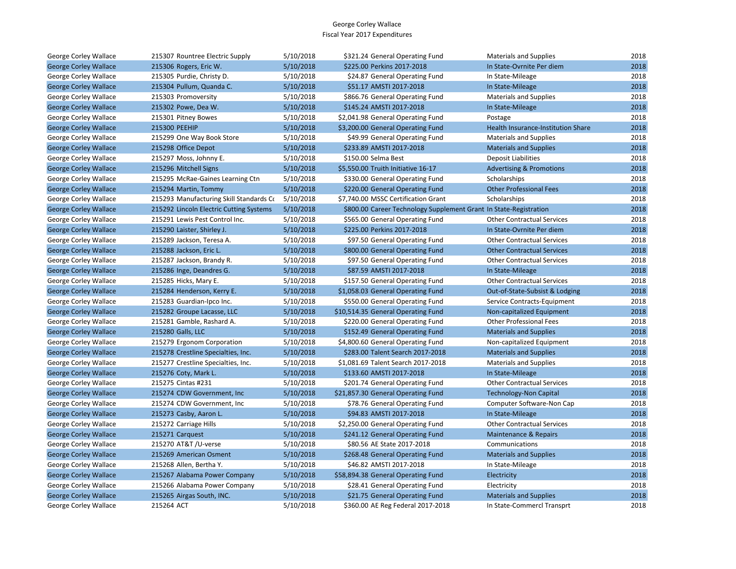George Corley Wallace
Fiscal Year 2017 Expenditures

| | | | | | | |
|---|---|---|---|---|---|---|
| George Corley Wallace | 215307 Rountree Electric Supply | 5/10/2018 | $321.24 | General Operating Fund | Materials and Supplies | 2018 |
| George Corley Wallace | 215306 Rogers, Eric W. | 5/10/2018 | $225.00 | Perkins 2017-2018 | In State-Ovrnite Per diem | 2018 |
| George Corley Wallace | 215305 Purdie, Christy D. | 5/10/2018 | $24.87 | General Operating Fund | In State-Mileage | 2018 |
| George Corley Wallace | 215304 Pullum, Quanda C. | 5/10/2018 | $51.17 | AMSTI 2017-2018 | In State-Mileage | 2018 |
| George Corley Wallace | 215303 Promoversity | 5/10/2018 | $866.76 | General Operating Fund | Materials and Supplies | 2018 |
| George Corley Wallace | 215302 Powe, Dea W. | 5/10/2018 | $145.24 | AMSTI 2017-2018 | In State-Mileage | 2018 |
| George Corley Wallace | 215301 Pitney Bowes | 5/10/2018 | $2,041.98 | General Operating Fund | Postage | 2018 |
| George Corley Wallace | 215300 PEEHIP | 5/10/2018 | $3,200.00 | General Operating Fund | Health Insurance-Institution Share | 2018 |
| George Corley Wallace | 215299 One Way Book Store | 5/10/2018 | $49.99 | General Operating Fund | Materials and Supplies | 2018 |
| George Corley Wallace | 215298 Office Depot | 5/10/2018 | $233.89 | AMSTI 2017-2018 | Materials and Supplies | 2018 |
| George Corley Wallace | 215297 Moss, Johnny E. | 5/10/2018 | $150.00 | Selma Best | Deposit Liabilities | 2018 |
| George Corley Wallace | 215296 Mitchell Signs | 5/10/2018 | $5,550.00 | Truith Initiative 16-17 | Advertising & Promotions | 2018 |
| George Corley Wallace | 215295 McRae-Gaines Learning Ctn | 5/10/2018 | $330.00 | General Operating Fund | Scholarships | 2018 |
| George Corley Wallace | 215294 Martin, Tommy | 5/10/2018 | $220.00 | General Operating Fund | Other Professional Fees | 2018 |
| George Corley Wallace | 215293 Manufacturing Skill Standards Co | 5/10/2018 | $7,740.00 | MSSC Certification Grant | Scholarships | 2018 |
| George Corley Wallace | 215292 Lincoln Electric Cutting Systems | 5/10/2018 | $800.00 | Career Technology Supplement Grant | In State-Registration | 2018 |
| George Corley Wallace | 215291 Lewis Pest Control Inc. | 5/10/2018 | $565.00 | General Operating Fund | Other Contractual Services | 2018 |
| George Corley Wallace | 215290 Laister, Shirley J. | 5/10/2018 | $225.00 | Perkins 2017-2018 | In State-Ovrnite Per diem | 2018 |
| George Corley Wallace | 215289 Jackson, Teresa A. | 5/10/2018 | $97.50 | General Operating Fund | Other Contractual Services | 2018 |
| George Corley Wallace | 215288 Jackson, Eric L. | 5/10/2018 | $800.00 | General Operating Fund | Other Contractual Services | 2018 |
| George Corley Wallace | 215287 Jackson, Brandy R. | 5/10/2018 | $97.50 | General Operating Fund | Other Contractual Services | 2018 |
| George Corley Wallace | 215286 Inge, Deandres G. | 5/10/2018 | $87.59 | AMSTI 2017-2018 | In State-Mileage | 2018 |
| George Corley Wallace | 215285 Hicks, Mary E. | 5/10/2018 | $157.50 | General Operating Fund | Other Contractual Services | 2018 |
| George Corley Wallace | 215284 Henderson, Kerry E. | 5/10/2018 | $1,058.03 | General Operating Fund | Out-of-State-Subsist & Lodging | 2018 |
| George Corley Wallace | 215283 Guardian-Ipco Inc. | 5/10/2018 | $550.00 | General Operating Fund | Service Contracts-Equipment | 2018 |
| George Corley Wallace | 215282 Groupe Lacasse, LLC | 5/10/2018 | $10,514.35 | General Operating Fund | Non-capitalized Equipment | 2018 |
| George Corley Wallace | 215281 Gamble, Rashard A. | 5/10/2018 | $220.00 | General Operating Fund | Other Professional Fees | 2018 |
| George Corley Wallace | 215280 Galls, LLC | 5/10/2018 | $152.49 | General Operating Fund | Materials and Supplies | 2018 |
| George Corley Wallace | 215279 Ergonom Corporation | 5/10/2018 | $4,800.60 | General Operating Fund | Non-capitalized Equipment | 2018 |
| George Corley Wallace | 215278 Crestline Specialties, Inc. | 5/10/2018 | $283.00 | Talent Search 2017-2018 | Materials and Supplies | 2018 |
| George Corley Wallace | 215277 Crestline Specialties, Inc. | 5/10/2018 | $1,081.69 | Talent Search 2017-2018 | Materials and Supplies | 2018 |
| George Corley Wallace | 215276 Coty, Mark L. | 5/10/2018 | $133.60 | AMSTI 2017-2018 | In State-Mileage | 2018 |
| George Corley Wallace | 215275 Cintas #231 | 5/10/2018 | $201.74 | General Operating Fund | Other Contractual Services | 2018 |
| George Corley Wallace | 215274 CDW Government, Inc | 5/10/2018 | $21,857.30 | General Operating Fund | Technology-Non Capital | 2018 |
| George Corley Wallace | 215274 CDW Government, Inc | 5/10/2018 | $78.76 | General Operating Fund | Computer Software-Non Cap | 2018 |
| George Corley Wallace | 215273 Casby, Aaron L. | 5/10/2018 | $94.83 | AMSTI 2017-2018 | In State-Mileage | 2018 |
| George Corley Wallace | 215272 Carriage Hills | 5/10/2018 | $2,250.00 | General Operating Fund | Other Contractual Services | 2018 |
| George Corley Wallace | 215271 Carquest | 5/10/2018 | $241.12 | General Operating Fund | Maintenance & Repairs | 2018 |
| George Corley Wallace | 215270 AT&T /U-verse | 5/10/2018 | $80.56 | AE State 2017-2018 | Communications | 2018 |
| George Corley Wallace | 215269 American Osment | 5/10/2018 | $268.48 | General Operating Fund | Materials and Supplies | 2018 |
| George Corley Wallace | 215268 Allen, Bertha Y. | 5/10/2018 | $46.82 | AMSTI 2017-2018 | In State-Mileage | 2018 |
| George Corley Wallace | 215267 Alabama Power Company | 5/10/2018 | $58,894.38 | General Operating Fund | Electricity | 2018 |
| George Corley Wallace | 215266 Alabama Power Company | 5/10/2018 | $28.41 | General Operating Fund | Electricity | 2018 |
| George Corley Wallace | 215265 Airgas South, INC. | 5/10/2018 | $21.75 | General Operating Fund | Materials and Supplies | 2018 |
| George Corley Wallace | 215264 ACT | 5/10/2018 | $360.00 | AE Reg Federal 2017-2018 | In State-Commercl Transprt | 2018 |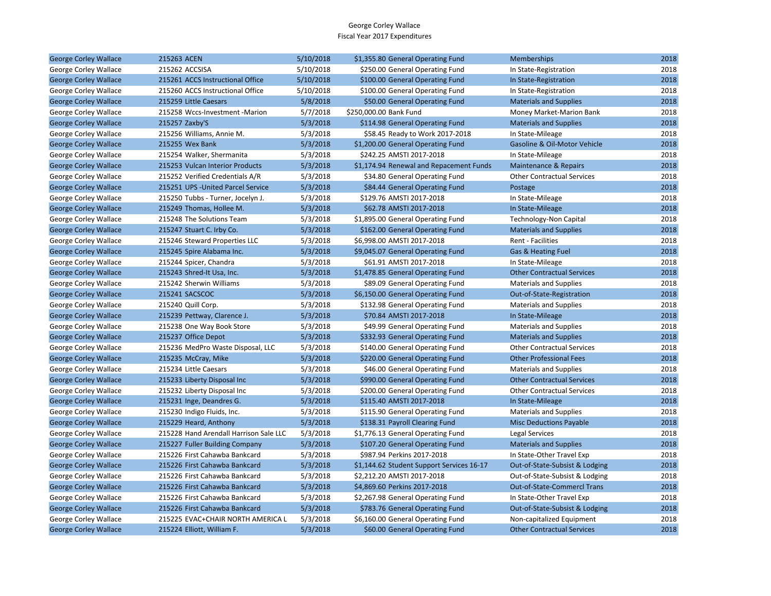George Corley Wallace
Fiscal Year 2017 Expenditures

| | | | | | | |
|---|---|---|---|---|---|---|
| George Corley Wallace | 215263 ACEN | 5/10/2018 | $1,355.80 | General Operating Fund | Memberships | 2018 |
| George Corley Wallace | 215262 ACCSISA | 5/10/2018 | $250.00 | General Operating Fund | In State-Registration | 2018 |
| George Corley Wallace | 215261 ACCS Instructional Office | 5/10/2018 | $100.00 | General Operating Fund | In State-Registration | 2018 |
| George Corley Wallace | 215260 ACCS Instructional Office | 5/10/2018 | $100.00 | General Operating Fund | In State-Registration | 2018 |
| George Corley Wallace | 215259 Little Caesars | 5/8/2018 | $50.00 | General Operating Fund | Materials and Supplies | 2018 |
| George Corley Wallace | 215258 Wccs-Investment -Marion | 5/7/2018 | $250,000.00 | Bank Fund | Money Market-Marion Bank | 2018 |
| George Corley Wallace | 215257 Zaxby'S | 5/3/2018 | $114.98 | General Operating Fund | Materials and Supplies | 2018 |
| George Corley Wallace | 215256 Williams, Annie M. | 5/3/2018 | $58.45 | Ready to Work 2017-2018 | In State-Mileage | 2018 |
| George Corley Wallace | 215255 Wex Bank | 5/3/2018 | $1,200.00 | General Operating Fund | Gasoline & Oil-Motor Vehicle | 2018 |
| George Corley Wallace | 215254 Walker, Shermanita | 5/3/2018 | $242.25 | AMSTI 2017-2018 | In State-Mileage | 2018 |
| George Corley Wallace | 215253 Vulcan Interior Products | 5/3/2018 | $1,174.94 | Renewal and Repacement Funds | Maintenance & Repairs | 2018 |
| George Corley Wallace | 215252 Verified Credentials A/R | 5/3/2018 | $34.80 | General Operating Fund | Other Contractual Services | 2018 |
| George Corley Wallace | 215251 UPS -United Parcel Service | 5/3/2018 | $84.44 | General Operating Fund | Postage | 2018 |
| George Corley Wallace | 215250 Tubbs - Turner, Jocelyn J. | 5/3/2018 | $129.76 | AMSTI 2017-2018 | In State-Mileage | 2018 |
| George Corley Wallace | 215249 Thomas, Hollee M. | 5/3/2018 | $62.78 | AMSTI 2017-2018 | In State-Mileage | 2018 |
| George Corley Wallace | 215248 The Solutions Team | 5/3/2018 | $1,895.00 | General Operating Fund | Technology-Non Capital | 2018 |
| George Corley Wallace | 215247 Stuart C. Irby Co. | 5/3/2018 | $162.00 | General Operating Fund | Materials and Supplies | 2018 |
| George Corley Wallace | 215246 Steward Properties LLC | 5/3/2018 | $6,998.00 | AMSTI 2017-2018 | Rent - Facilities | 2018 |
| George Corley Wallace | 215245 Spire Alabama Inc. | 5/3/2018 | $9,045.07 | General Operating Fund | Gas & Heating Fuel | 2018 |
| George Corley Wallace | 215244 Spicer, Chandra | 5/3/2018 | $61.91 | AMSTI 2017-2018 | In State-Mileage | 2018 |
| George Corley Wallace | 215243 Shred-It Usa, Inc. | 5/3/2018 | $1,478.85 | General Operating Fund | Other Contractual Services | 2018 |
| George Corley Wallace | 215242 Sherwin Williams | 5/3/2018 | $89.09 | General Operating Fund | Materials and Supplies | 2018 |
| George Corley Wallace | 215241 SACSCOC | 5/3/2018 | $6,150.00 | General Operating Fund | Out-of-State-Registration | 2018 |
| George Corley Wallace | 215240 Quill Corp. | 5/3/2018 | $132.98 | General Operating Fund | Materials and Supplies | 2018 |
| George Corley Wallace | 215239 Pettway, Clarence J. | 5/3/2018 | $70.84 | AMSTI 2017-2018 | In State-Mileage | 2018 |
| George Corley Wallace | 215238 One Way Book Store | 5/3/2018 | $49.99 | General Operating Fund | Materials and Supplies | 2018 |
| George Corley Wallace | 215237 Office Depot | 5/3/2018 | $332.93 | General Operating Fund | Materials and Supplies | 2018 |
| George Corley Wallace | 215236 MedPro Waste Disposal, LLC | 5/3/2018 | $140.00 | General Operating Fund | Other Contractual Services | 2018 |
| George Corley Wallace | 215235 McCray, Mike | 5/3/2018 | $220.00 | General Operating Fund | Other Professional Fees | 2018 |
| George Corley Wallace | 215234 Little Caesars | 5/3/2018 | $46.00 | General Operating Fund | Materials and Supplies | 2018 |
| George Corley Wallace | 215233 Liberty Disposal Inc | 5/3/2018 | $990.00 | General Operating Fund | Other Contractual Services | 2018 |
| George Corley Wallace | 215232 Liberty Disposal Inc | 5/3/2018 | $200.00 | General Operating Fund | Other Contractual Services | 2018 |
| George Corley Wallace | 215231 Inge, Deandres G. | 5/3/2018 | $115.40 | AMSTI 2017-2018 | In State-Mileage | 2018 |
| George Corley Wallace | 215230 Indigo Fluids, Inc. | 5/3/2018 | $115.90 | General Operating Fund | Materials and Supplies | 2018 |
| George Corley Wallace | 215229 Heard, Anthony | 5/3/2018 | $138.31 | Payroll Clearing Fund | Misc Deductions Payable | 2018 |
| George Corley Wallace | 215228 Hand Arendall Harrison Sale LLC | 5/3/2018 | $1,776.13 | General Operating Fund | Legal Services | 2018 |
| George Corley Wallace | 215227 Fuller Building Company | 5/3/2018 | $107.20 | General Operating Fund | Materials and Supplies | 2018 |
| George Corley Wallace | 215226 First Cahawba Bankcard | 5/3/2018 | $987.94 | Perkins 2017-2018 | In State-Other Travel Exp | 2018 |
| George Corley Wallace | 215226 First Cahawba Bankcard | 5/3/2018 | $1,144.62 | Student Support Services 16-17 | Out-of-State-Subsist & Lodging | 2018 |
| George Corley Wallace | 215226 First Cahawba Bankcard | 5/3/2018 | $2,212.20 | AMSTI 2017-2018 | Out-of-State-Subsist & Lodging | 2018 |
| George Corley Wallace | 215226 First Cahawba Bankcard | 5/3/2018 | $4,869.60 | Perkins 2017-2018 | Out-of-State-Commercl Trans | 2018 |
| George Corley Wallace | 215226 First Cahawba Bankcard | 5/3/2018 | $2,267.98 | General Operating Fund | In State-Other Travel Exp | 2018 |
| George Corley Wallace | 215226 First Cahawba Bankcard | 5/3/2018 | $783.76 | General Operating Fund | Out-of-State-Subsist & Lodging | 2018 |
| George Corley Wallace | 215225 EVAC+CHAIR NORTH AMERICA L | 5/3/2018 | $6,160.00 | General Operating Fund | Non-capitalized Equipment | 2018 |
| George Corley Wallace | 215224 Elliott, William F. | 5/3/2018 | $60.00 | General Operating Fund | Other Contractual Services | 2018 |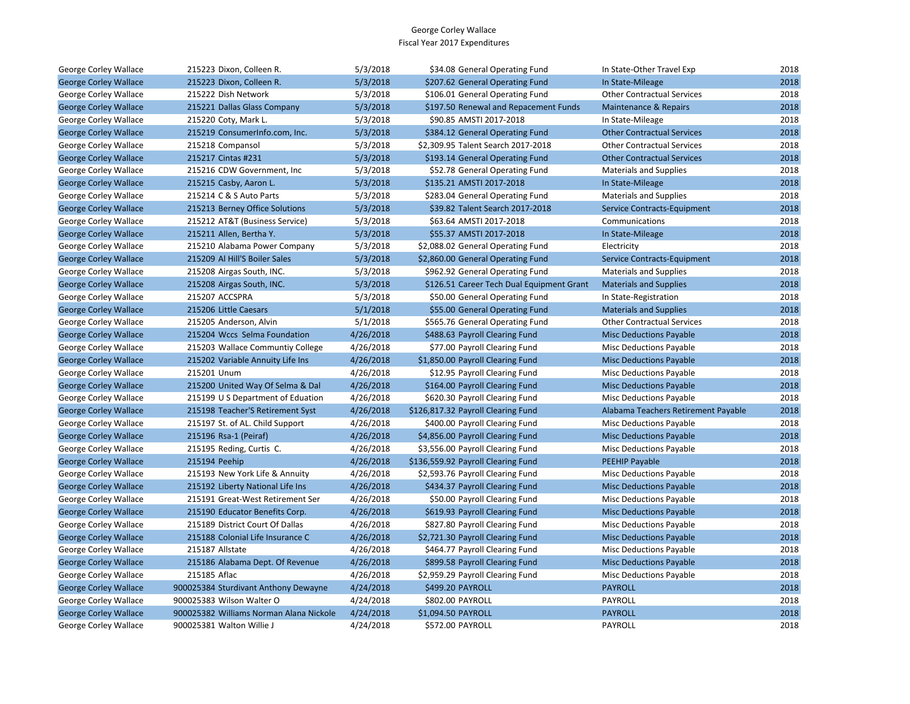George Corley Wallace
Fiscal Year 2017 Expenditures

| | | | | | | |
|---|---|---|---|---|---|---|
| George Corley Wallace | 215223 Dixon, Colleen R. | 5/3/2018 | $34.08 | General Operating Fund | In State-Other Travel Exp | 2018 |
| George Corley Wallace | 215223 Dixon, Colleen R. | 5/3/2018 | $207.62 | General Operating Fund | In State-Mileage | 2018 |
| George Corley Wallace | 215222 Dish Network | 5/3/2018 | $106.01 | General Operating Fund | Other Contractual Services | 2018 |
| George Corley Wallace | 215221 Dallas Glass Company | 5/3/2018 | $197.50 | Renewal and Repacement Funds | Maintenance & Repairs | 2018 |
| George Corley Wallace | 215220 Coty, Mark L. | 5/3/2018 | $90.85 | AMSTI 2017-2018 | In State-Mileage | 2018 |
| George Corley Wallace | 215219 ConsumerInfo.com, Inc. | 5/3/2018 | $384.12 | General Operating Fund | Other Contractual Services | 2018 |
| George Corley Wallace | 215218 Compansol | 5/3/2018 | $2,309.95 | Talent Search 2017-2018 | Other Contractual Services | 2018 |
| George Corley Wallace | 215217 Cintas #231 | 5/3/2018 | $193.14 | General Operating Fund | Other Contractual Services | 2018 |
| George Corley Wallace | 215216 CDW Government, Inc | 5/3/2018 | $52.78 | General Operating Fund | Materials and Supplies | 2018 |
| George Corley Wallace | 215215 Casby, Aaron L. | 5/3/2018 | $135.21 | AMSTI 2017-2018 | In State-Mileage | 2018 |
| George Corley Wallace | 215214 C & S Auto Parts | 5/3/2018 | $283.04 | General Operating Fund | Materials and Supplies | 2018 |
| George Corley Wallace | 215213 Berney Office Solutions | 5/3/2018 | $39.82 | Talent Search 2017-2018 | Service Contracts-Equipment | 2018 |
| George Corley Wallace | 215212 AT&T (Business Service) | 5/3/2018 | $63.64 | AMSTI 2017-2018 | Communications | 2018 |
| George Corley Wallace | 215211 Allen, Bertha Y. | 5/3/2018 | $55.37 | AMSTI 2017-2018 | In State-Mileage | 2018 |
| George Corley Wallace | 215210 Alabama Power Company | 5/3/2018 | $2,088.02 | General Operating Fund | Electricity | 2018 |
| George Corley Wallace | 215209 Al Hill'S Boiler Sales | 5/3/2018 | $2,860.00 | General Operating Fund | Service Contracts-Equipment | 2018 |
| George Corley Wallace | 215208 Airgas South, INC. | 5/3/2018 | $962.92 | General Operating Fund | Materials and Supplies | 2018 |
| George Corley Wallace | 215208 Airgas South, INC. | 5/3/2018 | $126.51 | Career Tech Dual Equipment Grant | Materials and Supplies | 2018 |
| George Corley Wallace | 215207 ACCSPRA | 5/3/2018 | $50.00 | General Operating Fund | In State-Registration | 2018 |
| George Corley Wallace | 215206 Little Caesars | 5/1/2018 | $55.00 | General Operating Fund | Materials and Supplies | 2018 |
| George Corley Wallace | 215205 Anderson, Alvin | 5/1/2018 | $565.76 | General Operating Fund | Other Contractual Services | 2018 |
| George Corley Wallace | 215204 Wccs Selma Foundation | 4/26/2018 | $488.63 | Payroll Clearing Fund | Misc Deductions Payable | 2018 |
| George Corley Wallace | 215203 Wallace Communtiy College | 4/26/2018 | $77.00 | Payroll Clearing Fund | Misc Deductions Payable | 2018 |
| George Corley Wallace | 215202 Variable Annuity Life Ins | 4/26/2018 | $1,850.00 | Payroll Clearing Fund | Misc Deductions Payable | 2018 |
| George Corley Wallace | 215201 Unum | 4/26/2018 | $12.95 | Payroll Clearing Fund | Misc Deductions Payable | 2018 |
| George Corley Wallace | 215200 United Way Of Selma & Dal | 4/26/2018 | $164.00 | Payroll Clearing Fund | Misc Deductions Payable | 2018 |
| George Corley Wallace | 215199 U S Department of Eduation | 4/26/2018 | $620.30 | Payroll Clearing Fund | Misc Deductions Payable | 2018 |
| George Corley Wallace | 215198 Teacher'S Retirement Syst | 4/26/2018 | $126,817.32 | Payroll Clearing Fund | Alabama Teachers Retirement Payable | 2018 |
| George Corley Wallace | 215197 St. of AL. Child Support | 4/26/2018 | $400.00 | Payroll Clearing Fund | Misc Deductions Payable | 2018 |
| George Corley Wallace | 215196 Rsa-1 (Peiraf) | 4/26/2018 | $4,856.00 | Payroll Clearing Fund | Misc Deductions Payable | 2018 |
| George Corley Wallace | 215195 Reding, Curtis C. | 4/26/2018 | $3,556.00 | Payroll Clearing Fund | Misc Deductions Payable | 2018 |
| George Corley Wallace | 215194 Peehip | 4/26/2018 | $136,559.92 | Payroll Clearing Fund | PEEHIP Payable | 2018 |
| George Corley Wallace | 215193 New York Life & Annuity | 4/26/2018 | $2,593.76 | Payroll Clearing Fund | Misc Deductions Payable | 2018 |
| George Corley Wallace | 215192 Liberty National Life Ins | 4/26/2018 | $434.37 | Payroll Clearing Fund | Misc Deductions Payable | 2018 |
| George Corley Wallace | 215191 Great-West Retirement Ser | 4/26/2018 | $50.00 | Payroll Clearing Fund | Misc Deductions Payable | 2018 |
| George Corley Wallace | 215190 Educator Benefits Corp. | 4/26/2018 | $619.93 | Payroll Clearing Fund | Misc Deductions Payable | 2018 |
| George Corley Wallace | 215189 District Court Of Dallas | 4/26/2018 | $827.80 | Payroll Clearing Fund | Misc Deductions Payable | 2018 |
| George Corley Wallace | 215188 Colonial Life Insurance C | 4/26/2018 | $2,721.30 | Payroll Clearing Fund | Misc Deductions Payable | 2018 |
| George Corley Wallace | 215187 Allstate | 4/26/2018 | $464.77 | Payroll Clearing Fund | Misc Deductions Payable | 2018 |
| George Corley Wallace | 215186 Alabama Dept. Of Revenue | 4/26/2018 | $899.58 | Payroll Clearing Fund | Misc Deductions Payable | 2018 |
| George Corley Wallace | 215185 Aflac | 4/26/2018 | $2,959.29 | Payroll Clearing Fund | Misc Deductions Payable | 2018 |
| George Corley Wallace | 900025384 Sturdivant Anthony Dewayne | 4/24/2018 | $499.20 | PAYROLL | PAYROLL | 2018 |
| George Corley Wallace | 900025383 Wilson Walter O | 4/24/2018 | $802.00 | PAYROLL | PAYROLL | 2018 |
| George Corley Wallace | 900025382 Williams Norman Alana Nickole | 4/24/2018 | $1,094.50 | PAYROLL | PAYROLL | 2018 |
| George Corley Wallace | 900025381 Walton Willie J | 4/24/2018 | $572.00 | PAYROLL | PAYROLL | 2018 |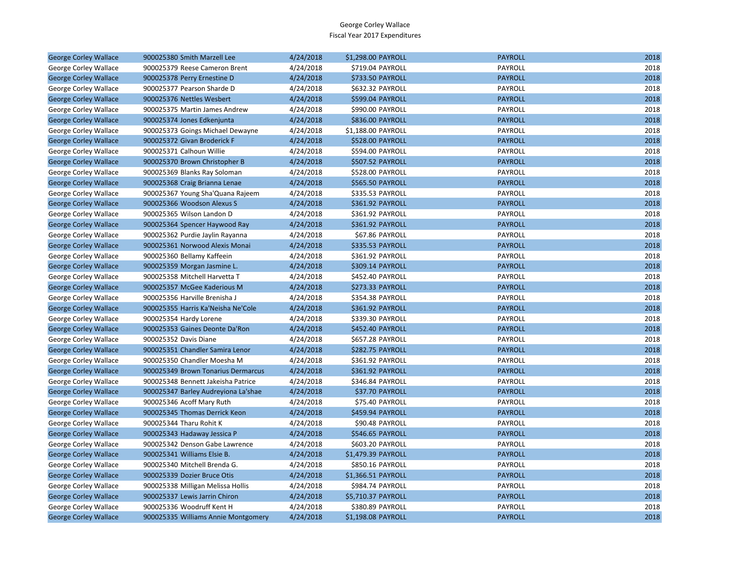George Corley Wallace
Fiscal Year 2017 Expenditures

| | | | | | | |
|---|---|---|---|---|---|---|
| George Corley Wallace | 900025380 Smith Marzell Lee | 4/24/2018 | $1,298.00 | PAYROLL | PAYROLL | 2018 |
| George Corley Wallace | 900025379 Reese Cameron Brent | 4/24/2018 | $719.04 | PAYROLL | PAYROLL | 2018 |
| George Corley Wallace | 900025378 Perry Ernestine D | 4/24/2018 | $733.50 | PAYROLL | PAYROLL | 2018 |
| George Corley Wallace | 900025377 Pearson Sharde D | 4/24/2018 | $632.32 | PAYROLL | PAYROLL | 2018 |
| George Corley Wallace | 900025376 Nettles Wesbert | 4/24/2018 | $599.04 | PAYROLL | PAYROLL | 2018 |
| George Corley Wallace | 900025375 Martin James Andrew | 4/24/2018 | $990.00 | PAYROLL | PAYROLL | 2018 |
| George Corley Wallace | 900025374 Jones Edkenjunta | 4/24/2018 | $836.00 | PAYROLL | PAYROLL | 2018 |
| George Corley Wallace | 900025373 Goings Michael Dewayne | 4/24/2018 | $1,188.00 | PAYROLL | PAYROLL | 2018 |
| George Corley Wallace | 900025372 Givan Broderick F | 4/24/2018 | $528.00 | PAYROLL | PAYROLL | 2018 |
| George Corley Wallace | 900025371 Calhoun Willie | 4/24/2018 | $594.00 | PAYROLL | PAYROLL | 2018 |
| George Corley Wallace | 900025370 Brown Christopher B | 4/24/2018 | $507.52 | PAYROLL | PAYROLL | 2018 |
| George Corley Wallace | 900025369 Blanks Ray Soloman | 4/24/2018 | $528.00 | PAYROLL | PAYROLL | 2018 |
| George Corley Wallace | 900025368 Craig Brianna Lenae | 4/24/2018 | $565.50 | PAYROLL | PAYROLL | 2018 |
| George Corley Wallace | 900025367 Young Sha'Quana Rajeem | 4/24/2018 | $335.53 | PAYROLL | PAYROLL | 2018 |
| George Corley Wallace | 900025366 Woodson Alexus S | 4/24/2018 | $361.92 | PAYROLL | PAYROLL | 2018 |
| George Corley Wallace | 900025365 Wilson Landon D | 4/24/2018 | $361.92 | PAYROLL | PAYROLL | 2018 |
| George Corley Wallace | 900025364 Spencer Haywood Ray | 4/24/2018 | $361.92 | PAYROLL | PAYROLL | 2018 |
| George Corley Wallace | 900025362 Purdie Jaylin Rayanna | 4/24/2018 | $67.86 | PAYROLL | PAYROLL | 2018 |
| George Corley Wallace | 900025361 Norwood Alexis Monai | 4/24/2018 | $335.53 | PAYROLL | PAYROLL | 2018 |
| George Corley Wallace | 900025360 Bellamy Kaffeein | 4/24/2018 | $361.92 | PAYROLL | PAYROLL | 2018 |
| George Corley Wallace | 900025359 Morgan Jasmine L. | 4/24/2018 | $309.14 | PAYROLL | PAYROLL | 2018 |
| George Corley Wallace | 900025358 Mitchell Harvetta T | 4/24/2018 | $452.40 | PAYROLL | PAYROLL | 2018 |
| George Corley Wallace | 900025357 McGee Kaderious M | 4/24/2018 | $273.33 | PAYROLL | PAYROLL | 2018 |
| George Corley Wallace | 900025356 Harville Brenisha J | 4/24/2018 | $354.38 | PAYROLL | PAYROLL | 2018 |
| George Corley Wallace | 900025355 Harris Ka'Neisha Ne'Cole | 4/24/2018 | $361.92 | PAYROLL | PAYROLL | 2018 |
| George Corley Wallace | 900025354 Hardy Lorene | 4/24/2018 | $339.30 | PAYROLL | PAYROLL | 2018 |
| George Corley Wallace | 900025353 Gaines Deonte Da'Ron | 4/24/2018 | $452.40 | PAYROLL | PAYROLL | 2018 |
| George Corley Wallace | 900025352 Davis Diane | 4/24/2018 | $657.28 | PAYROLL | PAYROLL | 2018 |
| George Corley Wallace | 900025351 Chandler Samira Lenor | 4/24/2018 | $282.75 | PAYROLL | PAYROLL | 2018 |
| George Corley Wallace | 900025350 Chandler Moesha M | 4/24/2018 | $361.92 | PAYROLL | PAYROLL | 2018 |
| George Corley Wallace | 900025349 Brown Tonarius Dermarcus | 4/24/2018 | $361.92 | PAYROLL | PAYROLL | 2018 |
| George Corley Wallace | 900025348 Bennett Jakeisha Patrice | 4/24/2018 | $346.84 | PAYROLL | PAYROLL | 2018 |
| George Corley Wallace | 900025347 Barley Audreyiona La'shae | 4/24/2018 | $37.70 | PAYROLL | PAYROLL | 2018 |
| George Corley Wallace | 900025346 Acoff Mary Ruth | 4/24/2018 | $75.40 | PAYROLL | PAYROLL | 2018 |
| George Corley Wallace | 900025345 Thomas Derrick Keon | 4/24/2018 | $459.94 | PAYROLL | PAYROLL | 2018 |
| George Corley Wallace | 900025344 Tharu Rohit K | 4/24/2018 | $90.48 | PAYROLL | PAYROLL | 2018 |
| George Corley Wallace | 900025343 Hadaway Jessica P | 4/24/2018 | $546.65 | PAYROLL | PAYROLL | 2018 |
| George Corley Wallace | 900025342 Denson Gabe Lawrence | 4/24/2018 | $603.20 | PAYROLL | PAYROLL | 2018 |
| George Corley Wallace | 900025341 Williams Elsie B. | 4/24/2018 | $1,479.39 | PAYROLL | PAYROLL | 2018 |
| George Corley Wallace | 900025340 Mitchell Brenda G. | 4/24/2018 | $850.16 | PAYROLL | PAYROLL | 2018 |
| George Corley Wallace | 900025339 Dozier Bruce Otis | 4/24/2018 | $1,366.51 | PAYROLL | PAYROLL | 2018 |
| George Corley Wallace | 900025338 Milligan Melissa Hollis | 4/24/2018 | $984.74 | PAYROLL | PAYROLL | 2018 |
| George Corley Wallace | 900025337 Lewis Jarrin Chiron | 4/24/2018 | $5,710.37 | PAYROLL | PAYROLL | 2018 |
| George Corley Wallace | 900025336 Woodruff Kent H | 4/24/2018 | $380.89 | PAYROLL | PAYROLL | 2018 |
| George Corley Wallace | 900025335 Williams Annie Montgomery | 4/24/2018 | $1,198.08 | PAYROLL | PAYROLL | 2018 |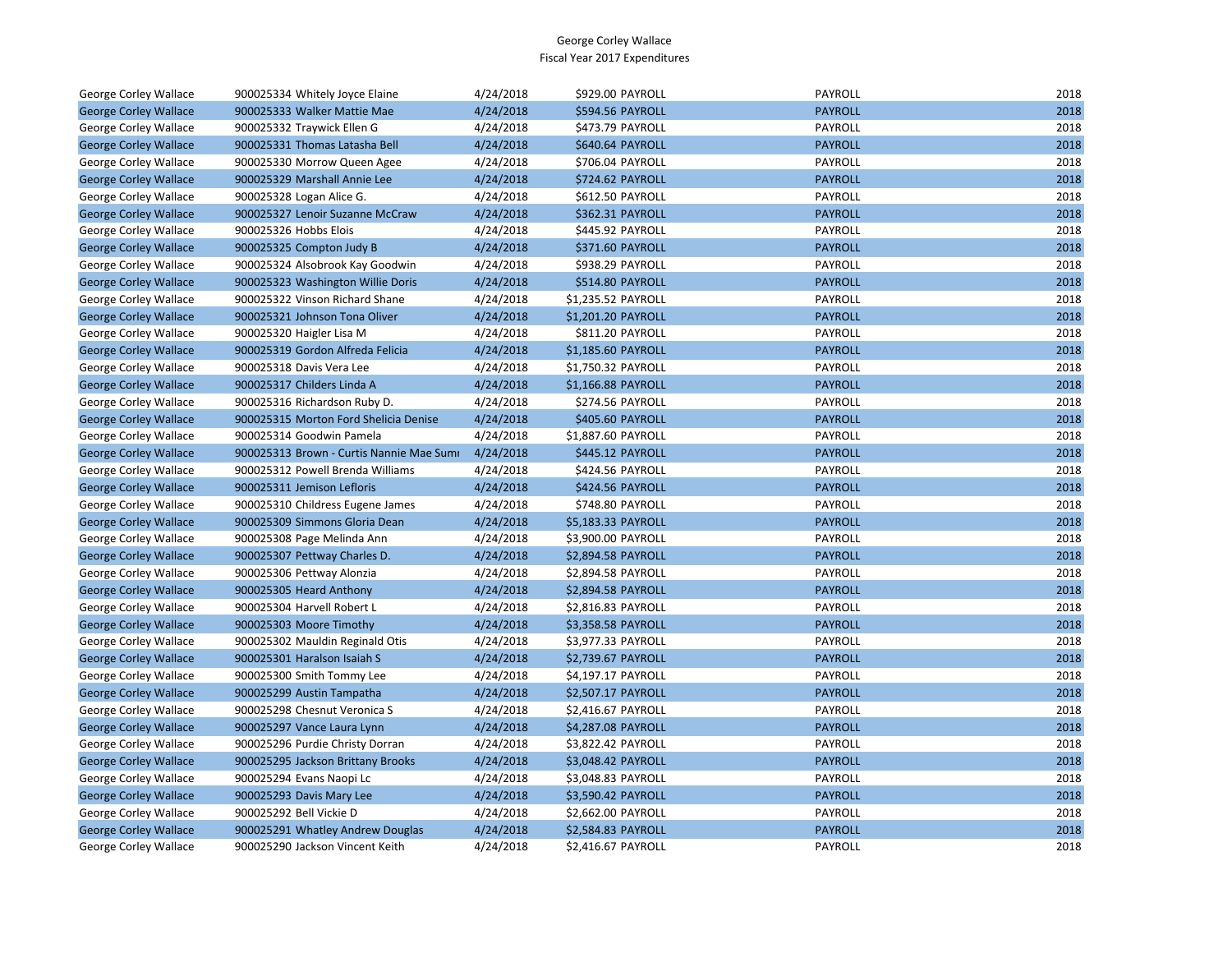George Corley Wallace
Fiscal Year 2017 Expenditures

| | | | | | | |
|---|---|---|---|---|---|---|
| George Corley Wallace | 900025334 Whitely Joyce Elaine | 4/24/2018 | $929.00 PAYROLL | | PAYROLL | 2018 |
| George Corley Wallace | 900025333 Walker Mattie Mae | 4/24/2018 | $594.56 PAYROLL | | PAYROLL | 2018 |
| George Corley Wallace | 900025332 Traywick Ellen G | 4/24/2018 | $473.79 PAYROLL | | PAYROLL | 2018 |
| George Corley Wallace | 900025331 Thomas Latasha Bell | 4/24/2018 | $640.64 PAYROLL | | PAYROLL | 2018 |
| George Corley Wallace | 900025330 Morrow Queen Agee | 4/24/2018 | $706.04 PAYROLL | | PAYROLL | 2018 |
| George Corley Wallace | 900025329 Marshall Annie Lee | 4/24/2018 | $724.62 PAYROLL | | PAYROLL | 2018 |
| George Corley Wallace | 900025328 Logan Alice G. | 4/24/2018 | $612.50 PAYROLL | | PAYROLL | 2018 |
| George Corley Wallace | 900025327 Lenoir Suzanne McCraw | 4/24/2018 | $362.31 PAYROLL | | PAYROLL | 2018 |
| George Corley Wallace | 900025326 Hobbs Elois | 4/24/2018 | $445.92 PAYROLL | | PAYROLL | 2018 |
| George Corley Wallace | 900025325 Compton Judy B | 4/24/2018 | $371.60 PAYROLL | | PAYROLL | 2018 |
| George Corley Wallace | 900025324 Alsobrook Kay Goodwin | 4/24/2018 | $938.29 PAYROLL | | PAYROLL | 2018 |
| George Corley Wallace | 900025323 Washington Willie Doris | 4/24/2018 | $514.80 PAYROLL | | PAYROLL | 2018 |
| George Corley Wallace | 900025322 Vinson Richard Shane | 4/24/2018 | $1,235.52 PAYROLL | | PAYROLL | 2018 |
| George Corley Wallace | 900025321 Johnson Tona Oliver | 4/24/2018 | $1,201.20 PAYROLL | | PAYROLL | 2018 |
| George Corley Wallace | 900025320 Haigler Lisa M | 4/24/2018 | $811.20 PAYROLL | | PAYROLL | 2018 |
| George Corley Wallace | 900025319 Gordon Alfreda Felicia | 4/24/2018 | $1,185.60 PAYROLL | | PAYROLL | 2018 |
| George Corley Wallace | 900025318 Davis Vera Lee | 4/24/2018 | $1,750.32 PAYROLL | | PAYROLL | 2018 |
| George Corley Wallace | 900025317 Childers Linda A | 4/24/2018 | $1,166.88 PAYROLL | | PAYROLL | 2018 |
| George Corley Wallace | 900025316 Richardson Ruby D. | 4/24/2018 | $274.56 PAYROLL | | PAYROLL | 2018 |
| George Corley Wallace | 900025315 Morton Ford Shelicia Denise | 4/24/2018 | $405.60 PAYROLL | | PAYROLL | 2018 |
| George Corley Wallace | 900025314 Goodwin Pamela | 4/24/2018 | $1,887.60 PAYROLL | | PAYROLL | 2018 |
| George Corley Wallace | 900025313 Brown - Curtis Nannie Mae Sumı | 4/24/2018 | $445.12 PAYROLL | | PAYROLL | 2018 |
| George Corley Wallace | 900025312 Powell Brenda Williams | 4/24/2018 | $424.56 PAYROLL | | PAYROLL | 2018 |
| George Corley Wallace | 900025311 Jemison Lefloris | 4/24/2018 | $424.56 PAYROLL | | PAYROLL | 2018 |
| George Corley Wallace | 900025310 Childress Eugene James | 4/24/2018 | $748.80 PAYROLL | | PAYROLL | 2018 |
| George Corley Wallace | 900025309 Simmons Gloria Dean | 4/24/2018 | $5,183.33 PAYROLL | | PAYROLL | 2018 |
| George Corley Wallace | 900025308 Page Melinda Ann | 4/24/2018 | $3,900.00 PAYROLL | | PAYROLL | 2018 |
| George Corley Wallace | 900025307 Pettway Charles D. | 4/24/2018 | $2,894.58 PAYROLL | | PAYROLL | 2018 |
| George Corley Wallace | 900025306 Pettway Alonzia | 4/24/2018 | $2,894.58 PAYROLL | | PAYROLL | 2018 |
| George Corley Wallace | 900025305 Heard Anthony | 4/24/2018 | $2,894.58 PAYROLL | | PAYROLL | 2018 |
| George Corley Wallace | 900025304 Harvell Robert L | 4/24/2018 | $2,816.83 PAYROLL | | PAYROLL | 2018 |
| George Corley Wallace | 900025303 Moore Timothy | 4/24/2018 | $3,358.58 PAYROLL | | PAYROLL | 2018 |
| George Corley Wallace | 900025302 Mauldin Reginald Otis | 4/24/2018 | $3,977.33 PAYROLL | | PAYROLL | 2018 |
| George Corley Wallace | 900025301 Haralson Isaiah S | 4/24/2018 | $2,739.67 PAYROLL | | PAYROLL | 2018 |
| George Corley Wallace | 900025300 Smith Tommy Lee | 4/24/2018 | $4,197.17 PAYROLL | | PAYROLL | 2018 |
| George Corley Wallace | 900025299 Austin Tampatha | 4/24/2018 | $2,507.17 PAYROLL | | PAYROLL | 2018 |
| George Corley Wallace | 900025298 Chesnut Veronica S | 4/24/2018 | $2,416.67 PAYROLL | | PAYROLL | 2018 |
| George Corley Wallace | 900025297 Vance Laura Lynn | 4/24/2018 | $4,287.08 PAYROLL | | PAYROLL | 2018 |
| George Corley Wallace | 900025296 Purdie Christy Dorran | 4/24/2018 | $3,822.42 PAYROLL | | PAYROLL | 2018 |
| George Corley Wallace | 900025295 Jackson Brittany Brooks | 4/24/2018 | $3,048.42 PAYROLL | | PAYROLL | 2018 |
| George Corley Wallace | 900025294 Evans Naopi Lc | 4/24/2018 | $3,048.83 PAYROLL | | PAYROLL | 2018 |
| George Corley Wallace | 900025293 Davis Mary Lee | 4/24/2018 | $3,590.42 PAYROLL | | PAYROLL | 2018 |
| George Corley Wallace | 900025292 Bell Vickie D | 4/24/2018 | $2,662.00 PAYROLL | | PAYROLL | 2018 |
| George Corley Wallace | 900025291 Whatley Andrew Douglas | 4/24/2018 | $2,584.83 PAYROLL | | PAYROLL | 2018 |
| George Corley Wallace | 900025290 Jackson Vincent Keith | 4/24/2018 | $2,416.67 PAYROLL | | PAYROLL | 2018 |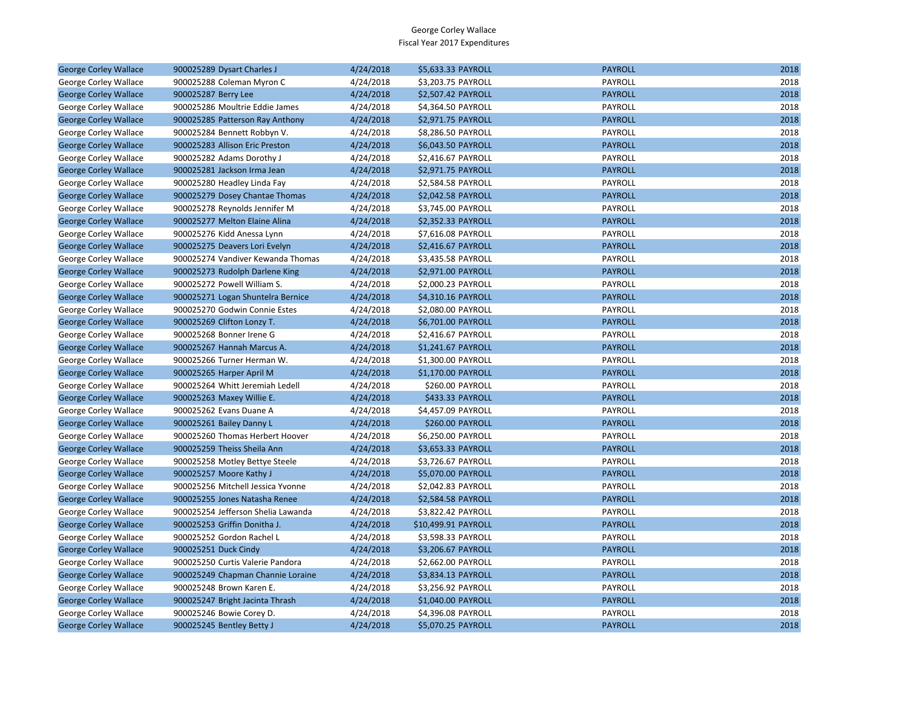George Corley Wallace
Fiscal Year 2017 Expenditures

| | | | | | | |
|---|---|---|---|---|---|---|
| George Corley Wallace | 900025289 Dysart Charles J | 4/24/2018 | $5,633.33 | PAYROLL | PAYROLL | 2018 |
| George Corley Wallace | 900025288 Coleman Myron C | 4/24/2018 | $3,203.75 | PAYROLL | PAYROLL | 2018 |
| George Corley Wallace | 900025287 Berry Lee | 4/24/2018 | $2,507.42 | PAYROLL | PAYROLL | 2018 |
| George Corley Wallace | 900025286 Moultrie Eddie James | 4/24/2018 | $4,364.50 | PAYROLL | PAYROLL | 2018 |
| George Corley Wallace | 900025285 Patterson Ray Anthony | 4/24/2018 | $2,971.75 | PAYROLL | PAYROLL | 2018 |
| George Corley Wallace | 900025284 Bennett Robbyn V. | 4/24/2018 | $8,286.50 | PAYROLL | PAYROLL | 2018 |
| George Corley Wallace | 900025283 Allison Eric Preston | 4/24/2018 | $6,043.50 | PAYROLL | PAYROLL | 2018 |
| George Corley Wallace | 900025282 Adams Dorothy J | 4/24/2018 | $2,416.67 | PAYROLL | PAYROLL | 2018 |
| George Corley Wallace | 900025281 Jackson Irma Jean | 4/24/2018 | $2,971.75 | PAYROLL | PAYROLL | 2018 |
| George Corley Wallace | 900025280 Headley Linda Fay | 4/24/2018 | $2,584.58 | PAYROLL | PAYROLL | 2018 |
| George Corley Wallace | 900025279 Dosey Chantae Thomas | 4/24/2018 | $2,042.58 | PAYROLL | PAYROLL | 2018 |
| George Corley Wallace | 900025278 Reynolds Jennifer M | 4/24/2018 | $3,745.00 | PAYROLL | PAYROLL | 2018 |
| George Corley Wallace | 900025277 Melton Elaine Alina | 4/24/2018 | $2,352.33 | PAYROLL | PAYROLL | 2018 |
| George Corley Wallace | 900025276 Kidd Anessa Lynn | 4/24/2018 | $7,616.08 | PAYROLL | PAYROLL | 2018 |
| George Corley Wallace | 900025275 Deavers Lori Evelyn | 4/24/2018 | $2,416.67 | PAYROLL | PAYROLL | 2018 |
| George Corley Wallace | 900025274 Vandiver Kewanda Thomas | 4/24/2018 | $3,435.58 | PAYROLL | PAYROLL | 2018 |
| George Corley Wallace | 900025273 Rudolph Darlene King | 4/24/2018 | $2,971.00 | PAYROLL | PAYROLL | 2018 |
| George Corley Wallace | 900025272 Powell William S. | 4/24/2018 | $2,000.23 | PAYROLL | PAYROLL | 2018 |
| George Corley Wallace | 900025271 Logan Shuntelra Bernice | 4/24/2018 | $4,310.16 | PAYROLL | PAYROLL | 2018 |
| George Corley Wallace | 900025270 Godwin Connie Estes | 4/24/2018 | $2,080.00 | PAYROLL | PAYROLL | 2018 |
| George Corley Wallace | 900025269 Clifton Lonzy T. | 4/24/2018 | $6,701.00 | PAYROLL | PAYROLL | 2018 |
| George Corley Wallace | 900025268 Bonner Irene G | 4/24/2018 | $2,416.67 | PAYROLL | PAYROLL | 2018 |
| George Corley Wallace | 900025267 Hannah Marcus A. | 4/24/2018 | $1,241.67 | PAYROLL | PAYROLL | 2018 |
| George Corley Wallace | 900025266 Turner Herman W. | 4/24/2018 | $1,300.00 | PAYROLL | PAYROLL | 2018 |
| George Corley Wallace | 900025265 Harper April M | 4/24/2018 | $1,170.00 | PAYROLL | PAYROLL | 2018 |
| George Corley Wallace | 900025264 Whitt Jeremiah Ledell | 4/24/2018 | $260.00 | PAYROLL | PAYROLL | 2018 |
| George Corley Wallace | 900025263 Maxey Willie E. | 4/24/2018 | $433.33 | PAYROLL | PAYROLL | 2018 |
| George Corley Wallace | 900025262 Evans Duane A | 4/24/2018 | $4,457.09 | PAYROLL | PAYROLL | 2018 |
| George Corley Wallace | 900025261 Bailey Danny L | 4/24/2018 | $260.00 | PAYROLL | PAYROLL | 2018 |
| George Corley Wallace | 900025260 Thomas Herbert Hoover | 4/24/2018 | $6,250.00 | PAYROLL | PAYROLL | 2018 |
| George Corley Wallace | 900025259 Theiss Sheila Ann | 4/24/2018 | $3,653.33 | PAYROLL | PAYROLL | 2018 |
| George Corley Wallace | 900025258 Motley Bettye Steele | 4/24/2018 | $3,726.67 | PAYROLL | PAYROLL | 2018 |
| George Corley Wallace | 900025257 Moore Kathy J | 4/24/2018 | $5,070.00 | PAYROLL | PAYROLL | 2018 |
| George Corley Wallace | 900025256 Mitchell Jessica Yvonne | 4/24/2018 | $2,042.83 | PAYROLL | PAYROLL | 2018 |
| George Corley Wallace | 900025255 Jones Natasha Renee | 4/24/2018 | $2,584.58 | PAYROLL | PAYROLL | 2018 |
| George Corley Wallace | 900025254 Jefferson Shelia Lawanda | 4/24/2018 | $3,822.42 | PAYROLL | PAYROLL | 2018 |
| George Corley Wallace | 900025253 Griffin Donitha J. | 4/24/2018 | $10,499.91 | PAYROLL | PAYROLL | 2018 |
| George Corley Wallace | 900025252 Gordon Rachel L | 4/24/2018 | $3,598.33 | PAYROLL | PAYROLL | 2018 |
| George Corley Wallace | 900025251 Duck Cindy | 4/24/2018 | $3,206.67 | PAYROLL | PAYROLL | 2018 |
| George Corley Wallace | 900025250 Curtis Valerie Pandora | 4/24/2018 | $2,662.00 | PAYROLL | PAYROLL | 2018 |
| George Corley Wallace | 900025249 Chapman Channie Loraine | 4/24/2018 | $3,834.13 | PAYROLL | PAYROLL | 2018 |
| George Corley Wallace | 900025248 Brown Karen E. | 4/24/2018 | $3,256.92 | PAYROLL | PAYROLL | 2018 |
| George Corley Wallace | 900025247 Bright Jacinta Thrash | 4/24/2018 | $1,040.00 | PAYROLL | PAYROLL | 2018 |
| George Corley Wallace | 900025246 Bowie Corey D. | 4/24/2018 | $4,396.08 | PAYROLL | PAYROLL | 2018 |
| George Corley Wallace | 900025245 Bentley Betty J | 4/24/2018 | $5,070.25 | PAYROLL | PAYROLL | 2018 |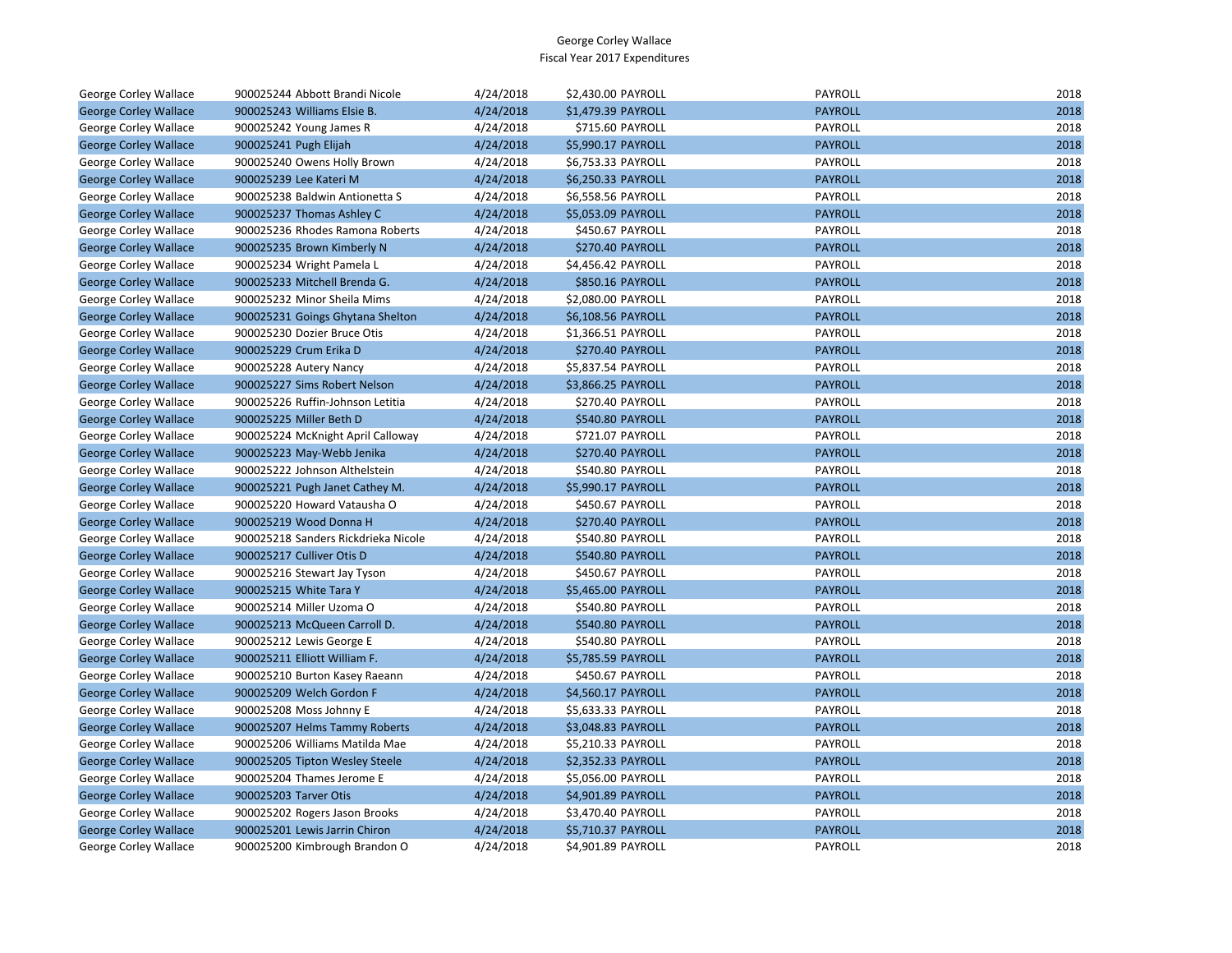George Corley Wallace
Fiscal Year 2017 Expenditures

| | | | | | | |
|---|---|---|---|---|---|---|
| George Corley Wallace | 900025244 Abbott Brandi Nicole | 4/24/2018 | $2,430.00 | PAYROLL | PAYROLL | 2018 |
| George Corley Wallace | 900025243 Williams Elsie B. | 4/24/2018 | $1,479.39 | PAYROLL | PAYROLL | 2018 |
| George Corley Wallace | 900025242 Young James R | 4/24/2018 | $715.60 | PAYROLL | PAYROLL | 2018 |
| George Corley Wallace | 900025241 Pugh Elijah | 4/24/2018 | $5,990.17 | PAYROLL | PAYROLL | 2018 |
| George Corley Wallace | 900025240 Owens Holly Brown | 4/24/2018 | $6,753.33 | PAYROLL | PAYROLL | 2018 |
| George Corley Wallace | 900025239 Lee Kateri M | 4/24/2018 | $6,250.33 | PAYROLL | PAYROLL | 2018 |
| George Corley Wallace | 900025238 Baldwin Antionetta S | 4/24/2018 | $6,558.56 | PAYROLL | PAYROLL | 2018 |
| George Corley Wallace | 900025237 Thomas Ashley C | 4/24/2018 | $5,053.09 | PAYROLL | PAYROLL | 2018 |
| George Corley Wallace | 900025236 Rhodes Ramona Roberts | 4/24/2018 | $450.67 | PAYROLL | PAYROLL | 2018 |
| George Corley Wallace | 900025235 Brown Kimberly N | 4/24/2018 | $270.40 | PAYROLL | PAYROLL | 2018 |
| George Corley Wallace | 900025234 Wright Pamela L | 4/24/2018 | $4,456.42 | PAYROLL | PAYROLL | 2018 |
| George Corley Wallace | 900025233 Mitchell Brenda G. | 4/24/2018 | $850.16 | PAYROLL | PAYROLL | 2018 |
| George Corley Wallace | 900025232 Minor Sheila Mims | 4/24/2018 | $2,080.00 | PAYROLL | PAYROLL | 2018 |
| George Corley Wallace | 900025231 Goings Ghytana Shelton | 4/24/2018 | $6,108.56 | PAYROLL | PAYROLL | 2018 |
| George Corley Wallace | 900025230 Dozier Bruce Otis | 4/24/2018 | $1,366.51 | PAYROLL | PAYROLL | 2018 |
| George Corley Wallace | 900025229 Crum Erika D | 4/24/2018 | $270.40 | PAYROLL | PAYROLL | 2018 |
| George Corley Wallace | 900025228 Autery Nancy | 4/24/2018 | $5,837.54 | PAYROLL | PAYROLL | 2018 |
| George Corley Wallace | 900025227 Sims Robert Nelson | 4/24/2018 | $3,866.25 | PAYROLL | PAYROLL | 2018 |
| George Corley Wallace | 900025226 Ruffin-Johnson Letitia | 4/24/2018 | $270.40 | PAYROLL | PAYROLL | 2018 |
| George Corley Wallace | 900025225 Miller Beth D | 4/24/2018 | $540.80 | PAYROLL | PAYROLL | 2018 |
| George Corley Wallace | 900025224 McKnight April Calloway | 4/24/2018 | $721.07 | PAYROLL | PAYROLL | 2018 |
| George Corley Wallace | 900025223 May-Webb Jenika | 4/24/2018 | $270.40 | PAYROLL | PAYROLL | 2018 |
| George Corley Wallace | 900025222 Johnson Althelstein | 4/24/2018 | $540.80 | PAYROLL | PAYROLL | 2018 |
| George Corley Wallace | 900025221 Pugh Janet Cathey M. | 4/24/2018 | $5,990.17 | PAYROLL | PAYROLL | 2018 |
| George Corley Wallace | 900025220 Howard Vatausha O | 4/24/2018 | $450.67 | PAYROLL | PAYROLL | 2018 |
| George Corley Wallace | 900025219 Wood Donna H | 4/24/2018 | $270.40 | PAYROLL | PAYROLL | 2018 |
| George Corley Wallace | 900025218 Sanders Rickdrieka Nicole | 4/24/2018 | $540.80 | PAYROLL | PAYROLL | 2018 |
| George Corley Wallace | 900025217 Culliver Otis D | 4/24/2018 | $540.80 | PAYROLL | PAYROLL | 2018 |
| George Corley Wallace | 900025216 Stewart Jay Tyson | 4/24/2018 | $450.67 | PAYROLL | PAYROLL | 2018 |
| George Corley Wallace | 900025215 White Tara Y | 4/24/2018 | $5,465.00 | PAYROLL | PAYROLL | 2018 |
| George Corley Wallace | 900025214 Miller Uzoma O | 4/24/2018 | $540.80 | PAYROLL | PAYROLL | 2018 |
| George Corley Wallace | 900025213 McQueen Carroll D. | 4/24/2018 | $540.80 | PAYROLL | PAYROLL | 2018 |
| George Corley Wallace | 900025212 Lewis George E | 4/24/2018 | $540.80 | PAYROLL | PAYROLL | 2018 |
| George Corley Wallace | 900025211 Elliott William F. | 4/24/2018 | $5,785.59 | PAYROLL | PAYROLL | 2018 |
| George Corley Wallace | 900025210 Burton Kasey Raeann | 4/24/2018 | $450.67 | PAYROLL | PAYROLL | 2018 |
| George Corley Wallace | 900025209 Welch Gordon F | 4/24/2018 | $4,560.17 | PAYROLL | PAYROLL | 2018 |
| George Corley Wallace | 900025208 Moss Johnny E | 4/24/2018 | $5,633.33 | PAYROLL | PAYROLL | 2018 |
| George Corley Wallace | 900025207 Helms Tammy Roberts | 4/24/2018 | $3,048.83 | PAYROLL | PAYROLL | 2018 |
| George Corley Wallace | 900025206 Williams Matilda Mae | 4/24/2018 | $5,210.33 | PAYROLL | PAYROLL | 2018 |
| George Corley Wallace | 900025205 Tipton Wesley Steele | 4/24/2018 | $2,352.33 | PAYROLL | PAYROLL | 2018 |
| George Corley Wallace | 900025204 Thames Jerome E | 4/24/2018 | $5,056.00 | PAYROLL | PAYROLL | 2018 |
| George Corley Wallace | 900025203 Tarver Otis | 4/24/2018 | $4,901.89 | PAYROLL | PAYROLL | 2018 |
| George Corley Wallace | 900025202 Rogers Jason Brooks | 4/24/2018 | $3,470.40 | PAYROLL | PAYROLL | 2018 |
| George Corley Wallace | 900025201 Lewis Jarrin Chiron | 4/24/2018 | $5,710.37 | PAYROLL | PAYROLL | 2018 |
| George Corley Wallace | 900025200 Kimbrough Brandon O | 4/24/2018 | $4,901.89 | PAYROLL | PAYROLL | 2018 |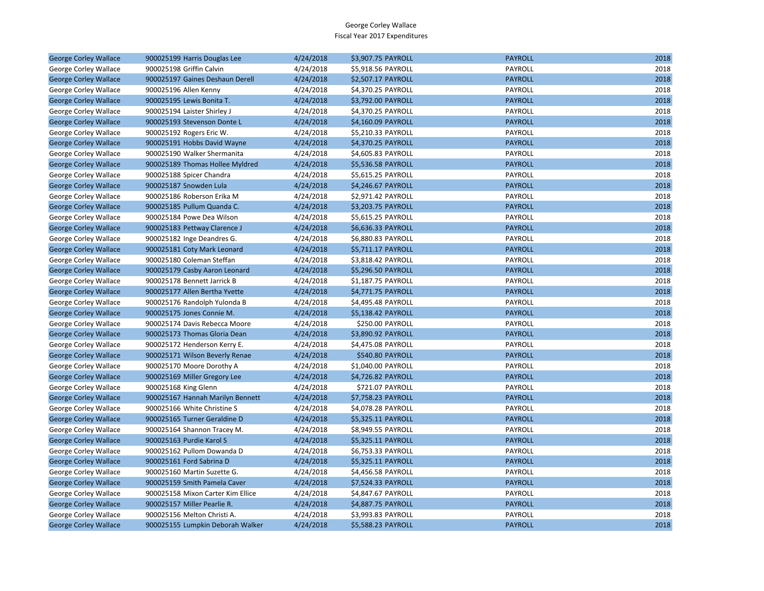George Corley Wallace
Fiscal Year 2017 Expenditures

| | | | | | | |
|---|---|---|---|---|---|---|
| George Corley Wallace | 900025199 Harris Douglas Lee | 4/24/2018 | $3,907.75 | PAYROLL | PAYROLL | 2018 |
| George Corley Wallace | 900025198 Griffin Calvin | 4/24/2018 | $5,918.56 | PAYROLL | PAYROLL | 2018 |
| George Corley Wallace | 900025197 Gaines Deshaun Derell | 4/24/2018 | $2,507.17 | PAYROLL | PAYROLL | 2018 |
| George Corley Wallace | 900025196 Allen Kenny | 4/24/2018 | $4,370.25 | PAYROLL | PAYROLL | 2018 |
| George Corley Wallace | 900025195 Lewis Bonita T. | 4/24/2018 | $3,792.00 | PAYROLL | PAYROLL | 2018 |
| George Corley Wallace | 900025194 Laister Shirley J | 4/24/2018 | $4,370.25 | PAYROLL | PAYROLL | 2018 |
| George Corley Wallace | 900025193 Stevenson Donte L | 4/24/2018 | $4,160.09 | PAYROLL | PAYROLL | 2018 |
| George Corley Wallace | 900025192 Rogers Eric W. | 4/24/2018 | $5,210.33 | PAYROLL | PAYROLL | 2018 |
| George Corley Wallace | 900025191 Hobbs David Wayne | 4/24/2018 | $4,370.25 | PAYROLL | PAYROLL | 2018 |
| George Corley Wallace | 900025190 Walker Shermanita | 4/24/2018 | $4,605.83 | PAYROLL | PAYROLL | 2018 |
| George Corley Wallace | 900025189 Thomas Hollee Myldred | 4/24/2018 | $5,536.58 | PAYROLL | PAYROLL | 2018 |
| George Corley Wallace | 900025188 Spicer Chandra | 4/24/2018 | $5,615.25 | PAYROLL | PAYROLL | 2018 |
| George Corley Wallace | 900025187 Snowden Lula | 4/24/2018 | $4,246.67 | PAYROLL | PAYROLL | 2018 |
| George Corley Wallace | 900025186 Roberson Erika M | 4/24/2018 | $2,971.42 | PAYROLL | PAYROLL | 2018 |
| George Corley Wallace | 900025185 Pullum Quanda C. | 4/24/2018 | $3,203.75 | PAYROLL | PAYROLL | 2018 |
| George Corley Wallace | 900025184 Powe Dea Wilson | 4/24/2018 | $5,615.25 | PAYROLL | PAYROLL | 2018 |
| George Corley Wallace | 900025183 Pettway Clarence J | 4/24/2018 | $6,636.33 | PAYROLL | PAYROLL | 2018 |
| George Corley Wallace | 900025182 Inge Deandres G. | 4/24/2018 | $6,880.83 | PAYROLL | PAYROLL | 2018 |
| George Corley Wallace | 900025181 Coty Mark Leonard | 4/24/2018 | $5,711.17 | PAYROLL | PAYROLL | 2018 |
| George Corley Wallace | 900025180 Coleman Steffan | 4/24/2018 | $3,818.42 | PAYROLL | PAYROLL | 2018 |
| George Corley Wallace | 900025179 Casby Aaron Leonard | 4/24/2018 | $5,296.50 | PAYROLL | PAYROLL | 2018 |
| George Corley Wallace | 900025178 Bennett Jarrick B | 4/24/2018 | $1,187.75 | PAYROLL | PAYROLL | 2018 |
| George Corley Wallace | 900025177 Allen Bertha Yvette | 4/24/2018 | $4,771.75 | PAYROLL | PAYROLL | 2018 |
| George Corley Wallace | 900025176 Randolph Yulonda B | 4/24/2018 | $4,495.48 | PAYROLL | PAYROLL | 2018 |
| George Corley Wallace | 900025175 Jones Connie M. | 4/24/2018 | $5,138.42 | PAYROLL | PAYROLL | 2018 |
| George Corley Wallace | 900025174 Davis Rebecca Moore | 4/24/2018 | $250.00 | PAYROLL | PAYROLL | 2018 |
| George Corley Wallace | 900025173 Thomas Gloria Dean | 4/24/2018 | $3,890.92 | PAYROLL | PAYROLL | 2018 |
| George Corley Wallace | 900025172 Henderson Kerry E. | 4/24/2018 | $4,475.08 | PAYROLL | PAYROLL | 2018 |
| George Corley Wallace | 900025171 Wilson Beverly Renae | 4/24/2018 | $540.80 | PAYROLL | PAYROLL | 2018 |
| George Corley Wallace | 900025170 Moore Dorothy A | 4/24/2018 | $1,040.00 | PAYROLL | PAYROLL | 2018 |
| George Corley Wallace | 900025169 Miller Gregory Lee | 4/24/2018 | $4,726.82 | PAYROLL | PAYROLL | 2018 |
| George Corley Wallace | 900025168 King Glenn | 4/24/2018 | $721.07 | PAYROLL | PAYROLL | 2018 |
| George Corley Wallace | 900025167 Hannah Marilyn Bennett | 4/24/2018 | $7,758.23 | PAYROLL | PAYROLL | 2018 |
| George Corley Wallace | 900025166 White Christine S | 4/24/2018 | $4,078.28 | PAYROLL | PAYROLL | 2018 |
| George Corley Wallace | 900025165 Turner Geraldine D | 4/24/2018 | $5,325.11 | PAYROLL | PAYROLL | 2018 |
| George Corley Wallace | 900025164 Shannon Tracey M. | 4/24/2018 | $8,949.55 | PAYROLL | PAYROLL | 2018 |
| George Corley Wallace | 900025163 Purdie Karol S | 4/24/2018 | $5,325.11 | PAYROLL | PAYROLL | 2018 |
| George Corley Wallace | 900025162 Pullom Dowanda D | 4/24/2018 | $6,753.33 | PAYROLL | PAYROLL | 2018 |
| George Corley Wallace | 900025161 Ford Sabrina D | 4/24/2018 | $5,325.11 | PAYROLL | PAYROLL | 2018 |
| George Corley Wallace | 900025160 Martin Suzette G. | 4/24/2018 | $4,456.58 | PAYROLL | PAYROLL | 2018 |
| George Corley Wallace | 900025159 Smith Pamela Caver | 4/24/2018 | $7,524.33 | PAYROLL | PAYROLL | 2018 |
| George Corley Wallace | 900025158 Mixon Carter Kim Ellice | 4/24/2018 | $4,847.67 | PAYROLL | PAYROLL | 2018 |
| George Corley Wallace | 900025157 Miller Pearlie R. | 4/24/2018 | $4,887.75 | PAYROLL | PAYROLL | 2018 |
| George Corley Wallace | 900025156 Melton Christi A. | 4/24/2018 | $3,993.83 | PAYROLL | PAYROLL | 2018 |
| George Corley Wallace | 900025155 Lumpkin Deborah Walker | 4/24/2018 | $5,588.23 | PAYROLL | PAYROLL | 2018 |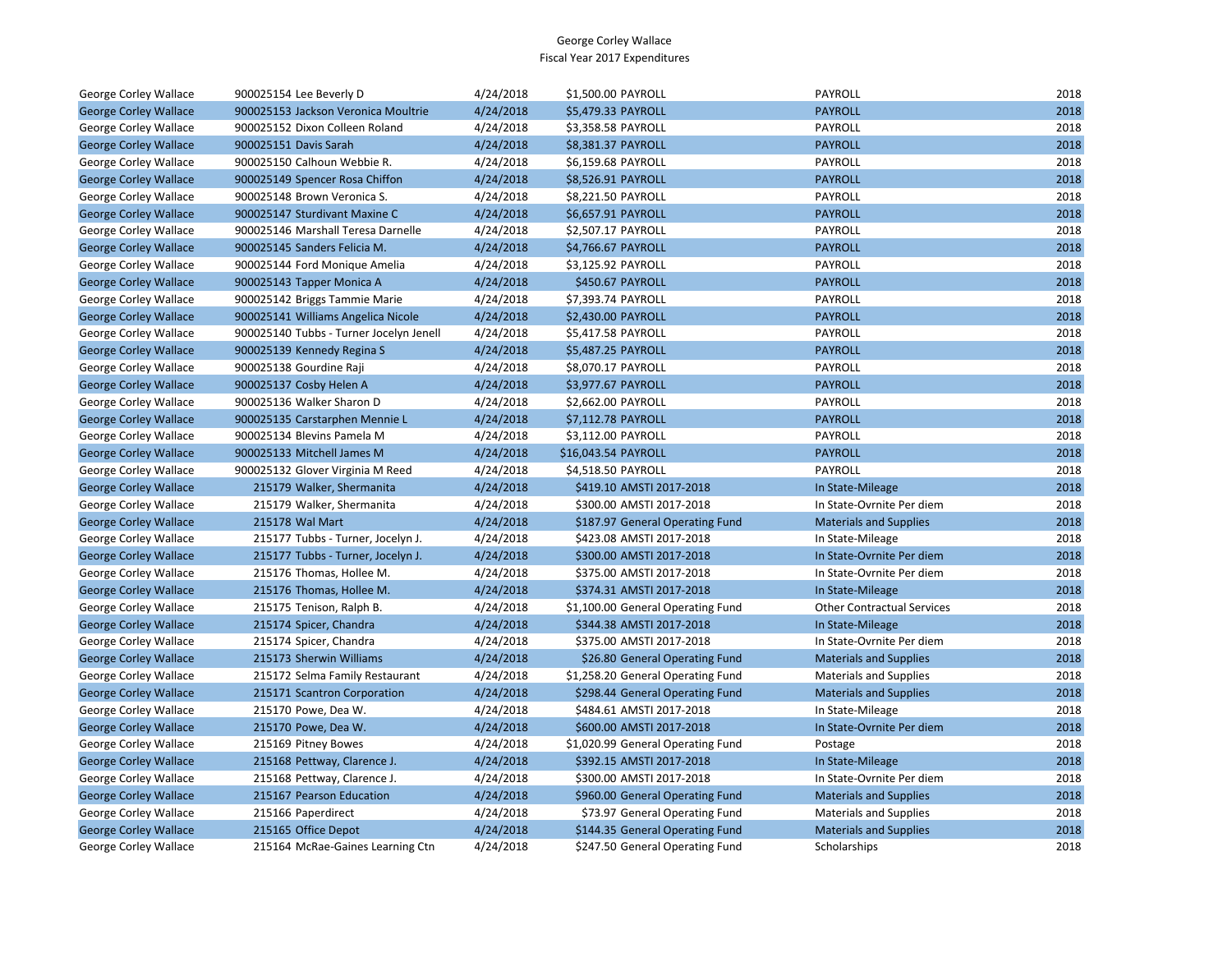George Corley Wallace
Fiscal Year 2017 Expenditures

| | | | | | | |
|---|---|---|---|---|---|---|
| George Corley Wallace | 900025154 Lee Beverly D | 4/24/2018 | $1,500.00 | PAYROLL | PAYROLL | 2018 |
| George Corley Wallace | 900025153 Jackson Veronica Moultrie | 4/24/2018 | $5,479.33 | PAYROLL | PAYROLL | 2018 |
| George Corley Wallace | 900025152 Dixon Colleen Roland | 4/24/2018 | $3,358.58 | PAYROLL | PAYROLL | 2018 |
| George Corley Wallace | 900025151 Davis Sarah | 4/24/2018 | $8,381.37 | PAYROLL | PAYROLL | 2018 |
| George Corley Wallace | 900025150 Calhoun Webbie R. | 4/24/2018 | $6,159.68 | PAYROLL | PAYROLL | 2018 |
| George Corley Wallace | 900025149 Spencer Rosa Chiffon | 4/24/2018 | $8,526.91 | PAYROLL | PAYROLL | 2018 |
| George Corley Wallace | 900025148 Brown Veronica S. | 4/24/2018 | $8,221.50 | PAYROLL | PAYROLL | 2018 |
| George Corley Wallace | 900025147 Sturdivant Maxine C | 4/24/2018 | $6,657.91 | PAYROLL | PAYROLL | 2018 |
| George Corley Wallace | 900025146 Marshall Teresa Darnelle | 4/24/2018 | $2,507.17 | PAYROLL | PAYROLL | 2018 |
| George Corley Wallace | 900025145 Sanders Felicia M. | 4/24/2018 | $4,766.67 | PAYROLL | PAYROLL | 2018 |
| George Corley Wallace | 900025144 Ford Monique Amelia | 4/24/2018 | $3,125.92 | PAYROLL | PAYROLL | 2018 |
| George Corley Wallace | 900025143 Tapper Monica A | 4/24/2018 | $450.67 | PAYROLL | PAYROLL | 2018 |
| George Corley Wallace | 900025142 Briggs Tammie Marie | 4/24/2018 | $7,393.74 | PAYROLL | PAYROLL | 2018 |
| George Corley Wallace | 900025141 Williams Angelica Nicole | 4/24/2018 | $2,430.00 | PAYROLL | PAYROLL | 2018 |
| George Corley Wallace | 900025140 Tubbs - Turner Jocelyn Jenell | 4/24/2018 | $5,417.58 | PAYROLL | PAYROLL | 2018 |
| George Corley Wallace | 900025139 Kennedy Regina S | 4/24/2018 | $5,487.25 | PAYROLL | PAYROLL | 2018 |
| George Corley Wallace | 900025138 Gourdine Raji | 4/24/2018 | $8,070.17 | PAYROLL | PAYROLL | 2018 |
| George Corley Wallace | 900025137 Cosby Helen A | 4/24/2018 | $3,977.67 | PAYROLL | PAYROLL | 2018 |
| George Corley Wallace | 900025136 Walker Sharon D | 4/24/2018 | $2,662.00 | PAYROLL | PAYROLL | 2018 |
| George Corley Wallace | 900025135 Carstarphen Mennie L | 4/24/2018 | $7,112.78 | PAYROLL | PAYROLL | 2018 |
| George Corley Wallace | 900025134 Blevins Pamela M | 4/24/2018 | $3,112.00 | PAYROLL | PAYROLL | 2018 |
| George Corley Wallace | 900025133 Mitchell James M | 4/24/2018 | $16,043.54 | PAYROLL | PAYROLL | 2018 |
| George Corley Wallace | 900025132 Glover Virginia M Reed | 4/24/2018 | $4,518.50 | PAYROLL | PAYROLL | 2018 |
| George Corley Wallace | 215179 Walker, Shermanita | 4/24/2018 | $419.10 | AMSTI 2017-2018 | In State-Mileage | 2018 |
| George Corley Wallace | 215179 Walker, Shermanita | 4/24/2018 | $300.00 | AMSTI 2017-2018 | In State-Ovrnite Per diem | 2018 |
| George Corley Wallace | 215178 Wal Mart | 4/24/2018 | $187.97 | General Operating Fund | Materials and Supplies | 2018 |
| George Corley Wallace | 215177 Tubbs - Turner, Jocelyn J. | 4/24/2018 | $423.08 | AMSTI 2017-2018 | In State-Mileage | 2018 |
| George Corley Wallace | 215177 Tubbs - Turner, Jocelyn J. | 4/24/2018 | $300.00 | AMSTI 2017-2018 | In State-Ovrnite Per diem | 2018 |
| George Corley Wallace | 215176 Thomas, Hollee M. | 4/24/2018 | $375.00 | AMSTI 2017-2018 | In State-Ovrnite Per diem | 2018 |
| George Corley Wallace | 215176 Thomas, Hollee M. | 4/24/2018 | $374.31 | AMSTI 2017-2018 | In State-Mileage | 2018 |
| George Corley Wallace | 215175 Tenison, Ralph B. | 4/24/2018 | $1,100.00 | General Operating Fund | Other Contractual Services | 2018 |
| George Corley Wallace | 215174 Spicer, Chandra | 4/24/2018 | $344.38 | AMSTI 2017-2018 | In State-Mileage | 2018 |
| George Corley Wallace | 215174 Spicer, Chandra | 4/24/2018 | $375.00 | AMSTI 2017-2018 | In State-Ovrnite Per diem | 2018 |
| George Corley Wallace | 215173 Sherwin Williams | 4/24/2018 | $26.80 | General Operating Fund | Materials and Supplies | 2018 |
| George Corley Wallace | 215172 Selma Family Restaurant | 4/24/2018 | $1,258.20 | General Operating Fund | Materials and Supplies | 2018 |
| George Corley Wallace | 215171 Scantron Corporation | 4/24/2018 | $298.44 | General Operating Fund | Materials and Supplies | 2018 |
| George Corley Wallace | 215170 Powe, Dea W. | 4/24/2018 | $484.61 | AMSTI 2017-2018 | In State-Mileage | 2018 |
| George Corley Wallace | 215170 Powe, Dea W. | 4/24/2018 | $600.00 | AMSTI 2017-2018 | In State-Ovrnite Per diem | 2018 |
| George Corley Wallace | 215169 Pitney Bowes | 4/24/2018 | $1,020.99 | General Operating Fund | Postage | 2018 |
| George Corley Wallace | 215168 Pettway, Clarence J. | 4/24/2018 | $392.15 | AMSTI 2017-2018 | In State-Mileage | 2018 |
| George Corley Wallace | 215168 Pettway, Clarence J. | 4/24/2018 | $300.00 | AMSTI 2017-2018 | In State-Ovrnite Per diem | 2018 |
| George Corley Wallace | 215167 Pearson Education | 4/24/2018 | $960.00 | General Operating Fund | Materials and Supplies | 2018 |
| George Corley Wallace | 215166 Paperdirect | 4/24/2018 | $73.97 | General Operating Fund | Materials and Supplies | 2018 |
| George Corley Wallace | 215165 Office Depot | 4/24/2018 | $144.35 | General Operating Fund | Materials and Supplies | 2018 |
| George Corley Wallace | 215164 McRae-Gaines Learning Ctn | 4/24/2018 | $247.50 | General Operating Fund | Scholarships | 2018 |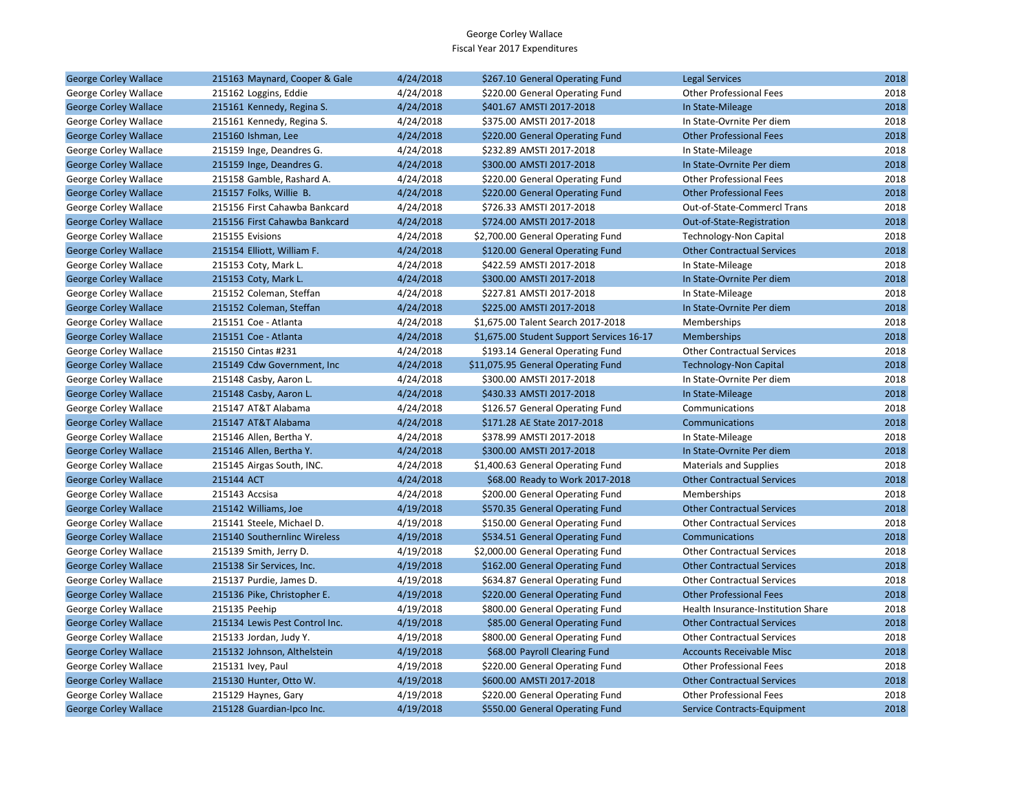George Corley Wallace
Fiscal Year 2017 Expenditures

| | | | | | | |
|---|---|---|---|---|---|---|
| George Corley Wallace | 215163 Maynard, Cooper & Gale | 4/24/2018 | $267.10 | General Operating Fund | Legal Services | 2018 |
| George Corley Wallace | 215162 Loggins, Eddie | 4/24/2018 | $220.00 | General Operating Fund | Other Professional Fees | 2018 |
| George Corley Wallace | 215161 Kennedy, Regina S. | 4/24/2018 | $401.67 | AMSTI 2017-2018 | In State-Mileage | 2018 |
| George Corley Wallace | 215161 Kennedy, Regina S. | 4/24/2018 | $375.00 | AMSTI 2017-2018 | In State-Ovrnite Per diem | 2018 |
| George Corley Wallace | 215160 Ishman, Lee | 4/24/2018 | $220.00 | General Operating Fund | Other Professional Fees | 2018 |
| George Corley Wallace | 215159 Inge, Deandres G. | 4/24/2018 | $232.89 | AMSTI 2017-2018 | In State-Mileage | 2018 |
| George Corley Wallace | 215159 Inge, Deandres G. | 4/24/2018 | $300.00 | AMSTI 2017-2018 | In State-Ovrnite Per diem | 2018 |
| George Corley Wallace | 215158 Gamble, Rashard A. | 4/24/2018 | $220.00 | General Operating Fund | Other Professional Fees | 2018 |
| George Corley Wallace | 215157 Folks, Willie B. | 4/24/2018 | $220.00 | General Operating Fund | Other Professional Fees | 2018 |
| George Corley Wallace | 215156 First Cahawba Bankcard | 4/24/2018 | $726.33 | AMSTI 2017-2018 | Out-of-State-Commercl Trans | 2018 |
| George Corley Wallace | 215156 First Cahawba Bankcard | 4/24/2018 | $724.00 | AMSTI 2017-2018 | Out-of-State-Registration | 2018 |
| George Corley Wallace | 215155 Evisions | 4/24/2018 | $2,700.00 | General Operating Fund | Technology-Non Capital | 2018 |
| George Corley Wallace | 215154 Elliott, William F. | 4/24/2018 | $120.00 | General Operating Fund | Other Contractual Services | 2018 |
| George Corley Wallace | 215153 Coty, Mark L. | 4/24/2018 | $422.59 | AMSTI 2017-2018 | In State-Mileage | 2018 |
| George Corley Wallace | 215153 Coty, Mark L. | 4/24/2018 | $300.00 | AMSTI 2017-2018 | In State-Ovrnite Per diem | 2018 |
| George Corley Wallace | 215152 Coleman, Steffan | 4/24/2018 | $227.81 | AMSTI 2017-2018 | In State-Mileage | 2018 |
| George Corley Wallace | 215152 Coleman, Steffan | 4/24/2018 | $225.00 | AMSTI 2017-2018 | In State-Ovrnite Per diem | 2018 |
| George Corley Wallace | 215151 Coe - Atlanta | 4/24/2018 | $1,675.00 | Talent Search 2017-2018 | Memberships | 2018 |
| George Corley Wallace | 215151 Coe - Atlanta | 4/24/2018 | $1,675.00 | Student Support Services 16-17 | Memberships | 2018 |
| George Corley Wallace | 215150 Cintas #231 | 4/24/2018 | $193.14 | General Operating Fund | Other Contractual Services | 2018 |
| George Corley Wallace | 215149 Cdw Government, Inc | 4/24/2018 | $11,075.95 | General Operating Fund | Technology-Non Capital | 2018 |
| George Corley Wallace | 215148 Casby, Aaron L. | 4/24/2018 | $300.00 | AMSTI 2017-2018 | In State-Ovrnite Per diem | 2018 |
| George Corley Wallace | 215148 Casby, Aaron L. | 4/24/2018 | $430.33 | AMSTI 2017-2018 | In State-Mileage | 2018 |
| George Corley Wallace | 215147 AT&T Alabama | 4/24/2018 | $126.57 | General Operating Fund | Communications | 2018 |
| George Corley Wallace | 215147 AT&T Alabama | 4/24/2018 | $171.28 | AE State 2017-2018 | Communications | 2018 |
| George Corley Wallace | 215146 Allen, Bertha Y. | 4/24/2018 | $378.99 | AMSTI 2017-2018 | In State-Mileage | 2018 |
| George Corley Wallace | 215146 Allen, Bertha Y. | 4/24/2018 | $300.00 | AMSTI 2017-2018 | In State-Ovrnite Per diem | 2018 |
| George Corley Wallace | 215145 Airgas South, INC. | 4/24/2018 | $1,400.63 | General Operating Fund | Materials and Supplies | 2018 |
| George Corley Wallace | 215144 ACT | 4/24/2018 | $68.00 | Ready to Work 2017-2018 | Other Contractual Services | 2018 |
| George Corley Wallace | 215143 Accsisa | 4/24/2018 | $200.00 | General Operating Fund | Memberships | 2018 |
| George Corley Wallace | 215142 Williams, Joe | 4/19/2018 | $570.35 | General Operating Fund | Other Contractual Services | 2018 |
| George Corley Wallace | 215141 Steele, Michael D. | 4/19/2018 | $150.00 | General Operating Fund | Other Contractual Services | 2018 |
| George Corley Wallace | 215140 Southernlinc Wireless | 4/19/2018 | $534.51 | General Operating Fund | Communications | 2018 |
| George Corley Wallace | 215139 Smith, Jerry D. | 4/19/2018 | $2,000.00 | General Operating Fund | Other Contractual Services | 2018 |
| George Corley Wallace | 215138 Sir Services, Inc. | 4/19/2018 | $162.00 | General Operating Fund | Other Contractual Services | 2018 |
| George Corley Wallace | 215137 Purdie, James D. | 4/19/2018 | $634.87 | General Operating Fund | Other Contractual Services | 2018 |
| George Corley Wallace | 215136 Pike, Christopher E. | 4/19/2018 | $220.00 | General Operating Fund | Other Professional Fees | 2018 |
| George Corley Wallace | 215135 Peehip | 4/19/2018 | $800.00 | General Operating Fund | Health Insurance-Institution Share | 2018 |
| George Corley Wallace | 215134 Lewis Pest Control Inc. | 4/19/2018 | $85.00 | General Operating Fund | Other Contractual Services | 2018 |
| George Corley Wallace | 215133 Jordan, Judy Y. | 4/19/2018 | $800.00 | General Operating Fund | Other Contractual Services | 2018 |
| George Corley Wallace | 215132 Johnson, Althelstein | 4/19/2018 | $68.00 | Payroll Clearing Fund | Accounts Receivable Misc | 2018 |
| George Corley Wallace | 215131 Ivey, Paul | 4/19/2018 | $220.00 | General Operating Fund | Other Professional Fees | 2018 |
| George Corley Wallace | 215130 Hunter, Otto W. | 4/19/2018 | $600.00 | AMSTI 2017-2018 | Other Contractual Services | 2018 |
| George Corley Wallace | 215129 Haynes, Gary | 4/19/2018 | $220.00 | General Operating Fund | Other Professional Fees | 2018 |
| George Corley Wallace | 215128 Guardian-Ipco Inc. | 4/19/2018 | $550.00 | General Operating Fund | Service Contracts-Equipment | 2018 |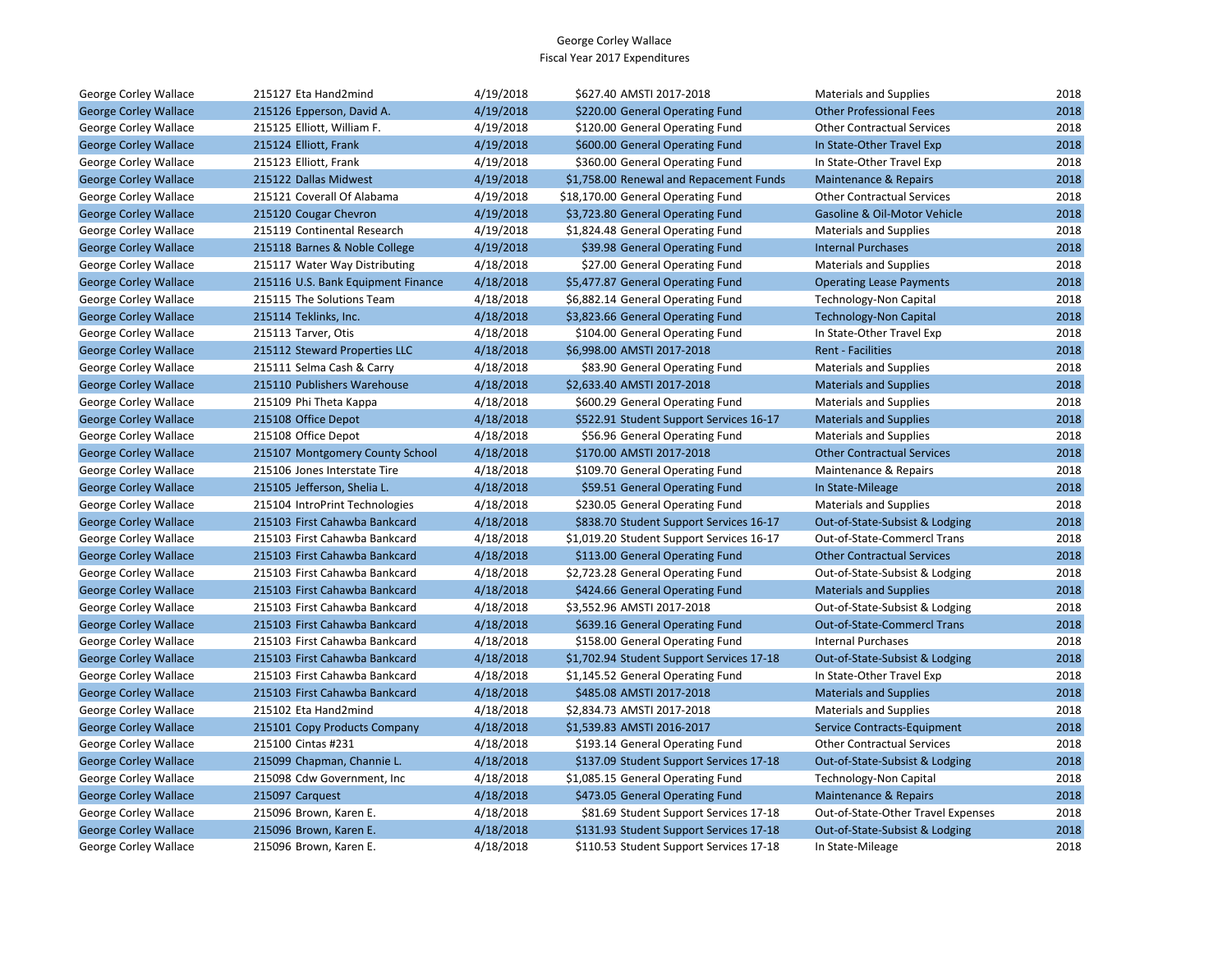# George Corley Wallace
## Fiscal Year 2017 Expenditures

| | | | | | | |
|---|---|---|---|---|---|---|
| George Corley Wallace | 215127 Eta Hand2mind | 4/19/2018 | $627.40 | AMSTI 2017-2018 | Materials and Supplies | 2018 |
| George Corley Wallace | 215126 Epperson, David A. | 4/19/2018 | $220.00 | General Operating Fund | Other Professional Fees | 2018 |
| George Corley Wallace | 215125 Elliott, William F. | 4/19/2018 | $120.00 | General Operating Fund | Other Contractual Services | 2018 |
| George Corley Wallace | 215124 Elliott, Frank | 4/19/2018 | $600.00 | General Operating Fund | In State-Other Travel Exp | 2018 |
| George Corley Wallace | 215123 Elliott, Frank | 4/19/2018 | $360.00 | General Operating Fund | In State-Other Travel Exp | 2018 |
| George Corley Wallace | 215122 Dallas Midwest | 4/19/2018 | $1,758.00 | Renewal and Repacement Funds | Maintenance & Repairs | 2018 |
| George Corley Wallace | 215121 Coverall Of Alabama | 4/19/2018 | $18,170.00 | General Operating Fund | Other Contractual Services | 2018 |
| George Corley Wallace | 215120 Cougar Chevron | 4/19/2018 | $3,723.80 | General Operating Fund | Gasoline & Oil-Motor Vehicle | 2018 |
| George Corley Wallace | 215119 Continental Research | 4/19/2018 | $1,824.48 | General Operating Fund | Materials and Supplies | 2018 |
| George Corley Wallace | 215118 Barnes & Noble College | 4/19/2018 | $39.98 | General Operating Fund | Internal Purchases | 2018 |
| George Corley Wallace | 215117 Water Way Distributing | 4/18/2018 | $27.00 | General Operating Fund | Materials and Supplies | 2018 |
| George Corley Wallace | 215116 U.S. Bank Equipment Finance | 4/18/2018 | $5,477.87 | General Operating Fund | Operating Lease Payments | 2018 |
| George Corley Wallace | 215115 The Solutions Team | 4/18/2018 | $6,882.14 | General Operating Fund | Technology-Non Capital | 2018 |
| George Corley Wallace | 215114 Teklinks, Inc. | 4/18/2018 | $3,823.66 | General Operating Fund | Technology-Non Capital | 2018 |
| George Corley Wallace | 215113 Tarver, Otis | 4/18/2018 | $104.00 | General Operating Fund | In State-Other Travel Exp | 2018 |
| George Corley Wallace | 215112 Steward Properties LLC | 4/18/2018 | $6,998.00 | AMSTI 2017-2018 | Rent - Facilities | 2018 |
| George Corley Wallace | 215111 Selma Cash & Carry | 4/18/2018 | $83.90 | General Operating Fund | Materials and Supplies | 2018 |
| George Corley Wallace | 215110 Publishers Warehouse | 4/18/2018 | $2,633.40 | AMSTI 2017-2018 | Materials and Supplies | 2018 |
| George Corley Wallace | 215109 Phi Theta Kappa | 4/18/2018 | $600.29 | General Operating Fund | Materials and Supplies | 2018 |
| George Corley Wallace | 215108 Office Depot | 4/18/2018 | $522.91 | Student Support Services 16-17 | Materials and Supplies | 2018 |
| George Corley Wallace | 215108 Office Depot | 4/18/2018 | $56.96 | General Operating Fund | Materials and Supplies | 2018 |
| George Corley Wallace | 215107 Montgomery County School | 4/18/2018 | $170.00 | AMSTI 2017-2018 | Other Contractual Services | 2018 |
| George Corley Wallace | 215106 Jones Interstate Tire | 4/18/2018 | $109.70 | General Operating Fund | Maintenance & Repairs | 2018 |
| George Corley Wallace | 215105 Jefferson, Shelia L. | 4/18/2018 | $59.51 | General Operating Fund | In State-Mileage | 2018 |
| George Corley Wallace | 215104 IntroPrint Technologies | 4/18/2018 | $230.05 | General Operating Fund | Materials and Supplies | 2018 |
| George Corley Wallace | 215103 First Cahawba Bankcard | 4/18/2018 | $838.70 | Student Support Services 16-17 | Out-of-State-Subsist & Lodging | 2018 |
| George Corley Wallace | 215103 First Cahawba Bankcard | 4/18/2018 | $1,019.20 | Student Support Services 16-17 | Out-of-State-Commercl Trans | 2018 |
| George Corley Wallace | 215103 First Cahawba Bankcard | 4/18/2018 | $113.00 | General Operating Fund | Other Contractual Services | 2018 |
| George Corley Wallace | 215103 First Cahawba Bankcard | 4/18/2018 | $2,723.28 | General Operating Fund | Out-of-State-Subsist & Lodging | 2018 |
| George Corley Wallace | 215103 First Cahawba Bankcard | 4/18/2018 | $424.66 | General Operating Fund | Materials and Supplies | 2018 |
| George Corley Wallace | 215103 First Cahawba Bankcard | 4/18/2018 | $3,552.96 | AMSTI 2017-2018 | Out-of-State-Subsist & Lodging | 2018 |
| George Corley Wallace | 215103 First Cahawba Bankcard | 4/18/2018 | $639.16 | General Operating Fund | Out-of-State-Commercl Trans | 2018 |
| George Corley Wallace | 215103 First Cahawba Bankcard | 4/18/2018 | $158.00 | General Operating Fund | Internal Purchases | 2018 |
| George Corley Wallace | 215103 First Cahawba Bankcard | 4/18/2018 | $1,702.94 | Student Support Services 17-18 | Out-of-State-Subsist & Lodging | 2018 |
| George Corley Wallace | 215103 First Cahawba Bankcard | 4/18/2018 | $1,145.52 | General Operating Fund | In State-Other Travel Exp | 2018 |
| George Corley Wallace | 215103 First Cahawba Bankcard | 4/18/2018 | $485.08 | AMSTI 2017-2018 | Materials and Supplies | 2018 |
| George Corley Wallace | 215102 Eta Hand2mind | 4/18/2018 | $2,834.73 | AMSTI 2017-2018 | Materials and Supplies | 2018 |
| George Corley Wallace | 215101 Copy Products Company | 4/18/2018 | $1,539.83 | AMSTI 2016-2017 | Service Contracts-Equipment | 2018 |
| George Corley Wallace | 215100 Cintas #231 | 4/18/2018 | $193.14 | General Operating Fund | Other Contractual Services | 2018 |
| George Corley Wallace | 215099 Chapman, Channie L. | 4/18/2018 | $137.09 | Student Support Services 17-18 | Out-of-State-Subsist & Lodging | 2018 |
| George Corley Wallace | 215098 Cdw Government, Inc | 4/18/2018 | $1,085.15 | General Operating Fund | Technology-Non Capital | 2018 |
| George Corley Wallace | 215097 Carquest | 4/18/2018 | $473.05 | General Operating Fund | Maintenance & Repairs | 2018 |
| George Corley Wallace | 215096 Brown, Karen E. | 4/18/2018 | $81.69 | Student Support Services 17-18 | Out-of-State-Other Travel Expenses | 2018 |
| George Corley Wallace | 215096 Brown, Karen E. | 4/18/2018 | $131.93 | Student Support Services 17-18 | Out-of-State-Subsist & Lodging | 2018 |
| George Corley Wallace | 215096 Brown, Karen E. | 4/18/2018 | $110.53 | Student Support Services 17-18 | In State-Mileage | 2018 |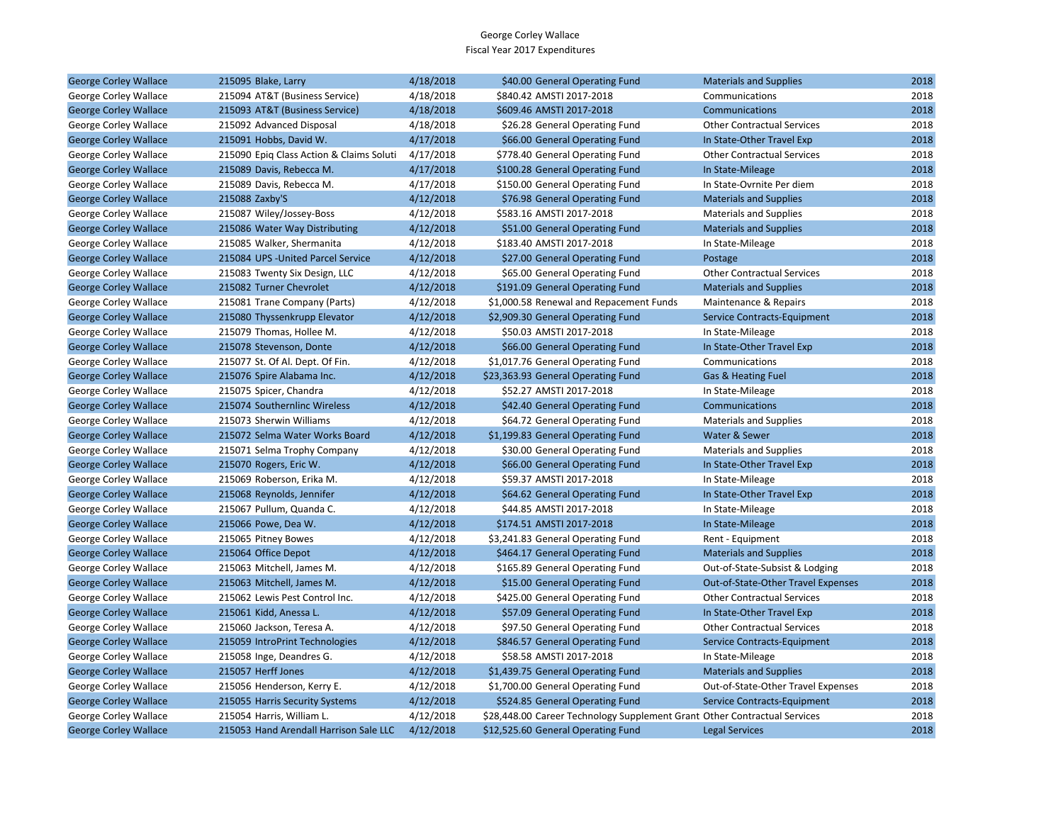George Corley Wallace
Fiscal Year 2017 Expenditures

| | | | | | | |
|---|---|---|---|---|---|---|
| George Corley Wallace | 215095 Blake, Larry | 4/18/2018 | $40.00 | General Operating Fund | Materials and Supplies | 2018 |
| George Corley Wallace | 215094 AT&T (Business Service) | 4/18/2018 | $840.42 | AMSTI 2017-2018 | Communications | 2018 |
| George Corley Wallace | 215093 AT&T (Business Service) | 4/18/2018 | $609.46 | AMSTI 2017-2018 | Communications | 2018 |
| George Corley Wallace | 215092 Advanced Disposal | 4/18/2018 | $26.28 | General Operating Fund | Other Contractual Services | 2018 |
| George Corley Wallace | 215091 Hobbs, David W. | 4/17/2018 | $66.00 | General Operating Fund | In State-Other Travel Exp | 2018 |
| George Corley Wallace | 215090 Epiq Class Action & Claims Soluti | 4/17/2018 | $778.40 | General Operating Fund | Other Contractual Services | 2018 |
| George Corley Wallace | 215089 Davis, Rebecca M. | 4/17/2018 | $100.28 | General Operating Fund | In State-Mileage | 2018 |
| George Corley Wallace | 215089 Davis, Rebecca M. | 4/17/2018 | $150.00 | General Operating Fund | In State-Ovrnite Per diem | 2018 |
| George Corley Wallace | 215088 Zaxby'S | 4/12/2018 | $76.98 | General Operating Fund | Materials and Supplies | 2018 |
| George Corley Wallace | 215087 Wiley/Jossey-Boss | 4/12/2018 | $583.16 | AMSTI 2017-2018 | Materials and Supplies | 2018 |
| George Corley Wallace | 215086 Water Way Distributing | 4/12/2018 | $51.00 | General Operating Fund | Materials and Supplies | 2018 |
| George Corley Wallace | 215085 Walker, Shermanita | 4/12/2018 | $183.40 | AMSTI 2017-2018 | In State-Mileage | 2018 |
| George Corley Wallace | 215084 UPS -United Parcel Service | 4/12/2018 | $27.00 | General Operating Fund | Postage | 2018 |
| George Corley Wallace | 215083 Twenty Six Design, LLC | 4/12/2018 | $65.00 | General Operating Fund | Other Contractual Services | 2018 |
| George Corley Wallace | 215082 Turner Chevrolet | 4/12/2018 | $191.09 | General Operating Fund | Materials and Supplies | 2018 |
| George Corley Wallace | 215081 Trane Company (Parts) | 4/12/2018 | $1,000.58 | Renewal and Repacement Funds | Maintenance & Repairs | 2018 |
| George Corley Wallace | 215080 Thyssenkrupp Elevator | 4/12/2018 | $2,909.30 | General Operating Fund | Service Contracts-Equipment | 2018 |
| George Corley Wallace | 215079 Thomas, Hollee M. | 4/12/2018 | $50.03 | AMSTI 2017-2018 | In State-Mileage | 2018 |
| George Corley Wallace | 215078 Stevenson, Donte | 4/12/2018 | $66.00 | General Operating Fund | In State-Other Travel Exp | 2018 |
| George Corley Wallace | 215077 St. Of Al. Dept. Of Fin. | 4/12/2018 | $1,017.76 | General Operating Fund | Communications | 2018 |
| George Corley Wallace | 215076 Spire Alabama Inc. | 4/12/2018 | $23,363.93 | General Operating Fund | Gas & Heating Fuel | 2018 |
| George Corley Wallace | 215075 Spicer, Chandra | 4/12/2018 | $52.27 | AMSTI 2017-2018 | In State-Mileage | 2018 |
| George Corley Wallace | 215074 Southernlinc Wireless | 4/12/2018 | $42.40 | General Operating Fund | Communications | 2018 |
| George Corley Wallace | 215073 Sherwin Williams | 4/12/2018 | $64.72 | General Operating Fund | Materials and Supplies | 2018 |
| George Corley Wallace | 215072 Selma Water Works Board | 4/12/2018 | $1,199.83 | General Operating Fund | Water & Sewer | 2018 |
| George Corley Wallace | 215071 Selma Trophy Company | 4/12/2018 | $30.00 | General Operating Fund | Materials and Supplies | 2018 |
| George Corley Wallace | 215070 Rogers, Eric W. | 4/12/2018 | $66.00 | General Operating Fund | In State-Other Travel Exp | 2018 |
| George Corley Wallace | 215069 Roberson, Erika M. | 4/12/2018 | $59.37 | AMSTI 2017-2018 | In State-Mileage | 2018 |
| George Corley Wallace | 215068 Reynolds, Jennifer | 4/12/2018 | $64.62 | General Operating Fund | In State-Other Travel Exp | 2018 |
| George Corley Wallace | 215067 Pullum, Quanda C. | 4/12/2018 | $44.85 | AMSTI 2017-2018 | In State-Mileage | 2018 |
| George Corley Wallace | 215066 Powe, Dea W. | 4/12/2018 | $174.51 | AMSTI 2017-2018 | In State-Mileage | 2018 |
| George Corley Wallace | 215065 Pitney Bowes | 4/12/2018 | $3,241.83 | General Operating Fund | Rent - Equipment | 2018 |
| George Corley Wallace | 215064 Office Depot | 4/12/2018 | $464.17 | General Operating Fund | Materials and Supplies | 2018 |
| George Corley Wallace | 215063 Mitchell, James M. | 4/12/2018 | $165.89 | General Operating Fund | Out-of-State-Subsist & Lodging | 2018 |
| George Corley Wallace | 215063 Mitchell, James M. | 4/12/2018 | $15.00 | General Operating Fund | Out-of-State-Other Travel Expenses | 2018 |
| George Corley Wallace | 215062 Lewis Pest Control Inc. | 4/12/2018 | $425.00 | General Operating Fund | Other Contractual Services | 2018 |
| George Corley Wallace | 215061 Kidd, Anessa L. | 4/12/2018 | $57.09 | General Operating Fund | In State-Other Travel Exp | 2018 |
| George Corley Wallace | 215060 Jackson, Teresa A. | 4/12/2018 | $97.50 | General Operating Fund | Other Contractual Services | 2018 |
| George Corley Wallace | 215059 IntroPrint Technologies | 4/12/2018 | $846.57 | General Operating Fund | Service Contracts-Equipment | 2018 |
| George Corley Wallace | 215058 Inge, Deandres G. | 4/12/2018 | $58.58 | AMSTI 2017-2018 | In State-Mileage | 2018 |
| George Corley Wallace | 215057 Herff Jones | 4/12/2018 | $1,439.75 | General Operating Fund | Materials and Supplies | 2018 |
| George Corley Wallace | 215056 Henderson, Kerry E. | 4/12/2018 | $1,700.00 | General Operating Fund | Out-of-State-Other Travel Expenses | 2018 |
| George Corley Wallace | 215055 Harris Security Systems | 4/12/2018 | $524.85 | General Operating Fund | Service Contracts-Equipment | 2018 |
| George Corley Wallace | 215054 Harris, William L. | 4/12/2018 | $28,448.00 | Career Technology Supplement Grant | Other Contractual Services | 2018 |
| George Corley Wallace | 215053 Hand Arendall Harrison Sale LLC | 4/12/2018 | $12,525.60 | General Operating Fund | Legal Services | 2018 |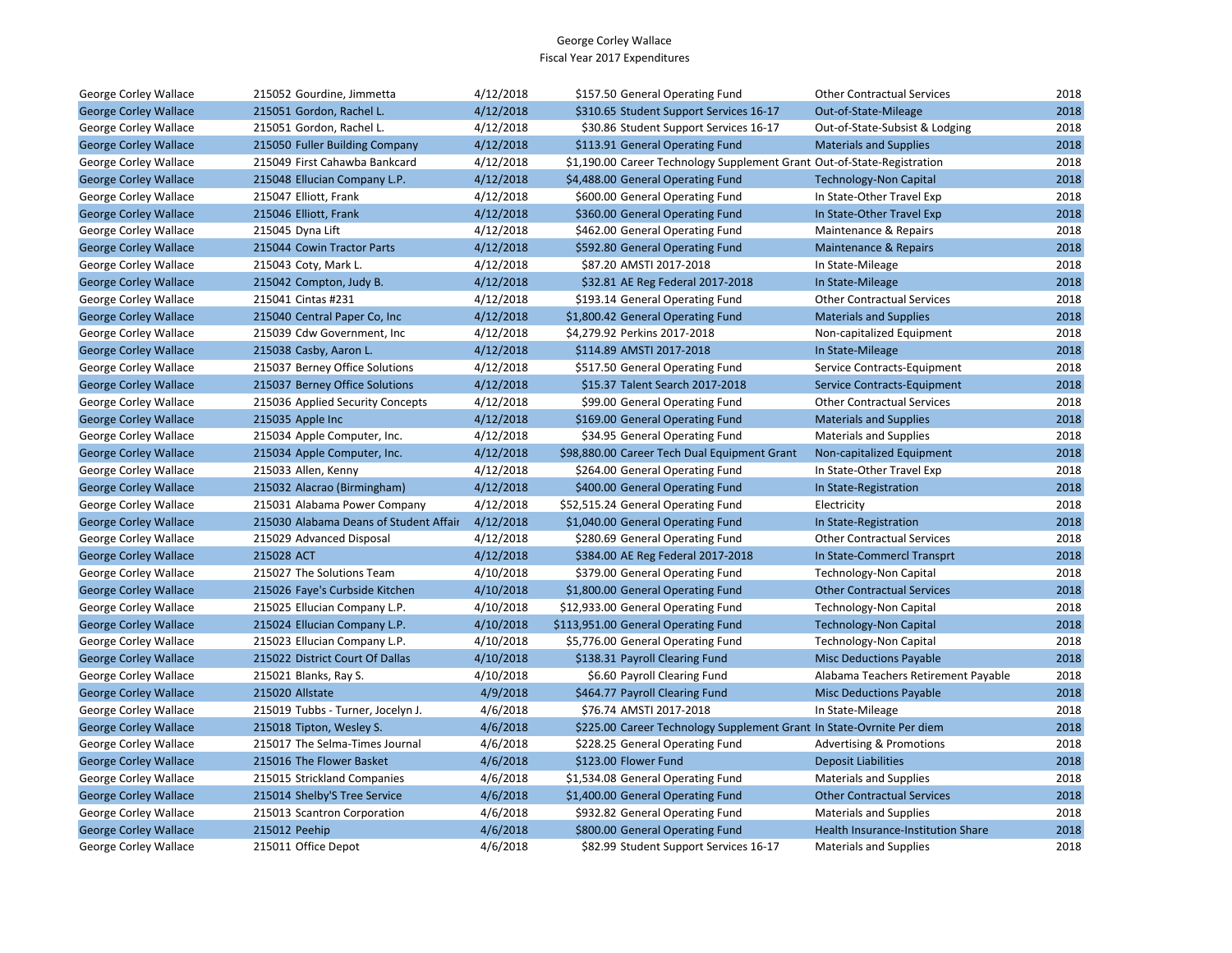George Corley Wallace
Fiscal Year 2017 Expenditures

| | | | | | | | |
|---|---|---|---|---|---|---|---|
| George Corley Wallace | 215052 | Gourdine, Jimmetta | 4/12/2018 | $157.50 | General Operating Fund | Other Contractual Services | 2018 |
| George Corley Wallace | 215051 | Gordon, Rachel L. | 4/12/2018 | $310.65 | Student Support Services 16-17 | Out-of-State-Mileage | 2018 |
| George Corley Wallace | 215051 | Gordon, Rachel L. | 4/12/2018 | $30.86 | Student Support Services 16-17 | Out-of-State-Subsist & Lodging | 2018 |
| George Corley Wallace | 215050 | Fuller Building Company | 4/12/2018 | $113.91 | General Operating Fund | Materials and Supplies | 2018 |
| George Corley Wallace | 215049 | First Cahawba Bankcard | 4/12/2018 | $1,190.00 | Career Technology Supplement Grant | Out-of-State-Registration | 2018 |
| George Corley Wallace | 215048 | Ellucian Company L.P. | 4/12/2018 | $4,488.00 | General Operating Fund | Technology-Non Capital | 2018 |
| George Corley Wallace | 215047 | Elliott, Frank | 4/12/2018 | $600.00 | General Operating Fund | In State-Other Travel Exp | 2018 |
| George Corley Wallace | 215046 | Elliott, Frank | 4/12/2018 | $360.00 | General Operating Fund | In State-Other Travel Exp | 2018 |
| George Corley Wallace | 215045 | Dyna Lift | 4/12/2018 | $462.00 | General Operating Fund | Maintenance & Repairs | 2018 |
| George Corley Wallace | 215044 | Cowin Tractor Parts | 4/12/2018 | $592.80 | General Operating Fund | Maintenance & Repairs | 2018 |
| George Corley Wallace | 215043 | Coty, Mark L. | 4/12/2018 | $87.20 | AMSTI 2017-2018 | In State-Mileage | 2018 |
| George Corley Wallace | 215042 | Compton, Judy B. | 4/12/2018 | $32.81 | AE Reg Federal 2017-2018 | In State-Mileage | 2018 |
| George Corley Wallace | 215041 | Cintas #231 | 4/12/2018 | $193.14 | General Operating Fund | Other Contractual Services | 2018 |
| George Corley Wallace | 215040 | Central Paper Co, Inc | 4/12/2018 | $1,800.42 | General Operating Fund | Materials and Supplies | 2018 |
| George Corley Wallace | 215039 | Cdw Government, Inc | 4/12/2018 | $4,279.92 | Perkins 2017-2018 | Non-capitalized Equipment | 2018 |
| George Corley Wallace | 215038 | Casby, Aaron L. | 4/12/2018 | $114.89 | AMSTI 2017-2018 | In State-Mileage | 2018 |
| George Corley Wallace | 215037 | Berney Office Solutions | 4/12/2018 | $517.50 | General Operating Fund | Service Contracts-Equipment | 2018 |
| George Corley Wallace | 215037 | Berney Office Solutions | 4/12/2018 | $15.37 | Talent Search 2017-2018 | Service Contracts-Equipment | 2018 |
| George Corley Wallace | 215036 | Applied Security Concepts | 4/12/2018 | $99.00 | General Operating Fund | Other Contractual Services | 2018 |
| George Corley Wallace | 215035 | Apple Inc | 4/12/2018 | $169.00 | General Operating Fund | Materials and Supplies | 2018 |
| George Corley Wallace | 215034 | Apple Computer, Inc. | 4/12/2018 | $34.95 | General Operating Fund | Materials and Supplies | 2018 |
| George Corley Wallace | 215034 | Apple Computer, Inc. | 4/12/2018 | $98,880.00 | Career Tech Dual Equipment Grant | Non-capitalized Equipment | 2018 |
| George Corley Wallace | 215033 | Allen, Kenny | 4/12/2018 | $264.00 | General Operating Fund | In State-Other Travel Exp | 2018 |
| George Corley Wallace | 215032 | Alacrao (Birmingham) | 4/12/2018 | $400.00 | General Operating Fund | In State-Registration | 2018 |
| George Corley Wallace | 215031 | Alabama Power Company | 4/12/2018 | $52,515.24 | General Operating Fund | Electricity | 2018 |
| George Corley Wallace | 215030 | Alabama Deans of Student Affair | 4/12/2018 | $1,040.00 | General Operating Fund | In State-Registration | 2018 |
| George Corley Wallace | 215029 | Advanced Disposal | 4/12/2018 | $280.69 | General Operating Fund | Other Contractual Services | 2018 |
| George Corley Wallace | 215028 | ACT | 4/12/2018 | $384.00 | AE Reg Federal 2017-2018 | In State-Commercl Transprt | 2018 |
| George Corley Wallace | 215027 | The Solutions Team | 4/10/2018 | $379.00 | General Operating Fund | Technology-Non Capital | 2018 |
| George Corley Wallace | 215026 | Faye's Curbside Kitchen | 4/10/2018 | $1,800.00 | General Operating Fund | Other Contractual Services | 2018 |
| George Corley Wallace | 215025 | Ellucian Company L.P. | 4/10/2018 | $12,933.00 | General Operating Fund | Technology-Non Capital | 2018 |
| George Corley Wallace | 215024 | Ellucian Company L.P. | 4/10/2018 | $113,951.00 | General Operating Fund | Technology-Non Capital | 2018 |
| George Corley Wallace | 215023 | Ellucian Company L.P. | 4/10/2018 | $5,776.00 | General Operating Fund | Technology-Non Capital | 2018 |
| George Corley Wallace | 215022 | District Court Of Dallas | 4/10/2018 | $138.31 | Payroll Clearing Fund | Misc Deductions Payable | 2018 |
| George Corley Wallace | 215021 | Blanks, Ray S. | 4/10/2018 | $6.60 | Payroll Clearing Fund | Alabama Teachers Retirement Payable | 2018 |
| George Corley Wallace | 215020 | Allstate | 4/9/2018 | $464.77 | Payroll Clearing Fund | Misc Deductions Payable | 2018 |
| George Corley Wallace | 215019 | Tubbs - Turner, Jocelyn J. | 4/6/2018 | $76.74 | AMSTI 2017-2018 | In State-Mileage | 2018 |
| George Corley Wallace | 215018 | Tipton, Wesley S. | 4/6/2018 | $225.00 | Career Technology Supplement Grant | In State-Ovrnite Per diem | 2018 |
| George Corley Wallace | 215017 | The Selma-Times Journal | 4/6/2018 | $228.25 | General Operating Fund | Advertising & Promotions | 2018 |
| George Corley Wallace | 215016 | The Flower Basket | 4/6/2018 | $123.00 | Flower Fund | Deposit Liabilities | 2018 |
| George Corley Wallace | 215015 | Strickland Companies | 4/6/2018 | $1,534.08 | General Operating Fund | Materials and Supplies | 2018 |
| George Corley Wallace | 215014 | Shelby'S Tree Service | 4/6/2018 | $1,400.00 | General Operating Fund | Other Contractual Services | 2018 |
| George Corley Wallace | 215013 | Scantron Corporation | 4/6/2018 | $932.82 | General Operating Fund | Materials and Supplies | 2018 |
| George Corley Wallace | 215012 | Peehip | 4/6/2018 | $800.00 | General Operating Fund | Health Insurance-Institution Share | 2018 |
| George Corley Wallace | 215011 | Office Depot | 4/6/2018 | $82.99 | Student Support Services 16-17 | Materials and Supplies | 2018 |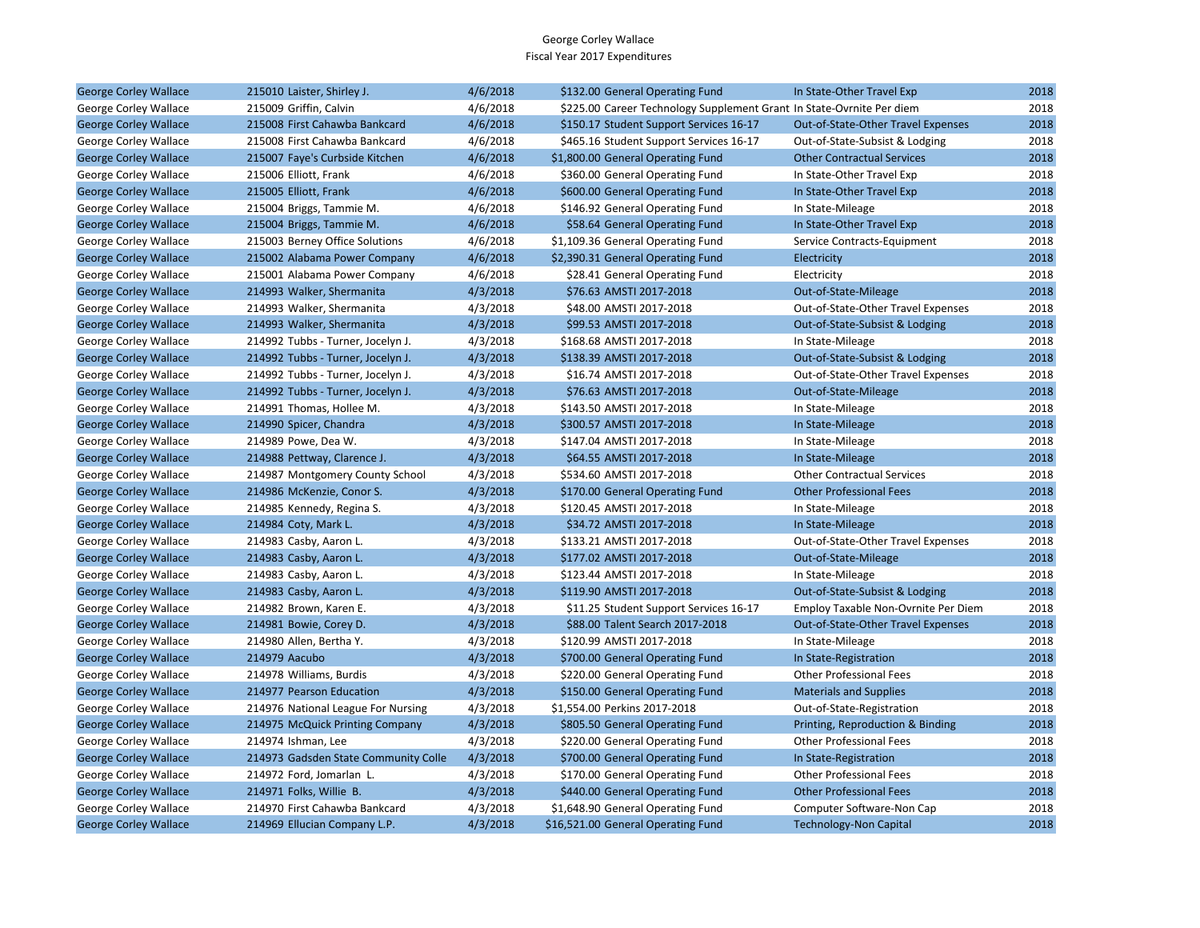George Corley Wallace
Fiscal Year 2017 Expenditures

| | | | | | | |
|---|---|---|---|---|---|---|
| George Corley Wallace | 215010 Laister, Shirley J. | 4/6/2018 | $132.00 | General Operating Fund | In State-Other Travel Exp | 2018 |
| George Corley Wallace | 215009 Griffin, Calvin | 4/6/2018 | $225.00 | Career Technology Supplement Grant | In State-Ovrnite Per diem | 2018 |
| George Corley Wallace | 215008 First Cahawba Bankcard | 4/6/2018 | $150.17 | Student Support Services 16-17 | Out-of-State-Other Travel Expenses | 2018 |
| George Corley Wallace | 215008 First Cahawba Bankcard | 4/6/2018 | $465.16 | Student Support Services 16-17 | Out-of-State-Subsist & Lodging | 2018 |
| George Corley Wallace | 215007 Faye's Curbside Kitchen | 4/6/2018 | $1,800.00 | General Operating Fund | Other Contractual Services | 2018 |
| George Corley Wallace | 215006 Elliott, Frank | 4/6/2018 | $360.00 | General Operating Fund | In State-Other Travel Exp | 2018 |
| George Corley Wallace | 215005 Elliott, Frank | 4/6/2018 | $600.00 | General Operating Fund | In State-Other Travel Exp | 2018 |
| George Corley Wallace | 215004 Briggs, Tammie M. | 4/6/2018 | $146.92 | General Operating Fund | In State-Mileage | 2018 |
| George Corley Wallace | 215004 Briggs, Tammie M. | 4/6/2018 | $58.64 | General Operating Fund | In State-Other Travel Exp | 2018 |
| George Corley Wallace | 215003 Berney Office Solutions | 4/6/2018 | $1,109.36 | General Operating Fund | Service Contracts-Equipment | 2018 |
| George Corley Wallace | 215002 Alabama Power Company | 4/6/2018 | $2,390.31 | General Operating Fund | Electricity | 2018 |
| George Corley Wallace | 215001 Alabama Power Company | 4/6/2018 | $28.41 | General Operating Fund | Electricity | 2018 |
| George Corley Wallace | 214993 Walker, Shermanita | 4/3/2018 | $76.63 | AMSTI 2017-2018 | Out-of-State-Mileage | 2018 |
| George Corley Wallace | 214993 Walker, Shermanita | 4/3/2018 | $48.00 | AMSTI 2017-2018 | Out-of-State-Other Travel Expenses | 2018 |
| George Corley Wallace | 214993 Walker, Shermanita | 4/3/2018 | $99.53 | AMSTI 2017-2018 | Out-of-State-Subsist & Lodging | 2018 |
| George Corley Wallace | 214992 Tubbs - Turner, Jocelyn J. | 4/3/2018 | $168.68 | AMSTI 2017-2018 | In State-Mileage | 2018 |
| George Corley Wallace | 214992 Tubbs - Turner, Jocelyn J. | 4/3/2018 | $138.39 | AMSTI 2017-2018 | Out-of-State-Subsist & Lodging | 2018 |
| George Corley Wallace | 214992 Tubbs - Turner, Jocelyn J. | 4/3/2018 | $16.74 | AMSTI 2017-2018 | Out-of-State-Other Travel Expenses | 2018 |
| George Corley Wallace | 214992 Tubbs - Turner, Jocelyn J. | 4/3/2018 | $76.63 | AMSTI 2017-2018 | Out-of-State-Mileage | 2018 |
| George Corley Wallace | 214991 Thomas, Hollee M. | 4/3/2018 | $143.50 | AMSTI 2017-2018 | In State-Mileage | 2018 |
| George Corley Wallace | 214990 Spicer, Chandra | 4/3/2018 | $300.57 | AMSTI 2017-2018 | In State-Mileage | 2018 |
| George Corley Wallace | 214989 Powe, Dea W. | 4/3/2018 | $147.04 | AMSTI 2017-2018 | In State-Mileage | 2018 |
| George Corley Wallace | 214988 Pettway, Clarence J. | 4/3/2018 | $64.55 | AMSTI 2017-2018 | In State-Mileage | 2018 |
| George Corley Wallace | 214987 Montgomery County School | 4/3/2018 | $534.60 | AMSTI 2017-2018 | Other Contractual Services | 2018 |
| George Corley Wallace | 214986 McKenzie, Conor S. | 4/3/2018 | $170.00 | General Operating Fund | Other Professional Fees | 2018 |
| George Corley Wallace | 214985 Kennedy, Regina S. | 4/3/2018 | $120.45 | AMSTI 2017-2018 | In State-Mileage | 2018 |
| George Corley Wallace | 214984 Coty, Mark L. | 4/3/2018 | $34.72 | AMSTI 2017-2018 | In State-Mileage | 2018 |
| George Corley Wallace | 214983 Casby, Aaron L. | 4/3/2018 | $133.21 | AMSTI 2017-2018 | Out-of-State-Other Travel Expenses | 2018 |
| George Corley Wallace | 214983 Casby, Aaron L. | 4/3/2018 | $177.02 | AMSTI 2017-2018 | Out-of-State-Mileage | 2018 |
| George Corley Wallace | 214983 Casby, Aaron L. | 4/3/2018 | $123.44 | AMSTI 2017-2018 | In State-Mileage | 2018 |
| George Corley Wallace | 214983 Casby, Aaron L. | 4/3/2018 | $119.90 | AMSTI 2017-2018 | Out-of-State-Subsist & Lodging | 2018 |
| George Corley Wallace | 214982 Brown, Karen E. | 4/3/2018 | $11.25 | Student Support Services 16-17 | Employ Taxable Non-Ovrnite Per Diem | 2018 |
| George Corley Wallace | 214981 Bowie, Corey D. | 4/3/2018 | $88.00 | Talent Search 2017-2018 | Out-of-State-Other Travel Expenses | 2018 |
| George Corley Wallace | 214980 Allen, Bertha Y. | 4/3/2018 | $120.99 | AMSTI 2017-2018 | In State-Mileage | 2018 |
| George Corley Wallace | 214979 Aacubo | 4/3/2018 | $700.00 | General Operating Fund | In State-Registration | 2018 |
| George Corley Wallace | 214978 Williams, Burdis | 4/3/2018 | $220.00 | General Operating Fund | Other Professional Fees | 2018 |
| George Corley Wallace | 214977 Pearson Education | 4/3/2018 | $150.00 | General Operating Fund | Materials and Supplies | 2018 |
| George Corley Wallace | 214976 National League For Nursing | 4/3/2018 | $1,554.00 | Perkins 2017-2018 | Out-of-State-Registration | 2018 |
| George Corley Wallace | 214975 McQuick Printing Company | 4/3/2018 | $805.50 | General Operating Fund | Printing, Reproduction & Binding | 2018 |
| George Corley Wallace | 214974 Ishman, Lee | 4/3/2018 | $220.00 | General Operating Fund | Other Professional Fees | 2018 |
| George Corley Wallace | 214973 Gadsden State Community Colle | 4/3/2018 | $700.00 | General Operating Fund | In State-Registration | 2018 |
| George Corley Wallace | 214972 Ford, Jomarlan L. | 4/3/2018 | $170.00 | General Operating Fund | Other Professional Fees | 2018 |
| George Corley Wallace | 214971 Folks, Willie B. | 4/3/2018 | $440.00 | General Operating Fund | Other Professional Fees | 2018 |
| George Corley Wallace | 214970 First Cahawba Bankcard | 4/3/2018 | $1,648.90 | General Operating Fund | Computer Software-Non Cap | 2018 |
| George Corley Wallace | 214969 Ellucian Company L.P. | 4/3/2018 | $16,521.00 | General Operating Fund | Technology-Non Capital | 2018 |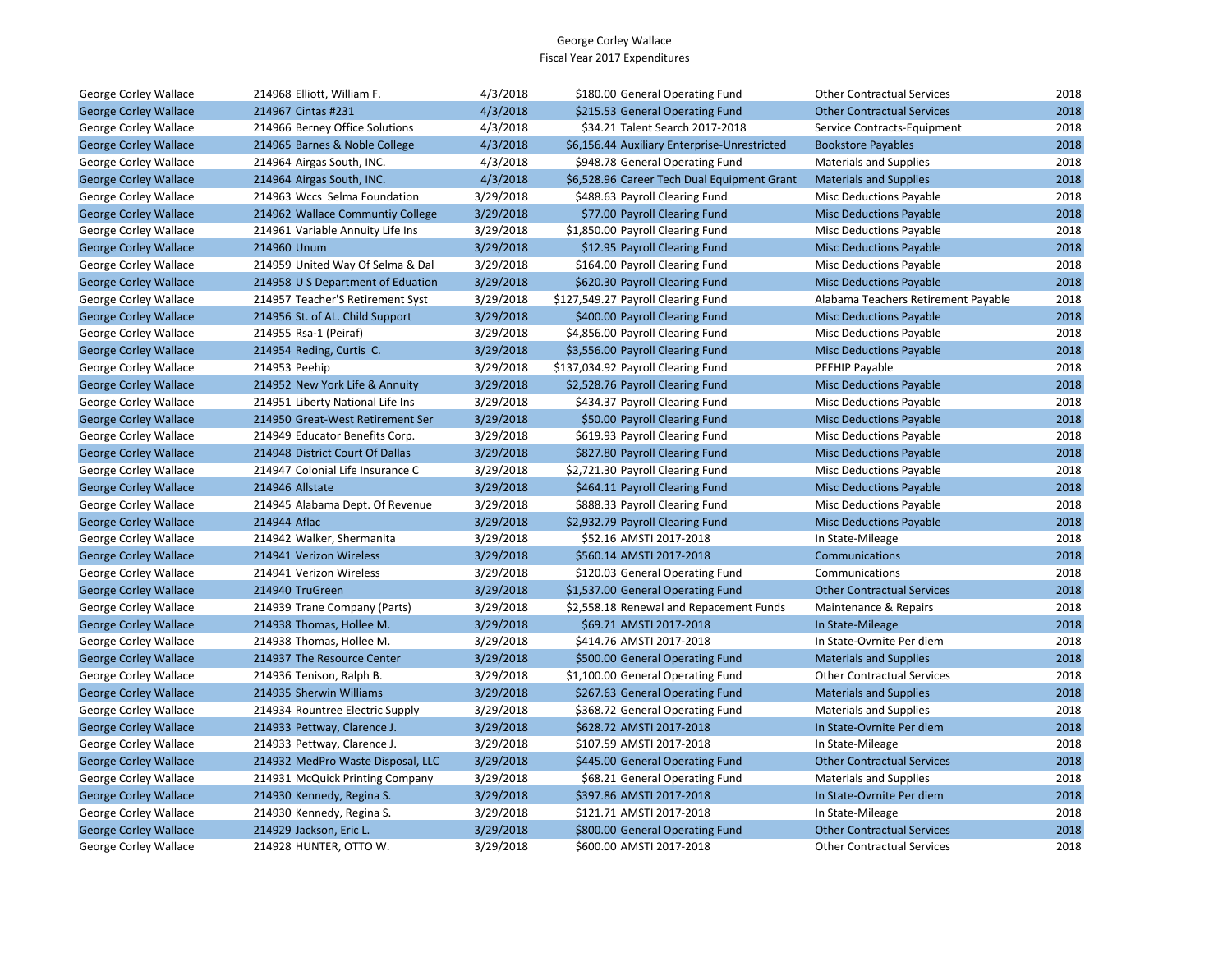George Corley Wallace
Fiscal Year 2017 Expenditures

| | | | | | | |
|---|---|---|---|---|---|---|
| George Corley Wallace | 214968 Elliott, William F. | 4/3/2018 | $180.00 | General Operating Fund | Other Contractual Services | 2018 |
| George Corley Wallace | 214967 Cintas #231 | 4/3/2018 | $215.53 | General Operating Fund | Other Contractual Services | 2018 |
| George Corley Wallace | 214966 Berney Office Solutions | 4/3/2018 | $34.21 | Talent Search 2017-2018 | Service Contracts-Equipment | 2018 |
| George Corley Wallace | 214965 Barnes & Noble College | 4/3/2018 | $6,156.44 | Auxiliary Enterprise-Unrestricted | Bookstore Payables | 2018 |
| George Corley Wallace | 214964 Airgas South, INC. | 4/3/2018 | $948.78 | General Operating Fund | Materials and Supplies | 2018 |
| George Corley Wallace | 214964 Airgas South, INC. | 4/3/2018 | $6,528.96 | Career Tech Dual Equipment Grant | Materials and Supplies | 2018 |
| George Corley Wallace | 214963 Wccs Selma Foundation | 3/29/2018 | $488.63 | Payroll Clearing Fund | Misc Deductions Payable | 2018 |
| George Corley Wallace | 214962 Wallace Communtiy College | 3/29/2018 | $77.00 | Payroll Clearing Fund | Misc Deductions Payable | 2018 |
| George Corley Wallace | 214961 Variable Annuity Life Ins | 3/29/2018 | $1,850.00 | Payroll Clearing Fund | Misc Deductions Payable | 2018 |
| George Corley Wallace | 214960 Unum | 3/29/2018 | $12.95 | Payroll Clearing Fund | Misc Deductions Payable | 2018 |
| George Corley Wallace | 214959 United Way Of Selma & Dal | 3/29/2018 | $164.00 | Payroll Clearing Fund | Misc Deductions Payable | 2018 |
| George Corley Wallace | 214958 U S Department of Eduation | 3/29/2018 | $620.30 | Payroll Clearing Fund | Misc Deductions Payable | 2018 |
| George Corley Wallace | 214957 Teacher'S Retirement Syst | 3/29/2018 | $127,549.27 | Payroll Clearing Fund | Alabama Teachers Retirement Payable | 2018 |
| George Corley Wallace | 214956 St. of AL. Child Support | 3/29/2018 | $400.00 | Payroll Clearing Fund | Misc Deductions Payable | 2018 |
| George Corley Wallace | 214955 Rsa-1 (Peiraf) | 3/29/2018 | $4,856.00 | Payroll Clearing Fund | Misc Deductions Payable | 2018 |
| George Corley Wallace | 214954 Reding, Curtis C. | 3/29/2018 | $3,556.00 | Payroll Clearing Fund | Misc Deductions Payable | 2018 |
| George Corley Wallace | 214953 Peehip | 3/29/2018 | $137,034.92 | Payroll Clearing Fund | PEEHIP Payable | 2018 |
| George Corley Wallace | 214952 New York Life & Annuity | 3/29/2018 | $2,528.76 | Payroll Clearing Fund | Misc Deductions Payable | 2018 |
| George Corley Wallace | 214951 Liberty National Life Ins | 3/29/2018 | $434.37 | Payroll Clearing Fund | Misc Deductions Payable | 2018 |
| George Corley Wallace | 214950 Great-West Retirement Ser | 3/29/2018 | $50.00 | Payroll Clearing Fund | Misc Deductions Payable | 2018 |
| George Corley Wallace | 214949 Educator Benefits Corp. | 3/29/2018 | $619.93 | Payroll Clearing Fund | Misc Deductions Payable | 2018 |
| George Corley Wallace | 214948 District Court Of Dallas | 3/29/2018 | $827.80 | Payroll Clearing Fund | Misc Deductions Payable | 2018 |
| George Corley Wallace | 214947 Colonial Life Insurance C | 3/29/2018 | $2,721.30 | Payroll Clearing Fund | Misc Deductions Payable | 2018 |
| George Corley Wallace | 214946 Allstate | 3/29/2018 | $464.11 | Payroll Clearing Fund | Misc Deductions Payable | 2018 |
| George Corley Wallace | 214945 Alabama Dept. Of Revenue | 3/29/2018 | $888.33 | Payroll Clearing Fund | Misc Deductions Payable | 2018 |
| George Corley Wallace | 214944 Aflac | 3/29/2018 | $2,932.79 | Payroll Clearing Fund | Misc Deductions Payable | 2018 |
| George Corley Wallace | 214942 Walker, Shermanita | 3/29/2018 | $52.16 | AMSTI 2017-2018 | In State-Mileage | 2018 |
| George Corley Wallace | 214941 Verizon Wireless | 3/29/2018 | $560.14 | AMSTI 2017-2018 | Communications | 2018 |
| George Corley Wallace | 214941 Verizon Wireless | 3/29/2018 | $120.03 | General Operating Fund | Communications | 2018 |
| George Corley Wallace | 214940 TruGreen | 3/29/2018 | $1,537.00 | General Operating Fund | Other Contractual Services | 2018 |
| George Corley Wallace | 214939 Trane Company (Parts) | 3/29/2018 | $2,558.18 | Renewal and Repacement Funds | Maintenance & Repairs | 2018 |
| George Corley Wallace | 214938 Thomas, Hollee M. | 3/29/2018 | $69.71 | AMSTI 2017-2018 | In State-Mileage | 2018 |
| George Corley Wallace | 214938 Thomas, Hollee M. | 3/29/2018 | $414.76 | AMSTI 2017-2018 | In State-Ovrnite Per diem | 2018 |
| George Corley Wallace | 214937 The Resource Center | 3/29/2018 | $500.00 | General Operating Fund | Materials and Supplies | 2018 |
| George Corley Wallace | 214936 Tenison, Ralph B. | 3/29/2018 | $1,100.00 | General Operating Fund | Other Contractual Services | 2018 |
| George Corley Wallace | 214935 Sherwin Williams | 3/29/2018 | $267.63 | General Operating Fund | Materials and Supplies | 2018 |
| George Corley Wallace | 214934 Rountree Electric Supply | 3/29/2018 | $368.72 | General Operating Fund | Materials and Supplies | 2018 |
| George Corley Wallace | 214933 Pettway, Clarence J. | 3/29/2018 | $628.72 | AMSTI 2017-2018 | In State-Ovrnite Per diem | 2018 |
| George Corley Wallace | 214933 Pettway, Clarence J. | 3/29/2018 | $107.59 | AMSTI 2017-2018 | In State-Mileage | 2018 |
| George Corley Wallace | 214932 MedPro Waste Disposal, LLC | 3/29/2018 | $445.00 | General Operating Fund | Other Contractual Services | 2018 |
| George Corley Wallace | 214931 McQuick Printing Company | 3/29/2018 | $68.21 | General Operating Fund | Materials and Supplies | 2018 |
| George Corley Wallace | 214930 Kennedy, Regina S. | 3/29/2018 | $397.86 | AMSTI 2017-2018 | In State-Ovrnite Per diem | 2018 |
| George Corley Wallace | 214930 Kennedy, Regina S. | 3/29/2018 | $121.71 | AMSTI 2017-2018 | In State-Mileage | 2018 |
| George Corley Wallace | 214929 Jackson, Eric L. | 3/29/2018 | $800.00 | General Operating Fund | Other Contractual Services | 2018 |
| George Corley Wallace | 214928 HUNTER, OTTO W. | 3/29/2018 | $600.00 | AMSTI 2017-2018 | Other Contractual Services | 2018 |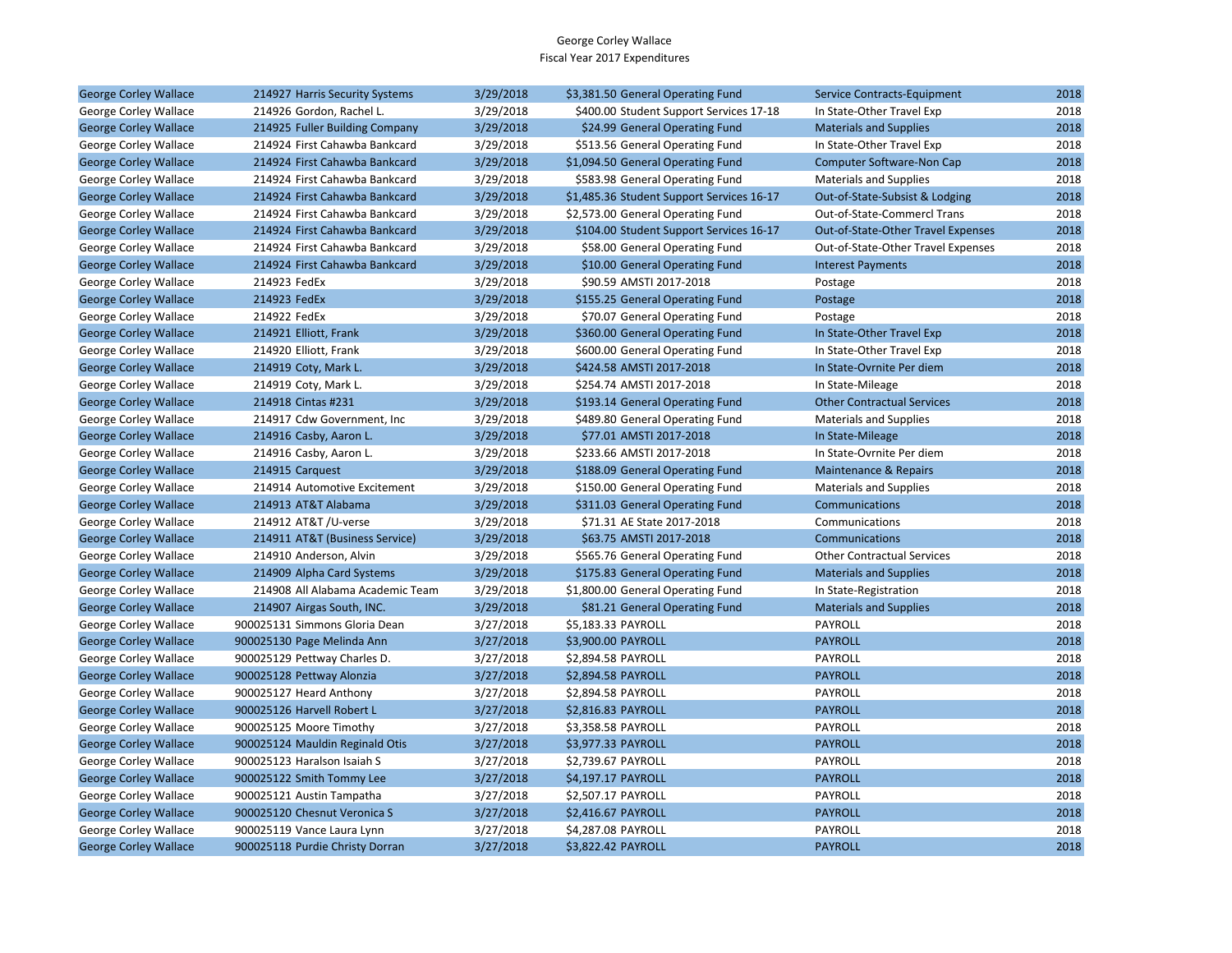George Corley Wallace
Fiscal Year 2017 Expenditures

| | | | | | | |
|---|---|---|---|---|---|---|
| George Corley Wallace | 214927 Harris Security Systems | 3/29/2018 | $3,381.50 | General Operating Fund | Service Contracts-Equipment | 2018 |
| George Corley Wallace | 214926 Gordon, Rachel L. | 3/29/2018 | $400.00 | Student Support Services 17-18 | In State-Other Travel Exp | 2018 |
| George Corley Wallace | 214925 Fuller Building Company | 3/29/2018 | $24.99 | General Operating Fund | Materials and Supplies | 2018 |
| George Corley Wallace | 214924 First Cahawba Bankcard | 3/29/2018 | $513.56 | General Operating Fund | In State-Other Travel Exp | 2018 |
| George Corley Wallace | 214924 First Cahawba Bankcard | 3/29/2018 | $1,094.50 | General Operating Fund | Computer Software-Non Cap | 2018 |
| George Corley Wallace | 214924 First Cahawba Bankcard | 3/29/2018 | $583.98 | General Operating Fund | Materials and Supplies | 2018 |
| George Corley Wallace | 214924 First Cahawba Bankcard | 3/29/2018 | $1,485.36 | Student Support Services 16-17 | Out-of-State-Subsist & Lodging | 2018 |
| George Corley Wallace | 214924 First Cahawba Bankcard | 3/29/2018 | $2,573.00 | General Operating Fund | Out-of-State-Commercl Trans | 2018 |
| George Corley Wallace | 214924 First Cahawba Bankcard | 3/29/2018 | $104.00 | Student Support Services 16-17 | Out-of-State-Other Travel Expenses | 2018 |
| George Corley Wallace | 214924 First Cahawba Bankcard | 3/29/2018 | $58.00 | General Operating Fund | Out-of-State-Other Travel Expenses | 2018 |
| George Corley Wallace | 214924 First Cahawba Bankcard | 3/29/2018 | $10.00 | General Operating Fund | Interest Payments | 2018 |
| George Corley Wallace | 214923 FedEx | 3/29/2018 | $90.59 | AMSTI 2017-2018 | Postage | 2018 |
| George Corley Wallace | 214923 FedEx | 3/29/2018 | $155.25 | General Operating Fund | Postage | 2018 |
| George Corley Wallace | 214922 FedEx | 3/29/2018 | $70.07 | General Operating Fund | Postage | 2018 |
| George Corley Wallace | 214921 Elliott, Frank | 3/29/2018 | $360.00 | General Operating Fund | In State-Other Travel Exp | 2018 |
| George Corley Wallace | 214920 Elliott, Frank | 3/29/2018 | $600.00 | General Operating Fund | In State-Other Travel Exp | 2018 |
| George Corley Wallace | 214919 Coty, Mark L. | 3/29/2018 | $424.58 | AMSTI 2017-2018 | In State-Ovrnite Per diem | 2018 |
| George Corley Wallace | 214919 Coty, Mark L. | 3/29/2018 | $254.74 | AMSTI 2017-2018 | In State-Mileage | 2018 |
| George Corley Wallace | 214918 Cintas #231 | 3/29/2018 | $193.14 | General Operating Fund | Other Contractual Services | 2018 |
| George Corley Wallace | 214917 Cdw Government, Inc | 3/29/2018 | $489.80 | General Operating Fund | Materials and Supplies | 2018 |
| George Corley Wallace | 214916 Casby, Aaron L. | 3/29/2018 | $77.01 | AMSTI 2017-2018 | In State-Mileage | 2018 |
| George Corley Wallace | 214916 Casby, Aaron L. | 3/29/2018 | $233.66 | AMSTI 2017-2018 | In State-Ovrnite Per diem | 2018 |
| George Corley Wallace | 214915 Carquest | 3/29/2018 | $188.09 | General Operating Fund | Maintenance & Repairs | 2018 |
| George Corley Wallace | 214914 Automotive Excitement | 3/29/2018 | $150.00 | General Operating Fund | Materials and Supplies | 2018 |
| George Corley Wallace | 214913 AT&T Alabama | 3/29/2018 | $311.03 | General Operating Fund | Communications | 2018 |
| George Corley Wallace | 214912 AT&T /U-verse | 3/29/2018 | $71.31 | AE State 2017-2018 | Communications | 2018 |
| George Corley Wallace | 214911 AT&T (Business Service) | 3/29/2018 | $63.75 | AMSTI 2017-2018 | Communications | 2018 |
| George Corley Wallace | 214910 Anderson, Alvin | 3/29/2018 | $565.76 | General Operating Fund | Other Contractual Services | 2018 |
| George Corley Wallace | 214909 Alpha Card Systems | 3/29/2018 | $175.83 | General Operating Fund | Materials and Supplies | 2018 |
| George Corley Wallace | 214908 All Alabama Academic Team | 3/29/2018 | $1,800.00 | General Operating Fund | In State-Registration | 2018 |
| George Corley Wallace | 214907 Airgas South, INC. | 3/29/2018 | $81.21 | General Operating Fund | Materials and Supplies | 2018 |
| George Corley Wallace | 900025131 Simmons Gloria Dean | 3/27/2018 | $5,183.33 | PAYROLL | PAYROLL | 2018 |
| George Corley Wallace | 900025130 Page Melinda Ann | 3/27/2018 | $3,900.00 | PAYROLL | PAYROLL | 2018 |
| George Corley Wallace | 900025129 Pettway Charles D. | 3/27/2018 | $2,894.58 | PAYROLL | PAYROLL | 2018 |
| George Corley Wallace | 900025128 Pettway Alonzia | 3/27/2018 | $2,894.58 | PAYROLL | PAYROLL | 2018 |
| George Corley Wallace | 900025127 Heard Anthony | 3/27/2018 | $2,894.58 | PAYROLL | PAYROLL | 2018 |
| George Corley Wallace | 900025126 Harvell Robert L | 3/27/2018 | $2,816.83 | PAYROLL | PAYROLL | 2018 |
| George Corley Wallace | 900025125 Moore Timothy | 3/27/2018 | $3,358.58 | PAYROLL | PAYROLL | 2018 |
| George Corley Wallace | 900025124 Mauldin Reginald Otis | 3/27/2018 | $3,977.33 | PAYROLL | PAYROLL | 2018 |
| George Corley Wallace | 900025123 Haralson Isaiah S | 3/27/2018 | $2,739.67 | PAYROLL | PAYROLL | 2018 |
| George Corley Wallace | 900025122 Smith Tommy Lee | 3/27/2018 | $4,197.17 | PAYROLL | PAYROLL | 2018 |
| George Corley Wallace | 900025121 Austin Tampatha | 3/27/2018 | $2,507.17 | PAYROLL | PAYROLL | 2018 |
| George Corley Wallace | 900025120 Chesnut Veronica S | 3/27/2018 | $2,416.67 | PAYROLL | PAYROLL | 2018 |
| George Corley Wallace | 900025119 Vance Laura Lynn | 3/27/2018 | $4,287.08 | PAYROLL | PAYROLL | 2018 |
| George Corley Wallace | 900025118 Purdie Christy Dorran | 3/27/2018 | $3,822.42 | PAYROLL | PAYROLL | 2018 |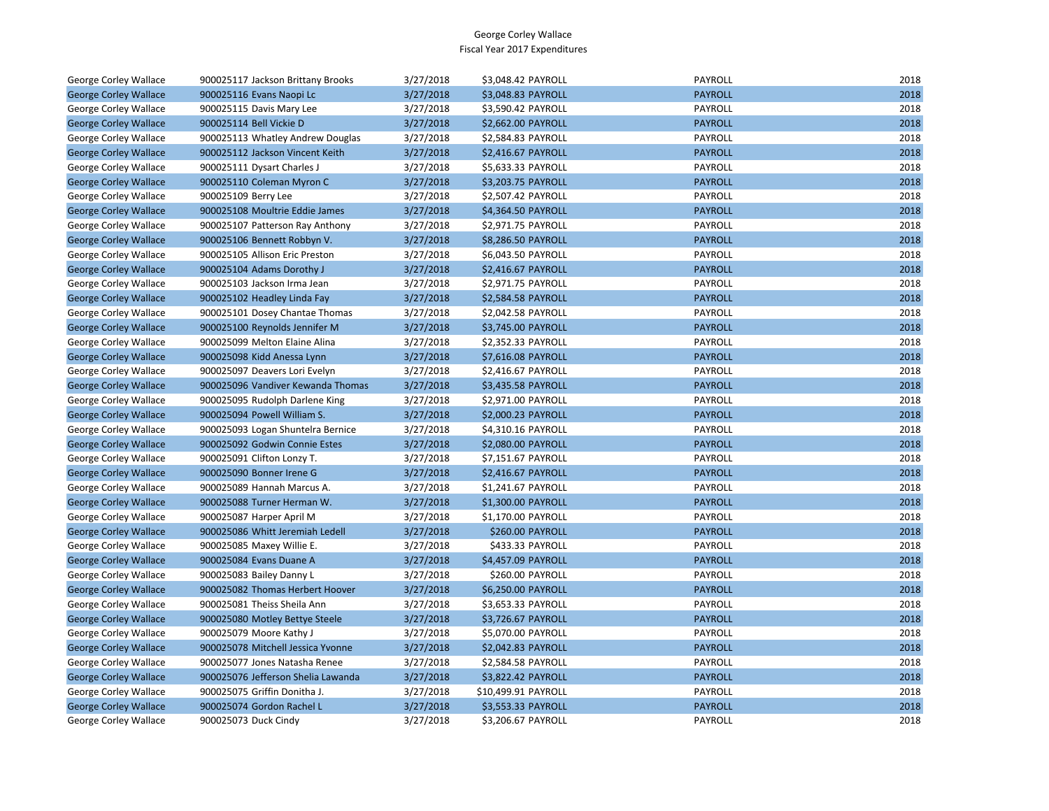| | | | | | | |
|---|---|---|---|---|---|---|
| George Corley Wallace | 900025117 Jackson Brittany Brooks | 3/27/2018 | $3,048.42 | PAYROLL | PAYROLL | 2018 |
| George Corley Wallace | 900025116 Evans Naopi Lc | 3/27/2018 | $3,048.83 | PAYROLL | PAYROLL | 2018 |
| George Corley Wallace | 900025115 Davis Mary Lee | 3/27/2018 | $3,590.42 | PAYROLL | PAYROLL | 2018 |
| George Corley Wallace | 900025114 Bell Vickie D | 3/27/2018 | $2,662.00 | PAYROLL | PAYROLL | 2018 |
| George Corley Wallace | 900025113 Whatley Andrew Douglas | 3/27/2018 | $2,584.83 | PAYROLL | PAYROLL | 2018 |
| George Corley Wallace | 900025112 Jackson Vincent Keith | 3/27/2018 | $2,416.67 | PAYROLL | PAYROLL | 2018 |
| George Corley Wallace | 900025111 Dysart Charles J | 3/27/2018 | $5,633.33 | PAYROLL | PAYROLL | 2018 |
| George Corley Wallace | 900025110 Coleman Myron C | 3/27/2018 | $3,203.75 | PAYROLL | PAYROLL | 2018 |
| George Corley Wallace | 900025109 Berry Lee | 3/27/2018 | $2,507.42 | PAYROLL | PAYROLL | 2018 |
| George Corley Wallace | 900025108 Moultrie Eddie James | 3/27/2018 | $4,364.50 | PAYROLL | PAYROLL | 2018 |
| George Corley Wallace | 900025107 Patterson Ray Anthony | 3/27/2018 | $2,971.75 | PAYROLL | PAYROLL | 2018 |
| George Corley Wallace | 900025106 Bennett Robbyn V. | 3/27/2018 | $8,286.50 | PAYROLL | PAYROLL | 2018 |
| George Corley Wallace | 900025105 Allison Eric Preston | 3/27/2018 | $6,043.50 | PAYROLL | PAYROLL | 2018 |
| George Corley Wallace | 900025104 Adams Dorothy J | 3/27/2018 | $2,416.67 | PAYROLL | PAYROLL | 2018 |
| George Corley Wallace | 900025103 Jackson Irma Jean | 3/27/2018 | $2,971.75 | PAYROLL | PAYROLL | 2018 |
| George Corley Wallace | 900025102 Headley Linda Fay | 3/27/2018 | $2,584.58 | PAYROLL | PAYROLL | 2018 |
| George Corley Wallace | 900025101 Dosey Chantae Thomas | 3/27/2018 | $2,042.58 | PAYROLL | PAYROLL | 2018 |
| George Corley Wallace | 900025100 Reynolds Jennifer M | 3/27/2018 | $3,745.00 | PAYROLL | PAYROLL | 2018 |
| George Corley Wallace | 900025099 Melton Elaine Alina | 3/27/2018 | $2,352.33 | PAYROLL | PAYROLL | 2018 |
| George Corley Wallace | 900025098 Kidd Anessa Lynn | 3/27/2018 | $7,616.08 | PAYROLL | PAYROLL | 2018 |
| George Corley Wallace | 900025097 Deavers Lori Evelyn | 3/27/2018 | $2,416.67 | PAYROLL | PAYROLL | 2018 |
| George Corley Wallace | 900025096 Vandiver Kewanda Thomas | 3/27/2018 | $3,435.58 | PAYROLL | PAYROLL | 2018 |
| George Corley Wallace | 900025095 Rudolph Darlene King | 3/27/2018 | $2,971.00 | PAYROLL | PAYROLL | 2018 |
| George Corley Wallace | 900025094 Powell William S. | 3/27/2018 | $2,000.23 | PAYROLL | PAYROLL | 2018 |
| George Corley Wallace | 900025093 Logan Shuntelra Bernice | 3/27/2018 | $4,310.16 | PAYROLL | PAYROLL | 2018 |
| George Corley Wallace | 900025092 Godwin Connie Estes | 3/27/2018 | $2,080.00 | PAYROLL | PAYROLL | 2018 |
| George Corley Wallace | 900025091 Clifton Lonzy T. | 3/27/2018 | $7,151.67 | PAYROLL | PAYROLL | 2018 |
| George Corley Wallace | 900025090 Bonner Irene G | 3/27/2018 | $2,416.67 | PAYROLL | PAYROLL | 2018 |
| George Corley Wallace | 900025089 Hannah Marcus A. | 3/27/2018 | $1,241.67 | PAYROLL | PAYROLL | 2018 |
| George Corley Wallace | 900025088 Turner Herman W. | 3/27/2018 | $1,300.00 | PAYROLL | PAYROLL | 2018 |
| George Corley Wallace | 900025087 Harper April M | 3/27/2018 | $1,170.00 | PAYROLL | PAYROLL | 2018 |
| George Corley Wallace | 900025086 Whitt Jeremiah Ledell | 3/27/2018 | $260.00 | PAYROLL | PAYROLL | 2018 |
| George Corley Wallace | 900025085 Maxey Willie E. | 3/27/2018 | $433.33 | PAYROLL | PAYROLL | 2018 |
| George Corley Wallace | 900025084 Evans Duane A | 3/27/2018 | $4,457.09 | PAYROLL | PAYROLL | 2018 |
| George Corley Wallace | 900025083 Bailey Danny L | 3/27/2018 | $260.00 | PAYROLL | PAYROLL | 2018 |
| George Corley Wallace | 900025082 Thomas Herbert Hoover | 3/27/2018 | $6,250.00 | PAYROLL | PAYROLL | 2018 |
| George Corley Wallace | 900025081 Theiss Sheila Ann | 3/27/2018 | $3,653.33 | PAYROLL | PAYROLL | 2018 |
| George Corley Wallace | 900025080 Motley Bettye Steele | 3/27/2018 | $3,726.67 | PAYROLL | PAYROLL | 2018 |
| George Corley Wallace | 900025079 Moore Kathy J | 3/27/2018 | $5,070.00 | PAYROLL | PAYROLL | 2018 |
| George Corley Wallace | 900025078 Mitchell Jessica Yvonne | 3/27/2018 | $2,042.83 | PAYROLL | PAYROLL | 2018 |
| George Corley Wallace | 900025077 Jones Natasha Renee | 3/27/2018 | $2,584.58 | PAYROLL | PAYROLL | 2018 |
| George Corley Wallace | 900025076 Jefferson Shelia Lawanda | 3/27/2018 | $3,822.42 | PAYROLL | PAYROLL | 2018 |
| George Corley Wallace | 900025075 Griffin Donitha J. | 3/27/2018 | $10,499.91 | PAYROLL | PAYROLL | 2018 |
| George Corley Wallace | 900025074 Gordon Rachel L | 3/27/2018 | $3,553.33 | PAYROLL | PAYROLL | 2018 |
| George Corley Wallace | 900025073 Duck Cindy | 3/27/2018 | $3,206.67 | PAYROLL | PAYROLL | 2018 |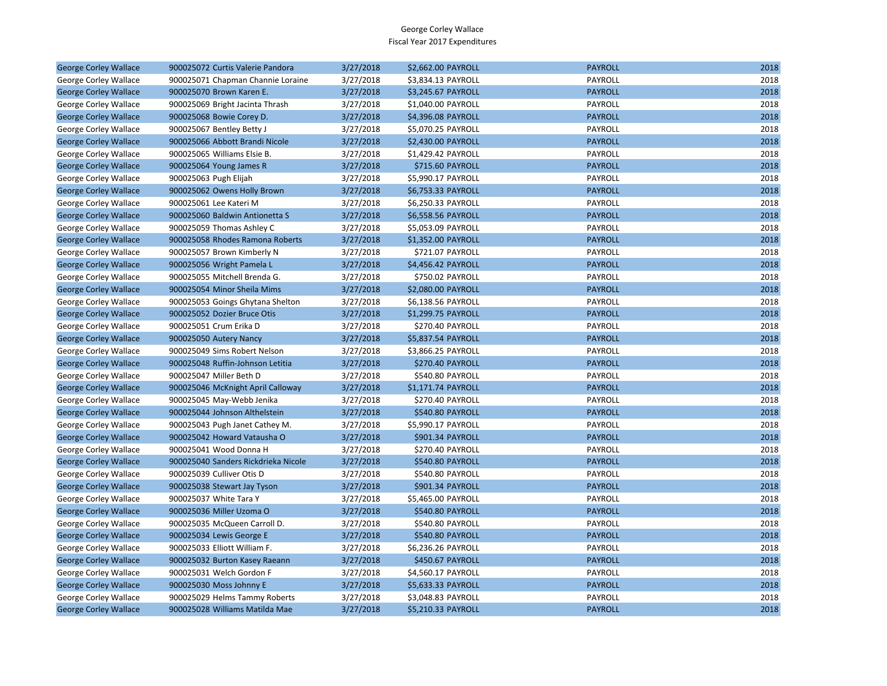George Corley Wallace
Fiscal Year 2017 Expenditures

| | | | | | | |
|---|---|---|---|---|---|---|
| George Corley Wallace | 900025072 Curtis Valerie Pandora | 3/27/2018 | $2,662.00 | PAYROLL | PAYROLL | 2018 |
| George Corley Wallace | 900025071 Chapman Channie Loraine | 3/27/2018 | $3,834.13 | PAYROLL | PAYROLL | 2018 |
| George Corley Wallace | 900025070 Brown Karen E. | 3/27/2018 | $3,245.67 | PAYROLL | PAYROLL | 2018 |
| George Corley Wallace | 900025069 Bright Jacinta Thrash | 3/27/2018 | $1,040.00 | PAYROLL | PAYROLL | 2018 |
| George Corley Wallace | 900025068 Bowie Corey D. | 3/27/2018 | $4,396.08 | PAYROLL | PAYROLL | 2018 |
| George Corley Wallace | 900025067 Bentley Betty J | 3/27/2018 | $5,070.25 | PAYROLL | PAYROLL | 2018 |
| George Corley Wallace | 900025066 Abbott Brandi Nicole | 3/27/2018 | $2,430.00 | PAYROLL | PAYROLL | 2018 |
| George Corley Wallace | 900025065 Williams Elsie B. | 3/27/2018 | $1,429.42 | PAYROLL | PAYROLL | 2018 |
| George Corley Wallace | 900025064 Young James R | 3/27/2018 | $715.60 | PAYROLL | PAYROLL | 2018 |
| George Corley Wallace | 900025063 Pugh Elijah | 3/27/2018 | $5,990.17 | PAYROLL | PAYROLL | 2018 |
| George Corley Wallace | 900025062 Owens Holly Brown | 3/27/2018 | $6,753.33 | PAYROLL | PAYROLL | 2018 |
| George Corley Wallace | 900025061 Lee Kateri M | 3/27/2018 | $6,250.33 | PAYROLL | PAYROLL | 2018 |
| George Corley Wallace | 900025060 Baldwin Antionetta S | 3/27/2018 | $6,558.56 | PAYROLL | PAYROLL | 2018 |
| George Corley Wallace | 900025059 Thomas Ashley C | 3/27/2018 | $5,053.09 | PAYROLL | PAYROLL | 2018 |
| George Corley Wallace | 900025058 Rhodes Ramona Roberts | 3/27/2018 | $1,352.00 | PAYROLL | PAYROLL | 2018 |
| George Corley Wallace | 900025057 Brown Kimberly N | 3/27/2018 | $721.07 | PAYROLL | PAYROLL | 2018 |
| George Corley Wallace | 900025056 Wright Pamela L | 3/27/2018 | $4,456.42 | PAYROLL | PAYROLL | 2018 |
| George Corley Wallace | 900025055 Mitchell Brenda G. | 3/27/2018 | $750.02 | PAYROLL | PAYROLL | 2018 |
| George Corley Wallace | 900025054 Minor Sheila Mims | 3/27/2018 | $2,080.00 | PAYROLL | PAYROLL | 2018 |
| George Corley Wallace | 900025053 Goings Ghytana Shelton | 3/27/2018 | $6,138.56 | PAYROLL | PAYROLL | 2018 |
| George Corley Wallace | 900025052 Dozier Bruce Otis | 3/27/2018 | $1,299.75 | PAYROLL | PAYROLL | 2018 |
| George Corley Wallace | 900025051 Crum Erika D | 3/27/2018 | $270.40 | PAYROLL | PAYROLL | 2018 |
| George Corley Wallace | 900025050 Autery Nancy | 3/27/2018 | $5,837.54 | PAYROLL | PAYROLL | 2018 |
| George Corley Wallace | 900025049 Sims Robert Nelson | 3/27/2018 | $3,866.25 | PAYROLL | PAYROLL | 2018 |
| George Corley Wallace | 900025048 Ruffin-Johnson Letitia | 3/27/2018 | $270.40 | PAYROLL | PAYROLL | 2018 |
| George Corley Wallace | 900025047 Miller Beth D | 3/27/2018 | $540.80 | PAYROLL | PAYROLL | 2018 |
| George Corley Wallace | 900025046 McKnight April Calloway | 3/27/2018 | $1,171.74 | PAYROLL | PAYROLL | 2018 |
| George Corley Wallace | 900025045 May-Webb Jenika | 3/27/2018 | $270.40 | PAYROLL | PAYROLL | 2018 |
| George Corley Wallace | 900025044 Johnson Althelstein | 3/27/2018 | $540.80 | PAYROLL | PAYROLL | 2018 |
| George Corley Wallace | 900025043 Pugh Janet Cathey M. | 3/27/2018 | $5,990.17 | PAYROLL | PAYROLL | 2018 |
| George Corley Wallace | 900025042 Howard Vatausha O | 3/27/2018 | $901.34 | PAYROLL | PAYROLL | 2018 |
| George Corley Wallace | 900025041 Wood Donna H | 3/27/2018 | $270.40 | PAYROLL | PAYROLL | 2018 |
| George Corley Wallace | 900025040 Sanders Rickdrieka Nicole | 3/27/2018 | $540.80 | PAYROLL | PAYROLL | 2018 |
| George Corley Wallace | 900025039 Culliver Otis D | 3/27/2018 | $540.80 | PAYROLL | PAYROLL | 2018 |
| George Corley Wallace | 900025038 Stewart Jay Tyson | 3/27/2018 | $901.34 | PAYROLL | PAYROLL | 2018 |
| George Corley Wallace | 900025037 White Tara Y | 3/27/2018 | $5,465.00 | PAYROLL | PAYROLL | 2018 |
| George Corley Wallace | 900025036 Miller Uzoma O | 3/27/2018 | $540.80 | PAYROLL | PAYROLL | 2018 |
| George Corley Wallace | 900025035 McQueen Carroll D. | 3/27/2018 | $540.80 | PAYROLL | PAYROLL | 2018 |
| George Corley Wallace | 900025034 Lewis George E | 3/27/2018 | $540.80 | PAYROLL | PAYROLL | 2018 |
| George Corley Wallace | 900025033 Elliott William F. | 3/27/2018 | $6,236.26 | PAYROLL | PAYROLL | 2018 |
| George Corley Wallace | 900025032 Burton Kasey Raeann | 3/27/2018 | $450.67 | PAYROLL | PAYROLL | 2018 |
| George Corley Wallace | 900025031 Welch Gordon F | 3/27/2018 | $4,560.17 | PAYROLL | PAYROLL | 2018 |
| George Corley Wallace | 900025030 Moss Johnny E | 3/27/2018 | $5,633.33 | PAYROLL | PAYROLL | 2018 |
| George Corley Wallace | 900025029 Helms Tammy Roberts | 3/27/2018 | $3,048.83 | PAYROLL | PAYROLL | 2018 |
| George Corley Wallace | 900025028 Williams Matilda Mae | 3/27/2018 | $5,210.33 | PAYROLL | PAYROLL | 2018 |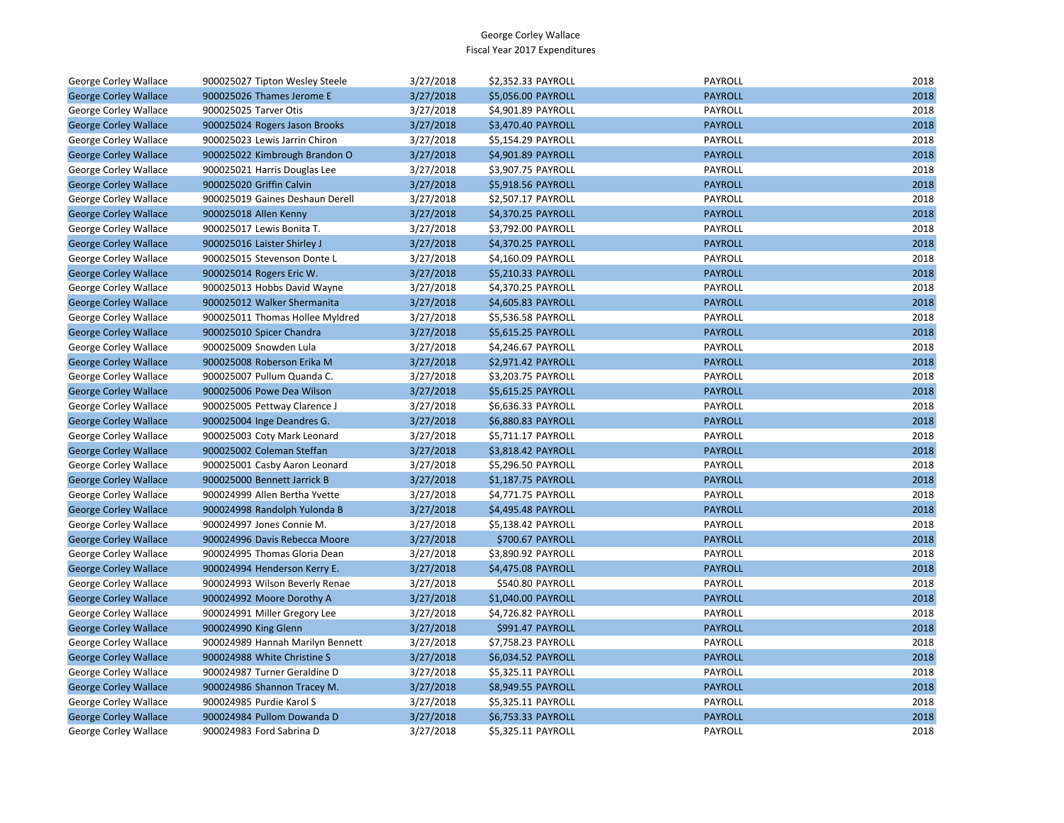George Corley Wallace
Fiscal Year 2017 Expenditures

| | | | | | | |
|---|---|---|---|---|---|---|
| George Corley Wallace | 900025027 Tipton Wesley Steele | 3/27/2018 | $2,352.33 | PAYROLL | PAYROLL | 2018 |
| George Corley Wallace | 900025026 Thames Jerome E | 3/27/2018 | $5,056.00 | PAYROLL | PAYROLL | 2018 |
| George Corley Wallace | 900025025 Tarver Otis | 3/27/2018 | $4,901.89 | PAYROLL | PAYROLL | 2018 |
| George Corley Wallace | 900025024 Rogers Jason Brooks | 3/27/2018 | $3,470.40 | PAYROLL | PAYROLL | 2018 |
| George Corley Wallace | 900025023 Lewis Jarrin Chiron | 3/27/2018 | $5,154.29 | PAYROLL | PAYROLL | 2018 |
| George Corley Wallace | 900025022 Kimbrough Brandon O | 3/27/2018 | $4,901.89 | PAYROLL | PAYROLL | 2018 |
| George Corley Wallace | 900025021 Harris Douglas Lee | 3/27/2018 | $3,907.75 | PAYROLL | PAYROLL | 2018 |
| George Corley Wallace | 900025020 Griffin Calvin | 3/27/2018 | $5,918.56 | PAYROLL | PAYROLL | 2018 |
| George Corley Wallace | 900025019 Gaines Deshaun Derell | 3/27/2018 | $2,507.17 | PAYROLL | PAYROLL | 2018 |
| George Corley Wallace | 900025018 Allen Kenny | 3/27/2018 | $4,370.25 | PAYROLL | PAYROLL | 2018 |
| George Corley Wallace | 900025017 Lewis Bonita T. | 3/27/2018 | $3,792.00 | PAYROLL | PAYROLL | 2018 |
| George Corley Wallace | 900025016 Laister Shirley J | 3/27/2018 | $4,370.25 | PAYROLL | PAYROLL | 2018 |
| George Corley Wallace | 900025015 Stevenson Donte L | 3/27/2018 | $4,160.09 | PAYROLL | PAYROLL | 2018 |
| George Corley Wallace | 900025014 Rogers Eric W. | 3/27/2018 | $5,210.33 | PAYROLL | PAYROLL | 2018 |
| George Corley Wallace | 900025013 Hobbs David Wayne | 3/27/2018 | $4,370.25 | PAYROLL | PAYROLL | 2018 |
| George Corley Wallace | 900025012 Walker Shermanita | 3/27/2018 | $4,605.83 | PAYROLL | PAYROLL | 2018 |
| George Corley Wallace | 900025011 Thomas Hollee Myldred | 3/27/2018 | $5,536.58 | PAYROLL | PAYROLL | 2018 |
| George Corley Wallace | 900025010 Spicer Chandra | 3/27/2018 | $5,615.25 | PAYROLL | PAYROLL | 2018 |
| George Corley Wallace | 900025009 Snowden Lula | 3/27/2018 | $4,246.67 | PAYROLL | PAYROLL | 2018 |
| George Corley Wallace | 900025008 Roberson Erika M | 3/27/2018 | $2,971.42 | PAYROLL | PAYROLL | 2018 |
| George Corley Wallace | 900025007 Pullum Quanda C. | 3/27/2018 | $3,203.75 | PAYROLL | PAYROLL | 2018 |
| George Corley Wallace | 900025006 Powe Dea Wilson | 3/27/2018 | $5,615.25 | PAYROLL | PAYROLL | 2018 |
| George Corley Wallace | 900025005 Pettway Clarence J | 3/27/2018 | $6,636.33 | PAYROLL | PAYROLL | 2018 |
| George Corley Wallace | 900025004 Inge Deandres G. | 3/27/2018 | $6,880.83 | PAYROLL | PAYROLL | 2018 |
| George Corley Wallace | 900025003 Coty Mark Leonard | 3/27/2018 | $5,711.17 | PAYROLL | PAYROLL | 2018 |
| George Corley Wallace | 900025002 Coleman Steffan | 3/27/2018 | $3,818.42 | PAYROLL | PAYROLL | 2018 |
| George Corley Wallace | 900025001 Casby Aaron Leonard | 3/27/2018 | $5,296.50 | PAYROLL | PAYROLL | 2018 |
| George Corley Wallace | 900025000 Bennett Jarrick B | 3/27/2018 | $1,187.75 | PAYROLL | PAYROLL | 2018 |
| George Corley Wallace | 900024999 Allen Bertha Yvette | 3/27/2018 | $4,771.75 | PAYROLL | PAYROLL | 2018 |
| George Corley Wallace | 900024998 Randolph Yulonda B | 3/27/2018 | $4,495.48 | PAYROLL | PAYROLL | 2018 |
| George Corley Wallace | 900024997 Jones Connie M. | 3/27/2018 | $5,138.42 | PAYROLL | PAYROLL | 2018 |
| George Corley Wallace | 900024996 Davis Rebecca Moore | 3/27/2018 | $700.67 | PAYROLL | PAYROLL | 2018 |
| George Corley Wallace | 900024995 Thomas Gloria Dean | 3/27/2018 | $3,890.92 | PAYROLL | PAYROLL | 2018 |
| George Corley Wallace | 900024994 Henderson Kerry E. | 3/27/2018 | $4,475.08 | PAYROLL | PAYROLL | 2018 |
| George Corley Wallace | 900024993 Wilson Beverly Renae | 3/27/2018 | $540.80 | PAYROLL | PAYROLL | 2018 |
| George Corley Wallace | 900024992 Moore Dorothy A | 3/27/2018 | $1,040.00 | PAYROLL | PAYROLL | 2018 |
| George Corley Wallace | 900024991 Miller Gregory Lee | 3/27/2018 | $4,726.82 | PAYROLL | PAYROLL | 2018 |
| George Corley Wallace | 900024990 King Glenn | 3/27/2018 | $991.47 | PAYROLL | PAYROLL | 2018 |
| George Corley Wallace | 900024989 Hannah Marilyn Bennett | 3/27/2018 | $7,758.23 | PAYROLL | PAYROLL | 2018 |
| George Corley Wallace | 900024988 White Christine S | 3/27/2018 | $6,034.52 | PAYROLL | PAYROLL | 2018 |
| George Corley Wallace | 900024987 Turner Geraldine D | 3/27/2018 | $5,325.11 | PAYROLL | PAYROLL | 2018 |
| George Corley Wallace | 900024986 Shannon Tracey M. | 3/27/2018 | $8,949.55 | PAYROLL | PAYROLL | 2018 |
| George Corley Wallace | 900024985 Purdie Karol S | 3/27/2018 | $5,325.11 | PAYROLL | PAYROLL | 2018 |
| George Corley Wallace | 900024984 Pullom Dowanda D | 3/27/2018 | $6,753.33 | PAYROLL | PAYROLL | 2018 |
| George Corley Wallace | 900024983 Ford Sabrina D | 3/27/2018 | $5,325.11 | PAYROLL | PAYROLL | 2018 |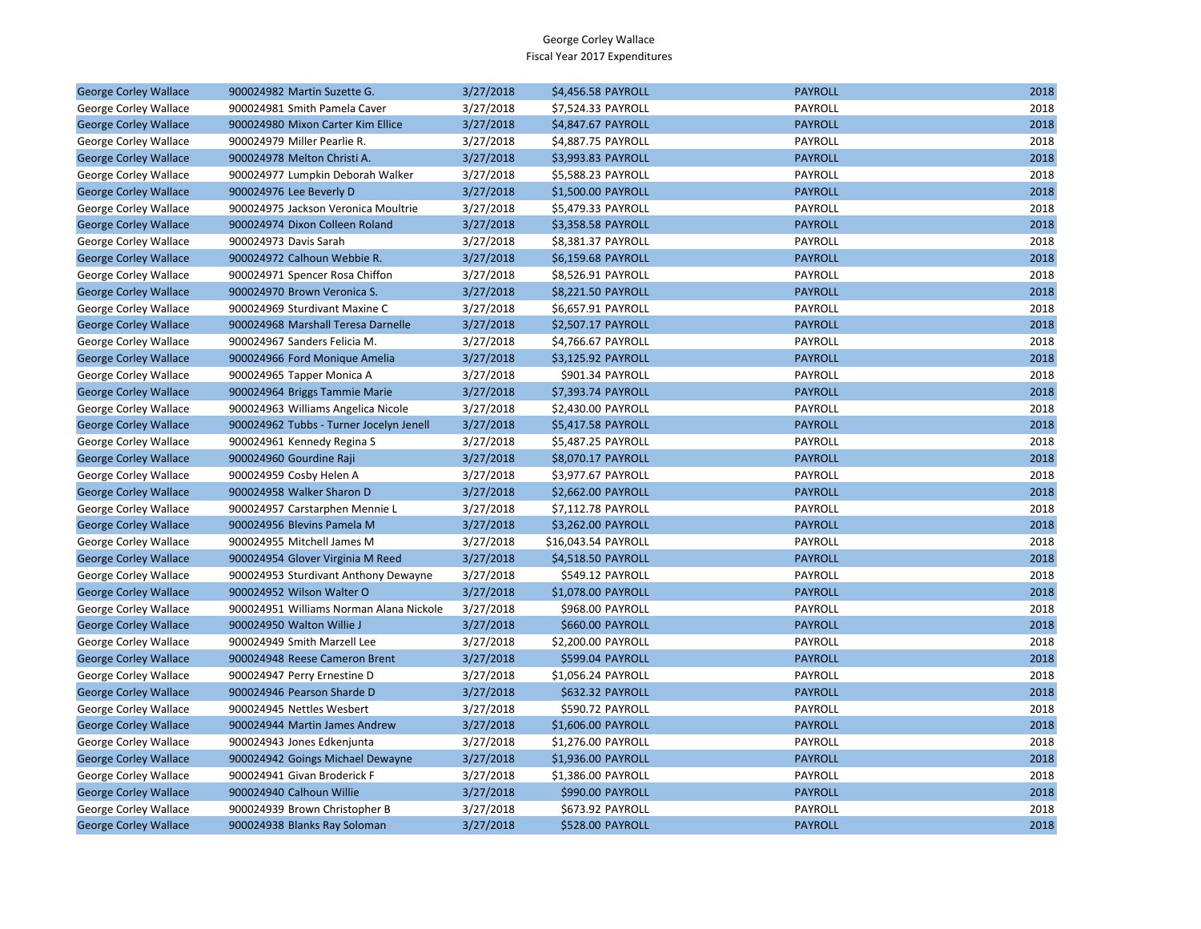George Corley Wallace
Fiscal Year 2017 Expenditures

| | | | | | | |
|---|---|---|---|---|---|---|
| George Corley Wallace | 900024982 | Martin Suzette G. | 3/27/2018 | $4,456.58 | PAYROLL | PAYROLL | 2018 |
| George Corley Wallace | 900024981 | Smith Pamela Caver | 3/27/2018 | $7,524.33 | PAYROLL | PAYROLL | 2018 |
| George Corley Wallace | 900024980 | Mixon Carter Kim Ellice | 3/27/2018 | $4,847.67 | PAYROLL | PAYROLL | 2018 |
| George Corley Wallace | 900024979 | Miller Pearlie R. | 3/27/2018 | $4,887.75 | PAYROLL | PAYROLL | 2018 |
| George Corley Wallace | 900024978 | Melton Christi A. | 3/27/2018 | $3,993.83 | PAYROLL | PAYROLL | 2018 |
| George Corley Wallace | 900024977 | Lumpkin Deborah Walker | 3/27/2018 | $5,588.23 | PAYROLL | PAYROLL | 2018 |
| George Corley Wallace | 900024976 | Lee Beverly D | 3/27/2018 | $1,500.00 | PAYROLL | PAYROLL | 2018 |
| George Corley Wallace | 900024975 | Jackson Veronica Moultrie | 3/27/2018 | $5,479.33 | PAYROLL | PAYROLL | 2018 |
| George Corley Wallace | 900024974 | Dixon Colleen Roland | 3/27/2018 | $3,358.58 | PAYROLL | PAYROLL | 2018 |
| George Corley Wallace | 900024973 | Davis Sarah | 3/27/2018 | $8,381.37 | PAYROLL | PAYROLL | 2018 |
| George Corley Wallace | 900024972 | Calhoun Webbie R. | 3/27/2018 | $6,159.68 | PAYROLL | PAYROLL | 2018 |
| George Corley Wallace | 900024971 | Spencer Rosa Chiffon | 3/27/2018 | $8,526.91 | PAYROLL | PAYROLL | 2018 |
| George Corley Wallace | 900024970 | Brown Veronica S. | 3/27/2018 | $8,221.50 | PAYROLL | PAYROLL | 2018 |
| George Corley Wallace | 900024969 | Sturdivant Maxine C | 3/27/2018 | $6,657.91 | PAYROLL | PAYROLL | 2018 |
| George Corley Wallace | 900024968 | Marshall Teresa Darnelle | 3/27/2018 | $2,507.17 | PAYROLL | PAYROLL | 2018 |
| George Corley Wallace | 900024967 | Sanders Felicia M. | 3/27/2018 | $4,766.67 | PAYROLL | PAYROLL | 2018 |
| George Corley Wallace | 900024966 | Ford Monique Amelia | 3/27/2018 | $3,125.92 | PAYROLL | PAYROLL | 2018 |
| George Corley Wallace | 900024965 | Tapper Monica A | 3/27/2018 | $901.34 | PAYROLL | PAYROLL | 2018 |
| George Corley Wallace | 900024964 | Briggs Tammie Marie | 3/27/2018 | $7,393.74 | PAYROLL | PAYROLL | 2018 |
| George Corley Wallace | 900024963 | Williams Angelica Nicole | 3/27/2018 | $2,430.00 | PAYROLL | PAYROLL | 2018 |
| George Corley Wallace | 900024962 | Tubbs - Turner Jocelyn Jenell | 3/27/2018 | $5,417.58 | PAYROLL | PAYROLL | 2018 |
| George Corley Wallace | 900024961 | Kennedy Regina S | 3/27/2018 | $5,487.25 | PAYROLL | PAYROLL | 2018 |
| George Corley Wallace | 900024960 | Gourdine Raji | 3/27/2018 | $8,070.17 | PAYROLL | PAYROLL | 2018 |
| George Corley Wallace | 900024959 | Cosby Helen A | 3/27/2018 | $3,977.67 | PAYROLL | PAYROLL | 2018 |
| George Corley Wallace | 900024958 | Walker Sharon D | 3/27/2018 | $2,662.00 | PAYROLL | PAYROLL | 2018 |
| George Corley Wallace | 900024957 | Carstarphen Mennie L | 3/27/2018 | $7,112.78 | PAYROLL | PAYROLL | 2018 |
| George Corley Wallace | 900024956 | Blevins Pamela M | 3/27/2018 | $3,262.00 | PAYROLL | PAYROLL | 2018 |
| George Corley Wallace | 900024955 | Mitchell James M | 3/27/2018 | $16,043.54 | PAYROLL | PAYROLL | 2018 |
| George Corley Wallace | 900024954 | Glover Virginia M Reed | 3/27/2018 | $4,518.50 | PAYROLL | PAYROLL | 2018 |
| George Corley Wallace | 900024953 | Sturdivant Anthony Dewayne | 3/27/2018 | $549.12 | PAYROLL | PAYROLL | 2018 |
| George Corley Wallace | 900024952 | Wilson Walter O | 3/27/2018 | $1,078.00 | PAYROLL | PAYROLL | 2018 |
| George Corley Wallace | 900024951 | Williams Norman Alana Nickole | 3/27/2018 | $968.00 | PAYROLL | PAYROLL | 2018 |
| George Corley Wallace | 900024950 | Walton Willie J | 3/27/2018 | $660.00 | PAYROLL | PAYROLL | 2018 |
| George Corley Wallace | 900024949 | Smith Marzell Lee | 3/27/2018 | $2,200.00 | PAYROLL | PAYROLL | 2018 |
| George Corley Wallace | 900024948 | Reese Cameron Brent | 3/27/2018 | $599.04 | PAYROLL | PAYROLL | 2018 |
| George Corley Wallace | 900024947 | Perry Ernestine D | 3/27/2018 | $1,056.24 | PAYROLL | PAYROLL | 2018 |
| George Corley Wallace | 900024946 | Pearson Sharde D | 3/27/2018 | $632.32 | PAYROLL | PAYROLL | 2018 |
| George Corley Wallace | 900024945 | Nettles Wesbert | 3/27/2018 | $590.72 | PAYROLL | PAYROLL | 2018 |
| George Corley Wallace | 900024944 | Martin James Andrew | 3/27/2018 | $1,606.00 | PAYROLL | PAYROLL | 2018 |
| George Corley Wallace | 900024943 | Jones Edkenjunta | 3/27/2018 | $1,276.00 | PAYROLL | PAYROLL | 2018 |
| George Corley Wallace | 900024942 | Goings Michael Dewayne | 3/27/2018 | $1,936.00 | PAYROLL | PAYROLL | 2018 |
| George Corley Wallace | 900024941 | Givan Broderick F | 3/27/2018 | $1,386.00 | PAYROLL | PAYROLL | 2018 |
| George Corley Wallace | 900024940 | Calhoun Willie | 3/27/2018 | $990.00 | PAYROLL | PAYROLL | 2018 |
| George Corley Wallace | 900024939 | Brown Christopher B | 3/27/2018 | $673.92 | PAYROLL | PAYROLL | 2018 |
| George Corley Wallace | 900024938 | Blanks Ray Soloman | 3/27/2018 | $528.00 | PAYROLL | PAYROLL | 2018 |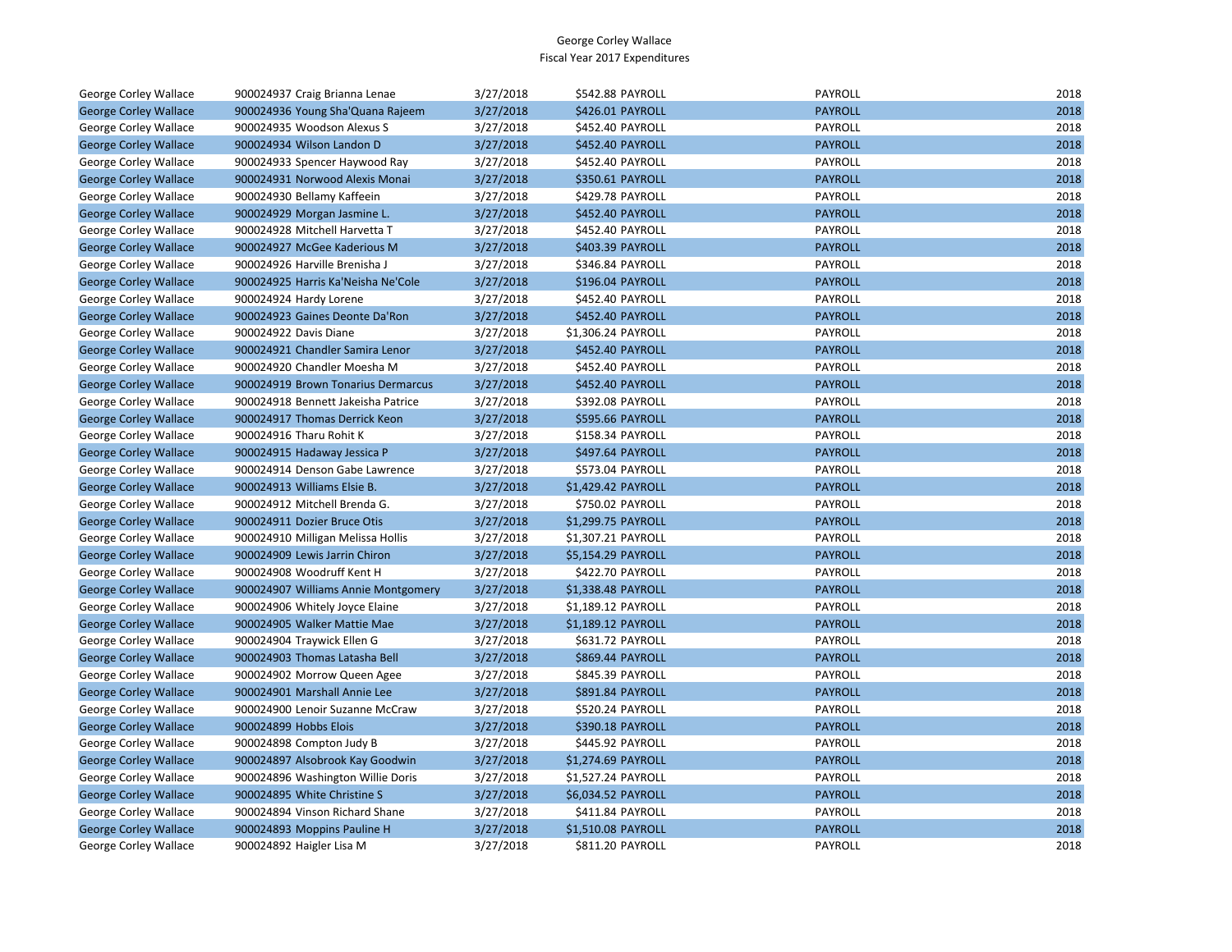George Corley Wallace
Fiscal Year 2017 Expenditures

| | | | | | | |
|---|---|---|---|---|---|---|
| George Corley Wallace | 900024937 Craig Brianna Lenae | 3/27/2018 | $542.88 | PAYROLL | PAYROLL | 2018 |
| George Corley Wallace | 900024936 Young Sha'Quana Rajeem | 3/27/2018 | $426.01 | PAYROLL | PAYROLL | 2018 |
| George Corley Wallace | 900024935 Woodson Alexus S | 3/27/2018 | $452.40 | PAYROLL | PAYROLL | 2018 |
| George Corley Wallace | 900024934 Wilson Landon D | 3/27/2018 | $452.40 | PAYROLL | PAYROLL | 2018 |
| George Corley Wallace | 900024933 Spencer Haywood Ray | 3/27/2018 | $452.40 | PAYROLL | PAYROLL | 2018 |
| George Corley Wallace | 900024931 Norwood Alexis Monai | 3/27/2018 | $350.61 | PAYROLL | PAYROLL | 2018 |
| George Corley Wallace | 900024930 Bellamy Kaffeein | 3/27/2018 | $429.78 | PAYROLL | PAYROLL | 2018 |
| George Corley Wallace | 900024929 Morgan Jasmine L. | 3/27/2018 | $452.40 | PAYROLL | PAYROLL | 2018 |
| George Corley Wallace | 900024928 Mitchell Harvetta T | 3/27/2018 | $452.40 | PAYROLL | PAYROLL | 2018 |
| George Corley Wallace | 900024927 McGee Kaderious M | 3/27/2018 | $403.39 | PAYROLL | PAYROLL | 2018 |
| George Corley Wallace | 900024926 Harville Brenisha J | 3/27/2018 | $346.84 | PAYROLL | PAYROLL | 2018 |
| George Corley Wallace | 900024925 Harris Ka'Neisha Ne'Cole | 3/27/2018 | $196.04 | PAYROLL | PAYROLL | 2018 |
| George Corley Wallace | 900024924 Hardy Lorene | 3/27/2018 | $452.40 | PAYROLL | PAYROLL | 2018 |
| George Corley Wallace | 900024923 Gaines Deonte Da'Ron | 3/27/2018 | $452.40 | PAYROLL | PAYROLL | 2018 |
| George Corley Wallace | 900024922 Davis Diane | 3/27/2018 | $1,306.24 | PAYROLL | PAYROLL | 2018 |
| George Corley Wallace | 900024921 Chandler Samira Lenor | 3/27/2018 | $452.40 | PAYROLL | PAYROLL | 2018 |
| George Corley Wallace | 900024920 Chandler Moesha M | 3/27/2018 | $452.40 | PAYROLL | PAYROLL | 2018 |
| George Corley Wallace | 900024919 Brown Tonarius Dermarcus | 3/27/2018 | $452.40 | PAYROLL | PAYROLL | 2018 |
| George Corley Wallace | 900024918 Bennett Jakeisha Patrice | 3/27/2018 | $392.08 | PAYROLL | PAYROLL | 2018 |
| George Corley Wallace | 900024917 Thomas Derrick Keon | 3/27/2018 | $595.66 | PAYROLL | PAYROLL | 2018 |
| George Corley Wallace | 900024916 Tharu Rohit K | 3/27/2018 | $158.34 | PAYROLL | PAYROLL | 2018 |
| George Corley Wallace | 900024915 Hadaway Jessica P | 3/27/2018 | $497.64 | PAYROLL | PAYROLL | 2018 |
| George Corley Wallace | 900024914 Denson Gabe Lawrence | 3/27/2018 | $573.04 | PAYROLL | PAYROLL | 2018 |
| George Corley Wallace | 900024913 Williams Elsie B. | 3/27/2018 | $1,429.42 | PAYROLL | PAYROLL | 2018 |
| George Corley Wallace | 900024912 Mitchell Brenda G. | 3/27/2018 | $750.02 | PAYROLL | PAYROLL | 2018 |
| George Corley Wallace | 900024911 Dozier Bruce Otis | 3/27/2018 | $1,299.75 | PAYROLL | PAYROLL | 2018 |
| George Corley Wallace | 900024910 Milligan Melissa Hollis | 3/27/2018 | $1,307.21 | PAYROLL | PAYROLL | 2018 |
| George Corley Wallace | 900024909 Lewis Jarrin Chiron | 3/27/2018 | $5,154.29 | PAYROLL | PAYROLL | 2018 |
| George Corley Wallace | 900024908 Woodruff Kent H | 3/27/2018 | $422.70 | PAYROLL | PAYROLL | 2018 |
| George Corley Wallace | 900024907 Williams Annie Montgomery | 3/27/2018 | $1,338.48 | PAYROLL | PAYROLL | 2018 |
| George Corley Wallace | 900024906 Whitely Joyce Elaine | 3/27/2018 | $1,189.12 | PAYROLL | PAYROLL | 2018 |
| George Corley Wallace | 900024905 Walker Mattie Mae | 3/27/2018 | $1,189.12 | PAYROLL | PAYROLL | 2018 |
| George Corley Wallace | 900024904 Traywick Ellen G | 3/27/2018 | $631.72 | PAYROLL | PAYROLL | 2018 |
| George Corley Wallace | 900024903 Thomas Latasha Bell | 3/27/2018 | $869.44 | PAYROLL | PAYROLL | 2018 |
| George Corley Wallace | 900024902 Morrow Queen Agee | 3/27/2018 | $845.39 | PAYROLL | PAYROLL | 2018 |
| George Corley Wallace | 900024901 Marshall Annie Lee | 3/27/2018 | $891.84 | PAYROLL | PAYROLL | 2018 |
| George Corley Wallace | 900024900 Lenoir Suzanne McCraw | 3/27/2018 | $520.24 | PAYROLL | PAYROLL | 2018 |
| George Corley Wallace | 900024899 Hobbs Elois | 3/27/2018 | $390.18 | PAYROLL | PAYROLL | 2018 |
| George Corley Wallace | 900024898 Compton Judy B | 3/27/2018 | $445.92 | PAYROLL | PAYROLL | 2018 |
| George Corley Wallace | 900024897 Alsobrook Kay Goodwin | 3/27/2018 | $1,274.69 | PAYROLL | PAYROLL | 2018 |
| George Corley Wallace | 900024896 Washington Willie Doris | 3/27/2018 | $1,527.24 | PAYROLL | PAYROLL | 2018 |
| George Corley Wallace | 900024895 White Christine S | 3/27/2018 | $6,034.52 | PAYROLL | PAYROLL | 2018 |
| George Corley Wallace | 900024894 Vinson Richard Shane | 3/27/2018 | $411.84 | PAYROLL | PAYROLL | 2018 |
| George Corley Wallace | 900024893 Moppins Pauline H | 3/27/2018 | $1,510.08 | PAYROLL | PAYROLL | 2018 |
| George Corley Wallace | 900024892 Haigler Lisa M | 3/27/2018 | $811.20 | PAYROLL | PAYROLL | 2018 |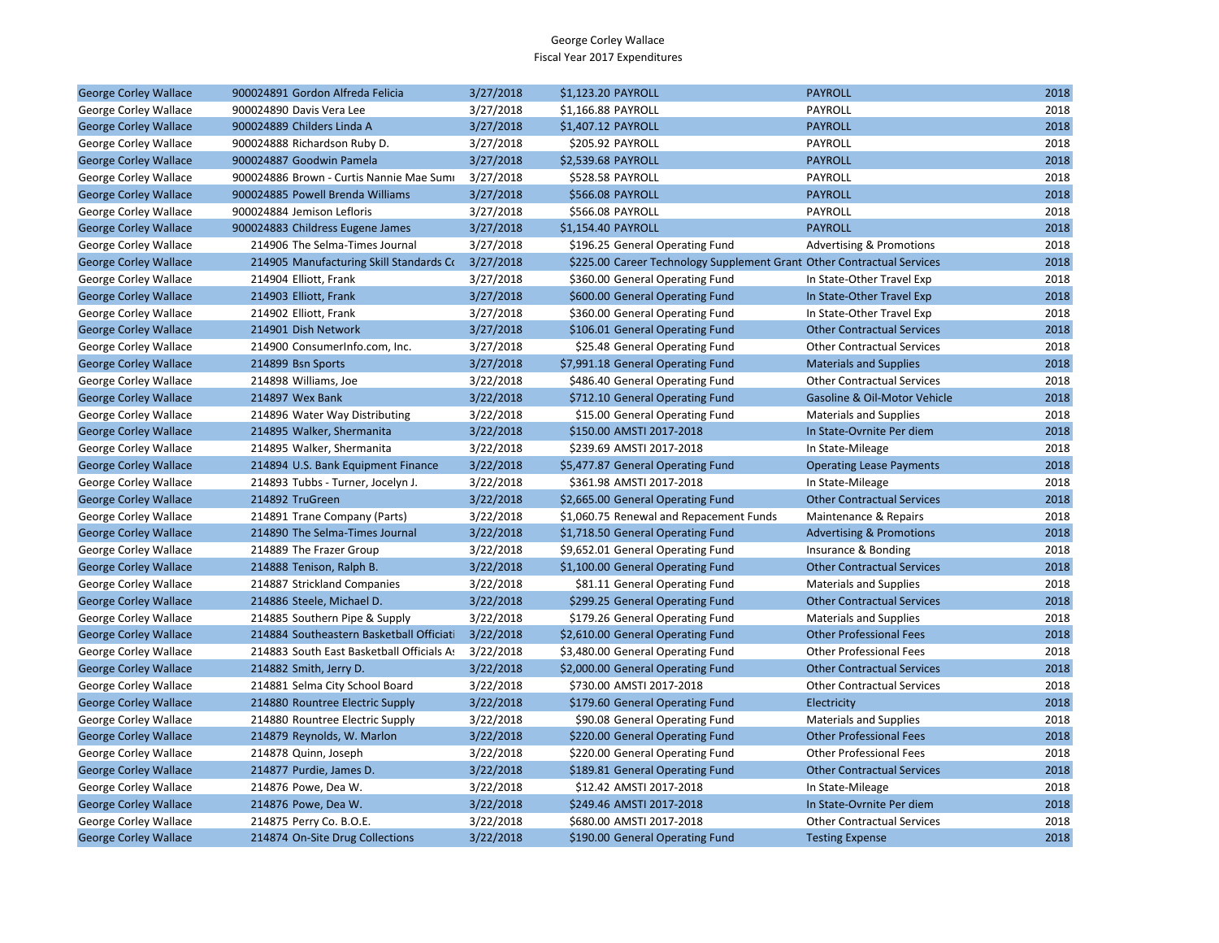George Corley Wallace
Fiscal Year 2017 Expenditures

| | | | | | | |
|---|---|---|---|---|---|---|
| George Corley Wallace | 900024891 Gordon Alfreda Felicia | 3/27/2018 | $1,123.20 | PAYROLL | PAYROLL | 2018 |
| George Corley Wallace | 900024890 Davis Vera Lee | 3/27/2018 | $1,166.88 | PAYROLL | PAYROLL | 2018 |
| George Corley Wallace | 900024889 Childers Linda A | 3/27/2018 | $1,407.12 | PAYROLL | PAYROLL | 2018 |
| George Corley Wallace | 900024888 Richardson Ruby D. | 3/27/2018 | $205.92 | PAYROLL | PAYROLL | 2018 |
| George Corley Wallace | 900024887 Goodwin Pamela | 3/27/2018 | $2,539.68 | PAYROLL | PAYROLL | 2018 |
| George Corley Wallace | 900024886 Brown - Curtis Nannie Mae Sumı | 3/27/2018 | $528.58 | PAYROLL | PAYROLL | 2018 |
| George Corley Wallace | 900024885 Powell Brenda Williams | 3/27/2018 | $566.08 | PAYROLL | PAYROLL | 2018 |
| George Corley Wallace | 900024884 Jemison Lefloris | 3/27/2018 | $566.08 | PAYROLL | PAYROLL | 2018 |
| George Corley Wallace | 900024883 Childress Eugene James | 3/27/2018 | $1,154.40 | PAYROLL | PAYROLL | 2018 |
| George Corley Wallace | 214906 The Selma-Times Journal | 3/27/2018 | $196.25 | General Operating Fund | Advertising & Promotions | 2018 |
| George Corley Wallace | 214905 Manufacturing Skill Standards Co | 3/27/2018 | $225.00 | Career Technology Supplement Grant | Other Contractual Services | 2018 |
| George Corley Wallace | 214904 Elliott, Frank | 3/27/2018 | $360.00 | General Operating Fund | In State-Other Travel Exp | 2018 |
| George Corley Wallace | 214903 Elliott, Frank | 3/27/2018 | $600.00 | General Operating Fund | In State-Other Travel Exp | 2018 |
| George Corley Wallace | 214902 Elliott, Frank | 3/27/2018 | $360.00 | General Operating Fund | In State-Other Travel Exp | 2018 |
| George Corley Wallace | 214901 Dish Network | 3/27/2018 | $106.01 | General Operating Fund | Other Contractual Services | 2018 |
| George Corley Wallace | 214900 ConsumerInfo.com, Inc. | 3/27/2018 | $25.48 | General Operating Fund | Other Contractual Services | 2018 |
| George Corley Wallace | 214899 Bsn Sports | 3/27/2018 | $7,991.18 | General Operating Fund | Materials and Supplies | 2018 |
| George Corley Wallace | 214898 Williams, Joe | 3/22/2018 | $486.40 | General Operating Fund | Other Contractual Services | 2018 |
| George Corley Wallace | 214897 Wex Bank | 3/22/2018 | $712.10 | General Operating Fund | Gasoline & Oil-Motor Vehicle | 2018 |
| George Corley Wallace | 214896 Water Way Distributing | 3/22/2018 | $15.00 | General Operating Fund | Materials and Supplies | 2018 |
| George Corley Wallace | 214895 Walker, Shermanita | 3/22/2018 | $150.00 | AMSTI 2017-2018 | In State-Ovrnite Per diem | 2018 |
| George Corley Wallace | 214895 Walker, Shermanita | 3/22/2018 | $239.69 | AMSTI 2017-2018 | In State-Mileage | 2018 |
| George Corley Wallace | 214894 U.S. Bank Equipment Finance | 3/22/2018 | $5,477.87 | General Operating Fund | Operating Lease Payments | 2018 |
| George Corley Wallace | 214893 Tubbs - Turner, Jocelyn J. | 3/22/2018 | $361.98 | AMSTI 2017-2018 | In State-Mileage | 2018 |
| George Corley Wallace | 214892 TruGreen | 3/22/2018 | $2,665.00 | General Operating Fund | Other Contractual Services | 2018 |
| George Corley Wallace | 214891 Trane Company (Parts) | 3/22/2018 | $1,060.75 | Renewal and Repacement Funds | Maintenance & Repairs | 2018 |
| George Corley Wallace | 214890 The Selma-Times Journal | 3/22/2018 | $1,718.50 | General Operating Fund | Advertising & Promotions | 2018 |
| George Corley Wallace | 214889 The Frazer Group | 3/22/2018 | $9,652.01 | General Operating Fund | Insurance & Bonding | 2018 |
| George Corley Wallace | 214888 Tenison, Ralph B. | 3/22/2018 | $1,100.00 | General Operating Fund | Other Contractual Services | 2018 |
| George Corley Wallace | 214887 Strickland Companies | 3/22/2018 | $81.11 | General Operating Fund | Materials and Supplies | 2018 |
| George Corley Wallace | 214886 Steele, Michael D. | 3/22/2018 | $299.25 | General Operating Fund | Other Contractual Services | 2018 |
| George Corley Wallace | 214885 Southern Pipe & Supply | 3/22/2018 | $179.26 | General Operating Fund | Materials and Supplies | 2018 |
| George Corley Wallace | 214884 Southeastern Basketball Officiati | 3/22/2018 | $2,610.00 | General Operating Fund | Other Professional Fees | 2018 |
| George Corley Wallace | 214883 South East Basketball Officials As | 3/22/2018 | $3,480.00 | General Operating Fund | Other Professional Fees | 2018 |
| George Corley Wallace | 214882 Smith, Jerry D. | 3/22/2018 | $2,000.00 | General Operating Fund | Other Contractual Services | 2018 |
| George Corley Wallace | 214881 Selma City School Board | 3/22/2018 | $730.00 | AMSTI 2017-2018 | Other Contractual Services | 2018 |
| George Corley Wallace | 214880 Rountree Electric Supply | 3/22/2018 | $179.60 | General Operating Fund | Electricity | 2018 |
| George Corley Wallace | 214880 Rountree Electric Supply | 3/22/2018 | $90.08 | General Operating Fund | Materials and Supplies | 2018 |
| George Corley Wallace | 214879 Reynolds, W. Marlon | 3/22/2018 | $220.00 | General Operating Fund | Other Professional Fees | 2018 |
| George Corley Wallace | 214878 Quinn, Joseph | 3/22/2018 | $220.00 | General Operating Fund | Other Professional Fees | 2018 |
| George Corley Wallace | 214877 Purdie, James D. | 3/22/2018 | $189.81 | General Operating Fund | Other Contractual Services | 2018 |
| George Corley Wallace | 214876 Powe, Dea W. | 3/22/2018 | $12.42 | AMSTI 2017-2018 | In State-Mileage | 2018 |
| George Corley Wallace | 214876 Powe, Dea W. | 3/22/2018 | $249.46 | AMSTI 2017-2018 | In State-Ovrnite Per diem | 2018 |
| George Corley Wallace | 214875 Perry Co. B.O.E. | 3/22/2018 | $680.00 | AMSTI 2017-2018 | Other Contractual Services | 2018 |
| George Corley Wallace | 214874 On-Site Drug Collections | 3/22/2018 | $190.00 | General Operating Fund | Testing Expense | 2018 |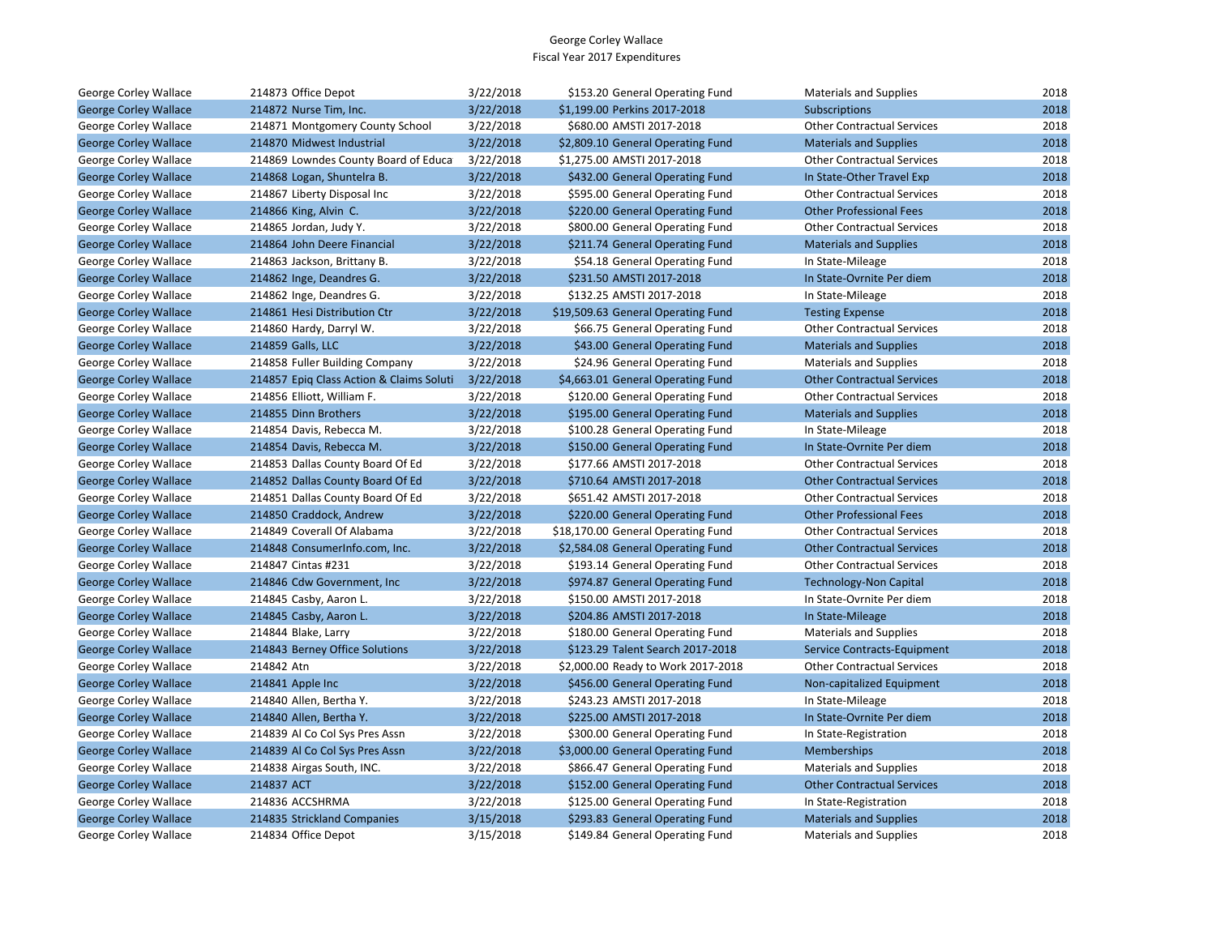George Corley Wallace
Fiscal Year 2017 Expenditures

| | | | | | | | |
|---|---|---|---|---|---|---|---|
| George Corley Wallace | 214873 | Office Depot | 3/22/2018 | $153.20 | General Operating Fund | Materials and Supplies | 2018 |
| George Corley Wallace | 214872 | Nurse Tim, Inc. | 3/22/2018 | $1,199.00 | Perkins 2017-2018 | Subscriptions | 2018 |
| George Corley Wallace | 214871 | Montgomery County School | 3/22/2018 | $680.00 | AMSTI 2017-2018 | Other Contractual Services | 2018 |
| George Corley Wallace | 214870 | Midwest Industrial | 3/22/2018 | $2,809.10 | General Operating Fund | Materials and Supplies | 2018 |
| George Corley Wallace | 214869 | Lowndes County Board of Educa | 3/22/2018 | $1,275.00 | AMSTI 2017-2018 | Other Contractual Services | 2018 |
| George Corley Wallace | 214868 | Logan, Shuntelra B. | 3/22/2018 | $432.00 | General Operating Fund | In State-Other Travel Exp | 2018 |
| George Corley Wallace | 214867 | Liberty Disposal Inc | 3/22/2018 | $595.00 | General Operating Fund | Other Contractual Services | 2018 |
| George Corley Wallace | 214866 | King, Alvin C. | 3/22/2018 | $220.00 | General Operating Fund | Other Professional Fees | 2018 |
| George Corley Wallace | 214865 | Jordan, Judy Y. | 3/22/2018 | $800.00 | General Operating Fund | Other Contractual Services | 2018 |
| George Corley Wallace | 214864 | John Deere Financial | 3/22/2018 | $211.74 | General Operating Fund | Materials and Supplies | 2018 |
| George Corley Wallace | 214863 | Jackson, Brittany B. | 3/22/2018 | $54.18 | General Operating Fund | In State-Mileage | 2018 |
| George Corley Wallace | 214862 | Inge, Deandres G. | 3/22/2018 | $231.50 | AMSTI 2017-2018 | In State-Ovrnite Per diem | 2018 |
| George Corley Wallace | 214862 | Inge, Deandres G. | 3/22/2018 | $132.25 | AMSTI 2017-2018 | In State-Mileage | 2018 |
| George Corley Wallace | 214861 | Hesi Distribution Ctr | 3/22/2018 | $19,509.63 | General Operating Fund | Testing Expense | 2018 |
| George Corley Wallace | 214860 | Hardy, Darryl W. | 3/22/2018 | $66.75 | General Operating Fund | Other Contractual Services | 2018 |
| George Corley Wallace | 214859 | Galls, LLC | 3/22/2018 | $43.00 | General Operating Fund | Materials and Supplies | 2018 |
| George Corley Wallace | 214858 | Fuller Building Company | 3/22/2018 | $24.96 | General Operating Fund | Materials and Supplies | 2018 |
| George Corley Wallace | 214857 | Epiq Class Action & Claims Soluti | 3/22/2018 | $4,663.01 | General Operating Fund | Other Contractual Services | 2018 |
| George Corley Wallace | 214856 | Elliott, William F. | 3/22/2018 | $120.00 | General Operating Fund | Other Contractual Services | 2018 |
| George Corley Wallace | 214855 | Dinn Brothers | 3/22/2018 | $195.00 | General Operating Fund | Materials and Supplies | 2018 |
| George Corley Wallace | 214854 | Davis, Rebecca M. | 3/22/2018 | $100.28 | General Operating Fund | In State-Mileage | 2018 |
| George Corley Wallace | 214854 | Davis, Rebecca M. | 3/22/2018 | $150.00 | General Operating Fund | In State-Ovrnite Per diem | 2018 |
| George Corley Wallace | 214853 | Dallas County Board Of Ed | 3/22/2018 | $177.66 | AMSTI 2017-2018 | Other Contractual Services | 2018 |
| George Corley Wallace | 214852 | Dallas County Board Of Ed | 3/22/2018 | $710.64 | AMSTI 2017-2018 | Other Contractual Services | 2018 |
| George Corley Wallace | 214851 | Dallas County Board Of Ed | 3/22/2018 | $651.42 | AMSTI 2017-2018 | Other Contractual Services | 2018 |
| George Corley Wallace | 214850 | Craddock, Andrew | 3/22/2018 | $220.00 | General Operating Fund | Other Professional Fees | 2018 |
| George Corley Wallace | 214849 | Coverall Of Alabama | 3/22/2018 | $18,170.00 | General Operating Fund | Other Contractual Services | 2018 |
| George Corley Wallace | 214848 | ConsumerInfo.com, Inc. | 3/22/2018 | $2,584.08 | General Operating Fund | Other Contractual Services | 2018 |
| George Corley Wallace | 214847 | Cintas #231 | 3/22/2018 | $193.14 | General Operating Fund | Other Contractual Services | 2018 |
| George Corley Wallace | 214846 | Cdw Government, Inc | 3/22/2018 | $974.87 | General Operating Fund | Technology-Non Capital | 2018 |
| George Corley Wallace | 214845 | Casby, Aaron L. | 3/22/2018 | $150.00 | AMSTI 2017-2018 | In State-Ovrnite Per diem | 2018 |
| George Corley Wallace | 214845 | Casby, Aaron L. | 3/22/2018 | $204.86 | AMSTI 2017-2018 | In State-Mileage | 2018 |
| George Corley Wallace | 214844 | Blake, Larry | 3/22/2018 | $180.00 | General Operating Fund | Materials and Supplies | 2018 |
| George Corley Wallace | 214843 | Berney Office Solutions | 3/22/2018 | $123.29 | Talent Search 2017-2018 | Service Contracts-Equipment | 2018 |
| George Corley Wallace | 214842 | Atn | 3/22/2018 | $2,000.00 | Ready to Work 2017-2018 | Other Contractual Services | 2018 |
| George Corley Wallace | 214841 | Apple Inc | 3/22/2018 | $456.00 | General Operating Fund | Non-capitalized Equipment | 2018 |
| George Corley Wallace | 214840 | Allen, Bertha Y. | 3/22/2018 | $243.23 | AMSTI 2017-2018 | In State-Mileage | 2018 |
| George Corley Wallace | 214840 | Allen, Bertha Y. | 3/22/2018 | $225.00 | AMSTI 2017-2018 | In State-Ovrnite Per diem | 2018 |
| George Corley Wallace | 214839 | Al Co Col Sys Pres Assn | 3/22/2018 | $300.00 | General Operating Fund | In State-Registration | 2018 |
| George Corley Wallace | 214839 | Al Co Col Sys Pres Assn | 3/22/2018 | $3,000.00 | General Operating Fund | Memberships | 2018 |
| George Corley Wallace | 214838 | Airgas South, INC. | 3/22/2018 | $866.47 | General Operating Fund | Materials and Supplies | 2018 |
| George Corley Wallace | 214837 | ACT | 3/22/2018 | $152.00 | General Operating Fund | Other Contractual Services | 2018 |
| George Corley Wallace | 214836 | ACCSHRMA | 3/22/2018 | $125.00 | General Operating Fund | In State-Registration | 2018 |
| George Corley Wallace | 214835 | Strickland Companies | 3/15/2018 | $293.83 | General Operating Fund | Materials and Supplies | 2018 |
| George Corley Wallace | 214834 | Office Depot | 3/15/2018 | $149.84 | General Operating Fund | Materials and Supplies | 2018 |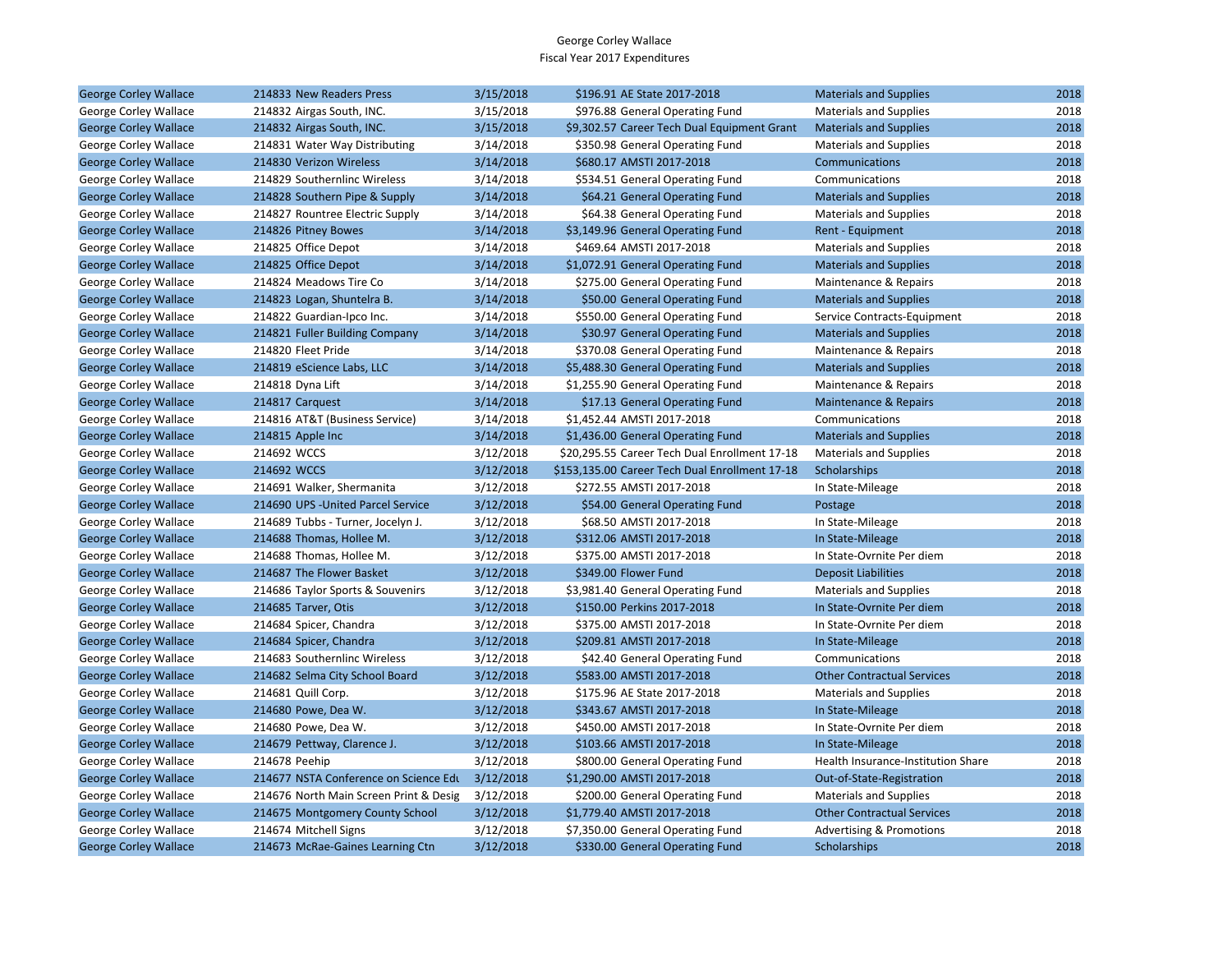George Corley Wallace
Fiscal Year 2017 Expenditures

| | | | | | | |
|---|---|---|---|---|---|---|
| George Corley Wallace | 214833 New Readers Press | 3/15/2018 | $196.91 | AE State 2017-2018 | Materials and Supplies | 2018 |
| George Corley Wallace | 214832 Airgas South, INC. | 3/15/2018 | $976.88 | General Operating Fund | Materials and Supplies | 2018 |
| George Corley Wallace | 214832 Airgas South, INC. | 3/15/2018 | $9,302.57 | Career Tech Dual Equipment Grant | Materials and Supplies | 2018 |
| George Corley Wallace | 214831 Water Way Distributing | 3/14/2018 | $350.98 | General Operating Fund | Materials and Supplies | 2018 |
| George Corley Wallace | 214830 Verizon Wireless | 3/14/2018 | $680.17 | AMSTI 2017-2018 | Communications | 2018 |
| George Corley Wallace | 214829 Southernlinc Wireless | 3/14/2018 | $534.51 | General Operating Fund | Communications | 2018 |
| George Corley Wallace | 214828 Southern Pipe & Supply | 3/14/2018 | $64.21 | General Operating Fund | Materials and Supplies | 2018 |
| George Corley Wallace | 214827 Rountree Electric Supply | 3/14/2018 | $64.38 | General Operating Fund | Materials and Supplies | 2018 |
| George Corley Wallace | 214826 Pitney Bowes | 3/14/2018 | $3,149.96 | General Operating Fund | Rent - Equipment | 2018 |
| George Corley Wallace | 214825 Office Depot | 3/14/2018 | $469.64 | AMSTI 2017-2018 | Materials and Supplies | 2018 |
| George Corley Wallace | 214825 Office Depot | 3/14/2018 | $1,072.91 | General Operating Fund | Materials and Supplies | 2018 |
| George Corley Wallace | 214824 Meadows Tire Co | 3/14/2018 | $275.00 | General Operating Fund | Maintenance & Repairs | 2018 |
| George Corley Wallace | 214823 Logan, Shuntelra B. | 3/14/2018 | $50.00 | General Operating Fund | Materials and Supplies | 2018 |
| George Corley Wallace | 214822 Guardian-Ipco Inc. | 3/14/2018 | $550.00 | General Operating Fund | Service Contracts-Equipment | 2018 |
| George Corley Wallace | 214821 Fuller Building Company | 3/14/2018 | $30.97 | General Operating Fund | Materials and Supplies | 2018 |
| George Corley Wallace | 214820 Fleet Pride | 3/14/2018 | $370.08 | General Operating Fund | Maintenance & Repairs | 2018 |
| George Corley Wallace | 214819 eScience Labs, LLC | 3/14/2018 | $5,488.30 | General Operating Fund | Materials and Supplies | 2018 |
| George Corley Wallace | 214818 Dyna Lift | 3/14/2018 | $1,255.90 | General Operating Fund | Maintenance & Repairs | 2018 |
| George Corley Wallace | 214817 Carquest | 3/14/2018 | $17.13 | General Operating Fund | Maintenance & Repairs | 2018 |
| George Corley Wallace | 214816 AT&T (Business Service) | 3/14/2018 | $1,452.44 | AMSTI 2017-2018 | Communications | 2018 |
| George Corley Wallace | 214815 Apple Inc | 3/14/2018 | $1,436.00 | General Operating Fund | Materials and Supplies | 2018 |
| George Corley Wallace | 214692 WCCS | 3/12/2018 | $20,295.55 | Career Tech Dual Enrollment 17-18 | Materials and Supplies | 2018 |
| George Corley Wallace | 214692 WCCS | 3/12/2018 | $153,135.00 | Career Tech Dual Enrollment 17-18 | Scholarships | 2018 |
| George Corley Wallace | 214691 Walker, Shermanita | 3/12/2018 | $272.55 | AMSTI 2017-2018 | In State-Mileage | 2018 |
| George Corley Wallace | 214690 UPS -United Parcel Service | 3/12/2018 | $54.00 | General Operating Fund | Postage | 2018 |
| George Corley Wallace | 214689 Tubbs - Turner, Jocelyn J. | 3/12/2018 | $68.50 | AMSTI 2017-2018 | In State-Mileage | 2018 |
| George Corley Wallace | 214688 Thomas, Hollee M. | 3/12/2018 | $312.06 | AMSTI 2017-2018 | In State-Mileage | 2018 |
| George Corley Wallace | 214688 Thomas, Hollee M. | 3/12/2018 | $375.00 | AMSTI 2017-2018 | In State-Ovrnite Per diem | 2018 |
| George Corley Wallace | 214687 The Flower Basket | 3/12/2018 | $349.00 | Flower Fund | Deposit Liabilities | 2018 |
| George Corley Wallace | 214686 Taylor Sports & Souvenirs | 3/12/2018 | $3,981.40 | General Operating Fund | Materials and Supplies | 2018 |
| George Corley Wallace | 214685 Tarver, Otis | 3/12/2018 | $150.00 | Perkins 2017-2018 | In State-Ovrnite Per diem | 2018 |
| George Corley Wallace | 214684 Spicer, Chandra | 3/12/2018 | $375.00 | AMSTI 2017-2018 | In State-Ovrnite Per diem | 2018 |
| George Corley Wallace | 214684 Spicer, Chandra | 3/12/2018 | $209.81 | AMSTI 2017-2018 | In State-Mileage | 2018 |
| George Corley Wallace | 214683 Southernlinc Wireless | 3/12/2018 | $42.40 | General Operating Fund | Communications | 2018 |
| George Corley Wallace | 214682 Selma City School Board | 3/12/2018 | $583.00 | AMSTI 2017-2018 | Other Contractual Services | 2018 |
| George Corley Wallace | 214681 Quill Corp. | 3/12/2018 | $175.96 | AE State 2017-2018 | Materials and Supplies | 2018 |
| George Corley Wallace | 214680 Powe, Dea W. | 3/12/2018 | $343.67 | AMSTI 2017-2018 | In State-Mileage | 2018 |
| George Corley Wallace | 214680 Powe, Dea W. | 3/12/2018 | $450.00 | AMSTI 2017-2018 | In State-Ovrnite Per diem | 2018 |
| George Corley Wallace | 214679 Pettway, Clarence J. | 3/12/2018 | $103.66 | AMSTI 2017-2018 | In State-Mileage | 2018 |
| George Corley Wallace | 214678 Peehip | 3/12/2018 | $800.00 | General Operating Fund | Health Insurance-Institution Share | 2018 |
| George Corley Wallace | 214677 NSTA Conference on Science Edu | 3/12/2018 | $1,290.00 | AMSTI 2017-2018 | Out-of-State-Registration | 2018 |
| George Corley Wallace | 214676 North Main Screen Print & Desig | 3/12/2018 | $200.00 | General Operating Fund | Materials and Supplies | 2018 |
| George Corley Wallace | 214675 Montgomery County School | 3/12/2018 | $1,779.40 | AMSTI 2017-2018 | Other Contractual Services | 2018 |
| George Corley Wallace | 214674 Mitchell Signs | 3/12/2018 | $7,350.00 | General Operating Fund | Advertising & Promotions | 2018 |
| George Corley Wallace | 214673 McRae-Gaines Learning Ctn | 3/12/2018 | $330.00 | General Operating Fund | Scholarships | 2018 |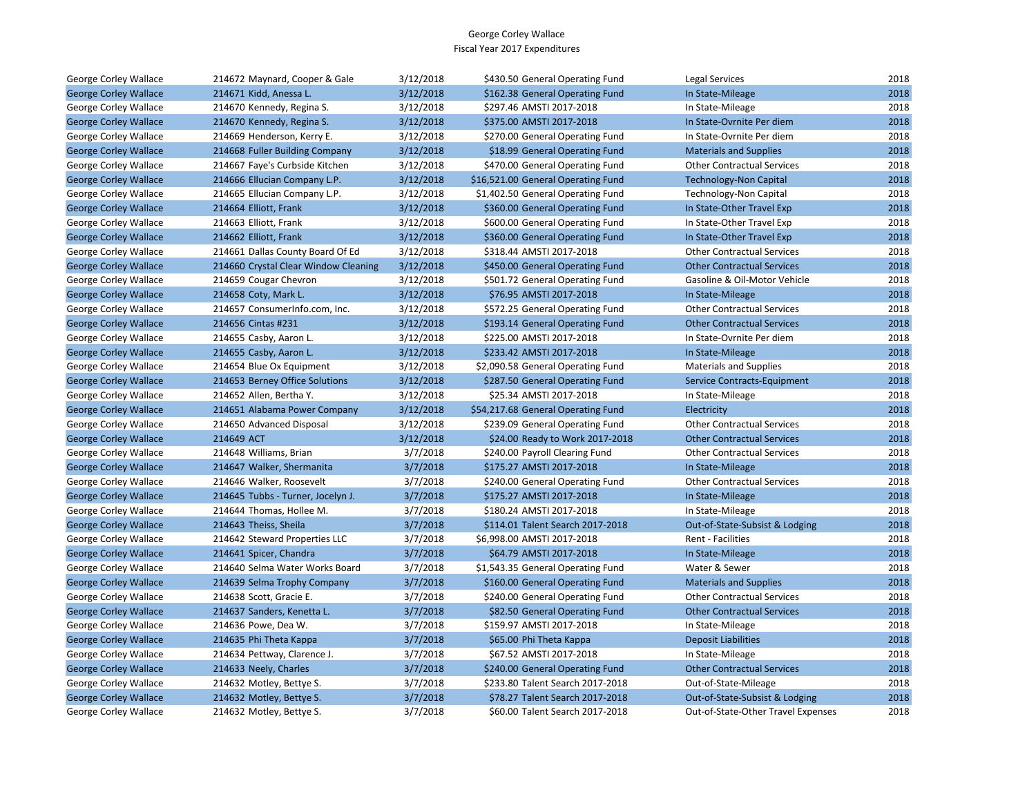George Corley Wallace
Fiscal Year 2017 Expenditures

| | | | | | | |
|---|---|---|---|---|---|---|
| George Corley Wallace | 214672 Maynard, Cooper & Gale | 3/12/2018 | $430.50 | General Operating Fund | Legal Services | 2018 |
| George Corley Wallace | 214671 Kidd, Anessa L. | 3/12/2018 | $162.38 | General Operating Fund | In State-Mileage | 2018 |
| George Corley Wallace | 214670 Kennedy, Regina S. | 3/12/2018 | $297.46 | AMSTI 2017-2018 | In State-Mileage | 2018 |
| George Corley Wallace | 214670 Kennedy, Regina S. | 3/12/2018 | $375.00 | AMSTI 2017-2018 | In State-Ovrnite Per diem | 2018 |
| George Corley Wallace | 214669 Henderson, Kerry E. | 3/12/2018 | $270.00 | General Operating Fund | In State-Ovrnite Per diem | 2018 |
| George Corley Wallace | 214668 Fuller Building Company | 3/12/2018 | $18.99 | General Operating Fund | Materials and Supplies | 2018 |
| George Corley Wallace | 214667 Faye's Curbside Kitchen | 3/12/2018 | $470.00 | General Operating Fund | Other Contractual Services | 2018 |
| George Corley Wallace | 214666 Ellucian Company L.P. | 3/12/2018 | $16,521.00 | General Operating Fund | Technology-Non Capital | 2018 |
| George Corley Wallace | 214665 Ellucian Company L.P. | 3/12/2018 | $1,402.50 | General Operating Fund | Technology-Non Capital | 2018 |
| George Corley Wallace | 214664 Elliott, Frank | 3/12/2018 | $360.00 | General Operating Fund | In State-Other Travel Exp | 2018 |
| George Corley Wallace | 214663 Elliott, Frank | 3/12/2018 | $600.00 | General Operating Fund | In State-Other Travel Exp | 2018 |
| George Corley Wallace | 214662 Elliott, Frank | 3/12/2018 | $360.00 | General Operating Fund | In State-Other Travel Exp | 2018 |
| George Corley Wallace | 214661 Dallas County Board Of Ed | 3/12/2018 | $318.44 | AMSTI 2017-2018 | Other Contractual Services | 2018 |
| George Corley Wallace | 214660 Crystal Clear Window Cleaning | 3/12/2018 | $450.00 | General Operating Fund | Other Contractual Services | 2018 |
| George Corley Wallace | 214659 Cougar Chevron | 3/12/2018 | $501.72 | General Operating Fund | Gasoline & Oil-Motor Vehicle | 2018 |
| George Corley Wallace | 214658 Coty, Mark L. | 3/12/2018 | $76.95 | AMSTI 2017-2018 | In State-Mileage | 2018 |
| George Corley Wallace | 214657 ConsumerInfo.com, Inc. | 3/12/2018 | $572.25 | General Operating Fund | Other Contractual Services | 2018 |
| George Corley Wallace | 214656 Cintas #231 | 3/12/2018 | $193.14 | General Operating Fund | Other Contractual Services | 2018 |
| George Corley Wallace | 214655 Casby, Aaron L. | 3/12/2018 | $225.00 | AMSTI 2017-2018 | In State-Ovrnite Per diem | 2018 |
| George Corley Wallace | 214655 Casby, Aaron L. | 3/12/2018 | $233.42 | AMSTI 2017-2018 | In State-Mileage | 2018 |
| George Corley Wallace | 214654 Blue Ox Equipment | 3/12/2018 | $2,090.58 | General Operating Fund | Materials and Supplies | 2018 |
| George Corley Wallace | 214653 Berney Office Solutions | 3/12/2018 | $287.50 | General Operating Fund | Service Contracts-Equipment | 2018 |
| George Corley Wallace | 214652 Allen, Bertha Y. | 3/12/2018 | $25.34 | AMSTI 2017-2018 | In State-Mileage | 2018 |
| George Corley Wallace | 214651 Alabama Power Company | 3/12/2018 | $54,217.68 | General Operating Fund | Electricity | 2018 |
| George Corley Wallace | 214650 Advanced Disposal | 3/12/2018 | $239.09 | General Operating Fund | Other Contractual Services | 2018 |
| George Corley Wallace | 214649 ACT | 3/12/2018 | $24.00 | Ready to Work 2017-2018 | Other Contractual Services | 2018 |
| George Corley Wallace | 214648 Williams, Brian | 3/7/2018 | $240.00 | Payroll Clearing Fund | Other Contractual Services | 2018 |
| George Corley Wallace | 214647 Walker, Shermanita | 3/7/2018 | $175.27 | AMSTI 2017-2018 | In State-Mileage | 2018 |
| George Corley Wallace | 214646 Walker, Roosevelt | 3/7/2018 | $240.00 | General Operating Fund | Other Contractual Services | 2018 |
| George Corley Wallace | 214645 Tubbs - Turner, Jocelyn J. | 3/7/2018 | $175.27 | AMSTI 2017-2018 | In State-Mileage | 2018 |
| George Corley Wallace | 214644 Thomas, Hollee M. | 3/7/2018 | $180.24 | AMSTI 2017-2018 | In State-Mileage | 2018 |
| George Corley Wallace | 214643 Theiss, Sheila | 3/7/2018 | $114.01 | Talent Search 2017-2018 | Out-of-State-Subsist & Lodging | 2018 |
| George Corley Wallace | 214642 Steward Properties LLC | 3/7/2018 | $6,998.00 | AMSTI 2017-2018 | Rent - Facilities | 2018 |
| George Corley Wallace | 214641 Spicer, Chandra | 3/7/2018 | $64.79 | AMSTI 2017-2018 | In State-Mileage | 2018 |
| George Corley Wallace | 214640 Selma Water Works Board | 3/7/2018 | $1,543.35 | General Operating Fund | Water & Sewer | 2018 |
| George Corley Wallace | 214639 Selma Trophy Company | 3/7/2018 | $160.00 | General Operating Fund | Materials and Supplies | 2018 |
| George Corley Wallace | 214638 Scott, Gracie E. | 3/7/2018 | $240.00 | General Operating Fund | Other Contractual Services | 2018 |
| George Corley Wallace | 214637 Sanders, Kenetta L. | 3/7/2018 | $82.50 | General Operating Fund | Other Contractual Services | 2018 |
| George Corley Wallace | 214636 Powe, Dea W. | 3/7/2018 | $159.97 | AMSTI 2017-2018 | In State-Mileage | 2018 |
| George Corley Wallace | 214635 Phi Theta Kappa | 3/7/2018 | $65.00 | Phi Theta Kappa | Deposit Liabilities | 2018 |
| George Corley Wallace | 214634 Pettway, Clarence J. | 3/7/2018 | $67.52 | AMSTI 2017-2018 | In State-Mileage | 2018 |
| George Corley Wallace | 214633 Neely, Charles | 3/7/2018 | $240.00 | General Operating Fund | Other Contractual Services | 2018 |
| George Corley Wallace | 214632 Motley, Bettye S. | 3/7/2018 | $233.80 | Talent Search 2017-2018 | Out-of-State-Mileage | 2018 |
| George Corley Wallace | 214632 Motley, Bettye S. | 3/7/2018 | $78.27 | Talent Search 2017-2018 | Out-of-State-Subsist & Lodging | 2018 |
| George Corley Wallace | 214632 Motley, Bettye S. | 3/7/2018 | $60.00 | Talent Search 2017-2018 | Out-of-State-Other Travel Expenses | 2018 |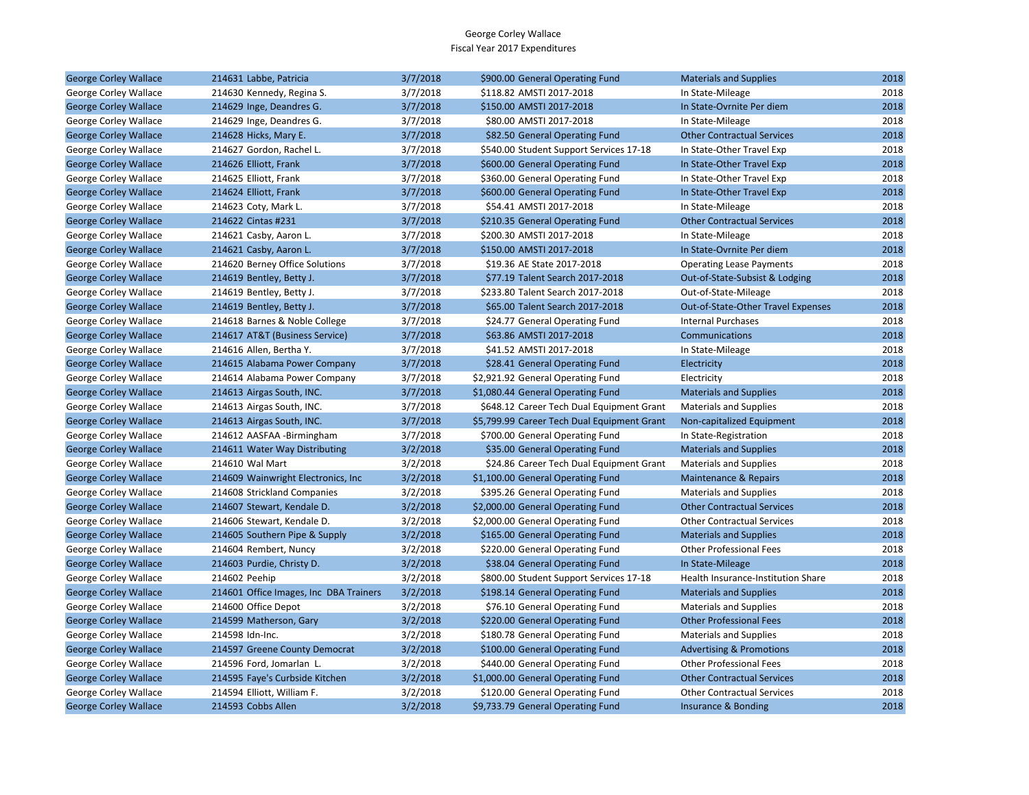George Corley Wallace
Fiscal Year 2017 Expenditures

| | | | | | | |
|---|---|---|---|---|---|---|
| George Corley Wallace | 214631 Labbe, Patricia | 3/7/2018 | $900.00 General Operating Fund | | Materials and Supplies | 2018 |
| George Corley Wallace | 214630 Kennedy, Regina S. | 3/7/2018 | $118.82 AMSTI 2017-2018 | | In State-Mileage | 2018 |
| George Corley Wallace | 214629 Inge, Deandres G. | 3/7/2018 | $150.00 AMSTI 2017-2018 | | In State-Ovrnite Per diem | 2018 |
| George Corley Wallace | 214629 Inge, Deandres G. | 3/7/2018 | $80.00 AMSTI 2017-2018 | | In State-Mileage | 2018 |
| George Corley Wallace | 214628 Hicks, Mary E. | 3/7/2018 | $82.50 General Operating Fund | | Other Contractual Services | 2018 |
| George Corley Wallace | 214627 Gordon, Rachel L. | 3/7/2018 | $540.00 Student Support Services 17-18 | | In State-Other Travel Exp | 2018 |
| George Corley Wallace | 214626 Elliott, Frank | 3/7/2018 | $600.00 General Operating Fund | | In State-Other Travel Exp | 2018 |
| George Corley Wallace | 214625 Elliott, Frank | 3/7/2018 | $360.00 General Operating Fund | | In State-Other Travel Exp | 2018 |
| George Corley Wallace | 214624 Elliott, Frank | 3/7/2018 | $600.00 General Operating Fund | | In State-Other Travel Exp | 2018 |
| George Corley Wallace | 214623 Coty, Mark L. | 3/7/2018 | $54.41 AMSTI 2017-2018 | | In State-Mileage | 2018 |
| George Corley Wallace | 214622 Cintas #231 | 3/7/2018 | $210.35 General Operating Fund | | Other Contractual Services | 2018 |
| George Corley Wallace | 214621 Casby, Aaron L. | 3/7/2018 | $200.30 AMSTI 2017-2018 | | In State-Mileage | 2018 |
| George Corley Wallace | 214621 Casby, Aaron L. | 3/7/2018 | $150.00 AMSTI 2017-2018 | | In State-Ovrnite Per diem | 2018 |
| George Corley Wallace | 214620 Berney Office Solutions | 3/7/2018 | $19.36 AE State 2017-2018 | | Operating Lease Payments | 2018 |
| George Corley Wallace | 214619 Bentley, Betty J. | 3/7/2018 | $77.19 Talent Search 2017-2018 | | Out-of-State-Subsist & Lodging | 2018 |
| George Corley Wallace | 214619 Bentley, Betty J. | 3/7/2018 | $233.80 Talent Search 2017-2018 | | Out-of-State-Mileage | 2018 |
| George Corley Wallace | 214619 Bentley, Betty J. | 3/7/2018 | $65.00 Talent Search 2017-2018 | | Out-of-State-Other Travel Expenses | 2018 |
| George Corley Wallace | 214618 Barnes & Noble College | 3/7/2018 | $24.77 General Operating Fund | | Internal Purchases | 2018 |
| George Corley Wallace | 214617 AT&T (Business Service) | 3/7/2018 | $63.86 AMSTI 2017-2018 | | Communications | 2018 |
| George Corley Wallace | 214616 Allen, Bertha Y. | 3/7/2018 | $41.52 AMSTI 2017-2018 | | In State-Mileage | 2018 |
| George Corley Wallace | 214615 Alabama Power Company | 3/7/2018 | $28.41 General Operating Fund | | Electricity | 2018 |
| George Corley Wallace | 214614 Alabama Power Company | 3/7/2018 | $2,921.92 General Operating Fund | | Electricity | 2018 |
| George Corley Wallace | 214613 Airgas South, INC. | 3/7/2018 | $1,080.44 General Operating Fund | | Materials and Supplies | 2018 |
| George Corley Wallace | 214613 Airgas South, INC. | 3/7/2018 | $648.12 Career Tech Dual Equipment Grant | | Materials and Supplies | 2018 |
| George Corley Wallace | 214613 Airgas South, INC. | 3/7/2018 | $5,799.99 Career Tech Dual Equipment Grant | | Non-capitalized Equipment | 2018 |
| George Corley Wallace | 214612 AASFAA -Birmingham | 3/7/2018 | $700.00 General Operating Fund | | In State-Registration | 2018 |
| George Corley Wallace | 214611 Water Way Distributing | 3/2/2018 | $35.00 General Operating Fund | | Materials and Supplies | 2018 |
| George Corley Wallace | 214610 Wal Mart | 3/2/2018 | $24.86 Career Tech Dual Equipment Grant | | Materials and Supplies | 2018 |
| George Corley Wallace | 214609 Wainwright Electronics, Inc | 3/2/2018 | $1,100.00 General Operating Fund | | Maintenance & Repairs | 2018 |
| George Corley Wallace | 214608 Strickland Companies | 3/2/2018 | $395.26 General Operating Fund | | Materials and Supplies | 2018 |
| George Corley Wallace | 214607 Stewart, Kendale D. | 3/2/2018 | $2,000.00 General Operating Fund | | Other Contractual Services | 2018 |
| George Corley Wallace | 214606 Stewart, Kendale D. | 3/2/2018 | $2,000.00 General Operating Fund | | Other Contractual Services | 2018 |
| George Corley Wallace | 214605 Southern Pipe & Supply | 3/2/2018 | $165.00 General Operating Fund | | Materials and Supplies | 2018 |
| George Corley Wallace | 214604 Rembert, Nuncy | 3/2/2018 | $220.00 General Operating Fund | | Other Professional Fees | 2018 |
| George Corley Wallace | 214603 Purdie, Christy D. | 3/2/2018 | $38.04 General Operating Fund | | In State-Mileage | 2018 |
| George Corley Wallace | 214602 Peehip | 3/2/2018 | $800.00 Student Support Services 17-18 | | Health Insurance-Institution Share | 2018 |
| George Corley Wallace | 214601 Office Images, Inc DBA Trainers | 3/2/2018 | $198.14 General Operating Fund | | Materials and Supplies | 2018 |
| George Corley Wallace | 214600 Office Depot | 3/2/2018 | $76.10 General Operating Fund | | Materials and Supplies | 2018 |
| George Corley Wallace | 214599 Matherson, Gary | 3/2/2018 | $220.00 General Operating Fund | | Other Professional Fees | 2018 |
| George Corley Wallace | 214598 Idn-Inc. | 3/2/2018 | $180.78 General Operating Fund | | Materials and Supplies | 2018 |
| George Corley Wallace | 214597 Greene County Democrat | 3/2/2018 | $100.00 General Operating Fund | | Advertising & Promotions | 2018 |
| George Corley Wallace | 214596 Ford, Jomarlan L. | 3/2/2018 | $440.00 General Operating Fund | | Other Professional Fees | 2018 |
| George Corley Wallace | 214595 Faye's Curbside Kitchen | 3/2/2018 | $1,000.00 General Operating Fund | | Other Contractual Services | 2018 |
| George Corley Wallace | 214594 Elliott, William F. | 3/2/2018 | $120.00 General Operating Fund | | Other Contractual Services | 2018 |
| George Corley Wallace | 214593 Cobbs Allen | 3/2/2018 | $9,733.79 General Operating Fund | | Insurance & Bonding | 2018 |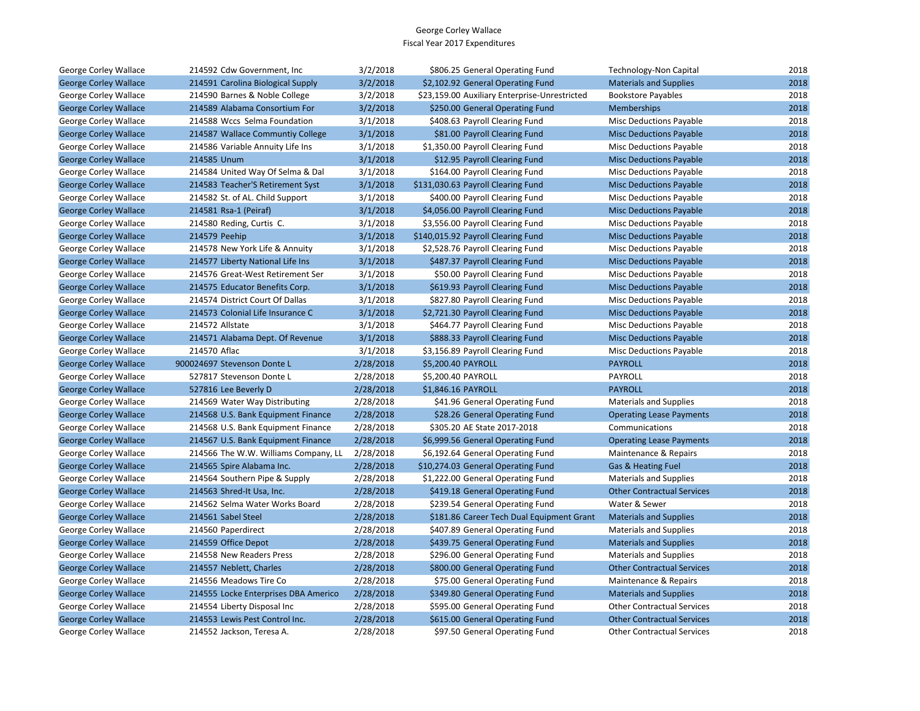George Corley Wallace
Fiscal Year 2017 Expenditures

| | | | | | | |
|---|---|---|---|---|---|---|
| George Corley Wallace | 214592 Cdw Government, Inc | 3/2/2018 | $806.25 | General Operating Fund | Technology-Non Capital | 2018 |
| George Corley Wallace | 214591 Carolina Biological Supply | 3/2/2018 | $2,102.92 | General Operating Fund | Materials and Supplies | 2018 |
| George Corley Wallace | 214590 Barnes & Noble College | 3/2/2018 | $23,159.00 | Auxiliary Enterprise-Unrestricted | Bookstore Payables | 2018 |
| George Corley Wallace | 214589 Alabama Consortium For | 3/2/2018 | $250.00 | General Operating Fund | Memberships | 2018 |
| George Corley Wallace | 214588 Wccs Selma Foundation | 3/1/2018 | $408.63 | Payroll Clearing Fund | Misc Deductions Payable | 2018 |
| George Corley Wallace | 214587 Wallace Communtiy College | 3/1/2018 | $81.00 | Payroll Clearing Fund | Misc Deductions Payable | 2018 |
| George Corley Wallace | 214586 Variable Annuity Life Ins | 3/1/2018 | $1,350.00 | Payroll Clearing Fund | Misc Deductions Payable | 2018 |
| George Corley Wallace | 214585 Unum | 3/1/2018 | $12.95 | Payroll Clearing Fund | Misc Deductions Payable | 2018 |
| George Corley Wallace | 214584 United Way Of Selma & Dal | 3/1/2018 | $164.00 | Payroll Clearing Fund | Misc Deductions Payable | 2018 |
| George Corley Wallace | 214583 Teacher'S Retirement Syst | 3/1/2018 | $131,030.63 | Payroll Clearing Fund | Misc Deductions Payable | 2018 |
| George Corley Wallace | 214582 St. of AL. Child Support | 3/1/2018 | $400.00 | Payroll Clearing Fund | Misc Deductions Payable | 2018 |
| George Corley Wallace | 214581 Rsa-1 (Peiraf) | 3/1/2018 | $4,056.00 | Payroll Clearing Fund | Misc Deductions Payable | 2018 |
| George Corley Wallace | 214580 Reding, Curtis C. | 3/1/2018 | $3,556.00 | Payroll Clearing Fund | Misc Deductions Payable | 2018 |
| George Corley Wallace | 214579 Peehip | 3/1/2018 | $140,015.92 | Payroll Clearing Fund | Misc Deductions Payable | 2018 |
| George Corley Wallace | 214578 New York Life & Annuity | 3/1/2018 | $2,528.76 | Payroll Clearing Fund | Misc Deductions Payable | 2018 |
| George Corley Wallace | 214577 Liberty National Life Ins | 3/1/2018 | $487.37 | Payroll Clearing Fund | Misc Deductions Payable | 2018 |
| George Corley Wallace | 214576 Great-West Retirement Ser | 3/1/2018 | $50.00 | Payroll Clearing Fund | Misc Deductions Payable | 2018 |
| George Corley Wallace | 214575 Educator Benefits Corp. | 3/1/2018 | $619.93 | Payroll Clearing Fund | Misc Deductions Payable | 2018 |
| George Corley Wallace | 214574 District Court Of Dallas | 3/1/2018 | $827.80 | Payroll Clearing Fund | Misc Deductions Payable | 2018 |
| George Corley Wallace | 214573 Colonial Life Insurance C | 3/1/2018 | $2,721.30 | Payroll Clearing Fund | Misc Deductions Payable | 2018 |
| George Corley Wallace | 214572 Allstate | 3/1/2018 | $464.77 | Payroll Clearing Fund | Misc Deductions Payable | 2018 |
| George Corley Wallace | 214571 Alabama Dept. Of Revenue | 3/1/2018 | $888.33 | Payroll Clearing Fund | Misc Deductions Payable | 2018 |
| George Corley Wallace | 214570 Aflac | 3/1/2018 | $3,156.89 | Payroll Clearing Fund | Misc Deductions Payable | 2018 |
| George Corley Wallace | 900024697 Stevenson Donte L | 2/28/2018 | $5,200.40 | PAYROLL | PAYROLL | 2018 |
| George Corley Wallace | 527817 Stevenson Donte L | 2/28/2018 | $5,200.40 | PAYROLL | PAYROLL | 2018 |
| George Corley Wallace | 527816 Lee Beverly D | 2/28/2018 | $1,846.16 | PAYROLL | PAYROLL | 2018 |
| George Corley Wallace | 214569 Water Way Distributing | 2/28/2018 | $41.96 | General Operating Fund | Materials and Supplies | 2018 |
| George Corley Wallace | 214568 U.S. Bank Equipment Finance | 2/28/2018 | $28.26 | General Operating Fund | Operating Lease Payments | 2018 |
| George Corley Wallace | 214568 U.S. Bank Equipment Finance | 2/28/2018 | $305.20 | AE State 2017-2018 | Communications | 2018 |
| George Corley Wallace | 214567 U.S. Bank Equipment Finance | 2/28/2018 | $6,999.56 | General Operating Fund | Operating Lease Payments | 2018 |
| George Corley Wallace | 214566 The W.W. Williams Company, LL | 2/28/2018 | $6,192.64 | General Operating Fund | Maintenance & Repairs | 2018 |
| George Corley Wallace | 214565 Spire Alabama Inc. | 2/28/2018 | $10,274.03 | General Operating Fund | Gas & Heating Fuel | 2018 |
| George Corley Wallace | 214564 Southern Pipe & Supply | 2/28/2018 | $1,222.00 | General Operating Fund | Materials and Supplies | 2018 |
| George Corley Wallace | 214563 Shred-It Usa, Inc. | 2/28/2018 | $419.18 | General Operating Fund | Other Contractual Services | 2018 |
| George Corley Wallace | 214562 Selma Water Works Board | 2/28/2018 | $239.54 | General Operating Fund | Water & Sewer | 2018 |
| George Corley Wallace | 214561 Sabel Steel | 2/28/2018 | $181.86 | Career Tech Dual Equipment Grant | Materials and Supplies | 2018 |
| George Corley Wallace | 214560 Paperdirect | 2/28/2018 | $407.89 | General Operating Fund | Materials and Supplies | 2018 |
| George Corley Wallace | 214559 Office Depot | 2/28/2018 | $439.75 | General Operating Fund | Materials and Supplies | 2018 |
| George Corley Wallace | 214558 New Readers Press | 2/28/2018 | $296.00 | General Operating Fund | Materials and Supplies | 2018 |
| George Corley Wallace | 214557 Neblett, Charles | 2/28/2018 | $800.00 | General Operating Fund | Other Contractual Services | 2018 |
| George Corley Wallace | 214556 Meadows Tire Co | 2/28/2018 | $75.00 | General Operating Fund | Maintenance & Repairs | 2018 |
| George Corley Wallace | 214555 Locke Enterprises DBA Americo | 2/28/2018 | $349.80 | General Operating Fund | Materials and Supplies | 2018 |
| George Corley Wallace | 214554 Liberty Disposal Inc | 2/28/2018 | $595.00 | General Operating Fund | Other Contractual Services | 2018 |
| George Corley Wallace | 214553 Lewis Pest Control Inc. | 2/28/2018 | $615.00 | General Operating Fund | Other Contractual Services | 2018 |
| George Corley Wallace | 214552 Jackson, Teresa A. | 2/28/2018 | $97.50 | General Operating Fund | Other Contractual Services | 2018 |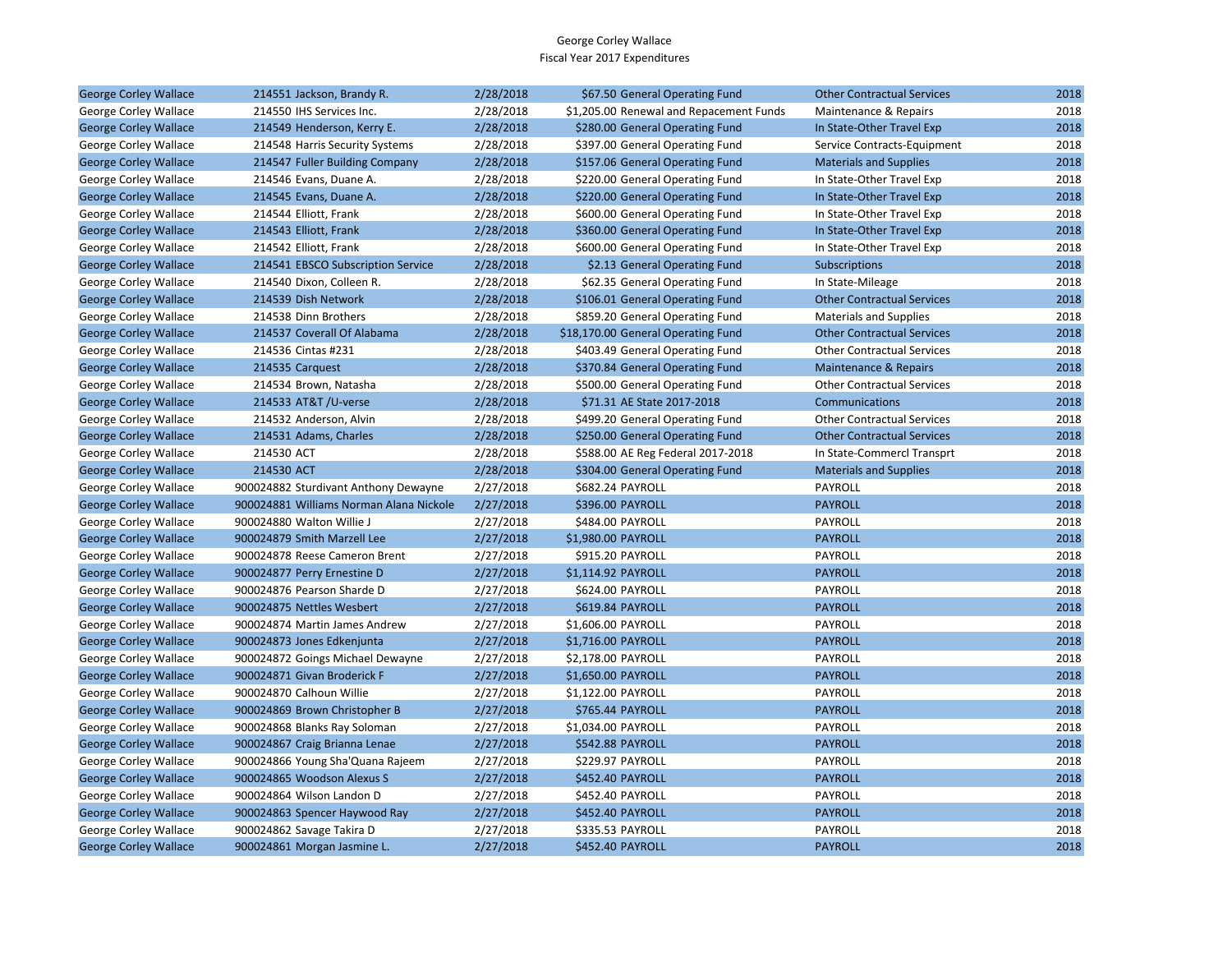George Corley Wallace
Fiscal Year 2017 Expenditures

| | | | | | | |
|---|---|---|---|---|---|---|
| George Corley Wallace | 214551 Jackson, Brandy R. | 2/28/2018 | $67.50 | General Operating Fund | Other Contractual Services | 2018 |
| George Corley Wallace | 214550 IHS Services Inc. | 2/28/2018 | $1,205.00 | Renewal and Repacement Funds | Maintenance & Repairs | 2018 |
| George Corley Wallace | 214549 Henderson, Kerry E. | 2/28/2018 | $280.00 | General Operating Fund | In State-Other Travel Exp | 2018 |
| George Corley Wallace | 214548 Harris Security Systems | 2/28/2018 | $397.00 | General Operating Fund | Service Contracts-Equipment | 2018 |
| George Corley Wallace | 214547 Fuller Building Company | 2/28/2018 | $157.06 | General Operating Fund | Materials and Supplies | 2018 |
| George Corley Wallace | 214546 Evans, Duane A. | 2/28/2018 | $220.00 | General Operating Fund | In State-Other Travel Exp | 2018 |
| George Corley Wallace | 214545 Evans, Duane A. | 2/28/2018 | $220.00 | General Operating Fund | In State-Other Travel Exp | 2018 |
| George Corley Wallace | 214544 Elliott, Frank | 2/28/2018 | $600.00 | General Operating Fund | In State-Other Travel Exp | 2018 |
| George Corley Wallace | 214543 Elliott, Frank | 2/28/2018 | $360.00 | General Operating Fund | In State-Other Travel Exp | 2018 |
| George Corley Wallace | 214542 Elliott, Frank | 2/28/2018 | $600.00 | General Operating Fund | In State-Other Travel Exp | 2018 |
| George Corley Wallace | 214541 EBSCO Subscription Service | 2/28/2018 | $2.13 | General Operating Fund | Subscriptions | 2018 |
| George Corley Wallace | 214540 Dixon, Colleen R. | 2/28/2018 | $62.35 | General Operating Fund | In State-Mileage | 2018 |
| George Corley Wallace | 214539 Dish Network | 2/28/2018 | $106.01 | General Operating Fund | Other Contractual Services | 2018 |
| George Corley Wallace | 214538 Dinn Brothers | 2/28/2018 | $859.20 | General Operating Fund | Materials and Supplies | 2018 |
| George Corley Wallace | 214537 Coverall Of Alabama | 2/28/2018 | $18,170.00 | General Operating Fund | Other Contractual Services | 2018 |
| George Corley Wallace | 214536 Cintas #231 | 2/28/2018 | $403.49 | General Operating Fund | Other Contractual Services | 2018 |
| George Corley Wallace | 214535 Carquest | 2/28/2018 | $370.84 | General Operating Fund | Maintenance & Repairs | 2018 |
| George Corley Wallace | 214534 Brown, Natasha | 2/28/2018 | $500.00 | General Operating Fund | Other Contractual Services | 2018 |
| George Corley Wallace | 214533 AT&T /U-verse | 2/28/2018 | $71.31 | AE State 2017-2018 | Communications | 2018 |
| George Corley Wallace | 214532 Anderson, Alvin | 2/28/2018 | $499.20 | General Operating Fund | Other Contractual Services | 2018 |
| George Corley Wallace | 214531 Adams, Charles | 2/28/2018 | $250.00 | General Operating Fund | Other Contractual Services | 2018 |
| George Corley Wallace | 214530 ACT | 2/28/2018 | $588.00 | AE Reg Federal 2017-2018 | In State-Commercl Transprt | 2018 |
| George Corley Wallace | 214530 ACT | 2/28/2018 | $304.00 | General Operating Fund | Materials and Supplies | 2018 |
| George Corley Wallace | 900024882 Sturdivant Anthony Dewayne | 2/27/2018 | $682.24 | PAYROLL | PAYROLL | 2018 |
| George Corley Wallace | 900024881 Williams Norman Alana Nickole | 2/27/2018 | $396.00 | PAYROLL | PAYROLL | 2018 |
| George Corley Wallace | 900024880 Walton Willie J | 2/27/2018 | $484.00 | PAYROLL | PAYROLL | 2018 |
| George Corley Wallace | 900024879 Smith Marzell Lee | 2/27/2018 | $1,980.00 | PAYROLL | PAYROLL | 2018 |
| George Corley Wallace | 900024878 Reese Cameron Brent | 2/27/2018 | $915.20 | PAYROLL | PAYROLL | 2018 |
| George Corley Wallace | 900024877 Perry Ernestine D | 2/27/2018 | $1,114.92 | PAYROLL | PAYROLL | 2018 |
| George Corley Wallace | 900024876 Pearson Sharde D | 2/27/2018 | $624.00 | PAYROLL | PAYROLL | 2018 |
| George Corley Wallace | 900024875 Nettles Wesbert | 2/27/2018 | $619.84 | PAYROLL | PAYROLL | 2018 |
| George Corley Wallace | 900024874 Martin James Andrew | 2/27/2018 | $1,606.00 | PAYROLL | PAYROLL | 2018 |
| George Corley Wallace | 900024873 Jones Edkenjunta | 2/27/2018 | $1,716.00 | PAYROLL | PAYROLL | 2018 |
| George Corley Wallace | 900024872 Goings Michael Dewayne | 2/27/2018 | $2,178.00 | PAYROLL | PAYROLL | 2018 |
| George Corley Wallace | 900024871 Givan Broderick F | 2/27/2018 | $1,650.00 | PAYROLL | PAYROLL | 2018 |
| George Corley Wallace | 900024870 Calhoun Willie | 2/27/2018 | $1,122.00 | PAYROLL | PAYROLL | 2018 |
| George Corley Wallace | 900024869 Brown Christopher B | 2/27/2018 | $765.44 | PAYROLL | PAYROLL | 2018 |
| George Corley Wallace | 900024868 Blanks Ray Soloman | 2/27/2018 | $1,034.00 | PAYROLL | PAYROLL | 2018 |
| George Corley Wallace | 900024867 Craig Brianna Lenae | 2/27/2018 | $542.88 | PAYROLL | PAYROLL | 2018 |
| George Corley Wallace | 900024866 Young Sha'Quana Rajeem | 2/27/2018 | $229.97 | PAYROLL | PAYROLL | 2018 |
| George Corley Wallace | 900024865 Woodson Alexus S | 2/27/2018 | $452.40 | PAYROLL | PAYROLL | 2018 |
| George Corley Wallace | 900024864 Wilson Landon D | 2/27/2018 | $452.40 | PAYROLL | PAYROLL | 2018 |
| George Corley Wallace | 900024863 Spencer Haywood Ray | 2/27/2018 | $452.40 | PAYROLL | PAYROLL | 2018 |
| George Corley Wallace | 900024862 Savage Takira D | 2/27/2018 | $335.53 | PAYROLL | PAYROLL | 2018 |
| George Corley Wallace | 900024861 Morgan Jasmine L. | 2/27/2018 | $452.40 | PAYROLL | PAYROLL | 2018 |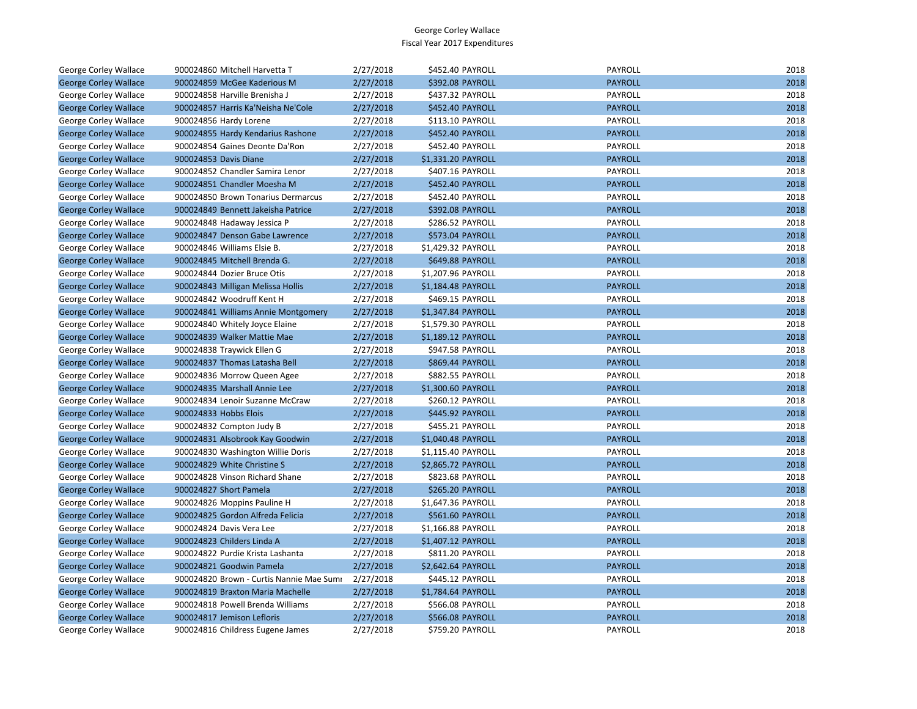George Corley Wallace
Fiscal Year 2017 Expenditures

| | | | | | | |
|---|---|---|---|---|---|---|
| George Corley Wallace | 900024860 Mitchell Harvetta T | 2/27/2018 | $452.40 | PAYROLL | PAYROLL | 2018 |
| George Corley Wallace | 900024859 McGee Kaderious M | 2/27/2018 | $392.08 | PAYROLL | PAYROLL | 2018 |
| George Corley Wallace | 900024858 Harville Brenisha J | 2/27/2018 | $437.32 | PAYROLL | PAYROLL | 2018 |
| George Corley Wallace | 900024857 Harris Ka'Neisha Ne'Cole | 2/27/2018 | $452.40 | PAYROLL | PAYROLL | 2018 |
| George Corley Wallace | 900024856 Hardy Lorene | 2/27/2018 | $113.10 | PAYROLL | PAYROLL | 2018 |
| George Corley Wallace | 900024855 Hardy Kendarius Rashone | 2/27/2018 | $452.40 | PAYROLL | PAYROLL | 2018 |
| George Corley Wallace | 900024854 Gaines Deonte Da'Ron | 2/27/2018 | $452.40 | PAYROLL | PAYROLL | 2018 |
| George Corley Wallace | 900024853 Davis Diane | 2/27/2018 | $1,331.20 | PAYROLL | PAYROLL | 2018 |
| George Corley Wallace | 900024852 Chandler Samira Lenor | 2/27/2018 | $407.16 | PAYROLL | PAYROLL | 2018 |
| George Corley Wallace | 900024851 Chandler Moesha M | 2/27/2018 | $452.40 | PAYROLL | PAYROLL | 2018 |
| George Corley Wallace | 900024850 Brown Tonarius Dermarcus | 2/27/2018 | $452.40 | PAYROLL | PAYROLL | 2018 |
| George Corley Wallace | 900024849 Bennett Jakeisha Patrice | 2/27/2018 | $392.08 | PAYROLL | PAYROLL | 2018 |
| George Corley Wallace | 900024848 Hadaway Jessica P | 2/27/2018 | $286.52 | PAYROLL | PAYROLL | 2018 |
| George Corley Wallace | 900024847 Denson Gabe Lawrence | 2/27/2018 | $573.04 | PAYROLL | PAYROLL | 2018 |
| George Corley Wallace | 900024846 Williams Elsie B. | 2/27/2018 | $1,429.32 | PAYROLL | PAYROLL | 2018 |
| George Corley Wallace | 900024845 Mitchell Brenda G. | 2/27/2018 | $649.88 | PAYROLL | PAYROLL | 2018 |
| George Corley Wallace | 900024844 Dozier Bruce Otis | 2/27/2018 | $1,207.96 | PAYROLL | PAYROLL | 2018 |
| George Corley Wallace | 900024843 Milligan Melissa Hollis | 2/27/2018 | $1,184.48 | PAYROLL | PAYROLL | 2018 |
| George Corley Wallace | 900024842 Woodruff Kent H | 2/27/2018 | $469.15 | PAYROLL | PAYROLL | 2018 |
| George Corley Wallace | 900024841 Williams Annie Montgomery | 2/27/2018 | $1,347.84 | PAYROLL | PAYROLL | 2018 |
| George Corley Wallace | 900024840 Whitely Joyce Elaine | 2/27/2018 | $1,579.30 | PAYROLL | PAYROLL | 2018 |
| George Corley Wallace | 900024839 Walker Mattie Mae | 2/27/2018 | $1,189.12 | PAYROLL | PAYROLL | 2018 |
| George Corley Wallace | 900024838 Traywick Ellen G | 2/27/2018 | $947.58 | PAYROLL | PAYROLL | 2018 |
| George Corley Wallace | 900024837 Thomas Latasha Bell | 2/27/2018 | $869.44 | PAYROLL | PAYROLL | 2018 |
| George Corley Wallace | 900024836 Morrow Queen Agee | 2/27/2018 | $882.55 | PAYROLL | PAYROLL | 2018 |
| George Corley Wallace | 900024835 Marshall Annie Lee | 2/27/2018 | $1,300.60 | PAYROLL | PAYROLL | 2018 |
| George Corley Wallace | 900024834 Lenoir Suzanne McCraw | 2/27/2018 | $260.12 | PAYROLL | PAYROLL | 2018 |
| George Corley Wallace | 900024833 Hobbs Elois | 2/27/2018 | $445.92 | PAYROLL | PAYROLL | 2018 |
| George Corley Wallace | 900024832 Compton Judy B | 2/27/2018 | $455.21 | PAYROLL | PAYROLL | 2018 |
| George Corley Wallace | 900024831 Alsobrook Kay Goodwin | 2/27/2018 | $1,040.48 | PAYROLL | PAYROLL | 2018 |
| George Corley Wallace | 900024830 Washington Willie Doris | 2/27/2018 | $1,115.40 | PAYROLL | PAYROLL | 2018 |
| George Corley Wallace | 900024829 White Christine S | 2/27/2018 | $2,865.72 | PAYROLL | PAYROLL | 2018 |
| George Corley Wallace | 900024828 Vinson Richard Shane | 2/27/2018 | $823.68 | PAYROLL | PAYROLL | 2018 |
| George Corley Wallace | 900024827 Short Pamela | 2/27/2018 | $265.20 | PAYROLL | PAYROLL | 2018 |
| George Corley Wallace | 900024826 Moppins Pauline H | 2/27/2018 | $1,647.36 | PAYROLL | PAYROLL | 2018 |
| George Corley Wallace | 900024825 Gordon Alfreda Felicia | 2/27/2018 | $561.60 | PAYROLL | PAYROLL | 2018 |
| George Corley Wallace | 900024824 Davis Vera Lee | 2/27/2018 | $1,166.88 | PAYROLL | PAYROLL | 2018 |
| George Corley Wallace | 900024823 Childers Linda A | 2/27/2018 | $1,407.12 | PAYROLL | PAYROLL | 2018 |
| George Corley Wallace | 900024822 Purdie Krista Lashanta | 2/27/2018 | $811.20 | PAYROLL | PAYROLL | 2018 |
| George Corley Wallace | 900024821 Goodwin Pamela | 2/27/2018 | $2,642.64 | PAYROLL | PAYROLL | 2018 |
| George Corley Wallace | 900024820 Brown - Curtis Nannie Mae Sumı | 2/27/2018 | $445.12 | PAYROLL | PAYROLL | 2018 |
| George Corley Wallace | 900024819 Braxton Maria Machelle | 2/27/2018 | $1,784.64 | PAYROLL | PAYROLL | 2018 |
| George Corley Wallace | 900024818 Powell Brenda Williams | 2/27/2018 | $566.08 | PAYROLL | PAYROLL | 2018 |
| George Corley Wallace | 900024817 Jemison Lefloris | 2/27/2018 | $566.08 | PAYROLL | PAYROLL | 2018 |
| George Corley Wallace | 900024816 Childress Eugene James | 2/27/2018 | $759.20 | PAYROLL | PAYROLL | 2018 |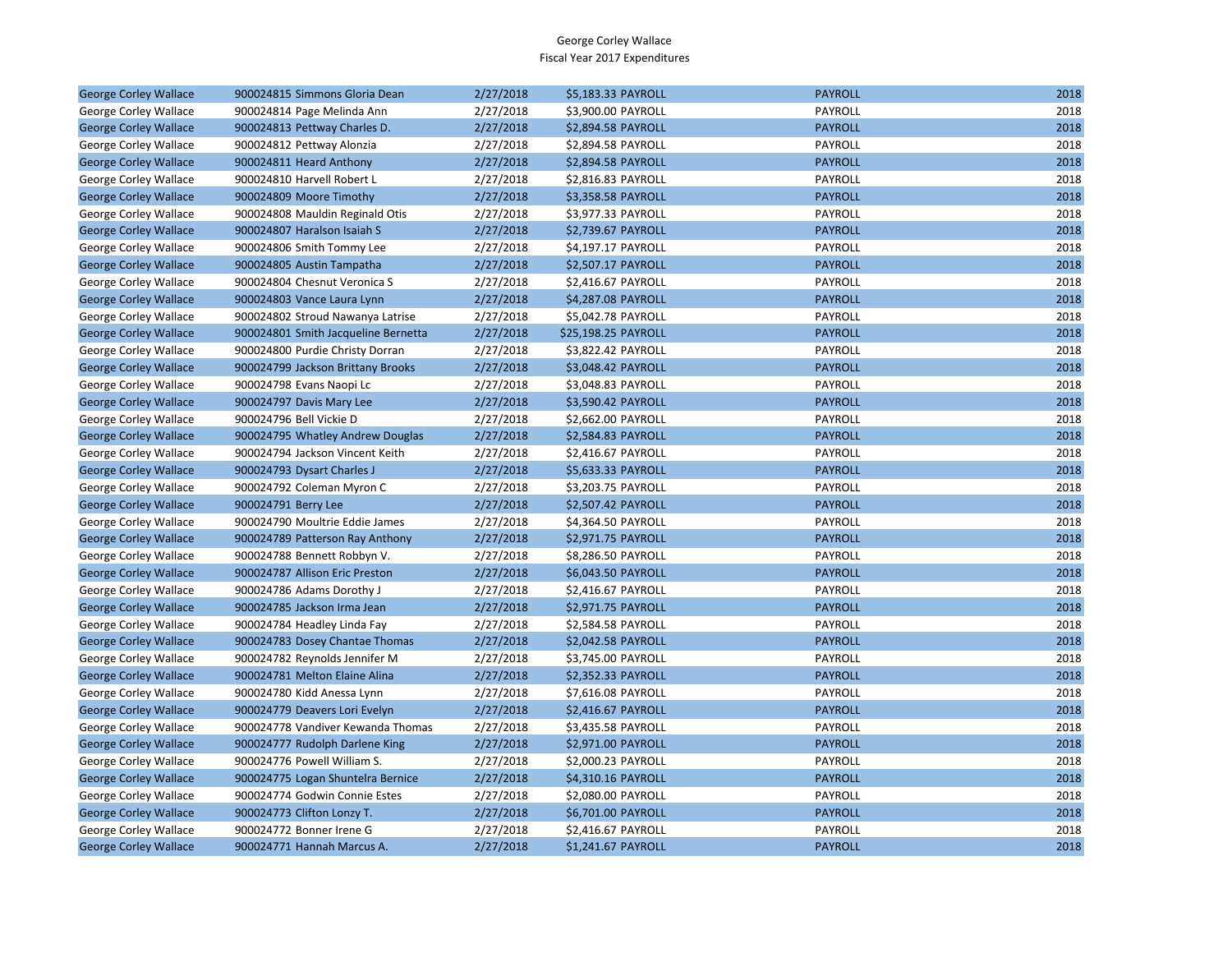George Corley Wallace
Fiscal Year 2017 Expenditures

| | | | | | | |
|---|---|---|---|---|---|---|
| George Corley Wallace | 900024815 Simmons Gloria Dean | 2/27/2018 | $5,183.33 | PAYROLL | PAYROLL | 2018 |
| George Corley Wallace | 900024814 Page Melinda Ann | 2/27/2018 | $3,900.00 | PAYROLL | PAYROLL | 2018 |
| George Corley Wallace | 900024813 Pettway Charles D. | 2/27/2018 | $2,894.58 | PAYROLL | PAYROLL | 2018 |
| George Corley Wallace | 900024812 Pettway Alonzia | 2/27/2018 | $2,894.58 | PAYROLL | PAYROLL | 2018 |
| George Corley Wallace | 900024811 Heard Anthony | 2/27/2018 | $2,894.58 | PAYROLL | PAYROLL | 2018 |
| George Corley Wallace | 900024810 Harvell Robert L | 2/27/2018 | $2,816.83 | PAYROLL | PAYROLL | 2018 |
| George Corley Wallace | 900024809 Moore Timothy | 2/27/2018 | $3,358.58 | PAYROLL | PAYROLL | 2018 |
| George Corley Wallace | 900024808 Mauldin Reginald Otis | 2/27/2018 | $3,977.33 | PAYROLL | PAYROLL | 2018 |
| George Corley Wallace | 900024807 Haralson Isaiah S | 2/27/2018 | $2,739.67 | PAYROLL | PAYROLL | 2018 |
| George Corley Wallace | 900024806 Smith Tommy Lee | 2/27/2018 | $4,197.17 | PAYROLL | PAYROLL | 2018 |
| George Corley Wallace | 900024805 Austin Tampatha | 2/27/2018 | $2,507.17 | PAYROLL | PAYROLL | 2018 |
| George Corley Wallace | 900024804 Chesnut Veronica S | 2/27/2018 | $2,416.67 | PAYROLL | PAYROLL | 2018 |
| George Corley Wallace | 900024803 Vance Laura Lynn | 2/27/2018 | $4,287.08 | PAYROLL | PAYROLL | 2018 |
| George Corley Wallace | 900024802 Stroud Nawanya Latrise | 2/27/2018 | $5,042.78 | PAYROLL | PAYROLL | 2018 |
| George Corley Wallace | 900024801 Smith Jacqueline Bernetta | 2/27/2018 | $25,198.25 | PAYROLL | PAYROLL | 2018 |
| George Corley Wallace | 900024800 Purdie Christy Dorran | 2/27/2018 | $3,822.42 | PAYROLL | PAYROLL | 2018 |
| George Corley Wallace | 900024799 Jackson Brittany Brooks | 2/27/2018 | $3,048.42 | PAYROLL | PAYROLL | 2018 |
| George Corley Wallace | 900024798 Evans Naopi Lc | 2/27/2018 | $3,048.83 | PAYROLL | PAYROLL | 2018 |
| George Corley Wallace | 900024797 Davis Mary Lee | 2/27/2018 | $3,590.42 | PAYROLL | PAYROLL | 2018 |
| George Corley Wallace | 900024796 Bell Vickie D | 2/27/2018 | $2,662.00 | PAYROLL | PAYROLL | 2018 |
| George Corley Wallace | 900024795 Whatley Andrew Douglas | 2/27/2018 | $2,584.83 | PAYROLL | PAYROLL | 2018 |
| George Corley Wallace | 900024794 Jackson Vincent Keith | 2/27/2018 | $2,416.67 | PAYROLL | PAYROLL | 2018 |
| George Corley Wallace | 900024793 Dysart Charles J | 2/27/2018 | $5,633.33 | PAYROLL | PAYROLL | 2018 |
| George Corley Wallace | 900024792 Coleman Myron C | 2/27/2018 | $3,203.75 | PAYROLL | PAYROLL | 2018 |
| George Corley Wallace | 900024791 Berry Lee | 2/27/2018 | $2,507.42 | PAYROLL | PAYROLL | 2018 |
| George Corley Wallace | 900024790 Moultrie Eddie James | 2/27/2018 | $4,364.50 | PAYROLL | PAYROLL | 2018 |
| George Corley Wallace | 900024789 Patterson Ray Anthony | 2/27/2018 | $2,971.75 | PAYROLL | PAYROLL | 2018 |
| George Corley Wallace | 900024788 Bennett Robbyn V. | 2/27/2018 | $8,286.50 | PAYROLL | PAYROLL | 2018 |
| George Corley Wallace | 900024787 Allison Eric Preston | 2/27/2018 | $6,043.50 | PAYROLL | PAYROLL | 2018 |
| George Corley Wallace | 900024786 Adams Dorothy J | 2/27/2018 | $2,416.67 | PAYROLL | PAYROLL | 2018 |
| George Corley Wallace | 900024785 Jackson Irma Jean | 2/27/2018 | $2,971.75 | PAYROLL | PAYROLL | 2018 |
| George Corley Wallace | 900024784 Headley Linda Fay | 2/27/2018 | $2,584.58 | PAYROLL | PAYROLL | 2018 |
| George Corley Wallace | 900024783 Dosey Chantae Thomas | 2/27/2018 | $2,042.58 | PAYROLL | PAYROLL | 2018 |
| George Corley Wallace | 900024782 Reynolds Jennifer M | 2/27/2018 | $3,745.00 | PAYROLL | PAYROLL | 2018 |
| George Corley Wallace | 900024781 Melton Elaine Alina | 2/27/2018 | $2,352.33 | PAYROLL | PAYROLL | 2018 |
| George Corley Wallace | 900024780 Kidd Anessa Lynn | 2/27/2018 | $7,616.08 | PAYROLL | PAYROLL | 2018 |
| George Corley Wallace | 900024779 Deavers Lori Evelyn | 2/27/2018 | $2,416.67 | PAYROLL | PAYROLL | 2018 |
| George Corley Wallace | 900024778 Vandiver Kewanda Thomas | 2/27/2018 | $3,435.58 | PAYROLL | PAYROLL | 2018 |
| George Corley Wallace | 900024777 Rudolph Darlene King | 2/27/2018 | $2,971.00 | PAYROLL | PAYROLL | 2018 |
| George Corley Wallace | 900024776 Powell William S. | 2/27/2018 | $2,000.23 | PAYROLL | PAYROLL | 2018 |
| George Corley Wallace | 900024775 Logan Shuntelra Bernice | 2/27/2018 | $4,310.16 | PAYROLL | PAYROLL | 2018 |
| George Corley Wallace | 900024774 Godwin Connie Estes | 2/27/2018 | $2,080.00 | PAYROLL | PAYROLL | 2018 |
| George Corley Wallace | 900024773 Clifton Lonzy T. | 2/27/2018 | $6,701.00 | PAYROLL | PAYROLL | 2018 |
| George Corley Wallace | 900024772 Bonner Irene G | 2/27/2018 | $2,416.67 | PAYROLL | PAYROLL | 2018 |
| George Corley Wallace | 900024771 Hannah Marcus A. | 2/27/2018 | $1,241.67 | PAYROLL | PAYROLL | 2018 |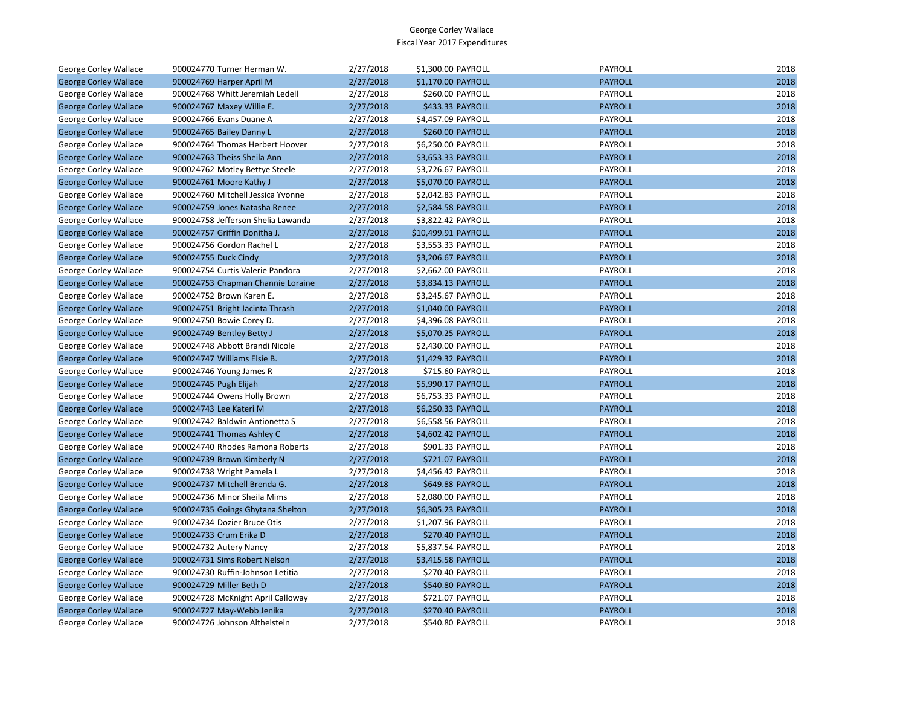George Corley Wallace
Fiscal Year 2017 Expenditures

| | | | | | | |
|---|---|---|---|---|---|---|
| George Corley Wallace | 900024770 Turner Herman W. | 2/27/2018 | $1,300.00 | PAYROLL | PAYROLL | 2018 |
| George Corley Wallace | 900024769 Harper April M | 2/27/2018 | $1,170.00 | PAYROLL | PAYROLL | 2018 |
| George Corley Wallace | 900024768 Whitt Jeremiah Ledell | 2/27/2018 | $260.00 | PAYROLL | PAYROLL | 2018 |
| George Corley Wallace | 900024767 Maxey Willie E. | 2/27/2018 | $433.33 | PAYROLL | PAYROLL | 2018 |
| George Corley Wallace | 900024766 Evans Duane A | 2/27/2018 | $4,457.09 | PAYROLL | PAYROLL | 2018 |
| George Corley Wallace | 900024765 Bailey Danny L | 2/27/2018 | $260.00 | PAYROLL | PAYROLL | 2018 |
| George Corley Wallace | 900024764 Thomas Herbert Hoover | 2/27/2018 | $6,250.00 | PAYROLL | PAYROLL | 2018 |
| George Corley Wallace | 900024763 Theiss Sheila Ann | 2/27/2018 | $3,653.33 | PAYROLL | PAYROLL | 2018 |
| George Corley Wallace | 900024762 Motley Bettye Steele | 2/27/2018 | $3,726.67 | PAYROLL | PAYROLL | 2018 |
| George Corley Wallace | 900024761 Moore Kathy J | 2/27/2018 | $5,070.00 | PAYROLL | PAYROLL | 2018 |
| George Corley Wallace | 900024760 Mitchell Jessica Yvonne | 2/27/2018 | $2,042.83 | PAYROLL | PAYROLL | 2018 |
| George Corley Wallace | 900024759 Jones Natasha Renee | 2/27/2018 | $2,584.58 | PAYROLL | PAYROLL | 2018 |
| George Corley Wallace | 900024758 Jefferson Shelia Lawanda | 2/27/2018 | $3,822.42 | PAYROLL | PAYROLL | 2018 |
| George Corley Wallace | 900024757 Griffin Donitha J. | 2/27/2018 | $10,499.91 | PAYROLL | PAYROLL | 2018 |
| George Corley Wallace | 900024756 Gordon Rachel L | 2/27/2018 | $3,553.33 | PAYROLL | PAYROLL | 2018 |
| George Corley Wallace | 900024755 Duck Cindy | 2/27/2018 | $3,206.67 | PAYROLL | PAYROLL | 2018 |
| George Corley Wallace | 900024754 Curtis Valerie Pandora | 2/27/2018 | $2,662.00 | PAYROLL | PAYROLL | 2018 |
| George Corley Wallace | 900024753 Chapman Channie Loraine | 2/27/2018 | $3,834.13 | PAYROLL | PAYROLL | 2018 |
| George Corley Wallace | 900024752 Brown Karen E. | 2/27/2018 | $3,245.67 | PAYROLL | PAYROLL | 2018 |
| George Corley Wallace | 900024751 Bright Jacinta Thrash | 2/27/2018 | $1,040.00 | PAYROLL | PAYROLL | 2018 |
| George Corley Wallace | 900024750 Bowie Corey D. | 2/27/2018 | $4,396.08 | PAYROLL | PAYROLL | 2018 |
| George Corley Wallace | 900024749 Bentley Betty J | 2/27/2018 | $5,070.25 | PAYROLL | PAYROLL | 2018 |
| George Corley Wallace | 900024748 Abbott Brandi Nicole | 2/27/2018 | $2,430.00 | PAYROLL | PAYROLL | 2018 |
| George Corley Wallace | 900024747 Williams Elsie B. | 2/27/2018 | $1,429.32 | PAYROLL | PAYROLL | 2018 |
| George Corley Wallace | 900024746 Young James R | 2/27/2018 | $715.60 | PAYROLL | PAYROLL | 2018 |
| George Corley Wallace | 900024745 Pugh Elijah | 2/27/2018 | $5,990.17 | PAYROLL | PAYROLL | 2018 |
| George Corley Wallace | 900024744 Owens Holly Brown | 2/27/2018 | $6,753.33 | PAYROLL | PAYROLL | 2018 |
| George Corley Wallace | 900024743 Lee Kateri M | 2/27/2018 | $6,250.33 | PAYROLL | PAYROLL | 2018 |
| George Corley Wallace | 900024742 Baldwin Antionetta S | 2/27/2018 | $6,558.56 | PAYROLL | PAYROLL | 2018 |
| George Corley Wallace | 900024741 Thomas Ashley C | 2/27/2018 | $4,602.42 | PAYROLL | PAYROLL | 2018 |
| George Corley Wallace | 900024740 Rhodes Ramona Roberts | 2/27/2018 | $901.33 | PAYROLL | PAYROLL | 2018 |
| George Corley Wallace | 900024739 Brown Kimberly N | 2/27/2018 | $721.07 | PAYROLL | PAYROLL | 2018 |
| George Corley Wallace | 900024738 Wright Pamela L | 2/27/2018 | $4,456.42 | PAYROLL | PAYROLL | 2018 |
| George Corley Wallace | 900024737 Mitchell Brenda G. | 2/27/2018 | $649.88 | PAYROLL | PAYROLL | 2018 |
| George Corley Wallace | 900024736 Minor Sheila Mims | 2/27/2018 | $2,080.00 | PAYROLL | PAYROLL | 2018 |
| George Corley Wallace | 900024735 Goings Ghytana Shelton | 2/27/2018 | $6,305.23 | PAYROLL | PAYROLL | 2018 |
| George Corley Wallace | 900024734 Dozier Bruce Otis | 2/27/2018 | $1,207.96 | PAYROLL | PAYROLL | 2018 |
| George Corley Wallace | 900024733 Crum Erika D | 2/27/2018 | $270.40 | PAYROLL | PAYROLL | 2018 |
| George Corley Wallace | 900024732 Autery Nancy | 2/27/2018 | $5,837.54 | PAYROLL | PAYROLL | 2018 |
| George Corley Wallace | 900024731 Sims Robert Nelson | 2/27/2018 | $3,415.58 | PAYROLL | PAYROLL | 2018 |
| George Corley Wallace | 900024730 Ruffin-Johnson Letitia | 2/27/2018 | $270.40 | PAYROLL | PAYROLL | 2018 |
| George Corley Wallace | 900024729 Miller Beth D | 2/27/2018 | $540.80 | PAYROLL | PAYROLL | 2018 |
| George Corley Wallace | 900024728 McKnight April Calloway | 2/27/2018 | $721.07 | PAYROLL | PAYROLL | 2018 |
| George Corley Wallace | 900024727 May-Webb Jenika | 2/27/2018 | $270.40 | PAYROLL | PAYROLL | 2018 |
| George Corley Wallace | 900024726 Johnson Althelstein | 2/27/2018 | $540.80 | PAYROLL | PAYROLL | 2018 |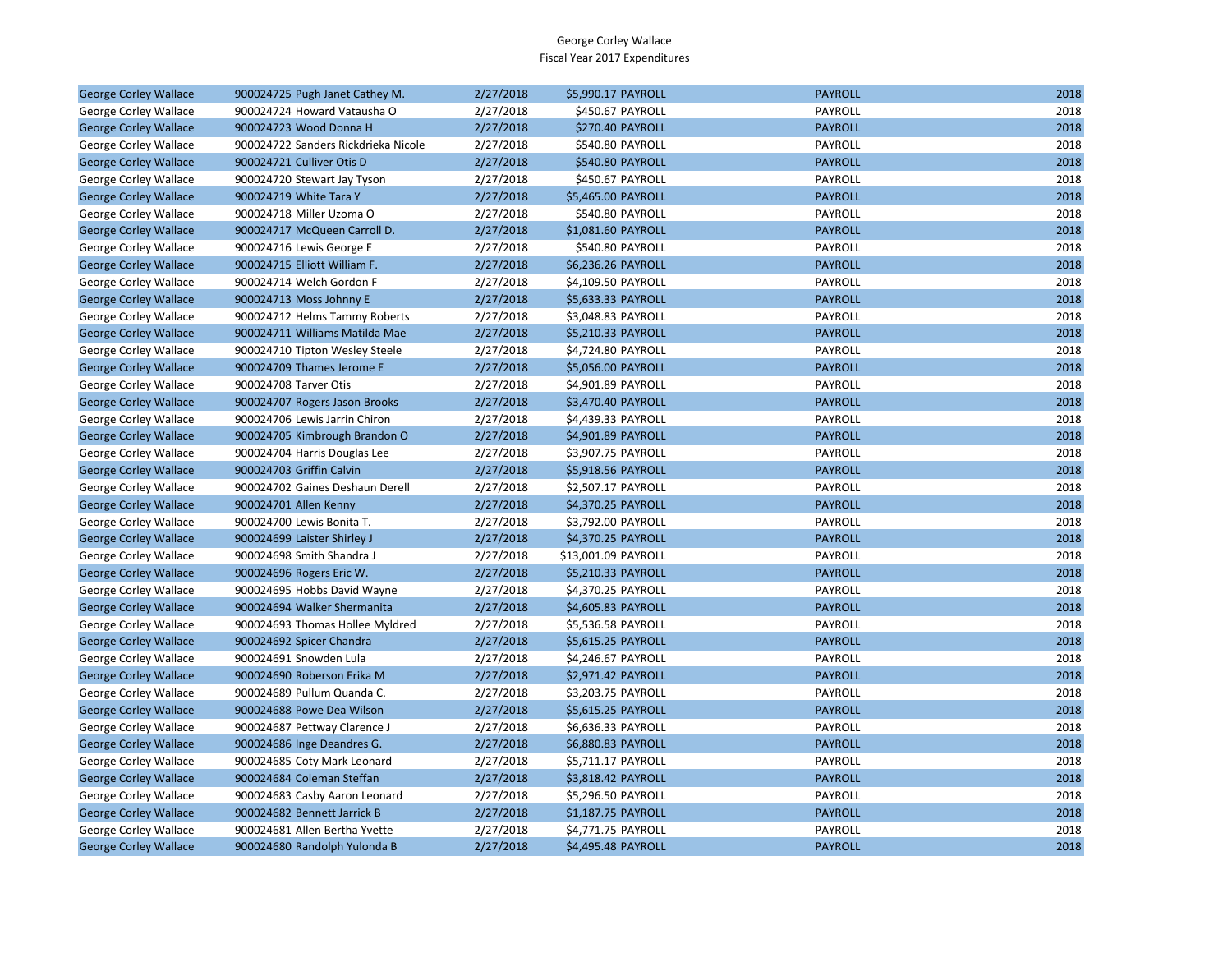George Corley Wallace
Fiscal Year 2017 Expenditures

| | | | | | | |
|---|---|---|---|---|---|---|
| George Corley Wallace | 900024725 Pugh Janet Cathey M. | 2/27/2018 | $5,990.17 | PAYROLL | PAYROLL | 2018 |
| George Corley Wallace | 900024724 Howard Vatausha O | 2/27/2018 | $450.67 | PAYROLL | PAYROLL | 2018 |
| George Corley Wallace | 900024723 Wood Donna H | 2/27/2018 | $270.40 | PAYROLL | PAYROLL | 2018 |
| George Corley Wallace | 900024722 Sanders Rickdrieka Nicole | 2/27/2018 | $540.80 | PAYROLL | PAYROLL | 2018 |
| George Corley Wallace | 900024721 Culliver Otis D | 2/27/2018 | $540.80 | PAYROLL | PAYROLL | 2018 |
| George Corley Wallace | 900024720 Stewart Jay Tyson | 2/27/2018 | $450.67 | PAYROLL | PAYROLL | 2018 |
| George Corley Wallace | 900024719 White Tara Y | 2/27/2018 | $5,465.00 | PAYROLL | PAYROLL | 2018 |
| George Corley Wallace | 900024718 Miller Uzoma O | 2/27/2018 | $540.80 | PAYROLL | PAYROLL | 2018 |
| George Corley Wallace | 900024717 McQueen Carroll D. | 2/27/2018 | $1,081.60 | PAYROLL | PAYROLL | 2018 |
| George Corley Wallace | 900024716 Lewis George E | 2/27/2018 | $540.80 | PAYROLL | PAYROLL | 2018 |
| George Corley Wallace | 900024715 Elliott William F. | 2/27/2018 | $6,236.26 | PAYROLL | PAYROLL | 2018 |
| George Corley Wallace | 900024714 Welch Gordon F | 2/27/2018 | $4,109.50 | PAYROLL | PAYROLL | 2018 |
| George Corley Wallace | 900024713 Moss Johnny E | 2/27/2018 | $5,633.33 | PAYROLL | PAYROLL | 2018 |
| George Corley Wallace | 900024712 Helms Tammy Roberts | 2/27/2018 | $3,048.83 | PAYROLL | PAYROLL | 2018 |
| George Corley Wallace | 900024711 Williams Matilda Mae | 2/27/2018 | $5,210.33 | PAYROLL | PAYROLL | 2018 |
| George Corley Wallace | 900024710 Tipton Wesley Steele | 2/27/2018 | $4,724.80 | PAYROLL | PAYROLL | 2018 |
| George Corley Wallace | 900024709 Thames Jerome E | 2/27/2018 | $5,056.00 | PAYROLL | PAYROLL | 2018 |
| George Corley Wallace | 900024708 Tarver Otis | 2/27/2018 | $4,901.89 | PAYROLL | PAYROLL | 2018 |
| George Corley Wallace | 900024707 Rogers Jason Brooks | 2/27/2018 | $3,470.40 | PAYROLL | PAYROLL | 2018 |
| George Corley Wallace | 900024706 Lewis Jarrin Chiron | 2/27/2018 | $4,439.33 | PAYROLL | PAYROLL | 2018 |
| George Corley Wallace | 900024705 Kimbrough Brandon O | 2/27/2018 | $4,901.89 | PAYROLL | PAYROLL | 2018 |
| George Corley Wallace | 900024704 Harris Douglas Lee | 2/27/2018 | $3,907.75 | PAYROLL | PAYROLL | 2018 |
| George Corley Wallace | 900024703 Griffin Calvin | 2/27/2018 | $5,918.56 | PAYROLL | PAYROLL | 2018 |
| George Corley Wallace | 900024702 Gaines Deshaun Derell | 2/27/2018 | $2,507.17 | PAYROLL | PAYROLL | 2018 |
| George Corley Wallace | 900024701 Allen Kenny | 2/27/2018 | $4,370.25 | PAYROLL | PAYROLL | 2018 |
| George Corley Wallace | 900024700 Lewis Bonita T. | 2/27/2018 | $3,792.00 | PAYROLL | PAYROLL | 2018 |
| George Corley Wallace | 900024699 Laister Shirley J | 2/27/2018 | $4,370.25 | PAYROLL | PAYROLL | 2018 |
| George Corley Wallace | 900024698 Smith Shandra J | 2/27/2018 | $13,001.09 | PAYROLL | PAYROLL | 2018 |
| George Corley Wallace | 900024696 Rogers Eric W. | 2/27/2018 | $5,210.33 | PAYROLL | PAYROLL | 2018 |
| George Corley Wallace | 900024695 Hobbs David Wayne | 2/27/2018 | $4,370.25 | PAYROLL | PAYROLL | 2018 |
| George Corley Wallace | 900024694 Walker Shermanita | 2/27/2018 | $4,605.83 | PAYROLL | PAYROLL | 2018 |
| George Corley Wallace | 900024693 Thomas Hollee Myldred | 2/27/2018 | $5,536.58 | PAYROLL | PAYROLL | 2018 |
| George Corley Wallace | 900024692 Spicer Chandra | 2/27/2018 | $5,615.25 | PAYROLL | PAYROLL | 2018 |
| George Corley Wallace | 900024691 Snowden Lula | 2/27/2018 | $4,246.67 | PAYROLL | PAYROLL | 2018 |
| George Corley Wallace | 900024690 Roberson Erika M | 2/27/2018 | $2,971.42 | PAYROLL | PAYROLL | 2018 |
| George Corley Wallace | 900024689 Pullum Quanda C. | 2/27/2018 | $3,203.75 | PAYROLL | PAYROLL | 2018 |
| George Corley Wallace | 900024688 Powe Dea Wilson | 2/27/2018 | $5,615.25 | PAYROLL | PAYROLL | 2018 |
| George Corley Wallace | 900024687 Pettway Clarence J | 2/27/2018 | $6,636.33 | PAYROLL | PAYROLL | 2018 |
| George Corley Wallace | 900024686 Inge Deandres G. | 2/27/2018 | $6,880.83 | PAYROLL | PAYROLL | 2018 |
| George Corley Wallace | 900024685 Coty Mark Leonard | 2/27/2018 | $5,711.17 | PAYROLL | PAYROLL | 2018 |
| George Corley Wallace | 900024684 Coleman Steffan | 2/27/2018 | $3,818.42 | PAYROLL | PAYROLL | 2018 |
| George Corley Wallace | 900024683 Casby Aaron Leonard | 2/27/2018 | $5,296.50 | PAYROLL | PAYROLL | 2018 |
| George Corley Wallace | 900024682 Bennett Jarrick B | 2/27/2018 | $1,187.75 | PAYROLL | PAYROLL | 2018 |
| George Corley Wallace | 900024681 Allen Bertha Yvette | 2/27/2018 | $4,771.75 | PAYROLL | PAYROLL | 2018 |
| George Corley Wallace | 900024680 Randolph Yulonda B | 2/27/2018 | $4,495.48 | PAYROLL | PAYROLL | 2018 |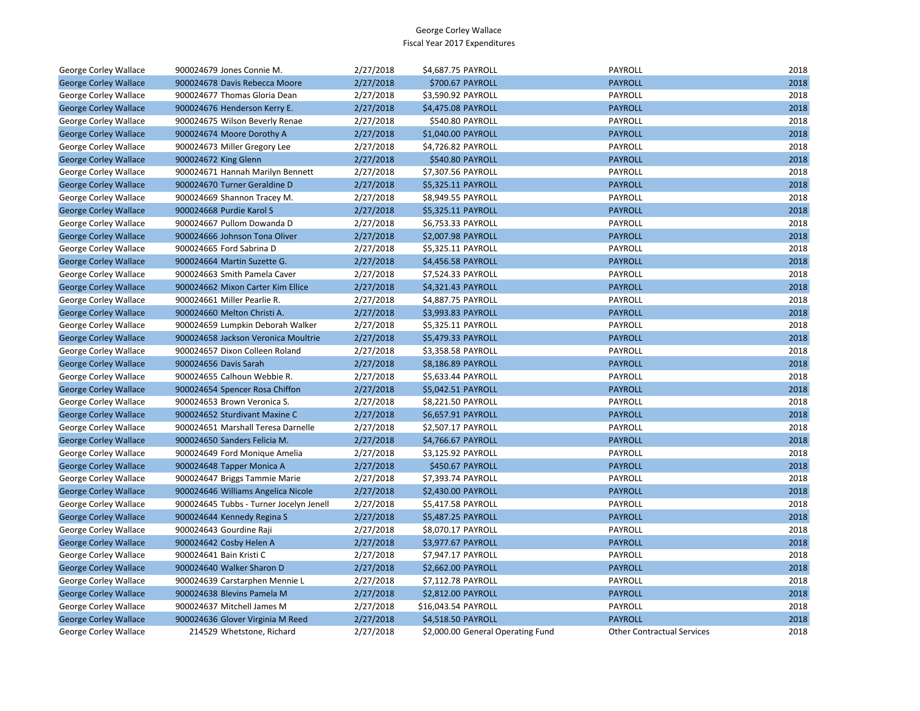George Corley Wallace
Fiscal Year 2017 Expenditures

| | | | | | | |
|---|---|---|---|---|---|---|
| George Corley Wallace | 900024679 Jones Connie M. | 2/27/2018 | $4,687.75 | PAYROLL | PAYROLL | 2018 |
| George Corley Wallace | 900024678 Davis Rebecca Moore | 2/27/2018 | $700.67 | PAYROLL | PAYROLL | 2018 |
| George Corley Wallace | 900024677 Thomas Gloria Dean | 2/27/2018 | $3,590.92 | PAYROLL | PAYROLL | 2018 |
| George Corley Wallace | 900024676 Henderson Kerry E. | 2/27/2018 | $4,475.08 | PAYROLL | PAYROLL | 2018 |
| George Corley Wallace | 900024675 Wilson Beverly Renae | 2/27/2018 | $540.80 | PAYROLL | PAYROLL | 2018 |
| George Corley Wallace | 900024674 Moore Dorothy A | 2/27/2018 | $1,040.00 | PAYROLL | PAYROLL | 2018 |
| George Corley Wallace | 900024673 Miller Gregory Lee | 2/27/2018 | $4,726.82 | PAYROLL | PAYROLL | 2018 |
| George Corley Wallace | 900024672 King Glenn | 2/27/2018 | $540.80 | PAYROLL | PAYROLL | 2018 |
| George Corley Wallace | 900024671 Hannah Marilyn Bennett | 2/27/2018 | $7,307.56 | PAYROLL | PAYROLL | 2018 |
| George Corley Wallace | 900024670 Turner Geraldine D | 2/27/2018 | $5,325.11 | PAYROLL | PAYROLL | 2018 |
| George Corley Wallace | 900024669 Shannon Tracey M. | 2/27/2018 | $8,949.55 | PAYROLL | PAYROLL | 2018 |
| George Corley Wallace | 900024668 Purdie Karol S | 2/27/2018 | $5,325.11 | PAYROLL | PAYROLL | 2018 |
| George Corley Wallace | 900024667 Pullom Dowanda D | 2/27/2018 | $6,753.33 | PAYROLL | PAYROLL | 2018 |
| George Corley Wallace | 900024666 Johnson Tona Oliver | 2/27/2018 | $2,007.98 | PAYROLL | PAYROLL | 2018 |
| George Corley Wallace | 900024665 Ford Sabrina D | 2/27/2018 | $5,325.11 | PAYROLL | PAYROLL | 2018 |
| George Corley Wallace | 900024664 Martin Suzette G. | 2/27/2018 | $4,456.58 | PAYROLL | PAYROLL | 2018 |
| George Corley Wallace | 900024663 Smith Pamela Caver | 2/27/2018 | $7,524.33 | PAYROLL | PAYROLL | 2018 |
| George Corley Wallace | 900024662 Mixon Carter Kim Ellice | 2/27/2018 | $4,321.43 | PAYROLL | PAYROLL | 2018 |
| George Corley Wallace | 900024661 Miller Pearlie R. | 2/27/2018 | $4,887.75 | PAYROLL | PAYROLL | 2018 |
| George Corley Wallace | 900024660 Melton Christi A. | 2/27/2018 | $3,993.83 | PAYROLL | PAYROLL | 2018 |
| George Corley Wallace | 900024659 Lumpkin Deborah Walker | 2/27/2018 | $5,325.11 | PAYROLL | PAYROLL | 2018 |
| George Corley Wallace | 900024658 Jackson Veronica Moultrie | 2/27/2018 | $5,479.33 | PAYROLL | PAYROLL | 2018 |
| George Corley Wallace | 900024657 Dixon Colleen Roland | 2/27/2018 | $3,358.58 | PAYROLL | PAYROLL | 2018 |
| George Corley Wallace | 900024656 Davis Sarah | 2/27/2018 | $8,186.89 | PAYROLL | PAYROLL | 2018 |
| George Corley Wallace | 900024655 Calhoun Webbie R. | 2/27/2018 | $5,633.44 | PAYROLL | PAYROLL | 2018 |
| George Corley Wallace | 900024654 Spencer Rosa Chiffon | 2/27/2018 | $5,042.51 | PAYROLL | PAYROLL | 2018 |
| George Corley Wallace | 900024653 Brown Veronica S. | 2/27/2018 | $8,221.50 | PAYROLL | PAYROLL | 2018 |
| George Corley Wallace | 900024652 Sturdivant Maxine C | 2/27/2018 | $6,657.91 | PAYROLL | PAYROLL | 2018 |
| George Corley Wallace | 900024651 Marshall Teresa Darnelle | 2/27/2018 | $2,507.17 | PAYROLL | PAYROLL | 2018 |
| George Corley Wallace | 900024650 Sanders Felicia M. | 2/27/2018 | $4,766.67 | PAYROLL | PAYROLL | 2018 |
| George Corley Wallace | 900024649 Ford Monique Amelia | 2/27/2018 | $3,125.92 | PAYROLL | PAYROLL | 2018 |
| George Corley Wallace | 900024648 Tapper Monica A | 2/27/2018 | $450.67 | PAYROLL | PAYROLL | 2018 |
| George Corley Wallace | 900024647 Briggs Tammie Marie | 2/27/2018 | $7,393.74 | PAYROLL | PAYROLL | 2018 |
| George Corley Wallace | 900024646 Williams Angelica Nicole | 2/27/2018 | $2,430.00 | PAYROLL | PAYROLL | 2018 |
| George Corley Wallace | 900024645 Tubbs - Turner Jocelyn Jenell | 2/27/2018 | $5,417.58 | PAYROLL | PAYROLL | 2018 |
| George Corley Wallace | 900024644 Kennedy Regina S | 2/27/2018 | $5,487.25 | PAYROLL | PAYROLL | 2018 |
| George Corley Wallace | 900024643 Gourdine Raji | 2/27/2018 | $8,070.17 | PAYROLL | PAYROLL | 2018 |
| George Corley Wallace | 900024642 Cosby Helen A | 2/27/2018 | $3,977.67 | PAYROLL | PAYROLL | 2018 |
| George Corley Wallace | 900024641 Bain Kristi C | 2/27/2018 | $7,947.17 | PAYROLL | PAYROLL | 2018 |
| George Corley Wallace | 900024640 Walker Sharon D | 2/27/2018 | $2,662.00 | PAYROLL | PAYROLL | 2018 |
| George Corley Wallace | 900024639 Carstarphen Mennie L | 2/27/2018 | $7,112.78 | PAYROLL | PAYROLL | 2018 |
| George Corley Wallace | 900024638 Blevins Pamela M | 2/27/2018 | $2,812.00 | PAYROLL | PAYROLL | 2018 |
| George Corley Wallace | 900024637 Mitchell James M | 2/27/2018 | $16,043.54 | PAYROLL | PAYROLL | 2018 |
| George Corley Wallace | 900024636 Glover Virginia M Reed | 2/27/2018 | $4,518.50 | PAYROLL | PAYROLL | 2018 |
| George Corley Wallace | 214529 Whetstone, Richard | 2/27/2018 | $2,000.00 | General Operating Fund | Other Contractual Services | 2018 |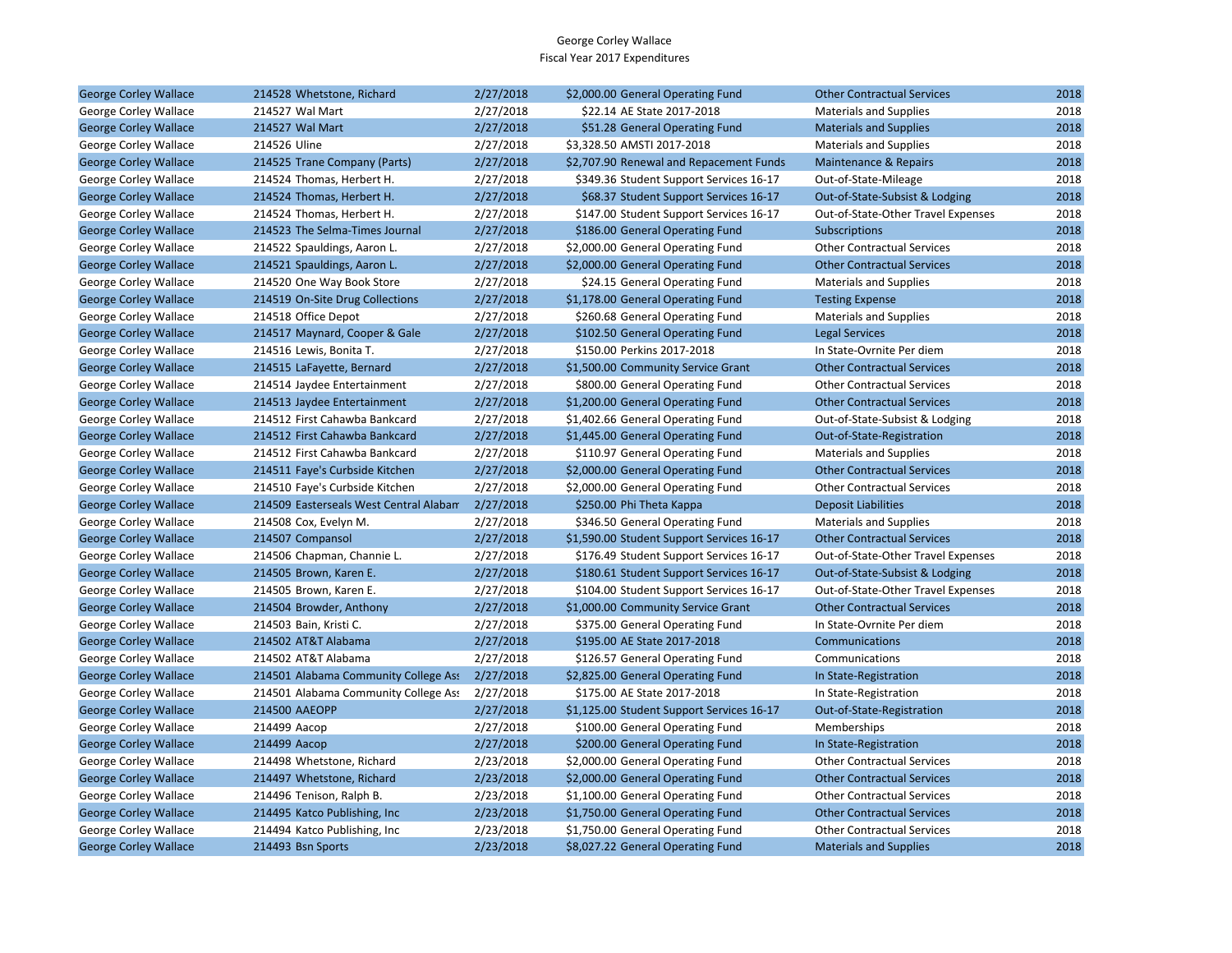George Corley Wallace
Fiscal Year 2017 Expenditures

| | | | | | | |
|---|---|---|---|---|---|---|
| George Corley Wallace | 214528 Whetstone, Richard | 2/27/2018 | $2,000.00 | General Operating Fund | Other Contractual Services | 2018 |
| George Corley Wallace | 214527 Wal Mart | 2/27/2018 | $22.14 | AE State 2017-2018 | Materials and Supplies | 2018 |
| George Corley Wallace | 214527 Wal Mart | 2/27/2018 | $51.28 | General Operating Fund | Materials and Supplies | 2018 |
| George Corley Wallace | 214526 Uline | 2/27/2018 | $3,328.50 | AMSTI 2017-2018 | Materials and Supplies | 2018 |
| George Corley Wallace | 214525 Trane Company (Parts) | 2/27/2018 | $2,707.90 | Renewal and Repacement Funds | Maintenance & Repairs | 2018 |
| George Corley Wallace | 214524 Thomas, Herbert H. | 2/27/2018 | $349.36 | Student Support Services 16-17 | Out-of-State-Mileage | 2018 |
| George Corley Wallace | 214524 Thomas, Herbert H. | 2/27/2018 | $68.37 | Student Support Services 16-17 | Out-of-State-Subsist & Lodging | 2018 |
| George Corley Wallace | 214524 Thomas, Herbert H. | 2/27/2018 | $147.00 | Student Support Services 16-17 | Out-of-State-Other Travel Expenses | 2018 |
| George Corley Wallace | 214523 The Selma-Times Journal | 2/27/2018 | $186.00 | General Operating Fund | Subscriptions | 2018 |
| George Corley Wallace | 214522 Spauldings, Aaron L. | 2/27/2018 | $2,000.00 | General Operating Fund | Other Contractual Services | 2018 |
| George Corley Wallace | 214521 Spauldings, Aaron L. | 2/27/2018 | $2,000.00 | General Operating Fund | Other Contractual Services | 2018 |
| George Corley Wallace | 214520 One Way Book Store | 2/27/2018 | $24.15 | General Operating Fund | Materials and Supplies | 2018 |
| George Corley Wallace | 214519 On-Site Drug Collections | 2/27/2018 | $1,178.00 | General Operating Fund | Testing Expense | 2018 |
| George Corley Wallace | 214518 Office Depot | 2/27/2018 | $260.68 | General Operating Fund | Materials and Supplies | 2018 |
| George Corley Wallace | 214517 Maynard, Cooper & Gale | 2/27/2018 | $102.50 | General Operating Fund | Legal Services | 2018 |
| George Corley Wallace | 214516 Lewis, Bonita T. | 2/27/2018 | $150.00 | Perkins 2017-2018 | In State-Ovrnite Per diem | 2018 |
| George Corley Wallace | 214515 LaFayette, Bernard | 2/27/2018 | $1,500.00 | Community Service Grant | Other Contractual Services | 2018 |
| George Corley Wallace | 214514 Jaydee Entertainment | 2/27/2018 | $800.00 | General Operating Fund | Other Contractual Services | 2018 |
| George Corley Wallace | 214513 Jaydee Entertainment | 2/27/2018 | $1,200.00 | General Operating Fund | Other Contractual Services | 2018 |
| George Corley Wallace | 214512 First Cahawba Bankcard | 2/27/2018 | $1,402.66 | General Operating Fund | Out-of-State-Subsist & Lodging | 2018 |
| George Corley Wallace | 214512 First Cahawba Bankcard | 2/27/2018 | $1,445.00 | General Operating Fund | Out-of-State-Registration | 2018 |
| George Corley Wallace | 214512 First Cahawba Bankcard | 2/27/2018 | $110.97 | General Operating Fund | Materials and Supplies | 2018 |
| George Corley Wallace | 214511 Faye's Curbside Kitchen | 2/27/2018 | $2,000.00 | General Operating Fund | Other Contractual Services | 2018 |
| George Corley Wallace | 214510 Faye's Curbside Kitchen | 2/27/2018 | $2,000.00 | General Operating Fund | Other Contractual Services | 2018 |
| George Corley Wallace | 214509 Easterseals West Central Alabam | 2/27/2018 | $250.00 | Phi Theta Kappa | Deposit Liabilities | 2018 |
| George Corley Wallace | 214508 Cox, Evelyn M. | 2/27/2018 | $346.50 | General Operating Fund | Materials and Supplies | 2018 |
| George Corley Wallace | 214507 Compansol | 2/27/2018 | $1,590.00 | Student Support Services 16-17 | Other Contractual Services | 2018 |
| George Corley Wallace | 214506 Chapman, Channie L. | 2/27/2018 | $176.49 | Student Support Services 16-17 | Out-of-State-Other Travel Expenses | 2018 |
| George Corley Wallace | 214505 Brown, Karen E. | 2/27/2018 | $180.61 | Student Support Services 16-17 | Out-of-State-Subsist & Lodging | 2018 |
| George Corley Wallace | 214505 Brown, Karen E. | 2/27/2018 | $104.00 | Student Support Services 16-17 | Out-of-State-Other Travel Expenses | 2018 |
| George Corley Wallace | 214504 Browder, Anthony | 2/27/2018 | $1,000.00 | Community Service Grant | Other Contractual Services | 2018 |
| George Corley Wallace | 214503 Bain, Kristi C. | 2/27/2018 | $375.00 | General Operating Fund | In State-Ovrnite Per diem | 2018 |
| George Corley Wallace | 214502 AT&T Alabama | 2/27/2018 | $195.00 | AE State 2017-2018 | Communications | 2018 |
| George Corley Wallace | 214502 AT&T Alabama | 2/27/2018 | $126.57 | General Operating Fund | Communications | 2018 |
| George Corley Wallace | 214501 Alabama Community College Ass | 2/27/2018 | $2,825.00 | General Operating Fund | In State-Registration | 2018 |
| George Corley Wallace | 214501 Alabama Community College Ass | 2/27/2018 | $175.00 | AE State 2017-2018 | In State-Registration | 2018 |
| George Corley Wallace | 214500 AAEOPP | 2/27/2018 | $1,125.00 | Student Support Services 16-17 | Out-of-State-Registration | 2018 |
| George Corley Wallace | 214499 Aacop | 2/27/2018 | $100.00 | General Operating Fund | Memberships | 2018 |
| George Corley Wallace | 214499 Aacop | 2/27/2018 | $200.00 | General Operating Fund | In State-Registration | 2018 |
| George Corley Wallace | 214498 Whetstone, Richard | 2/23/2018 | $2,000.00 | General Operating Fund | Other Contractual Services | 2018 |
| George Corley Wallace | 214497 Whetstone, Richard | 2/23/2018 | $2,000.00 | General Operating Fund | Other Contractual Services | 2018 |
| George Corley Wallace | 214496 Tenison, Ralph B. | 2/23/2018 | $1,100.00 | General Operating Fund | Other Contractual Services | 2018 |
| George Corley Wallace | 214495 Katco Publishing, Inc | 2/23/2018 | $1,750.00 | General Operating Fund | Other Contractual Services | 2018 |
| George Corley Wallace | 214494 Katco Publishing, Inc | 2/23/2018 | $1,750.00 | General Operating Fund | Other Contractual Services | 2018 |
| George Corley Wallace | 214493 Bsn Sports | 2/23/2018 | $8,027.22 | General Operating Fund | Materials and Supplies | 2018 |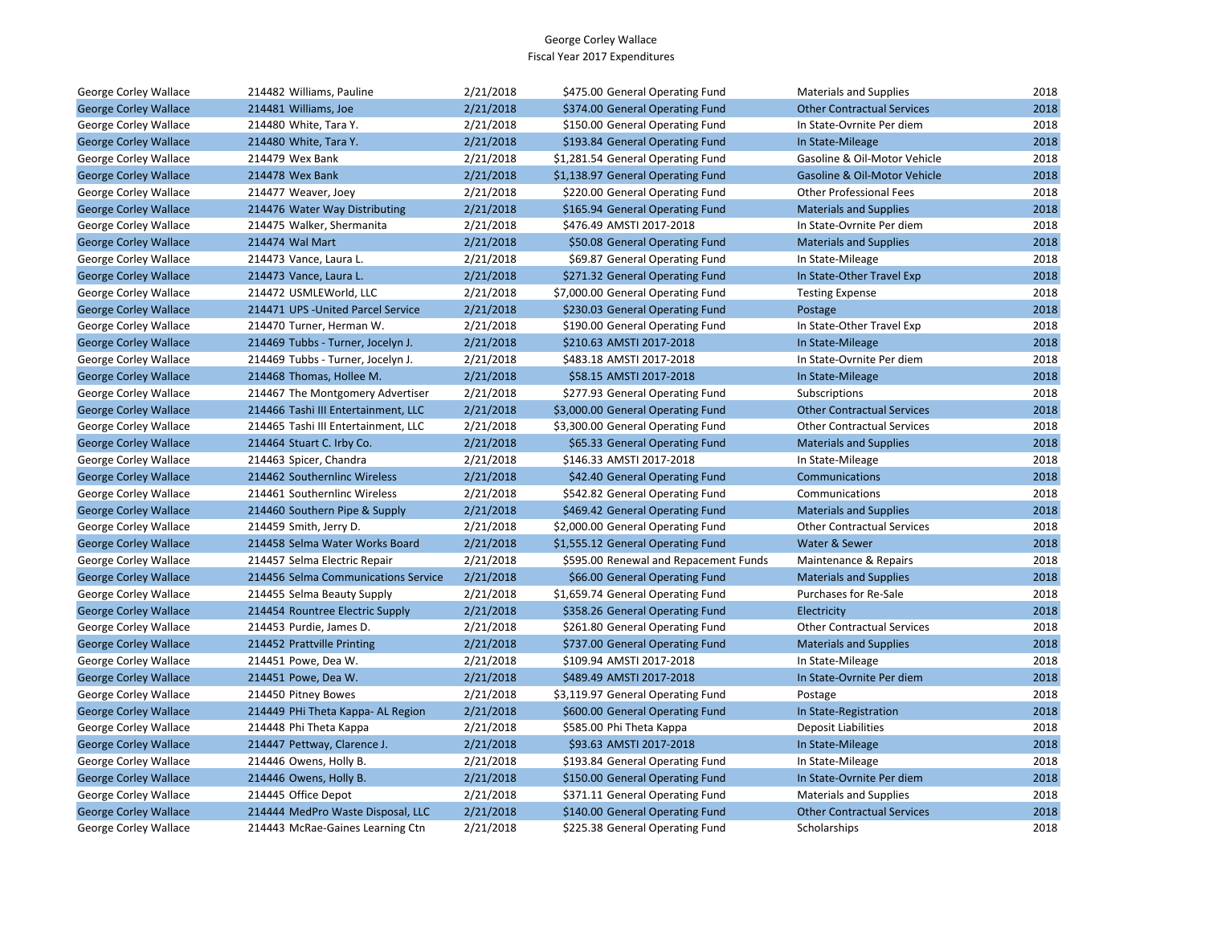George Corley Wallace
Fiscal Year 2017 Expenditures

| | | | | | | |
|---|---|---|---|---|---|---|
| George Corley Wallace | 214482 Williams, Pauline | 2/21/2018 | $475.00 | General Operating Fund | Materials and Supplies | 2018 |
| George Corley Wallace | 214481 Williams, Joe | 2/21/2018 | $374.00 | General Operating Fund | Other Contractual Services | 2018 |
| George Corley Wallace | 214480 White, Tara Y. | 2/21/2018 | $150.00 | General Operating Fund | In State-Ovrnite Per diem | 2018 |
| George Corley Wallace | 214480 White, Tara Y. | 2/21/2018 | $193.84 | General Operating Fund | In State-Mileage | 2018 |
| George Corley Wallace | 214479 Wex Bank | 2/21/2018 | $1,281.54 | General Operating Fund | Gasoline & Oil-Motor Vehicle | 2018 |
| George Corley Wallace | 214478 Wex Bank | 2/21/2018 | $1,138.97 | General Operating Fund | Gasoline & Oil-Motor Vehicle | 2018 |
| George Corley Wallace | 214477 Weaver, Joey | 2/21/2018 | $220.00 | General Operating Fund | Other Professional Fees | 2018 |
| George Corley Wallace | 214476 Water Way Distributing | 2/21/2018 | $165.94 | General Operating Fund | Materials and Supplies | 2018 |
| George Corley Wallace | 214475 Walker, Shermanita | 2/21/2018 | $476.49 | AMSTI 2017-2018 | In State-Ovrnite Per diem | 2018 |
| George Corley Wallace | 214474 Wal Mart | 2/21/2018 | $50.08 | General Operating Fund | Materials and Supplies | 2018 |
| George Corley Wallace | 214473 Vance, Laura L. | 2/21/2018 | $69.87 | General Operating Fund | In State-Mileage | 2018 |
| George Corley Wallace | 214473 Vance, Laura L. | 2/21/2018 | $271.32 | General Operating Fund | In State-Other Travel Exp | 2018 |
| George Corley Wallace | 214472 USMLEWorld, LLC | 2/21/2018 | $7,000.00 | General Operating Fund | Testing Expense | 2018 |
| George Corley Wallace | 214471 UPS -United Parcel Service | 2/21/2018 | $230.03 | General Operating Fund | Postage | 2018 |
| George Corley Wallace | 214470 Turner, Herman W. | 2/21/2018 | $190.00 | General Operating Fund | In State-Other Travel Exp | 2018 |
| George Corley Wallace | 214469 Tubbs - Turner, Jocelyn J. | 2/21/2018 | $210.63 | AMSTI 2017-2018 | In State-Mileage | 2018 |
| George Corley Wallace | 214469 Tubbs - Turner, Jocelyn J. | 2/21/2018 | $483.18 | AMSTI 2017-2018 | In State-Ovrnite Per diem | 2018 |
| George Corley Wallace | 214468 Thomas, Hollee M. | 2/21/2018 | $58.15 | AMSTI 2017-2018 | In State-Mileage | 2018 |
| George Corley Wallace | 214467 The Montgomery Advertiser | 2/21/2018 | $277.93 | General Operating Fund | Subscriptions | 2018 |
| George Corley Wallace | 214466 Tashi III Entertainment, LLC | 2/21/2018 | $3,000.00 | General Operating Fund | Other Contractual Services | 2018 |
| George Corley Wallace | 214465 Tashi III Entertainment, LLC | 2/21/2018 | $3,300.00 | General Operating Fund | Other Contractual Services | 2018 |
| George Corley Wallace | 214464 Stuart C. Irby Co. | 2/21/2018 | $65.33 | General Operating Fund | Materials and Supplies | 2018 |
| George Corley Wallace | 214463 Spicer, Chandra | 2/21/2018 | $146.33 | AMSTI 2017-2018 | In State-Mileage | 2018 |
| George Corley Wallace | 214462 Southernlinc Wireless | 2/21/2018 | $42.40 | General Operating Fund | Communications | 2018 |
| George Corley Wallace | 214461 Southernlinc Wireless | 2/21/2018 | $542.82 | General Operating Fund | Communications | 2018 |
| George Corley Wallace | 214460 Southern Pipe & Supply | 2/21/2018 | $469.42 | General Operating Fund | Materials and Supplies | 2018 |
| George Corley Wallace | 214459 Smith, Jerry D. | 2/21/2018 | $2,000.00 | General Operating Fund | Other Contractual Services | 2018 |
| George Corley Wallace | 214458 Selma Water Works Board | 2/21/2018 | $1,555.12 | General Operating Fund | Water & Sewer | 2018 |
| George Corley Wallace | 214457 Selma Electric Repair | 2/21/2018 | $595.00 | Renewal and Repacement Funds | Maintenance & Repairs | 2018 |
| George Corley Wallace | 214456 Selma Communications Service | 2/21/2018 | $66.00 | General Operating Fund | Materials and Supplies | 2018 |
| George Corley Wallace | 214455 Selma Beauty Supply | 2/21/2018 | $1,659.74 | General Operating Fund | Purchases for Re-Sale | 2018 |
| George Corley Wallace | 214454 Rountree Electric Supply | 2/21/2018 | $358.26 | General Operating Fund | Electricity | 2018 |
| George Corley Wallace | 214453 Purdie, James D. | 2/21/2018 | $261.80 | General Operating Fund | Other Contractual Services | 2018 |
| George Corley Wallace | 214452 Prattville Printing | 2/21/2018 | $737.00 | General Operating Fund | Materials and Supplies | 2018 |
| George Corley Wallace | 214451 Powe, Dea W. | 2/21/2018 | $109.94 | AMSTI 2017-2018 | In State-Mileage | 2018 |
| George Corley Wallace | 214451 Powe, Dea W. | 2/21/2018 | $489.49 | AMSTI 2017-2018 | In State-Ovrnite Per diem | 2018 |
| George Corley Wallace | 214450 Pitney Bowes | 2/21/2018 | $3,119.97 | General Operating Fund | Postage | 2018 |
| George Corley Wallace | 214449 PHi Theta Kappa- AL Region | 2/21/2018 | $600.00 | General Operating Fund | In State-Registration | 2018 |
| George Corley Wallace | 214448 Phi Theta Kappa | 2/21/2018 | $585.00 | Phi Theta Kappa | Deposit Liabilities | 2018 |
| George Corley Wallace | 214447 Pettway, Clarence J. | 2/21/2018 | $93.63 | AMSTI 2017-2018 | In State-Mileage | 2018 |
| George Corley Wallace | 214446 Owens, Holly B. | 2/21/2018 | $193.84 | General Operating Fund | In State-Mileage | 2018 |
| George Corley Wallace | 214446 Owens, Holly B. | 2/21/2018 | $150.00 | General Operating Fund | In State-Ovrnite Per diem | 2018 |
| George Corley Wallace | 214445 Office Depot | 2/21/2018 | $371.11 | General Operating Fund | Materials and Supplies | 2018 |
| George Corley Wallace | 214444 MedPro Waste Disposal, LLC | 2/21/2018 | $140.00 | General Operating Fund | Other Contractual Services | 2018 |
| George Corley Wallace | 214443 McRae-Gaines Learning Ctn | 2/21/2018 | $225.38 | General Operating Fund | Scholarships | 2018 |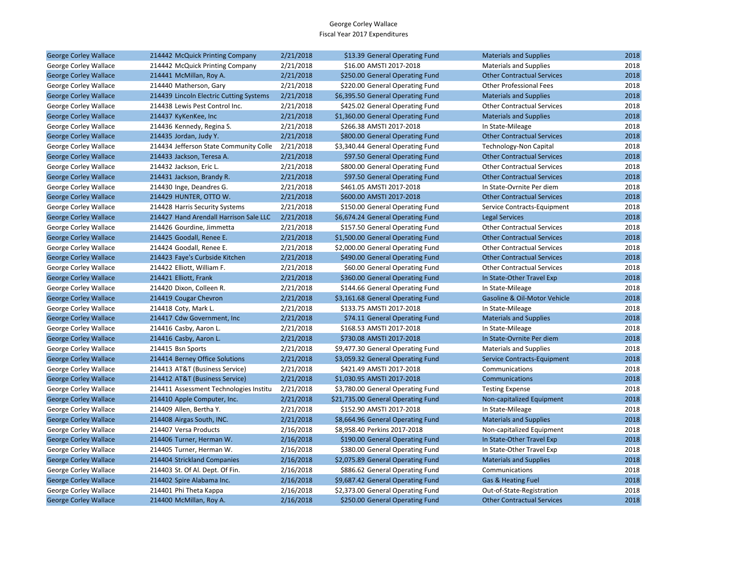George Corley Wallace
Fiscal Year 2017 Expenditures

| | | | | | | |
|---|---|---|---|---|---|---|
| George Corley Wallace | 214442 McQuick Printing Company | 2/21/2018 | $13.39 | General Operating Fund | Materials and Supplies | 2018 |
| George Corley Wallace | 214442 McQuick Printing Company | 2/21/2018 | $16.00 | AMSTI 2017-2018 | Materials and Supplies | 2018 |
| George Corley Wallace | 214441 McMillan, Roy A. | 2/21/2018 | $250.00 | General Operating Fund | Other Contractual Services | 2018 |
| George Corley Wallace | 214440 Matherson, Gary | 2/21/2018 | $220.00 | General Operating Fund | Other Professional Fees | 2018 |
| George Corley Wallace | 214439 Lincoln Electric Cutting Systems | 2/21/2018 | $6,395.50 | General Operating Fund | Materials and Supplies | 2018 |
| George Corley Wallace | 214438 Lewis Pest Control Inc. | 2/21/2018 | $425.02 | General Operating Fund | Other Contractual Services | 2018 |
| George Corley Wallace | 214437 KyKenKee, Inc | 2/21/2018 | $1,360.00 | General Operating Fund | Materials and Supplies | 2018 |
| George Corley Wallace | 214436 Kennedy, Regina S. | 2/21/2018 | $266.38 | AMSTI 2017-2018 | In State-Mileage | 2018 |
| George Corley Wallace | 214435 Jordan, Judy Y. | 2/21/2018 | $800.00 | General Operating Fund | Other Contractual Services | 2018 |
| George Corley Wallace | 214434 Jefferson State Community Colle | 2/21/2018 | $3,340.44 | General Operating Fund | Technology-Non Capital | 2018 |
| George Corley Wallace | 214433 Jackson, Teresa A. | 2/21/2018 | $97.50 | General Operating Fund | Other Contractual Services | 2018 |
| George Corley Wallace | 214432 Jackson, Eric L. | 2/21/2018 | $800.00 | General Operating Fund | Other Contractual Services | 2018 |
| George Corley Wallace | 214431 Jackson, Brandy R. | 2/21/2018 | $97.50 | General Operating Fund | Other Contractual Services | 2018 |
| George Corley Wallace | 214430 Inge, Deandres G. | 2/21/2018 | $461.05 | AMSTI 2017-2018 | In State-Ovrnite Per diem | 2018 |
| George Corley Wallace | 214429 HUNTER, OTTO W. | 2/21/2018 | $600.00 | AMSTI 2017-2018 | Other Contractual Services | 2018 |
| George Corley Wallace | 214428 Harris Security Systems | 2/21/2018 | $150.00 | General Operating Fund | Service Contracts-Equipment | 2018 |
| George Corley Wallace | 214427 Hand Arendall Harrison Sale LLC | 2/21/2018 | $6,674.24 | General Operating Fund | Legal Services | 2018 |
| George Corley Wallace | 214426 Gourdine, Jimmetta | 2/21/2018 | $157.50 | General Operating Fund | Other Contractual Services | 2018 |
| George Corley Wallace | 214425 Goodall, Renee E. | 2/21/2018 | $1,500.00 | General Operating Fund | Other Contractual Services | 2018 |
| George Corley Wallace | 214424 Goodall, Renee E. | 2/21/2018 | $2,000.00 | General Operating Fund | Other Contractual Services | 2018 |
| George Corley Wallace | 214423 Faye's Curbside Kitchen | 2/21/2018 | $490.00 | General Operating Fund | Other Contractual Services | 2018 |
| George Corley Wallace | 214422 Elliott, William F. | 2/21/2018 | $60.00 | General Operating Fund | Other Contractual Services | 2018 |
| George Corley Wallace | 214421 Elliott, Frank | 2/21/2018 | $360.00 | General Operating Fund | In State-Other Travel Exp | 2018 |
| George Corley Wallace | 214420 Dixon, Colleen R. | 2/21/2018 | $144.66 | General Operating Fund | In State-Mileage | 2018 |
| George Corley Wallace | 214419 Cougar Chevron | 2/21/2018 | $3,161.68 | General Operating Fund | Gasoline & Oil-Motor Vehicle | 2018 |
| George Corley Wallace | 214418 Coty, Mark L. | 2/21/2018 | $133.75 | AMSTI 2017-2018 | In State-Mileage | 2018 |
| George Corley Wallace | 214417 Cdw Government, Inc | 2/21/2018 | $74.11 | General Operating Fund | Materials and Supplies | 2018 |
| George Corley Wallace | 214416 Casby, Aaron L. | 2/21/2018 | $168.53 | AMSTI 2017-2018 | In State-Mileage | 2018 |
| George Corley Wallace | 214416 Casby, Aaron L. | 2/21/2018 | $730.08 | AMSTI 2017-2018 | In State-Ovrnite Per diem | 2018 |
| George Corley Wallace | 214415 Bsn Sports | 2/21/2018 | $9,477.30 | General Operating Fund | Materials and Supplies | 2018 |
| George Corley Wallace | 214414 Berney Office Solutions | 2/21/2018 | $3,059.32 | General Operating Fund | Service Contracts-Equipment | 2018 |
| George Corley Wallace | 214413 AT&T (Business Service) | 2/21/2018 | $421.49 | AMSTI 2017-2018 | Communications | 2018 |
| George Corley Wallace | 214412 AT&T (Business Service) | 2/21/2018 | $1,030.95 | AMSTI 2017-2018 | Communications | 2018 |
| George Corley Wallace | 214411 Assessment Technologies Institu | 2/21/2018 | $3,780.00 | General Operating Fund | Testing Expense | 2018 |
| George Corley Wallace | 214410 Apple Computer, Inc. | 2/21/2018 | $21,735.00 | General Operating Fund | Non-capitalized Equipment | 2018 |
| George Corley Wallace | 214409 Allen, Bertha Y. | 2/21/2018 | $152.90 | AMSTI 2017-2018 | In State-Mileage | 2018 |
| George Corley Wallace | 214408 Airgas South, INC. | 2/21/2018 | $8,664.96 | General Operating Fund | Materials and Supplies | 2018 |
| George Corley Wallace | 214407 Versa Products | 2/16/2018 | $8,958.40 | Perkins 2017-2018 | Non-capitalized Equipment | 2018 |
| George Corley Wallace | 214406 Turner, Herman W. | 2/16/2018 | $190.00 | General Operating Fund | In State-Other Travel Exp | 2018 |
| George Corley Wallace | 214405 Turner, Herman W. | 2/16/2018 | $380.00 | General Operating Fund | In State-Other Travel Exp | 2018 |
| George Corley Wallace | 214404 Strickland Companies | 2/16/2018 | $2,075.89 | General Operating Fund | Materials and Supplies | 2018 |
| George Corley Wallace | 214403 St. Of Al. Dept. Of Fin. | 2/16/2018 | $886.62 | General Operating Fund | Communications | 2018 |
| George Corley Wallace | 214402 Spire Alabama Inc. | 2/16/2018 | $9,687.42 | General Operating Fund | Gas & Heating Fuel | 2018 |
| George Corley Wallace | 214401 Phi Theta Kappa | 2/16/2018 | $2,373.00 | General Operating Fund | Out-of-State-Registration | 2018 |
| George Corley Wallace | 214400 McMillan, Roy A. | 2/16/2018 | $250.00 | General Operating Fund | Other Contractual Services | 2018 |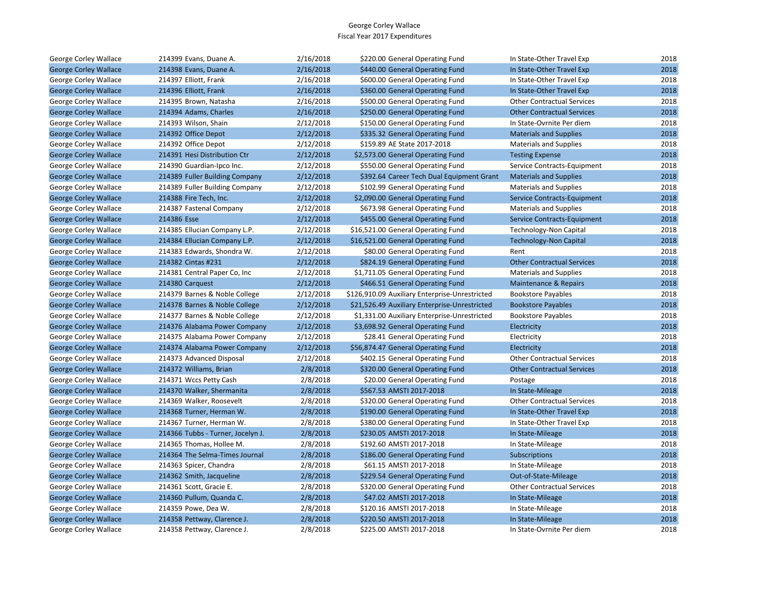George Corley Wallace
Fiscal Year 2017 Expenditures

| George Corley Wallace | 214399 Evans, Duane A. | 2/16/2018 | $220.00 General Operating Fund | In State-Other Travel Exp | 2018 |
|---|---|---|---|---|---|
| George Corley Wallace | 214398 Evans, Duane A. | 2/16/2018 | $440.00 General Operating Fund | In State-Other Travel Exp | 2018 |
| George Corley Wallace | 214397 Elliott, Frank | 2/16/2018 | $600.00 General Operating Fund | In State-Other Travel Exp | 2018 |
| George Corley Wallace | 214396 Elliott, Frank | 2/16/2018 | $360.00 General Operating Fund | In State-Other Travel Exp | 2018 |
| George Corley Wallace | 214395 Brown, Natasha | 2/16/2018 | $500.00 General Operating Fund | Other Contractual Services | 2018 |
| George Corley Wallace | 214394 Adams, Charles | 2/16/2018 | $250.00 General Operating Fund | Other Contractual Services | 2018 |
| George Corley Wallace | 214393 Wilson, Shain | 2/12/2018 | $150.00 General Operating Fund | In State-Ovrnite Per diem | 2018 |
| George Corley Wallace | 214392 Office Depot | 2/12/2018 | $335.32 General Operating Fund | Materials and Supplies | 2018 |
| George Corley Wallace | 214392 Office Depot | 2/12/2018 | $159.89 AE State 2017-2018 | Materials and Supplies | 2018 |
| George Corley Wallace | 214391 Hesi Distribution Ctr | 2/12/2018 | $2,573.00 General Operating Fund | Testing Expense | 2018 |
| George Corley Wallace | 214390 Guardian-Ipco Inc. | 2/12/2018 | $550.00 General Operating Fund | Service Contracts-Equipment | 2018 |
| George Corley Wallace | 214389 Fuller Building Company | 2/12/2018 | $392.64 Career Tech Dual Equipment Grant | Materials and Supplies | 2018 |
| George Corley Wallace | 214389 Fuller Building Company | 2/12/2018 | $102.99 General Operating Fund | Materials and Supplies | 2018 |
| George Corley Wallace | 214388 Fire Tech, Inc. | 2/12/2018 | $2,090.00 General Operating Fund | Service Contracts-Equipment | 2018 |
| George Corley Wallace | 214387 Fastenal Company | 2/12/2018 | $673.98 General Operating Fund | Materials and Supplies | 2018 |
| George Corley Wallace | 214386 Esse | 2/12/2018 | $455.00 General Operating Fund | Service Contracts-Equipment | 2018 |
| George Corley Wallace | 214385 Ellucian Company L.P. | 2/12/2018 | $16,521.00 General Operating Fund | Technology-Non Capital | 2018 |
| George Corley Wallace | 214384 Ellucian Company L.P. | 2/12/2018 | $16,521.00 General Operating Fund | Technology-Non Capital | 2018 |
| George Corley Wallace | 214383 Edwards, Shondra W. | 2/12/2018 | $80.00 General Operating Fund | Rent | 2018 |
| George Corley Wallace | 214382 Cintas #231 | 2/12/2018 | $824.19 General Operating Fund | Other Contractual Services | 2018 |
| George Corley Wallace | 214381 Central Paper Co, Inc | 2/12/2018 | $1,711.05 General Operating Fund | Materials and Supplies | 2018 |
| George Corley Wallace | 214380 Carquest | 2/12/2018 | $466.51 General Operating Fund | Maintenance & Repairs | 2018 |
| George Corley Wallace | 214379 Barnes & Noble College | 2/12/2018 | $126,910.09 Auxiliary Enterprise-Unrestricted | Bookstore Payables | 2018 |
| George Corley Wallace | 214378 Barnes & Noble College | 2/12/2018 | $21,526.49 Auxiliary Enterprise-Unrestricted | Bookstore Payables | 2018 |
| George Corley Wallace | 214377 Barnes & Noble College | 2/12/2018 | $1,331.00 Auxiliary Enterprise-Unrestricted | Bookstore Payables | 2018 |
| George Corley Wallace | 214376 Alabama Power Company | 2/12/2018 | $3,698.92 General Operating Fund | Electricity | 2018 |
| George Corley Wallace | 214375 Alabama Power Company | 2/12/2018 | $28.41 General Operating Fund | Electricity | 2018 |
| George Corley Wallace | 214374 Alabama Power Company | 2/12/2018 | $56,874.47 General Operating Fund | Electricity | 2018 |
| George Corley Wallace | 214373 Advanced Disposal | 2/12/2018 | $402.15 General Operating Fund | Other Contractual Services | 2018 |
| George Corley Wallace | 214372 Williams, Brian | 2/8/2018 | $320.00 General Operating Fund | Other Contractual Services | 2018 |
| George Corley Wallace | 214371 Wccs Petty Cash | 2/8/2018 | $20.00 General Operating Fund | Postage | 2018 |
| George Corley Wallace | 214370 Walker, Shermanita | 2/8/2018 | $567.53 AMSTI 2017-2018 | In State-Mileage | 2018 |
| George Corley Wallace | 214369 Walker, Roosevelt | 2/8/2018 | $320.00 General Operating Fund | Other Contractual Services | 2018 |
| George Corley Wallace | 214368 Turner, Herman W. | 2/8/2018 | $190.00 General Operating Fund | In State-Other Travel Exp | 2018 |
| George Corley Wallace | 214367 Turner, Herman W. | 2/8/2018 | $380.00 General Operating Fund | In State-Other Travel Exp | 2018 |
| George Corley Wallace | 214366 Tubbs - Turner, Jocelyn J. | 2/8/2018 | $230.05 AMSTI 2017-2018 | In State-Mileage | 2018 |
| George Corley Wallace | 214365 Thomas, Hollee M. | 2/8/2018 | $192.60 AMSTI 2017-2018 | In State-Mileage | 2018 |
| George Corley Wallace | 214364 The Selma-Times Journal | 2/8/2018 | $186.00 General Operating Fund | Subscriptions | 2018 |
| George Corley Wallace | 214363 Spicer, Chandra | 2/8/2018 | $61.15 AMSTI 2017-2018 | In State-Mileage | 2018 |
| George Corley Wallace | 214362 Smith, Jacqueline | 2/8/2018 | $229.54 General Operating Fund | Out-of-State-Mileage | 2018 |
| George Corley Wallace | 214361 Scott, Gracie E. | 2/8/2018 | $320.00 General Operating Fund | Other Contractual Services | 2018 |
| George Corley Wallace | 214360 Pullum, Quanda C. | 2/8/2018 | $47.02 AMSTI 2017-2018 | In State-Mileage | 2018 |
| George Corley Wallace | 214359 Powe, Dea W. | 2/8/2018 | $120.16 AMSTI 2017-2018 | In State-Mileage | 2018 |
| George Corley Wallace | 214358 Pettway, Clarence J. | 2/8/2018 | $220.50 AMSTI 2017-2018 | In State-Mileage | 2018 |
| George Corley Wallace | 214358 Pettway, Clarence J. | 2/8/2018 | $225.00 AMSTI 2017-2018 | In State-Ovrnite Per diem | 2018 |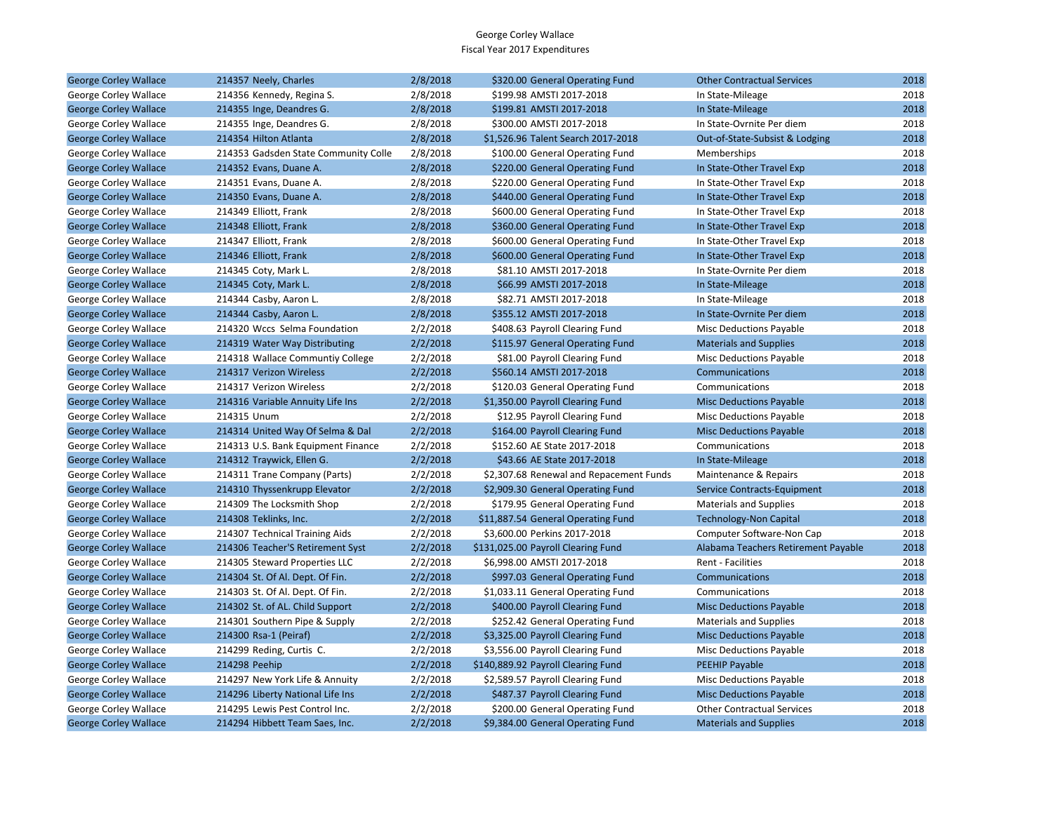George Corley Wallace
Fiscal Year 2017 Expenditures

| | | | | | | |
|---|---|---|---|---|---|---|
| George Corley Wallace | 214357 Neely, Charles | 2/8/2018 | $320.00 | General Operating Fund | Other Contractual Services | 2018 |
| George Corley Wallace | 214356 Kennedy, Regina S. | 2/8/2018 | $199.98 | AMSTI 2017-2018 | In State-Mileage | 2018 |
| George Corley Wallace | 214355 Inge, Deandres G. | 2/8/2018 | $199.81 | AMSTI 2017-2018 | In State-Mileage | 2018 |
| George Corley Wallace | 214355 Inge, Deandres G. | 2/8/2018 | $300.00 | AMSTI 2017-2018 | In State-Ovrnite Per diem | 2018 |
| George Corley Wallace | 214354 Hilton Atlanta | 2/8/2018 | $1,526.96 | Talent Search 2017-2018 | Out-of-State-Subsist & Lodging | 2018 |
| George Corley Wallace | 214353 Gadsden State Community Colle | 2/8/2018 | $100.00 | General Operating Fund | Memberships | 2018 |
| George Corley Wallace | 214352 Evans, Duane A. | 2/8/2018 | $220.00 | General Operating Fund | In State-Other Travel Exp | 2018 |
| George Corley Wallace | 214351 Evans, Duane A. | 2/8/2018 | $220.00 | General Operating Fund | In State-Other Travel Exp | 2018 |
| George Corley Wallace | 214350 Evans, Duane A. | 2/8/2018 | $440.00 | General Operating Fund | In State-Other Travel Exp | 2018 |
| George Corley Wallace | 214349 Elliott, Frank | 2/8/2018 | $600.00 | General Operating Fund | In State-Other Travel Exp | 2018 |
| George Corley Wallace | 214348 Elliott, Frank | 2/8/2018 | $360.00 | General Operating Fund | In State-Other Travel Exp | 2018 |
| George Corley Wallace | 214347 Elliott, Frank | 2/8/2018 | $600.00 | General Operating Fund | In State-Other Travel Exp | 2018 |
| George Corley Wallace | 214346 Elliott, Frank | 2/8/2018 | $600.00 | General Operating Fund | In State-Other Travel Exp | 2018 |
| George Corley Wallace | 214345 Coty, Mark L. | 2/8/2018 | $81.10 | AMSTI 2017-2018 | In State-Ovrnite Per diem | 2018 |
| George Corley Wallace | 214345 Coty, Mark L. | 2/8/2018 | $66.99 | AMSTI 2017-2018 | In State-Mileage | 2018 |
| George Corley Wallace | 214344 Casby, Aaron L. | 2/8/2018 | $82.71 | AMSTI 2017-2018 | In State-Mileage | 2018 |
| George Corley Wallace | 214344 Casby, Aaron L. | 2/8/2018 | $355.12 | AMSTI 2017-2018 | In State-Ovrnite Per diem | 2018 |
| George Corley Wallace | 214320 Wccs Selma Foundation | 2/2/2018 | $408.63 | Payroll Clearing Fund | Misc Deductions Payable | 2018 |
| George Corley Wallace | 214319 Water Way Distributing | 2/2/2018 | $115.97 | General Operating Fund | Materials and Supplies | 2018 |
| George Corley Wallace | 214318 Wallace Communtiy College | 2/2/2018 | $81.00 | Payroll Clearing Fund | Misc Deductions Payable | 2018 |
| George Corley Wallace | 214317 Verizon Wireless | 2/2/2018 | $560.14 | AMSTI 2017-2018 | Communications | 2018 |
| George Corley Wallace | 214317 Verizon Wireless | 2/2/2018 | $120.03 | General Operating Fund | Communications | 2018 |
| George Corley Wallace | 214316 Variable Annuity Life Ins | 2/2/2018 | $1,350.00 | Payroll Clearing Fund | Misc Deductions Payable | 2018 |
| George Corley Wallace | 214315 Unum | 2/2/2018 | $12.95 | Payroll Clearing Fund | Misc Deductions Payable | 2018 |
| George Corley Wallace | 214314 United Way Of Selma & Dal | 2/2/2018 | $164.00 | Payroll Clearing Fund | Misc Deductions Payable | 2018 |
| George Corley Wallace | 214313 U.S. Bank Equipment Finance | 2/2/2018 | $152.60 | AE State 2017-2018 | Communications | 2018 |
| George Corley Wallace | 214312 Traywick, Ellen G. | 2/2/2018 | $43.66 | AE State 2017-2018 | In State-Mileage | 2018 |
| George Corley Wallace | 214311 Trane Company (Parts) | 2/2/2018 | $2,307.68 | Renewal and Repacement Funds | Maintenance & Repairs | 2018 |
| George Corley Wallace | 214310 Thyssenkrupp Elevator | 2/2/2018 | $2,909.30 | General Operating Fund | Service Contracts-Equipment | 2018 |
| George Corley Wallace | 214309 The Locksmith Shop | 2/2/2018 | $179.95 | General Operating Fund | Materials and Supplies | 2018 |
| George Corley Wallace | 214308 Teklinks, Inc. | 2/2/2018 | $11,887.54 | General Operating Fund | Technology-Non Capital | 2018 |
| George Corley Wallace | 214307 Technical Training Aids | 2/2/2018 | $3,600.00 | Perkins 2017-2018 | Computer Software-Non Cap | 2018 |
| George Corley Wallace | 214306 Teacher'S Retirement Syst | 2/2/2018 | $131,025.00 | Payroll Clearing Fund | Alabama Teachers Retirement Payable | 2018 |
| George Corley Wallace | 214305 Steward Properties LLC | 2/2/2018 | $6,998.00 | AMSTI 2017-2018 | Rent - Facilities | 2018 |
| George Corley Wallace | 214304 St. Of Al. Dept. Of Fin. | 2/2/2018 | $997.03 | General Operating Fund | Communications | 2018 |
| George Corley Wallace | 214303 St. Of Al. Dept. Of Fin. | 2/2/2018 | $1,033.11 | General Operating Fund | Communications | 2018 |
| George Corley Wallace | 214302 St. of AL. Child Support | 2/2/2018 | $400.00 | Payroll Clearing Fund | Misc Deductions Payable | 2018 |
| George Corley Wallace | 214301 Southern Pipe & Supply | 2/2/2018 | $252.42 | General Operating Fund | Materials and Supplies | 2018 |
| George Corley Wallace | 214300 Rsa-1 (Peiraf) | 2/2/2018 | $3,325.00 | Payroll Clearing Fund | Misc Deductions Payable | 2018 |
| George Corley Wallace | 214299 Reding, Curtis C. | 2/2/2018 | $3,556.00 | Payroll Clearing Fund | Misc Deductions Payable | 2018 |
| George Corley Wallace | 214298 Peehip | 2/2/2018 | $140,889.92 | Payroll Clearing Fund | PEEHIP Payable | 2018 |
| George Corley Wallace | 214297 New York Life & Annuity | 2/2/2018 | $2,589.57 | Payroll Clearing Fund | Misc Deductions Payable | 2018 |
| George Corley Wallace | 214296 Liberty National Life Ins | 2/2/2018 | $487.37 | Payroll Clearing Fund | Misc Deductions Payable | 2018 |
| George Corley Wallace | 214295 Lewis Pest Control Inc. | 2/2/2018 | $200.00 | General Operating Fund | Other Contractual Services | 2018 |
| George Corley Wallace | 214294 Hibbett Team Saes, Inc. | 2/2/2018 | $9,384.00 | General Operating Fund | Materials and Supplies | 2018 |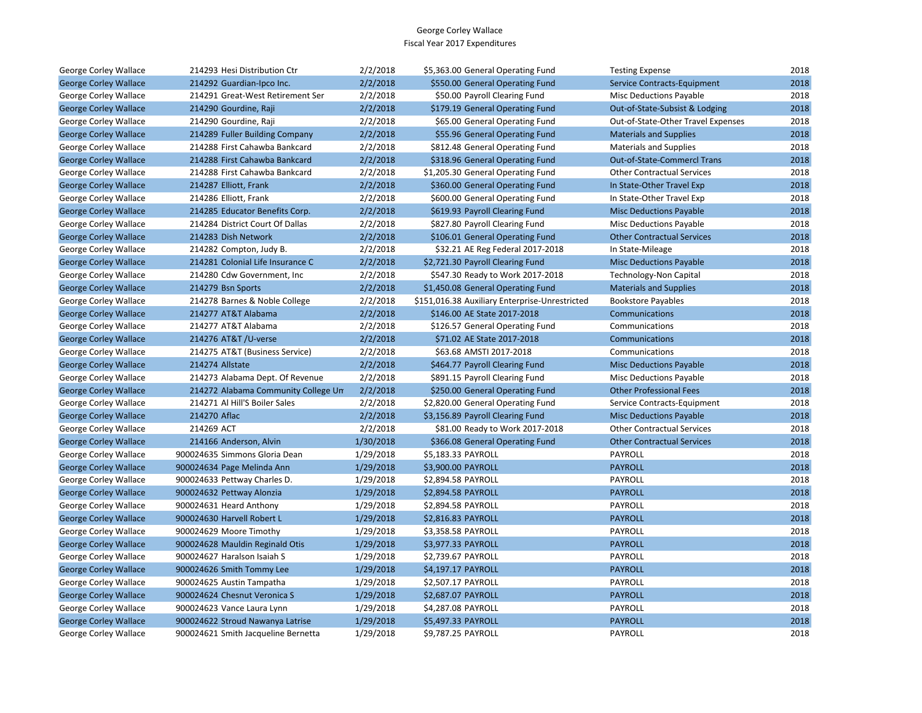George Corley Wallace
Fiscal Year 2017 Expenditures

| | | | | | | |
|---|---|---|---|---|---|---|
| George Corley Wallace | 214293 Hesi Distribution Ctr | 2/2/2018 | $5,363.00 | General Operating Fund | Testing Expense | 2018 |
| George Corley Wallace | 214292 Guardian-Ipco Inc. | 2/2/2018 | $550.00 | General Operating Fund | Service Contracts-Equipment | 2018 |
| George Corley Wallace | 214291 Great-West Retirement Ser | 2/2/2018 | $50.00 | Payroll Clearing Fund | Misc Deductions Payable | 2018 |
| George Corley Wallace | 214290 Gourdine, Raji | 2/2/2018 | $179.19 | General Operating Fund | Out-of-State-Subsist & Lodging | 2018 |
| George Corley Wallace | 214290 Gourdine, Raji | 2/2/2018 | $65.00 | General Operating Fund | Out-of-State-Other Travel Expenses | 2018 |
| George Corley Wallace | 214289 Fuller Building Company | 2/2/2018 | $55.96 | General Operating Fund | Materials and Supplies | 2018 |
| George Corley Wallace | 214288 First Cahawba Bankcard | 2/2/2018 | $812.48 | General Operating Fund | Materials and Supplies | 2018 |
| George Corley Wallace | 214288 First Cahawba Bankcard | 2/2/2018 | $318.96 | General Operating Fund | Out-of-State-Commercl Trans | 2018 |
| George Corley Wallace | 214288 First Cahawba Bankcard | 2/2/2018 | $1,205.30 | General Operating Fund | Other Contractual Services | 2018 |
| George Corley Wallace | 214287 Elliott, Frank | 2/2/2018 | $360.00 | General Operating Fund | In State-Other Travel Exp | 2018 |
| George Corley Wallace | 214286 Elliott, Frank | 2/2/2018 | $600.00 | General Operating Fund | In State-Other Travel Exp | 2018 |
| George Corley Wallace | 214285 Educator Benefits Corp. | 2/2/2018 | $619.93 | Payroll Clearing Fund | Misc Deductions Payable | 2018 |
| George Corley Wallace | 214284 District Court Of Dallas | 2/2/2018 | $827.80 | Payroll Clearing Fund | Misc Deductions Payable | 2018 |
| George Corley Wallace | 214283 Dish Network | 2/2/2018 | $106.01 | General Operating Fund | Other Contractual Services | 2018 |
| George Corley Wallace | 214282 Compton, Judy B. | 2/2/2018 | $32.21 | AE Reg Federal 2017-2018 | In State-Mileage | 2018 |
| George Corley Wallace | 214281 Colonial Life Insurance C | 2/2/2018 | $2,721.30 | Payroll Clearing Fund | Misc Deductions Payable | 2018 |
| George Corley Wallace | 214280 Cdw Government, Inc | 2/2/2018 | $547.30 | Ready to Work 2017-2018 | Technology-Non Capital | 2018 |
| George Corley Wallace | 214279 Bsn Sports | 2/2/2018 | $1,450.08 | General Operating Fund | Materials and Supplies | 2018 |
| George Corley Wallace | 214278 Barnes & Noble College | 2/2/2018 | $151,016.38 | Auxiliary Enterprise-Unrestricted | Bookstore Payables | 2018 |
| George Corley Wallace | 214277 AT&T Alabama | 2/2/2018 | $146.00 | AE State 2017-2018 | Communications | 2018 |
| George Corley Wallace | 214277 AT&T Alabama | 2/2/2018 | $126.57 | General Operating Fund | Communications | 2018 |
| George Corley Wallace | 214276 AT&T /U-verse | 2/2/2018 | $71.02 | AE State 2017-2018 | Communications | 2018 |
| George Corley Wallace | 214275 AT&T (Business Service) | 2/2/2018 | $63.68 | AMSTI 2017-2018 | Communications | 2018 |
| George Corley Wallace | 214274 Allstate | 2/2/2018 | $464.77 | Payroll Clearing Fund | Misc Deductions Payable | 2018 |
| George Corley Wallace | 214273 Alabama Dept. Of Revenue | 2/2/2018 | $891.15 | Payroll Clearing Fund | Misc Deductions Payable | 2018 |
| George Corley Wallace | 214272 Alabama Community College Un | 2/2/2018 | $250.00 | General Operating Fund | Other Professional Fees | 2018 |
| George Corley Wallace | 214271 Al Hill'S Boiler Sales | 2/2/2018 | $2,820.00 | General Operating Fund | Service Contracts-Equipment | 2018 |
| George Corley Wallace | 214270 Aflac | 2/2/2018 | $3,156.89 | Payroll Clearing Fund | Misc Deductions Payable | 2018 |
| George Corley Wallace | 214269 ACT | 2/2/2018 | $81.00 | Ready to Work 2017-2018 | Other Contractual Services | 2018 |
| George Corley Wallace | 214166 Anderson, Alvin | 1/30/2018 | $366.08 | General Operating Fund | Other Contractual Services | 2018 |
| George Corley Wallace | 900024635 Simmons Gloria Dean | 1/29/2018 | $5,183.33 | PAYROLL | PAYROLL | 2018 |
| George Corley Wallace | 900024634 Page Melinda Ann | 1/29/2018 | $3,900.00 | PAYROLL | PAYROLL | 2018 |
| George Corley Wallace | 900024633 Pettway Charles D. | 1/29/2018 | $2,894.58 | PAYROLL | PAYROLL | 2018 |
| George Corley Wallace | 900024632 Pettway Alonzia | 1/29/2018 | $2,894.58 | PAYROLL | PAYROLL | 2018 |
| George Corley Wallace | 900024631 Heard Anthony | 1/29/2018 | $2,894.58 | PAYROLL | PAYROLL | 2018 |
| George Corley Wallace | 900024630 Harvell Robert L | 1/29/2018 | $2,816.83 | PAYROLL | PAYROLL | 2018 |
| George Corley Wallace | 900024629 Moore Timothy | 1/29/2018 | $3,358.58 | PAYROLL | PAYROLL | 2018 |
| George Corley Wallace | 900024628 Mauldin Reginald Otis | 1/29/2018 | $3,977.33 | PAYROLL | PAYROLL | 2018 |
| George Corley Wallace | 900024627 Haralson Isaiah S | 1/29/2018 | $2,739.67 | PAYROLL | PAYROLL | 2018 |
| George Corley Wallace | 900024626 Smith Tommy Lee | 1/29/2018 | $4,197.17 | PAYROLL | PAYROLL | 2018 |
| George Corley Wallace | 900024625 Austin Tampatha | 1/29/2018 | $2,507.17 | PAYROLL | PAYROLL | 2018 |
| George Corley Wallace | 900024624 Chesnut Veronica S | 1/29/2018 | $2,687.07 | PAYROLL | PAYROLL | 2018 |
| George Corley Wallace | 900024623 Vance Laura Lynn | 1/29/2018 | $4,287.08 | PAYROLL | PAYROLL | 2018 |
| George Corley Wallace | 900024622 Stroud Nawanya Latrise | 1/29/2018 | $5,497.33 | PAYROLL | PAYROLL | 2018 |
| George Corley Wallace | 900024621 Smith Jacqueline Bernetta | 1/29/2018 | $9,787.25 | PAYROLL | PAYROLL | 2018 |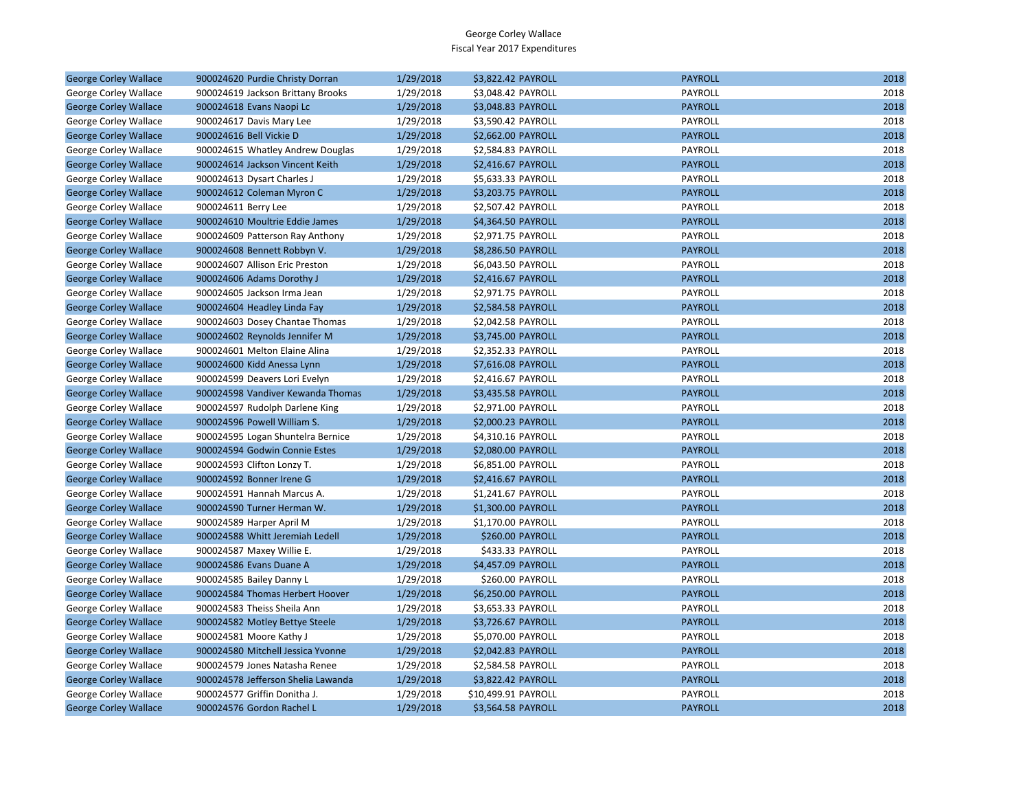George Corley Wallace
Fiscal Year 2017 Expenditures

| | | | | | | |
|---|---|---|---|---|---|---|
| George Corley Wallace | 900024620 Purdie Christy Dorran | 1/29/2018 | $3,822.42 | PAYROLL | PAYROLL | 2018 |
| George Corley Wallace | 900024619 Jackson Brittany Brooks | 1/29/2018 | $3,048.42 | PAYROLL | PAYROLL | 2018 |
| George Corley Wallace | 900024618 Evans Naopi Lc | 1/29/2018 | $3,048.83 | PAYROLL | PAYROLL | 2018 |
| George Corley Wallace | 900024617 Davis Mary Lee | 1/29/2018 | $3,590.42 | PAYROLL | PAYROLL | 2018 |
| George Corley Wallace | 900024616 Bell Vickie D | 1/29/2018 | $2,662.00 | PAYROLL | PAYROLL | 2018 |
| George Corley Wallace | 900024615 Whatley Andrew Douglas | 1/29/2018 | $2,584.83 | PAYROLL | PAYROLL | 2018 |
| George Corley Wallace | 900024614 Jackson Vincent Keith | 1/29/2018 | $2,416.67 | PAYROLL | PAYROLL | 2018 |
| George Corley Wallace | 900024613 Dysart Charles J | 1/29/2018 | $5,633.33 | PAYROLL | PAYROLL | 2018 |
| George Corley Wallace | 900024612 Coleman Myron C | 1/29/2018 | $3,203.75 | PAYROLL | PAYROLL | 2018 |
| George Corley Wallace | 900024611 Berry Lee | 1/29/2018 | $2,507.42 | PAYROLL | PAYROLL | 2018 |
| George Corley Wallace | 900024610 Moultrie Eddie James | 1/29/2018 | $4,364.50 | PAYROLL | PAYROLL | 2018 |
| George Corley Wallace | 900024609 Patterson Ray Anthony | 1/29/2018 | $2,971.75 | PAYROLL | PAYROLL | 2018 |
| George Corley Wallace | 900024608 Bennett Robbyn V. | 1/29/2018 | $8,286.50 | PAYROLL | PAYROLL | 2018 |
| George Corley Wallace | 900024607 Allison Eric Preston | 1/29/2018 | $6,043.50 | PAYROLL | PAYROLL | 2018 |
| George Corley Wallace | 900024606 Adams Dorothy J | 1/29/2018 | $2,416.67 | PAYROLL | PAYROLL | 2018 |
| George Corley Wallace | 900024605 Jackson Irma Jean | 1/29/2018 | $2,971.75 | PAYROLL | PAYROLL | 2018 |
| George Corley Wallace | 900024604 Headley Linda Fay | 1/29/2018 | $2,584.58 | PAYROLL | PAYROLL | 2018 |
| George Corley Wallace | 900024603 Dosey Chantae Thomas | 1/29/2018 | $2,042.58 | PAYROLL | PAYROLL | 2018 |
| George Corley Wallace | 900024602 Reynolds Jennifer M | 1/29/2018 | $3,745.00 | PAYROLL | PAYROLL | 2018 |
| George Corley Wallace | 900024601 Melton Elaine Alina | 1/29/2018 | $2,352.33 | PAYROLL | PAYROLL | 2018 |
| George Corley Wallace | 900024600 Kidd Anessa Lynn | 1/29/2018 | $7,616.08 | PAYROLL | PAYROLL | 2018 |
| George Corley Wallace | 900024599 Deavers Lori Evelyn | 1/29/2018 | $2,416.67 | PAYROLL | PAYROLL | 2018 |
| George Corley Wallace | 900024598 Vandiver Kewanda Thomas | 1/29/2018 | $3,435.58 | PAYROLL | PAYROLL | 2018 |
| George Corley Wallace | 900024597 Rudolph Darlene King | 1/29/2018 | $2,971.00 | PAYROLL | PAYROLL | 2018 |
| George Corley Wallace | 900024596 Powell William S. | 1/29/2018 | $2,000.23 | PAYROLL | PAYROLL | 2018 |
| George Corley Wallace | 900024595 Logan Shuntelra Bernice | 1/29/2018 | $4,310.16 | PAYROLL | PAYROLL | 2018 |
| George Corley Wallace | 900024594 Godwin Connie Estes | 1/29/2018 | $2,080.00 | PAYROLL | PAYROLL | 2018 |
| George Corley Wallace | 900024593 Clifton Lonzy T. | 1/29/2018 | $6,851.00 | PAYROLL | PAYROLL | 2018 |
| George Corley Wallace | 900024592 Bonner Irene G | 1/29/2018 | $2,416.67 | PAYROLL | PAYROLL | 2018 |
| George Corley Wallace | 900024591 Hannah Marcus A. | 1/29/2018 | $1,241.67 | PAYROLL | PAYROLL | 2018 |
| George Corley Wallace | 900024590 Turner Herman W. | 1/29/2018 | $1,300.00 | PAYROLL | PAYROLL | 2018 |
| George Corley Wallace | 900024589 Harper April M | 1/29/2018 | $1,170.00 | PAYROLL | PAYROLL | 2018 |
| George Corley Wallace | 900024588 Whitt Jeremiah Ledell | 1/29/2018 | $260.00 | PAYROLL | PAYROLL | 2018 |
| George Corley Wallace | 900024587 Maxey Willie E. | 1/29/2018 | $433.33 | PAYROLL | PAYROLL | 2018 |
| George Corley Wallace | 900024586 Evans Duane A | 1/29/2018 | $4,457.09 | PAYROLL | PAYROLL | 2018 |
| George Corley Wallace | 900024585 Bailey Danny L | 1/29/2018 | $260.00 | PAYROLL | PAYROLL | 2018 |
| George Corley Wallace | 900024584 Thomas Herbert Hoover | 1/29/2018 | $6,250.00 | PAYROLL | PAYROLL | 2018 |
| George Corley Wallace | 900024583 Theiss Sheila Ann | 1/29/2018 | $3,653.33 | PAYROLL | PAYROLL | 2018 |
| George Corley Wallace | 900024582 Motley Bettye Steele | 1/29/2018 | $3,726.67 | PAYROLL | PAYROLL | 2018 |
| George Corley Wallace | 900024581 Moore Kathy J | 1/29/2018 | $5,070.00 | PAYROLL | PAYROLL | 2018 |
| George Corley Wallace | 900024580 Mitchell Jessica Yvonne | 1/29/2018 | $2,042.83 | PAYROLL | PAYROLL | 2018 |
| George Corley Wallace | 900024579 Jones Natasha Renee | 1/29/2018 | $2,584.58 | PAYROLL | PAYROLL | 2018 |
| George Corley Wallace | 900024578 Jefferson Shelia Lawanda | 1/29/2018 | $3,822.42 | PAYROLL | PAYROLL | 2018 |
| George Corley Wallace | 900024577 Griffin Donitha J. | 1/29/2018 | $10,499.91 | PAYROLL | PAYROLL | 2018 |
| George Corley Wallace | 900024576 Gordon Rachel L | 1/29/2018 | $3,564.58 | PAYROLL | PAYROLL | 2018 |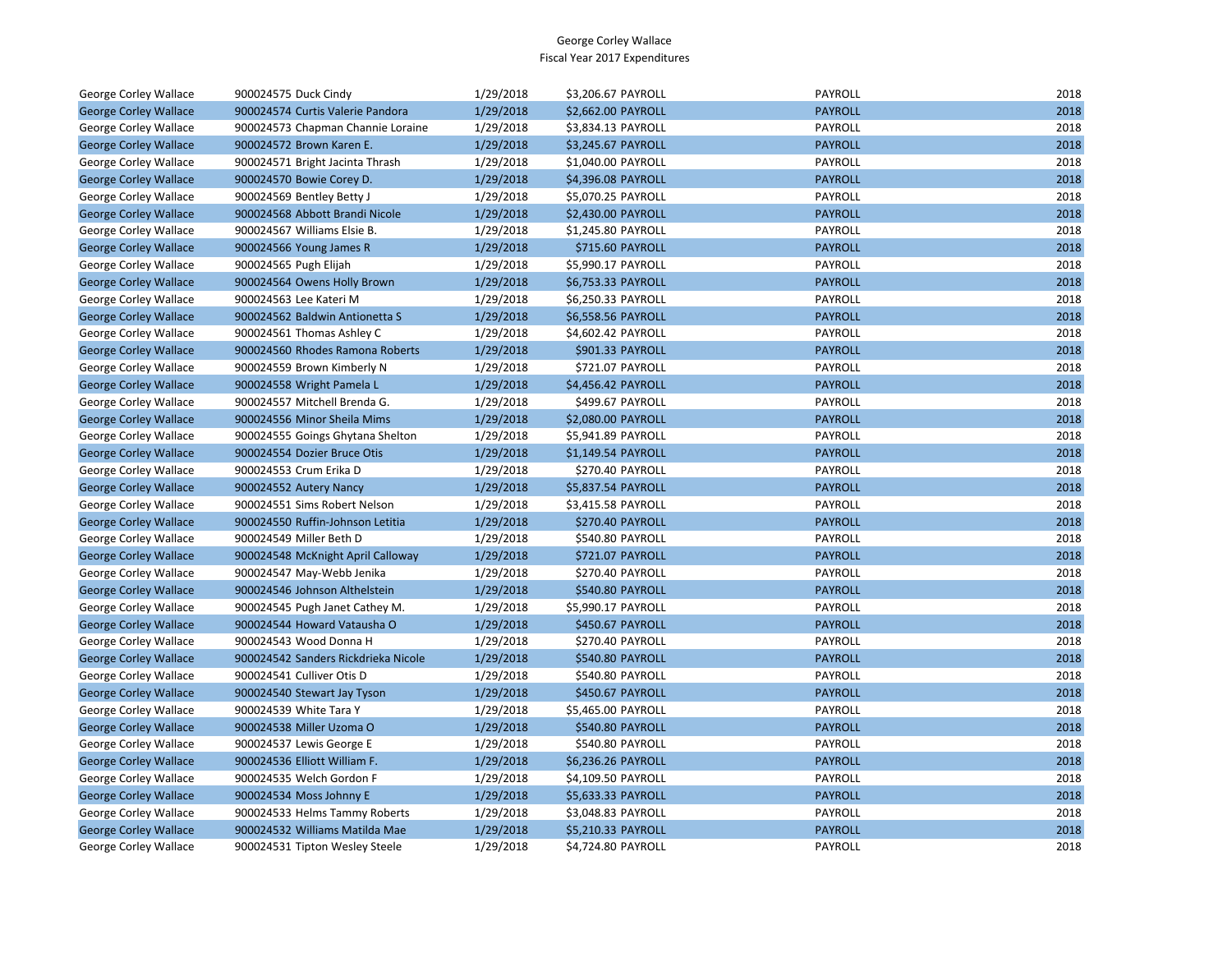George Corley Wallace
Fiscal Year 2017 Expenditures

| | | | | | | |
|---|---|---|---|---|---|---|
| George Corley Wallace | 900024575 | Duck Cindy | 1/29/2018 | $3,206.67 PAYROLL | PAYROLL | 2018 |
| George Corley Wallace | 900024574 | Curtis Valerie Pandora | 1/29/2018 | $2,662.00 PAYROLL | PAYROLL | 2018 |
| George Corley Wallace | 900024573 | Chapman Channie Loraine | 1/29/2018 | $3,834.13 PAYROLL | PAYROLL | 2018 |
| George Corley Wallace | 900024572 | Brown Karen E. | 1/29/2018 | $3,245.67 PAYROLL | PAYROLL | 2018 |
| George Corley Wallace | 900024571 | Bright Jacinta Thrash | 1/29/2018 | $1,040.00 PAYROLL | PAYROLL | 2018 |
| George Corley Wallace | 900024570 | Bowie Corey D. | 1/29/2018 | $4,396.08 PAYROLL | PAYROLL | 2018 |
| George Corley Wallace | 900024569 | Bentley Betty J | 1/29/2018 | $5,070.25 PAYROLL | PAYROLL | 2018 |
| George Corley Wallace | 900024568 | Abbott Brandi Nicole | 1/29/2018 | $2,430.00 PAYROLL | PAYROLL | 2018 |
| George Corley Wallace | 900024567 | Williams Elsie B. | 1/29/2018 | $1,245.80 PAYROLL | PAYROLL | 2018 |
| George Corley Wallace | 900024566 | Young James R | 1/29/2018 | $715.60 PAYROLL | PAYROLL | 2018 |
| George Corley Wallace | 900024565 | Pugh Elijah | 1/29/2018 | $5,990.17 PAYROLL | PAYROLL | 2018 |
| George Corley Wallace | 900024564 | Owens Holly Brown | 1/29/2018 | $6,753.33 PAYROLL | PAYROLL | 2018 |
| George Corley Wallace | 900024563 | Lee Kateri M | 1/29/2018 | $6,250.33 PAYROLL | PAYROLL | 2018 |
| George Corley Wallace | 900024562 | Baldwin Antionetta S | 1/29/2018 | $6,558.56 PAYROLL | PAYROLL | 2018 |
| George Corley Wallace | 900024561 | Thomas Ashley C | 1/29/2018 | $4,602.42 PAYROLL | PAYROLL | 2018 |
| George Corley Wallace | 900024560 | Rhodes Ramona Roberts | 1/29/2018 | $901.33 PAYROLL | PAYROLL | 2018 |
| George Corley Wallace | 900024559 | Brown Kimberly N | 1/29/2018 | $721.07 PAYROLL | PAYROLL | 2018 |
| George Corley Wallace | 900024558 | Wright Pamela L | 1/29/2018 | $4,456.42 PAYROLL | PAYROLL | 2018 |
| George Corley Wallace | 900024557 | Mitchell Brenda G. | 1/29/2018 | $499.67 PAYROLL | PAYROLL | 2018 |
| George Corley Wallace | 900024556 | Minor Sheila Mims | 1/29/2018 | $2,080.00 PAYROLL | PAYROLL | 2018 |
| George Corley Wallace | 900024555 | Goings Ghytana Shelton | 1/29/2018 | $5,941.89 PAYROLL | PAYROLL | 2018 |
| George Corley Wallace | 900024554 | Dozier Bruce Otis | 1/29/2018 | $1,149.54 PAYROLL | PAYROLL | 2018 |
| George Corley Wallace | 900024553 | Crum Erika D | 1/29/2018 | $270.40 PAYROLL | PAYROLL | 2018 |
| George Corley Wallace | 900024552 | Autery Nancy | 1/29/2018 | $5,837.54 PAYROLL | PAYROLL | 2018 |
| George Corley Wallace | 900024551 | Sims Robert Nelson | 1/29/2018 | $3,415.58 PAYROLL | PAYROLL | 2018 |
| George Corley Wallace | 900024550 | Ruffin-Johnson Letitia | 1/29/2018 | $270.40 PAYROLL | PAYROLL | 2018 |
| George Corley Wallace | 900024549 | Miller Beth D | 1/29/2018 | $540.80 PAYROLL | PAYROLL | 2018 |
| George Corley Wallace | 900024548 | McKnight April Calloway | 1/29/2018 | $721.07 PAYROLL | PAYROLL | 2018 |
| George Corley Wallace | 900024547 | May-Webb Jenika | 1/29/2018 | $270.40 PAYROLL | PAYROLL | 2018 |
| George Corley Wallace | 900024546 | Johnson Althelstein | 1/29/2018 | $540.80 PAYROLL | PAYROLL | 2018 |
| George Corley Wallace | 900024545 | Pugh Janet Cathey M. | 1/29/2018 | $5,990.17 PAYROLL | PAYROLL | 2018 |
| George Corley Wallace | 900024544 | Howard Vatausha O | 1/29/2018 | $450.67 PAYROLL | PAYROLL | 2018 |
| George Corley Wallace | 900024543 | Wood Donna H | 1/29/2018 | $270.40 PAYROLL | PAYROLL | 2018 |
| George Corley Wallace | 900024542 | Sanders Rickdrieka Nicole | 1/29/2018 | $540.80 PAYROLL | PAYROLL | 2018 |
| George Corley Wallace | 900024541 | Culliver Otis D | 1/29/2018 | $540.80 PAYROLL | PAYROLL | 2018 |
| George Corley Wallace | 900024540 | Stewart Jay Tyson | 1/29/2018 | $450.67 PAYROLL | PAYROLL | 2018 |
| George Corley Wallace | 900024539 | White Tara Y | 1/29/2018 | $5,465.00 PAYROLL | PAYROLL | 2018 |
| George Corley Wallace | 900024538 | Miller Uzoma O | 1/29/2018 | $540.80 PAYROLL | PAYROLL | 2018 |
| George Corley Wallace | 900024537 | Lewis George E | 1/29/2018 | $540.80 PAYROLL | PAYROLL | 2018 |
| George Corley Wallace | 900024536 | Elliott William F. | 1/29/2018 | $6,236.26 PAYROLL | PAYROLL | 2018 |
| George Corley Wallace | 900024535 | Welch Gordon F | 1/29/2018 | $4,109.50 PAYROLL | PAYROLL | 2018 |
| George Corley Wallace | 900024534 | Moss Johnny E | 1/29/2018 | $5,633.33 PAYROLL | PAYROLL | 2018 |
| George Corley Wallace | 900024533 | Helms Tammy Roberts | 1/29/2018 | $3,048.83 PAYROLL | PAYROLL | 2018 |
| George Corley Wallace | 900024532 | Williams Matilda Mae | 1/29/2018 | $5,210.33 PAYROLL | PAYROLL | 2018 |
| George Corley Wallace | 900024531 | Tipton Wesley Steele | 1/29/2018 | $4,724.80 PAYROLL | PAYROLL | 2018 |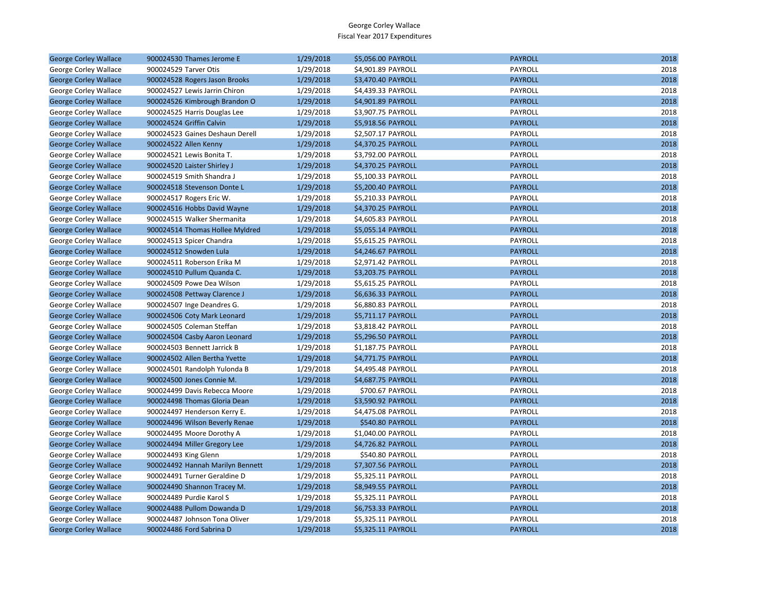George Corley Wallace
Fiscal Year 2017 Expenditures

| | | | | | | |
|---|---|---|---|---|---|---|
| George Corley Wallace | 900024530 Thames Jerome E | 1/29/2018 | $5,056.00 | PAYROLL | PAYROLL | 2018 |
| George Corley Wallace | 900024529 Tarver Otis | 1/29/2018 | $4,901.89 | PAYROLL | PAYROLL | 2018 |
| George Corley Wallace | 900024528 Rogers Jason Brooks | 1/29/2018 | $3,470.40 | PAYROLL | PAYROLL | 2018 |
| George Corley Wallace | 900024527 Lewis Jarrin Chiron | 1/29/2018 | $4,439.33 | PAYROLL | PAYROLL | 2018 |
| George Corley Wallace | 900024526 Kimbrough Brandon O | 1/29/2018 | $4,901.89 | PAYROLL | PAYROLL | 2018 |
| George Corley Wallace | 900024525 Harris Douglas Lee | 1/29/2018 | $3,907.75 | PAYROLL | PAYROLL | 2018 |
| George Corley Wallace | 900024524 Griffin Calvin | 1/29/2018 | $5,918.56 | PAYROLL | PAYROLL | 2018 |
| George Corley Wallace | 900024523 Gaines Deshaun Derell | 1/29/2018 | $2,507.17 | PAYROLL | PAYROLL | 2018 |
| George Corley Wallace | 900024522 Allen Kenny | 1/29/2018 | $4,370.25 | PAYROLL | PAYROLL | 2018 |
| George Corley Wallace | 900024521 Lewis Bonita T. | 1/29/2018 | $3,792.00 | PAYROLL | PAYROLL | 2018 |
| George Corley Wallace | 900024520 Laister Shirley J | 1/29/2018 | $4,370.25 | PAYROLL | PAYROLL | 2018 |
| George Corley Wallace | 900024519 Smith Shandra J | 1/29/2018 | $5,100.33 | PAYROLL | PAYROLL | 2018 |
| George Corley Wallace | 900024518 Stevenson Donte L | 1/29/2018 | $5,200.40 | PAYROLL | PAYROLL | 2018 |
| George Corley Wallace | 900024517 Rogers Eric W. | 1/29/2018 | $5,210.33 | PAYROLL | PAYROLL | 2018 |
| George Corley Wallace | 900024516 Hobbs David Wayne | 1/29/2018 | $4,370.25 | PAYROLL | PAYROLL | 2018 |
| George Corley Wallace | 900024515 Walker Shermanita | 1/29/2018 | $4,605.83 | PAYROLL | PAYROLL | 2018 |
| George Corley Wallace | 900024514 Thomas Hollee Myldred | 1/29/2018 | $5,055.14 | PAYROLL | PAYROLL | 2018 |
| George Corley Wallace | 900024513 Spicer Chandra | 1/29/2018 | $5,615.25 | PAYROLL | PAYROLL | 2018 |
| George Corley Wallace | 900024512 Snowden Lula | 1/29/2018 | $4,246.67 | PAYROLL | PAYROLL | 2018 |
| George Corley Wallace | 900024511 Roberson Erika M | 1/29/2018 | $2,971.42 | PAYROLL | PAYROLL | 2018 |
| George Corley Wallace | 900024510 Pullum Quanda C. | 1/29/2018 | $3,203.75 | PAYROLL | PAYROLL | 2018 |
| George Corley Wallace | 900024509 Powe Dea Wilson | 1/29/2018 | $5,615.25 | PAYROLL | PAYROLL | 2018 |
| George Corley Wallace | 900024508 Pettway Clarence J | 1/29/2018 | $6,636.33 | PAYROLL | PAYROLL | 2018 |
| George Corley Wallace | 900024507 Inge Deandres G. | 1/29/2018 | $6,880.83 | PAYROLL | PAYROLL | 2018 |
| George Corley Wallace | 900024506 Coty Mark Leonard | 1/29/2018 | $5,711.17 | PAYROLL | PAYROLL | 2018 |
| George Corley Wallace | 900024505 Coleman Steffan | 1/29/2018 | $3,818.42 | PAYROLL | PAYROLL | 2018 |
| George Corley Wallace | 900024504 Casby Aaron Leonard | 1/29/2018 | $5,296.50 | PAYROLL | PAYROLL | 2018 |
| George Corley Wallace | 900024503 Bennett Jarrick B | 1/29/2018 | $1,187.75 | PAYROLL | PAYROLL | 2018 |
| George Corley Wallace | 900024502 Allen Bertha Yvette | 1/29/2018 | $4,771.75 | PAYROLL | PAYROLL | 2018 |
| George Corley Wallace | 900024501 Randolph Yulonda B | 1/29/2018 | $4,495.48 | PAYROLL | PAYROLL | 2018 |
| George Corley Wallace | 900024500 Jones Connie M. | 1/29/2018 | $4,687.75 | PAYROLL | PAYROLL | 2018 |
| George Corley Wallace | 900024499 Davis Rebecca Moore | 1/29/2018 | $700.67 | PAYROLL | PAYROLL | 2018 |
| George Corley Wallace | 900024498 Thomas Gloria Dean | 1/29/2018 | $3,590.92 | PAYROLL | PAYROLL | 2018 |
| George Corley Wallace | 900024497 Henderson Kerry E. | 1/29/2018 | $4,475.08 | PAYROLL | PAYROLL | 2018 |
| George Corley Wallace | 900024496 Wilson Beverly Renae | 1/29/2018 | $540.80 | PAYROLL | PAYROLL | 2018 |
| George Corley Wallace | 900024495 Moore Dorothy A | 1/29/2018 | $1,040.00 | PAYROLL | PAYROLL | 2018 |
| George Corley Wallace | 900024494 Miller Gregory Lee | 1/29/2018 | $4,726.82 | PAYROLL | PAYROLL | 2018 |
| George Corley Wallace | 900024493 King Glenn | 1/29/2018 | $540.80 | PAYROLL | PAYROLL | 2018 |
| George Corley Wallace | 900024492 Hannah Marilyn Bennett | 1/29/2018 | $7,307.56 | PAYROLL | PAYROLL | 2018 |
| George Corley Wallace | 900024491 Turner Geraldine D | 1/29/2018 | $5,325.11 | PAYROLL | PAYROLL | 2018 |
| George Corley Wallace | 900024490 Shannon Tracey M. | 1/29/2018 | $8,949.55 | PAYROLL | PAYROLL | 2018 |
| George Corley Wallace | 900024489 Purdie Karol S | 1/29/2018 | $5,325.11 | PAYROLL | PAYROLL | 2018 |
| George Corley Wallace | 900024488 Pullom Dowanda D | 1/29/2018 | $6,753.33 | PAYROLL | PAYROLL | 2018 |
| George Corley Wallace | 900024487 Johnson Tona Oliver | 1/29/2018 | $5,325.11 | PAYROLL | PAYROLL | 2018 |
| George Corley Wallace | 900024486 Ford Sabrina D | 1/29/2018 | $5,325.11 | PAYROLL | PAYROLL | 2018 |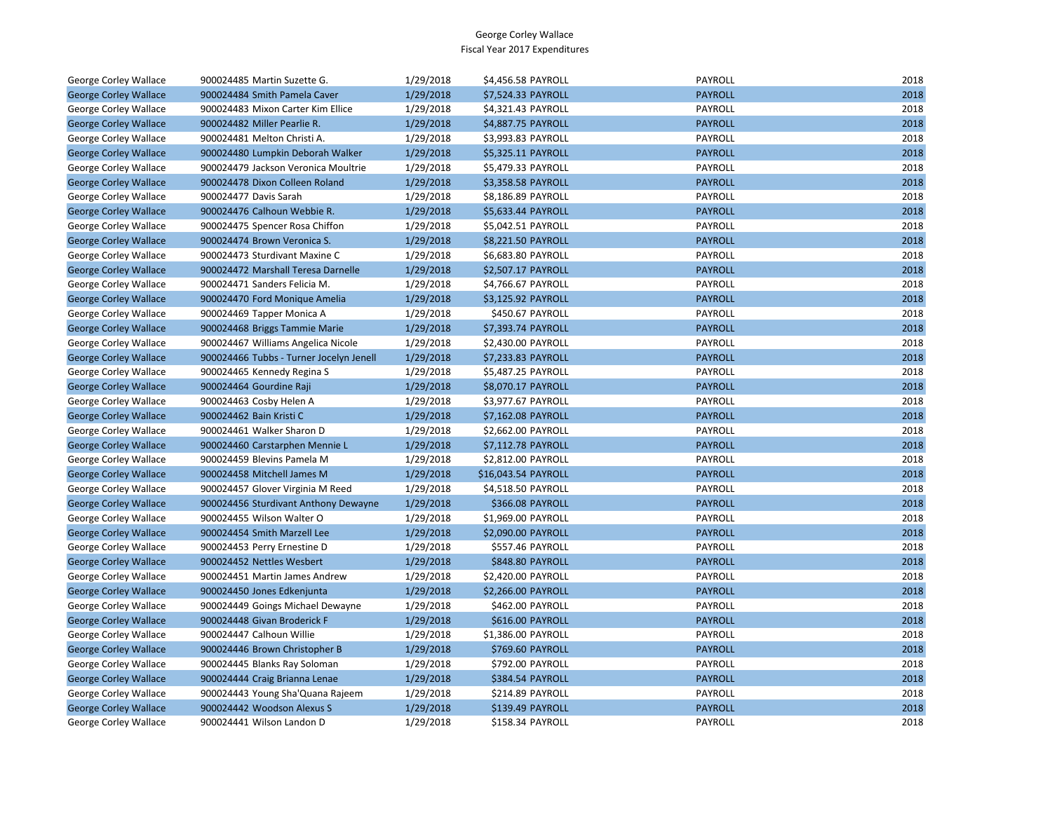George Corley Wallace
Fiscal Year 2017 Expenditures

| | | | | | | |
|---|---|---|---|---|---|---|
| George Corley Wallace | 900024485 Martin Suzette G. | 1/29/2018 | $4,456.58 | PAYROLL | PAYROLL | 2018 |
| George Corley Wallace | 900024484 Smith Pamela Caver | 1/29/2018 | $7,524.33 | PAYROLL | PAYROLL | 2018 |
| George Corley Wallace | 900024483 Mixon Carter Kim Ellice | 1/29/2018 | $4,321.43 | PAYROLL | PAYROLL | 2018 |
| George Corley Wallace | 900024482 Miller Pearlie R. | 1/29/2018 | $4,887.75 | PAYROLL | PAYROLL | 2018 |
| George Corley Wallace | 900024481 Melton Christi A. | 1/29/2018 | $3,993.83 | PAYROLL | PAYROLL | 2018 |
| George Corley Wallace | 900024480 Lumpkin Deborah Walker | 1/29/2018 | $5,325.11 | PAYROLL | PAYROLL | 2018 |
| George Corley Wallace | 900024479 Jackson Veronica Moultrie | 1/29/2018 | $5,479.33 | PAYROLL | PAYROLL | 2018 |
| George Corley Wallace | 900024478 Dixon Colleen Roland | 1/29/2018 | $3,358.58 | PAYROLL | PAYROLL | 2018 |
| George Corley Wallace | 900024477 Davis Sarah | 1/29/2018 | $8,186.89 | PAYROLL | PAYROLL | 2018 |
| George Corley Wallace | 900024476 Calhoun Webbie R. | 1/29/2018 | $5,633.44 | PAYROLL | PAYROLL | 2018 |
| George Corley Wallace | 900024475 Spencer Rosa Chiffon | 1/29/2018 | $5,042.51 | PAYROLL | PAYROLL | 2018 |
| George Corley Wallace | 900024474 Brown Veronica S. | 1/29/2018 | $8,221.50 | PAYROLL | PAYROLL | 2018 |
| George Corley Wallace | 900024473 Sturdivant Maxine C | 1/29/2018 | $6,683.80 | PAYROLL | PAYROLL | 2018 |
| George Corley Wallace | 900024472 Marshall Teresa Darnelle | 1/29/2018 | $2,507.17 | PAYROLL | PAYROLL | 2018 |
| George Corley Wallace | 900024471 Sanders Felicia M. | 1/29/2018 | $4,766.67 | PAYROLL | PAYROLL | 2018 |
| George Corley Wallace | 900024470 Ford Monique Amelia | 1/29/2018 | $3,125.92 | PAYROLL | PAYROLL | 2018 |
| George Corley Wallace | 900024469 Tapper Monica A | 1/29/2018 | $450.67 | PAYROLL | PAYROLL | 2018 |
| George Corley Wallace | 900024468 Briggs Tammie Marie | 1/29/2018 | $7,393.74 | PAYROLL | PAYROLL | 2018 |
| George Corley Wallace | 900024467 Williams Angelica Nicole | 1/29/2018 | $2,430.00 | PAYROLL | PAYROLL | 2018 |
| George Corley Wallace | 900024466 Tubbs - Turner Jocelyn Jenell | 1/29/2018 | $7,233.83 | PAYROLL | PAYROLL | 2018 |
| George Corley Wallace | 900024465 Kennedy Regina S | 1/29/2018 | $5,487.25 | PAYROLL | PAYROLL | 2018 |
| George Corley Wallace | 900024464 Gourdine Raji | 1/29/2018 | $8,070.17 | PAYROLL | PAYROLL | 2018 |
| George Corley Wallace | 900024463 Cosby Helen A | 1/29/2018 | $3,977.67 | PAYROLL | PAYROLL | 2018 |
| George Corley Wallace | 900024462 Bain Kristi C | 1/29/2018 | $7,162.08 | PAYROLL | PAYROLL | 2018 |
| George Corley Wallace | 900024461 Walker Sharon D | 1/29/2018 | $2,662.00 | PAYROLL | PAYROLL | 2018 |
| George Corley Wallace | 900024460 Carstarphen Mennie L | 1/29/2018 | $7,112.78 | PAYROLL | PAYROLL | 2018 |
| George Corley Wallace | 900024459 Blevins Pamela M | 1/29/2018 | $2,812.00 | PAYROLL | PAYROLL | 2018 |
| George Corley Wallace | 900024458 Mitchell James M | 1/29/2018 | $16,043.54 | PAYROLL | PAYROLL | 2018 |
| George Corley Wallace | 900024457 Glover Virginia M Reed | 1/29/2018 | $4,518.50 | PAYROLL | PAYROLL | 2018 |
| George Corley Wallace | 900024456 Sturdivant Anthony Dewayne | 1/29/2018 | $366.08 | PAYROLL | PAYROLL | 2018 |
| George Corley Wallace | 900024455 Wilson Walter O | 1/29/2018 | $1,969.00 | PAYROLL | PAYROLL | 2018 |
| George Corley Wallace | 900024454 Smith Marzell Lee | 1/29/2018 | $2,090.00 | PAYROLL | PAYROLL | 2018 |
| George Corley Wallace | 900024453 Perry Ernestine D | 1/29/2018 | $557.46 | PAYROLL | PAYROLL | 2018 |
| George Corley Wallace | 900024452 Nettles Wesbert | 1/29/2018 | $848.80 | PAYROLL | PAYROLL | 2018 |
| George Corley Wallace | 900024451 Martin James Andrew | 1/29/2018 | $2,420.00 | PAYROLL | PAYROLL | 2018 |
| George Corley Wallace | 900024450 Jones Edkenjunta | 1/29/2018 | $2,266.00 | PAYROLL | PAYROLL | 2018 |
| George Corley Wallace | 900024449 Goings Michael Dewayne | 1/29/2018 | $462.00 | PAYROLL | PAYROLL | 2018 |
| George Corley Wallace | 900024448 Givan Broderick F | 1/29/2018 | $616.00 | PAYROLL | PAYROLL | 2018 |
| George Corley Wallace | 900024447 Calhoun Willie | 1/29/2018 | $1,386.00 | PAYROLL | PAYROLL | 2018 |
| George Corley Wallace | 900024446 Brown Christopher B | 1/29/2018 | $769.60 | PAYROLL | PAYROLL | 2018 |
| George Corley Wallace | 900024445 Blanks Ray Soloman | 1/29/2018 | $792.00 | PAYROLL | PAYROLL | 2018 |
| George Corley Wallace | 900024444 Craig Brianna Lenae | 1/29/2018 | $384.54 | PAYROLL | PAYROLL | 2018 |
| George Corley Wallace | 900024443 Young Sha'Quana Rajeem | 1/29/2018 | $214.89 | PAYROLL | PAYROLL | 2018 |
| George Corley Wallace | 900024442 Woodson Alexus S | 1/29/2018 | $139.49 | PAYROLL | PAYROLL | 2018 |
| George Corley Wallace | 900024441 Wilson Landon D | 1/29/2018 | $158.34 | PAYROLL | PAYROLL | 2018 |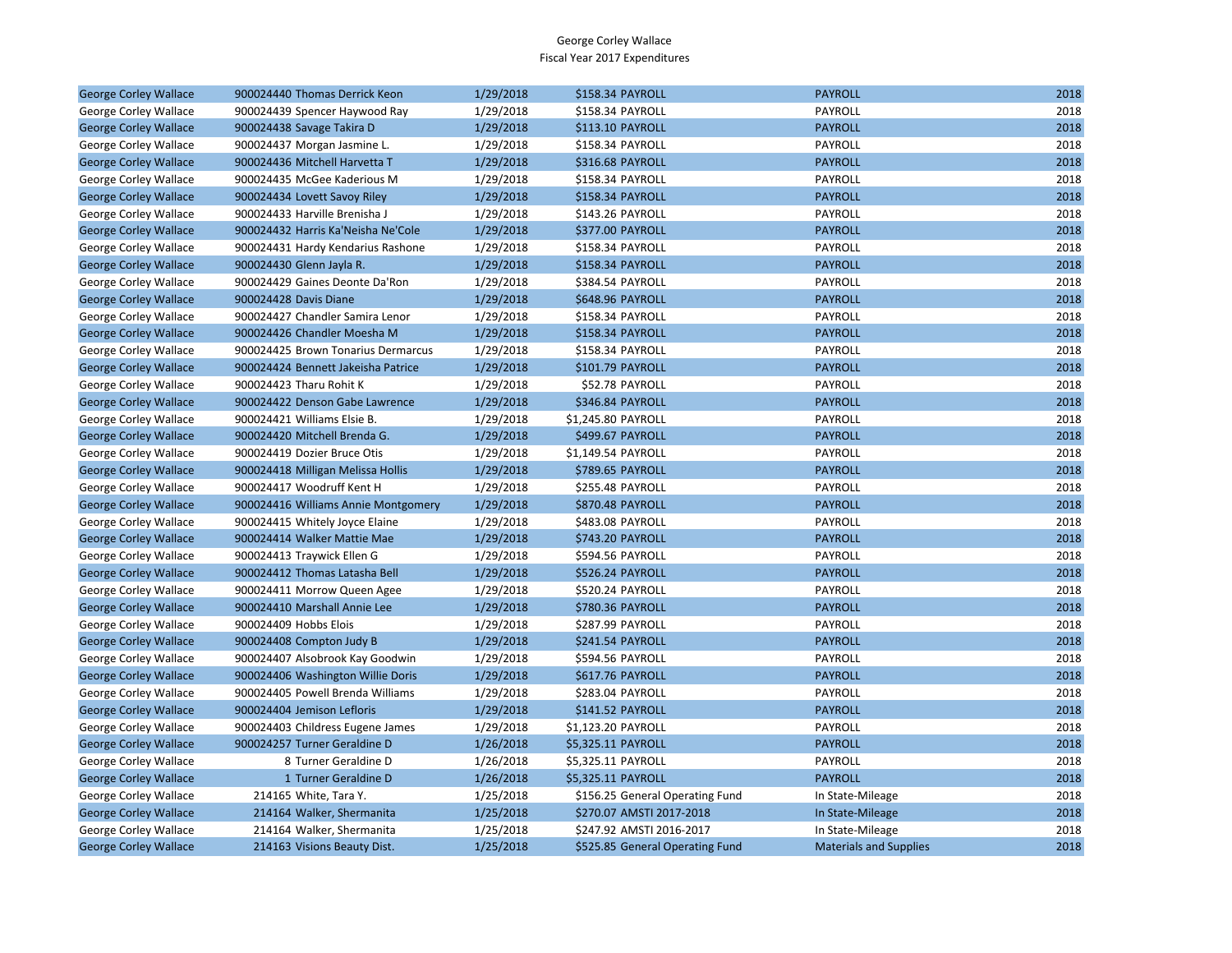George Corley Wallace
Fiscal Year 2017 Expenditures

| | | | | | | |
|---|---|---|---|---|---|---|
| George Corley Wallace | 900024440 | Thomas Derrick Keon | 1/29/2018 | $158.34 | PAYROLL | PAYROLL | 2018 |
| George Corley Wallace | 900024439 | Spencer Haywood Ray | 1/29/2018 | $158.34 | PAYROLL | PAYROLL | 2018 |
| George Corley Wallace | 900024438 | Savage Takira D | 1/29/2018 | $113.10 | PAYROLL | PAYROLL | 2018 |
| George Corley Wallace | 900024437 | Morgan Jasmine L. | 1/29/2018 | $158.34 | PAYROLL | PAYROLL | 2018 |
| George Corley Wallace | 900024436 | Mitchell Harvetta T | 1/29/2018 | $316.68 | PAYROLL | PAYROLL | 2018 |
| George Corley Wallace | 900024435 | McGee Kaderious M | 1/29/2018 | $158.34 | PAYROLL | PAYROLL | 2018 |
| George Corley Wallace | 900024434 | Lovett Savoy Riley | 1/29/2018 | $158.34 | PAYROLL | PAYROLL | 2018 |
| George Corley Wallace | 900024433 | Harville Brenisha J | 1/29/2018 | $143.26 | PAYROLL | PAYROLL | 2018 |
| George Corley Wallace | 900024432 | Harris Ka'Neisha Ne'Cole | 1/29/2018 | $377.00 | PAYROLL | PAYROLL | 2018 |
| George Corley Wallace | 900024431 | Hardy Kendarius Rashone | 1/29/2018 | $158.34 | PAYROLL | PAYROLL | 2018 |
| George Corley Wallace | 900024430 | Glenn Jayla R. | 1/29/2018 | $158.34 | PAYROLL | PAYROLL | 2018 |
| George Corley Wallace | 900024429 | Gaines Deonte Da'Ron | 1/29/2018 | $384.54 | PAYROLL | PAYROLL | 2018 |
| George Corley Wallace | 900024428 | Davis Diane | 1/29/2018 | $648.96 | PAYROLL | PAYROLL | 2018 |
| George Corley Wallace | 900024427 | Chandler Samira Lenor | 1/29/2018 | $158.34 | PAYROLL | PAYROLL | 2018 |
| George Corley Wallace | 900024426 | Chandler Moesha M | 1/29/2018 | $158.34 | PAYROLL | PAYROLL | 2018 |
| George Corley Wallace | 900024425 | Brown Tonarius Dermarcus | 1/29/2018 | $158.34 | PAYROLL | PAYROLL | 2018 |
| George Corley Wallace | 900024424 | Bennett Jakeisha Patrice | 1/29/2018 | $101.79 | PAYROLL | PAYROLL | 2018 |
| George Corley Wallace | 900024423 | Tharu Rohit K | 1/29/2018 | $52.78 | PAYROLL | PAYROLL | 2018 |
| George Corley Wallace | 900024422 | Denson Gabe Lawrence | 1/29/2018 | $346.84 | PAYROLL | PAYROLL | 2018 |
| George Corley Wallace | 900024421 | Williams Elsie B. | 1/29/2018 | $1,245.80 | PAYROLL | PAYROLL | 2018 |
| George Corley Wallace | 900024420 | Mitchell Brenda G. | 1/29/2018 | $499.67 | PAYROLL | PAYROLL | 2018 |
| George Corley Wallace | 900024419 | Dozier Bruce Otis | 1/29/2018 | $1,149.54 | PAYROLL | PAYROLL | 2018 |
| George Corley Wallace | 900024418 | Milligan Melissa Hollis | 1/29/2018 | $789.65 | PAYROLL | PAYROLL | 2018 |
| George Corley Wallace | 900024417 | Woodruff Kent H | 1/29/2018 | $255.48 | PAYROLL | PAYROLL | 2018 |
| George Corley Wallace | 900024416 | Williams Annie Montgomery | 1/29/2018 | $870.48 | PAYROLL | PAYROLL | 2018 |
| George Corley Wallace | 900024415 | Whitely Joyce Elaine | 1/29/2018 | $483.08 | PAYROLL | PAYROLL | 2018 |
| George Corley Wallace | 900024414 | Walker Mattie Mae | 1/29/2018 | $743.20 | PAYROLL | PAYROLL | 2018 |
| George Corley Wallace | 900024413 | Traywick Ellen G | 1/29/2018 | $594.56 | PAYROLL | PAYROLL | 2018 |
| George Corley Wallace | 900024412 | Thomas Latasha Bell | 1/29/2018 | $526.24 | PAYROLL | PAYROLL | 2018 |
| George Corley Wallace | 900024411 | Morrow Queen Agee | 1/29/2018 | $520.24 | PAYROLL | PAYROLL | 2018 |
| George Corley Wallace | 900024410 | Marshall Annie Lee | 1/29/2018 | $780.36 | PAYROLL | PAYROLL | 2018 |
| George Corley Wallace | 900024409 | Hobbs Elois | 1/29/2018 | $287.99 | PAYROLL | PAYROLL | 2018 |
| George Corley Wallace | 900024408 | Compton Judy B | 1/29/2018 | $241.54 | PAYROLL | PAYROLL | 2018 |
| George Corley Wallace | 900024407 | Alsobrook Kay Goodwin | 1/29/2018 | $594.56 | PAYROLL | PAYROLL | 2018 |
| George Corley Wallace | 900024406 | Washington Willie Doris | 1/29/2018 | $617.76 | PAYROLL | PAYROLL | 2018 |
| George Corley Wallace | 900024405 | Powell Brenda Williams | 1/29/2018 | $283.04 | PAYROLL | PAYROLL | 2018 |
| George Corley Wallace | 900024404 | Jemison Lefloris | 1/29/2018 | $141.52 | PAYROLL | PAYROLL | 2018 |
| George Corley Wallace | 900024403 | Childress Eugene James | 1/29/2018 | $1,123.20 | PAYROLL | PAYROLL | 2018 |
| George Corley Wallace | 900024257 | Turner Geraldine D | 1/26/2018 | $5,325.11 | PAYROLL | PAYROLL | 2018 |
| George Corley Wallace | 8 | Turner Geraldine D | 1/26/2018 | $5,325.11 | PAYROLL | PAYROLL | 2018 |
| George Corley Wallace | 1 | Turner Geraldine D | 1/26/2018 | $5,325.11 | PAYROLL | PAYROLL | 2018 |
| George Corley Wallace | 214165 | White, Tara Y. | 1/25/2018 | $156.25 | General Operating Fund | In State-Mileage | 2018 |
| George Corley Wallace | 214164 | Walker, Shermanita | 1/25/2018 | $270.07 | AMSTI 2017-2018 | In State-Mileage | 2018 |
| George Corley Wallace | 214164 | Walker, Shermanita | 1/25/2018 | $247.92 | AMSTI 2016-2017 | In State-Mileage | 2018 |
| George Corley Wallace | 214163 | Visions Beauty Dist. | 1/25/2018 | $525.85 | General Operating Fund | Materials and Supplies | 2018 |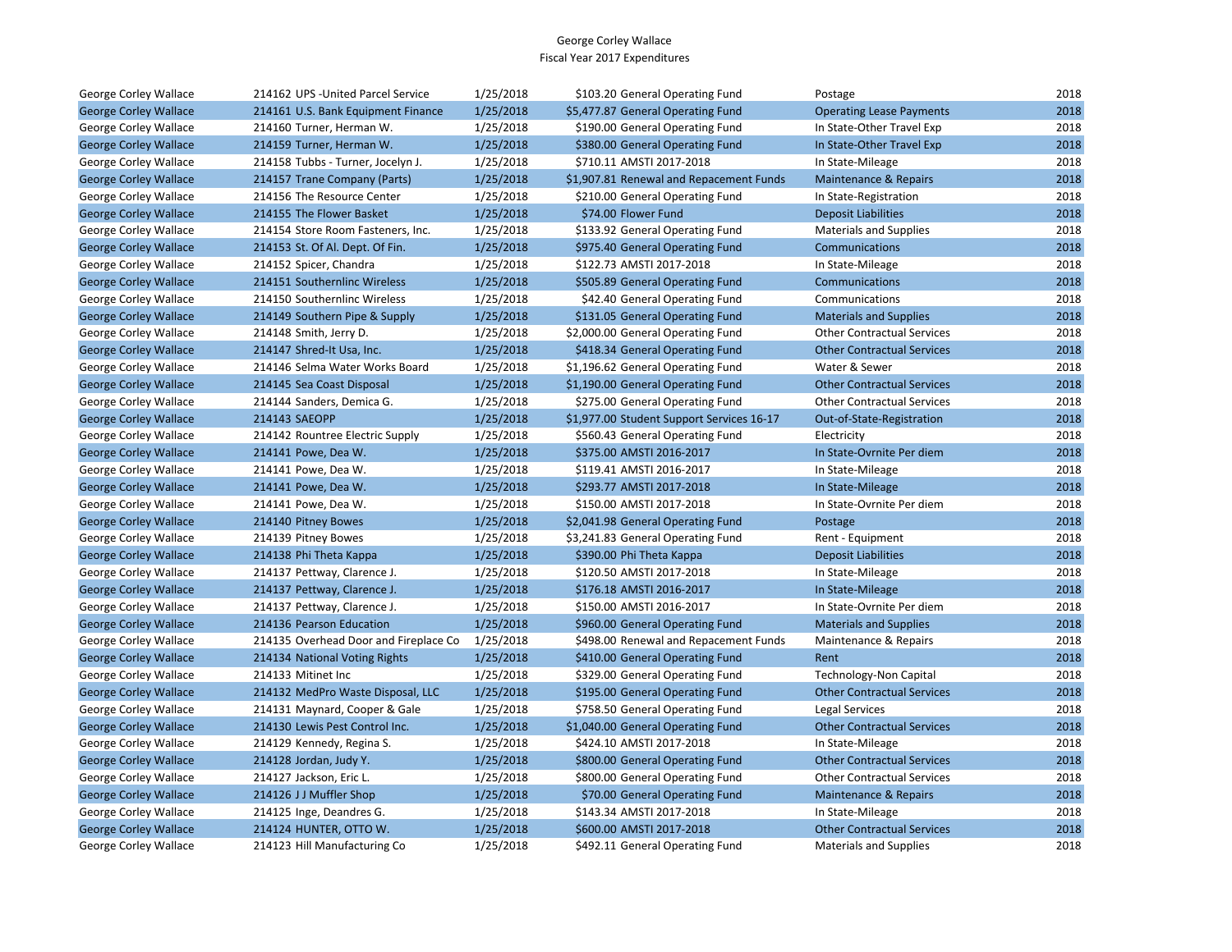George Corley Wallace
Fiscal Year 2017 Expenditures

| | | | | | | |
|---|---|---|---|---|---|---|
| George Corley Wallace | 214162 UPS -United Parcel Service | 1/25/2018 | $103.20 | General Operating Fund | Postage | 2018 |
| George Corley Wallace | 214161 U.S. Bank Equipment Finance | 1/25/2018 | $5,477.87 | General Operating Fund | Operating Lease Payments | 2018 |
| George Corley Wallace | 214160 Turner, Herman W. | 1/25/2018 | $190.00 | General Operating Fund | In State-Other Travel Exp | 2018 |
| George Corley Wallace | 214159 Turner, Herman W. | 1/25/2018 | $380.00 | General Operating Fund | In State-Other Travel Exp | 2018 |
| George Corley Wallace | 214158 Tubbs - Turner, Jocelyn J. | 1/25/2018 | $710.11 | AMSTI 2017-2018 | In State-Mileage | 2018 |
| George Corley Wallace | 214157 Trane Company (Parts) | 1/25/2018 | $1,907.81 | Renewal and Repacement Funds | Maintenance & Repairs | 2018 |
| George Corley Wallace | 214156 The Resource Center | 1/25/2018 | $210.00 | General Operating Fund | In State-Registration | 2018 |
| George Corley Wallace | 214155 The Flower Basket | 1/25/2018 | $74.00 | Flower Fund | Deposit Liabilities | 2018 |
| George Corley Wallace | 214154 Store Room Fasteners, Inc. | 1/25/2018 | $133.92 | General Operating Fund | Materials and Supplies | 2018 |
| George Corley Wallace | 214153 St. Of Al. Dept. Of Fin. | 1/25/2018 | $975.40 | General Operating Fund | Communications | 2018 |
| George Corley Wallace | 214152 Spicer, Chandra | 1/25/2018 | $122.73 | AMSTI 2017-2018 | In State-Mileage | 2018 |
| George Corley Wallace | 214151 Southernlinc Wireless | 1/25/2018 | $505.89 | General Operating Fund | Communications | 2018 |
| George Corley Wallace | 214150 Southernlinc Wireless | 1/25/2018 | $42.40 | General Operating Fund | Communications | 2018 |
| George Corley Wallace | 214149 Southern Pipe & Supply | 1/25/2018 | $131.05 | General Operating Fund | Materials and Supplies | 2018 |
| George Corley Wallace | 214148 Smith, Jerry D. | 1/25/2018 | $2,000.00 | General Operating Fund | Other Contractual Services | 2018 |
| George Corley Wallace | 214147 Shred-It Usa, Inc. | 1/25/2018 | $418.34 | General Operating Fund | Other Contractual Services | 2018 |
| George Corley Wallace | 214146 Selma Water Works Board | 1/25/2018 | $1,196.62 | General Operating Fund | Water & Sewer | 2018 |
| George Corley Wallace | 214145 Sea Coast Disposal | 1/25/2018 | $1,190.00 | General Operating Fund | Other Contractual Services | 2018 |
| George Corley Wallace | 214144 Sanders, Demica G. | 1/25/2018 | $275.00 | General Operating Fund | Other Contractual Services | 2018 |
| George Corley Wallace | 214143 SAEOPP | 1/25/2018 | $1,977.00 | Student Support Services 16-17 | Out-of-State-Registration | 2018 |
| George Corley Wallace | 214142 Rountree Electric Supply | 1/25/2018 | $560.43 | General Operating Fund | Electricity | 2018 |
| George Corley Wallace | 214141 Powe, Dea W. | 1/25/2018 | $375.00 | AMSTI 2016-2017 | In State-Ovrnite Per diem | 2018 |
| George Corley Wallace | 214141 Powe, Dea W. | 1/25/2018 | $119.41 | AMSTI 2016-2017 | In State-Mileage | 2018 |
| George Corley Wallace | 214141 Powe, Dea W. | 1/25/2018 | $293.77 | AMSTI 2017-2018 | In State-Mileage | 2018 |
| George Corley Wallace | 214141 Powe, Dea W. | 1/25/2018 | $150.00 | AMSTI 2017-2018 | In State-Ovrnite Per diem | 2018 |
| George Corley Wallace | 214140 Pitney Bowes | 1/25/2018 | $2,041.98 | General Operating Fund | Postage | 2018 |
| George Corley Wallace | 214139 Pitney Bowes | 1/25/2018 | $3,241.83 | General Operating Fund | Rent - Equipment | 2018 |
| George Corley Wallace | 214138 Phi Theta Kappa | 1/25/2018 | $390.00 | Phi Theta Kappa | Deposit Liabilities | 2018 |
| George Corley Wallace | 214137 Pettway, Clarence J. | 1/25/2018 | $120.50 | AMSTI 2017-2018 | In State-Mileage | 2018 |
| George Corley Wallace | 214137 Pettway, Clarence J. | 1/25/2018 | $176.18 | AMSTI 2016-2017 | In State-Mileage | 2018 |
| George Corley Wallace | 214137 Pettway, Clarence J. | 1/25/2018 | $150.00 | AMSTI 2016-2017 | In State-Ovrnite Per diem | 2018 |
| George Corley Wallace | 214136 Pearson Education | 1/25/2018 | $960.00 | General Operating Fund | Materials and Supplies | 2018 |
| George Corley Wallace | 214135 Overhead Door and Fireplace Co | 1/25/2018 | $498.00 | Renewal and Repacement Funds | Maintenance & Repairs | 2018 |
| George Corley Wallace | 214134 National Voting Rights | 1/25/2018 | $410.00 | General Operating Fund | Rent | 2018 |
| George Corley Wallace | 214133 Mitinet Inc | 1/25/2018 | $329.00 | General Operating Fund | Technology-Non Capital | 2018 |
| George Corley Wallace | 214132 MedPro Waste Disposal, LLC | 1/25/2018 | $195.00 | General Operating Fund | Other Contractual Services | 2018 |
| George Corley Wallace | 214131 Maynard, Cooper & Gale | 1/25/2018 | $758.50 | General Operating Fund | Legal Services | 2018 |
| George Corley Wallace | 214130 Lewis Pest Control Inc. | 1/25/2018 | $1,040.00 | General Operating Fund | Other Contractual Services | 2018 |
| George Corley Wallace | 214129 Kennedy, Regina S. | 1/25/2018 | $424.10 | AMSTI 2017-2018 | In State-Mileage | 2018 |
| George Corley Wallace | 214128 Jordan, Judy Y. | 1/25/2018 | $800.00 | General Operating Fund | Other Contractual Services | 2018 |
| George Corley Wallace | 214127 Jackson, Eric L. | 1/25/2018 | $800.00 | General Operating Fund | Other Contractual Services | 2018 |
| George Corley Wallace | 214126 J J Muffler Shop | 1/25/2018 | $70.00 | General Operating Fund | Maintenance & Repairs | 2018 |
| George Corley Wallace | 214125 Inge, Deandres G. | 1/25/2018 | $143.34 | AMSTI 2017-2018 | In State-Mileage | 2018 |
| George Corley Wallace | 214124 HUNTER, OTTO W. | 1/25/2018 | $600.00 | AMSTI 2017-2018 | Other Contractual Services | 2018 |
| George Corley Wallace | 214123 Hill Manufacturing Co | 1/25/2018 | $492.11 | General Operating Fund | Materials and Supplies | 2018 |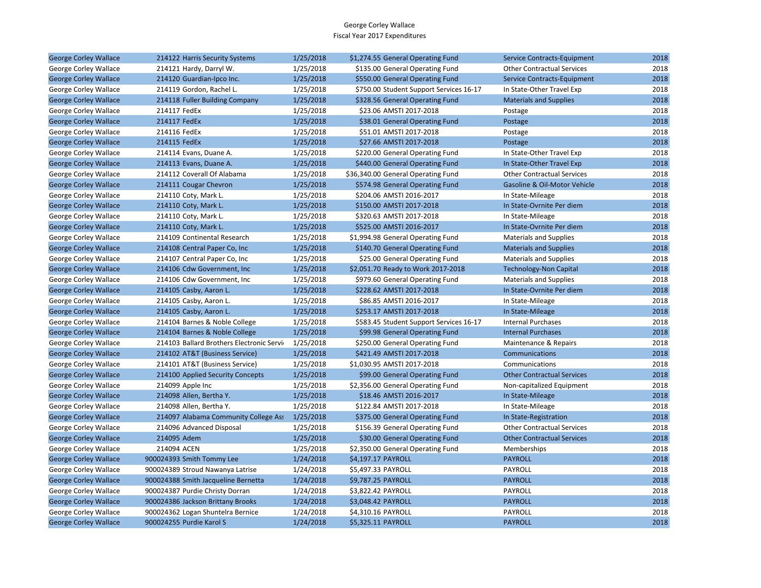George Corley Wallace
Fiscal Year 2017 Expenditures

| | | | | | | |
|---|---|---|---|---|---|---|
| George Corley Wallace | 214122 Harris Security Systems | 1/25/2018 | $1,274.55 | General Operating Fund | Service Contracts-Equipment | 2018 |
| George Corley Wallace | 214121 Hardy, Darryl W. | 1/25/2018 | $135.00 | General Operating Fund | Other Contractual Services | 2018 |
| George Corley Wallace | 214120 Guardian-Ipco Inc. | 1/25/2018 | $550.00 | General Operating Fund | Service Contracts-Equipment | 2018 |
| George Corley Wallace | 214119 Gordon, Rachel L. | 1/25/2018 | $750.00 | Student Support Services 16-17 | In State-Other Travel Exp | 2018 |
| George Corley Wallace | 214118 Fuller Building Company | 1/25/2018 | $328.56 | General Operating Fund | Materials and Supplies | 2018 |
| George Corley Wallace | 214117 FedEx | 1/25/2018 | $23.06 | AMSTI 2017-2018 | Postage | 2018 |
| George Corley Wallace | 214117 FedEx | 1/25/2018 | $38.01 | General Operating Fund | Postage | 2018 |
| George Corley Wallace | 214116 FedEx | 1/25/2018 | $51.01 | AMSTI 2017-2018 | Postage | 2018 |
| George Corley Wallace | 214115 FedEx | 1/25/2018 | $27.66 | AMSTI 2017-2018 | Postage | 2018 |
| George Corley Wallace | 214114 Evans, Duane A. | 1/25/2018 | $220.00 | General Operating Fund | In State-Other Travel Exp | 2018 |
| George Corley Wallace | 214113 Evans, Duane A. | 1/25/2018 | $440.00 | General Operating Fund | In State-Other Travel Exp | 2018 |
| George Corley Wallace | 214112 Coverall Of Alabama | 1/25/2018 | $36,340.00 | General Operating Fund | Other Contractual Services | 2018 |
| George Corley Wallace | 214111 Cougar Chevron | 1/25/2018 | $574.98 | General Operating Fund | Gasoline & Oil-Motor Vehicle | 2018 |
| George Corley Wallace | 214110 Coty, Mark L. | 1/25/2018 | $204.06 | AMSTI 2016-2017 | In State-Mileage | 2018 |
| George Corley Wallace | 214110 Coty, Mark L. | 1/25/2018 | $150.00 | AMSTI 2017-2018 | In State-Ovrnite Per diem | 2018 |
| George Corley Wallace | 214110 Coty, Mark L. | 1/25/2018 | $320.63 | AMSTI 2017-2018 | In State-Mileage | 2018 |
| George Corley Wallace | 214110 Coty, Mark L. | 1/25/2018 | $525.00 | AMSTI 2016-2017 | In State-Ovrnite Per diem | 2018 |
| George Corley Wallace | 214109 Continental Research | 1/25/2018 | $1,994.98 | General Operating Fund | Materials and Supplies | 2018 |
| George Corley Wallace | 214108 Central Paper Co, Inc | 1/25/2018 | $140.70 | General Operating Fund | Materials and Supplies | 2018 |
| George Corley Wallace | 214107 Central Paper Co, Inc | 1/25/2018 | $25.00 | General Operating Fund | Materials and Supplies | 2018 |
| George Corley Wallace | 214106 Cdw Government, Inc | 1/25/2018 | $2,051.70 | Ready to Work 2017-2018 | Technology-Non Capital | 2018 |
| George Corley Wallace | 214106 Cdw Government, Inc | 1/25/2018 | $979.60 | General Operating Fund | Materials and Supplies | 2018 |
| George Corley Wallace | 214105 Casby, Aaron L. | 1/25/2018 | $228.62 | AMSTI 2017-2018 | In State-Ovrnite Per diem | 2018 |
| George Corley Wallace | 214105 Casby, Aaron L. | 1/25/2018 | $86.85 | AMSTI 2016-2017 | In State-Mileage | 2018 |
| George Corley Wallace | 214105 Casby, Aaron L. | 1/25/2018 | $253.17 | AMSTI 2017-2018 | In State-Mileage | 2018 |
| George Corley Wallace | 214104 Barnes & Noble College | 1/25/2018 | $583.45 | Student Support Services 16-17 | Internal Purchases | 2018 |
| George Corley Wallace | 214104 Barnes & Noble College | 1/25/2018 | $99.98 | General Operating Fund | Internal Purchases | 2018 |
| George Corley Wallace | 214103 Ballard Brothers Electronic Servi | 1/25/2018 | $250.00 | General Operating Fund | Maintenance & Repairs | 2018 |
| George Corley Wallace | 214102 AT&T (Business Service) | 1/25/2018 | $421.49 | AMSTI 2017-2018 | Communications | 2018 |
| George Corley Wallace | 214101 AT&T (Business Service) | 1/25/2018 | $1,030.95 | AMSTI 2017-2018 | Communications | 2018 |
| George Corley Wallace | 214100 Applied Security Concepts | 1/25/2018 | $99.00 | General Operating Fund | Other Contractual Services | 2018 |
| George Corley Wallace | 214099 Apple Inc | 1/25/2018 | $2,356.00 | General Operating Fund | Non-capitalized Equipment | 2018 |
| George Corley Wallace | 214098 Allen, Bertha Y. | 1/25/2018 | $18.46 | AMSTI 2016-2017 | In State-Mileage | 2018 |
| George Corley Wallace | 214098 Allen, Bertha Y. | 1/25/2018 | $122.84 | AMSTI 2017-2018 | In State-Mileage | 2018 |
| George Corley Wallace | 214097 Alabama Community College Ass | 1/25/2018 | $375.00 | General Operating Fund | In State-Registration | 2018 |
| George Corley Wallace | 214096 Advanced Disposal | 1/25/2018 | $156.39 | General Operating Fund | Other Contractual Services | 2018 |
| George Corley Wallace | 214095 Adem | 1/25/2018 | $30.00 | General Operating Fund | Other Contractual Services | 2018 |
| George Corley Wallace | 214094 ACEN | 1/25/2018 | $2,350.00 | General Operating Fund | Memberships | 2018 |
| George Corley Wallace | 900024393 Smith Tommy Lee | 1/24/2018 | $4,197.17 | PAYROLL | PAYROLL | 2018 |
| George Corley Wallace | 900024389 Stroud Nawanya Latrise | 1/24/2018 | $5,497.33 | PAYROLL | PAYROLL | 2018 |
| George Corley Wallace | 900024388 Smith Jacqueline Bernetta | 1/24/2018 | $9,787.25 | PAYROLL | PAYROLL | 2018 |
| George Corley Wallace | 900024387 Purdie Christy Dorran | 1/24/2018 | $3,822.42 | PAYROLL | PAYROLL | 2018 |
| George Corley Wallace | 900024386 Jackson Brittany Brooks | 1/24/2018 | $3,048.42 | PAYROLL | PAYROLL | 2018 |
| George Corley Wallace | 900024362 Logan Shuntelra Bernice | 1/24/2018 | $4,310.16 | PAYROLL | PAYROLL | 2018 |
| George Corley Wallace | 900024255 Purdie Karol S | 1/24/2018 | $5,325.11 | PAYROLL | PAYROLL | 2018 |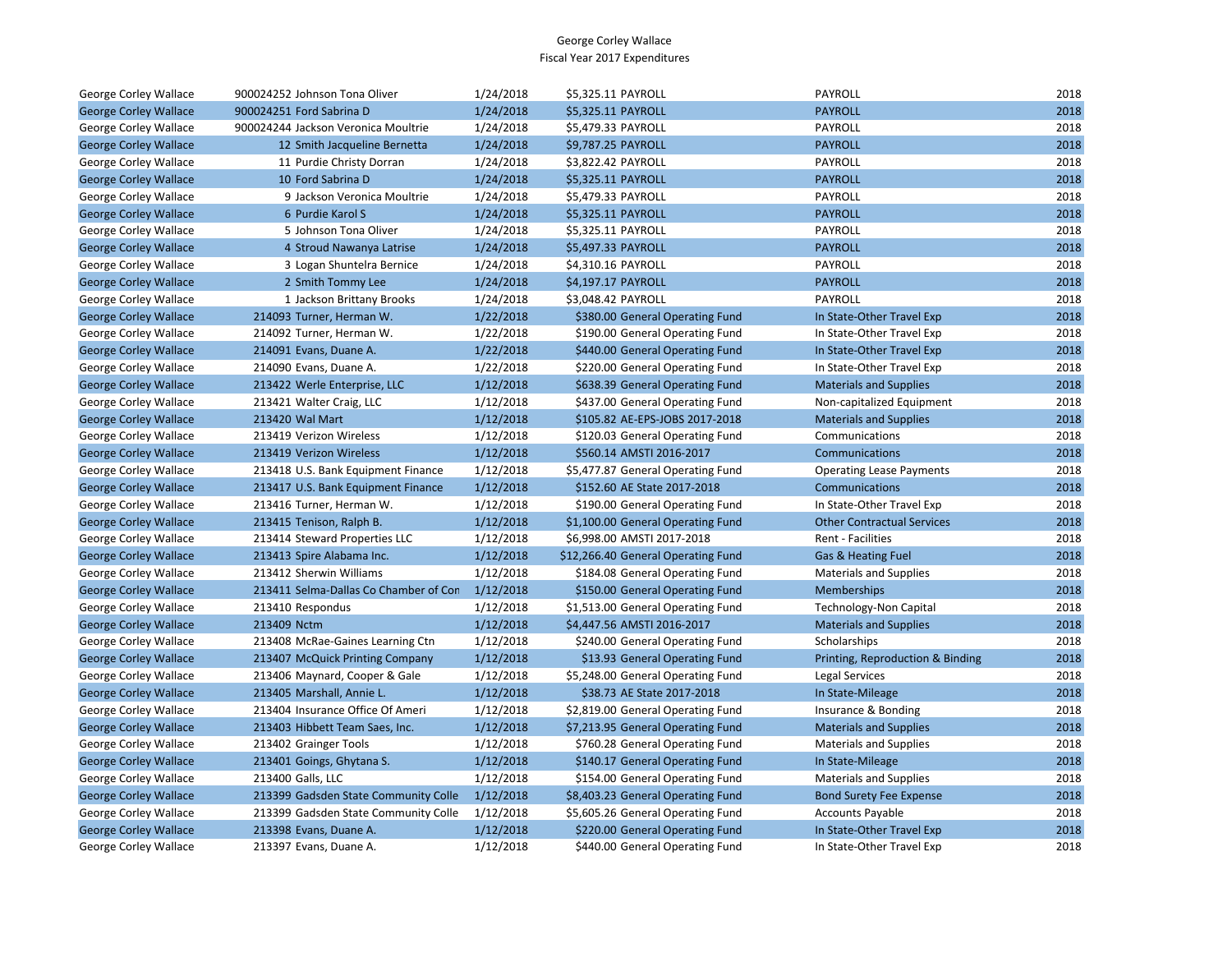George Corley Wallace
Fiscal Year 2017 Expenditures

| | | | | | | |
|---|---|---|---|---|---|---|
| George Corley Wallace | 900024252 Johnson Tona Oliver | 1/24/2018 | $5,325.11 | PAYROLL | PAYROLL | 2018 |
| George Corley Wallace | 900024251 Ford Sabrina D | 1/24/2018 | $5,325.11 | PAYROLL | PAYROLL | 2018 |
| George Corley Wallace | 900024244 Jackson Veronica Moultrie | 1/24/2018 | $5,479.33 | PAYROLL | PAYROLL | 2018 |
| George Corley Wallace | 12 Smith Jacqueline Bernetta | 1/24/2018 | $9,787.25 | PAYROLL | PAYROLL | 2018 |
| George Corley Wallace | 11 Purdie Christy Dorran | 1/24/2018 | $3,822.42 | PAYROLL | PAYROLL | 2018 |
| George Corley Wallace | 10 Ford Sabrina D | 1/24/2018 | $5,325.11 | PAYROLL | PAYROLL | 2018 |
| George Corley Wallace | 9 Jackson Veronica Moultrie | 1/24/2018 | $5,479.33 | PAYROLL | PAYROLL | 2018 |
| George Corley Wallace | 6 Purdie Karol S | 1/24/2018 | $5,325.11 | PAYROLL | PAYROLL | 2018 |
| George Corley Wallace | 5 Johnson Tona Oliver | 1/24/2018 | $5,325.11 | PAYROLL | PAYROLL | 2018 |
| George Corley Wallace | 4 Stroud Nawanya Latrise | 1/24/2018 | $5,497.33 | PAYROLL | PAYROLL | 2018 |
| George Corley Wallace | 3 Logan Shuntelra Bernice | 1/24/2018 | $4,310.16 | PAYROLL | PAYROLL | 2018 |
| George Corley Wallace | 2 Smith Tommy Lee | 1/24/2018 | $4,197.17 | PAYROLL | PAYROLL | 2018 |
| George Corley Wallace | 1 Jackson Brittany Brooks | 1/24/2018 | $3,048.42 | PAYROLL | PAYROLL | 2018 |
| George Corley Wallace | 214093 Turner, Herman W. | 1/22/2018 | $380.00 | General Operating Fund | In State-Other Travel Exp | 2018 |
| George Corley Wallace | 214092 Turner, Herman W. | 1/22/2018 | $190.00 | General Operating Fund | In State-Other Travel Exp | 2018 |
| George Corley Wallace | 214091 Evans, Duane A. | 1/22/2018 | $440.00 | General Operating Fund | In State-Other Travel Exp | 2018 |
| George Corley Wallace | 214090 Evans, Duane A. | 1/22/2018 | $220.00 | General Operating Fund | In State-Other Travel Exp | 2018 |
| George Corley Wallace | 213422 Werle Enterprise, LLC | 1/12/2018 | $638.39 | General Operating Fund | Materials and Supplies | 2018 |
| George Corley Wallace | 213421 Walter Craig, LLC | 1/12/2018 | $437.00 | General Operating Fund | Non-capitalized Equipment | 2018 |
| George Corley Wallace | 213420 Wal Mart | 1/12/2018 | $105.82 | AE-EPS-JOBS 2017-2018 | Materials and Supplies | 2018 |
| George Corley Wallace | 213419 Verizon Wireless | 1/12/2018 | $120.03 | General Operating Fund | Communications | 2018 |
| George Corley Wallace | 213419 Verizon Wireless | 1/12/2018 | $560.14 | AMSTI 2016-2017 | Communications | 2018 |
| George Corley Wallace | 213418 U.S. Bank Equipment Finance | 1/12/2018 | $5,477.87 | General Operating Fund | Operating Lease Payments | 2018 |
| George Corley Wallace | 213417 U.S. Bank Equipment Finance | 1/12/2018 | $152.60 | AE State 2017-2018 | Communications | 2018 |
| George Corley Wallace | 213416 Turner, Herman W. | 1/12/2018 | $190.00 | General Operating Fund | In State-Other Travel Exp | 2018 |
| George Corley Wallace | 213415 Tenison, Ralph B. | 1/12/2018 | $1,100.00 | General Operating Fund | Other Contractual Services | 2018 |
| George Corley Wallace | 213414 Steward Properties LLC | 1/12/2018 | $6,998.00 | AMSTI 2017-2018 | Rent - Facilities | 2018 |
| George Corley Wallace | 213413 Spire Alabama Inc. | 1/12/2018 | $12,266.40 | General Operating Fund | Gas & Heating Fuel | 2018 |
| George Corley Wallace | 213412 Sherwin Williams | 1/12/2018 | $184.08 | General Operating Fund | Materials and Supplies | 2018 |
| George Corley Wallace | 213411 Selma-Dallas Co Chamber of Con | 1/12/2018 | $150.00 | General Operating Fund | Memberships | 2018 |
| George Corley Wallace | 213410 Respondus | 1/12/2018 | $1,513.00 | General Operating Fund | Technology-Non Capital | 2018 |
| George Corley Wallace | 213409 Nctm | 1/12/2018 | $4,447.56 | AMSTI 2016-2017 | Materials and Supplies | 2018 |
| George Corley Wallace | 213408 McRae-Gaines Learning Ctn | 1/12/2018 | $240.00 | General Operating Fund | Scholarships | 2018 |
| George Corley Wallace | 213407 McQuick Printing Company | 1/12/2018 | $13.93 | General Operating Fund | Printing, Reproduction & Binding | 2018 |
| George Corley Wallace | 213406 Maynard, Cooper & Gale | 1/12/2018 | $5,248.00 | General Operating Fund | Legal Services | 2018 |
| George Corley Wallace | 213405 Marshall, Annie L. | 1/12/2018 | $38.73 | AE State 2017-2018 | In State-Mileage | 2018 |
| George Corley Wallace | 213404 Insurance Office Of Ameri | 1/12/2018 | $2,819.00 | General Operating Fund | Insurance & Bonding | 2018 |
| George Corley Wallace | 213403 Hibbett Team Saes, Inc. | 1/12/2018 | $7,213.95 | General Operating Fund | Materials and Supplies | 2018 |
| George Corley Wallace | 213402 Grainger Tools | 1/12/2018 | $760.28 | General Operating Fund | Materials and Supplies | 2018 |
| George Corley Wallace | 213401 Goings, Ghytana S. | 1/12/2018 | $140.17 | General Operating Fund | In State-Mileage | 2018 |
| George Corley Wallace | 213400 Galls, LLC | 1/12/2018 | $154.00 | General Operating Fund | Materials and Supplies | 2018 |
| George Corley Wallace | 213399 Gadsden State Community Colle | 1/12/2018 | $8,403.23 | General Operating Fund | Bond Surety Fee Expense | 2018 |
| George Corley Wallace | 213399 Gadsden State Community Colle | 1/12/2018 | $5,605.26 | General Operating Fund | Accounts Payable | 2018 |
| George Corley Wallace | 213398 Evans, Duane A. | 1/12/2018 | $220.00 | General Operating Fund | In State-Other Travel Exp | 2018 |
| George Corley Wallace | 213397 Evans, Duane A. | 1/12/2018 | $440.00 | General Operating Fund | In State-Other Travel Exp | 2018 |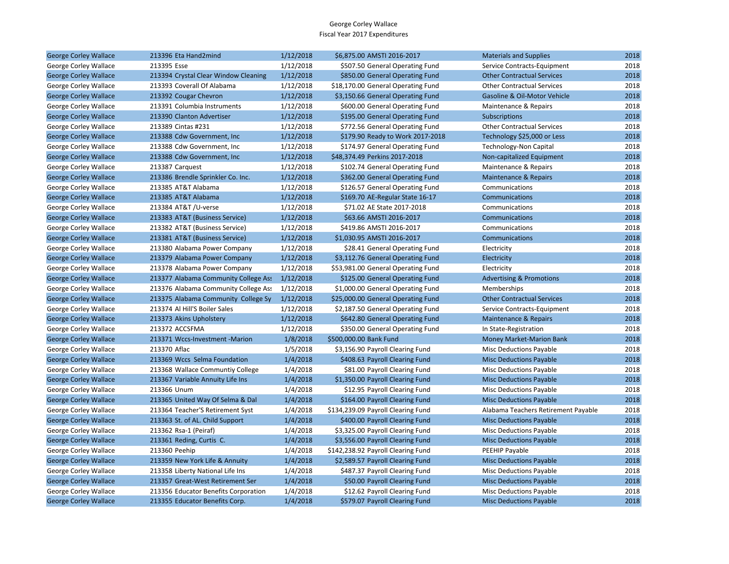George Corley Wallace
Fiscal Year 2017 Expenditures

| | | | | | | |
|---|---|---|---|---|---|---|
| George Corley Wallace | 213396 Eta Hand2mind | 1/12/2018 | $6,875.00 | AMSTI 2016-2017 | Materials and Supplies | 2018 |
| George Corley Wallace | 213395 Esse | 1/12/2018 | $507.50 | General Operating Fund | Service Contracts-Equipment | 2018 |
| George Corley Wallace | 213394 Crystal Clear Window Cleaning | 1/12/2018 | $850.00 | General Operating Fund | Other Contractual Services | 2018 |
| George Corley Wallace | 213393 Coverall Of Alabama | 1/12/2018 | $18,170.00 | General Operating Fund | Other Contractual Services | 2018 |
| George Corley Wallace | 213392 Cougar Chevron | 1/12/2018 | $3,150.66 | General Operating Fund | Gasoline & Oil-Motor Vehicle | 2018 |
| George Corley Wallace | 213391 Columbia Instruments | 1/12/2018 | $600.00 | General Operating Fund | Maintenance & Repairs | 2018 |
| George Corley Wallace | 213390 Clanton Advertiser | 1/12/2018 | $195.00 | General Operating Fund | Subscriptions | 2018 |
| George Corley Wallace | 213389 Cintas #231 | 1/12/2018 | $772.56 | General Operating Fund | Other Contractual Services | 2018 |
| George Corley Wallace | 213388 Cdw Government, Inc | 1/12/2018 | $179.90 | Ready to Work 2017-2018 | Technology $25,000 or Less | 2018 |
| George Corley Wallace | 213388 Cdw Government, Inc | 1/12/2018 | $174.97 | General Operating Fund | Technology-Non Capital | 2018 |
| George Corley Wallace | 213388 Cdw Government, Inc | 1/12/2018 | $48,374.49 | Perkins 2017-2018 | Non-capitalized Equipment | 2018 |
| George Corley Wallace | 213387 Carquest | 1/12/2018 | $102.74 | General Operating Fund | Maintenance & Repairs | 2018 |
| George Corley Wallace | 213386 Brendle Sprinkler Co. Inc. | 1/12/2018 | $362.00 | General Operating Fund | Maintenance & Repairs | 2018 |
| George Corley Wallace | 213385 AT&T Alabama | 1/12/2018 | $126.57 | General Operating Fund | Communications | 2018 |
| George Corley Wallace | 213385 AT&T Alabama | 1/12/2018 | $169.70 | AE-Regular State 16-17 | Communications | 2018 |
| George Corley Wallace | 213384 AT&T /U-verse | 1/12/2018 | $71.02 | AE State 2017-2018 | Communications | 2018 |
| George Corley Wallace | 213383 AT&T (Business Service) | 1/12/2018 | $63.66 | AMSTI 2016-2017 | Communications | 2018 |
| George Corley Wallace | 213382 AT&T (Business Service) | 1/12/2018 | $419.86 | AMSTI 2016-2017 | Communications | 2018 |
| George Corley Wallace | 213381 AT&T (Business Service) | 1/12/2018 | $1,030.95 | AMSTI 2016-2017 | Communications | 2018 |
| George Corley Wallace | 213380 Alabama Power Company | 1/12/2018 | $28.41 | General Operating Fund | Electricity | 2018 |
| George Corley Wallace | 213379 Alabama Power Company | 1/12/2018 | $3,112.76 | General Operating Fund | Electricity | 2018 |
| George Corley Wallace | 213378 Alabama Power Company | 1/12/2018 | $53,981.00 | General Operating Fund | Electricity | 2018 |
| George Corley Wallace | 213377 Alabama Community College Ass | 1/12/2018 | $125.00 | General Operating Fund | Advertising & Promotions | 2018 |
| George Corley Wallace | 213376 Alabama Community College Ass | 1/12/2018 | $1,000.00 | General Operating Fund | Memberships | 2018 |
| George Corley Wallace | 213375 Alabama Community College Sy | 1/12/2018 | $25,000.00 | General Operating Fund | Other Contractual Services | 2018 |
| George Corley Wallace | 213374 Al Hill'S Boiler Sales | 1/12/2018 | $2,187.50 | General Operating Fund | Service Contracts-Equipment | 2018 |
| George Corley Wallace | 213373 Akins Upholstery | 1/12/2018 | $642.80 | General Operating Fund | Maintenance & Repairs | 2018 |
| George Corley Wallace | 213372 ACCSFMA | 1/12/2018 | $350.00 | General Operating Fund | In State-Registration | 2018 |
| George Corley Wallace | 213371 Wccs-Investment -Marion | 1/8/2018 | $500,000.00 | Bank Fund | Money Market-Marion Bank | 2018 |
| George Corley Wallace | 213370 Aflac | 1/5/2018 | $3,156.90 | Payroll Clearing Fund | Misc Deductions Payable | 2018 |
| George Corley Wallace | 213369 Wccs Selma Foundation | 1/4/2018 | $408.63 | Payroll Clearing Fund | Misc Deductions Payable | 2018 |
| George Corley Wallace | 213368 Wallace Communtiy College | 1/4/2018 | $81.00 | Payroll Clearing Fund | Misc Deductions Payable | 2018 |
| George Corley Wallace | 213367 Variable Annuity Life Ins | 1/4/2018 | $1,350.00 | Payroll Clearing Fund | Misc Deductions Payable | 2018 |
| George Corley Wallace | 213366 Unum | 1/4/2018 | $12.95 | Payroll Clearing Fund | Misc Deductions Payable | 2018 |
| George Corley Wallace | 213365 United Way Of Selma & Dal | 1/4/2018 | $164.00 | Payroll Clearing Fund | Misc Deductions Payable | 2018 |
| George Corley Wallace | 213364 Teacher'S Retirement Syst | 1/4/2018 | $134,239.09 | Payroll Clearing Fund | Alabama Teachers Retirement Payable | 2018 |
| George Corley Wallace | 213363 St. of AL. Child Support | 1/4/2018 | $400.00 | Payroll Clearing Fund | Misc Deductions Payable | 2018 |
| George Corley Wallace | 213362 Rsa-1 (Peiraf) | 1/4/2018 | $3,325.00 | Payroll Clearing Fund | Misc Deductions Payable | 2018 |
| George Corley Wallace | 213361 Reding, Curtis C. | 1/4/2018 | $3,556.00 | Payroll Clearing Fund | Misc Deductions Payable | 2018 |
| George Corley Wallace | 213360 Peehip | 1/4/2018 | $142,238.92 | Payroll Clearing Fund | PEEHIP Payable | 2018 |
| George Corley Wallace | 213359 New York Life & Annuity | 1/4/2018 | $2,589.57 | Payroll Clearing Fund | Misc Deductions Payable | 2018 |
| George Corley Wallace | 213358 Liberty National Life Ins | 1/4/2018 | $487.37 | Payroll Clearing Fund | Misc Deductions Payable | 2018 |
| George Corley Wallace | 213357 Great-West Retirement Ser | 1/4/2018 | $50.00 | Payroll Clearing Fund | Misc Deductions Payable | 2018 |
| George Corley Wallace | 213356 Educator Benefits Corporation | 1/4/2018 | $12.62 | Payroll Clearing Fund | Misc Deductions Payable | 2018 |
| George Corley Wallace | 213355 Educator Benefits Corp. | 1/4/2018 | $579.07 | Payroll Clearing Fund | Misc Deductions Payable | 2018 |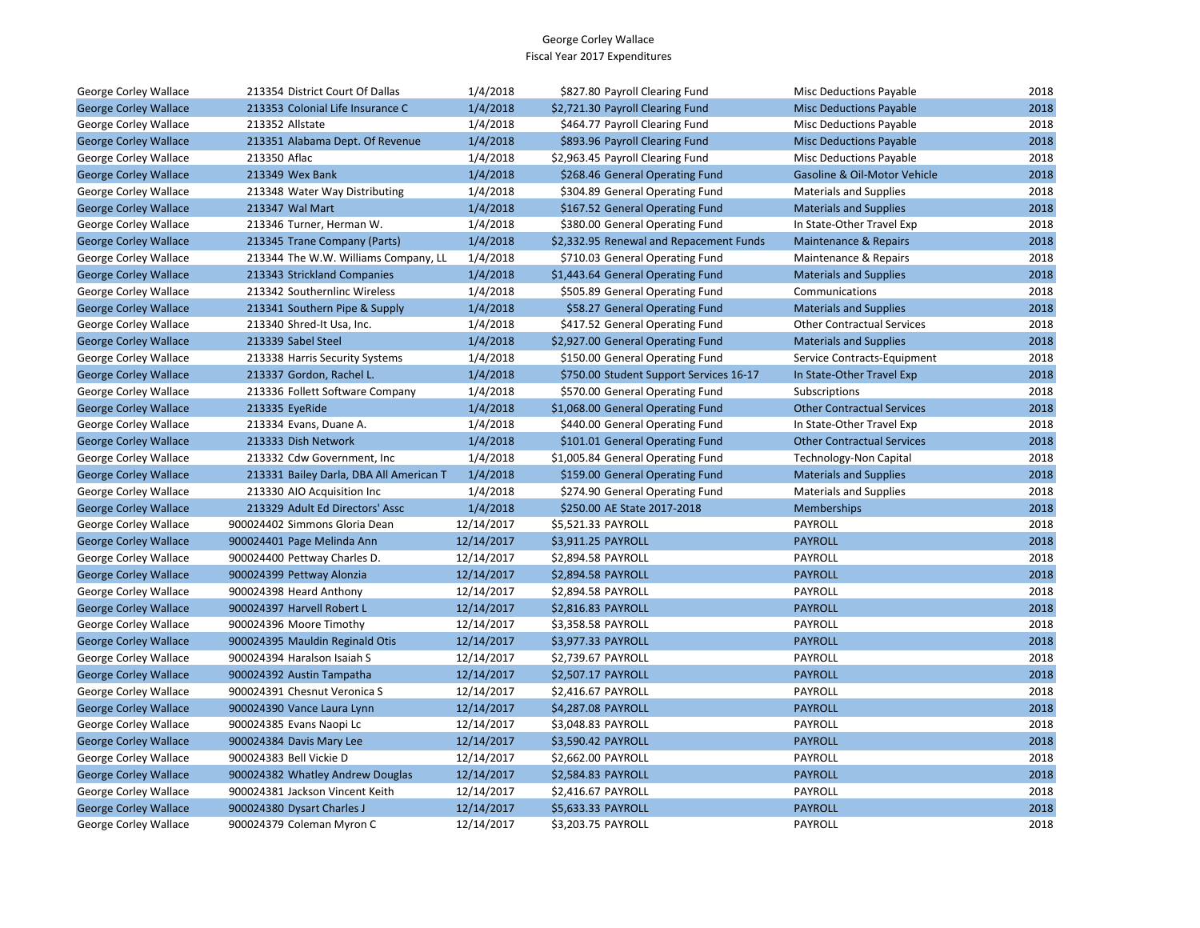George Corley Wallace
Fiscal Year 2017 Expenditures

| | | | | | | |
|---|---|---|---|---|---|---|
| George Corley Wallace | 213354 | District Court Of Dallas | 1/4/2018 | $827.80 | Payroll Clearing Fund | Misc Deductions Payable | 2018 |
| George Corley Wallace | 213353 | Colonial Life Insurance C | 1/4/2018 | $2,721.30 | Payroll Clearing Fund | Misc Deductions Payable | 2018 |
| George Corley Wallace | 213352 | Allstate | 1/4/2018 | $464.77 | Payroll Clearing Fund | Misc Deductions Payable | 2018 |
| George Corley Wallace | 213351 | Alabama Dept. Of Revenue | 1/4/2018 | $893.96 | Payroll Clearing Fund | Misc Deductions Payable | 2018 |
| George Corley Wallace | 213350 | Aflac | 1/4/2018 | $2,963.45 | Payroll Clearing Fund | Misc Deductions Payable | 2018 |
| George Corley Wallace | 213349 | Wex Bank | 1/4/2018 | $268.46 | General Operating Fund | Gasoline & Oil-Motor Vehicle | 2018 |
| George Corley Wallace | 213348 | Water Way Distributing | 1/4/2018 | $304.89 | General Operating Fund | Materials and Supplies | 2018 |
| George Corley Wallace | 213347 | Wal Mart | 1/4/2018 | $167.52 | General Operating Fund | Materials and Supplies | 2018 |
| George Corley Wallace | 213346 | Turner, Herman W. | 1/4/2018 | $380.00 | General Operating Fund | In State-Other Travel Exp | 2018 |
| George Corley Wallace | 213345 | Trane Company (Parts) | 1/4/2018 | $2,332.95 | Renewal and Repacement Funds | Maintenance & Repairs | 2018 |
| George Corley Wallace | 213344 | The W.W. Williams Company, LL | 1/4/2018 | $710.03 | General Operating Fund | Maintenance & Repairs | 2018 |
| George Corley Wallace | 213343 | Strickland Companies | 1/4/2018 | $1,443.64 | General Operating Fund | Materials and Supplies | 2018 |
| George Corley Wallace | 213342 | Southernlinc Wireless | 1/4/2018 | $505.89 | General Operating Fund | Communications | 2018 |
| George Corley Wallace | 213341 | Southern Pipe & Supply | 1/4/2018 | $58.27 | General Operating Fund | Materials and Supplies | 2018 |
| George Corley Wallace | 213340 | Shred-It Usa, Inc. | 1/4/2018 | $417.52 | General Operating Fund | Other Contractual Services | 2018 |
| George Corley Wallace | 213339 | Sabel Steel | 1/4/2018 | $2,927.00 | General Operating Fund | Materials and Supplies | 2018 |
| George Corley Wallace | 213338 | Harris Security Systems | 1/4/2018 | $150.00 | General Operating Fund | Service Contracts-Equipment | 2018 |
| George Corley Wallace | 213337 | Gordon, Rachel L. | 1/4/2018 | $750.00 | Student Support Services 16-17 | In State-Other Travel Exp | 2018 |
| George Corley Wallace | 213336 | Follett Software Company | 1/4/2018 | $570.00 | General Operating Fund | Subscriptions | 2018 |
| George Corley Wallace | 213335 | EyeRide | 1/4/2018 | $1,068.00 | General Operating Fund | Other Contractual Services | 2018 |
| George Corley Wallace | 213334 | Evans, Duane A. | 1/4/2018 | $440.00 | General Operating Fund | In State-Other Travel Exp | 2018 |
| George Corley Wallace | 213333 | Dish Network | 1/4/2018 | $101.01 | General Operating Fund | Other Contractual Services | 2018 |
| George Corley Wallace | 213332 | Cdw Government, Inc | 1/4/2018 | $1,005.84 | General Operating Fund | Technology-Non Capital | 2018 |
| George Corley Wallace | 213331 | Bailey Darla, DBA All American T | 1/4/2018 | $159.00 | General Operating Fund | Materials and Supplies | 2018 |
| George Corley Wallace | 213330 | AIO Acquisition Inc | 1/4/2018 | $274.90 | General Operating Fund | Materials and Supplies | 2018 |
| George Corley Wallace | 213329 | Adult Ed Directors' Assc | 1/4/2018 | $250.00 | AE State 2017-2018 | Memberships | 2018 |
| George Corley Wallace | 900024402 | Simmons Gloria Dean | 12/14/2017 | $5,521.33 | PAYROLL | PAYROLL | 2018 |
| George Corley Wallace | 900024401 | Page Melinda Ann | 12/14/2017 | $3,911.25 | PAYROLL | PAYROLL | 2018 |
| George Corley Wallace | 900024400 | Pettway Charles D. | 12/14/2017 | $2,894.58 | PAYROLL | PAYROLL | 2018 |
| George Corley Wallace | 900024399 | Pettway Alonzia | 12/14/2017 | $2,894.58 | PAYROLL | PAYROLL | 2018 |
| George Corley Wallace | 900024398 | Heard Anthony | 12/14/2017 | $2,894.58 | PAYROLL | PAYROLL | 2018 |
| George Corley Wallace | 900024397 | Harvell Robert L | 12/14/2017 | $2,816.83 | PAYROLL | PAYROLL | 2018 |
| George Corley Wallace | 900024396 | Moore Timothy | 12/14/2017 | $3,358.58 | PAYROLL | PAYROLL | 2018 |
| George Corley Wallace | 900024395 | Mauldin Reginald Otis | 12/14/2017 | $3,977.33 | PAYROLL | PAYROLL | 2018 |
| George Corley Wallace | 900024394 | Haralson Isaiah S | 12/14/2017 | $2,739.67 | PAYROLL | PAYROLL | 2018 |
| George Corley Wallace | 900024392 | Austin Tampatha | 12/14/2017 | $2,507.17 | PAYROLL | PAYROLL | 2018 |
| George Corley Wallace | 900024391 | Chesnut Veronica S | 12/14/2017 | $2,416.67 | PAYROLL | PAYROLL | 2018 |
| George Corley Wallace | 900024390 | Vance Laura Lynn | 12/14/2017 | $4,287.08 | PAYROLL | PAYROLL | 2018 |
| George Corley Wallace | 900024385 | Evans Naopi Lc | 12/14/2017 | $3,048.83 | PAYROLL | PAYROLL | 2018 |
| George Corley Wallace | 900024384 | Davis Mary Lee | 12/14/2017 | $3,590.42 | PAYROLL | PAYROLL | 2018 |
| George Corley Wallace | 900024383 | Bell Vickie D | 12/14/2017 | $2,662.00 | PAYROLL | PAYROLL | 2018 |
| George Corley Wallace | 900024382 | Whatley Andrew Douglas | 12/14/2017 | $2,584.83 | PAYROLL | PAYROLL | 2018 |
| George Corley Wallace | 900024381 | Jackson Vincent Keith | 12/14/2017 | $2,416.67 | PAYROLL | PAYROLL | 2018 |
| George Corley Wallace | 900024380 | Dysart Charles J | 12/14/2017 | $5,633.33 | PAYROLL | PAYROLL | 2018 |
| George Corley Wallace | 900024379 | Coleman Myron C | 12/14/2017 | $3,203.75 | PAYROLL | PAYROLL | 2018 |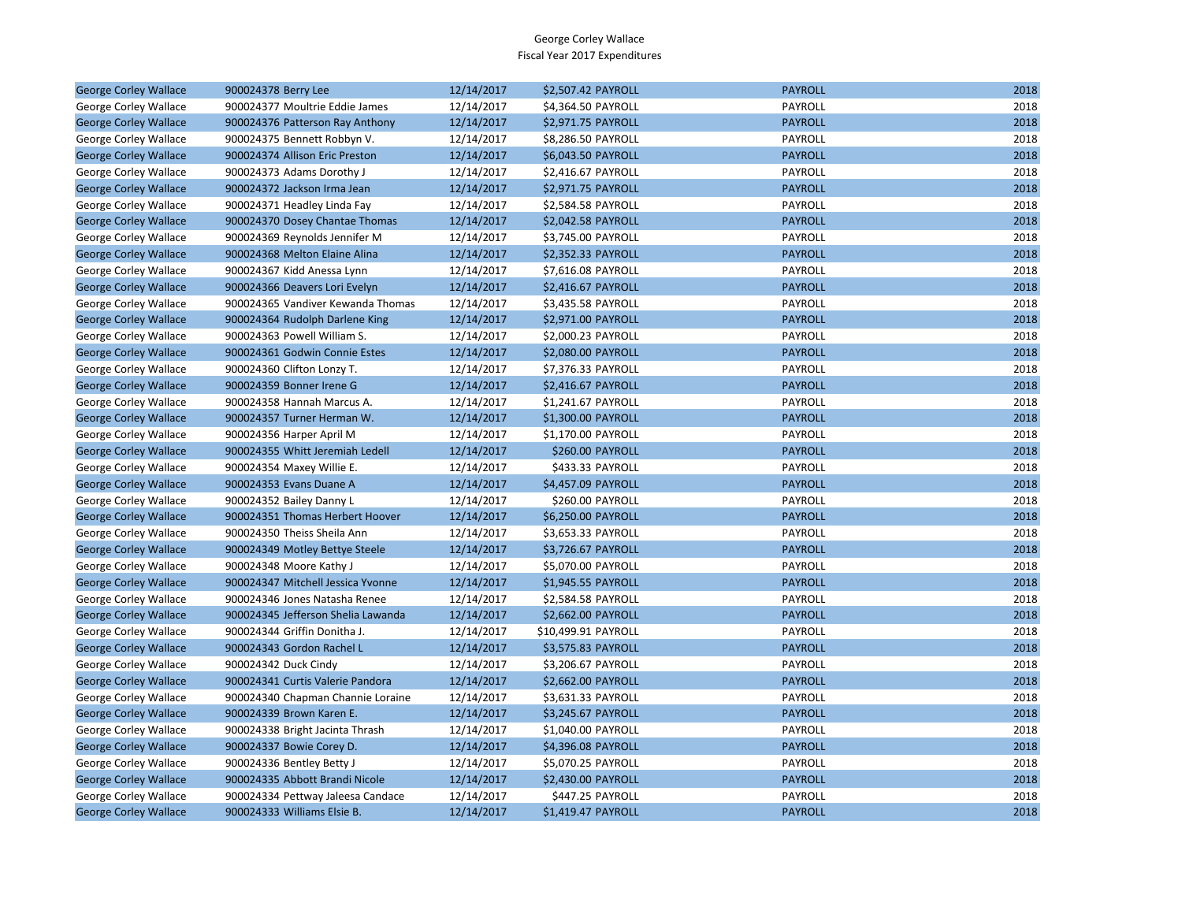George Corley Wallace
Fiscal Year 2017 Expenditures

| George Corley Wallace | 900024378 Berry Lee | 12/14/2017 | $2,507.42 PAYROLL | PAYROLL | 2018 |
|---|---|---|---|---|---|
| George Corley Wallace | 900024377 Moultrie Eddie James | 12/14/2017 | $4,364.50 PAYROLL | PAYROLL | 2018 |
| George Corley Wallace | 900024376 Patterson Ray Anthony | 12/14/2017 | $2,971.75 PAYROLL | PAYROLL | 2018 |
| George Corley Wallace | 900024375 Bennett Robbyn V. | 12/14/2017 | $8,286.50 PAYROLL | PAYROLL | 2018 |
| George Corley Wallace | 900024374 Allison Eric Preston | 12/14/2017 | $6,043.50 PAYROLL | PAYROLL | 2018 |
| George Corley Wallace | 900024373 Adams Dorothy J | 12/14/2017 | $2,416.67 PAYROLL | PAYROLL | 2018 |
| George Corley Wallace | 900024372 Jackson Irma Jean | 12/14/2017 | $2,971.75 PAYROLL | PAYROLL | 2018 |
| George Corley Wallace | 900024371 Headley Linda Fay | 12/14/2017 | $2,584.58 PAYROLL | PAYROLL | 2018 |
| George Corley Wallace | 900024370 Dosey Chantae Thomas | 12/14/2017 | $2,042.58 PAYROLL | PAYROLL | 2018 |
| George Corley Wallace | 900024369 Reynolds Jennifer M | 12/14/2017 | $3,745.00 PAYROLL | PAYROLL | 2018 |
| George Corley Wallace | 900024368 Melton Elaine Alina | 12/14/2017 | $2,352.33 PAYROLL | PAYROLL | 2018 |
| George Corley Wallace | 900024367 Kidd Anessa Lynn | 12/14/2017 | $7,616.08 PAYROLL | PAYROLL | 2018 |
| George Corley Wallace | 900024366 Deavers Lori Evelyn | 12/14/2017 | $2,416.67 PAYROLL | PAYROLL | 2018 |
| George Corley Wallace | 900024365 Vandiver Kewanda Thomas | 12/14/2017 | $3,435.58 PAYROLL | PAYROLL | 2018 |
| George Corley Wallace | 900024364 Rudolph Darlene King | 12/14/2017 | $2,971.00 PAYROLL | PAYROLL | 2018 |
| George Corley Wallace | 900024363 Powell William S. | 12/14/2017 | $2,000.23 PAYROLL | PAYROLL | 2018 |
| George Corley Wallace | 900024361 Godwin Connie Estes | 12/14/2017 | $2,080.00 PAYROLL | PAYROLL | 2018 |
| George Corley Wallace | 900024360 Clifton Lonzy T. | 12/14/2017 | $7,376.33 PAYROLL | PAYROLL | 2018 |
| George Corley Wallace | 900024359 Bonner Irene G | 12/14/2017 | $2,416.67 PAYROLL | PAYROLL | 2018 |
| George Corley Wallace | 900024358 Hannah Marcus A. | 12/14/2017 | $1,241.67 PAYROLL | PAYROLL | 2018 |
| George Corley Wallace | 900024357 Turner Herman W. | 12/14/2017 | $1,300.00 PAYROLL | PAYROLL | 2018 |
| George Corley Wallace | 900024356 Harper April M | 12/14/2017 | $1,170.00 PAYROLL | PAYROLL | 2018 |
| George Corley Wallace | 900024355 Whitt Jeremiah Ledell | 12/14/2017 | $260.00 PAYROLL | PAYROLL | 2018 |
| George Corley Wallace | 900024354 Maxey Willie E. | 12/14/2017 | $433.33 PAYROLL | PAYROLL | 2018 |
| George Corley Wallace | 900024353 Evans Duane A | 12/14/2017 | $4,457.09 PAYROLL | PAYROLL | 2018 |
| George Corley Wallace | 900024352 Bailey Danny L | 12/14/2017 | $260.00 PAYROLL | PAYROLL | 2018 |
| George Corley Wallace | 900024351 Thomas Herbert Hoover | 12/14/2017 | $6,250.00 PAYROLL | PAYROLL | 2018 |
| George Corley Wallace | 900024350 Theiss Sheila Ann | 12/14/2017 | $3,653.33 PAYROLL | PAYROLL | 2018 |
| George Corley Wallace | 900024349 Motley Bettye Steele | 12/14/2017 | $3,726.67 PAYROLL | PAYROLL | 2018 |
| George Corley Wallace | 900024348 Moore Kathy J | 12/14/2017 | $5,070.00 PAYROLL | PAYROLL | 2018 |
| George Corley Wallace | 900024347 Mitchell Jessica Yvonne | 12/14/2017 | $1,945.55 PAYROLL | PAYROLL | 2018 |
| George Corley Wallace | 900024346 Jones Natasha Renee | 12/14/2017 | $2,584.58 PAYROLL | PAYROLL | 2018 |
| George Corley Wallace | 900024345 Jefferson Shelia Lawanda | 12/14/2017 | $2,662.00 PAYROLL | PAYROLL | 2018 |
| George Corley Wallace | 900024344 Griffin Donitha J. | 12/14/2017 | $10,499.91 PAYROLL | PAYROLL | 2018 |
| George Corley Wallace | 900024343 Gordon Rachel L | 12/14/2017 | $3,575.83 PAYROLL | PAYROLL | 2018 |
| George Corley Wallace | 900024342 Duck Cindy | 12/14/2017 | $3,206.67 PAYROLL | PAYROLL | 2018 |
| George Corley Wallace | 900024341 Curtis Valerie Pandora | 12/14/2017 | $2,662.00 PAYROLL | PAYROLL | 2018 |
| George Corley Wallace | 900024340 Chapman Channie Loraine | 12/14/2017 | $3,631.33 PAYROLL | PAYROLL | 2018 |
| George Corley Wallace | 900024339 Brown Karen E. | 12/14/2017 | $3,245.67 PAYROLL | PAYROLL | 2018 |
| George Corley Wallace | 900024338 Bright Jacinta Thrash | 12/14/2017 | $1,040.00 PAYROLL | PAYROLL | 2018 |
| George Corley Wallace | 900024337 Bowie Corey D. | 12/14/2017 | $4,396.08 PAYROLL | PAYROLL | 2018 |
| George Corley Wallace | 900024336 Bentley Betty J | 12/14/2017 | $5,070.25 PAYROLL | PAYROLL | 2018 |
| George Corley Wallace | 900024335 Abbott Brandi Nicole | 12/14/2017 | $2,430.00 PAYROLL | PAYROLL | 2018 |
| George Corley Wallace | 900024334 Pettway Jaleesa Candace | 12/14/2017 | $447.25 PAYROLL | PAYROLL | 2018 |
| George Corley Wallace | 900024333 Williams Elsie B. | 12/14/2017 | $1,419.47 PAYROLL | PAYROLL | 2018 |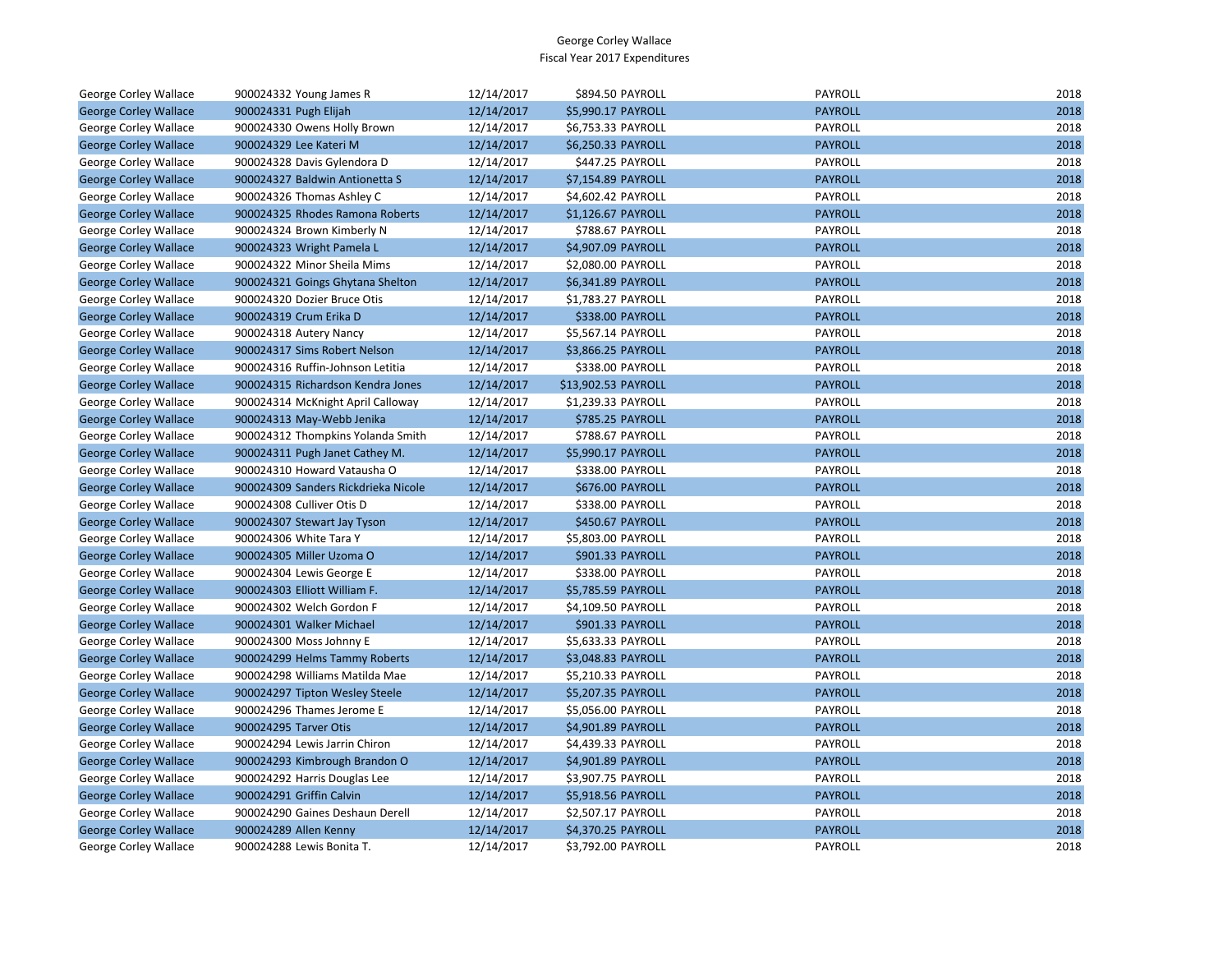George Corley Wallace
Fiscal Year 2017 Expenditures

| | | | | | | |
|---|---|---|---|---|---|---|
| George Corley Wallace | 900024332 Young James R | 12/14/2017 | $894.50 | PAYROLL | PAYROLL | 2018 |
| George Corley Wallace | 900024331 Pugh Elijah | 12/14/2017 | $5,990.17 | PAYROLL | PAYROLL | 2018 |
| George Corley Wallace | 900024330 Owens Holly Brown | 12/14/2017 | $6,753.33 | PAYROLL | PAYROLL | 2018 |
| George Corley Wallace | 900024329 Lee Kateri M | 12/14/2017 | $6,250.33 | PAYROLL | PAYROLL | 2018 |
| George Corley Wallace | 900024328 Davis Gylendora D | 12/14/2017 | $447.25 | PAYROLL | PAYROLL | 2018 |
| George Corley Wallace | 900024327 Baldwin Antionetta S | 12/14/2017 | $7,154.89 | PAYROLL | PAYROLL | 2018 |
| George Corley Wallace | 900024326 Thomas Ashley C | 12/14/2017 | $4,602.42 | PAYROLL | PAYROLL | 2018 |
| George Corley Wallace | 900024325 Rhodes Ramona Roberts | 12/14/2017 | $1,126.67 | PAYROLL | PAYROLL | 2018 |
| George Corley Wallace | 900024324 Brown Kimberly N | 12/14/2017 | $788.67 | PAYROLL | PAYROLL | 2018 |
| George Corley Wallace | 900024323 Wright Pamela L | 12/14/2017 | $4,907.09 | PAYROLL | PAYROLL | 2018 |
| George Corley Wallace | 900024322 Minor Sheila Mims | 12/14/2017 | $2,080.00 | PAYROLL | PAYROLL | 2018 |
| George Corley Wallace | 900024321 Goings Ghytana Shelton | 12/14/2017 | $6,341.89 | PAYROLL | PAYROLL | 2018 |
| George Corley Wallace | 900024320 Dozier Bruce Otis | 12/14/2017 | $1,783.27 | PAYROLL | PAYROLL | 2018 |
| George Corley Wallace | 900024319 Crum Erika D | 12/14/2017 | $338.00 | PAYROLL | PAYROLL | 2018 |
| George Corley Wallace | 900024318 Autery Nancy | 12/14/2017 | $5,567.14 | PAYROLL | PAYROLL | 2018 |
| George Corley Wallace | 900024317 Sims Robert Nelson | 12/14/2017 | $3,866.25 | PAYROLL | PAYROLL | 2018 |
| George Corley Wallace | 900024316 Ruffin-Johnson Letitia | 12/14/2017 | $338.00 | PAYROLL | PAYROLL | 2018 |
| George Corley Wallace | 900024315 Richardson Kendra Jones | 12/14/2017 | $13,902.53 | PAYROLL | PAYROLL | 2018 |
| George Corley Wallace | 900024314 McKnight April Calloway | 12/14/2017 | $1,239.33 | PAYROLL | PAYROLL | 2018 |
| George Corley Wallace | 900024313 May-Webb Jenika | 12/14/2017 | $785.25 | PAYROLL | PAYROLL | 2018 |
| George Corley Wallace | 900024312 Thompkins Yolanda Smith | 12/14/2017 | $788.67 | PAYROLL | PAYROLL | 2018 |
| George Corley Wallace | 900024311 Pugh Janet Cathey M. | 12/14/2017 | $5,990.17 | PAYROLL | PAYROLL | 2018 |
| George Corley Wallace | 900024310 Howard Vatausha O | 12/14/2017 | $338.00 | PAYROLL | PAYROLL | 2018 |
| George Corley Wallace | 900024309 Sanders Rickdrieka Nicole | 12/14/2017 | $676.00 | PAYROLL | PAYROLL | 2018 |
| George Corley Wallace | 900024308 Culliver Otis D | 12/14/2017 | $338.00 | PAYROLL | PAYROLL | 2018 |
| George Corley Wallace | 900024307 Stewart Jay Tyson | 12/14/2017 | $450.67 | PAYROLL | PAYROLL | 2018 |
| George Corley Wallace | 900024306 White Tara Y | 12/14/2017 | $5,803.00 | PAYROLL | PAYROLL | 2018 |
| George Corley Wallace | 900024305 Miller Uzoma O | 12/14/2017 | $901.33 | PAYROLL | PAYROLL | 2018 |
| George Corley Wallace | 900024304 Lewis George E | 12/14/2017 | $338.00 | PAYROLL | PAYROLL | 2018 |
| George Corley Wallace | 900024303 Elliott William F. | 12/14/2017 | $5,785.59 | PAYROLL | PAYROLL | 2018 |
| George Corley Wallace | 900024302 Welch Gordon F | 12/14/2017 | $4,109.50 | PAYROLL | PAYROLL | 2018 |
| George Corley Wallace | 900024301 Walker Michael | 12/14/2017 | $901.33 | PAYROLL | PAYROLL | 2018 |
| George Corley Wallace | 900024300 Moss Johnny E | 12/14/2017 | $5,633.33 | PAYROLL | PAYROLL | 2018 |
| George Corley Wallace | 900024299 Helms Tammy Roberts | 12/14/2017 | $3,048.83 | PAYROLL | PAYROLL | 2018 |
| George Corley Wallace | 900024298 Williams Matilda Mae | 12/14/2017 | $5,210.33 | PAYROLL | PAYROLL | 2018 |
| George Corley Wallace | 900024297 Tipton Wesley Steele | 12/14/2017 | $5,207.35 | PAYROLL | PAYROLL | 2018 |
| George Corley Wallace | 900024296 Thames Jerome E | 12/14/2017 | $5,056.00 | PAYROLL | PAYROLL | 2018 |
| George Corley Wallace | 900024295 Tarver Otis | 12/14/2017 | $4,901.89 | PAYROLL | PAYROLL | 2018 |
| George Corley Wallace | 900024294 Lewis Jarrin Chiron | 12/14/2017 | $4,439.33 | PAYROLL | PAYROLL | 2018 |
| George Corley Wallace | 900024293 Kimbrough Brandon O | 12/14/2017 | $4,901.89 | PAYROLL | PAYROLL | 2018 |
| George Corley Wallace | 900024292 Harris Douglas Lee | 12/14/2017 | $3,907.75 | PAYROLL | PAYROLL | 2018 |
| George Corley Wallace | 900024291 Griffin Calvin | 12/14/2017 | $5,918.56 | PAYROLL | PAYROLL | 2018 |
| George Corley Wallace | 900024290 Gaines Deshaun Derell | 12/14/2017 | $2,507.17 | PAYROLL | PAYROLL | 2018 |
| George Corley Wallace | 900024289 Allen Kenny | 12/14/2017 | $4,370.25 | PAYROLL | PAYROLL | 2018 |
| George Corley Wallace | 900024288 Lewis Bonita T. | 12/14/2017 | $3,792.00 | PAYROLL | PAYROLL | 2018 |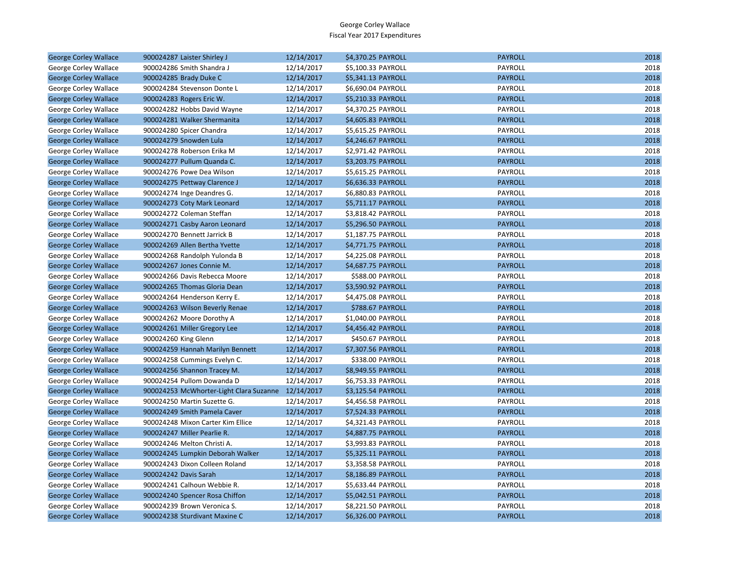George Corley Wallace
Fiscal Year 2017 Expenditures

| | | | | | |
|---|---|---|---|---|---|
| George Corley Wallace | 900024287 Laister Shirley J | 12/14/2017 | $4,370.25 PAYROLL | PAYROLL | 2018 |
| George Corley Wallace | 900024286 Smith Shandra J | 12/14/2017 | $5,100.33 PAYROLL | PAYROLL | 2018 |
| George Corley Wallace | 900024285 Brady Duke C | 12/14/2017 | $5,341.13 PAYROLL | PAYROLL | 2018 |
| George Corley Wallace | 900024284 Stevenson Donte L | 12/14/2017 | $6,690.04 PAYROLL | PAYROLL | 2018 |
| George Corley Wallace | 900024283 Rogers Eric W. | 12/14/2017 | $5,210.33 PAYROLL | PAYROLL | 2018 |
| George Corley Wallace | 900024282 Hobbs David Wayne | 12/14/2017 | $4,370.25 PAYROLL | PAYROLL | 2018 |
| George Corley Wallace | 900024281 Walker Shermanita | 12/14/2017 | $4,605.83 PAYROLL | PAYROLL | 2018 |
| George Corley Wallace | 900024280 Spicer Chandra | 12/14/2017 | $5,615.25 PAYROLL | PAYROLL | 2018 |
| George Corley Wallace | 900024279 Snowden Lula | 12/14/2017 | $4,246.67 PAYROLL | PAYROLL | 2018 |
| George Corley Wallace | 900024278 Roberson Erika M | 12/14/2017 | $2,971.42 PAYROLL | PAYROLL | 2018 |
| George Corley Wallace | 900024277 Pullum Quanda C. | 12/14/2017 | $3,203.75 PAYROLL | PAYROLL | 2018 |
| George Corley Wallace | 900024276 Powe Dea Wilson | 12/14/2017 | $5,615.25 PAYROLL | PAYROLL | 2018 |
| George Corley Wallace | 900024275 Pettway Clarence J | 12/14/2017 | $6,636.33 PAYROLL | PAYROLL | 2018 |
| George Corley Wallace | 900024274 Inge Deandres G. | 12/14/2017 | $6,880.83 PAYROLL | PAYROLL | 2018 |
| George Corley Wallace | 900024273 Coty Mark Leonard | 12/14/2017 | $5,711.17 PAYROLL | PAYROLL | 2018 |
| George Corley Wallace | 900024272 Coleman Steffan | 12/14/2017 | $3,818.42 PAYROLL | PAYROLL | 2018 |
| George Corley Wallace | 900024271 Casby Aaron Leonard | 12/14/2017 | $5,296.50 PAYROLL | PAYROLL | 2018 |
| George Corley Wallace | 900024270 Bennett Jarrick B | 12/14/2017 | $1,187.75 PAYROLL | PAYROLL | 2018 |
| George Corley Wallace | 900024269 Allen Bertha Yvette | 12/14/2017 | $4,771.75 PAYROLL | PAYROLL | 2018 |
| George Corley Wallace | 900024268 Randolph Yulonda B | 12/14/2017 | $4,225.08 PAYROLL | PAYROLL | 2018 |
| George Corley Wallace | 900024267 Jones Connie M. | 12/14/2017 | $4,687.75 PAYROLL | PAYROLL | 2018 |
| George Corley Wallace | 900024266 Davis Rebecca Moore | 12/14/2017 | $588.00 PAYROLL | PAYROLL | 2018 |
| George Corley Wallace | 900024265 Thomas Gloria Dean | 12/14/2017 | $3,590.92 PAYROLL | PAYROLL | 2018 |
| George Corley Wallace | 900024264 Henderson Kerry E. | 12/14/2017 | $4,475.08 PAYROLL | PAYROLL | 2018 |
| George Corley Wallace | 900024263 Wilson Beverly Renae | 12/14/2017 | $788.67 PAYROLL | PAYROLL | 2018 |
| George Corley Wallace | 900024262 Moore Dorothy A | 12/14/2017 | $1,040.00 PAYROLL | PAYROLL | 2018 |
| George Corley Wallace | 900024261 Miller Gregory Lee | 12/14/2017 | $4,456.42 PAYROLL | PAYROLL | 2018 |
| George Corley Wallace | 900024260 King Glenn | 12/14/2017 | $450.67 PAYROLL | PAYROLL | 2018 |
| George Corley Wallace | 900024259 Hannah Marilyn Bennett | 12/14/2017 | $7,307.56 PAYROLL | PAYROLL | 2018 |
| George Corley Wallace | 900024258 Cummings Evelyn C. | 12/14/2017 | $338.00 PAYROLL | PAYROLL | 2018 |
| George Corley Wallace | 900024256 Shannon Tracey M. | 12/14/2017 | $8,949.55 PAYROLL | PAYROLL | 2018 |
| George Corley Wallace | 900024254 Pullom Dowanda D | 12/14/2017 | $6,753.33 PAYROLL | PAYROLL | 2018 |
| George Corley Wallace | 900024253 McWhorter-Light Clara Suzanne | 12/14/2017 | $3,125.54 PAYROLL | PAYROLL | 2018 |
| George Corley Wallace | 900024250 Martin Suzette G. | 12/14/2017 | $4,456.58 PAYROLL | PAYROLL | 2018 |
| George Corley Wallace | 900024249 Smith Pamela Caver | 12/14/2017 | $7,524.33 PAYROLL | PAYROLL | 2018 |
| George Corley Wallace | 900024248 Mixon Carter Kim Ellice | 12/14/2017 | $4,321.43 PAYROLL | PAYROLL | 2018 |
| George Corley Wallace | 900024247 Miller Pearlie R. | 12/14/2017 | $4,887.75 PAYROLL | PAYROLL | 2018 |
| George Corley Wallace | 900024246 Melton Christi A. | 12/14/2017 | $3,993.83 PAYROLL | PAYROLL | 2018 |
| George Corley Wallace | 900024245 Lumpkin Deborah Walker | 12/14/2017 | $5,325.11 PAYROLL | PAYROLL | 2018 |
| George Corley Wallace | 900024243 Dixon Colleen Roland | 12/14/2017 | $3,358.58 PAYROLL | PAYROLL | 2018 |
| George Corley Wallace | 900024242 Davis Sarah | 12/14/2017 | $8,186.89 PAYROLL | PAYROLL | 2018 |
| George Corley Wallace | 900024241 Calhoun Webbie R. | 12/14/2017 | $5,633.44 PAYROLL | PAYROLL | 2018 |
| George Corley Wallace | 900024240 Spencer Rosa Chiffon | 12/14/2017 | $5,042.51 PAYROLL | PAYROLL | 2018 |
| George Corley Wallace | 900024239 Brown Veronica S. | 12/14/2017 | $8,221.50 PAYROLL | PAYROLL | 2018 |
| George Corley Wallace | 900024238 Sturdivant Maxine C | 12/14/2017 | $6,326.00 PAYROLL | PAYROLL | 2018 |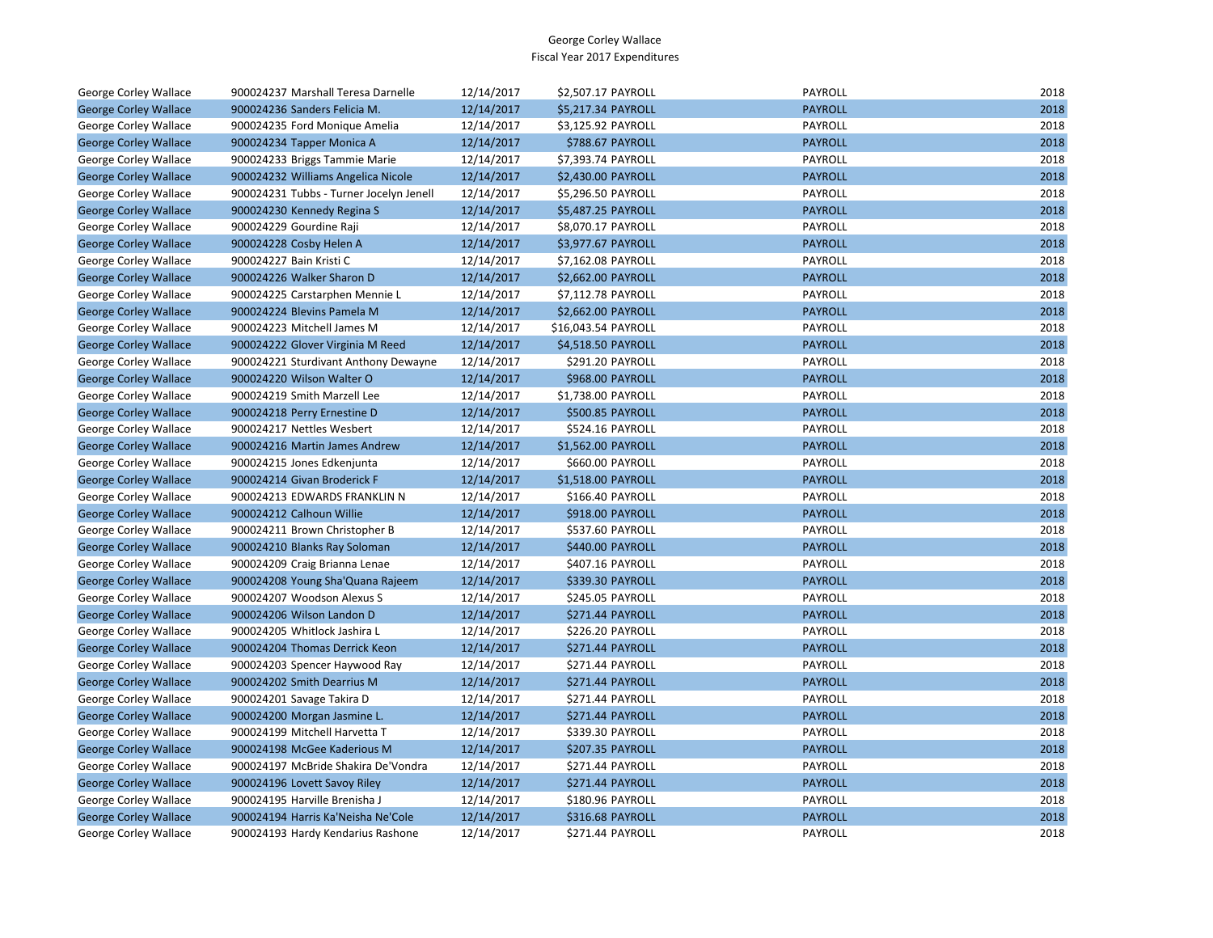George Corley Wallace
Fiscal Year 2017 Expenditures

| | | | | | | |
|---|---|---|---|---|---|---|
| George Corley Wallace | 900024237 Marshall Teresa Darnelle | 12/14/2017 | $2,507.17 | PAYROLL | PAYROLL | 2018 |
| George Corley Wallace | 900024236 Sanders Felicia M. | 12/14/2017 | $5,217.34 | PAYROLL | PAYROLL | 2018 |
| George Corley Wallace | 900024235 Ford Monique Amelia | 12/14/2017 | $3,125.92 | PAYROLL | PAYROLL | 2018 |
| George Corley Wallace | 900024234 Tapper Monica A | 12/14/2017 | $788.67 | PAYROLL | PAYROLL | 2018 |
| George Corley Wallace | 900024233 Briggs Tammie Marie | 12/14/2017 | $7,393.74 | PAYROLL | PAYROLL | 2018 |
| George Corley Wallace | 900024232 Williams Angelica Nicole | 12/14/2017 | $2,430.00 | PAYROLL | PAYROLL | 2018 |
| George Corley Wallace | 900024231 Tubbs - Turner Jocelyn Jenell | 12/14/2017 | $5,296.50 | PAYROLL | PAYROLL | 2018 |
| George Corley Wallace | 900024230 Kennedy Regina S | 12/14/2017 | $5,487.25 | PAYROLL | PAYROLL | 2018 |
| George Corley Wallace | 900024229 Gourdine Raji | 12/14/2017 | $8,070.17 | PAYROLL | PAYROLL | 2018 |
| George Corley Wallace | 900024228 Cosby Helen A | 12/14/2017 | $3,977.67 | PAYROLL | PAYROLL | 2018 |
| George Corley Wallace | 900024227 Bain Kristi C | 12/14/2017 | $7,162.08 | PAYROLL | PAYROLL | 2018 |
| George Corley Wallace | 900024226 Walker Sharon D | 12/14/2017 | $2,662.00 | PAYROLL | PAYROLL | 2018 |
| George Corley Wallace | 900024225 Carstarphen Mennie L | 12/14/2017 | $7,112.78 | PAYROLL | PAYROLL | 2018 |
| George Corley Wallace | 900024224 Blevins Pamela M | 12/14/2017 | $2,662.00 | PAYROLL | PAYROLL | 2018 |
| George Corley Wallace | 900024223 Mitchell James M | 12/14/2017 | $16,043.54 | PAYROLL | PAYROLL | 2018 |
| George Corley Wallace | 900024222 Glover Virginia M Reed | 12/14/2017 | $4,518.50 | PAYROLL | PAYROLL | 2018 |
| George Corley Wallace | 900024221 Sturdivant Anthony Dewayne | 12/14/2017 | $291.20 | PAYROLL | PAYROLL | 2018 |
| George Corley Wallace | 900024220 Wilson Walter O | 12/14/2017 | $968.00 | PAYROLL | PAYROLL | 2018 |
| George Corley Wallace | 900024219 Smith Marzell Lee | 12/14/2017 | $1,738.00 | PAYROLL | PAYROLL | 2018 |
| George Corley Wallace | 900024218 Perry Ernestine D | 12/14/2017 | $500.85 | PAYROLL | PAYROLL | 2018 |
| George Corley Wallace | 900024217 Nettles Wesbert | 12/14/2017 | $524.16 | PAYROLL | PAYROLL | 2018 |
| George Corley Wallace | 900024216 Martin James Andrew | 12/14/2017 | $1,562.00 | PAYROLL | PAYROLL | 2018 |
| George Corley Wallace | 900024215 Jones Edkenjunta | 12/14/2017 | $660.00 | PAYROLL | PAYROLL | 2018 |
| George Corley Wallace | 900024214 Givan Broderick F | 12/14/2017 | $1,518.00 | PAYROLL | PAYROLL | 2018 |
| George Corley Wallace | 900024213 EDWARDS FRANKLIN N | 12/14/2017 | $166.40 | PAYROLL | PAYROLL | 2018 |
| George Corley Wallace | 900024212 Calhoun Willie | 12/14/2017 | $918.00 | PAYROLL | PAYROLL | 2018 |
| George Corley Wallace | 900024211 Brown Christopher B | 12/14/2017 | $537.60 | PAYROLL | PAYROLL | 2018 |
| George Corley Wallace | 900024210 Blanks Ray Soloman | 12/14/2017 | $440.00 | PAYROLL | PAYROLL | 2018 |
| George Corley Wallace | 900024209 Craig Brianna Lenae | 12/14/2017 | $407.16 | PAYROLL | PAYROLL | 2018 |
| George Corley Wallace | 900024208 Young Sha'Quana Rajeem | 12/14/2017 | $339.30 | PAYROLL | PAYROLL | 2018 |
| George Corley Wallace | 900024207 Woodson Alexus S | 12/14/2017 | $245.05 | PAYROLL | PAYROLL | 2018 |
| George Corley Wallace | 900024206 Wilson Landon D | 12/14/2017 | $271.44 | PAYROLL | PAYROLL | 2018 |
| George Corley Wallace | 900024205 Whitlock Jashira L | 12/14/2017 | $226.20 | PAYROLL | PAYROLL | 2018 |
| George Corley Wallace | 900024204 Thomas Derrick Keon | 12/14/2017 | $271.44 | PAYROLL | PAYROLL | 2018 |
| George Corley Wallace | 900024203 Spencer Haywood Ray | 12/14/2017 | $271.44 | PAYROLL | PAYROLL | 2018 |
| George Corley Wallace | 900024202 Smith Dearrius M | 12/14/2017 | $271.44 | PAYROLL | PAYROLL | 2018 |
| George Corley Wallace | 900024201 Savage Takira D | 12/14/2017 | $271.44 | PAYROLL | PAYROLL | 2018 |
| George Corley Wallace | 900024200 Morgan Jasmine L. | 12/14/2017 | $271.44 | PAYROLL | PAYROLL | 2018 |
| George Corley Wallace | 900024199 Mitchell Harvetta T | 12/14/2017 | $339.30 | PAYROLL | PAYROLL | 2018 |
| George Corley Wallace | 900024198 McGee Kaderious M | 12/14/2017 | $207.35 | PAYROLL | PAYROLL | 2018 |
| George Corley Wallace | 900024197 McBride Shakira De'Vondra | 12/14/2017 | $271.44 | PAYROLL | PAYROLL | 2018 |
| George Corley Wallace | 900024196 Lovett Savoy Riley | 12/14/2017 | $271.44 | PAYROLL | PAYROLL | 2018 |
| George Corley Wallace | 900024195 Harville Brenisha J | 12/14/2017 | $180.96 | PAYROLL | PAYROLL | 2018 |
| George Corley Wallace | 900024194 Harris Ka'Neisha Ne'Cole | 12/14/2017 | $316.68 | PAYROLL | PAYROLL | 2018 |
| George Corley Wallace | 900024193 Hardy Kendarius Rashone | 12/14/2017 | $271.44 | PAYROLL | PAYROLL | 2018 |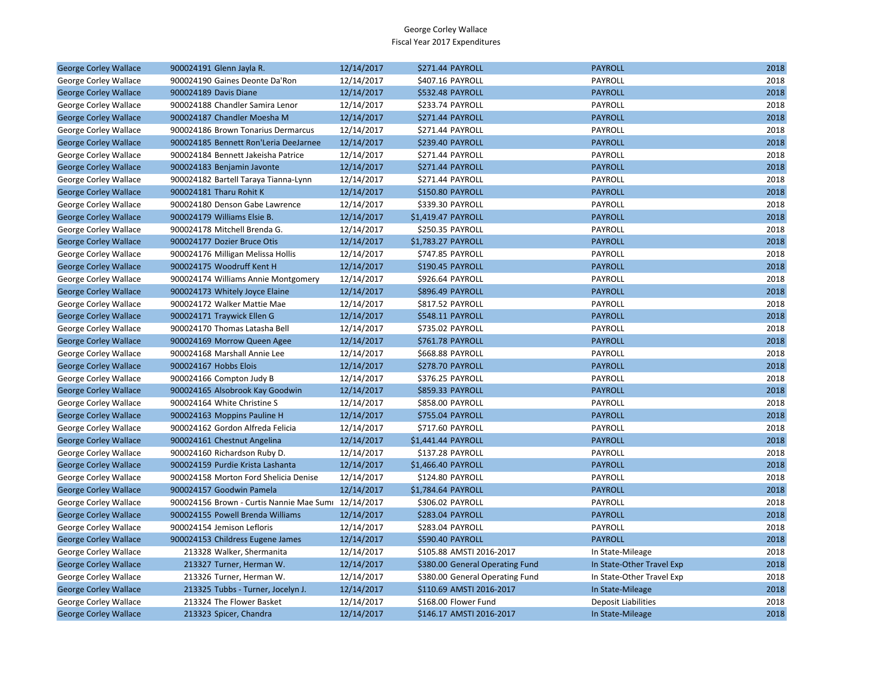George Corley Wallace
Fiscal Year 2017 Expenditures

| | | | | | | |
|---|---|---|---|---|---|---|
| George Corley Wallace | 900024191 | Glenn Jayla R. | 12/14/2017 | $271.44 | PAYROLL | PAYROLL | 2018 |
| George Corley Wallace | 900024190 | Gaines Deonte Da'Ron | 12/14/2017 | $407.16 | PAYROLL | PAYROLL | 2018 |
| George Corley Wallace | 900024189 | Davis Diane | 12/14/2017 | $532.48 | PAYROLL | PAYROLL | 2018 |
| George Corley Wallace | 900024188 | Chandler Samira Lenor | 12/14/2017 | $233.74 | PAYROLL | PAYROLL | 2018 |
| George Corley Wallace | 900024187 | Chandler Moesha M | 12/14/2017 | $271.44 | PAYROLL | PAYROLL | 2018 |
| George Corley Wallace | 900024186 | Brown Tonarius Dermarcus | 12/14/2017 | $271.44 | PAYROLL | PAYROLL | 2018 |
| George Corley Wallace | 900024185 | Bennett Ron'Leria DeeJarnee | 12/14/2017 | $239.40 | PAYROLL | PAYROLL | 2018 |
| George Corley Wallace | 900024184 | Bennett Jakeisha Patrice | 12/14/2017 | $271.44 | PAYROLL | PAYROLL | 2018 |
| George Corley Wallace | 900024183 | Benjamin Javonte | 12/14/2017 | $271.44 | PAYROLL | PAYROLL | 2018 |
| George Corley Wallace | 900024182 | Bartell Taraya Tianna-Lynn | 12/14/2017 | $271.44 | PAYROLL | PAYROLL | 2018 |
| George Corley Wallace | 900024181 | Tharu Rohit K | 12/14/2017 | $150.80 | PAYROLL | PAYROLL | 2018 |
| George Corley Wallace | 900024180 | Denson Gabe Lawrence | 12/14/2017 | $339.30 | PAYROLL | PAYROLL | 2018 |
| George Corley Wallace | 900024179 | Williams Elsie B. | 12/14/2017 | $1,419.47 | PAYROLL | PAYROLL | 2018 |
| George Corley Wallace | 900024178 | Mitchell Brenda G. | 12/14/2017 | $250.35 | PAYROLL | PAYROLL | 2018 |
| George Corley Wallace | 900024177 | Dozier Bruce Otis | 12/14/2017 | $1,783.27 | PAYROLL | PAYROLL | 2018 |
| George Corley Wallace | 900024176 | Milligan Melissa Hollis | 12/14/2017 | $747.85 | PAYROLL | PAYROLL | 2018 |
| George Corley Wallace | 900024175 | Woodruff Kent H | 12/14/2017 | $190.45 | PAYROLL | PAYROLL | 2018 |
| George Corley Wallace | 900024174 | Williams Annie Montgomery | 12/14/2017 | $926.64 | PAYROLL | PAYROLL | 2018 |
| George Corley Wallace | 900024173 | Whitely Joyce Elaine | 12/14/2017 | $896.49 | PAYROLL | PAYROLL | 2018 |
| George Corley Wallace | 900024172 | Walker Mattie Mae | 12/14/2017 | $817.52 | PAYROLL | PAYROLL | 2018 |
| George Corley Wallace | 900024171 | Traywick Ellen G | 12/14/2017 | $548.11 | PAYROLL | PAYROLL | 2018 |
| George Corley Wallace | 900024170 | Thomas Latasha Bell | 12/14/2017 | $735.02 | PAYROLL | PAYROLL | 2018 |
| George Corley Wallace | 900024169 | Morrow Queen Agee | 12/14/2017 | $761.78 | PAYROLL | PAYROLL | 2018 |
| George Corley Wallace | 900024168 | Marshall Annie Lee | 12/14/2017 | $668.88 | PAYROLL | PAYROLL | 2018 |
| George Corley Wallace | 900024167 | Hobbs Elois | 12/14/2017 | $278.70 | PAYROLL | PAYROLL | 2018 |
| George Corley Wallace | 900024166 | Compton Judy B | 12/14/2017 | $376.25 | PAYROLL | PAYROLL | 2018 |
| George Corley Wallace | 900024165 | Alsobrook Kay Goodwin | 12/14/2017 | $859.33 | PAYROLL | PAYROLL | 2018 |
| George Corley Wallace | 900024164 | White Christine S | 12/14/2017 | $858.00 | PAYROLL | PAYROLL | 2018 |
| George Corley Wallace | 900024163 | Moppins Pauline H | 12/14/2017 | $755.04 | PAYROLL | PAYROLL | 2018 |
| George Corley Wallace | 900024162 | Gordon Alfreda Felicia | 12/14/2017 | $717.60 | PAYROLL | PAYROLL | 2018 |
| George Corley Wallace | 900024161 | Chestnut Angelina | 12/14/2017 | $1,441.44 | PAYROLL | PAYROLL | 2018 |
| George Corley Wallace | 900024160 | Richardson Ruby D. | 12/14/2017 | $137.28 | PAYROLL | PAYROLL | 2018 |
| George Corley Wallace | 900024159 | Purdie Krista Lashanta | 12/14/2017 | $1,466.40 | PAYROLL | PAYROLL | 2018 |
| George Corley Wallace | 900024158 | Morton Ford Shelicia Denise | 12/14/2017 | $124.80 | PAYROLL | PAYROLL | 2018 |
| George Corley Wallace | 900024157 | Goodwin Pamela | 12/14/2017 | $1,784.64 | PAYROLL | PAYROLL | 2018 |
| George Corley Wallace | 900024156 | Brown - Curtis Nannie Mae Sumı | 12/14/2017 | $306.02 | PAYROLL | PAYROLL | 2018 |
| George Corley Wallace | 900024155 | Powell Brenda Williams | 12/14/2017 | $283.04 | PAYROLL | PAYROLL | 2018 |
| George Corley Wallace | 900024154 | Jemison Lefloris | 12/14/2017 | $283.04 | PAYROLL | PAYROLL | 2018 |
| George Corley Wallace | 900024153 | Childress Eugene James | 12/14/2017 | $590.40 | PAYROLL | PAYROLL | 2018 |
| George Corley Wallace | 213328 | Walker, Shermanita | 12/14/2017 | $105.88 | AMSTI 2016-2017 | In State-Mileage | 2018 |
| George Corley Wallace | 213327 | Turner, Herman W. | 12/14/2017 | $380.00 | General Operating Fund | In State-Other Travel Exp | 2018 |
| George Corley Wallace | 213326 | Turner, Herman W. | 12/14/2017 | $380.00 | General Operating Fund | In State-Other Travel Exp | 2018 |
| George Corley Wallace | 213325 | Tubbs - Turner, Jocelyn J. | 12/14/2017 | $110.69 | AMSTI 2016-2017 | In State-Mileage | 2018 |
| George Corley Wallace | 213324 | The Flower Basket | 12/14/2017 | $168.00 | Flower Fund | Deposit Liabilities | 2018 |
| George Corley Wallace | 213323 | Spicer, Chandra | 12/14/2017 | $146.17 | AMSTI 2016-2017 | In State-Mileage | 2018 |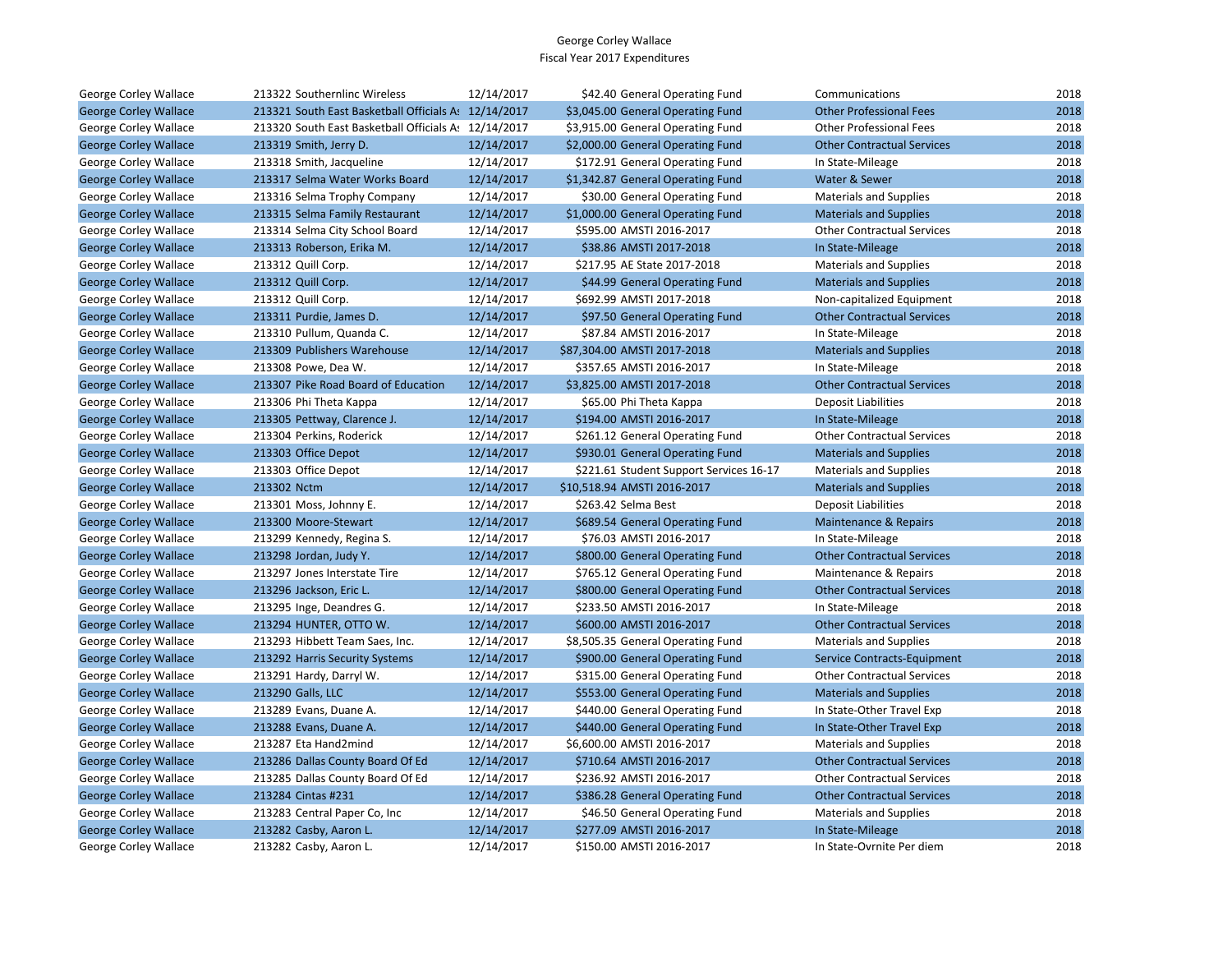George Corley Wallace
Fiscal Year 2017 Expenditures

| | | | | | | |
|---|---|---|---|---|---|---|
| George Corley Wallace | 213322 Southernlinc Wireless | 12/14/2017 | $42.40 | General Operating Fund | Communications | 2018 |
| George Corley Wallace | 213321 South East Basketball Officials A: | 12/14/2017 | $3,045.00 | General Operating Fund | Other Professional Fees | 2018 |
| George Corley Wallace | 213320 South East Basketball Officials A: | 12/14/2017 | $3,915.00 | General Operating Fund | Other Professional Fees | 2018 |
| George Corley Wallace | 213319 Smith, Jerry D. | 12/14/2017 | $2,000.00 | General Operating Fund | Other Contractual Services | 2018 |
| George Corley Wallace | 213318 Smith, Jacqueline | 12/14/2017 | $172.91 | General Operating Fund | In State-Mileage | 2018 |
| George Corley Wallace | 213317 Selma Water Works Board | 12/14/2017 | $1,342.87 | General Operating Fund | Water & Sewer | 2018 |
| George Corley Wallace | 213316 Selma Trophy Company | 12/14/2017 | $30.00 | General Operating Fund | Materials and Supplies | 2018 |
| George Corley Wallace | 213315 Selma Family Restaurant | 12/14/2017 | $1,000.00 | General Operating Fund | Materials and Supplies | 2018 |
| George Corley Wallace | 213314 Selma City School Board | 12/14/2017 | $595.00 | AMSTI 2016-2017 | Other Contractual Services | 2018 |
| George Corley Wallace | 213313 Roberson, Erika M. | 12/14/2017 | $38.86 | AMSTI 2017-2018 | In State-Mileage | 2018 |
| George Corley Wallace | 213312 Quill Corp. | 12/14/2017 | $217.95 | AE State 2017-2018 | Materials and Supplies | 2018 |
| George Corley Wallace | 213312 Quill Corp. | 12/14/2017 | $44.99 | General Operating Fund | Materials and Supplies | 2018 |
| George Corley Wallace | 213312 Quill Corp. | 12/14/2017 | $692.99 | AMSTI 2017-2018 | Non-capitalized Equipment | 2018 |
| George Corley Wallace | 213311 Purdie, James D. | 12/14/2017 | $97.50 | General Operating Fund | Other Contractual Services | 2018 |
| George Corley Wallace | 213310 Pullum, Quanda C. | 12/14/2017 | $87.84 | AMSTI 2016-2017 | In State-Mileage | 2018 |
| George Corley Wallace | 213309 Publishers Warehouse | 12/14/2017 | $87,304.00 | AMSTI 2017-2018 | Materials and Supplies | 2018 |
| George Corley Wallace | 213308 Powe, Dea W. | 12/14/2017 | $357.65 | AMSTI 2016-2017 | In State-Mileage | 2018 |
| George Corley Wallace | 213307 Pike Road Board of Education | 12/14/2017 | $3,825.00 | AMSTI 2017-2018 | Other Contractual Services | 2018 |
| George Corley Wallace | 213306 Phi Theta Kappa | 12/14/2017 | $65.00 | Phi Theta Kappa | Deposit Liabilities | 2018 |
| George Corley Wallace | 213305 Pettway, Clarence J. | 12/14/2017 | $194.00 | AMSTI 2016-2017 | In State-Mileage | 2018 |
| George Corley Wallace | 213304 Perkins, Roderick | 12/14/2017 | $261.12 | General Operating Fund | Other Contractual Services | 2018 |
| George Corley Wallace | 213303 Office Depot | 12/14/2017 | $930.01 | General Operating Fund | Materials and Supplies | 2018 |
| George Corley Wallace | 213303 Office Depot | 12/14/2017 | $221.61 | Student Support Services 16-17 | Materials and Supplies | 2018 |
| George Corley Wallace | 213302 Nctm | 12/14/2017 | $10,518.94 | AMSTI 2016-2017 | Materials and Supplies | 2018 |
| George Corley Wallace | 213301 Moss, Johnny E. | 12/14/2017 | $263.42 | Selma Best | Deposit Liabilities | 2018 |
| George Corley Wallace | 213300 Moore-Stewart | 12/14/2017 | $689.54 | General Operating Fund | Maintenance & Repairs | 2018 |
| George Corley Wallace | 213299 Kennedy, Regina S. | 12/14/2017 | $76.03 | AMSTI 2016-2017 | In State-Mileage | 2018 |
| George Corley Wallace | 213298 Jordan, Judy Y. | 12/14/2017 | $800.00 | General Operating Fund | Other Contractual Services | 2018 |
| George Corley Wallace | 213297 Jones Interstate Tire | 12/14/2017 | $765.12 | General Operating Fund | Maintenance & Repairs | 2018 |
| George Corley Wallace | 213296 Jackson, Eric L. | 12/14/2017 | $800.00 | General Operating Fund | Other Contractual Services | 2018 |
| George Corley Wallace | 213295 Inge, Deandres G. | 12/14/2017 | $233.50 | AMSTI 2016-2017 | In State-Mileage | 2018 |
| George Corley Wallace | 213294 HUNTER, OTTO W. | 12/14/2017 | $600.00 | AMSTI 2016-2017 | Other Contractual Services | 2018 |
| George Corley Wallace | 213293 Hibbett Team Saes, Inc. | 12/14/2017 | $8,505.35 | General Operating Fund | Materials and Supplies | 2018 |
| George Corley Wallace | 213292 Harris Security Systems | 12/14/2017 | $900.00 | General Operating Fund | Service Contracts-Equipment | 2018 |
| George Corley Wallace | 213291 Hardy, Darryl W. | 12/14/2017 | $315.00 | General Operating Fund | Other Contractual Services | 2018 |
| George Corley Wallace | 213290 Galls, LLC | 12/14/2017 | $553.00 | General Operating Fund | Materials and Supplies | 2018 |
| George Corley Wallace | 213289 Evans, Duane A. | 12/14/2017 | $440.00 | General Operating Fund | In State-Other Travel Exp | 2018 |
| George Corley Wallace | 213288 Evans, Duane A. | 12/14/2017 | $440.00 | General Operating Fund | In State-Other Travel Exp | 2018 |
| George Corley Wallace | 213287 Eta Hand2mind | 12/14/2017 | $6,600.00 | AMSTI 2016-2017 | Materials and Supplies | 2018 |
| George Corley Wallace | 213286 Dallas County Board Of Ed | 12/14/2017 | $710.64 | AMSTI 2016-2017 | Other Contractual Services | 2018 |
| George Corley Wallace | 213285 Dallas County Board Of Ed | 12/14/2017 | $236.92 | AMSTI 2016-2017 | Other Contractual Services | 2018 |
| George Corley Wallace | 213284 Cintas #231 | 12/14/2017 | $386.28 | General Operating Fund | Other Contractual Services | 2018 |
| George Corley Wallace | 213283 Central Paper Co, Inc | 12/14/2017 | $46.50 | General Operating Fund | Materials and Supplies | 2018 |
| George Corley Wallace | 213282 Casby, Aaron L. | 12/14/2017 | $277.09 | AMSTI 2016-2017 | In State-Mileage | 2018 |
| George Corley Wallace | 213282 Casby, Aaron L. | 12/14/2017 | $150.00 | AMSTI 2016-2017 | In State-Ovrnite Per diem | 2018 |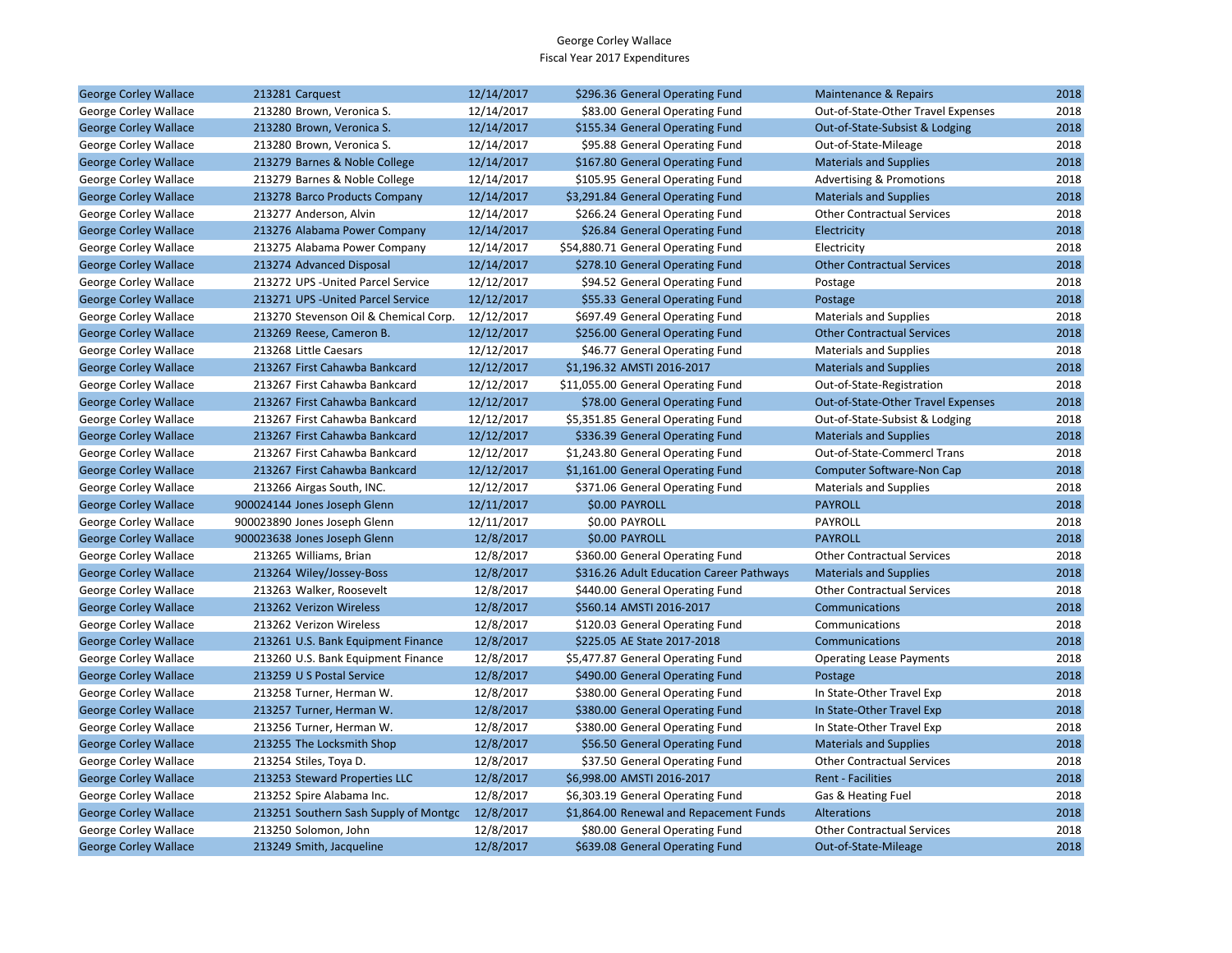George Corley Wallace
Fiscal Year 2017 Expenditures

| | | | | | | | |
|---|---|---|---|---|---|---|---|
| George Corley Wallace | 213281 | Carquest | 12/14/2017 | $296.36 | General Operating Fund | Maintenance & Repairs | 2018 |
| George Corley Wallace | 213280 | Brown, Veronica S. | 12/14/2017 | $83.00 | General Operating Fund | Out-of-State-Other Travel Expenses | 2018 |
| George Corley Wallace | 213280 | Brown, Veronica S. | 12/14/2017 | $155.34 | General Operating Fund | Out-of-State-Subsist & Lodging | 2018 |
| George Corley Wallace | 213280 | Brown, Veronica S. | 12/14/2017 | $95.88 | General Operating Fund | Out-of-State-Mileage | 2018 |
| George Corley Wallace | 213279 | Barnes & Noble College | 12/14/2017 | $167.80 | General Operating Fund | Materials and Supplies | 2018 |
| George Corley Wallace | 213279 | Barnes & Noble College | 12/14/2017 | $105.95 | General Operating Fund | Advertising & Promotions | 2018 |
| George Corley Wallace | 213278 | Barco Products Company | 12/14/2017 | $3,291.84 | General Operating Fund | Materials and Supplies | 2018 |
| George Corley Wallace | 213277 | Anderson, Alvin | 12/14/2017 | $266.24 | General Operating Fund | Other Contractual Services | 2018 |
| George Corley Wallace | 213276 | Alabama Power Company | 12/14/2017 | $26.84 | General Operating Fund | Electricity | 2018 |
| George Corley Wallace | 213275 | Alabama Power Company | 12/14/2017 | $54,880.71 | General Operating Fund | Electricity | 2018 |
| George Corley Wallace | 213274 | Advanced Disposal | 12/14/2017 | $278.10 | General Operating Fund | Other Contractual Services | 2018 |
| George Corley Wallace | 213272 | UPS -United Parcel Service | 12/12/2017 | $94.52 | General Operating Fund | Postage | 2018 |
| George Corley Wallace | 213271 | UPS -United Parcel Service | 12/12/2017 | $55.33 | General Operating Fund | Postage | 2018 |
| George Corley Wallace | 213270 | Stevenson Oil & Chemical Corp. | 12/12/2017 | $697.49 | General Operating Fund | Materials and Supplies | 2018 |
| George Corley Wallace | 213269 | Reese, Cameron B. | 12/12/2017 | $256.00 | General Operating Fund | Other Contractual Services | 2018 |
| George Corley Wallace | 213268 | Little Caesars | 12/12/2017 | $46.77 | General Operating Fund | Materials and Supplies | 2018 |
| George Corley Wallace | 213267 | First Cahawba Bankcard | 12/12/2017 | $1,196.32 | AMSTI 2016-2017 | Materials and Supplies | 2018 |
| George Corley Wallace | 213267 | First Cahawba Bankcard | 12/12/2017 | $11,055.00 | General Operating Fund | Out-of-State-Registration | 2018 |
| George Corley Wallace | 213267 | First Cahawba Bankcard | 12/12/2017 | $78.00 | General Operating Fund | Out-of-State-Other Travel Expenses | 2018 |
| George Corley Wallace | 213267 | First Cahawba Bankcard | 12/12/2017 | $5,351.85 | General Operating Fund | Out-of-State-Subsist & Lodging | 2018 |
| George Corley Wallace | 213267 | First Cahawba Bankcard | 12/12/2017 | $336.39 | General Operating Fund | Materials and Supplies | 2018 |
| George Corley Wallace | 213267 | First Cahawba Bankcard | 12/12/2017 | $1,243.80 | General Operating Fund | Out-of-State-Commercl Trans | 2018 |
| George Corley Wallace | 213267 | First Cahawba Bankcard | 12/12/2017 | $1,161.00 | General Operating Fund | Computer Software-Non Cap | 2018 |
| George Corley Wallace | 213266 | Airgas South, INC. | 12/12/2017 | $371.06 | General Operating Fund | Materials and Supplies | 2018 |
| George Corley Wallace | 900024144 | Jones Joseph Glenn | 12/11/2017 | $0.00 | PAYROLL | PAYROLL | 2018 |
| George Corley Wallace | 900023890 | Jones Joseph Glenn | 12/11/2017 | $0.00 | PAYROLL | PAYROLL | 2018 |
| George Corley Wallace | 900023638 | Jones Joseph Glenn | 12/8/2017 | $0.00 | PAYROLL | PAYROLL | 2018 |
| George Corley Wallace | 213265 | Williams, Brian | 12/8/2017 | $360.00 | General Operating Fund | Other Contractual Services | 2018 |
| George Corley Wallace | 213264 | Wiley/Jossey-Boss | 12/8/2017 | $316.26 | Adult Education Career Pathways | Materials and Supplies | 2018 |
| George Corley Wallace | 213263 | Walker, Roosevelt | 12/8/2017 | $440.00 | General Operating Fund | Other Contractual Services | 2018 |
| George Corley Wallace | 213262 | Verizon Wireless | 12/8/2017 | $560.14 | AMSTI 2016-2017 | Communications | 2018 |
| George Corley Wallace | 213262 | Verizon Wireless | 12/8/2017 | $120.03 | General Operating Fund | Communications | 2018 |
| George Corley Wallace | 213261 | U.S. Bank Equipment Finance | 12/8/2017 | $225.05 | AE State 2017-2018 | Communications | 2018 |
| George Corley Wallace | 213260 | U.S. Bank Equipment Finance | 12/8/2017 | $5,477.87 | General Operating Fund | Operating Lease Payments | 2018 |
| George Corley Wallace | 213259 | U S Postal Service | 12/8/2017 | $490.00 | General Operating Fund | Postage | 2018 |
| George Corley Wallace | 213258 | Turner, Herman W. | 12/8/2017 | $380.00 | General Operating Fund | In State-Other Travel Exp | 2018 |
| George Corley Wallace | 213257 | Turner, Herman W. | 12/8/2017 | $380.00 | General Operating Fund | In State-Other Travel Exp | 2018 |
| George Corley Wallace | 213256 | Turner, Herman W. | 12/8/2017 | $380.00 | General Operating Fund | In State-Other Travel Exp | 2018 |
| George Corley Wallace | 213255 | The Locksmith Shop | 12/8/2017 | $56.50 | General Operating Fund | Materials and Supplies | 2018 |
| George Corley Wallace | 213254 | Stiles, Toya D. | 12/8/2017 | $37.50 | General Operating Fund | Other Contractual Services | 2018 |
| George Corley Wallace | 213253 | Steward Properties LLC | 12/8/2017 | $6,998.00 | AMSTI 2016-2017 | Rent - Facilities | 2018 |
| George Corley Wallace | 213252 | Spire Alabama Inc. | 12/8/2017 | $6,303.19 | General Operating Fund | Gas & Heating Fuel | 2018 |
| George Corley Wallace | 213251 | Southern Sash Supply of Montgc | 12/8/2017 | $1,864.00 | Renewal and Repacement Funds | Alterations | 2018 |
| George Corley Wallace | 213250 | Solomon, John | 12/8/2017 | $80.00 | General Operating Fund | Other Contractual Services | 2018 |
| George Corley Wallace | 213249 | Smith, Jacqueline | 12/8/2017 | $639.08 | General Operating Fund | Out-of-State-Mileage | 2018 |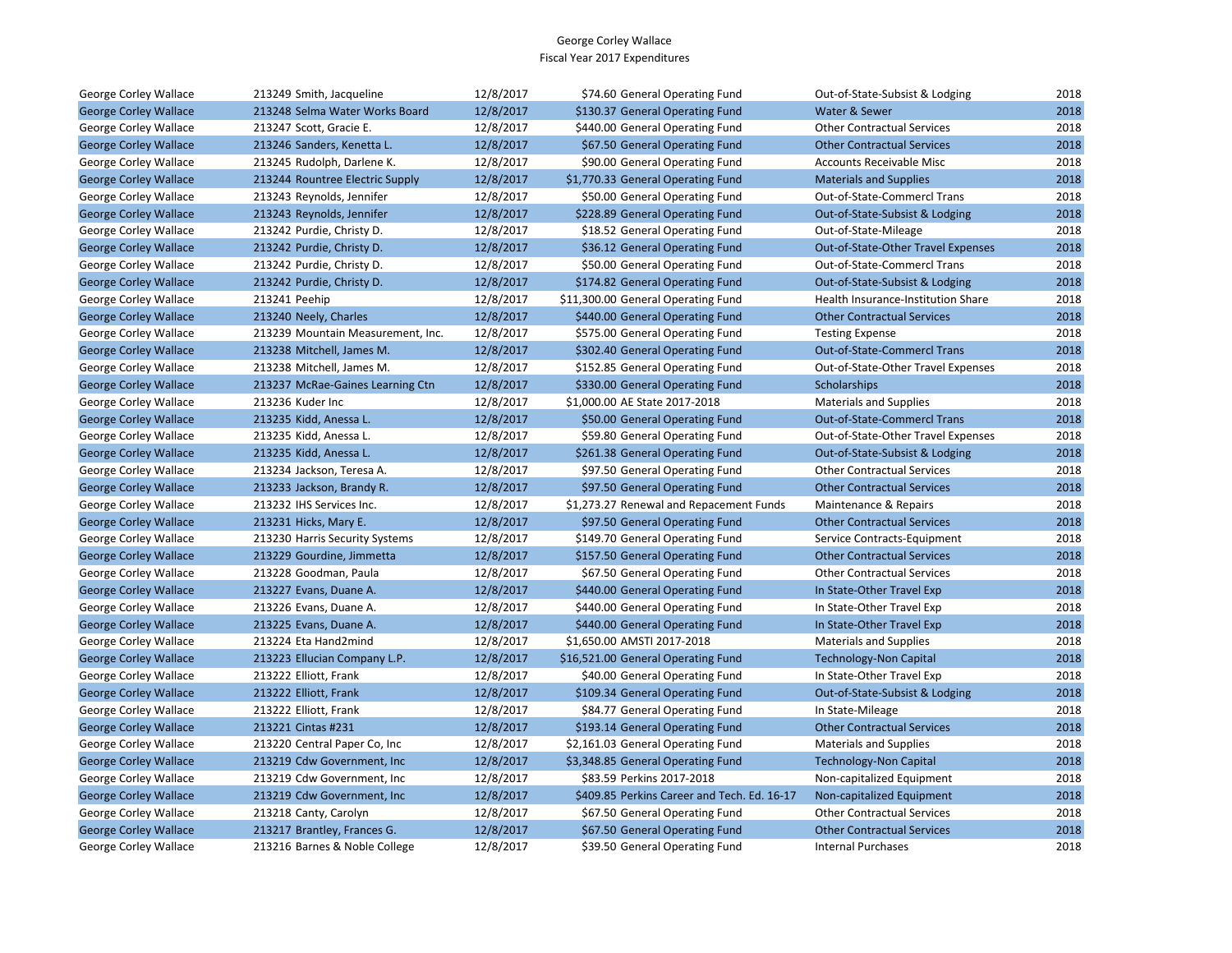George Corley Wallace
Fiscal Year 2017 Expenditures

| | | | | | | |
|---|---|---|---|---|---|---|
| George Corley Wallace | 213249 Smith, Jacqueline | 12/8/2017 | $74.60 | General Operating Fund | Out-of-State-Subsist & Lodging | 2018 |
| George Corley Wallace | 213248 Selma Water Works Board | 12/8/2017 | $130.37 | General Operating Fund | Water & Sewer | 2018 |
| George Corley Wallace | 213247 Scott, Gracie E. | 12/8/2017 | $440.00 | General Operating Fund | Other Contractual Services | 2018 |
| George Corley Wallace | 213246 Sanders, Kenetta L. | 12/8/2017 | $67.50 | General Operating Fund | Other Contractual Services | 2018 |
| George Corley Wallace | 213245 Rudolph, Darlene K. | 12/8/2017 | $90.00 | General Operating Fund | Accounts Receivable Misc | 2018 |
| George Corley Wallace | 213244 Rountree Electric Supply | 12/8/2017 | $1,770.33 | General Operating Fund | Materials and Supplies | 2018 |
| George Corley Wallace | 213243 Reynolds, Jennifer | 12/8/2017 | $50.00 | General Operating Fund | Out-of-State-Commercl Trans | 2018 |
| George Corley Wallace | 213243 Reynolds, Jennifer | 12/8/2017 | $228.89 | General Operating Fund | Out-of-State-Subsist & Lodging | 2018 |
| George Corley Wallace | 213242 Purdie, Christy D. | 12/8/2017 | $18.52 | General Operating Fund | Out-of-State-Mileage | 2018 |
| George Corley Wallace | 213242 Purdie, Christy D. | 12/8/2017 | $36.12 | General Operating Fund | Out-of-State-Other Travel Expenses | 2018 |
| George Corley Wallace | 213242 Purdie, Christy D. | 12/8/2017 | $50.00 | General Operating Fund | Out-of-State-Commercl Trans | 2018 |
| George Corley Wallace | 213242 Purdie, Christy D. | 12/8/2017 | $174.82 | General Operating Fund | Out-of-State-Subsist & Lodging | 2018 |
| George Corley Wallace | 213241 Peehip | 12/8/2017 | $11,300.00 | General Operating Fund | Health Insurance-Institution Share | 2018 |
| George Corley Wallace | 213240 Neely, Charles | 12/8/2017 | $440.00 | General Operating Fund | Other Contractual Services | 2018 |
| George Corley Wallace | 213239 Mountain Measurement, Inc. | 12/8/2017 | $575.00 | General Operating Fund | Testing Expense | 2018 |
| George Corley Wallace | 213238 Mitchell, James M. | 12/8/2017 | $302.40 | General Operating Fund | Out-of-State-Commercl Trans | 2018 |
| George Corley Wallace | 213238 Mitchell, James M. | 12/8/2017 | $152.85 | General Operating Fund | Out-of-State-Other Travel Expenses | 2018 |
| George Corley Wallace | 213237 McRae-Gaines Learning Ctn | 12/8/2017 | $330.00 | General Operating Fund | Scholarships | 2018 |
| George Corley Wallace | 213236 Kuder Inc | 12/8/2017 | $1,000.00 | AE State 2017-2018 | Materials and Supplies | 2018 |
| George Corley Wallace | 213235 Kidd, Anessa L. | 12/8/2017 | $50.00 | General Operating Fund | Out-of-State-Commercl Trans | 2018 |
| George Corley Wallace | 213235 Kidd, Anessa L. | 12/8/2017 | $59.80 | General Operating Fund | Out-of-State-Other Travel Expenses | 2018 |
| George Corley Wallace | 213235 Kidd, Anessa L. | 12/8/2017 | $261.38 | General Operating Fund | Out-of-State-Subsist & Lodging | 2018 |
| George Corley Wallace | 213234 Jackson, Teresa A. | 12/8/2017 | $97.50 | General Operating Fund | Other Contractual Services | 2018 |
| George Corley Wallace | 213233 Jackson, Brandy R. | 12/8/2017 | $97.50 | General Operating Fund | Other Contractual Services | 2018 |
| George Corley Wallace | 213232 IHS Services Inc. | 12/8/2017 | $1,273.27 | Renewal and Repacement Funds | Maintenance & Repairs | 2018 |
| George Corley Wallace | 213231 Hicks, Mary E. | 12/8/2017 | $97.50 | General Operating Fund | Other Contractual Services | 2018 |
| George Corley Wallace | 213230 Harris Security Systems | 12/8/2017 | $149.70 | General Operating Fund | Service Contracts-Equipment | 2018 |
| George Corley Wallace | 213229 Gourdine, Jimmetta | 12/8/2017 | $157.50 | General Operating Fund | Other Contractual Services | 2018 |
| George Corley Wallace | 213228 Goodman, Paula | 12/8/2017 | $67.50 | General Operating Fund | Other Contractual Services | 2018 |
| George Corley Wallace | 213227 Evans, Duane A. | 12/8/2017 | $440.00 | General Operating Fund | In State-Other Travel Exp | 2018 |
| George Corley Wallace | 213226 Evans, Duane A. | 12/8/2017 | $440.00 | General Operating Fund | In State-Other Travel Exp | 2018 |
| George Corley Wallace | 213225 Evans, Duane A. | 12/8/2017 | $440.00 | General Operating Fund | In State-Other Travel Exp | 2018 |
| George Corley Wallace | 213224 Eta Hand2mind | 12/8/2017 | $1,650.00 | AMSTI 2017-2018 | Materials and Supplies | 2018 |
| George Corley Wallace | 213223 Ellucian Company L.P. | 12/8/2017 | $16,521.00 | General Operating Fund | Technology-Non Capital | 2018 |
| George Corley Wallace | 213222 Elliott, Frank | 12/8/2017 | $40.00 | General Operating Fund | In State-Other Travel Exp | 2018 |
| George Corley Wallace | 213222 Elliott, Frank | 12/8/2017 | $109.34 | General Operating Fund | Out-of-State-Subsist & Lodging | 2018 |
| George Corley Wallace | 213222 Elliott, Frank | 12/8/2017 | $84.77 | General Operating Fund | In State-Mileage | 2018 |
| George Corley Wallace | 213221 Cintas #231 | 12/8/2017 | $193.14 | General Operating Fund | Other Contractual Services | 2018 |
| George Corley Wallace | 213220 Central Paper Co, Inc | 12/8/2017 | $2,161.03 | General Operating Fund | Materials and Supplies | 2018 |
| George Corley Wallace | 213219 Cdw Government, Inc | 12/8/2017 | $3,348.85 | General Operating Fund | Technology-Non Capital | 2018 |
| George Corley Wallace | 213219 Cdw Government, Inc | 12/8/2017 | $83.59 | Perkins 2017-2018 | Non-capitalized Equipment | 2018 |
| George Corley Wallace | 213219 Cdw Government, Inc | 12/8/2017 | $409.85 | Perkins Career and Tech. Ed. 16-17 | Non-capitalized Equipment | 2018 |
| George Corley Wallace | 213218 Canty, Carolyn | 12/8/2017 | $67.50 | General Operating Fund | Other Contractual Services | 2018 |
| George Corley Wallace | 213217 Brantley, Frances G. | 12/8/2017 | $67.50 | General Operating Fund | Other Contractual Services | 2018 |
| George Corley Wallace | 213216 Barnes & Noble College | 12/8/2017 | $39.50 | General Operating Fund | Internal Purchases | 2018 |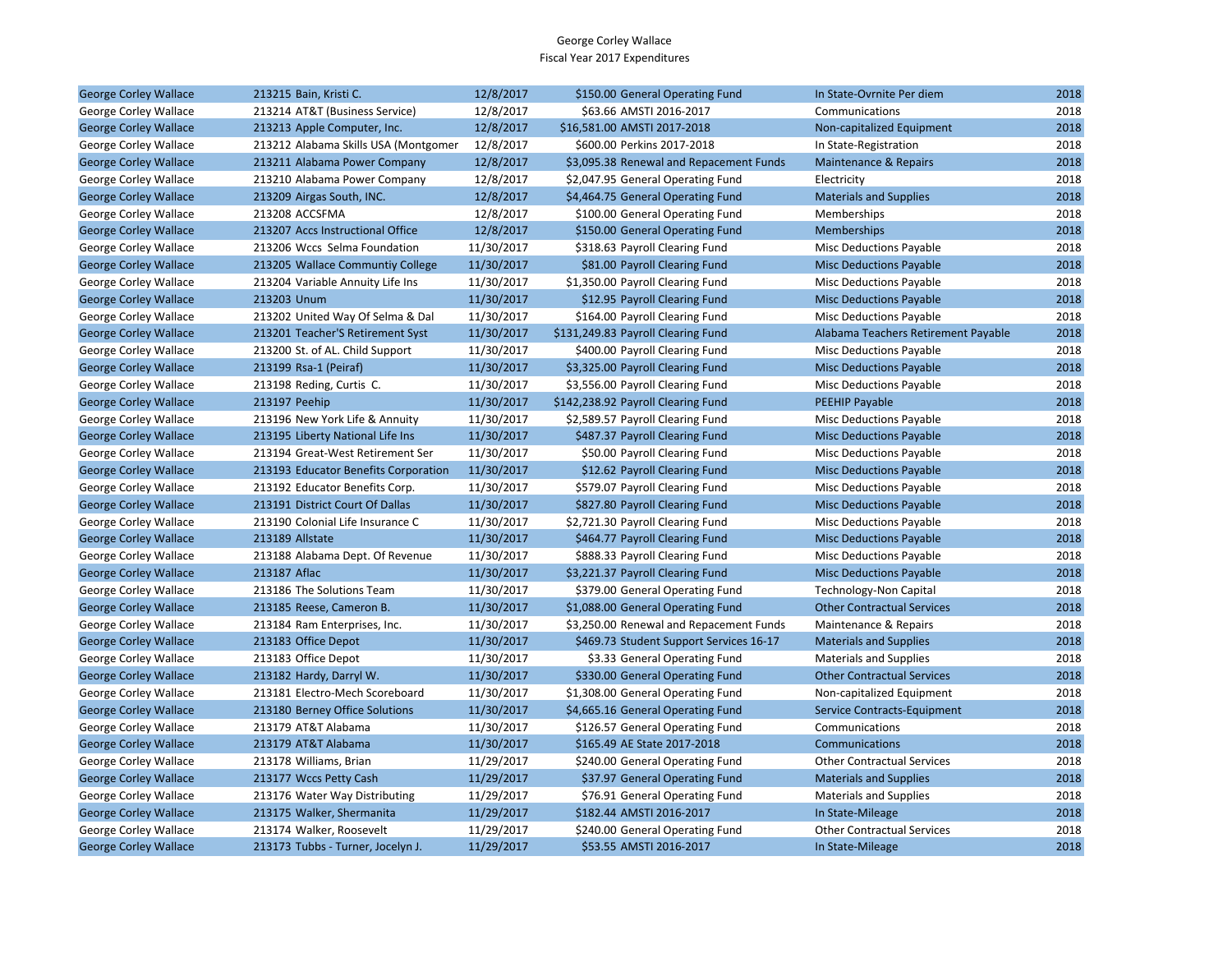George Corley Wallace
Fiscal Year 2017 Expenditures

| | | | | | | |
|---|---|---|---|---|---|---|
| George Corley Wallace | 213215 Bain, Kristi C. | 12/8/2017 | $150.00 | General Operating Fund | In State-Ovrnite Per diem | 2018 |
| George Corley Wallace | 213214 AT&T (Business Service) | 12/8/2017 | $63.66 | AMSTI 2016-2017 | Communications | 2018 |
| George Corley Wallace | 213213 Apple Computer, Inc. | 12/8/2017 | $16,581.00 | AMSTI 2017-2018 | Non-capitalized Equipment | 2018 |
| George Corley Wallace | 213212 Alabama Skills USA (Montgomer | 12/8/2017 | $600.00 | Perkins 2017-2018 | In State-Registration | 2018 |
| George Corley Wallace | 213211 Alabama Power Company | 12/8/2017 | $3,095.38 | Renewal and Repacement Funds | Maintenance & Repairs | 2018 |
| George Corley Wallace | 213210 Alabama Power Company | 12/8/2017 | $2,047.95 | General Operating Fund | Electricity | 2018 |
| George Corley Wallace | 213209 Airgas South, INC. | 12/8/2017 | $4,464.75 | General Operating Fund | Materials and Supplies | 2018 |
| George Corley Wallace | 213208 ACCSFMA | 12/8/2017 | $100.00 | General Operating Fund | Memberships | 2018 |
| George Corley Wallace | 213207 Accs Instructional Office | 12/8/2017 | $150.00 | General Operating Fund | Memberships | 2018 |
| George Corley Wallace | 213206 Wccs Selma Foundation | 11/30/2017 | $318.63 | Payroll Clearing Fund | Misc Deductions Payable | 2018 |
| George Corley Wallace | 213205 Wallace Communtiy College | 11/30/2017 | $81.00 | Payroll Clearing Fund | Misc Deductions Payable | 2018 |
| George Corley Wallace | 213204 Variable Annuity Life Ins | 11/30/2017 | $1,350.00 | Payroll Clearing Fund | Misc Deductions Payable | 2018 |
| George Corley Wallace | 213203 Unum | 11/30/2017 | $12.95 | Payroll Clearing Fund | Misc Deductions Payable | 2018 |
| George Corley Wallace | 213202 United Way Of Selma & Dal | 11/30/2017 | $164.00 | Payroll Clearing Fund | Misc Deductions Payable | 2018 |
| George Corley Wallace | 213201 Teacher'S Retirement Syst | 11/30/2017 | $131,249.83 | Payroll Clearing Fund | Alabama Teachers Retirement Payable | 2018 |
| George Corley Wallace | 213200 St. of AL. Child Support | 11/30/2017 | $400.00 | Payroll Clearing Fund | Misc Deductions Payable | 2018 |
| George Corley Wallace | 213199 Rsa-1 (Peiraf) | 11/30/2017 | $3,325.00 | Payroll Clearing Fund | Misc Deductions Payable | 2018 |
| George Corley Wallace | 213198 Reding, Curtis C. | 11/30/2017 | $3,556.00 | Payroll Clearing Fund | Misc Deductions Payable | 2018 |
| George Corley Wallace | 213197 Peehip | 11/30/2017 | $142,238.92 | Payroll Clearing Fund | PEEHIP Payable | 2018 |
| George Corley Wallace | 213196 New York Life & Annuity | 11/30/2017 | $2,589.57 | Payroll Clearing Fund | Misc Deductions Payable | 2018 |
| George Corley Wallace | 213195 Liberty National Life Ins | 11/30/2017 | $487.37 | Payroll Clearing Fund | Misc Deductions Payable | 2018 |
| George Corley Wallace | 213194 Great-West Retirement Ser | 11/30/2017 | $50.00 | Payroll Clearing Fund | Misc Deductions Payable | 2018 |
| George Corley Wallace | 213193 Educator Benefits Corporation | 11/30/2017 | $12.62 | Payroll Clearing Fund | Misc Deductions Payable | 2018 |
| George Corley Wallace | 213192 Educator Benefits Corp. | 11/30/2017 | $579.07 | Payroll Clearing Fund | Misc Deductions Payable | 2018 |
| George Corley Wallace | 213191 District Court Of Dallas | 11/30/2017 | $827.80 | Payroll Clearing Fund | Misc Deductions Payable | 2018 |
| George Corley Wallace | 213190 Colonial Life Insurance C | 11/30/2017 | $2,721.30 | Payroll Clearing Fund | Misc Deductions Payable | 2018 |
| George Corley Wallace | 213189 Allstate | 11/30/2017 | $464.77 | Payroll Clearing Fund | Misc Deductions Payable | 2018 |
| George Corley Wallace | 213188 Alabama Dept. Of Revenue | 11/30/2017 | $888.33 | Payroll Clearing Fund | Misc Deductions Payable | 2018 |
| George Corley Wallace | 213187 Aflac | 11/30/2017 | $3,221.37 | Payroll Clearing Fund | Misc Deductions Payable | 2018 |
| George Corley Wallace | 213186 The Solutions Team | 11/30/2017 | $379.00 | General Operating Fund | Technology-Non Capital | 2018 |
| George Corley Wallace | 213185 Reese, Cameron B. | 11/30/2017 | $1,088.00 | General Operating Fund | Other Contractual Services | 2018 |
| George Corley Wallace | 213184 Ram Enterprises, Inc. | 11/30/2017 | $3,250.00 | Renewal and Repacement Funds | Maintenance & Repairs | 2018 |
| George Corley Wallace | 213183 Office Depot | 11/30/2017 | $469.73 | Student Support Services 16-17 | Materials and Supplies | 2018 |
| George Corley Wallace | 213183 Office Depot | 11/30/2017 | $3.33 | General Operating Fund | Materials and Supplies | 2018 |
| George Corley Wallace | 213182 Hardy, Darryl W. | 11/30/2017 | $330.00 | General Operating Fund | Other Contractual Services | 2018 |
| George Corley Wallace | 213181 Electro-Mech Scoreboard | 11/30/2017 | $1,308.00 | General Operating Fund | Non-capitalized Equipment | 2018 |
| George Corley Wallace | 213180 Berney Office Solutions | 11/30/2017 | $4,665.16 | General Operating Fund | Service Contracts-Equipment | 2018 |
| George Corley Wallace | 213179 AT&T Alabama | 11/30/2017 | $126.57 | General Operating Fund | Communications | 2018 |
| George Corley Wallace | 213179 AT&T Alabama | 11/30/2017 | $165.49 | AE State 2017-2018 | Communications | 2018 |
| George Corley Wallace | 213178 Williams, Brian | 11/29/2017 | $240.00 | General Operating Fund | Other Contractual Services | 2018 |
| George Corley Wallace | 213177 Wccs Petty Cash | 11/29/2017 | $37.97 | General Operating Fund | Materials and Supplies | 2018 |
| George Corley Wallace | 213176 Water Way Distributing | 11/29/2017 | $76.91 | General Operating Fund | Materials and Supplies | 2018 |
| George Corley Wallace | 213175 Walker, Shermanita | 11/29/2017 | $182.44 | AMSTI 2016-2017 | In State-Mileage | 2018 |
| George Corley Wallace | 213174 Walker, Roosevelt | 11/29/2017 | $240.00 | General Operating Fund | Other Contractual Services | 2018 |
| George Corley Wallace | 213173 Tubbs - Turner, Jocelyn J. | 11/29/2017 | $53.55 | AMSTI 2016-2017 | In State-Mileage | 2018 |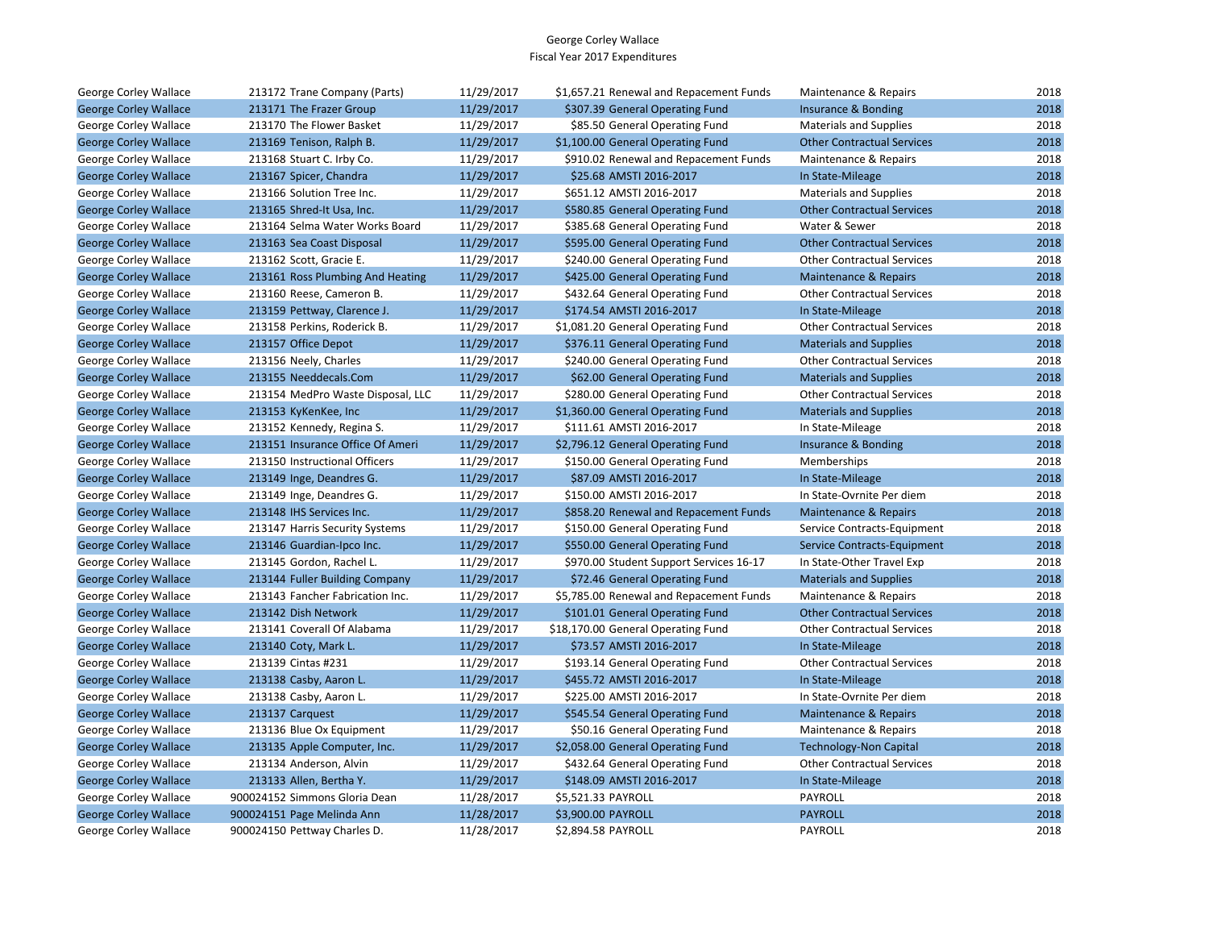George Corley Wallace
Fiscal Year 2017 Expenditures

| | | | | | | |
|---|---|---|---|---|---|---|
| George Corley Wallace | 213172 Trane Company (Parts) | 11/29/2017 | $1,657.21 | Renewal and Repacement Funds | Maintenance & Repairs | 2018 |
| George Corley Wallace | 213171 The Frazer Group | 11/29/2017 | $307.39 | General Operating Fund | Insurance & Bonding | 2018 |
| George Corley Wallace | 213170 The Flower Basket | 11/29/2017 | $85.50 | General Operating Fund | Materials and Supplies | 2018 |
| George Corley Wallace | 213169 Tenison, Ralph B. | 11/29/2017 | $1,100.00 | General Operating Fund | Other Contractual Services | 2018 |
| George Corley Wallace | 213168 Stuart C. Irby Co. | 11/29/2017 | $910.02 | Renewal and Repacement Funds | Maintenance & Repairs | 2018 |
| George Corley Wallace | 213167 Spicer, Chandra | 11/29/2017 | $25.68 | AMSTI 2016-2017 | In State-Mileage | 2018 |
| George Corley Wallace | 213166 Solution Tree Inc. | 11/29/2017 | $651.12 | AMSTI 2016-2017 | Materials and Supplies | 2018 |
| George Corley Wallace | 213165 Shred-It Usa, Inc. | 11/29/2017 | $580.85 | General Operating Fund | Other Contractual Services | 2018 |
| George Corley Wallace | 213164 Selma Water Works Board | 11/29/2017 | $385.68 | General Operating Fund | Water & Sewer | 2018 |
| George Corley Wallace | 213163 Sea Coast Disposal | 11/29/2017 | $595.00 | General Operating Fund | Other Contractual Services | 2018 |
| George Corley Wallace | 213162 Scott, Gracie E. | 11/29/2017 | $240.00 | General Operating Fund | Other Contractual Services | 2018 |
| George Corley Wallace | 213161 Ross Plumbing And Heating | 11/29/2017 | $425.00 | General Operating Fund | Maintenance & Repairs | 2018 |
| George Corley Wallace | 213160 Reese, Cameron B. | 11/29/2017 | $432.64 | General Operating Fund | Other Contractual Services | 2018 |
| George Corley Wallace | 213159 Pettway, Clarence J. | 11/29/2017 | $174.54 | AMSTI 2016-2017 | In State-Mileage | 2018 |
| George Corley Wallace | 213158 Perkins, Roderick B. | 11/29/2017 | $1,081.20 | General Operating Fund | Other Contractual Services | 2018 |
| George Corley Wallace | 213157 Office Depot | 11/29/2017 | $376.11 | General Operating Fund | Materials and Supplies | 2018 |
| George Corley Wallace | 213156 Neely, Charles | 11/29/2017 | $240.00 | General Operating Fund | Other Contractual Services | 2018 |
| George Corley Wallace | 213155 Needdecals.Com | 11/29/2017 | $62.00 | General Operating Fund | Materials and Supplies | 2018 |
| George Corley Wallace | 213154 MedPro Waste Disposal, LLC | 11/29/2017 | $280.00 | General Operating Fund | Other Contractual Services | 2018 |
| George Corley Wallace | 213153 KyKenKee, Inc | 11/29/2017 | $1,360.00 | General Operating Fund | Materials and Supplies | 2018 |
| George Corley Wallace | 213152 Kennedy, Regina S. | 11/29/2017 | $111.61 | AMSTI 2016-2017 | In State-Mileage | 2018 |
| George Corley Wallace | 213151 Insurance Office Of Ameri | 11/29/2017 | $2,796.12 | General Operating Fund | Insurance & Bonding | 2018 |
| George Corley Wallace | 213150 Instructional Officers | 11/29/2017 | $150.00 | General Operating Fund | Memberships | 2018 |
| George Corley Wallace | 213149 Inge, Deandres G. | 11/29/2017 | $87.09 | AMSTI 2016-2017 | In State-Mileage | 2018 |
| George Corley Wallace | 213149 Inge, Deandres G. | 11/29/2017 | $150.00 | AMSTI 2016-2017 | In State-Ovrnite Per diem | 2018 |
| George Corley Wallace | 213148 IHS Services Inc. | 11/29/2017 | $858.20 | Renewal and Repacement Funds | Maintenance & Repairs | 2018 |
| George Corley Wallace | 213147 Harris Security Systems | 11/29/2017 | $150.00 | General Operating Fund | Service Contracts-Equipment | 2018 |
| George Corley Wallace | 213146 Guardian-Ipco Inc. | 11/29/2017 | $550.00 | General Operating Fund | Service Contracts-Equipment | 2018 |
| George Corley Wallace | 213145 Gordon, Rachel L. | 11/29/2017 | $970.00 | Student Support Services 16-17 | In State-Other Travel Exp | 2018 |
| George Corley Wallace | 213144 Fuller Building Company | 11/29/2017 | $72.46 | General Operating Fund | Materials and Supplies | 2018 |
| George Corley Wallace | 213143 Fancher Fabrication Inc. | 11/29/2017 | $5,785.00 | Renewal and Repacement Funds | Maintenance & Repairs | 2018 |
| George Corley Wallace | 213142 Dish Network | 11/29/2017 | $101.01 | General Operating Fund | Other Contractual Services | 2018 |
| George Corley Wallace | 213141 Coverall Of Alabama | 11/29/2017 | $18,170.00 | General Operating Fund | Other Contractual Services | 2018 |
| George Corley Wallace | 213140 Coty, Mark L. | 11/29/2017 | $73.57 | AMSTI 2016-2017 | In State-Mileage | 2018 |
| George Corley Wallace | 213139 Cintas #231 | 11/29/2017 | $193.14 | General Operating Fund | Other Contractual Services | 2018 |
| George Corley Wallace | 213138 Casby, Aaron L. | 11/29/2017 | $455.72 | AMSTI 2016-2017 | In State-Mileage | 2018 |
| George Corley Wallace | 213138 Casby, Aaron L. | 11/29/2017 | $225.00 | AMSTI 2016-2017 | In State-Ovrnite Per diem | 2018 |
| George Corley Wallace | 213137 Carquest | 11/29/2017 | $545.54 | General Operating Fund | Maintenance & Repairs | 2018 |
| George Corley Wallace | 213136 Blue Ox Equipment | 11/29/2017 | $50.16 | General Operating Fund | Maintenance & Repairs | 2018 |
| George Corley Wallace | 213135 Apple Computer, Inc. | 11/29/2017 | $2,058.00 | General Operating Fund | Technology-Non Capital | 2018 |
| George Corley Wallace | 213134 Anderson, Alvin | 11/29/2017 | $432.64 | General Operating Fund | Other Contractual Services | 2018 |
| George Corley Wallace | 213133 Allen, Bertha Y. | 11/29/2017 | $148.09 | AMSTI 2016-2017 | In State-Mileage | 2018 |
| George Corley Wallace | 900024152 Simmons Gloria Dean | 11/28/2017 | $5,521.33 | PAYROLL | PAYROLL | 2018 |
| George Corley Wallace | 900024151 Page Melinda Ann | 11/28/2017 | $3,900.00 | PAYROLL | PAYROLL | 2018 |
| George Corley Wallace | 900024150 Pettway Charles D. | 11/28/2017 | $2,894.58 | PAYROLL | PAYROLL | 2018 |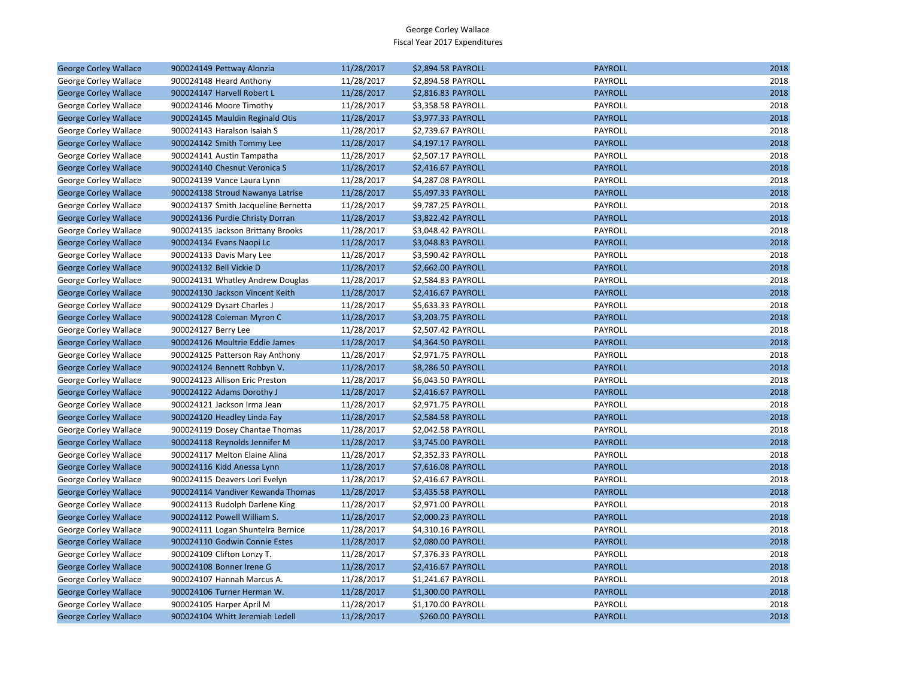George Corley Wallace
Fiscal Year 2017 Expenditures

| | | | | | | |
|---|---|---|---|---|---|---|
| George Corley Wallace | 900024149 Pettway Alonzia | 11/28/2017 | $2,894.58 | PAYROLL | PAYROLL | 2018 |
| George Corley Wallace | 900024148 Heard Anthony | 11/28/2017 | $2,894.58 | PAYROLL | PAYROLL | 2018 |
| George Corley Wallace | 900024147 Harvell Robert L | 11/28/2017 | $2,816.83 | PAYROLL | PAYROLL | 2018 |
| George Corley Wallace | 900024146 Moore Timothy | 11/28/2017 | $3,358.58 | PAYROLL | PAYROLL | 2018 |
| George Corley Wallace | 900024145 Mauldin Reginald Otis | 11/28/2017 | $3,977.33 | PAYROLL | PAYROLL | 2018 |
| George Corley Wallace | 900024143 Haralson Isaiah S | 11/28/2017 | $2,739.67 | PAYROLL | PAYROLL | 2018 |
| George Corley Wallace | 900024142 Smith Tommy Lee | 11/28/2017 | $4,197.17 | PAYROLL | PAYROLL | 2018 |
| George Corley Wallace | 900024141 Austin Tampatha | 11/28/2017 | $2,507.17 | PAYROLL | PAYROLL | 2018 |
| George Corley Wallace | 900024140 Chesnut Veronica S | 11/28/2017 | $2,416.67 | PAYROLL | PAYROLL | 2018 |
| George Corley Wallace | 900024139 Vance Laura Lynn | 11/28/2017 | $4,287.08 | PAYROLL | PAYROLL | 2018 |
| George Corley Wallace | 900024138 Stroud Nawanya Latrise | 11/28/2017 | $5,497.33 | PAYROLL | PAYROLL | 2018 |
| George Corley Wallace | 900024137 Smith Jacqueline Bernetta | 11/28/2017 | $9,787.25 | PAYROLL | PAYROLL | 2018 |
| George Corley Wallace | 900024136 Purdie Christy Dorran | 11/28/2017 | $3,822.42 | PAYROLL | PAYROLL | 2018 |
| George Corley Wallace | 900024135 Jackson Brittany Brooks | 11/28/2017 | $3,048.42 | PAYROLL | PAYROLL | 2018 |
| George Corley Wallace | 900024134 Evans Naopi Lc | 11/28/2017 | $3,048.83 | PAYROLL | PAYROLL | 2018 |
| George Corley Wallace | 900024133 Davis Mary Lee | 11/28/2017 | $3,590.42 | PAYROLL | PAYROLL | 2018 |
| George Corley Wallace | 900024132 Bell Vickie D | 11/28/2017 | $2,662.00 | PAYROLL | PAYROLL | 2018 |
| George Corley Wallace | 900024131 Whatley Andrew Douglas | 11/28/2017 | $2,584.83 | PAYROLL | PAYROLL | 2018 |
| George Corley Wallace | 900024130 Jackson Vincent Keith | 11/28/2017 | $2,416.67 | PAYROLL | PAYROLL | 2018 |
| George Corley Wallace | 900024129 Dysart Charles J | 11/28/2017 | $5,633.33 | PAYROLL | PAYROLL | 2018 |
| George Corley Wallace | 900024128 Coleman Myron C | 11/28/2017 | $3,203.75 | PAYROLL | PAYROLL | 2018 |
| George Corley Wallace | 900024127 Berry Lee | 11/28/2017 | $2,507.42 | PAYROLL | PAYROLL | 2018 |
| George Corley Wallace | 900024126 Moultrie Eddie James | 11/28/2017 | $4,364.50 | PAYROLL | PAYROLL | 2018 |
| George Corley Wallace | 900024125 Patterson Ray Anthony | 11/28/2017 | $2,971.75 | PAYROLL | PAYROLL | 2018 |
| George Corley Wallace | 900024124 Bennett Robbyn V. | 11/28/2017 | $8,286.50 | PAYROLL | PAYROLL | 2018 |
| George Corley Wallace | 900024123 Allison Eric Preston | 11/28/2017 | $6,043.50 | PAYROLL | PAYROLL | 2018 |
| George Corley Wallace | 900024122 Adams Dorothy J | 11/28/2017 | $2,416.67 | PAYROLL | PAYROLL | 2018 |
| George Corley Wallace | 900024121 Jackson Irma Jean | 11/28/2017 | $2,971.75 | PAYROLL | PAYROLL | 2018 |
| George Corley Wallace | 900024120 Headley Linda Fay | 11/28/2017 | $2,584.58 | PAYROLL | PAYROLL | 2018 |
| George Corley Wallace | 900024119 Dosey Chantae Thomas | 11/28/2017 | $2,042.58 | PAYROLL | PAYROLL | 2018 |
| George Corley Wallace | 900024118 Reynolds Jennifer M | 11/28/2017 | $3,745.00 | PAYROLL | PAYROLL | 2018 |
| George Corley Wallace | 900024117 Melton Elaine Alina | 11/28/2017 | $2,352.33 | PAYROLL | PAYROLL | 2018 |
| George Corley Wallace | 900024116 Kidd Anessa Lynn | 11/28/2017 | $7,616.08 | PAYROLL | PAYROLL | 2018 |
| George Corley Wallace | 900024115 Deavers Lori Evelyn | 11/28/2017 | $2,416.67 | PAYROLL | PAYROLL | 2018 |
| George Corley Wallace | 900024114 Vandiver Kewanda Thomas | 11/28/2017 | $3,435.58 | PAYROLL | PAYROLL | 2018 |
| George Corley Wallace | 900024113 Rudolph Darlene King | 11/28/2017 | $2,971.00 | PAYROLL | PAYROLL | 2018 |
| George Corley Wallace | 900024112 Powell William S. | 11/28/2017 | $2,000.23 | PAYROLL | PAYROLL | 2018 |
| George Corley Wallace | 900024111 Logan Shuntelra Bernice | 11/28/2017 | $4,310.16 | PAYROLL | PAYROLL | 2018 |
| George Corley Wallace | 900024110 Godwin Connie Estes | 11/28/2017 | $2,080.00 | PAYROLL | PAYROLL | 2018 |
| George Corley Wallace | 900024109 Clifton Lonzy T. | 11/28/2017 | $7,376.33 | PAYROLL | PAYROLL | 2018 |
| George Corley Wallace | 900024108 Bonner Irene G | 11/28/2017 | $2,416.67 | PAYROLL | PAYROLL | 2018 |
| George Corley Wallace | 900024107 Hannah Marcus A. | 11/28/2017 | $1,241.67 | PAYROLL | PAYROLL | 2018 |
| George Corley Wallace | 900024106 Turner Herman W. | 11/28/2017 | $1,300.00 | PAYROLL | PAYROLL | 2018 |
| George Corley Wallace | 900024105 Harper April M | 11/28/2017 | $1,170.00 | PAYROLL | PAYROLL | 2018 |
| George Corley Wallace | 900024104 Whitt Jeremiah Ledell | 11/28/2017 | $260.00 | PAYROLL | PAYROLL | 2018 |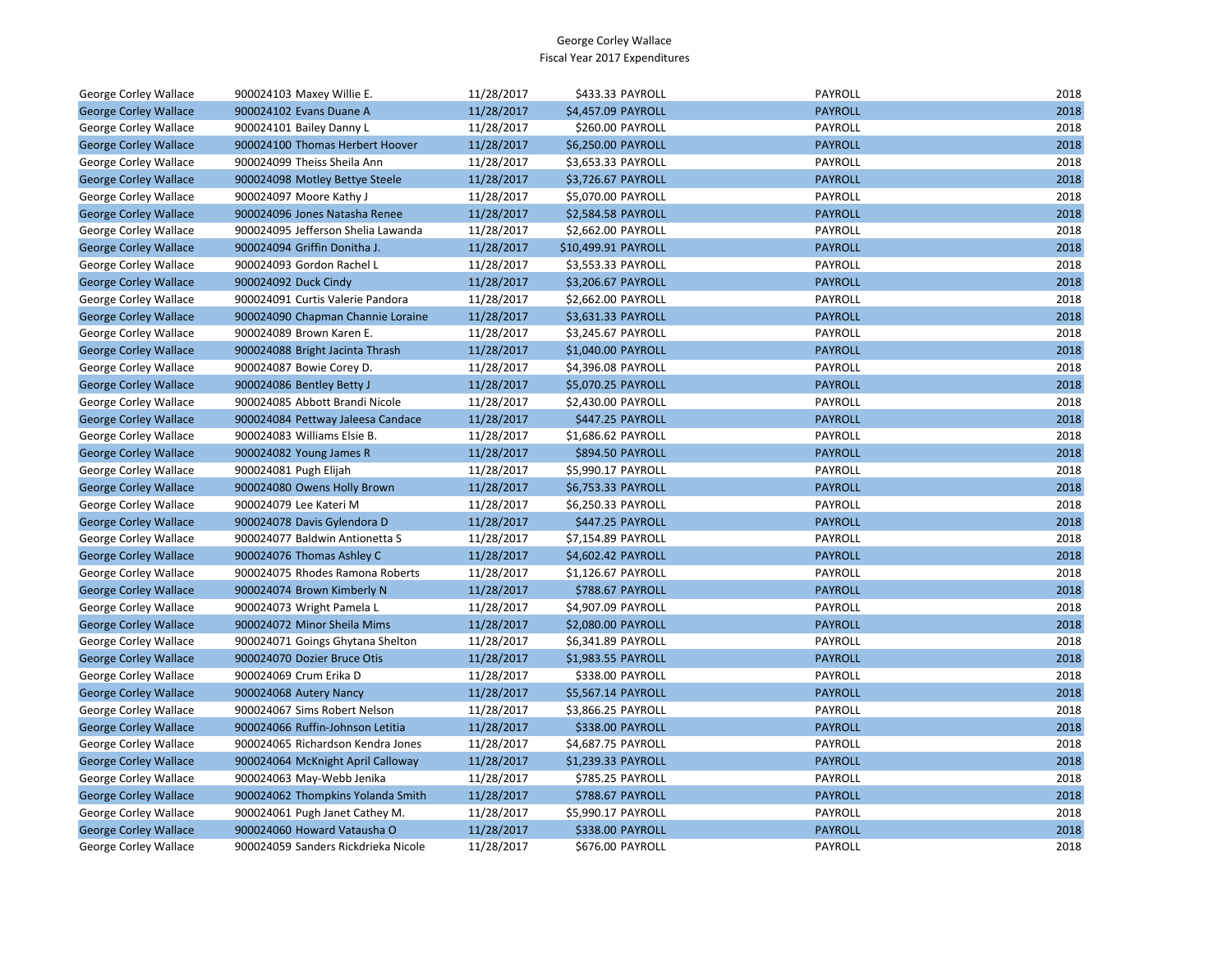George Corley Wallace
Fiscal Year 2017 Expenditures

| | | | | | | |
|---|---|---|---|---|---|---|
| George Corley Wallace | 900024103 | Maxey Willie E. | 11/28/2017 | $433.33 PAYROLL | PAYROLL | 2018 |
| George Corley Wallace | 900024102 | Evans Duane A | 11/28/2017 | $4,457.09 PAYROLL | PAYROLL | 2018 |
| George Corley Wallace | 900024101 | Bailey Danny L | 11/28/2017 | $260.00 PAYROLL | PAYROLL | 2018 |
| George Corley Wallace | 900024100 | Thomas Herbert Hoover | 11/28/2017 | $6,250.00 PAYROLL | PAYROLL | 2018 |
| George Corley Wallace | 900024099 | Theiss Sheila Ann | 11/28/2017 | $3,653.33 PAYROLL | PAYROLL | 2018 |
| George Corley Wallace | 900024098 | Motley Bettye Steele | 11/28/2017 | $3,726.67 PAYROLL | PAYROLL | 2018 |
| George Corley Wallace | 900024097 | Moore Kathy J | 11/28/2017 | $5,070.00 PAYROLL | PAYROLL | 2018 |
| George Corley Wallace | 900024096 | Jones Natasha Renee | 11/28/2017 | $2,584.58 PAYROLL | PAYROLL | 2018 |
| George Corley Wallace | 900024095 | Jefferson Shelia Lawanda | 11/28/2017 | $2,662.00 PAYROLL | PAYROLL | 2018 |
| George Corley Wallace | 900024094 | Griffin Donitha J. | 11/28/2017 | $10,499.91 PAYROLL | PAYROLL | 2018 |
| George Corley Wallace | 900024093 | Gordon Rachel L | 11/28/2017 | $3,553.33 PAYROLL | PAYROLL | 2018 |
| George Corley Wallace | 900024092 | Duck Cindy | 11/28/2017 | $3,206.67 PAYROLL | PAYROLL | 2018 |
| George Corley Wallace | 900024091 | Curtis Valerie Pandora | 11/28/2017 | $2,662.00 PAYROLL | PAYROLL | 2018 |
| George Corley Wallace | 900024090 | Chapman Channie Loraine | 11/28/2017 | $3,631.33 PAYROLL | PAYROLL | 2018 |
| George Corley Wallace | 900024089 | Brown Karen E. | 11/28/2017 | $3,245.67 PAYROLL | PAYROLL | 2018 |
| George Corley Wallace | 900024088 | Bright Jacinta Thrash | 11/28/2017 | $1,040.00 PAYROLL | PAYROLL | 2018 |
| George Corley Wallace | 900024087 | Bowie Corey D. | 11/28/2017 | $4,396.08 PAYROLL | PAYROLL | 2018 |
| George Corley Wallace | 900024086 | Bentley Betty J | 11/28/2017 | $5,070.25 PAYROLL | PAYROLL | 2018 |
| George Corley Wallace | 900024085 | Abbott Brandi Nicole | 11/28/2017 | $2,430.00 PAYROLL | PAYROLL | 2018 |
| George Corley Wallace | 900024084 | Pettway Jaleesa Candace | 11/28/2017 | $447.25 PAYROLL | PAYROLL | 2018 |
| George Corley Wallace | 900024083 | Williams Elsie B. | 11/28/2017 | $1,686.62 PAYROLL | PAYROLL | 2018 |
| George Corley Wallace | 900024082 | Young James R | 11/28/2017 | $894.50 PAYROLL | PAYROLL | 2018 |
| George Corley Wallace | 900024081 | Pugh Elijah | 11/28/2017 | $5,990.17 PAYROLL | PAYROLL | 2018 |
| George Corley Wallace | 900024080 | Owens Holly Brown | 11/28/2017 | $6,753.33 PAYROLL | PAYROLL | 2018 |
| George Corley Wallace | 900024079 | Lee Kateri M | 11/28/2017 | $6,250.33 PAYROLL | PAYROLL | 2018 |
| George Corley Wallace | 900024078 | Davis Gylendora D | 11/28/2017 | $447.25 PAYROLL | PAYROLL | 2018 |
| George Corley Wallace | 900024077 | Baldwin Antionetta S | 11/28/2017 | $7,154.89 PAYROLL | PAYROLL | 2018 |
| George Corley Wallace | 900024076 | Thomas Ashley C | 11/28/2017 | $4,602.42 PAYROLL | PAYROLL | 2018 |
| George Corley Wallace | 900024075 | Rhodes Ramona Roberts | 11/28/2017 | $1,126.67 PAYROLL | PAYROLL | 2018 |
| George Corley Wallace | 900024074 | Brown Kimberly N | 11/28/2017 | $788.67 PAYROLL | PAYROLL | 2018 |
| George Corley Wallace | 900024073 | Wright Pamela L | 11/28/2017 | $4,907.09 PAYROLL | PAYROLL | 2018 |
| George Corley Wallace | 900024072 | Minor Sheila Mims | 11/28/2017 | $2,080.00 PAYROLL | PAYROLL | 2018 |
| George Corley Wallace | 900024071 | Goings Ghytana Shelton | 11/28/2017 | $6,341.89 PAYROLL | PAYROLL | 2018 |
| George Corley Wallace | 900024070 | Dozier Bruce Otis | 11/28/2017 | $1,983.55 PAYROLL | PAYROLL | 2018 |
| George Corley Wallace | 900024069 | Crum Erika D | 11/28/2017 | $338.00 PAYROLL | PAYROLL | 2018 |
| George Corley Wallace | 900024068 | Autery Nancy | 11/28/2017 | $5,567.14 PAYROLL | PAYROLL | 2018 |
| George Corley Wallace | 900024067 | Sims Robert Nelson | 11/28/2017 | $3,866.25 PAYROLL | PAYROLL | 2018 |
| George Corley Wallace | 900024066 | Ruffin-Johnson Letitia | 11/28/2017 | $338.00 PAYROLL | PAYROLL | 2018 |
| George Corley Wallace | 900024065 | Richardson Kendra Jones | 11/28/2017 | $4,687.75 PAYROLL | PAYROLL | 2018 |
| George Corley Wallace | 900024064 | McKnight April Calloway | 11/28/2017 | $1,239.33 PAYROLL | PAYROLL | 2018 |
| George Corley Wallace | 900024063 | May-Webb Jenika | 11/28/2017 | $785.25 PAYROLL | PAYROLL | 2018 |
| George Corley Wallace | 900024062 | Thompkins Yolanda Smith | 11/28/2017 | $788.67 PAYROLL | PAYROLL | 2018 |
| George Corley Wallace | 900024061 | Pugh Janet Cathey M. | 11/28/2017 | $5,990.17 PAYROLL | PAYROLL | 2018 |
| George Corley Wallace | 900024060 | Howard Vatausha O | 11/28/2017 | $338.00 PAYROLL | PAYROLL | 2018 |
| George Corley Wallace | 900024059 | Sanders Rickdrieka Nicole | 11/28/2017 | $676.00 PAYROLL | PAYROLL | 2018 |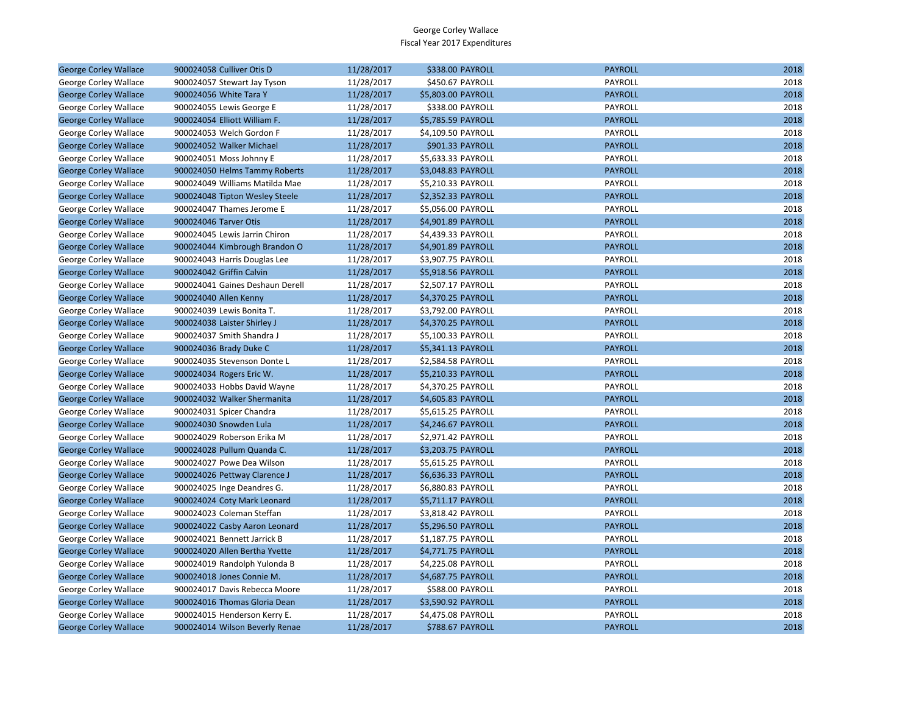George Corley Wallace
Fiscal Year 2017 Expenditures

| | | | | | |
|---|---|---|---|---|---|
| George Corley Wallace | 900024058 Culliver Otis D | 11/28/2017 | $338.00 PAYROLL | PAYROLL | 2018 |
| George Corley Wallace | 900024057 Stewart Jay Tyson | 11/28/2017 | $450.67 PAYROLL | PAYROLL | 2018 |
| George Corley Wallace | 900024056 White Tara Y | 11/28/2017 | $5,803.00 PAYROLL | PAYROLL | 2018 |
| George Corley Wallace | 900024055 Lewis George E | 11/28/2017 | $338.00 PAYROLL | PAYROLL | 2018 |
| George Corley Wallace | 900024054 Elliott William F. | 11/28/2017 | $5,785.59 PAYROLL | PAYROLL | 2018 |
| George Corley Wallace | 900024053 Welch Gordon F | 11/28/2017 | $4,109.50 PAYROLL | PAYROLL | 2018 |
| George Corley Wallace | 900024052 Walker Michael | 11/28/2017 | $901.33 PAYROLL | PAYROLL | 2018 |
| George Corley Wallace | 900024051 Moss Johnny E | 11/28/2017 | $5,633.33 PAYROLL | PAYROLL | 2018 |
| George Corley Wallace | 900024050 Helms Tammy Roberts | 11/28/2017 | $3,048.83 PAYROLL | PAYROLL | 2018 |
| George Corley Wallace | 900024049 Williams Matilda Mae | 11/28/2017 | $5,210.33 PAYROLL | PAYROLL | 2018 |
| George Corley Wallace | 900024048 Tipton Wesley Steele | 11/28/2017 | $2,352.33 PAYROLL | PAYROLL | 2018 |
| George Corley Wallace | 900024047 Thames Jerome E | 11/28/2017 | $5,056.00 PAYROLL | PAYROLL | 2018 |
| George Corley Wallace | 900024046 Tarver Otis | 11/28/2017 | $4,901.89 PAYROLL | PAYROLL | 2018 |
| George Corley Wallace | 900024045 Lewis Jarrin Chiron | 11/28/2017 | $4,439.33 PAYROLL | PAYROLL | 2018 |
| George Corley Wallace | 900024044 Kimbrough Brandon O | 11/28/2017 | $4,901.89 PAYROLL | PAYROLL | 2018 |
| George Corley Wallace | 900024043 Harris Douglas Lee | 11/28/2017 | $3,907.75 PAYROLL | PAYROLL | 2018 |
| George Corley Wallace | 900024042 Griffin Calvin | 11/28/2017 | $5,918.56 PAYROLL | PAYROLL | 2018 |
| George Corley Wallace | 900024041 Gaines Deshaun Derell | 11/28/2017 | $2,507.17 PAYROLL | PAYROLL | 2018 |
| George Corley Wallace | 900024040 Allen Kenny | 11/28/2017 | $4,370.25 PAYROLL | PAYROLL | 2018 |
| George Corley Wallace | 900024039 Lewis Bonita T. | 11/28/2017 | $3,792.00 PAYROLL | PAYROLL | 2018 |
| George Corley Wallace | 900024038 Laister Shirley J | 11/28/2017 | $4,370.25 PAYROLL | PAYROLL | 2018 |
| George Corley Wallace | 900024037 Smith Shandra J | 11/28/2017 | $5,100.33 PAYROLL | PAYROLL | 2018 |
| George Corley Wallace | 900024036 Brady Duke C | 11/28/2017 | $5,341.13 PAYROLL | PAYROLL | 2018 |
| George Corley Wallace | 900024035 Stevenson Donte L | 11/28/2017 | $2,584.58 PAYROLL | PAYROLL | 2018 |
| George Corley Wallace | 900024034 Rogers Eric W. | 11/28/2017 | $5,210.33 PAYROLL | PAYROLL | 2018 |
| George Corley Wallace | 900024033 Hobbs David Wayne | 11/28/2017 | $4,370.25 PAYROLL | PAYROLL | 2018 |
| George Corley Wallace | 900024032 Walker Shermanita | 11/28/2017 | $4,605.83 PAYROLL | PAYROLL | 2018 |
| George Corley Wallace | 900024031 Spicer Chandra | 11/28/2017 | $5,615.25 PAYROLL | PAYROLL | 2018 |
| George Corley Wallace | 900024030 Snowden Lula | 11/28/2017 | $4,246.67 PAYROLL | PAYROLL | 2018 |
| George Corley Wallace | 900024029 Roberson Erika M | 11/28/2017 | $2,971.42 PAYROLL | PAYROLL | 2018 |
| George Corley Wallace | 900024028 Pullum Quanda C. | 11/28/2017 | $3,203.75 PAYROLL | PAYROLL | 2018 |
| George Corley Wallace | 900024027 Powe Dea Wilson | 11/28/2017 | $5,615.25 PAYROLL | PAYROLL | 2018 |
| George Corley Wallace | 900024026 Pettway Clarence J | 11/28/2017 | $6,636.33 PAYROLL | PAYROLL | 2018 |
| George Corley Wallace | 900024025 Inge Deandres G. | 11/28/2017 | $6,880.83 PAYROLL | PAYROLL | 2018 |
| George Corley Wallace | 900024024 Coty Mark Leonard | 11/28/2017 | $5,711.17 PAYROLL | PAYROLL | 2018 |
| George Corley Wallace | 900024023 Coleman Steffan | 11/28/2017 | $3,818.42 PAYROLL | PAYROLL | 2018 |
| George Corley Wallace | 900024022 Casby Aaron Leonard | 11/28/2017 | $5,296.50 PAYROLL | PAYROLL | 2018 |
| George Corley Wallace | 900024021 Bennett Jarrick B | 11/28/2017 | $1,187.75 PAYROLL | PAYROLL | 2018 |
| George Corley Wallace | 900024020 Allen Bertha Yvette | 11/28/2017 | $4,771.75 PAYROLL | PAYROLL | 2018 |
| George Corley Wallace | 900024019 Randolph Yulonda B | 11/28/2017 | $4,225.08 PAYROLL | PAYROLL | 2018 |
| George Corley Wallace | 900024018 Jones Connie M. | 11/28/2017 | $4,687.75 PAYROLL | PAYROLL | 2018 |
| George Corley Wallace | 900024017 Davis Rebecca Moore | 11/28/2017 | $588.00 PAYROLL | PAYROLL | 2018 |
| George Corley Wallace | 900024016 Thomas Gloria Dean | 11/28/2017 | $3,590.92 PAYROLL | PAYROLL | 2018 |
| George Corley Wallace | 900024015 Henderson Kerry E. | 11/28/2017 | $4,475.08 PAYROLL | PAYROLL | 2018 |
| George Corley Wallace | 900024014 Wilson Beverly Renae | 11/28/2017 | $788.67 PAYROLL | PAYROLL | 2018 |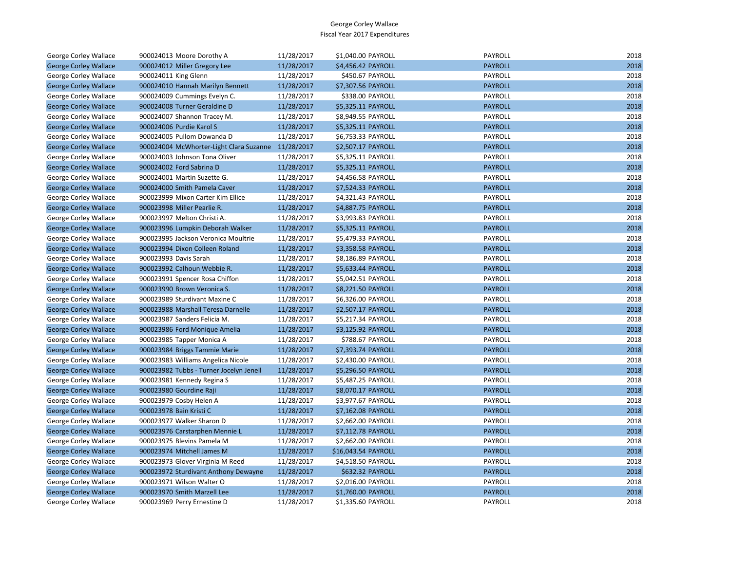George Corley Wallace
Fiscal Year 2017 Expenditures

| | | | | | | |
|---|---|---|---|---|---|---|
| George Corley Wallace | 900024013 Moore Dorothy A | 11/28/2017 | $1,040.00 | PAYROLL | PAYROLL | 2018 |
| George Corley Wallace | 900024012 Miller Gregory Lee | 11/28/2017 | $4,456.42 | PAYROLL | PAYROLL | 2018 |
| George Corley Wallace | 900024011 King Glenn | 11/28/2017 | $450.67 | PAYROLL | PAYROLL | 2018 |
| George Corley Wallace | 900024010 Hannah Marilyn Bennett | 11/28/2017 | $7,307.56 | PAYROLL | PAYROLL | 2018 |
| George Corley Wallace | 900024009 Cummings Evelyn C. | 11/28/2017 | $338.00 | PAYROLL | PAYROLL | 2018 |
| George Corley Wallace | 900024008 Turner Geraldine D | 11/28/2017 | $5,325.11 | PAYROLL | PAYROLL | 2018 |
| George Corley Wallace | 900024007 Shannon Tracey M. | 11/28/2017 | $8,949.55 | PAYROLL | PAYROLL | 2018 |
| George Corley Wallace | 900024006 Purdie Karol S | 11/28/2017 | $5,325.11 | PAYROLL | PAYROLL | 2018 |
| George Corley Wallace | 900024005 Pullom Dowanda D | 11/28/2017 | $6,753.33 | PAYROLL | PAYROLL | 2018 |
| George Corley Wallace | 900024004 McWhorter-Light Clara Suzanne | 11/28/2017 | $2,507.17 | PAYROLL | PAYROLL | 2018 |
| George Corley Wallace | 900024003 Johnson Tona Oliver | 11/28/2017 | $5,325.11 | PAYROLL | PAYROLL | 2018 |
| George Corley Wallace | 900024002 Ford Sabrina D | 11/28/2017 | $5,325.11 | PAYROLL | PAYROLL | 2018 |
| George Corley Wallace | 900024001 Martin Suzette G. | 11/28/2017 | $4,456.58 | PAYROLL | PAYROLL | 2018 |
| George Corley Wallace | 900024000 Smith Pamela Caver | 11/28/2017 | $7,524.33 | PAYROLL | PAYROLL | 2018 |
| George Corley Wallace | 900023999 Mixon Carter Kim Ellice | 11/28/2017 | $4,321.43 | PAYROLL | PAYROLL | 2018 |
| George Corley Wallace | 900023998 Miller Pearlie R. | 11/28/2017 | $4,887.75 | PAYROLL | PAYROLL | 2018 |
| George Corley Wallace | 900023997 Melton Christi A. | 11/28/2017 | $3,993.83 | PAYROLL | PAYROLL | 2018 |
| George Corley Wallace | 900023996 Lumpkin Deborah Walker | 11/28/2017 | $5,325.11 | PAYROLL | PAYROLL | 2018 |
| George Corley Wallace | 900023995 Jackson Veronica Moultrie | 11/28/2017 | $5,479.33 | PAYROLL | PAYROLL | 2018 |
| George Corley Wallace | 900023994 Dixon Colleen Roland | 11/28/2017 | $3,358.58 | PAYROLL | PAYROLL | 2018 |
| George Corley Wallace | 900023993 Davis Sarah | 11/28/2017 | $8,186.89 | PAYROLL | PAYROLL | 2018 |
| George Corley Wallace | 900023992 Calhoun Webbie R. | 11/28/2017 | $5,633.44 | PAYROLL | PAYROLL | 2018 |
| George Corley Wallace | 900023991 Spencer Rosa Chiffon | 11/28/2017 | $5,042.51 | PAYROLL | PAYROLL | 2018 |
| George Corley Wallace | 900023990 Brown Veronica S. | 11/28/2017 | $8,221.50 | PAYROLL | PAYROLL | 2018 |
| George Corley Wallace | 900023989 Sturdivant Maxine C | 11/28/2017 | $6,326.00 | PAYROLL | PAYROLL | 2018 |
| George Corley Wallace | 900023988 Marshall Teresa Darnelle | 11/28/2017 | $2,507.17 | PAYROLL | PAYROLL | 2018 |
| George Corley Wallace | 900023987 Sanders Felicia M. | 11/28/2017 | $5,217.34 | PAYROLL | PAYROLL | 2018 |
| George Corley Wallace | 900023986 Ford Monique Amelia | 11/28/2017 | $3,125.92 | PAYROLL | PAYROLL | 2018 |
| George Corley Wallace | 900023985 Tapper Monica A | 11/28/2017 | $788.67 | PAYROLL | PAYROLL | 2018 |
| George Corley Wallace | 900023984 Briggs Tammie Marie | 11/28/2017 | $7,393.74 | PAYROLL | PAYROLL | 2018 |
| George Corley Wallace | 900023983 Williams Angelica Nicole | 11/28/2017 | $2,430.00 | PAYROLL | PAYROLL | 2018 |
| George Corley Wallace | 900023982 Tubbs - Turner Jocelyn Jenell | 11/28/2017 | $5,296.50 | PAYROLL | PAYROLL | 2018 |
| George Corley Wallace | 900023981 Kennedy Regina S | 11/28/2017 | $5,487.25 | PAYROLL | PAYROLL | 2018 |
| George Corley Wallace | 900023980 Gourdine Raji | 11/28/2017 | $8,070.17 | PAYROLL | PAYROLL | 2018 |
| George Corley Wallace | 900023979 Cosby Helen A | 11/28/2017 | $3,977.67 | PAYROLL | PAYROLL | 2018 |
| George Corley Wallace | 900023978 Bain Kristi C | 11/28/2017 | $7,162.08 | PAYROLL | PAYROLL | 2018 |
| George Corley Wallace | 900023977 Walker Sharon D | 11/28/2017 | $2,662.00 | PAYROLL | PAYROLL | 2018 |
| George Corley Wallace | 900023976 Carstarphen Mennie L | 11/28/2017 | $7,112.78 | PAYROLL | PAYROLL | 2018 |
| George Corley Wallace | 900023975 Blevins Pamela M | 11/28/2017 | $2,662.00 | PAYROLL | PAYROLL | 2018 |
| George Corley Wallace | 900023974 Mitchell James M | 11/28/2017 | $16,043.54 | PAYROLL | PAYROLL | 2018 |
| George Corley Wallace | 900023973 Glover Virginia M Reed | 11/28/2017 | $4,518.50 | PAYROLL | PAYROLL | 2018 |
| George Corley Wallace | 900023972 Sturdivant Anthony Dewayne | 11/28/2017 | $632.32 | PAYROLL | PAYROLL | 2018 |
| George Corley Wallace | 900023971 Wilson Walter O | 11/28/2017 | $2,016.00 | PAYROLL | PAYROLL | 2018 |
| George Corley Wallace | 900023970 Smith Marzell Lee | 11/28/2017 | $1,760.00 | PAYROLL | PAYROLL | 2018 |
| George Corley Wallace | 900023969 Perry Ernestine D | 11/28/2017 | $1,335.60 | PAYROLL | PAYROLL | 2018 |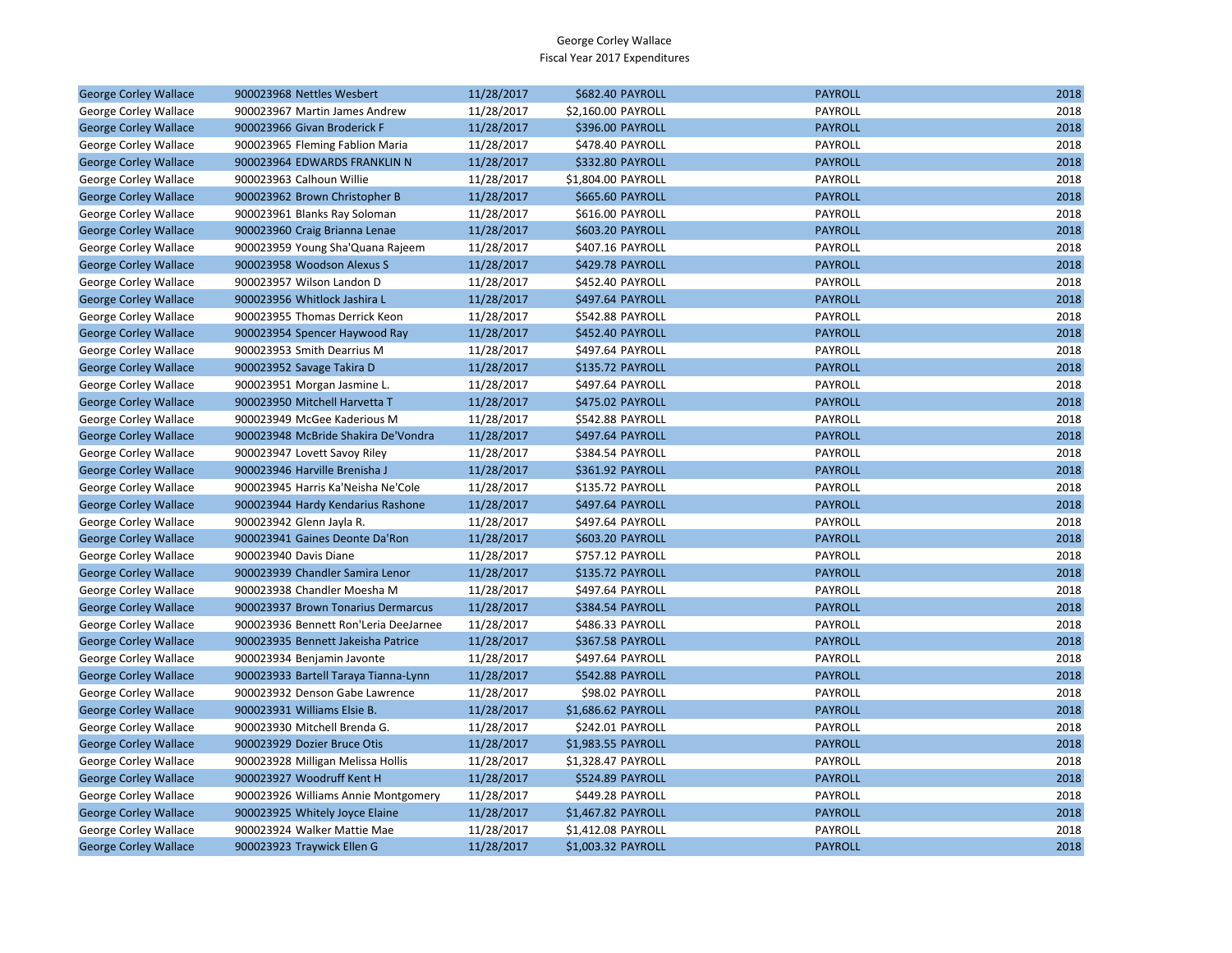George Corley Wallace
Fiscal Year 2017 Expenditures

| | | | | | | |
|---|---|---|---|---|---|---|
| George Corley Wallace | 900023968 Nettles Wesbert | 11/28/2017 | $682.40 | PAYROLL | PAYROLL | 2018 |
| George Corley Wallace | 900023967 Martin James Andrew | 11/28/2017 | $2,160.00 | PAYROLL | PAYROLL | 2018 |
| George Corley Wallace | 900023966 Givan Broderick F | 11/28/2017 | $396.00 | PAYROLL | PAYROLL | 2018 |
| George Corley Wallace | 900023965 Fleming Fablion Maria | 11/28/2017 | $478.40 | PAYROLL | PAYROLL | 2018 |
| George Corley Wallace | 900023964 EDWARDS FRANKLIN N | 11/28/2017 | $332.80 | PAYROLL | PAYROLL | 2018 |
| George Corley Wallace | 900023963 Calhoun Willie | 11/28/2017 | $1,804.00 | PAYROLL | PAYROLL | 2018 |
| George Corley Wallace | 900023962 Brown Christopher B | 11/28/2017 | $665.60 | PAYROLL | PAYROLL | 2018 |
| George Corley Wallace | 900023961 Blanks Ray Soloman | 11/28/2017 | $616.00 | PAYROLL | PAYROLL | 2018 |
| George Corley Wallace | 900023960 Craig Brianna Lenae | 11/28/2017 | $603.20 | PAYROLL | PAYROLL | 2018 |
| George Corley Wallace | 900023959 Young Sha'Quana Rajeem | 11/28/2017 | $407.16 | PAYROLL | PAYROLL | 2018 |
| George Corley Wallace | 900023958 Woodson Alexus S | 11/28/2017 | $429.78 | PAYROLL | PAYROLL | 2018 |
| George Corley Wallace | 900023957 Wilson Landon D | 11/28/2017 | $452.40 | PAYROLL | PAYROLL | 2018 |
| George Corley Wallace | 900023956 Whitlock Jashira L | 11/28/2017 | $497.64 | PAYROLL | PAYROLL | 2018 |
| George Corley Wallace | 900023955 Thomas Derrick Keon | 11/28/2017 | $542.88 | PAYROLL | PAYROLL | 2018 |
| George Corley Wallace | 900023954 Spencer Haywood Ray | 11/28/2017 | $452.40 | PAYROLL | PAYROLL | 2018 |
| George Corley Wallace | 900023953 Smith Dearrius M | 11/28/2017 | $497.64 | PAYROLL | PAYROLL | 2018 |
| George Corley Wallace | 900023952 Savage Takira D | 11/28/2017 | $135.72 | PAYROLL | PAYROLL | 2018 |
| George Corley Wallace | 900023951 Morgan Jasmine L. | 11/28/2017 | $497.64 | PAYROLL | PAYROLL | 2018 |
| George Corley Wallace | 900023950 Mitchell Harvetta T | 11/28/2017 | $475.02 | PAYROLL | PAYROLL | 2018 |
| George Corley Wallace | 900023949 McGee Kaderious M | 11/28/2017 | $542.88 | PAYROLL | PAYROLL | 2018 |
| George Corley Wallace | 900023948 McBride Shakira De'Vondra | 11/28/2017 | $497.64 | PAYROLL | PAYROLL | 2018 |
| George Corley Wallace | 900023947 Lovett Savoy Riley | 11/28/2017 | $384.54 | PAYROLL | PAYROLL | 2018 |
| George Corley Wallace | 900023946 Harville Brenisha J | 11/28/2017 | $361.92 | PAYROLL | PAYROLL | 2018 |
| George Corley Wallace | 900023945 Harris Ka'Neisha Ne'Cole | 11/28/2017 | $135.72 | PAYROLL | PAYROLL | 2018 |
| George Corley Wallace | 900023944 Hardy Kendarius Rashone | 11/28/2017 | $497.64 | PAYROLL | PAYROLL | 2018 |
| George Corley Wallace | 900023942 Glenn Jayla R. | 11/28/2017 | $497.64 | PAYROLL | PAYROLL | 2018 |
| George Corley Wallace | 900023941 Gaines Deonte Da'Ron | 11/28/2017 | $603.20 | PAYROLL | PAYROLL | 2018 |
| George Corley Wallace | 900023940 Davis Diane | 11/28/2017 | $757.12 | PAYROLL | PAYROLL | 2018 |
| George Corley Wallace | 900023939 Chandler Samira Lenor | 11/28/2017 | $135.72 | PAYROLL | PAYROLL | 2018 |
| George Corley Wallace | 900023938 Chandler Moesha M | 11/28/2017 | $497.64 | PAYROLL | PAYROLL | 2018 |
| George Corley Wallace | 900023937 Brown Tonarius Dermarcus | 11/28/2017 | $384.54 | PAYROLL | PAYROLL | 2018 |
| George Corley Wallace | 900023936 Bennett Ron'Leria DeeJarnee | 11/28/2017 | $486.33 | PAYROLL | PAYROLL | 2018 |
| George Corley Wallace | 900023935 Bennett Jakeisha Patrice | 11/28/2017 | $367.58 | PAYROLL | PAYROLL | 2018 |
| George Corley Wallace | 900023934 Benjamin Javonte | 11/28/2017 | $497.64 | PAYROLL | PAYROLL | 2018 |
| George Corley Wallace | 900023933 Bartell Taraya Tianna-Lynn | 11/28/2017 | $542.88 | PAYROLL | PAYROLL | 2018 |
| George Corley Wallace | 900023932 Denson Gabe Lawrence | 11/28/2017 | $98.02 | PAYROLL | PAYROLL | 2018 |
| George Corley Wallace | 900023931 Williams Elsie B. | 11/28/2017 | $1,686.62 | PAYROLL | PAYROLL | 2018 |
| George Corley Wallace | 900023930 Mitchell Brenda G. | 11/28/2017 | $242.01 | PAYROLL | PAYROLL | 2018 |
| George Corley Wallace | 900023929 Dozier Bruce Otis | 11/28/2017 | $1,983.55 | PAYROLL | PAYROLL | 2018 |
| George Corley Wallace | 900023928 Milligan Melissa Hollis | 11/28/2017 | $1,328.47 | PAYROLL | PAYROLL | 2018 |
| George Corley Wallace | 900023927 Woodruff Kent H | 11/28/2017 | $524.89 | PAYROLL | PAYROLL | 2018 |
| George Corley Wallace | 900023926 Williams Annie Montgomery | 11/28/2017 | $449.28 | PAYROLL | PAYROLL | 2018 |
| George Corley Wallace | 900023925 Whitely Joyce Elaine | 11/28/2017 | $1,467.82 | PAYROLL | PAYROLL | 2018 |
| George Corley Wallace | 900023924 Walker Mattie Mae | 11/28/2017 | $1,412.08 | PAYROLL | PAYROLL | 2018 |
| George Corley Wallace | 900023923 Traywick Ellen G | 11/28/2017 | $1,003.32 | PAYROLL | PAYROLL | 2018 |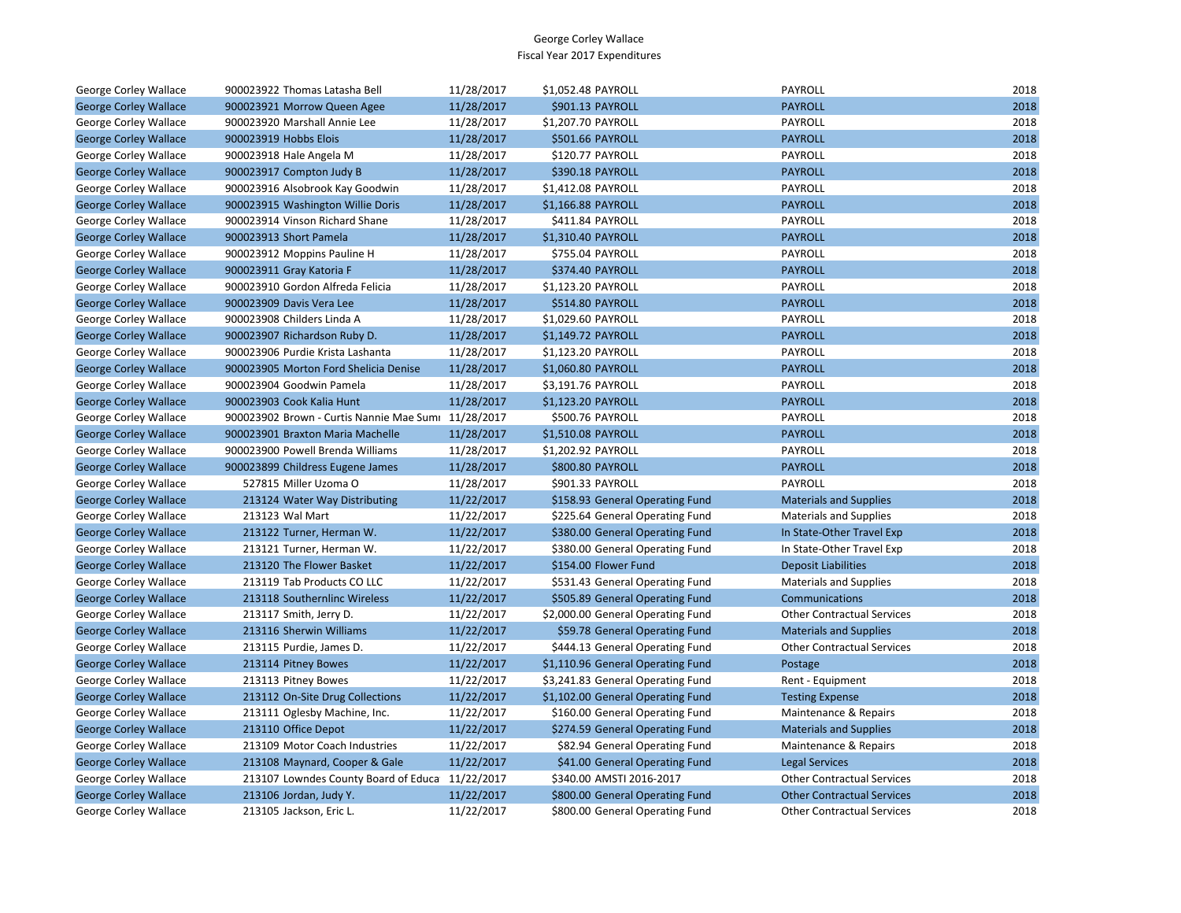George Corley Wallace
Fiscal Year 2017 Expenditures

| | | | | | | |
|---|---|---|---|---|---|---|
| George Corley Wallace | 900023922 Thomas Latasha Bell | 11/28/2017 | $1,052.48 | PAYROLL | PAYROLL | 2018 |
| George Corley Wallace | 900023921 Morrow Queen Agee | 11/28/2017 | $901.13 | PAYROLL | PAYROLL | 2018 |
| George Corley Wallace | 900023920 Marshall Annie Lee | 11/28/2017 | $1,207.70 | PAYROLL | PAYROLL | 2018 |
| George Corley Wallace | 900023919 Hobbs Elois | 11/28/2017 | $501.66 | PAYROLL | PAYROLL | 2018 |
| George Corley Wallace | 900023918 Hale Angela M | 11/28/2017 | $120.77 | PAYROLL | PAYROLL | 2018 |
| George Corley Wallace | 900023917 Compton Judy B | 11/28/2017 | $390.18 | PAYROLL | PAYROLL | 2018 |
| George Corley Wallace | 900023916 Alsobrook Kay Goodwin | 11/28/2017 | $1,412.08 | PAYROLL | PAYROLL | 2018 |
| George Corley Wallace | 900023915 Washington Willie Doris | 11/28/2017 | $1,166.88 | PAYROLL | PAYROLL | 2018 |
| George Corley Wallace | 900023914 Vinson Richard Shane | 11/28/2017 | $411.84 | PAYROLL | PAYROLL | 2018 |
| George Corley Wallace | 900023913 Short Pamela | 11/28/2017 | $1,310.40 | PAYROLL | PAYROLL | 2018 |
| George Corley Wallace | 900023912 Moppins Pauline H | 11/28/2017 | $755.04 | PAYROLL | PAYROLL | 2018 |
| George Corley Wallace | 900023911 Gray Katoria F | 11/28/2017 | $374.40 | PAYROLL | PAYROLL | 2018 |
| George Corley Wallace | 900023910 Gordon Alfreda Felicia | 11/28/2017 | $1,123.20 | PAYROLL | PAYROLL | 2018 |
| George Corley Wallace | 900023909 Davis Vera Lee | 11/28/2017 | $514.80 | PAYROLL | PAYROLL | 2018 |
| George Corley Wallace | 900023908 Childers Linda A | 11/28/2017 | $1,029.60 | PAYROLL | PAYROLL | 2018 |
| George Corley Wallace | 900023907 Richardson Ruby D. | 11/28/2017 | $1,149.72 | PAYROLL | PAYROLL | 2018 |
| George Corley Wallace | 900023906 Purdie Krista Lashanta | 11/28/2017 | $1,123.20 | PAYROLL | PAYROLL | 2018 |
| George Corley Wallace | 900023905 Morton Ford Shelicia Denise | 11/28/2017 | $1,060.80 | PAYROLL | PAYROLL | 2018 |
| George Corley Wallace | 900023904 Goodwin Pamela | 11/28/2017 | $3,191.76 | PAYROLL | PAYROLL | 2018 |
| George Corley Wallace | 900023903 Cook Kalia Hunt | 11/28/2017 | $1,123.20 | PAYROLL | PAYROLL | 2018 |
| George Corley Wallace | 900023902 Brown - Curtis Nannie Mae Sumi | 11/28/2017 | $500.76 | PAYROLL | PAYROLL | 2018 |
| George Corley Wallace | 900023901 Braxton Maria Machelle | 11/28/2017 | $1,510.08 | PAYROLL | PAYROLL | 2018 |
| George Corley Wallace | 900023900 Powell Brenda Williams | 11/28/2017 | $1,202.92 | PAYROLL | PAYROLL | 2018 |
| George Corley Wallace | 900023899 Childress Eugene James | 11/28/2017 | $800.80 | PAYROLL | PAYROLL | 2018 |
| George Corley Wallace | 527815 Miller Uzoma O | 11/28/2017 | $901.33 | PAYROLL | PAYROLL | 2018 |
| George Corley Wallace | 213124 Water Way Distributing | 11/22/2017 | $158.93 | General Operating Fund | Materials and Supplies | 2018 |
| George Corley Wallace | 213123 Wal Mart | 11/22/2017 | $225.64 | General Operating Fund | Materials and Supplies | 2018 |
| George Corley Wallace | 213122 Turner, Herman W. | 11/22/2017 | $380.00 | General Operating Fund | In State-Other Travel Exp | 2018 |
| George Corley Wallace | 213121 Turner, Herman W. | 11/22/2017 | $380.00 | General Operating Fund | In State-Other Travel Exp | 2018 |
| George Corley Wallace | 213120 The Flower Basket | 11/22/2017 | $154.00 | Flower Fund | Deposit Liabilities | 2018 |
| George Corley Wallace | 213119 Tab Products CO LLC | 11/22/2017 | $531.43 | General Operating Fund | Materials and Supplies | 2018 |
| George Corley Wallace | 213118 Southernlinc Wireless | 11/22/2017 | $505.89 | General Operating Fund | Communications | 2018 |
| George Corley Wallace | 213117 Smith, Jerry D. | 11/22/2017 | $2,000.00 | General Operating Fund | Other Contractual Services | 2018 |
| George Corley Wallace | 213116 Sherwin Williams | 11/22/2017 | $59.78 | General Operating Fund | Materials and Supplies | 2018 |
| George Corley Wallace | 213115 Purdie, James D. | 11/22/2017 | $444.13 | General Operating Fund | Other Contractual Services | 2018 |
| George Corley Wallace | 213114 Pitney Bowes | 11/22/2017 | $1,110.96 | General Operating Fund | Postage | 2018 |
| George Corley Wallace | 213113 Pitney Bowes | 11/22/2017 | $3,241.83 | General Operating Fund | Rent - Equipment | 2018 |
| George Corley Wallace | 213112 On-Site Drug Collections | 11/22/2017 | $1,102.00 | General Operating Fund | Testing Expense | 2018 |
| George Corley Wallace | 213111 Oglesby Machine, Inc. | 11/22/2017 | $160.00 | General Operating Fund | Maintenance & Repairs | 2018 |
| George Corley Wallace | 213110 Office Depot | 11/22/2017 | $274.59 | General Operating Fund | Materials and Supplies | 2018 |
| George Corley Wallace | 213109 Motor Coach Industries | 11/22/2017 | $82.94 | General Operating Fund | Maintenance & Repairs | 2018 |
| George Corley Wallace | 213108 Maynard, Cooper & Gale | 11/22/2017 | $41.00 | General Operating Fund | Legal Services | 2018 |
| George Corley Wallace | 213107 Lowndes County Board of Educa | 11/22/2017 | $340.00 | AMSTI 2016-2017 | Other Contractual Services | 2018 |
| George Corley Wallace | 213106 Jordan, Judy Y. | 11/22/2017 | $800.00 | General Operating Fund | Other Contractual Services | 2018 |
| George Corley Wallace | 213105 Jackson, Eric L. | 11/22/2017 | $800.00 | General Operating Fund | Other Contractual Services | 2018 |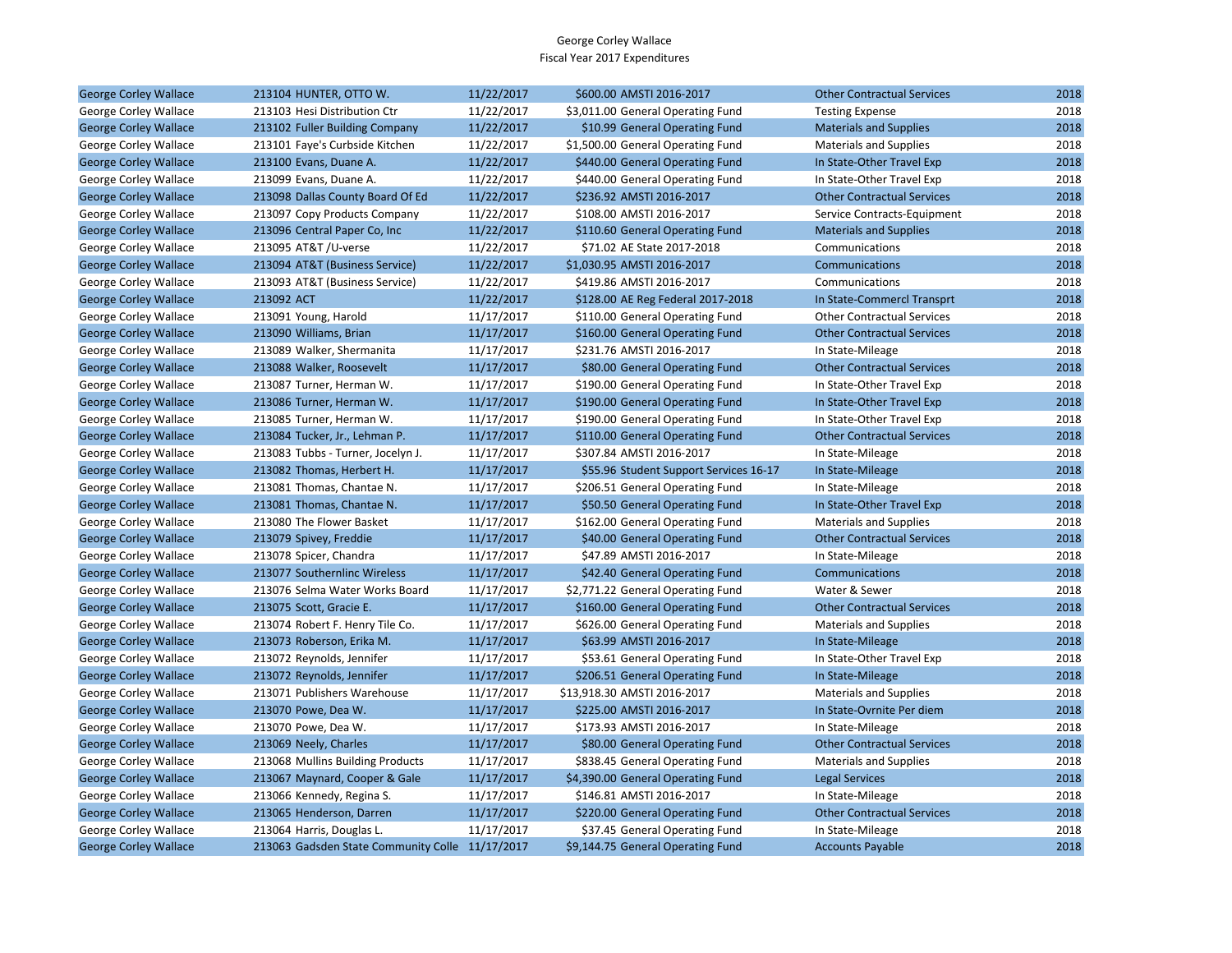George Corley Wallace
Fiscal Year 2017 Expenditures

| | | | | | | |
|---|---|---|---|---|---|---|
| George Corley Wallace | 213104 | HUNTER, OTTO W. | 11/22/2017 | $600.00 AMSTI 2016-2017 | Other Contractual Services | 2018 |
| George Corley Wallace | 213103 | Hesi Distribution Ctr | 11/22/2017 | $3,011.00 General Operating Fund | Testing Expense | 2018 |
| George Corley Wallace | 213102 | Fuller Building Company | 11/22/2017 | $10.99 General Operating Fund | Materials and Supplies | 2018 |
| George Corley Wallace | 213101 | Faye's Curbside Kitchen | 11/22/2017 | $1,500.00 General Operating Fund | Materials and Supplies | 2018 |
| George Corley Wallace | 213100 | Evans, Duane A. | 11/22/2017 | $440.00 General Operating Fund | In State-Other Travel Exp | 2018 |
| George Corley Wallace | 213099 | Evans, Duane A. | 11/22/2017 | $440.00 General Operating Fund | In State-Other Travel Exp | 2018 |
| George Corley Wallace | 213098 | Dallas County Board Of Ed | 11/22/2017 | $236.92 AMSTI 2016-2017 | Other Contractual Services | 2018 |
| George Corley Wallace | 213097 | Copy Products Company | 11/22/2017 | $108.00 AMSTI 2016-2017 | Service Contracts-Equipment | 2018 |
| George Corley Wallace | 213096 | Central Paper Co, Inc | 11/22/2017 | $110.60 General Operating Fund | Materials and Supplies | 2018 |
| George Corley Wallace | 213095 | AT&T /U-verse | 11/22/2017 | $71.02 AE State 2017-2018 | Communications | 2018 |
| George Corley Wallace | 213094 | AT&T (Business Service) | 11/22/2017 | $1,030.95 AMSTI 2016-2017 | Communications | 2018 |
| George Corley Wallace | 213093 | AT&T (Business Service) | 11/22/2017 | $419.86 AMSTI 2016-2017 | Communications | 2018 |
| George Corley Wallace | 213092 | ACT | 11/22/2017 | $128.00 AE Reg Federal 2017-2018 | In State-Commercl Transprt | 2018 |
| George Corley Wallace | 213091 | Young, Harold | 11/17/2017 | $110.00 General Operating Fund | Other Contractual Services | 2018 |
| George Corley Wallace | 213090 | Williams, Brian | 11/17/2017 | $160.00 General Operating Fund | Other Contractual Services | 2018 |
| George Corley Wallace | 213089 | Walker, Shermanita | 11/17/2017 | $231.76 AMSTI 2016-2017 | In State-Mileage | 2018 |
| George Corley Wallace | 213088 | Walker, Roosevelt | 11/17/2017 | $80.00 General Operating Fund | Other Contractual Services | 2018 |
| George Corley Wallace | 213087 | Turner, Herman W. | 11/17/2017 | $190.00 General Operating Fund | In State-Other Travel Exp | 2018 |
| George Corley Wallace | 213086 | Turner, Herman W. | 11/17/2017 | $190.00 General Operating Fund | In State-Other Travel Exp | 2018 |
| George Corley Wallace | 213085 | Turner, Herman W. | 11/17/2017 | $190.00 General Operating Fund | In State-Other Travel Exp | 2018 |
| George Corley Wallace | 213084 | Tucker, Jr., Lehman P. | 11/17/2017 | $110.00 General Operating Fund | Other Contractual Services | 2018 |
| George Corley Wallace | 213083 | Tubbs - Turner, Jocelyn J. | 11/17/2017 | $307.84 AMSTI 2016-2017 | In State-Mileage | 2018 |
| George Corley Wallace | 213082 | Thomas, Herbert H. | 11/17/2017 | $55.96 Student Support Services 16-17 | In State-Mileage | 2018 |
| George Corley Wallace | 213081 | Thomas, Chantae N. | 11/17/2017 | $206.51 General Operating Fund | In State-Mileage | 2018 |
| George Corley Wallace | 213081 | Thomas, Chantae N. | 11/17/2017 | $50.50 General Operating Fund | In State-Other Travel Exp | 2018 |
| George Corley Wallace | 213080 | The Flower Basket | 11/17/2017 | $162.00 General Operating Fund | Materials and Supplies | 2018 |
| George Corley Wallace | 213079 | Spivey, Freddie | 11/17/2017 | $40.00 General Operating Fund | Other Contractual Services | 2018 |
| George Corley Wallace | 213078 | Spicer, Chandra | 11/17/2017 | $47.89 AMSTI 2016-2017 | In State-Mileage | 2018 |
| George Corley Wallace | 213077 | Southernlinc Wireless | 11/17/2017 | $42.40 General Operating Fund | Communications | 2018 |
| George Corley Wallace | 213076 | Selma Water Works Board | 11/17/2017 | $2,771.22 General Operating Fund | Water & Sewer | 2018 |
| George Corley Wallace | 213075 | Scott, Gracie E. | 11/17/2017 | $160.00 General Operating Fund | Other Contractual Services | 2018 |
| George Corley Wallace | 213074 | Robert F. Henry Tile Co. | 11/17/2017 | $626.00 General Operating Fund | Materials and Supplies | 2018 |
| George Corley Wallace | 213073 | Roberson, Erika M. | 11/17/2017 | $63.99 AMSTI 2016-2017 | In State-Mileage | 2018 |
| George Corley Wallace | 213072 | Reynolds, Jennifer | 11/17/2017 | $53.61 General Operating Fund | In State-Other Travel Exp | 2018 |
| George Corley Wallace | 213072 | Reynolds, Jennifer | 11/17/2017 | $206.51 General Operating Fund | In State-Mileage | 2018 |
| George Corley Wallace | 213071 | Publishers Warehouse | 11/17/2017 | $13,918.30 AMSTI 2016-2017 | Materials and Supplies | 2018 |
| George Corley Wallace | 213070 | Powe, Dea W. | 11/17/2017 | $225.00 AMSTI 2016-2017 | In State-Ovrnite Per diem | 2018 |
| George Corley Wallace | 213070 | Powe, Dea W. | 11/17/2017 | $173.93 AMSTI 2016-2017 | In State-Mileage | 2018 |
| George Corley Wallace | 213069 | Neely, Charles | 11/17/2017 | $80.00 General Operating Fund | Other Contractual Services | 2018 |
| George Corley Wallace | 213068 | Mullins Building Products | 11/17/2017 | $838.45 General Operating Fund | Materials and Supplies | 2018 |
| George Corley Wallace | 213067 | Maynard, Cooper & Gale | 11/17/2017 | $4,390.00 General Operating Fund | Legal Services | 2018 |
| George Corley Wallace | 213066 | Kennedy, Regina S. | 11/17/2017 | $146.81 AMSTI 2016-2017 | In State-Mileage | 2018 |
| George Corley Wallace | 213065 | Henderson, Darren | 11/17/2017 | $220.00 General Operating Fund | Other Contractual Services | 2018 |
| George Corley Wallace | 213064 | Harris, Douglas L. | 11/17/2017 | $37.45 General Operating Fund | In State-Mileage | 2018 |
| George Corley Wallace | 213063 | Gadsden State Community Colle | 11/17/2017 | $9,144.75 General Operating Fund | Accounts Payable | 2018 |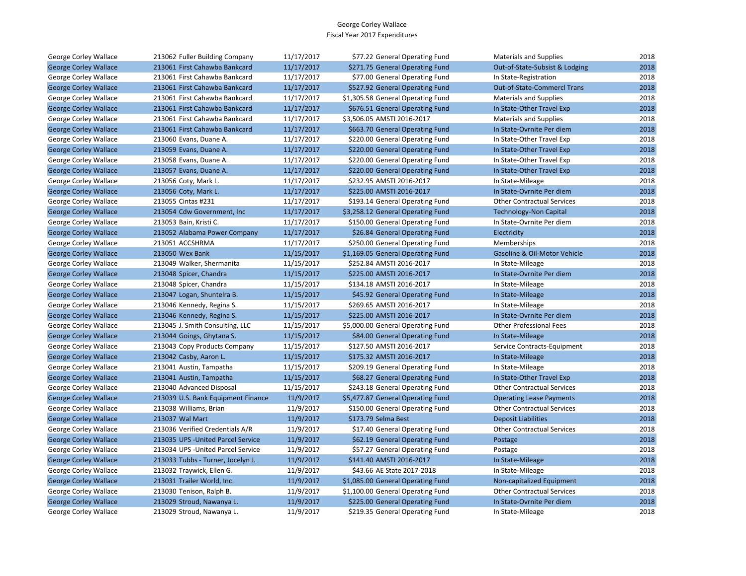George Corley Wallace
Fiscal Year 2017 Expenditures

| | | | | | | |
|---|---|---|---|---|---|---|
| George Corley Wallace | 213062 Fuller Building Company | 11/17/2017 | $77.22 | General Operating Fund | Materials and Supplies | 2018 |
| George Corley Wallace | 213061 First Cahawba Bankcard | 11/17/2017 | $271.75 | General Operating Fund | Out-of-State-Subsist & Lodging | 2018 |
| George Corley Wallace | 213061 First Cahawba Bankcard | 11/17/2017 | $77.00 | General Operating Fund | In State-Registration | 2018 |
| George Corley Wallace | 213061 First Cahawba Bankcard | 11/17/2017 | $527.92 | General Operating Fund | Out-of-State-Commercl Trans | 2018 |
| George Corley Wallace | 213061 First Cahawba Bankcard | 11/17/2017 | $1,305.58 | General Operating Fund | Materials and Supplies | 2018 |
| George Corley Wallace | 213061 First Cahawba Bankcard | 11/17/2017 | $676.51 | General Operating Fund | In State-Other Travel Exp | 2018 |
| George Corley Wallace | 213061 First Cahawba Bankcard | 11/17/2017 | $3,506.05 | AMSTI 2016-2017 | Materials and Supplies | 2018 |
| George Corley Wallace | 213061 First Cahawba Bankcard | 11/17/2017 | $663.70 | General Operating Fund | In State-Ovrnite Per diem | 2018 |
| George Corley Wallace | 213060 Evans, Duane A. | 11/17/2017 | $220.00 | General Operating Fund | In State-Other Travel Exp | 2018 |
| George Corley Wallace | 213059 Evans, Duane A. | 11/17/2017 | $220.00 | General Operating Fund | In State-Other Travel Exp | 2018 |
| George Corley Wallace | 213058 Evans, Duane A. | 11/17/2017 | $220.00 | General Operating Fund | In State-Other Travel Exp | 2018 |
| George Corley Wallace | 213057 Evans, Duane A. | 11/17/2017 | $220.00 | General Operating Fund | In State-Other Travel Exp | 2018 |
| George Corley Wallace | 213056 Coty, Mark L. | 11/17/2017 | $232.95 | AMSTI 2016-2017 | In State-Mileage | 2018 |
| George Corley Wallace | 213056 Coty, Mark L. | 11/17/2017 | $225.00 | AMSTI 2016-2017 | In State-Ovrnite Per diem | 2018 |
| George Corley Wallace | 213055 Cintas #231 | 11/17/2017 | $193.14 | General Operating Fund | Other Contractual Services | 2018 |
| George Corley Wallace | 213054 Cdw Government, Inc | 11/17/2017 | $3,258.12 | General Operating Fund | Technology-Non Capital | 2018 |
| George Corley Wallace | 213053 Bain, Kristi C. | 11/17/2017 | $150.00 | General Operating Fund | In State-Ovrnite Per diem | 2018 |
| George Corley Wallace | 213052 Alabama Power Company | 11/17/2017 | $26.84 | General Operating Fund | Electricity | 2018 |
| George Corley Wallace | 213051 ACCSHRMA | 11/17/2017 | $250.00 | General Operating Fund | Memberships | 2018 |
| George Corley Wallace | 213050 Wex Bank | 11/15/2017 | $1,169.05 | General Operating Fund | Gasoline & Oil-Motor Vehicle | 2018 |
| George Corley Wallace | 213049 Walker, Shermanita | 11/15/2017 | $252.84 | AMSTI 2016-2017 | In State-Mileage | 2018 |
| George Corley Wallace | 213048 Spicer, Chandra | 11/15/2017 | $225.00 | AMSTI 2016-2017 | In State-Ovrnite Per diem | 2018 |
| George Corley Wallace | 213048 Spicer, Chandra | 11/15/2017 | $134.18 | AMSTI 2016-2017 | In State-Mileage | 2018 |
| George Corley Wallace | 213047 Logan, Shuntelra B. | 11/15/2017 | $45.92 | General Operating Fund | In State-Mileage | 2018 |
| George Corley Wallace | 213046 Kennedy, Regina S. | 11/15/2017 | $269.65 | AMSTI 2016-2017 | In State-Mileage | 2018 |
| George Corley Wallace | 213046 Kennedy, Regina S. | 11/15/2017 | $225.00 | AMSTI 2016-2017 | In State-Ovrnite Per diem | 2018 |
| George Corley Wallace | 213045 J. Smith Consulting, LLC | 11/15/2017 | $5,000.00 | General Operating Fund | Other Professional Fees | 2018 |
| George Corley Wallace | 213044 Goings, Ghytana S. | 11/15/2017 | $84.00 | General Operating Fund | In State-Mileage | 2018 |
| George Corley Wallace | 213043 Copy Products Company | 11/15/2017 | $127.50 | AMSTI 2016-2017 | Service Contracts-Equipment | 2018 |
| George Corley Wallace | 213042 Casby, Aaron L. | 11/15/2017 | $175.32 | AMSTI 2016-2017 | In State-Mileage | 2018 |
| George Corley Wallace | 213041 Austin, Tampatha | 11/15/2017 | $209.19 | General Operating Fund | In State-Mileage | 2018 |
| George Corley Wallace | 213041 Austin, Tampatha | 11/15/2017 | $68.27 | General Operating Fund | In State-Other Travel Exp | 2018 |
| George Corley Wallace | 213040 Advanced Disposal | 11/15/2017 | $243.18 | General Operating Fund | Other Contractual Services | 2018 |
| George Corley Wallace | 213039 U.S. Bank Equipment Finance | 11/9/2017 | $5,477.87 | General Operating Fund | Operating Lease Payments | 2018 |
| George Corley Wallace | 213038 Williams, Brian | 11/9/2017 | $150.00 | General Operating Fund | Other Contractual Services | 2018 |
| George Corley Wallace | 213037 Wal Mart | 11/9/2017 | $173.79 | Selma Best | Deposit Liabilities | 2018 |
| George Corley Wallace | 213036 Verified Credentials A/R | 11/9/2017 | $17.40 | General Operating Fund | Other Contractual Services | 2018 |
| George Corley Wallace | 213035 UPS -United Parcel Service | 11/9/2017 | $62.19 | General Operating Fund | Postage | 2018 |
| George Corley Wallace | 213034 UPS -United Parcel Service | 11/9/2017 | $57.27 | General Operating Fund | Postage | 2018 |
| George Corley Wallace | 213033 Tubbs - Turner, Jocelyn J. | 11/9/2017 | $141.40 | AMSTI 2016-2017 | In State-Mileage | 2018 |
| George Corley Wallace | 213032 Traywick, Ellen G. | 11/9/2017 | $43.66 | AE State 2017-2018 | In State-Mileage | 2018 |
| George Corley Wallace | 213031 Trailer World, Inc. | 11/9/2017 | $1,085.00 | General Operating Fund | Non-capitalized Equipment | 2018 |
| George Corley Wallace | 213030 Tenison, Ralph B. | 11/9/2017 | $1,100.00 | General Operating Fund | Other Contractual Services | 2018 |
| George Corley Wallace | 213029 Stroud, Nawanya L. | 11/9/2017 | $225.00 | General Operating Fund | In State-Ovrnite Per diem | 2018 |
| George Corley Wallace | 213029 Stroud, Nawanya L. | 11/9/2017 | $219.35 | General Operating Fund | In State-Mileage | 2018 |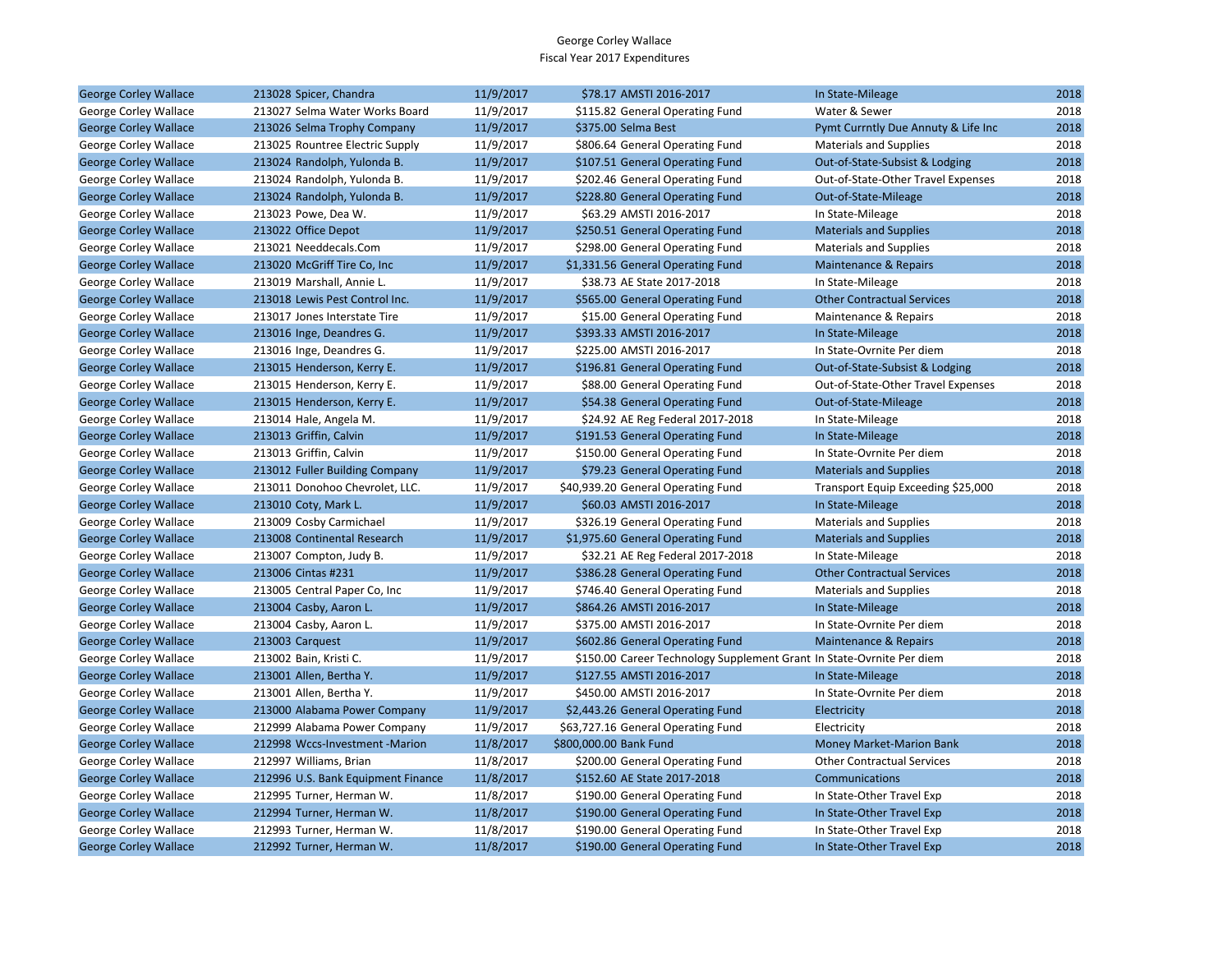George Corley Wallace
Fiscal Year 2017 Expenditures

| | | | | | | |
|---|---|---|---|---|---|---|
| George Corley Wallace | 213028 Spicer, Chandra | 11/9/2017 | $78.17 | AMSTI 2016-2017 | In State-Mileage | 2018 |
| George Corley Wallace | 213027 Selma Water Works Board | 11/9/2017 | $115.82 | General Operating Fund | Water & Sewer | 2018 |
| George Corley Wallace | 213026 Selma Trophy Company | 11/9/2017 | $375.00 | Selma Best | Pymt Currntly Due Annuty & Life Inc | 2018 |
| George Corley Wallace | 213025 Rountree Electric Supply | 11/9/2017 | $806.64 | General Operating Fund | Materials and Supplies | 2018 |
| George Corley Wallace | 213024 Randolph, Yulonda B. | 11/9/2017 | $107.51 | General Operating Fund | Out-of-State-Subsist & Lodging | 2018 |
| George Corley Wallace | 213024 Randolph, Yulonda B. | 11/9/2017 | $202.46 | General Operating Fund | Out-of-State-Other Travel Expenses | 2018 |
| George Corley Wallace | 213024 Randolph, Yulonda B. | 11/9/2017 | $228.80 | General Operating Fund | Out-of-State-Mileage | 2018 |
| George Corley Wallace | 213023 Powe, Dea W. | 11/9/2017 | $63.29 | AMSTI 2016-2017 | In State-Mileage | 2018 |
| George Corley Wallace | 213022 Office Depot | 11/9/2017 | $250.51 | General Operating Fund | Materials and Supplies | 2018 |
| George Corley Wallace | 213021 Needdecals.Com | 11/9/2017 | $298.00 | General Operating Fund | Materials and Supplies | 2018 |
| George Corley Wallace | 213020 McGriff Tire Co, Inc | 11/9/2017 | $1,331.56 | General Operating Fund | Maintenance & Repairs | 2018 |
| George Corley Wallace | 213019 Marshall, Annie L. | 11/9/2017 | $38.73 | AE State 2017-2018 | In State-Mileage | 2018 |
| George Corley Wallace | 213018 Lewis Pest Control Inc. | 11/9/2017 | $565.00 | General Operating Fund | Other Contractual Services | 2018 |
| George Corley Wallace | 213017 Jones Interstate Tire | 11/9/2017 | $15.00 | General Operating Fund | Maintenance & Repairs | 2018 |
| George Corley Wallace | 213016 Inge, Deandres G. | 11/9/2017 | $393.33 | AMSTI 2016-2017 | In State-Mileage | 2018 |
| George Corley Wallace | 213016 Inge, Deandres G. | 11/9/2017 | $225.00 | AMSTI 2016-2017 | In State-Ovrnite Per diem | 2018 |
| George Corley Wallace | 213015 Henderson, Kerry E. | 11/9/2017 | $196.81 | General Operating Fund | Out-of-State-Subsist & Lodging | 2018 |
| George Corley Wallace | 213015 Henderson, Kerry E. | 11/9/2017 | $88.00 | General Operating Fund | Out-of-State-Other Travel Expenses | 2018 |
| George Corley Wallace | 213015 Henderson, Kerry E. | 11/9/2017 | $54.38 | General Operating Fund | Out-of-State-Mileage | 2018 |
| George Corley Wallace | 213014 Hale, Angela M. | 11/9/2017 | $24.92 | AE Reg Federal 2017-2018 | In State-Mileage | 2018 |
| George Corley Wallace | 213013 Griffin, Calvin | 11/9/2017 | $191.53 | General Operating Fund | In State-Mileage | 2018 |
| George Corley Wallace | 213013 Griffin, Calvin | 11/9/2017 | $150.00 | General Operating Fund | In State-Ovrnite Per diem | 2018 |
| George Corley Wallace | 213012 Fuller Building Company | 11/9/2017 | $79.23 | General Operating Fund | Materials and Supplies | 2018 |
| George Corley Wallace | 213011 Donohoo Chevrolet, LLC. | 11/9/2017 | $40,939.20 | General Operating Fund | Transport Equip Exceeding $25,000 | 2018 |
| George Corley Wallace | 213010 Coty, Mark L. | 11/9/2017 | $60.03 | AMSTI 2016-2017 | In State-Mileage | 2018 |
| George Corley Wallace | 213009 Cosby Carmichael | 11/9/2017 | $326.19 | General Operating Fund | Materials and Supplies | 2018 |
| George Corley Wallace | 213008 Continental Research | 11/9/2017 | $1,975.60 | General Operating Fund | Materials and Supplies | 2018 |
| George Corley Wallace | 213007 Compton, Judy B. | 11/9/2017 | $32.21 | AE Reg Federal 2017-2018 | In State-Mileage | 2018 |
| George Corley Wallace | 213006 Cintas #231 | 11/9/2017 | $386.28 | General Operating Fund | Other Contractual Services | 2018 |
| George Corley Wallace | 213005 Central Paper Co, Inc | 11/9/2017 | $746.40 | General Operating Fund | Materials and Supplies | 2018 |
| George Corley Wallace | 213004 Casby, Aaron L. | 11/9/2017 | $864.26 | AMSTI 2016-2017 | In State-Mileage | 2018 |
| George Corley Wallace | 213004 Casby, Aaron L. | 11/9/2017 | $375.00 | AMSTI 2016-2017 | In State-Ovrnite Per diem | 2018 |
| George Corley Wallace | 213003 Carquest | 11/9/2017 | $602.86 | General Operating Fund | Maintenance & Repairs | 2018 |
| George Corley Wallace | 213002 Bain, Kristi C. | 11/9/2017 | $150.00 | Career Technology Supplement Grant | In State-Ovrnite Per diem | 2018 |
| George Corley Wallace | 213001 Allen, Bertha Y. | 11/9/2017 | $127.55 | AMSTI 2016-2017 | In State-Mileage | 2018 |
| George Corley Wallace | 213001 Allen, Bertha Y. | 11/9/2017 | $450.00 | AMSTI 2016-2017 | In State-Ovrnite Per diem | 2018 |
| George Corley Wallace | 213000 Alabama Power Company | 11/9/2017 | $2,443.26 | General Operating Fund | Electricity | 2018 |
| George Corley Wallace | 212999 Alabama Power Company | 11/9/2017 | $63,727.16 | General Operating Fund | Electricity | 2018 |
| George Corley Wallace | 212998 Wccs-Investment -Marion | 11/8/2017 | $800,000.00 | Bank Fund | Money Market-Marion Bank | 2018 |
| George Corley Wallace | 212997 Williams, Brian | 11/8/2017 | $200.00 | General Operating Fund | Other Contractual Services | 2018 |
| George Corley Wallace | 212996 U.S. Bank Equipment Finance | 11/8/2017 | $152.60 | AE State 2017-2018 | Communications | 2018 |
| George Corley Wallace | 212995 Turner, Herman W. | 11/8/2017 | $190.00 | General Operating Fund | In State-Other Travel Exp | 2018 |
| George Corley Wallace | 212994 Turner, Herman W. | 11/8/2017 | $190.00 | General Operating Fund | In State-Other Travel Exp | 2018 |
| George Corley Wallace | 212993 Turner, Herman W. | 11/8/2017 | $190.00 | General Operating Fund | In State-Other Travel Exp | 2018 |
| George Corley Wallace | 212992 Turner, Herman W. | 11/8/2017 | $190.00 | General Operating Fund | In State-Other Travel Exp | 2018 |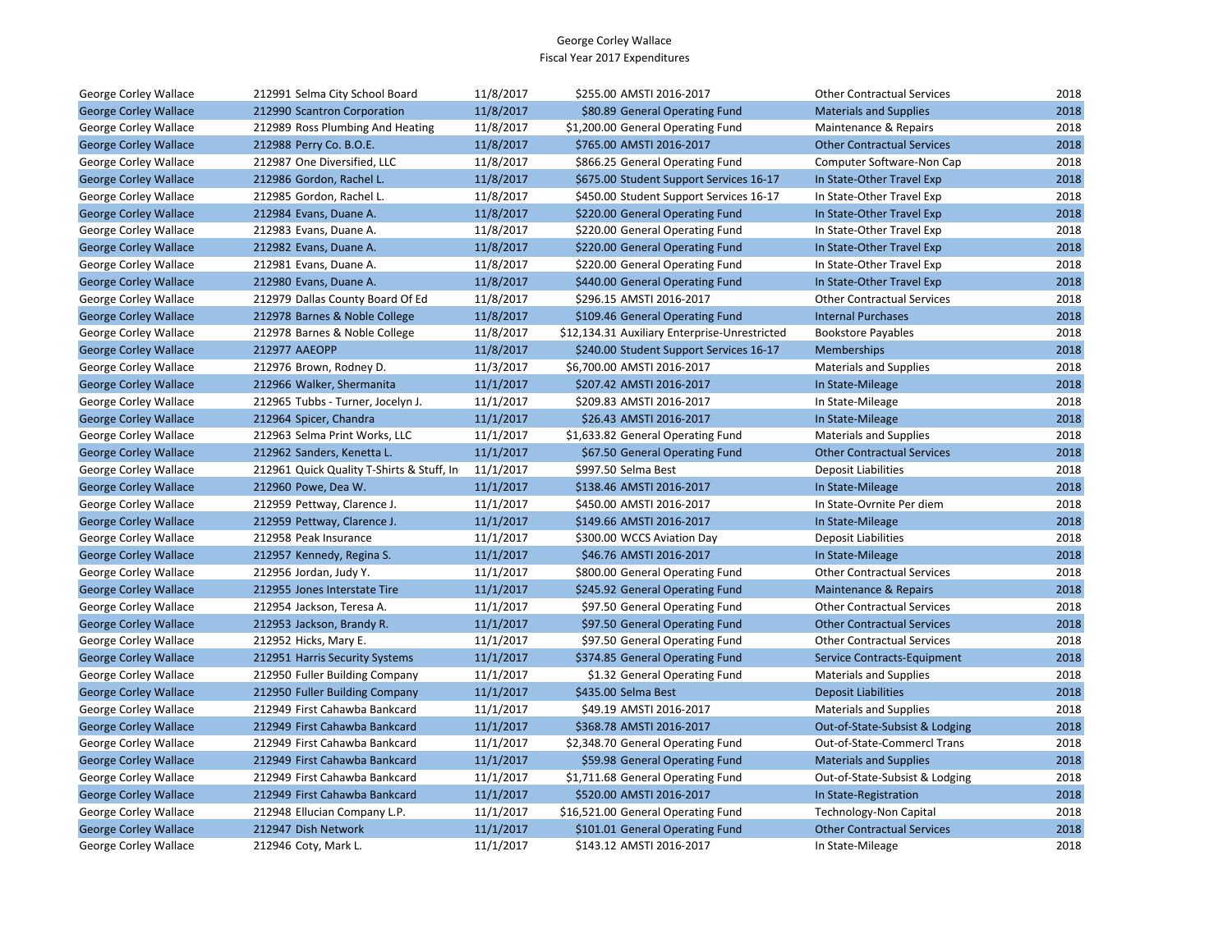George Corley Wallace
Fiscal Year 2017 Expenditures

| | | | | | | |
|---|---|---|---|---|---|---|
| George Corley Wallace | 212991 Selma City School Board | 11/8/2017 | $255.00 | AMSTI 2016-2017 | Other Contractual Services | 2018 |
| George Corley Wallace | 212990 Scantron Corporation | 11/8/2017 | $80.89 | General Operating Fund | Materials and Supplies | 2018 |
| George Corley Wallace | 212989 Ross Plumbing And Heating | 11/8/2017 | $1,200.00 | General Operating Fund | Maintenance & Repairs | 2018 |
| George Corley Wallace | 212988 Perry Co. B.O.E. | 11/8/2017 | $765.00 | AMSTI 2016-2017 | Other Contractual Services | 2018 |
| George Corley Wallace | 212987 One Diversified, LLC | 11/8/2017 | $866.25 | General Operating Fund | Computer Software-Non Cap | 2018 |
| George Corley Wallace | 212986 Gordon, Rachel L. | 11/8/2017 | $675.00 | Student Support Services 16-17 | In State-Other Travel Exp | 2018 |
| George Corley Wallace | 212985 Gordon, Rachel L. | 11/8/2017 | $450.00 | Student Support Services 16-17 | In State-Other Travel Exp | 2018 |
| George Corley Wallace | 212984 Evans, Duane A. | 11/8/2017 | $220.00 | General Operating Fund | In State-Other Travel Exp | 2018 |
| George Corley Wallace | 212983 Evans, Duane A. | 11/8/2017 | $220.00 | General Operating Fund | In State-Other Travel Exp | 2018 |
| George Corley Wallace | 212982 Evans, Duane A. | 11/8/2017 | $220.00 | General Operating Fund | In State-Other Travel Exp | 2018 |
| George Corley Wallace | 212981 Evans, Duane A. | 11/8/2017 | $220.00 | General Operating Fund | In State-Other Travel Exp | 2018 |
| George Corley Wallace | 212980 Evans, Duane A. | 11/8/2017 | $440.00 | General Operating Fund | In State-Other Travel Exp | 2018 |
| George Corley Wallace | 212979 Dallas County Board Of Ed | 11/8/2017 | $296.15 | AMSTI 2016-2017 | Other Contractual Services | 2018 |
| George Corley Wallace | 212978 Barnes & Noble College | 11/8/2017 | $109.46 | General Operating Fund | Internal Purchases | 2018 |
| George Corley Wallace | 212978 Barnes & Noble College | 11/8/2017 | $12,134.31 | Auxiliary Enterprise-Unrestricted | Bookstore Payables | 2018 |
| George Corley Wallace | 212977 AAEOPP | 11/8/2017 | $240.00 | Student Support Services 16-17 | Memberships | 2018 |
| George Corley Wallace | 212976 Brown, Rodney D. | 11/3/2017 | $6,700.00 | AMSTI 2016-2017 | Materials and Supplies | 2018 |
| George Corley Wallace | 212966 Walker, Shermanita | 11/1/2017 | $207.42 | AMSTI 2016-2017 | In State-Mileage | 2018 |
| George Corley Wallace | 212965 Tubbs - Turner, Jocelyn J. | 11/1/2017 | $209.83 | AMSTI 2016-2017 | In State-Mileage | 2018 |
| George Corley Wallace | 212964 Spicer, Chandra | 11/1/2017 | $26.43 | AMSTI 2016-2017 | In State-Mileage | 2018 |
| George Corley Wallace | 212963 Selma Print Works, LLC | 11/1/2017 | $1,633.82 | General Operating Fund | Materials and Supplies | 2018 |
| George Corley Wallace | 212962 Sanders, Kenetta L. | 11/1/2017 | $67.50 | General Operating Fund | Other Contractual Services | 2018 |
| George Corley Wallace | 212961 Quick Quality T-Shirts & Stuff, In | 11/1/2017 | $997.50 | Selma Best | Deposit Liabilities | 2018 |
| George Corley Wallace | 212960 Powe, Dea W. | 11/1/2017 | $138.46 | AMSTI 2016-2017 | In State-Mileage | 2018 |
| George Corley Wallace | 212959 Pettway, Clarence J. | 11/1/2017 | $450.00 | AMSTI 2016-2017 | In State-Ovrnite Per diem | 2018 |
| George Corley Wallace | 212959 Pettway, Clarence J. | 11/1/2017 | $149.66 | AMSTI 2016-2017 | In State-Mileage | 2018 |
| George Corley Wallace | 212958 Peak Insurance | 11/1/2017 | $300.00 | WCCS Aviation Day | Deposit Liabilities | 2018 |
| George Corley Wallace | 212957 Kennedy, Regina S. | 11/1/2017 | $46.76 | AMSTI 2016-2017 | In State-Mileage | 2018 |
| George Corley Wallace | 212956 Jordan, Judy Y. | 11/1/2017 | $800.00 | General Operating Fund | Other Contractual Services | 2018 |
| George Corley Wallace | 212955 Jones Interstate Tire | 11/1/2017 | $245.92 | General Operating Fund | Maintenance & Repairs | 2018 |
| George Corley Wallace | 212954 Jackson, Teresa A. | 11/1/2017 | $97.50 | General Operating Fund | Other Contractual Services | 2018 |
| George Corley Wallace | 212953 Jackson, Brandy R. | 11/1/2017 | $97.50 | General Operating Fund | Other Contractual Services | 2018 |
| George Corley Wallace | 212952 Hicks, Mary E. | 11/1/2017 | $97.50 | General Operating Fund | Other Contractual Services | 2018 |
| George Corley Wallace | 212951 Harris Security Systems | 11/1/2017 | $374.85 | General Operating Fund | Service Contracts-Equipment | 2018 |
| George Corley Wallace | 212950 Fuller Building Company | 11/1/2017 | $1.32 | General Operating Fund | Materials and Supplies | 2018 |
| George Corley Wallace | 212950 Fuller Building Company | 11/1/2017 | $435.00 | Selma Best | Deposit Liabilities | 2018 |
| George Corley Wallace | 212949 First Cahawba Bankcard | 11/1/2017 | $49.19 | AMSTI 2016-2017 | Materials and Supplies | 2018 |
| George Corley Wallace | 212949 First Cahawba Bankcard | 11/1/2017 | $368.78 | AMSTI 2016-2017 | Out-of-State-Subsist & Lodging | 2018 |
| George Corley Wallace | 212949 First Cahawba Bankcard | 11/1/2017 | $2,348.70 | General Operating Fund | Out-of-State-Commercl Trans | 2018 |
| George Corley Wallace | 212949 First Cahawba Bankcard | 11/1/2017 | $59.98 | General Operating Fund | Materials and Supplies | 2018 |
| George Corley Wallace | 212949 First Cahawba Bankcard | 11/1/2017 | $1,711.68 | General Operating Fund | Out-of-State-Subsist & Lodging | 2018 |
| George Corley Wallace | 212949 First Cahawba Bankcard | 11/1/2017 | $520.00 | AMSTI 2016-2017 | In State-Registration | 2018 |
| George Corley Wallace | 212948 Ellucian Company L.P. | 11/1/2017 | $16,521.00 | General Operating Fund | Technology-Non Capital | 2018 |
| George Corley Wallace | 212947 Dish Network | 11/1/2017 | $101.01 | General Operating Fund | Other Contractual Services | 2018 |
| George Corley Wallace | 212946 Coty, Mark L. | 11/1/2017 | $143.12 | AMSTI 2016-2017 | In State-Mileage | 2018 |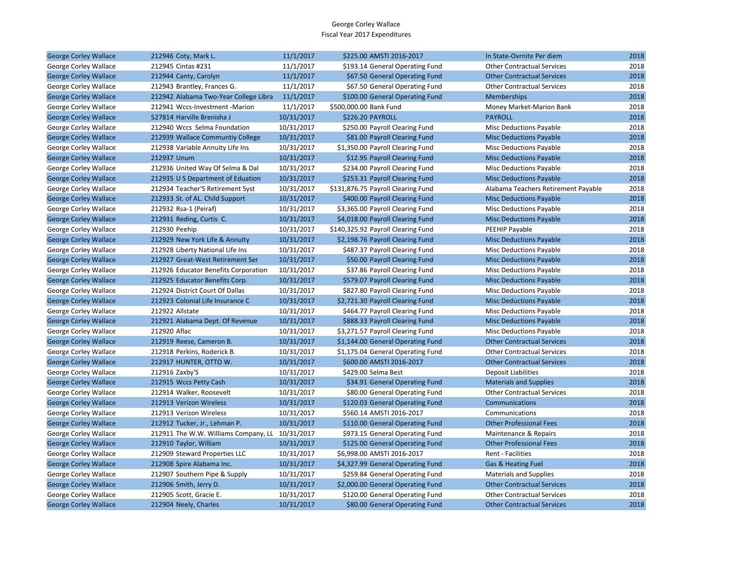George Corley Wallace
Fiscal Year 2017 Expenditures

| | | | | | | |
|---|---|---|---|---|---|---|
| George Corley Wallace | 212946 Coty, Mark L. | 11/1/2017 | $225.00 | AMSTI 2016-2017 | In State-Ovrnite Per diem | 2018 |
| George Corley Wallace | 212945 Cintas #231 | 11/1/2017 | $193.14 | General Operating Fund | Other Contractual Services | 2018 |
| George Corley Wallace | 212944 Canty, Carolyn | 11/1/2017 | $67.50 | General Operating Fund | Other Contractual Services | 2018 |
| George Corley Wallace | 212943 Brantley, Frances G. | 11/1/2017 | $67.50 | General Operating Fund | Other Contractual Services | 2018 |
| George Corley Wallace | 212942 Alabama Two-Year College Libra | 11/1/2017 | $100.00 | General Operating Fund | Memberships | 2018 |
| George Corley Wallace | 212941 Wccs-Investment -Marion | 11/1/2017 | $500,000.00 | Bank Fund | Money Market-Marion Bank | 2018 |
| George Corley Wallace | 527814 Harville Brenisha J | 10/31/2017 | $226.20 | PAYROLL | PAYROLL | 2018 |
| George Corley Wallace | 212940 Wccs Selma Foundation | 10/31/2017 | $250.00 | Payroll Clearing Fund | Misc Deductions Payable | 2018 |
| George Corley Wallace | 212939 Wallace Communtiy College | 10/31/2017 | $81.00 | Payroll Clearing Fund | Misc Deductions Payable | 2018 |
| George Corley Wallace | 212938 Variable Annuity Life Ins | 10/31/2017 | $1,350.00 | Payroll Clearing Fund | Misc Deductions Payable | 2018 |
| George Corley Wallace | 212937 Unum | 10/31/2017 | $12.95 | Payroll Clearing Fund | Misc Deductions Payable | 2018 |
| George Corley Wallace | 212936 United Way Of Selma & Dal | 10/31/2017 | $234.00 | Payroll Clearing Fund | Misc Deductions Payable | 2018 |
| George Corley Wallace | 212935 U S Department of Eduation | 10/31/2017 | $253.31 | Payroll Clearing Fund | Misc Deductions Payable | 2018 |
| George Corley Wallace | 212934 Teacher'S Retirement Syst | 10/31/2017 | $131,876.75 | Payroll Clearing Fund | Alabama Teachers Retirement Payable | 2018 |
| George Corley Wallace | 212933 St. of AL. Child Support | 10/31/2017 | $400.00 | Payroll Clearing Fund | Misc Deductions Payable | 2018 |
| George Corley Wallace | 212932 Rsa-1 (Peiraf) | 10/31/2017 | $3,365.00 | Payroll Clearing Fund | Misc Deductions Payable | 2018 |
| George Corley Wallace | 212931 Reding, Curtis C. | 10/31/2017 | $4,018.00 | Payroll Clearing Fund | Misc Deductions Payable | 2018 |
| George Corley Wallace | 212930 Peehip | 10/31/2017 | $140,325.92 | Payroll Clearing Fund | PEEHIP Payable | 2018 |
| George Corley Wallace | 212929 New York Life & Annuity | 10/31/2017 | $2,198.76 | Payroll Clearing Fund | Misc Deductions Payable | 2018 |
| George Corley Wallace | 212928 Liberty National Life Ins | 10/31/2017 | $487.37 | Payroll Clearing Fund | Misc Deductions Payable | 2018 |
| George Corley Wallace | 212927 Great-West Retirement Ser | 10/31/2017 | $50.00 | Payroll Clearing Fund | Misc Deductions Payable | 2018 |
| George Corley Wallace | 212926 Educator Benefits Corporation | 10/31/2017 | $37.86 | Payroll Clearing Fund | Misc Deductions Payable | 2018 |
| George Corley Wallace | 212925 Educator Benefits Corp. | 10/31/2017 | $579.07 | Payroll Clearing Fund | Misc Deductions Payable | 2018 |
| George Corley Wallace | 212924 District Court Of Dallas | 10/31/2017 | $827.80 | Payroll Clearing Fund | Misc Deductions Payable | 2018 |
| George Corley Wallace | 212923 Colonial Life Insurance C | 10/31/2017 | $2,721.30 | Payroll Clearing Fund | Misc Deductions Payable | 2018 |
| George Corley Wallace | 212922 Allstate | 10/31/2017 | $464.77 | Payroll Clearing Fund | Misc Deductions Payable | 2018 |
| George Corley Wallace | 212921 Alabama Dept. Of Revenue | 10/31/2017 | $888.33 | Payroll Clearing Fund | Misc Deductions Payable | 2018 |
| George Corley Wallace | 212920 Aflac | 10/31/2017 | $3,271.57 | Payroll Clearing Fund | Misc Deductions Payable | 2018 |
| George Corley Wallace | 212919 Reese, Cameron B. | 10/31/2017 | $1,144.00 | General Operating Fund | Other Contractual Services | 2018 |
| George Corley Wallace | 212918 Perkins, Roderick B. | 10/31/2017 | $1,175.04 | General Operating Fund | Other Contractual Services | 2018 |
| George Corley Wallace | 212917 HUNTER, OTTO W. | 10/31/2017 | $600.00 | AMSTI 2016-2017 | Other Contractual Services | 2018 |
| George Corley Wallace | 212916 Zaxby'S | 10/31/2017 | $429.00 | Selma Best | Deposit Liabilities | 2018 |
| George Corley Wallace | 212915 Wccs Petty Cash | 10/31/2017 | $34.91 | General Operating Fund | Materials and Supplies | 2018 |
| George Corley Wallace | 212914 Walker, Roosevelt | 10/31/2017 | $80.00 | General Operating Fund | Other Contractual Services | 2018 |
| George Corley Wallace | 212913 Verizon Wireless | 10/31/2017 | $120.03 | General Operating Fund | Communications | 2018 |
| George Corley Wallace | 212913 Verizon Wireless | 10/31/2017 | $560.14 | AMSTI 2016-2017 | Communications | 2018 |
| George Corley Wallace | 212912 Tucker, Jr., Lehman P. | 10/31/2017 | $110.00 | General Operating Fund | Other Professional Fees | 2018 |
| George Corley Wallace | 212911 The W.W. Williams Company, LL | 10/31/2017 | $973.15 | General Operating Fund | Maintenance & Repairs | 2018 |
| George Corley Wallace | 212910 Taylor, William | 10/31/2017 | $125.00 | General Operating Fund | Other Professional Fees | 2018 |
| George Corley Wallace | 212909 Steward Properties LLC | 10/31/2017 | $6,998.00 | AMSTI 2016-2017 | Rent - Facilities | 2018 |
| George Corley Wallace | 212908 Spire Alabama Inc. | 10/31/2017 | $4,327.99 | General Operating Fund | Gas & Heating Fuel | 2018 |
| George Corley Wallace | 212907 Southern Pipe & Supply | 10/31/2017 | $259.84 | General Operating Fund | Materials and Supplies | 2018 |
| George Corley Wallace | 212906 Smith, Jerry D. | 10/31/2017 | $2,000.00 | General Operating Fund | Other Contractual Services | 2018 |
| George Corley Wallace | 212905 Scott, Gracie E. | 10/31/2017 | $120.00 | General Operating Fund | Other Contractual Services | 2018 |
| George Corley Wallace | 212904 Neely, Charles | 10/31/2017 | $80.00 | General Operating Fund | Other Contractual Services | 2018 |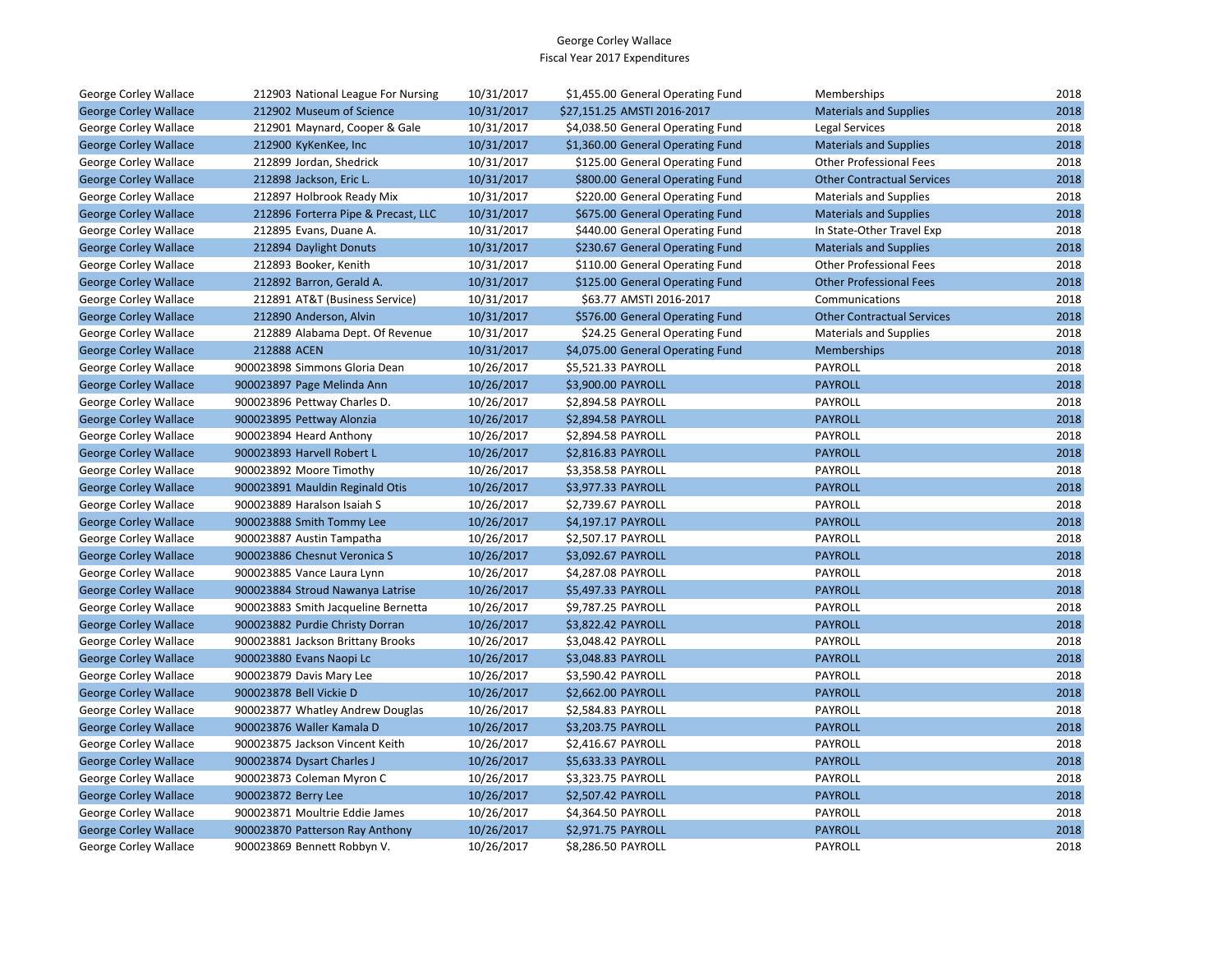George Corley Wallace
Fiscal Year 2017 Expenditures

| | | | | | | |
|---|---|---|---|---|---|---|
| George Corley Wallace | 212903 National League For Nursing | 10/31/2017 | $1,455.00 | General Operating Fund | Memberships | 2018 |
| George Corley Wallace | 212902 Museum of Science | 10/31/2017 | $27,151.25 | AMSTI 2016-2017 | Materials and Supplies | 2018 |
| George Corley Wallace | 212901 Maynard, Cooper & Gale | 10/31/2017 | $4,038.50 | General Operating Fund | Legal Services | 2018 |
| George Corley Wallace | 212900 KyKenKee, Inc | 10/31/2017 | $1,360.00 | General Operating Fund | Materials and Supplies | 2018 |
| George Corley Wallace | 212899 Jordan, Shedrick | 10/31/2017 | $125.00 | General Operating Fund | Other Professional Fees | 2018 |
| George Corley Wallace | 212898 Jackson, Eric L. | 10/31/2017 | $800.00 | General Operating Fund | Other Contractual Services | 2018 |
| George Corley Wallace | 212897 Holbrook Ready Mix | 10/31/2017 | $220.00 | General Operating Fund | Materials and Supplies | 2018 |
| George Corley Wallace | 212896 Forterra Pipe & Precast, LLC | 10/31/2017 | $675.00 | General Operating Fund | Materials and Supplies | 2018 |
| George Corley Wallace | 212895 Evans, Duane A. | 10/31/2017 | $440.00 | General Operating Fund | In State-Other Travel Exp | 2018 |
| George Corley Wallace | 212894 Daylight Donuts | 10/31/2017 | $230.67 | General Operating Fund | Materials and Supplies | 2018 |
| George Corley Wallace | 212893 Booker, Kenith | 10/31/2017 | $110.00 | General Operating Fund | Other Professional Fees | 2018 |
| George Corley Wallace | 212892 Barron, Gerald A. | 10/31/2017 | $125.00 | General Operating Fund | Other Professional Fees | 2018 |
| George Corley Wallace | 212891 AT&T (Business Service) | 10/31/2017 | $63.77 | AMSTI 2016-2017 | Communications | 2018 |
| George Corley Wallace | 212890 Anderson, Alvin | 10/31/2017 | $576.00 | General Operating Fund | Other Contractual Services | 2018 |
| George Corley Wallace | 212889 Alabama Dept. Of Revenue | 10/31/2017 | $24.25 | General Operating Fund | Materials and Supplies | 2018 |
| George Corley Wallace | 212888 ACEN | 10/31/2017 | $4,075.00 | General Operating Fund | Memberships | 2018 |
| George Corley Wallace | 900023898 Simmons Gloria Dean | 10/26/2017 | $5,521.33 | PAYROLL | PAYROLL | 2018 |
| George Corley Wallace | 900023897 Page Melinda Ann | 10/26/2017 | $3,900.00 | PAYROLL | PAYROLL | 2018 |
| George Corley Wallace | 900023896 Pettway Charles D. | 10/26/2017 | $2,894.58 | PAYROLL | PAYROLL | 2018 |
| George Corley Wallace | 900023895 Pettway Alonzia | 10/26/2017 | $2,894.58 | PAYROLL | PAYROLL | 2018 |
| George Corley Wallace | 900023894 Heard Anthony | 10/26/2017 | $2,894.58 | PAYROLL | PAYROLL | 2018 |
| George Corley Wallace | 900023893 Harvell Robert L | 10/26/2017 | $2,816.83 | PAYROLL | PAYROLL | 2018 |
| George Corley Wallace | 900023892 Moore Timothy | 10/26/2017 | $3,358.58 | PAYROLL | PAYROLL | 2018 |
| George Corley Wallace | 900023891 Mauldin Reginald Otis | 10/26/2017 | $3,977.33 | PAYROLL | PAYROLL | 2018 |
| George Corley Wallace | 900023889 Haralson Isaiah S | 10/26/2017 | $2,739.67 | PAYROLL | PAYROLL | 2018 |
| George Corley Wallace | 900023888 Smith Tommy Lee | 10/26/2017 | $4,197.17 | PAYROLL | PAYROLL | 2018 |
| George Corley Wallace | 900023887 Austin Tampatha | 10/26/2017 | $2,507.17 | PAYROLL | PAYROLL | 2018 |
| George Corley Wallace | 900023886 Chesnut Veronica S | 10/26/2017 | $3,092.67 | PAYROLL | PAYROLL | 2018 |
| George Corley Wallace | 900023885 Vance Laura Lynn | 10/26/2017 | $4,287.08 | PAYROLL | PAYROLL | 2018 |
| George Corley Wallace | 900023884 Stroud Nawanya Latrise | 10/26/2017 | $5,497.33 | PAYROLL | PAYROLL | 2018 |
| George Corley Wallace | 900023883 Smith Jacqueline Bernetta | 10/26/2017 | $9,787.25 | PAYROLL | PAYROLL | 2018 |
| George Corley Wallace | 900023882 Purdie Christy Dorran | 10/26/2017 | $3,822.42 | PAYROLL | PAYROLL | 2018 |
| George Corley Wallace | 900023881 Jackson Brittany Brooks | 10/26/2017 | $3,048.42 | PAYROLL | PAYROLL | 2018 |
| George Corley Wallace | 900023880 Evans Naopi Lc | 10/26/2017 | $3,048.83 | PAYROLL | PAYROLL | 2018 |
| George Corley Wallace | 900023879 Davis Mary Lee | 10/26/2017 | $3,590.42 | PAYROLL | PAYROLL | 2018 |
| George Corley Wallace | 900023878 Bell Vickie D | 10/26/2017 | $2,662.00 | PAYROLL | PAYROLL | 2018 |
| George Corley Wallace | 900023877 Whatley Andrew Douglas | 10/26/2017 | $2,584.83 | PAYROLL | PAYROLL | 2018 |
| George Corley Wallace | 900023876 Waller Kamala D | 10/26/2017 | $3,203.75 | PAYROLL | PAYROLL | 2018 |
| George Corley Wallace | 900023875 Jackson Vincent Keith | 10/26/2017 | $2,416.67 | PAYROLL | PAYROLL | 2018 |
| George Corley Wallace | 900023874 Dysart Charles J | 10/26/2017 | $5,633.33 | PAYROLL | PAYROLL | 2018 |
| George Corley Wallace | 900023873 Coleman Myron C | 10/26/2017 | $3,323.75 | PAYROLL | PAYROLL | 2018 |
| George Corley Wallace | 900023872 Berry Lee | 10/26/2017 | $2,507.42 | PAYROLL | PAYROLL | 2018 |
| George Corley Wallace | 900023871 Moultrie Eddie James | 10/26/2017 | $4,364.50 | PAYROLL | PAYROLL | 2018 |
| George Corley Wallace | 900023870 Patterson Ray Anthony | 10/26/2017 | $2,971.75 | PAYROLL | PAYROLL | 2018 |
| George Corley Wallace | 900023869 Bennett Robbyn V. | 10/26/2017 | $8,286.50 | PAYROLL | PAYROLL | 2018 |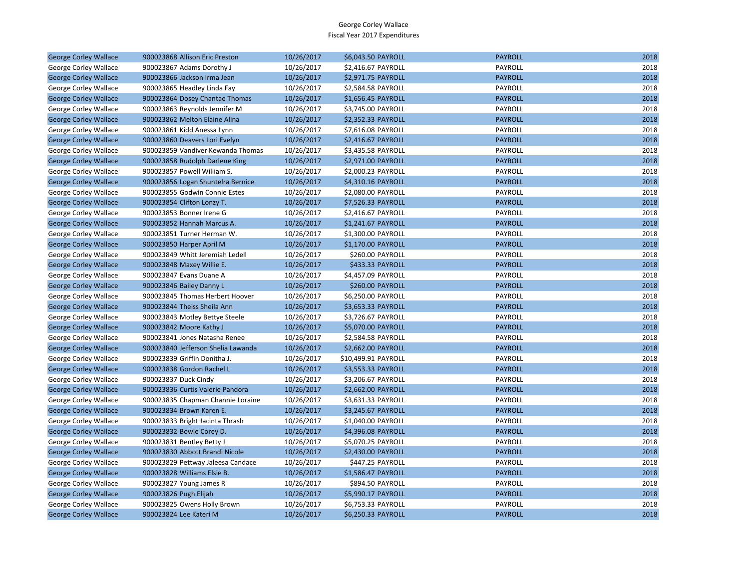George Corley Wallace
Fiscal Year 2017 Expenditures

| | | | | | | |
|---|---|---|---|---|---|---|
| George Corley Wallace | 900023868 Allison Eric Preston | 10/26/2017 | $6,043.50 | PAYROLL | PAYROLL | 2018 |
| George Corley Wallace | 900023867 Adams Dorothy J | 10/26/2017 | $2,416.67 | PAYROLL | PAYROLL | 2018 |
| George Corley Wallace | 900023866 Jackson Irma Jean | 10/26/2017 | $2,971.75 | PAYROLL | PAYROLL | 2018 |
| George Corley Wallace | 900023865 Headley Linda Fay | 10/26/2017 | $2,584.58 | PAYROLL | PAYROLL | 2018 |
| George Corley Wallace | 900023864 Dosey Chantae Thomas | 10/26/2017 | $1,656.45 | PAYROLL | PAYROLL | 2018 |
| George Corley Wallace | 900023863 Reynolds Jennifer M | 10/26/2017 | $3,745.00 | PAYROLL | PAYROLL | 2018 |
| George Corley Wallace | 900023862 Melton Elaine Alina | 10/26/2017 | $2,352.33 | PAYROLL | PAYROLL | 2018 |
| George Corley Wallace | 900023861 Kidd Anessa Lynn | 10/26/2017 | $7,616.08 | PAYROLL | PAYROLL | 2018 |
| George Corley Wallace | 900023860 Deavers Lori Evelyn | 10/26/2017 | $2,416.67 | PAYROLL | PAYROLL | 2018 |
| George Corley Wallace | 900023859 Vandiver Kewanda Thomas | 10/26/2017 | $3,435.58 | PAYROLL | PAYROLL | 2018 |
| George Corley Wallace | 900023858 Rudolph Darlene King | 10/26/2017 | $2,971.00 | PAYROLL | PAYROLL | 2018 |
| George Corley Wallace | 900023857 Powell William S. | 10/26/2017 | $2,000.23 | PAYROLL | PAYROLL | 2018 |
| George Corley Wallace | 900023856 Logan Shuntelra Bernice | 10/26/2017 | $4,310.16 | PAYROLL | PAYROLL | 2018 |
| George Corley Wallace | 900023855 Godwin Connie Estes | 10/26/2017 | $2,080.00 | PAYROLL | PAYROLL | 2018 |
| George Corley Wallace | 900023854 Clifton Lonzy T. | 10/26/2017 | $7,526.33 | PAYROLL | PAYROLL | 2018 |
| George Corley Wallace | 900023853 Bonner Irene G | 10/26/2017 | $2,416.67 | PAYROLL | PAYROLL | 2018 |
| George Corley Wallace | 900023852 Hannah Marcus A. | 10/26/2017 | $1,241.67 | PAYROLL | PAYROLL | 2018 |
| George Corley Wallace | 900023851 Turner Herman W. | 10/26/2017 | $1,300.00 | PAYROLL | PAYROLL | 2018 |
| George Corley Wallace | 900023850 Harper April M | 10/26/2017 | $1,170.00 | PAYROLL | PAYROLL | 2018 |
| George Corley Wallace | 900023849 Whitt Jeremiah Ledell | 10/26/2017 | $260.00 | PAYROLL | PAYROLL | 2018 |
| George Corley Wallace | 900023848 Maxey Willie E. | 10/26/2017 | $433.33 | PAYROLL | PAYROLL | 2018 |
| George Corley Wallace | 900023847 Evans Duane A | 10/26/2017 | $4,457.09 | PAYROLL | PAYROLL | 2018 |
| George Corley Wallace | 900023846 Bailey Danny L | 10/26/2017 | $260.00 | PAYROLL | PAYROLL | 2018 |
| George Corley Wallace | 900023845 Thomas Herbert Hoover | 10/26/2017 | $6,250.00 | PAYROLL | PAYROLL | 2018 |
| George Corley Wallace | 900023844 Theiss Sheila Ann | 10/26/2017 | $3,653.33 | PAYROLL | PAYROLL | 2018 |
| George Corley Wallace | 900023843 Motley Bettye Steele | 10/26/2017 | $3,726.67 | PAYROLL | PAYROLL | 2018 |
| George Corley Wallace | 900023842 Moore Kathy J | 10/26/2017 | $5,070.00 | PAYROLL | PAYROLL | 2018 |
| George Corley Wallace | 900023841 Jones Natasha Renee | 10/26/2017 | $2,584.58 | PAYROLL | PAYROLL | 2018 |
| George Corley Wallace | 900023840 Jefferson Shelia Lawanda | 10/26/2017 | $2,662.00 | PAYROLL | PAYROLL | 2018 |
| George Corley Wallace | 900023839 Griffin Donitha J. | 10/26/2017 | $10,499.91 | PAYROLL | PAYROLL | 2018 |
| George Corley Wallace | 900023838 Gordon Rachel L | 10/26/2017 | $3,553.33 | PAYROLL | PAYROLL | 2018 |
| George Corley Wallace | 900023837 Duck Cindy | 10/26/2017 | $3,206.67 | PAYROLL | PAYROLL | 2018 |
| George Corley Wallace | 900023836 Curtis Valerie Pandora | 10/26/2017 | $2,662.00 | PAYROLL | PAYROLL | 2018 |
| George Corley Wallace | 900023835 Chapman Channie Loraine | 10/26/2017 | $3,631.33 | PAYROLL | PAYROLL | 2018 |
| George Corley Wallace | 900023834 Brown Karen E. | 10/26/2017 | $3,245.67 | PAYROLL | PAYROLL | 2018 |
| George Corley Wallace | 900023833 Bright Jacinta Thrash | 10/26/2017 | $1,040.00 | PAYROLL | PAYROLL | 2018 |
| George Corley Wallace | 900023832 Bowie Corey D. | 10/26/2017 | $4,396.08 | PAYROLL | PAYROLL | 2018 |
| George Corley Wallace | 900023831 Bentley Betty J | 10/26/2017 | $5,070.25 | PAYROLL | PAYROLL | 2018 |
| George Corley Wallace | 900023830 Abbott Brandi Nicole | 10/26/2017 | $2,430.00 | PAYROLL | PAYROLL | 2018 |
| George Corley Wallace | 900023829 Pettway Jaleesa Candace | 10/26/2017 | $447.25 | PAYROLL | PAYROLL | 2018 |
| George Corley Wallace | 900023828 Williams Elsie B. | 10/26/2017 | $1,586.47 | PAYROLL | PAYROLL | 2018 |
| George Corley Wallace | 900023827 Young James R | 10/26/2017 | $894.50 | PAYROLL | PAYROLL | 2018 |
| George Corley Wallace | 900023826 Pugh Elijah | 10/26/2017 | $5,990.17 | PAYROLL | PAYROLL | 2018 |
| George Corley Wallace | 900023825 Owens Holly Brown | 10/26/2017 | $6,753.33 | PAYROLL | PAYROLL | 2018 |
| George Corley Wallace | 900023824 Lee Kateri M | 10/26/2017 | $6,250.33 | PAYROLL | PAYROLL | 2018 |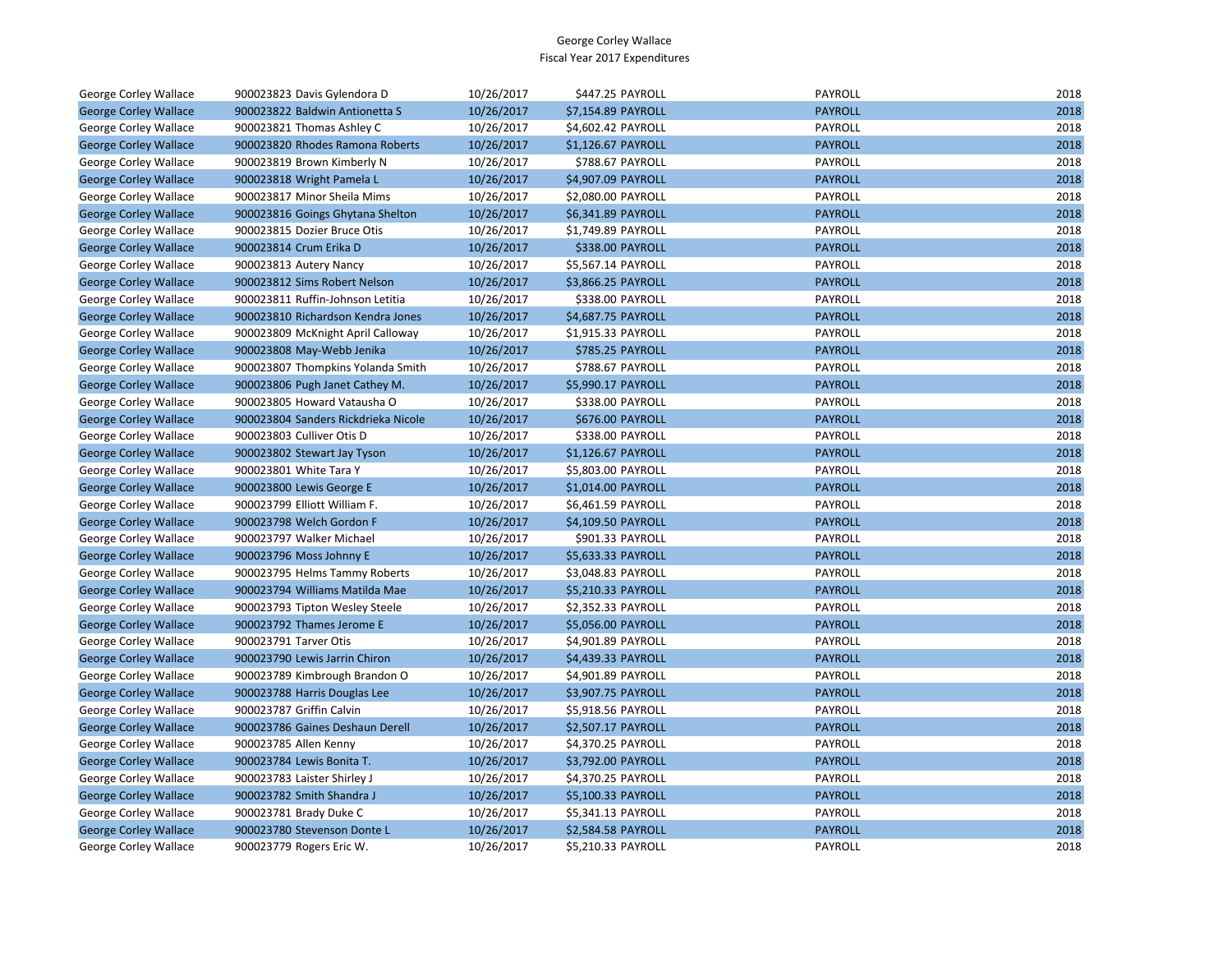George Corley Wallace
Fiscal Year 2017 Expenditures

| | | | | | | |
|---|---|---|---|---|---|---|
| George Corley Wallace | 900023823 | Davis Gylendora D | 10/26/2017 | $447.25 | PAYROLL | PAYROLL | 2018 |
| George Corley Wallace | 900023822 | Baldwin Antionetta S | 10/26/2017 | $7,154.89 | PAYROLL | PAYROLL | 2018 |
| George Corley Wallace | 900023821 | Thomas Ashley C | 10/26/2017 | $4,602.42 | PAYROLL | PAYROLL | 2018 |
| George Corley Wallace | 900023820 | Rhodes Ramona Roberts | 10/26/2017 | $1,126.67 | PAYROLL | PAYROLL | 2018 |
| George Corley Wallace | 900023819 | Brown Kimberly N | 10/26/2017 | $788.67 | PAYROLL | PAYROLL | 2018 |
| George Corley Wallace | 900023818 | Wright Pamela L | 10/26/2017 | $4,907.09 | PAYROLL | PAYROLL | 2018 |
| George Corley Wallace | 900023817 | Minor Sheila Mims | 10/26/2017 | $2,080.00 | PAYROLL | PAYROLL | 2018 |
| George Corley Wallace | 900023816 | Goings Ghytana Shelton | 10/26/2017 | $6,341.89 | PAYROLL | PAYROLL | 2018 |
| George Corley Wallace | 900023815 | Dozier Bruce Otis | 10/26/2017 | $1,749.89 | PAYROLL | PAYROLL | 2018 |
| George Corley Wallace | 900023814 | Crum Erika D | 10/26/2017 | $338.00 | PAYROLL | PAYROLL | 2018 |
| George Corley Wallace | 900023813 | Autery Nancy | 10/26/2017 | $5,567.14 | PAYROLL | PAYROLL | 2018 |
| George Corley Wallace | 900023812 | Sims Robert Nelson | 10/26/2017 | $3,866.25 | PAYROLL | PAYROLL | 2018 |
| George Corley Wallace | 900023811 | Ruffin-Johnson Letitia | 10/26/2017 | $338.00 | PAYROLL | PAYROLL | 2018 |
| George Corley Wallace | 900023810 | Richardson Kendra Jones | 10/26/2017 | $4,687.75 | PAYROLL | PAYROLL | 2018 |
| George Corley Wallace | 900023809 | McKnight April Calloway | 10/26/2017 | $1,915.33 | PAYROLL | PAYROLL | 2018 |
| George Corley Wallace | 900023808 | May-Webb Jenika | 10/26/2017 | $785.25 | PAYROLL | PAYROLL | 2018 |
| George Corley Wallace | 900023807 | Thompkins Yolanda Smith | 10/26/2017 | $788.67 | PAYROLL | PAYROLL | 2018 |
| George Corley Wallace | 900023806 | Pugh Janet Cathey M. | 10/26/2017 | $5,990.17 | PAYROLL | PAYROLL | 2018 |
| George Corley Wallace | 900023805 | Howard Vatausha O | 10/26/2017 | $338.00 | PAYROLL | PAYROLL | 2018 |
| George Corley Wallace | 900023804 | Sanders Rickdrieka Nicole | 10/26/2017 | $676.00 | PAYROLL | PAYROLL | 2018 |
| George Corley Wallace | 900023803 | Culliver Otis D | 10/26/2017 | $338.00 | PAYROLL | PAYROLL | 2018 |
| George Corley Wallace | 900023802 | Stewart Jay Tyson | 10/26/2017 | $1,126.67 | PAYROLL | PAYROLL | 2018 |
| George Corley Wallace | 900023801 | White Tara Y | 10/26/2017 | $5,803.00 | PAYROLL | PAYROLL | 2018 |
| George Corley Wallace | 900023800 | Lewis George E | 10/26/2017 | $1,014.00 | PAYROLL | PAYROLL | 2018 |
| George Corley Wallace | 900023799 | Elliott William F. | 10/26/2017 | $6,461.59 | PAYROLL | PAYROLL | 2018 |
| George Corley Wallace | 900023798 | Welch Gordon F | 10/26/2017 | $4,109.50 | PAYROLL | PAYROLL | 2018 |
| George Corley Wallace | 900023797 | Walker Michael | 10/26/2017 | $901.33 | PAYROLL | PAYROLL | 2018 |
| George Corley Wallace | 900023796 | Moss Johnny E | 10/26/2017 | $5,633.33 | PAYROLL | PAYROLL | 2018 |
| George Corley Wallace | 900023795 | Helms Tammy Roberts | 10/26/2017 | $3,048.83 | PAYROLL | PAYROLL | 2018 |
| George Corley Wallace | 900023794 | Williams Matilda Mae | 10/26/2017 | $5,210.33 | PAYROLL | PAYROLL | 2018 |
| George Corley Wallace | 900023793 | Tipton Wesley Steele | 10/26/2017 | $2,352.33 | PAYROLL | PAYROLL | 2018 |
| George Corley Wallace | 900023792 | Thames Jerome E | 10/26/2017 | $5,056.00 | PAYROLL | PAYROLL | 2018 |
| George Corley Wallace | 900023791 | Tarver Otis | 10/26/2017 | $4,901.89 | PAYROLL | PAYROLL | 2018 |
| George Corley Wallace | 900023790 | Lewis Jarrin Chiron | 10/26/2017 | $4,439.33 | PAYROLL | PAYROLL | 2018 |
| George Corley Wallace | 900023789 | Kimbrough Brandon O | 10/26/2017 | $4,901.89 | PAYROLL | PAYROLL | 2018 |
| George Corley Wallace | 900023788 | Harris Douglas Lee | 10/26/2017 | $3,907.75 | PAYROLL | PAYROLL | 2018 |
| George Corley Wallace | 900023787 | Griffin Calvin | 10/26/2017 | $5,918.56 | PAYROLL | PAYROLL | 2018 |
| George Corley Wallace | 900023786 | Gaines Deshaun Derell | 10/26/2017 | $2,507.17 | PAYROLL | PAYROLL | 2018 |
| George Corley Wallace | 900023785 | Allen Kenny | 10/26/2017 | $4,370.25 | PAYROLL | PAYROLL | 2018 |
| George Corley Wallace | 900023784 | Lewis Bonita T. | 10/26/2017 | $3,792.00 | PAYROLL | PAYROLL | 2018 |
| George Corley Wallace | 900023783 | Laister Shirley J | 10/26/2017 | $4,370.25 | PAYROLL | PAYROLL | 2018 |
| George Corley Wallace | 900023782 | Smith Shandra J | 10/26/2017 | $5,100.33 | PAYROLL | PAYROLL | 2018 |
| George Corley Wallace | 900023781 | Brady Duke C | 10/26/2017 | $5,341.13 | PAYROLL | PAYROLL | 2018 |
| George Corley Wallace | 900023780 | Stevenson Donte L | 10/26/2017 | $2,584.58 | PAYROLL | PAYROLL | 2018 |
| George Corley Wallace | 900023779 | Rogers Eric W. | 10/26/2017 | $5,210.33 | PAYROLL | PAYROLL | 2018 |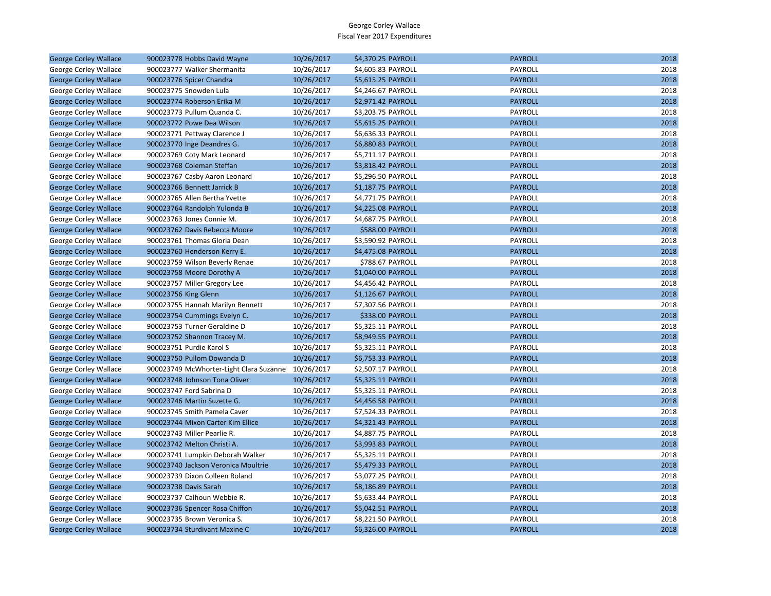George Corley Wallace
Fiscal Year 2017 Expenditures

| | | | | | | |
|---|---|---|---|---|---|---|
| George Corley Wallace | 900023778 Hobbs David Wayne | 10/26/2017 | $4,370.25 | PAYROLL | PAYROLL | 2018 |
| George Corley Wallace | 900023777 Walker Shermanita | 10/26/2017 | $4,605.83 | PAYROLL | PAYROLL | 2018 |
| George Corley Wallace | 900023776 Spicer Chandra | 10/26/2017 | $5,615.25 | PAYROLL | PAYROLL | 2018 |
| George Corley Wallace | 900023775 Snowden Lula | 10/26/2017 | $4,246.67 | PAYROLL | PAYROLL | 2018 |
| George Corley Wallace | 900023774 Roberson Erika M | 10/26/2017 | $2,971.42 | PAYROLL | PAYROLL | 2018 |
| George Corley Wallace | 900023773 Pullum Quanda C. | 10/26/2017 | $3,203.75 | PAYROLL | PAYROLL | 2018 |
| George Corley Wallace | 900023772 Powe Dea Wilson | 10/26/2017 | $5,615.25 | PAYROLL | PAYROLL | 2018 |
| George Corley Wallace | 900023771 Pettway Clarence J | 10/26/2017 | $6,636.33 | PAYROLL | PAYROLL | 2018 |
| George Corley Wallace | 900023770 Inge Deandres G. | 10/26/2017 | $6,880.83 | PAYROLL | PAYROLL | 2018 |
| George Corley Wallace | 900023769 Coty Mark Leonard | 10/26/2017 | $5,711.17 | PAYROLL | PAYROLL | 2018 |
| George Corley Wallace | 900023768 Coleman Steffan | 10/26/2017 | $3,818.42 | PAYROLL | PAYROLL | 2018 |
| George Corley Wallace | 900023767 Casby Aaron Leonard | 10/26/2017 | $5,296.50 | PAYROLL | PAYROLL | 2018 |
| George Corley Wallace | 900023766 Bennett Jarrick B | 10/26/2017 | $1,187.75 | PAYROLL | PAYROLL | 2018 |
| George Corley Wallace | 900023765 Allen Bertha Yvette | 10/26/2017 | $4,771.75 | PAYROLL | PAYROLL | 2018 |
| George Corley Wallace | 900023764 Randolph Yulonda B | 10/26/2017 | $4,225.08 | PAYROLL | PAYROLL | 2018 |
| George Corley Wallace | 900023763 Jones Connie M. | 10/26/2017 | $4,687.75 | PAYROLL | PAYROLL | 2018 |
| George Corley Wallace | 900023762 Davis Rebecca Moore | 10/26/2017 | $588.00 | PAYROLL | PAYROLL | 2018 |
| George Corley Wallace | 900023761 Thomas Gloria Dean | 10/26/2017 | $3,590.92 | PAYROLL | PAYROLL | 2018 |
| George Corley Wallace | 900023760 Henderson Kerry E. | 10/26/2017 | $4,475.08 | PAYROLL | PAYROLL | 2018 |
| George Corley Wallace | 900023759 Wilson Beverly Renae | 10/26/2017 | $788.67 | PAYROLL | PAYROLL | 2018 |
| George Corley Wallace | 900023758 Moore Dorothy A | 10/26/2017 | $1,040.00 | PAYROLL | PAYROLL | 2018 |
| George Corley Wallace | 900023757 Miller Gregory Lee | 10/26/2017 | $4,456.42 | PAYROLL | PAYROLL | 2018 |
| George Corley Wallace | 900023756 King Glenn | 10/26/2017 | $1,126.67 | PAYROLL | PAYROLL | 2018 |
| George Corley Wallace | 900023755 Hannah Marilyn Bennett | 10/26/2017 | $7,307.56 | PAYROLL | PAYROLL | 2018 |
| George Corley Wallace | 900023754 Cummings Evelyn C. | 10/26/2017 | $338.00 | PAYROLL | PAYROLL | 2018 |
| George Corley Wallace | 900023753 Turner Geraldine D | 10/26/2017 | $5,325.11 | PAYROLL | PAYROLL | 2018 |
| George Corley Wallace | 900023752 Shannon Tracey M. | 10/26/2017 | $8,949.55 | PAYROLL | PAYROLL | 2018 |
| George Corley Wallace | 900023751 Purdie Karol S | 10/26/2017 | $5,325.11 | PAYROLL | PAYROLL | 2018 |
| George Corley Wallace | 900023750 Pullom Dowanda D | 10/26/2017 | $6,753.33 | PAYROLL | PAYROLL | 2018 |
| George Corley Wallace | 900023749 McWhorter-Light Clara Suzanne | 10/26/2017 | $2,507.17 | PAYROLL | PAYROLL | 2018 |
| George Corley Wallace | 900023748 Johnson Tona Oliver | 10/26/2017 | $5,325.11 | PAYROLL | PAYROLL | 2018 |
| George Corley Wallace | 900023747 Ford Sabrina D | 10/26/2017 | $5,325.11 | PAYROLL | PAYROLL | 2018 |
| George Corley Wallace | 900023746 Martin Suzette G. | 10/26/2017 | $4,456.58 | PAYROLL | PAYROLL | 2018 |
| George Corley Wallace | 900023745 Smith Pamela Caver | 10/26/2017 | $7,524.33 | PAYROLL | PAYROLL | 2018 |
| George Corley Wallace | 900023744 Mixon Carter Kim Ellice | 10/26/2017 | $4,321.43 | PAYROLL | PAYROLL | 2018 |
| George Corley Wallace | 900023743 Miller Pearlie R. | 10/26/2017 | $4,887.75 | PAYROLL | PAYROLL | 2018 |
| George Corley Wallace | 900023742 Melton Christi A. | 10/26/2017 | $3,993.83 | PAYROLL | PAYROLL | 2018 |
| George Corley Wallace | 900023741 Lumpkin Deborah Walker | 10/26/2017 | $5,325.11 | PAYROLL | PAYROLL | 2018 |
| George Corley Wallace | 900023740 Jackson Veronica Moultrie | 10/26/2017 | $5,479.33 | PAYROLL | PAYROLL | 2018 |
| George Corley Wallace | 900023739 Dixon Colleen Roland | 10/26/2017 | $3,077.25 | PAYROLL | PAYROLL | 2018 |
| George Corley Wallace | 900023738 Davis Sarah | 10/26/2017 | $8,186.89 | PAYROLL | PAYROLL | 2018 |
| George Corley Wallace | 900023737 Calhoun Webbie R. | 10/26/2017 | $5,633.44 | PAYROLL | PAYROLL | 2018 |
| George Corley Wallace | 900023736 Spencer Rosa Chiffon | 10/26/2017 | $5,042.51 | PAYROLL | PAYROLL | 2018 |
| George Corley Wallace | 900023735 Brown Veronica S. | 10/26/2017 | $8,221.50 | PAYROLL | PAYROLL | 2018 |
| George Corley Wallace | 900023734 Sturdivant Maxine C | 10/26/2017 | $6,326.00 | PAYROLL | PAYROLL | 2018 |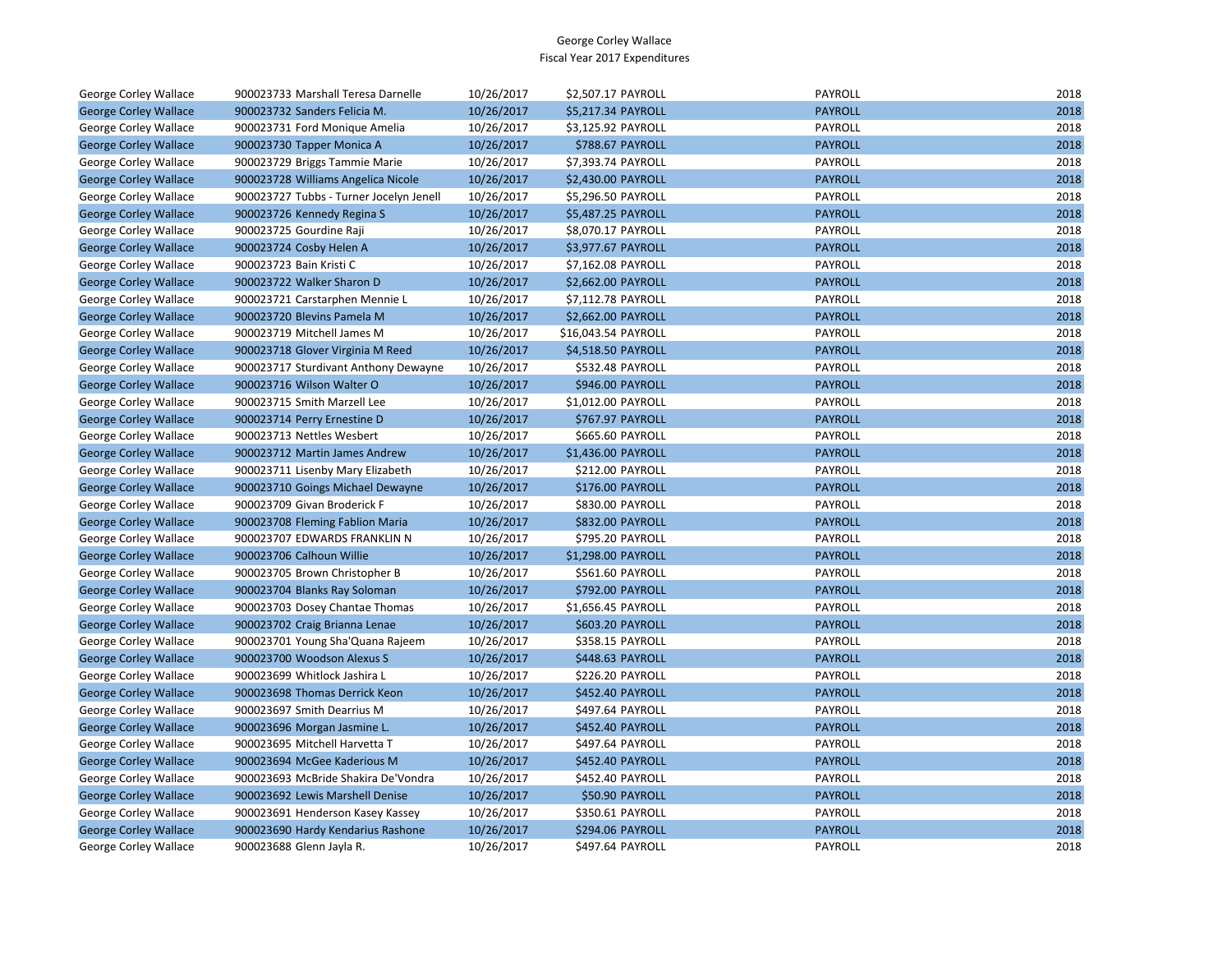George Corley Wallace
Fiscal Year 2017 Expenditures

| | | | | | | |
|---|---|---|---|---|---|---|
| George Corley Wallace | 900023733 Marshall Teresa Darnelle | 10/26/2017 | $2,507.17 | PAYROLL | PAYROLL | 2018 |
| George Corley Wallace | 900023732 Sanders Felicia M. | 10/26/2017 | $5,217.34 | PAYROLL | PAYROLL | 2018 |
| George Corley Wallace | 900023731 Ford Monique Amelia | 10/26/2017 | $3,125.92 | PAYROLL | PAYROLL | 2018 |
| George Corley Wallace | 900023730 Tapper Monica A | 10/26/2017 | $788.67 | PAYROLL | PAYROLL | 2018 |
| George Corley Wallace | 900023729 Briggs Tammie Marie | 10/26/2017 | $7,393.74 | PAYROLL | PAYROLL | 2018 |
| George Corley Wallace | 900023728 Williams Angelica Nicole | 10/26/2017 | $2,430.00 | PAYROLL | PAYROLL | 2018 |
| George Corley Wallace | 900023727 Tubbs - Turner Jocelyn Jenell | 10/26/2017 | $5,296.50 | PAYROLL | PAYROLL | 2018 |
| George Corley Wallace | 900023726 Kennedy Regina S | 10/26/2017 | $5,487.25 | PAYROLL | PAYROLL | 2018 |
| George Corley Wallace | 900023725 Gourdine Raji | 10/26/2017 | $8,070.17 | PAYROLL | PAYROLL | 2018 |
| George Corley Wallace | 900023724 Cosby Helen A | 10/26/2017 | $3,977.67 | PAYROLL | PAYROLL | 2018 |
| George Corley Wallace | 900023723 Bain Kristi C | 10/26/2017 | $7,162.08 | PAYROLL | PAYROLL | 2018 |
| George Corley Wallace | 900023722 Walker Sharon D | 10/26/2017 | $2,662.00 | PAYROLL | PAYROLL | 2018 |
| George Corley Wallace | 900023721 Carstarphen Mennie L | 10/26/2017 | $7,112.78 | PAYROLL | PAYROLL | 2018 |
| George Corley Wallace | 900023720 Blevins Pamela M | 10/26/2017 | $2,662.00 | PAYROLL | PAYROLL | 2018 |
| George Corley Wallace | 900023719 Mitchell James M | 10/26/2017 | $16,043.54 | PAYROLL | PAYROLL | 2018 |
| George Corley Wallace | 900023718 Glover Virginia M Reed | 10/26/2017 | $4,518.50 | PAYROLL | PAYROLL | 2018 |
| George Corley Wallace | 900023717 Sturdivant Anthony Dewayne | 10/26/2017 | $532.48 | PAYROLL | PAYROLL | 2018 |
| George Corley Wallace | 900023716 Wilson Walter O | 10/26/2017 | $946.00 | PAYROLL | PAYROLL | 2018 |
| George Corley Wallace | 900023715 Smith Marzell Lee | 10/26/2017 | $1,012.00 | PAYROLL | PAYROLL | 2018 |
| George Corley Wallace | 900023714 Perry Ernestine D | 10/26/2017 | $767.97 | PAYROLL | PAYROLL | 2018 |
| George Corley Wallace | 900023713 Nettles Wesbert | 10/26/2017 | $665.60 | PAYROLL | PAYROLL | 2018 |
| George Corley Wallace | 900023712 Martin James Andrew | 10/26/2017 | $1,436.00 | PAYROLL | PAYROLL | 2018 |
| George Corley Wallace | 900023711 Lisenby Mary Elizabeth | 10/26/2017 | $212.00 | PAYROLL | PAYROLL | 2018 |
| George Corley Wallace | 900023710 Goings Michael Dewayne | 10/26/2017 | $176.00 | PAYROLL | PAYROLL | 2018 |
| George Corley Wallace | 900023709 Givan Broderick F | 10/26/2017 | $830.00 | PAYROLL | PAYROLL | 2018 |
| George Corley Wallace | 900023708 Fleming Fablion Maria | 10/26/2017 | $832.00 | PAYROLL | PAYROLL | 2018 |
| George Corley Wallace | 900023707 EDWARDS FRANKLIN N | 10/26/2017 | $795.20 | PAYROLL | PAYROLL | 2018 |
| George Corley Wallace | 900023706 Calhoun Willie | 10/26/2017 | $1,298.00 | PAYROLL | PAYROLL | 2018 |
| George Corley Wallace | 900023705 Brown Christopher B | 10/26/2017 | $561.60 | PAYROLL | PAYROLL | 2018 |
| George Corley Wallace | 900023704 Blanks Ray Soloman | 10/26/2017 | $792.00 | PAYROLL | PAYROLL | 2018 |
| George Corley Wallace | 900023703 Dosey Chantae Thomas | 10/26/2017 | $1,656.45 | PAYROLL | PAYROLL | 2018 |
| George Corley Wallace | 900023702 Craig Brianna Lenae | 10/26/2017 | $603.20 | PAYROLL | PAYROLL | 2018 |
| George Corley Wallace | 900023701 Young Sha'Quana Rajeem | 10/26/2017 | $358.15 | PAYROLL | PAYROLL | 2018 |
| George Corley Wallace | 900023700 Woodson Alexus S | 10/26/2017 | $448.63 | PAYROLL | PAYROLL | 2018 |
| George Corley Wallace | 900023699 Whitlock Jashira L | 10/26/2017 | $226.20 | PAYROLL | PAYROLL | 2018 |
| George Corley Wallace | 900023698 Thomas Derrick Keon | 10/26/2017 | $452.40 | PAYROLL | PAYROLL | 2018 |
| George Corley Wallace | 900023697 Smith Dearrius M | 10/26/2017 | $497.64 | PAYROLL | PAYROLL | 2018 |
| George Corley Wallace | 900023696 Morgan Jasmine L. | 10/26/2017 | $452.40 | PAYROLL | PAYROLL | 2018 |
| George Corley Wallace | 900023695 Mitchell Harvetta T | 10/26/2017 | $497.64 | PAYROLL | PAYROLL | 2018 |
| George Corley Wallace | 900023694 McGee Kaderious M | 10/26/2017 | $452.40 | PAYROLL | PAYROLL | 2018 |
| George Corley Wallace | 900023693 McBride Shakira De'Vondra | 10/26/2017 | $452.40 | PAYROLL | PAYROLL | 2018 |
| George Corley Wallace | 900023692 Lewis Marshell Denise | 10/26/2017 | $50.90 | PAYROLL | PAYROLL | 2018 |
| George Corley Wallace | 900023691 Henderson Kasey Kassey | 10/26/2017 | $350.61 | PAYROLL | PAYROLL | 2018 |
| George Corley Wallace | 900023690 Hardy Kendarius Rashone | 10/26/2017 | $294.06 | PAYROLL | PAYROLL | 2018 |
| George Corley Wallace | 900023688 Glenn Jayla R. | 10/26/2017 | $497.64 | PAYROLL | PAYROLL | 2018 |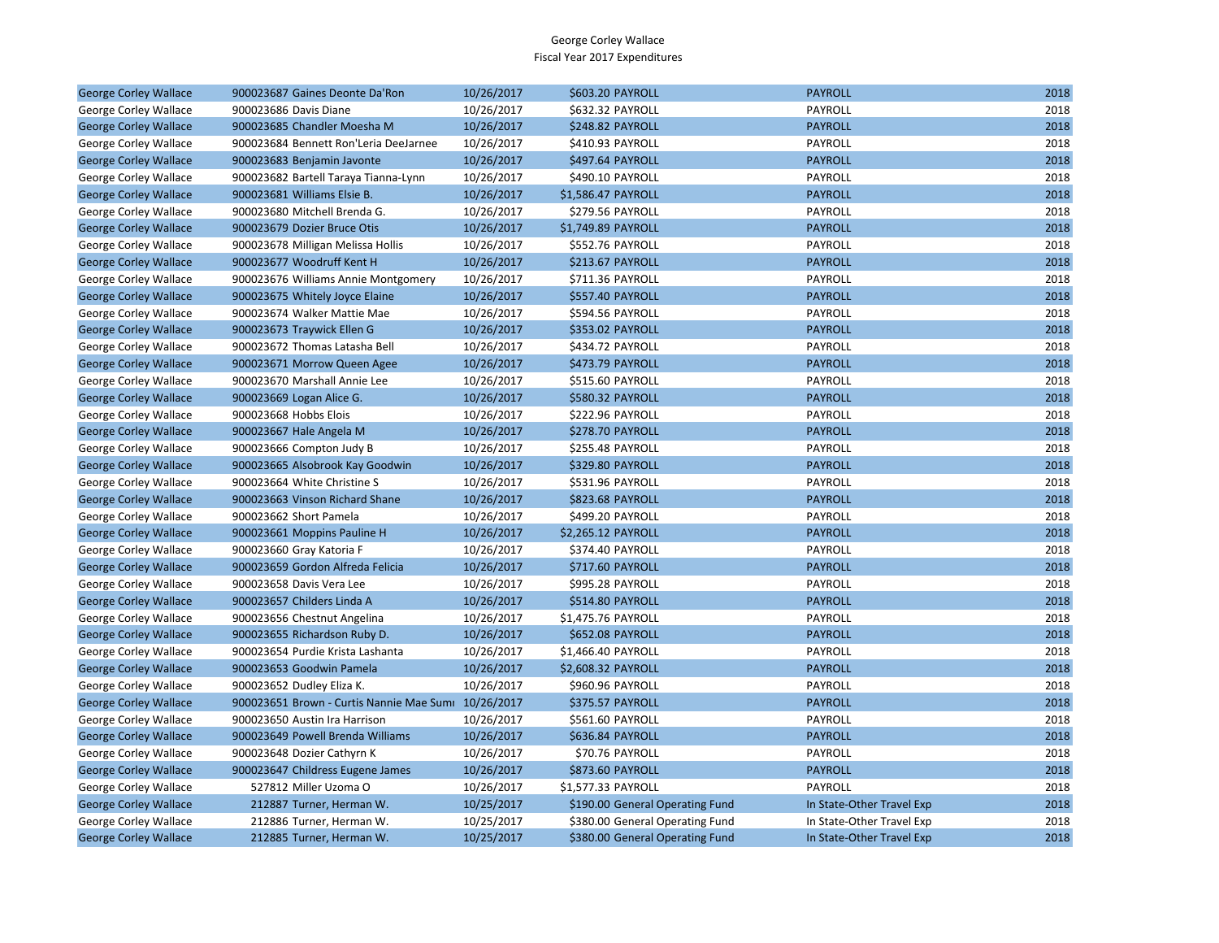George Corley Wallace
Fiscal Year 2017 Expenditures

| | | | | | | |
|---|---|---|---|---|---|---|
| George Corley Wallace | 900023687 | Gaines Deonte Da'Ron | 10/26/2017 | $603.20 | PAYROLL | PAYROLL | 2018 |
| George Corley Wallace | 900023686 | Davis Diane | 10/26/2017 | $632.32 | PAYROLL | PAYROLL | 2018 |
| George Corley Wallace | 900023685 | Chandler Moesha M | 10/26/2017 | $248.82 | PAYROLL | PAYROLL | 2018 |
| George Corley Wallace | 900023684 | Bennett Ron'Leria DeeJarnee | 10/26/2017 | $410.93 | PAYROLL | PAYROLL | 2018 |
| George Corley Wallace | 900023683 | Benjamin Javonte | 10/26/2017 | $497.64 | PAYROLL | PAYROLL | 2018 |
| George Corley Wallace | 900023682 | Bartell Taraya Tianna-Lynn | 10/26/2017 | $490.10 | PAYROLL | PAYROLL | 2018 |
| George Corley Wallace | 900023681 | Williams Elsie B. | 10/26/2017 | $1,586.47 | PAYROLL | PAYROLL | 2018 |
| George Corley Wallace | 900023680 | Mitchell Brenda G. | 10/26/2017 | $279.56 | PAYROLL | PAYROLL | 2018 |
| George Corley Wallace | 900023679 | Dozier Bruce Otis | 10/26/2017 | $1,749.89 | PAYROLL | PAYROLL | 2018 |
| George Corley Wallace | 900023678 | Milligan Melissa Hollis | 10/26/2017 | $552.76 | PAYROLL | PAYROLL | 2018 |
| George Corley Wallace | 900023677 | Woodruff Kent H | 10/26/2017 | $213.67 | PAYROLL | PAYROLL | 2018 |
| George Corley Wallace | 900023676 | Williams Annie Montgomery | 10/26/2017 | $711.36 | PAYROLL | PAYROLL | 2018 |
| George Corley Wallace | 900023675 | Whitely Joyce Elaine | 10/26/2017 | $557.40 | PAYROLL | PAYROLL | 2018 |
| George Corley Wallace | 900023674 | Walker Mattie Mae | 10/26/2017 | $594.56 | PAYROLL | PAYROLL | 2018 |
| George Corley Wallace | 900023673 | Traywick Ellen G | 10/26/2017 | $353.02 | PAYROLL | PAYROLL | 2018 |
| George Corley Wallace | 900023672 | Thomas Latasha Bell | 10/26/2017 | $434.72 | PAYROLL | PAYROLL | 2018 |
| George Corley Wallace | 900023671 | Morrow Queen Agee | 10/26/2017 | $473.79 | PAYROLL | PAYROLL | 2018 |
| George Corley Wallace | 900023670 | Marshall Annie Lee | 10/26/2017 | $515.60 | PAYROLL | PAYROLL | 2018 |
| George Corley Wallace | 900023669 | Logan Alice G. | 10/26/2017 | $580.32 | PAYROLL | PAYROLL | 2018 |
| George Corley Wallace | 900023668 | Hobbs Elois | 10/26/2017 | $222.96 | PAYROLL | PAYROLL | 2018 |
| George Corley Wallace | 900023667 | Hale Angela M | 10/26/2017 | $278.70 | PAYROLL | PAYROLL | 2018 |
| George Corley Wallace | 900023666 | Compton Judy B | 10/26/2017 | $255.48 | PAYROLL | PAYROLL | 2018 |
| George Corley Wallace | 900023665 | Alsobrook Kay Goodwin | 10/26/2017 | $329.80 | PAYROLL | PAYROLL | 2018 |
| George Corley Wallace | 900023664 | White Christine S | 10/26/2017 | $531.96 | PAYROLL | PAYROLL | 2018 |
| George Corley Wallace | 900023663 | Vinson Richard Shane | 10/26/2017 | $823.68 | PAYROLL | PAYROLL | 2018 |
| George Corley Wallace | 900023662 | Short Pamela | 10/26/2017 | $499.20 | PAYROLL | PAYROLL | 2018 |
| George Corley Wallace | 900023661 | Moppins Pauline H | 10/26/2017 | $2,265.12 | PAYROLL | PAYROLL | 2018 |
| George Corley Wallace | 900023660 | Gray Katoria F | 10/26/2017 | $374.40 | PAYROLL | PAYROLL | 2018 |
| George Corley Wallace | 900023659 | Gordon Alfreda Felicia | 10/26/2017 | $717.60 | PAYROLL | PAYROLL | 2018 |
| George Corley Wallace | 900023658 | Davis Vera Lee | 10/26/2017 | $995.28 | PAYROLL | PAYROLL | 2018 |
| George Corley Wallace | 900023657 | Childers Linda A | 10/26/2017 | $514.80 | PAYROLL | PAYROLL | 2018 |
| George Corley Wallace | 900023656 | Chestnut Angelina | 10/26/2017 | $1,475.76 | PAYROLL | PAYROLL | 2018 |
| George Corley Wallace | 900023655 | Richardson Ruby D. | 10/26/2017 | $652.08 | PAYROLL | PAYROLL | 2018 |
| George Corley Wallace | 900023654 | Purdie Krista Lashanta | 10/26/2017 | $1,466.40 | PAYROLL | PAYROLL | 2018 |
| George Corley Wallace | 900023653 | Goodwin Pamela | 10/26/2017 | $2,608.32 | PAYROLL | PAYROLL | 2018 |
| George Corley Wallace | 900023652 | Dudley Eliza K. | 10/26/2017 | $960.96 | PAYROLL | PAYROLL | 2018 |
| George Corley Wallace | 900023651 | Brown - Curtis Nannie Mae Sumı | 10/26/2017 | $375.57 | PAYROLL | PAYROLL | 2018 |
| George Corley Wallace | 900023650 | Austin Ira Harrison | 10/26/2017 | $561.60 | PAYROLL | PAYROLL | 2018 |
| George Corley Wallace | 900023649 | Powell Brenda Williams | 10/26/2017 | $636.84 | PAYROLL | PAYROLL | 2018 |
| George Corley Wallace | 900023648 | Dozier Cathyrn K | 10/26/2017 | $70.76 | PAYROLL | PAYROLL | 2018 |
| George Corley Wallace | 900023647 | Childress Eugene James | 10/26/2017 | $873.60 | PAYROLL | PAYROLL | 2018 |
| George Corley Wallace | 527812 | Miller Uzoma O | 10/26/2017 | $1,577.33 | PAYROLL | PAYROLL | 2018 |
| George Corley Wallace | 212887 | Turner, Herman W. | 10/25/2017 | $190.00 | General Operating Fund | In State-Other Travel Exp | 2018 |
| George Corley Wallace | 212886 | Turner, Herman W. | 10/25/2017 | $380.00 | General Operating Fund | In State-Other Travel Exp | 2018 |
| George Corley Wallace | 212885 | Turner, Herman W. | 10/25/2017 | $380.00 | General Operating Fund | In State-Other Travel Exp | 2018 |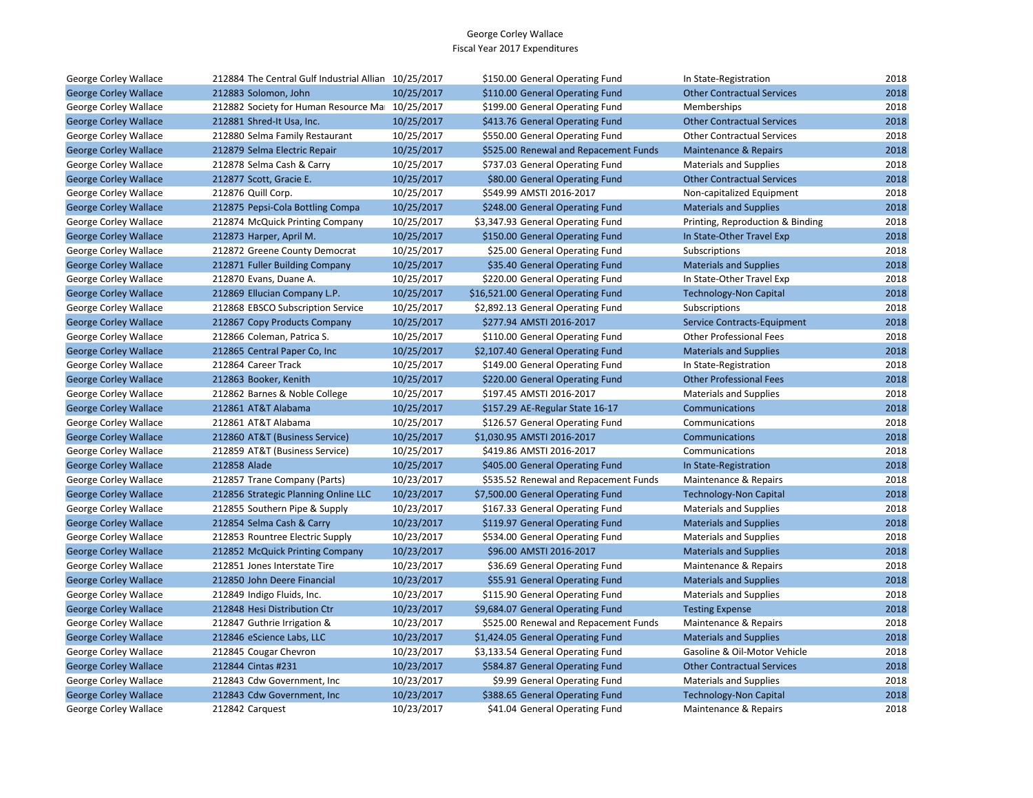George Corley Wallace
Fiscal Year 2017 Expenditures

| | | | | | | | |
|---|---|---|---|---|---|---|---|
| George Corley Wallace | 212884 | The Central Gulf Industrial Allian | 10/25/2017 | $150.00 | General Operating Fund | In State-Registration | 2018 |
| George Corley Wallace | 212883 | Solomon, John | 10/25/2017 | $110.00 | General Operating Fund | Other Contractual Services | 2018 |
| George Corley Wallace | 212882 | Society for Human Resource Ma | 10/25/2017 | $199.00 | General Operating Fund | Memberships | 2018 |
| George Corley Wallace | 212881 | Shred-It Usa, Inc. | 10/25/2017 | $413.76 | General Operating Fund | Other Contractual Services | 2018 |
| George Corley Wallace | 212880 | Selma Family Restaurant | 10/25/2017 | $550.00 | General Operating Fund | Other Contractual Services | 2018 |
| George Corley Wallace | 212879 | Selma Electric Repair | 10/25/2017 | $525.00 | Renewal and Repacement Funds | Maintenance & Repairs | 2018 |
| George Corley Wallace | 212878 | Selma Cash & Carry | 10/25/2017 | $737.03 | General Operating Fund | Materials and Supplies | 2018 |
| George Corley Wallace | 212877 | Scott, Gracie E. | 10/25/2017 | $80.00 | General Operating Fund | Other Contractual Services | 2018 |
| George Corley Wallace | 212876 | Quill Corp. | 10/25/2017 | $549.99 | AMSTI 2016-2017 | Non-capitalized Equipment | 2018 |
| George Corley Wallace | 212875 | Pepsi-Cola Bottling Compa | 10/25/2017 | $248.00 | General Operating Fund | Materials and Supplies | 2018 |
| George Corley Wallace | 212874 | McQuick Printing Company | 10/25/2017 | $3,347.93 | General Operating Fund | Printing, Reproduction & Binding | 2018 |
| George Corley Wallace | 212873 | Harper, April M. | 10/25/2017 | $150.00 | General Operating Fund | In State-Other Travel Exp | 2018 |
| George Corley Wallace | 212872 | Greene County Democrat | 10/25/2017 | $25.00 | General Operating Fund | Subscriptions | 2018 |
| George Corley Wallace | 212871 | Fuller Building Company | 10/25/2017 | $35.40 | General Operating Fund | Materials and Supplies | 2018 |
| George Corley Wallace | 212870 | Evans, Duane A. | 10/25/2017 | $220.00 | General Operating Fund | In State-Other Travel Exp | 2018 |
| George Corley Wallace | 212869 | Ellucian Company L.P. | 10/25/2017 | $16,521.00 | General Operating Fund | Technology-Non Capital | 2018 |
| George Corley Wallace | 212868 | EBSCO Subscription Service | 10/25/2017 | $2,892.13 | General Operating Fund | Subscriptions | 2018 |
| George Corley Wallace | 212867 | Copy Products Company | 10/25/2017 | $277.94 | AMSTI 2016-2017 | Service Contracts-Equipment | 2018 |
| George Corley Wallace | 212866 | Coleman, Patrica S. | 10/25/2017 | $110.00 | General Operating Fund | Other Professional Fees | 2018 |
| George Corley Wallace | 212865 | Central Paper Co, Inc | 10/25/2017 | $2,107.40 | General Operating Fund | Materials and Supplies | 2018 |
| George Corley Wallace | 212864 | Career Track | 10/25/2017 | $149.00 | General Operating Fund | In State-Registration | 2018 |
| George Corley Wallace | 212863 | Booker, Kenith | 10/25/2017 | $220.00 | General Operating Fund | Other Professional Fees | 2018 |
| George Corley Wallace | 212862 | Barnes & Noble College | 10/25/2017 | $197.45 | AMSTI 2016-2017 | Materials and Supplies | 2018 |
| George Corley Wallace | 212861 | AT&T Alabama | 10/25/2017 | $157.29 | AE-Regular State 16-17 | Communications | 2018 |
| George Corley Wallace | 212861 | AT&T Alabama | 10/25/2017 | $126.57 | General Operating Fund | Communications | 2018 |
| George Corley Wallace | 212860 | AT&T (Business Service) | 10/25/2017 | $1,030.95 | AMSTI 2016-2017 | Communications | 2018 |
| George Corley Wallace | 212859 | AT&T (Business Service) | 10/25/2017 | $419.86 | AMSTI 2016-2017 | Communications | 2018 |
| George Corley Wallace | 212858 | Alade | 10/25/2017 | $405.00 | General Operating Fund | In State-Registration | 2018 |
| George Corley Wallace | 212857 | Trane Company (Parts) | 10/23/2017 | $535.52 | Renewal and Repacement Funds | Maintenance & Repairs | 2018 |
| George Corley Wallace | 212856 | Strategic Planning Online LLC | 10/23/2017 | $7,500.00 | General Operating Fund | Technology-Non Capital | 2018 |
| George Corley Wallace | 212855 | Southern Pipe & Supply | 10/23/2017 | $167.33 | General Operating Fund | Materials and Supplies | 2018 |
| George Corley Wallace | 212854 | Selma Cash & Carry | 10/23/2017 | $119.97 | General Operating Fund | Materials and Supplies | 2018 |
| George Corley Wallace | 212853 | Rountree Electric Supply | 10/23/2017 | $534.00 | General Operating Fund | Materials and Supplies | 2018 |
| George Corley Wallace | 212852 | McQuick Printing Company | 10/23/2017 | $96.00 | AMSTI 2016-2017 | Materials and Supplies | 2018 |
| George Corley Wallace | 212851 | Jones Interstate Tire | 10/23/2017 | $36.69 | General Operating Fund | Maintenance & Repairs | 2018 |
| George Corley Wallace | 212850 | John Deere Financial | 10/23/2017 | $55.91 | General Operating Fund | Materials and Supplies | 2018 |
| George Corley Wallace | 212849 | Indigo Fluids, Inc. | 10/23/2017 | $115.90 | General Operating Fund | Materials and Supplies | 2018 |
| George Corley Wallace | 212848 | Hesi Distribution Ctr | 10/23/2017 | $9,684.07 | General Operating Fund | Testing Expense | 2018 |
| George Corley Wallace | 212847 | Guthrie Irrigation & | 10/23/2017 | $525.00 | Renewal and Repacement Funds | Maintenance & Repairs | 2018 |
| George Corley Wallace | 212846 | eScience Labs, LLC | 10/23/2017 | $1,424.05 | General Operating Fund | Materials and Supplies | 2018 |
| George Corley Wallace | 212845 | Cougar Chevron | 10/23/2017 | $3,133.54 | General Operating Fund | Gasoline & Oil-Motor Vehicle | 2018 |
| George Corley Wallace | 212844 | Cintas #231 | 10/23/2017 | $584.87 | General Operating Fund | Other Contractual Services | 2018 |
| George Corley Wallace | 212843 | Cdw Government, Inc | 10/23/2017 | $9.99 | General Operating Fund | Materials and Supplies | 2018 |
| George Corley Wallace | 212843 | Cdw Government, Inc | 10/23/2017 | $388.65 | General Operating Fund | Technology-Non Capital | 2018 |
| George Corley Wallace | 212842 | Carquest | 10/23/2017 | $41.04 | General Operating Fund | Maintenance & Repairs | 2018 |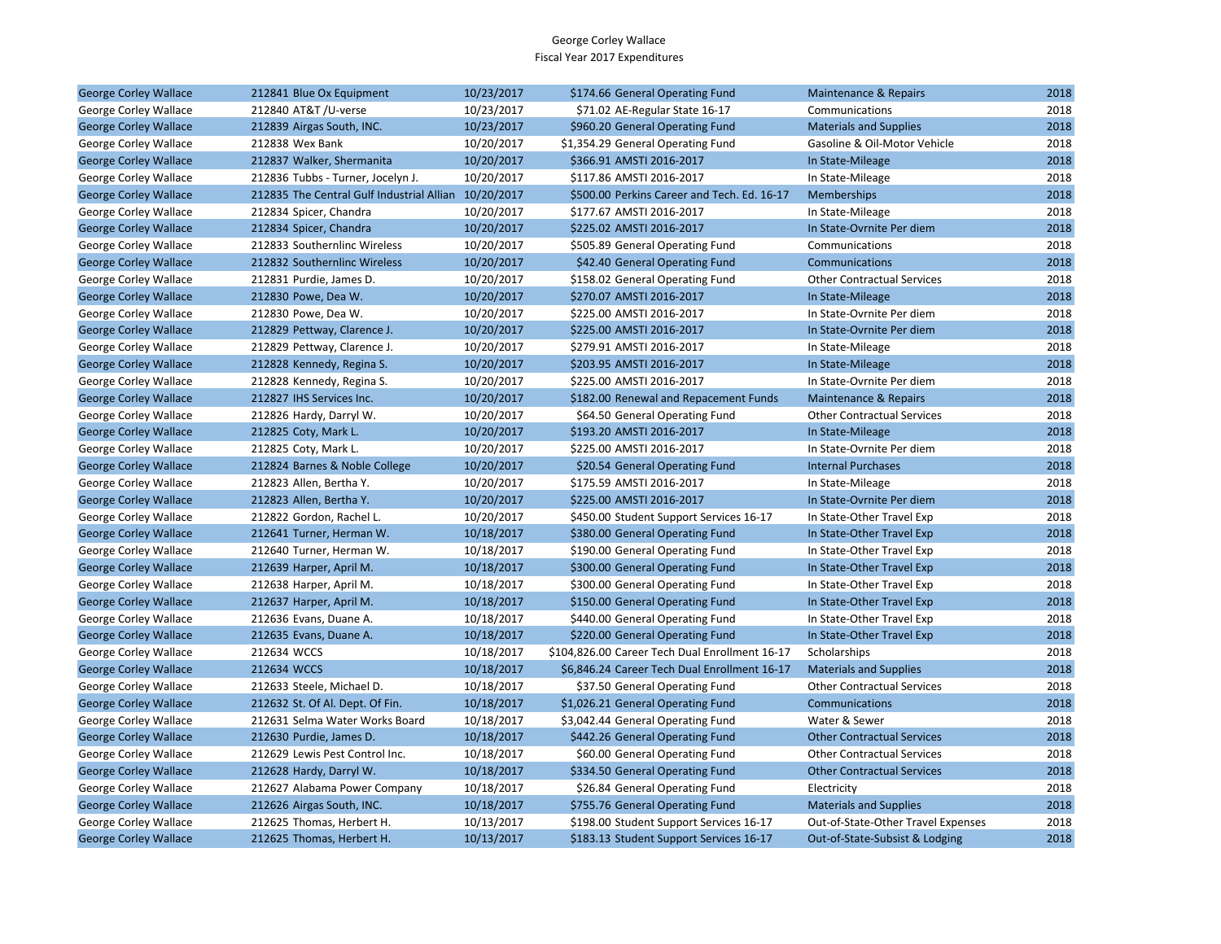George Corley Wallace
Fiscal Year 2017 Expenditures

| | | | | | | |
|---|---|---|---|---|---|---|
| George Corley Wallace | 212841 Blue Ox Equipment | 10/23/2017 | $174.66 | General Operating Fund | Maintenance & Repairs | 2018 |
| George Corley Wallace | 212840 AT&T /U-verse | 10/23/2017 | $71.02 | AE-Regular State 16-17 | Communications | 2018 |
| George Corley Wallace | 212839 Airgas South, INC. | 10/23/2017 | $960.20 | General Operating Fund | Materials and Supplies | 2018 |
| George Corley Wallace | 212838 Wex Bank | 10/20/2017 | $1,354.29 | General Operating Fund | Gasoline & Oil-Motor Vehicle | 2018 |
| George Corley Wallace | 212837 Walker, Shermanita | 10/20/2017 | $366.91 | AMSTI 2016-2017 | In State-Mileage | 2018 |
| George Corley Wallace | 212836 Tubbs - Turner, Jocelyn J. | 10/20/2017 | $117.86 | AMSTI 2016-2017 | In State-Mileage | 2018 |
| George Corley Wallace | 212835 The Central Gulf Industrial Allian | 10/20/2017 | $500.00 | Perkins Career and Tech. Ed. 16-17 | Memberships | 2018 |
| George Corley Wallace | 212834 Spicer, Chandra | 10/20/2017 | $177.67 | AMSTI 2016-2017 | In State-Mileage | 2018 |
| George Corley Wallace | 212834 Spicer, Chandra | 10/20/2017 | $225.02 | AMSTI 2016-2017 | In State-Ovrnite Per diem | 2018 |
| George Corley Wallace | 212833 Southernlinc Wireless | 10/20/2017 | $505.89 | General Operating Fund | Communications | 2018 |
| George Corley Wallace | 212832 Southernlinc Wireless | 10/20/2017 | $42.40 | General Operating Fund | Communications | 2018 |
| George Corley Wallace | 212831 Purdie, James D. | 10/20/2017 | $158.02 | General Operating Fund | Other Contractual Services | 2018 |
| George Corley Wallace | 212830 Powe, Dea W. | 10/20/2017 | $270.07 | AMSTI 2016-2017 | In State-Mileage | 2018 |
| George Corley Wallace | 212830 Powe, Dea W. | 10/20/2017 | $225.00 | AMSTI 2016-2017 | In State-Ovrnite Per diem | 2018 |
| George Corley Wallace | 212829 Pettway, Clarence J. | 10/20/2017 | $225.00 | AMSTI 2016-2017 | In State-Ovrnite Per diem | 2018 |
| George Corley Wallace | 212829 Pettway, Clarence J. | 10/20/2017 | $279.91 | AMSTI 2016-2017 | In State-Mileage | 2018 |
| George Corley Wallace | 212828 Kennedy, Regina S. | 10/20/2017 | $203.95 | AMSTI 2016-2017 | In State-Mileage | 2018 |
| George Corley Wallace | 212828 Kennedy, Regina S. | 10/20/2017 | $225.00 | AMSTI 2016-2017 | In State-Ovrnite Per diem | 2018 |
| George Corley Wallace | 212827 IHS Services Inc. | 10/20/2017 | $182.00 | Renewal and Repacement Funds | Maintenance & Repairs | 2018 |
| George Corley Wallace | 212826 Hardy, Darryl W. | 10/20/2017 | $64.50 | General Operating Fund | Other Contractual Services | 2018 |
| George Corley Wallace | 212825 Coty, Mark L. | 10/20/2017 | $193.20 | AMSTI 2016-2017 | In State-Mileage | 2018 |
| George Corley Wallace | 212825 Coty, Mark L. | 10/20/2017 | $225.00 | AMSTI 2016-2017 | In State-Ovrnite Per diem | 2018 |
| George Corley Wallace | 212824 Barnes & Noble College | 10/20/2017 | $20.54 | General Operating Fund | Internal Purchases | 2018 |
| George Corley Wallace | 212823 Allen, Bertha Y. | 10/20/2017 | $175.59 | AMSTI 2016-2017 | In State-Mileage | 2018 |
| George Corley Wallace | 212823 Allen, Bertha Y. | 10/20/2017 | $225.00 | AMSTI 2016-2017 | In State-Ovrnite Per diem | 2018 |
| George Corley Wallace | 212822 Gordon, Rachel L. | 10/20/2017 | $450.00 | Student Support Services 16-17 | In State-Other Travel Exp | 2018 |
| George Corley Wallace | 212641 Turner, Herman W. | 10/18/2017 | $380.00 | General Operating Fund | In State-Other Travel Exp | 2018 |
| George Corley Wallace | 212640 Turner, Herman W. | 10/18/2017 | $190.00 | General Operating Fund | In State-Other Travel Exp | 2018 |
| George Corley Wallace | 212639 Harper, April M. | 10/18/2017 | $300.00 | General Operating Fund | In State-Other Travel Exp | 2018 |
| George Corley Wallace | 212638 Harper, April M. | 10/18/2017 | $300.00 | General Operating Fund | In State-Other Travel Exp | 2018 |
| George Corley Wallace | 212637 Harper, April M. | 10/18/2017 | $150.00 | General Operating Fund | In State-Other Travel Exp | 2018 |
| George Corley Wallace | 212636 Evans, Duane A. | 10/18/2017 | $440.00 | General Operating Fund | In State-Other Travel Exp | 2018 |
| George Corley Wallace | 212635 Evans, Duane A. | 10/18/2017 | $220.00 | General Operating Fund | In State-Other Travel Exp | 2018 |
| George Corley Wallace | 212634 WCCS | 10/18/2017 | $104,826.00 | Career Tech Dual Enrollment 16-17 | Scholarships | 2018 |
| George Corley Wallace | 212634 WCCS | 10/18/2017 | $6,846.24 | Career Tech Dual Enrollment 16-17 | Materials and Supplies | 2018 |
| George Corley Wallace | 212633 Steele, Michael D. | 10/18/2017 | $37.50 | General Operating Fund | Other Contractual Services | 2018 |
| George Corley Wallace | 212632 St. Of Al. Dept. Of Fin. | 10/18/2017 | $1,026.21 | General Operating Fund | Communications | 2018 |
| George Corley Wallace | 212631 Selma Water Works Board | 10/18/2017 | $3,042.44 | General Operating Fund | Water & Sewer | 2018 |
| George Corley Wallace | 212630 Purdie, James D. | 10/18/2017 | $442.26 | General Operating Fund | Other Contractual Services | 2018 |
| George Corley Wallace | 212629 Lewis Pest Control Inc. | 10/18/2017 | $60.00 | General Operating Fund | Other Contractual Services | 2018 |
| George Corley Wallace | 212628 Hardy, Darryl W. | 10/18/2017 | $334.50 | General Operating Fund | Other Contractual Services | 2018 |
| George Corley Wallace | 212627 Alabama Power Company | 10/18/2017 | $26.84 | General Operating Fund | Electricity | 2018 |
| George Corley Wallace | 212626 Airgas South, INC. | 10/18/2017 | $755.76 | General Operating Fund | Materials and Supplies | 2018 |
| George Corley Wallace | 212625 Thomas, Herbert H. | 10/13/2017 | $198.00 | Student Support Services 16-17 | Out-of-State-Other Travel Expenses | 2018 |
| George Corley Wallace | 212625 Thomas, Herbert H. | 10/13/2017 | $183.13 | Student Support Services 16-17 | Out-of-State-Subsist & Lodging | 2018 |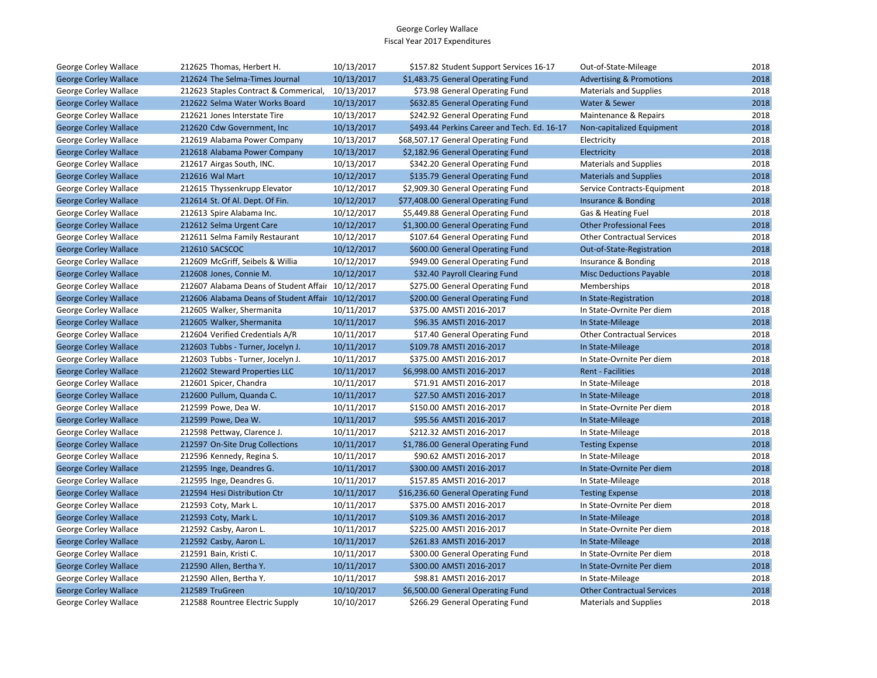George Corley Wallace
Fiscal Year 2017 Expenditures

| | | | | | | |
|---|---|---|---|---|---|---|
| George Corley Wallace | 212625 Thomas, Herbert H. | 10/13/2017 | $157.82 | Student Support Services 16-17 | Out-of-State-Mileage | 2018 |
| George Corley Wallace | 212624 The Selma-Times Journal | 10/13/2017 | $1,483.75 | General Operating Fund | Advertising & Promotions | 2018 |
| George Corley Wallace | 212623 Staples Contract & Commerical, | 10/13/2017 | $73.98 | General Operating Fund | Materials and Supplies | 2018 |
| George Corley Wallace | 212622 Selma Water Works Board | 10/13/2017 | $632.85 | General Operating Fund | Water & Sewer | 2018 |
| George Corley Wallace | 212621 Jones Interstate Tire | 10/13/2017 | $242.92 | General Operating Fund | Maintenance & Repairs | 2018 |
| George Corley Wallace | 212620 Cdw Government, Inc | 10/13/2017 | $493.44 | Perkins Career and Tech. Ed. 16-17 | Non-capitalized Equipment | 2018 |
| George Corley Wallace | 212619 Alabama Power Company | 10/13/2017 | $68,507.17 | General Operating Fund | Electricity | 2018 |
| George Corley Wallace | 212618 Alabama Power Company | 10/13/2017 | $2,182.96 | General Operating Fund | Electricity | 2018 |
| George Corley Wallace | 212617 Airgas South, INC. | 10/13/2017 | $342.20 | General Operating Fund | Materials and Supplies | 2018 |
| George Corley Wallace | 212616 Wal Mart | 10/12/2017 | $135.79 | General Operating Fund | Materials and Supplies | 2018 |
| George Corley Wallace | 212615 Thyssenkrupp Elevator | 10/12/2017 | $2,909.30 | General Operating Fund | Service Contracts-Equipment | 2018 |
| George Corley Wallace | 212614 St. Of Al. Dept. Of Fin. | 10/12/2017 | $77,408.00 | General Operating Fund | Insurance & Bonding | 2018 |
| George Corley Wallace | 212613 Spire Alabama Inc. | 10/12/2017 | $5,449.88 | General Operating Fund | Gas & Heating Fuel | 2018 |
| George Corley Wallace | 212612 Selma Urgent Care | 10/12/2017 | $1,300.00 | General Operating Fund | Other Professional Fees | 2018 |
| George Corley Wallace | 212611 Selma Family Restaurant | 10/12/2017 | $107.64 | General Operating Fund | Other Contractual Services | 2018 |
| George Corley Wallace | 212610 SACSCOC | 10/12/2017 | $600.00 | General Operating Fund | Out-of-State-Registration | 2018 |
| George Corley Wallace | 212609 McGriff, Seibels & Willia | 10/12/2017 | $949.00 | General Operating Fund | Insurance & Bonding | 2018 |
| George Corley Wallace | 212608 Jones, Connie M. | 10/12/2017 | $32.40 | Payroll Clearing Fund | Misc Deductions Payable | 2018 |
| George Corley Wallace | 212607 Alabama Deans of Student Affair | 10/12/2017 | $275.00 | General Operating Fund | Memberships | 2018 |
| George Corley Wallace | 212606 Alabama Deans of Student Affair | 10/12/2017 | $200.00 | General Operating Fund | In State-Registration | 2018 |
| George Corley Wallace | 212605 Walker, Shermanita | 10/11/2017 | $375.00 | AMSTI 2016-2017 | In State-Ovrnite Per diem | 2018 |
| George Corley Wallace | 212605 Walker, Shermanita | 10/11/2017 | $96.35 | AMSTI 2016-2017 | In State-Mileage | 2018 |
| George Corley Wallace | 212604 Verified Credentials A/R | 10/11/2017 | $17.40 | General Operating Fund | Other Contractual Services | 2018 |
| George Corley Wallace | 212603 Tubbs - Turner, Jocelyn J. | 10/11/2017 | $109.78 | AMSTI 2016-2017 | In State-Mileage | 2018 |
| George Corley Wallace | 212603 Tubbs - Turner, Jocelyn J. | 10/11/2017 | $375.00 | AMSTI 2016-2017 | In State-Ovrnite Per diem | 2018 |
| George Corley Wallace | 212602 Steward Properties LLC | 10/11/2017 | $6,998.00 | AMSTI 2016-2017 | Rent - Facilities | 2018 |
| George Corley Wallace | 212601 Spicer, Chandra | 10/11/2017 | $71.91 | AMSTI 2016-2017 | In State-Mileage | 2018 |
| George Corley Wallace | 212600 Pullum, Quanda C. | 10/11/2017 | $27.50 | AMSTI 2016-2017 | In State-Mileage | 2018 |
| George Corley Wallace | 212599 Powe, Dea W. | 10/11/2017 | $150.00 | AMSTI 2016-2017 | In State-Ovrnite Per diem | 2018 |
| George Corley Wallace | 212599 Powe, Dea W. | 10/11/2017 | $95.56 | AMSTI 2016-2017 | In State-Mileage | 2018 |
| George Corley Wallace | 212598 Pettway, Clarence J. | 10/11/2017 | $212.32 | AMSTI 2016-2017 | In State-Mileage | 2018 |
| George Corley Wallace | 212597 On-Site Drug Collections | 10/11/2017 | $1,786.00 | General Operating Fund | Testing Expense | 2018 |
| George Corley Wallace | 212596 Kennedy, Regina S. | 10/11/2017 | $90.62 | AMSTI 2016-2017 | In State-Mileage | 2018 |
| George Corley Wallace | 212595 Inge, Deandres G. | 10/11/2017 | $300.00 | AMSTI 2016-2017 | In State-Ovrnite Per diem | 2018 |
| George Corley Wallace | 212595 Inge, Deandres G. | 10/11/2017 | $157.85 | AMSTI 2016-2017 | In State-Mileage | 2018 |
| George Corley Wallace | 212594 Hesi Distribution Ctr | 10/11/2017 | $16,236.60 | General Operating Fund | Testing Expense | 2018 |
| George Corley Wallace | 212593 Coty, Mark L. | 10/11/2017 | $375.00 | AMSTI 2016-2017 | In State-Ovrnite Per diem | 2018 |
| George Corley Wallace | 212593 Coty, Mark L. | 10/11/2017 | $109.36 | AMSTI 2016-2017 | In State-Mileage | 2018 |
| George Corley Wallace | 212592 Casby, Aaron L. | 10/11/2017 | $225.00 | AMSTI 2016-2017 | In State-Ovrnite Per diem | 2018 |
| George Corley Wallace | 212592 Casby, Aaron L. | 10/11/2017 | $261.83 | AMSTI 2016-2017 | In State-Mileage | 2018 |
| George Corley Wallace | 212591 Bain, Kristi C. | 10/11/2017 | $300.00 | General Operating Fund | In State-Ovrnite Per diem | 2018 |
| George Corley Wallace | 212590 Allen, Bertha Y. | 10/11/2017 | $300.00 | AMSTI 2016-2017 | In State-Ovrnite Per diem | 2018 |
| George Corley Wallace | 212590 Allen, Bertha Y. | 10/11/2017 | $98.81 | AMSTI 2016-2017 | In State-Mileage | 2018 |
| George Corley Wallace | 212589 TruGreen | 10/10/2017 | $6,500.00 | General Operating Fund | Other Contractual Services | 2018 |
| George Corley Wallace | 212588 Rountree Electric Supply | 10/10/2017 | $266.29 | General Operating Fund | Materials and Supplies | 2018 |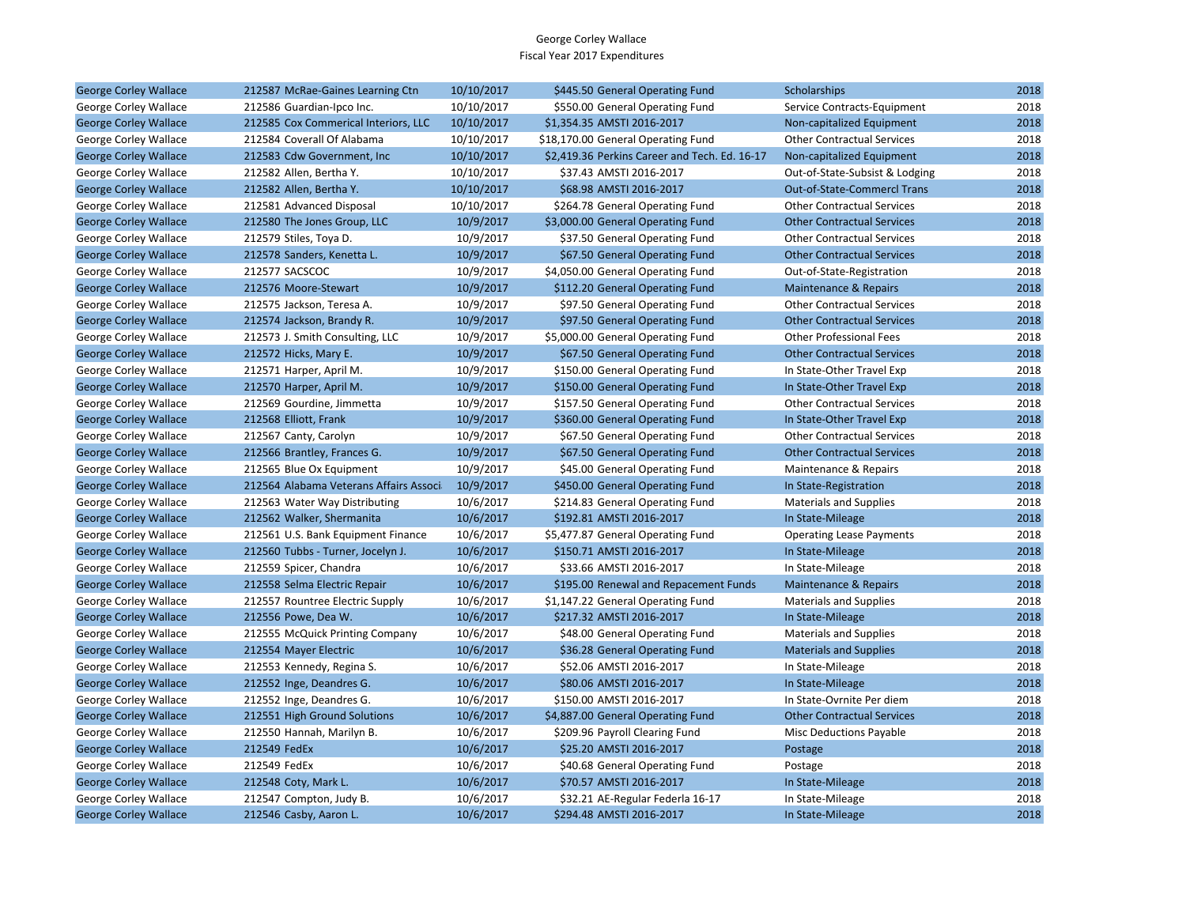George Corley Wallace
Fiscal Year 2017 Expenditures

| | | | | | | |
|---|---|---|---|---|---|---|
| George Corley Wallace | 212587 McRae-Gaines Learning Ctn | 10/10/2017 | $445.50 | General Operating Fund | Scholarships | 2018 |
| George Corley Wallace | 212586 Guardian-Ipco Inc. | 10/10/2017 | $550.00 | General Operating Fund | Service Contracts-Equipment | 2018 |
| George Corley Wallace | 212585 Cox Commerical Interiors, LLC | 10/10/2017 | $1,354.35 | AMSTI 2016-2017 | Non-capitalized Equipment | 2018 |
| George Corley Wallace | 212584 Coverall Of Alabama | 10/10/2017 | $18,170.00 | General Operating Fund | Other Contractual Services | 2018 |
| George Corley Wallace | 212583 Cdw Government, Inc | 10/10/2017 | $2,419.36 | Perkins Career and Tech. Ed. 16-17 | Non-capitalized Equipment | 2018 |
| George Corley Wallace | 212582 Allen, Bertha Y. | 10/10/2017 | $37.43 | AMSTI 2016-2017 | Out-of-State-Subsist & Lodging | 2018 |
| George Corley Wallace | 212582 Allen, Bertha Y. | 10/10/2017 | $68.98 | AMSTI 2016-2017 | Out-of-State-Commercl Trans | 2018 |
| George Corley Wallace | 212581 Advanced Disposal | 10/10/2017 | $264.78 | General Operating Fund | Other Contractual Services | 2018 |
| George Corley Wallace | 212580 The Jones Group, LLC | 10/9/2017 | $3,000.00 | General Operating Fund | Other Contractual Services | 2018 |
| George Corley Wallace | 212579 Stiles, Toya D. | 10/9/2017 | $37.50 | General Operating Fund | Other Contractual Services | 2018 |
| George Corley Wallace | 212578 Sanders, Kenetta L. | 10/9/2017 | $67.50 | General Operating Fund | Other Contractual Services | 2018 |
| George Corley Wallace | 212577 SACSCOC | 10/9/2017 | $4,050.00 | General Operating Fund | Out-of-State-Registration | 2018 |
| George Corley Wallace | 212576 Moore-Stewart | 10/9/2017 | $112.20 | General Operating Fund | Maintenance & Repairs | 2018 |
| George Corley Wallace | 212575 Jackson, Teresa A. | 10/9/2017 | $97.50 | General Operating Fund | Other Contractual Services | 2018 |
| George Corley Wallace | 212574 Jackson, Brandy R. | 10/9/2017 | $97.50 | General Operating Fund | Other Contractual Services | 2018 |
| George Corley Wallace | 212573 J. Smith Consulting, LLC | 10/9/2017 | $5,000.00 | General Operating Fund | Other Professional Fees | 2018 |
| George Corley Wallace | 212572 Hicks, Mary E. | 10/9/2017 | $67.50 | General Operating Fund | Other Contractual Services | 2018 |
| George Corley Wallace | 212571 Harper, April M. | 10/9/2017 | $150.00 | General Operating Fund | In State-Other Travel Exp | 2018 |
| George Corley Wallace | 212570 Harper, April M. | 10/9/2017 | $150.00 | General Operating Fund | In State-Other Travel Exp | 2018 |
| George Corley Wallace | 212569 Gourdine, Jimmetta | 10/9/2017 | $157.50 | General Operating Fund | Other Contractual Services | 2018 |
| George Corley Wallace | 212568 Elliott, Frank | 10/9/2017 | $360.00 | General Operating Fund | In State-Other Travel Exp | 2018 |
| George Corley Wallace | 212567 Canty, Carolyn | 10/9/2017 | $67.50 | General Operating Fund | Other Contractual Services | 2018 |
| George Corley Wallace | 212566 Brantley, Frances G. | 10/9/2017 | $67.50 | General Operating Fund | Other Contractual Services | 2018 |
| George Corley Wallace | 212565 Blue Ox Equipment | 10/9/2017 | $45.00 | General Operating Fund | Maintenance & Repairs | 2018 |
| George Corley Wallace | 212564 Alabama Veterans Affairs Associ | 10/9/2017 | $450.00 | General Operating Fund | In State-Registration | 2018 |
| George Corley Wallace | 212563 Water Way Distributing | 10/6/2017 | $214.83 | General Operating Fund | Materials and Supplies | 2018 |
| George Corley Wallace | 212562 Walker, Shermanita | 10/6/2017 | $192.81 | AMSTI 2016-2017 | In State-Mileage | 2018 |
| George Corley Wallace | 212561 U.S. Bank Equipment Finance | 10/6/2017 | $5,477.87 | General Operating Fund | Operating Lease Payments | 2018 |
| George Corley Wallace | 212560 Tubbs - Turner, Jocelyn J. | 10/6/2017 | $150.71 | AMSTI 2016-2017 | In State-Mileage | 2018 |
| George Corley Wallace | 212559 Spicer, Chandra | 10/6/2017 | $33.66 | AMSTI 2016-2017 | In State-Mileage | 2018 |
| George Corley Wallace | 212558 Selma Electric Repair | 10/6/2017 | $195.00 | Renewal and Repacement Funds | Maintenance & Repairs | 2018 |
| George Corley Wallace | 212557 Rountree Electric Supply | 10/6/2017 | $1,147.22 | General Operating Fund | Materials and Supplies | 2018 |
| George Corley Wallace | 212556 Powe, Dea W. | 10/6/2017 | $217.32 | AMSTI 2016-2017 | In State-Mileage | 2018 |
| George Corley Wallace | 212555 McQuick Printing Company | 10/6/2017 | $48.00 | General Operating Fund | Materials and Supplies | 2018 |
| George Corley Wallace | 212554 Mayer Electric | 10/6/2017 | $36.28 | General Operating Fund | Materials and Supplies | 2018 |
| George Corley Wallace | 212553 Kennedy, Regina S. | 10/6/2017 | $52.06 | AMSTI 2016-2017 | In State-Mileage | 2018 |
| George Corley Wallace | 212552 Inge, Deandres G. | 10/6/2017 | $80.06 | AMSTI 2016-2017 | In State-Mileage | 2018 |
| George Corley Wallace | 212552 Inge, Deandres G. | 10/6/2017 | $150.00 | AMSTI 2016-2017 | In State-Ovrnite Per diem | 2018 |
| George Corley Wallace | 212551 High Ground Solutions | 10/6/2017 | $4,887.00 | General Operating Fund | Other Contractual Services | 2018 |
| George Corley Wallace | 212550 Hannah, Marilyn B. | 10/6/2017 | $209.96 | Payroll Clearing Fund | Misc Deductions Payable | 2018 |
| George Corley Wallace | 212549 FedEx | 10/6/2017 | $25.20 | AMSTI 2016-2017 | Postage | 2018 |
| George Corley Wallace | 212549 FedEx | 10/6/2017 | $40.68 | General Operating Fund | Postage | 2018 |
| George Corley Wallace | 212548 Coty, Mark L. | 10/6/2017 | $70.57 | AMSTI 2016-2017 | In State-Mileage | 2018 |
| George Corley Wallace | 212547 Compton, Judy B. | 10/6/2017 | $32.21 | AE-Regular Federla 16-17 | In State-Mileage | 2018 |
| George Corley Wallace | 212546 Casby, Aaron L. | 10/6/2017 | $294.48 | AMSTI 2016-2017 | In State-Mileage | 2018 |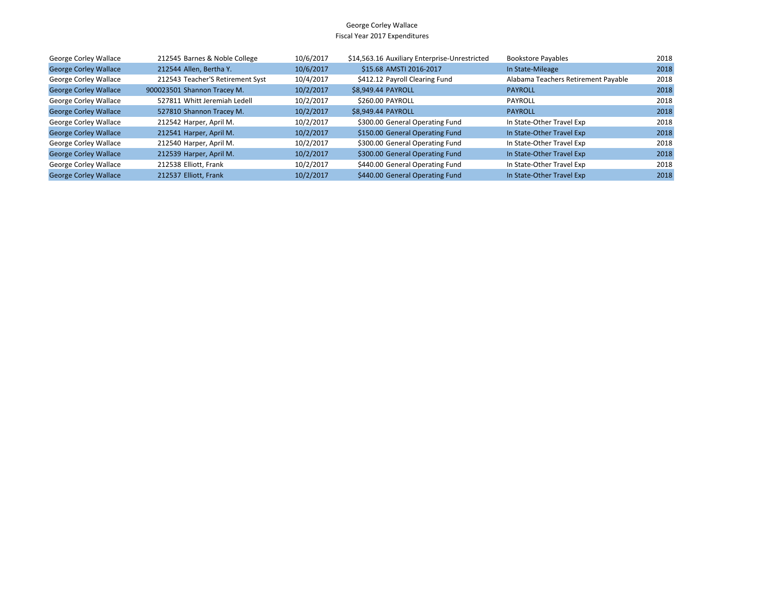George Corley Wallace

Fiscal Year 2017 Expenditures

| | | | | | | | |
|---|---|---|---|---|---|---|---|
| George Corley Wallace | 212545 | Barnes & Noble College | 10/6/2017 | $14,563.16 | Auxiliary Enterprise-Unrestricted | Bookstore Payables | 2018 |
| George Corley Wallace | 212544 | Allen, Bertha Y. | 10/6/2017 | $15.68 | AMSTI 2016-2017 | In State-Mileage | 2018 |
| George Corley Wallace | 212543 | Teacher'S Retirement Syst | 10/4/2017 | $412.12 | Payroll Clearing Fund | Alabama Teachers Retirement Payable | 2018 |
| George Corley Wallace | 900023501 | Shannon Tracey M. | 10/2/2017 | $8,949.44 | PAYROLL | PAYROLL | 2018 |
| George Corley Wallace | 527811 | Whitt Jeremiah Ledell | 10/2/2017 | $260.00 | PAYROLL | PAYROLL | 2018 |
| George Corley Wallace | 527810 | Shannon Tracey M. | 10/2/2017 | $8,949.44 | PAYROLL | PAYROLL | 2018 |
| George Corley Wallace | 212542 | Harper, April M. | 10/2/2017 | $300.00 | General Operating Fund | In State-Other Travel Exp | 2018 |
| George Corley Wallace | 212541 | Harper, April M. | 10/2/2017 | $150.00 | General Operating Fund | In State-Other Travel Exp | 2018 |
| George Corley Wallace | 212540 | Harper, April M. | 10/2/2017 | $300.00 | General Operating Fund | In State-Other Travel Exp | 2018 |
| George Corley Wallace | 212539 | Harper, April M. | 10/2/2017 | $300.00 | General Operating Fund | In State-Other Travel Exp | 2018 |
| George Corley Wallace | 212538 | Elliott, Frank | 10/2/2017 | $440.00 | General Operating Fund | In State-Other Travel Exp | 2018 |
| George Corley Wallace | 212537 | Elliott, Frank | 10/2/2017 | $440.00 | General Operating Fund | In State-Other Travel Exp | 2018 |